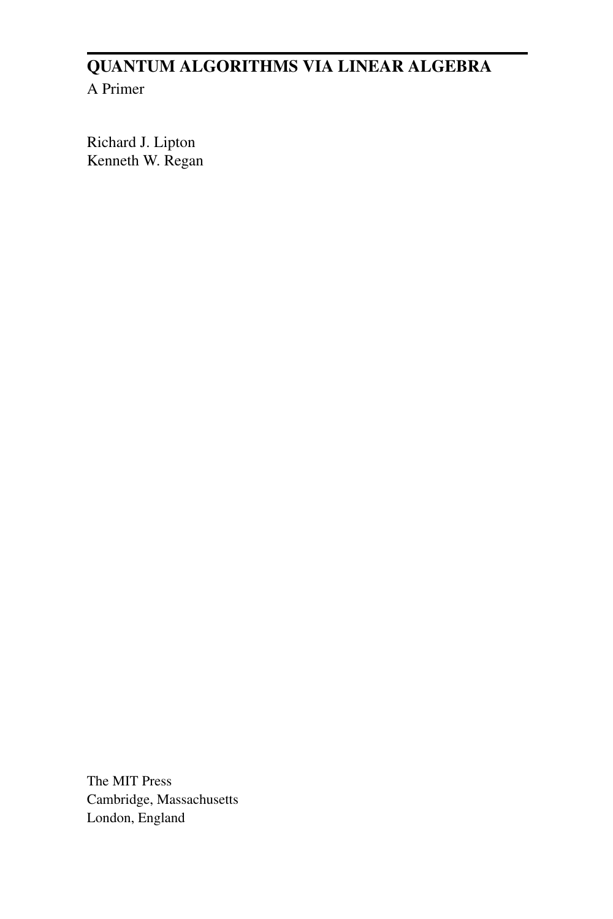# QUANTUM ALGORITHMS VIA LINEAR ALGEBRA

A Primer

Richard J. Lipton
Kenneth W. Regan

The MIT Press
Cambridge, Massachusetts
London, England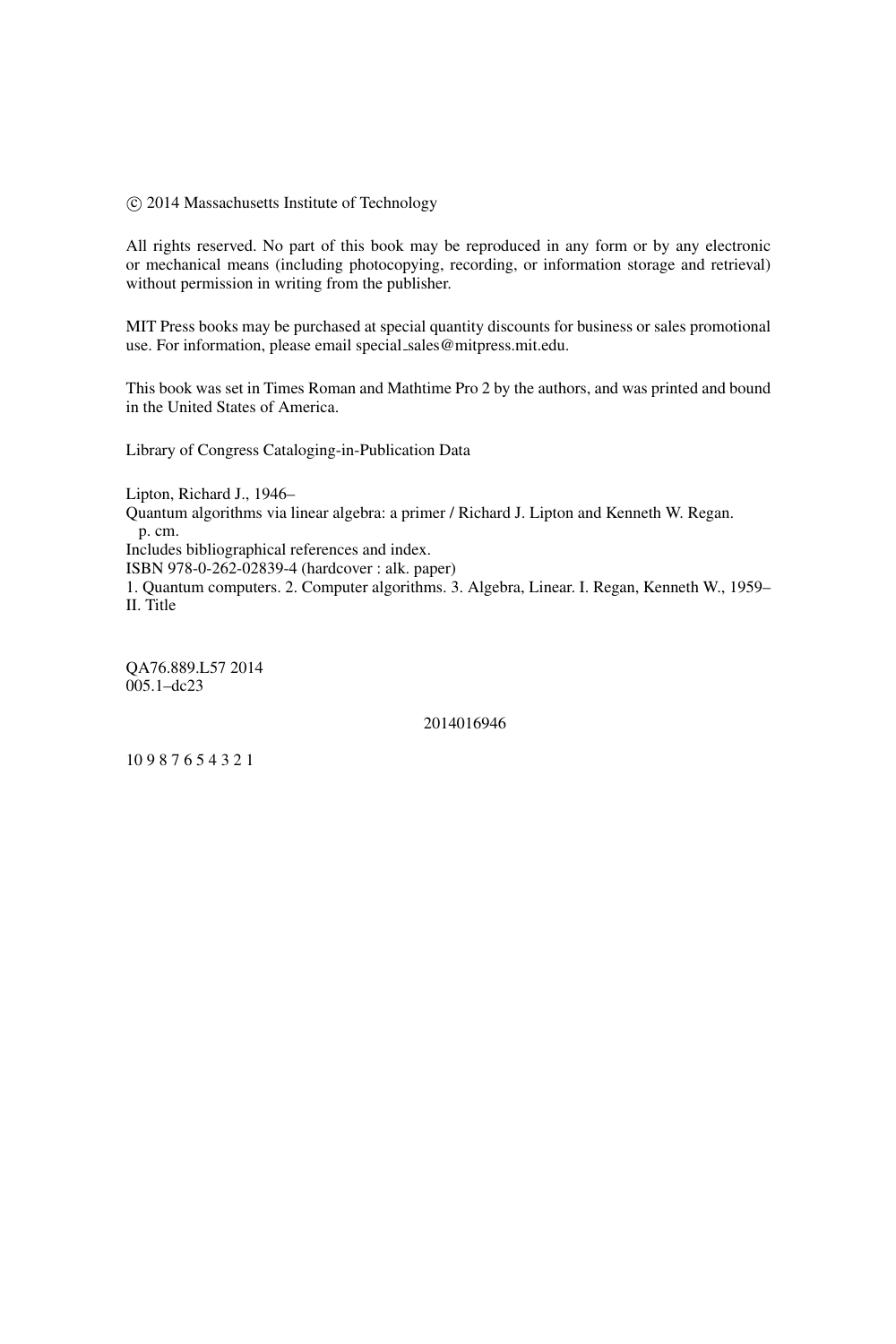© 2014 Massachusetts Institute of Technology

All rights reserved. No part of this book may be reproduced in any form or by any electronic or mechanical means (including photocopying, recording, or information storage and retrieval) without permission in writing from the publisher.

MIT Press books may be purchased at special quantity discounts for business or sales promotional use. For information, please email special_sales@mitpress.mit.edu.

This book was set in Times Roman and Mathtime Pro 2 by the authors, and was printed and bound in the United States of America.

Library of Congress Cataloging-in-Publication Data

Lipton, Richard J., 1946–
Quantum algorithms via linear algebra: a primer / Richard J. Lipton and Kenneth W. Regan.
p. cm.
Includes bibliographical references and index.
ISBN 978-0-262-02839-4 (hardcover : alk. paper)
1. Quantum computers. 2. Computer algorithms. 3. Algebra, Linear. I. Regan, Kenneth W., 1959–
II. Title

QA76.889.L57 2014
005.1–dc23

2014016946

10 9 8 7 6 5 4 3 2 1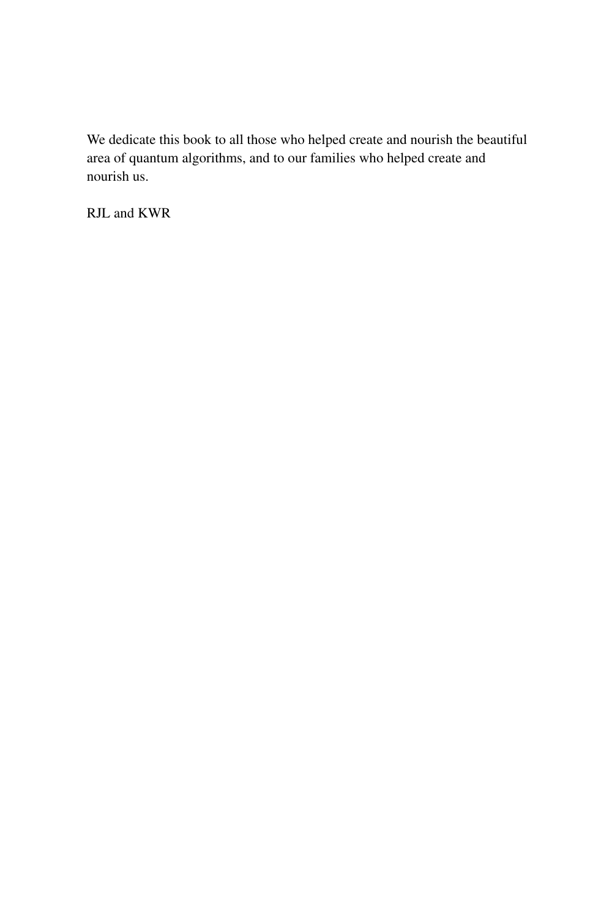We dedicate this book to all those who helped create and nourish the beautiful area of quantum algorithms, and to our families who helped create and nourish us.

RJL and KWR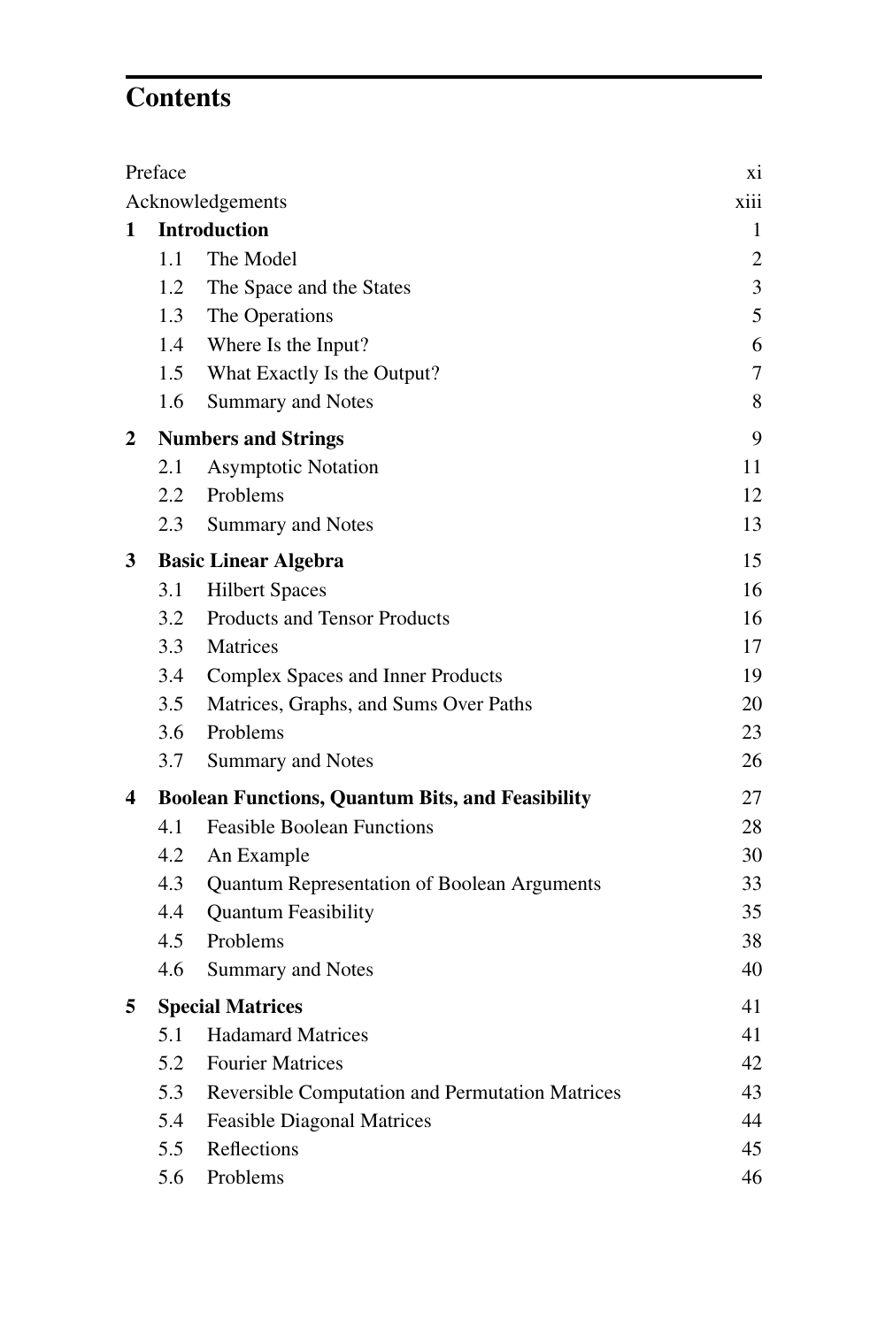# Contents

| | | |
|---|---|---|
| Preface | | xi |
| Acknowledgements | | xiii |
| **1** | **Introduction** | 1 |
| 1.1 | The Model | 2 |
| 1.2 | The Space and the States | 3 |
| 1.3 | The Operations | 5 |
| 1.4 | Where Is the Input? | 6 |
| 1.5 | What Exactly Is the Output? | 7 |
| 1.6 | Summary and Notes | 8 |
| **2** | **Numbers and Strings** | 9 |
| 2.1 | Asymptotic Notation | 11 |
| 2.2 | Problems | 12 |
| 2.3 | Summary and Notes | 13 |
| **3** | **Basic Linear Algebra** | 15 |
| 3.1 | Hilbert Spaces | 16 |
| 3.2 | Products and Tensor Products | 16 |
| 3.3 | Matrices | 17 |
| 3.4 | Complex Spaces and Inner Products | 19 |
| 3.5 | Matrices, Graphs, and Sums Over Paths | 20 |
| 3.6 | Problems | 23 |
| 3.7 | Summary and Notes | 26 |
| **4** | **Boolean Functions, Quantum Bits, and Feasibility** | 27 |
| 4.1 | Feasible Boolean Functions | 28 |
| 4.2 | An Example | 30 |
| 4.3 | Quantum Representation of Boolean Arguments | 33 |
| 4.4 | Quantum Feasibility | 35 |
| 4.5 | Problems | 38 |
| 4.6 | Summary and Notes | 40 |
| **5** | **Special Matrices** | 41 |
| 5.1 | Hadamard Matrices | 41 |
| 5.2 | Fourier Matrices | 42 |
| 5.3 | Reversible Computation and Permutation Matrices | 43 |
| 5.4 | Feasible Diagonal Matrices | 44 |
| 5.5 | Reflections | 45 |
| 5.6 | Problems | 46 |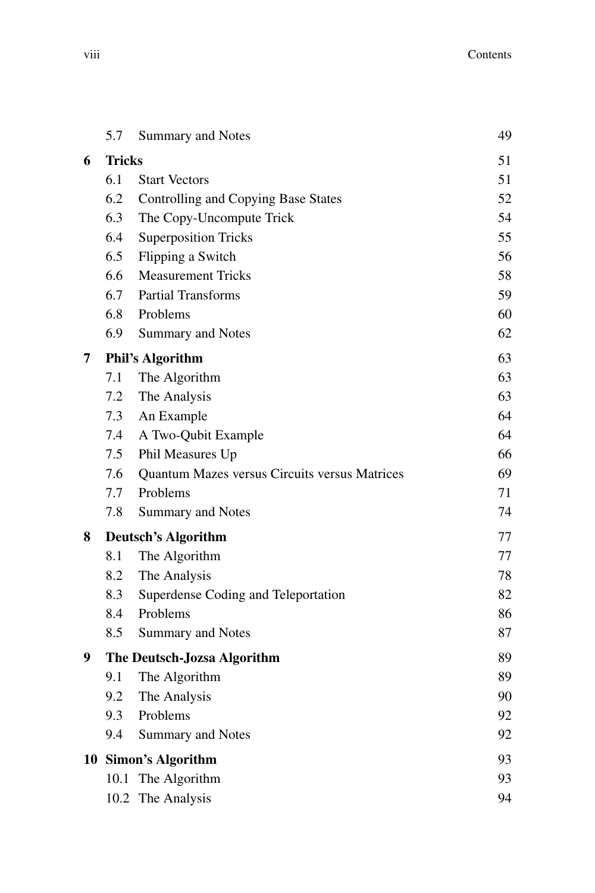| | | |
|---|---|---|
| 5.7 | Summary and Notes | 49 |
| **6** | **Tricks** | 51 |
| 6.1 | Start Vectors | 51 |
| 6.2 | Controlling and Copying Base States | 52 |
| 6.3 | The Copy-Uncompute Trick | 54 |
| 6.4 | Superposition Tricks | 55 |
| 6.5 | Flipping a Switch | 56 |
| 6.6 | Measurement Tricks | 58 |
| 6.7 | Partial Transforms | 59 |
| 6.8 | Problems | 60 |
| 6.9 | Summary and Notes | 62 |
| **7** | **Phil's Algorithm** | 63 |
| 7.1 | The Algorithm | 63 |
| 7.2 | The Analysis | 63 |
| 7.3 | An Example | 64 |
| 7.4 | A Two-Qubit Example | 64 |
| 7.5 | Phil Measures Up | 66 |
| 7.6 | Quantum Mazes versus Circuits versus Matrices | 69 |
| 7.7 | Problems | 71 |
| 7.8 | Summary and Notes | 74 |
| **8** | **Deutsch's Algorithm** | 77 |
| 8.1 | The Algorithm | 77 |
| 8.2 | The Analysis | 78 |
| 8.3 | Superdense Coding and Teleportation | 82 |
| 8.4 | Problems | 86 |
| 8.5 | Summary and Notes | 87 |
| **9** | **The Deutsch-Jozsa Algorithm** | 89 |
| 9.1 | The Algorithm | 89 |
| 9.2 | The Analysis | 90 |
| 9.3 | Problems | 92 |
| 9.4 | Summary and Notes | 92 |
| **10** | **Simon's Algorithm** | 93 |
| 10.1 | The Algorithm | 93 |
| 10.2 | The Analysis | 94 |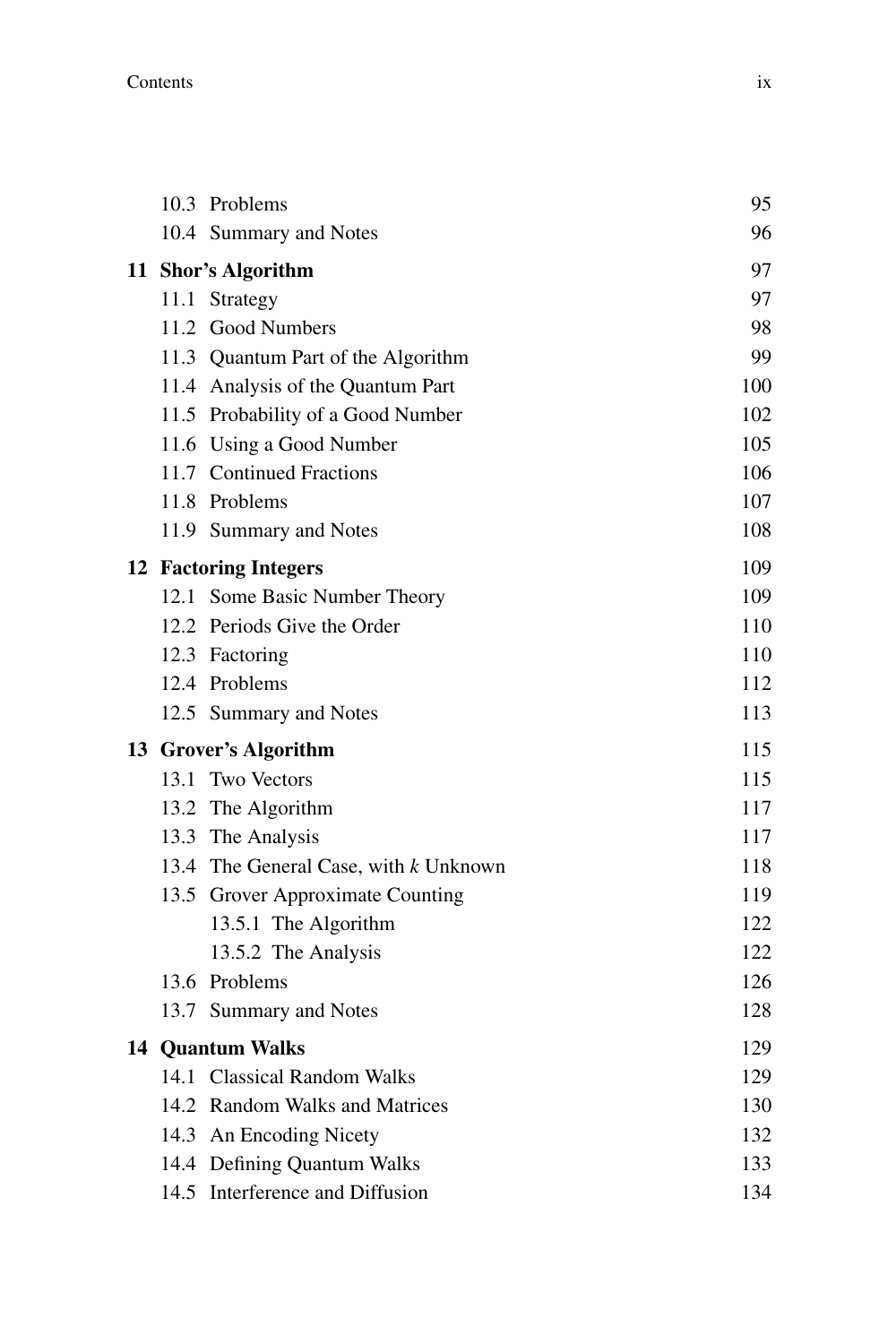10.3 Problems 95
10.4 Summary and Notes 96

**11 Shor's Algorithm** 97

11.1 Strategy 97
11.2 Good Numbers 98
11.3 Quantum Part of the Algorithm 99
11.4 Analysis of the Quantum Part 100
11.5 Probability of a Good Number 102
11.6 Using a Good Number 105
11.7 Continued Fractions 106
11.8 Problems 107
11.9 Summary and Notes 108

**12 Factoring Integers** 109

12.1 Some Basic Number Theory 109
12.2 Periods Give the Order 110
12.3 Factoring 110
12.4 Problems 112
12.5 Summary and Notes 113

**13 Grover's Algorithm** 115

13.1 Two Vectors 115
13.2 The Algorithm 117
13.3 The Analysis 117
13.4 The General Case, with $k$ Unknown 118
13.5 Grover Approximate Counting 119
13.5.1 The Algorithm 122
13.5.2 The Analysis 122
13.6 Problems 126
13.7 Summary and Notes 128

**14 Quantum Walks** 129

14.1 Classical Random Walks 129
14.2 Random Walks and Matrices 130
14.3 An Encoding Nicety 132
14.4 Defining Quantum Walks 133
14.5 Interference and Diffusion 134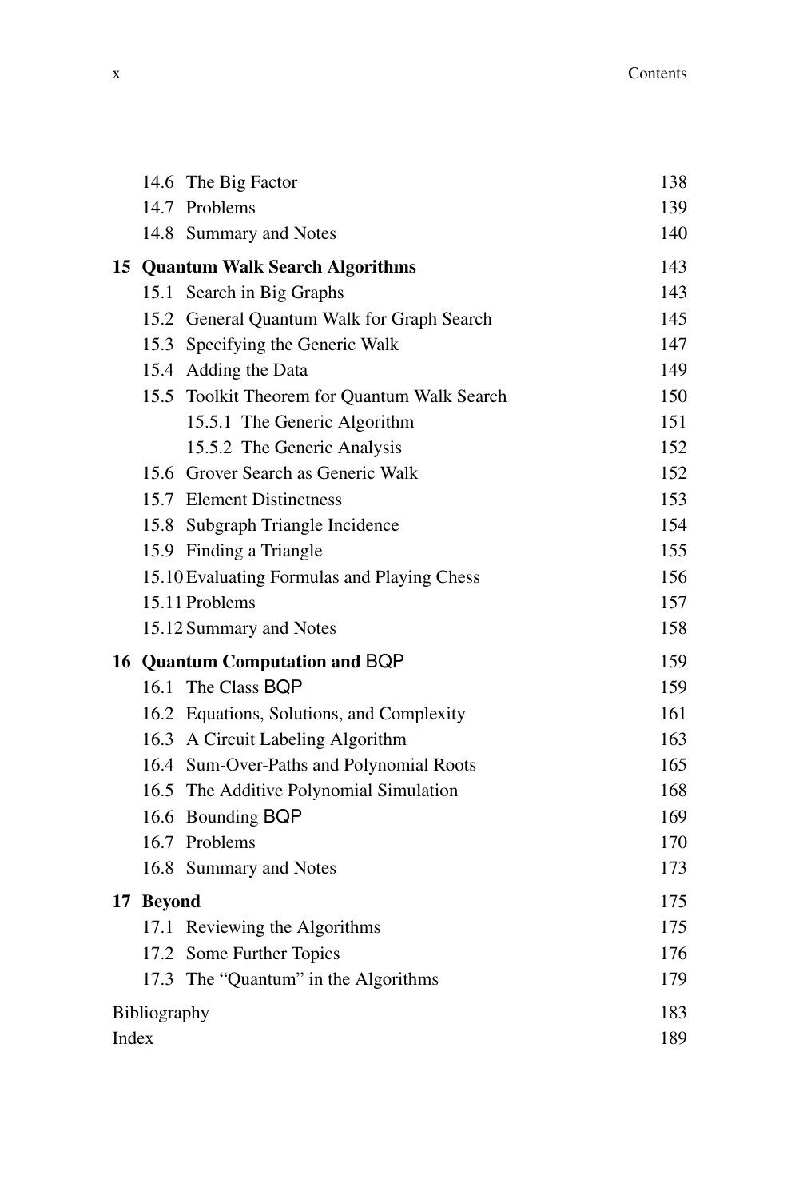| | |
|---|---|
| 14.6 The Big Factor | 138 |
| 14.7 Problems | 139 |
| 14.8 Summary and Notes | 140 |
| **15 Quantum Walk Search Algorithms** | **143** |
| 15.1 Search in Big Graphs | 143 |
| 15.2 General Quantum Walk for Graph Search | 145 |
| 15.3 Specifying the Generic Walk | 147 |
| 15.4 Adding the Data | 149 |
| 15.5 Toolkit Theorem for Quantum Walk Search | 150 |
| 15.5.1 The Generic Algorithm | 151 |
| 15.5.2 The Generic Analysis | 152 |
| 15.6 Grover Search as Generic Walk | 152 |
| 15.7 Element Distinctness | 153 |
| 15.8 Subgraph Triangle Incidence | 154 |
| 15.9 Finding a Triangle | 155 |
| 15.10 Evaluating Formulas and Playing Chess | 156 |
| 15.11 Problems | 157 |
| 15.12 Summary and Notes | 158 |
| **16 Quantum Computation and BQP** | **159** |
| 16.1 The Class BQP | 159 |
| 16.2 Equations, Solutions, and Complexity | 161 |
| 16.3 A Circuit Labeling Algorithm | 163 |
| 16.4 Sum-Over-Paths and Polynomial Roots | 165 |
| 16.5 The Additive Polynomial Simulation | 168 |
| 16.6 Bounding BQP | 169 |
| 16.7 Problems | 170 |
| 16.8 Summary and Notes | 173 |
| **17 Beyond** | **175** |
| 17.1 Reviewing the Algorithms | 175 |
| 17.2 Some Further Topics | 176 |
| 17.3 The "Quantum" in the Algorithms | 179 |
| Bibliography | 183 |
| Index | 189 |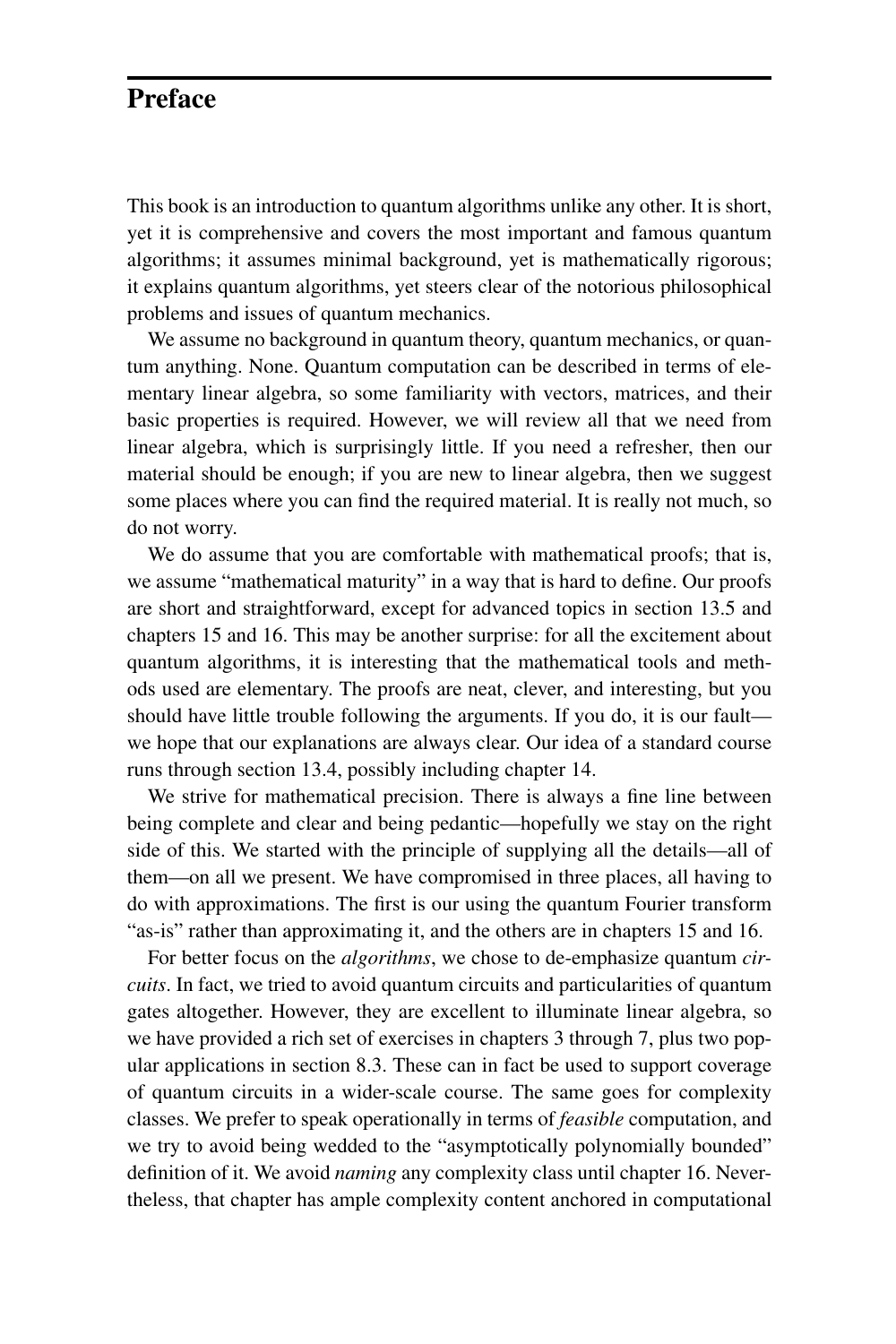# Preface

This book is an introduction to quantum algorithms unlike any other. It is short, yet it is comprehensive and covers the most important and famous quantum algorithms; it assumes minimal background, yet is mathematically rigorous; it explains quantum algorithms, yet steers clear of the notorious philosophical problems and issues of quantum mechanics.

We assume no background in quantum theory, quantum mechanics, or quantum anything. None. Quantum computation can be described in terms of elementary linear algebra, so some familiarity with vectors, matrices, and their basic properties is required. However, we will review all that we need from linear algebra, which is surprisingly little. If you need a refresher, then our material should be enough; if you are new to linear algebra, then we suggest some places where you can find the required material. It is really not much, so do not worry.

We do assume that you are comfortable with mathematical proofs; that is, we assume "mathematical maturity" in a way that is hard to define. Our proofs are short and straightforward, except for advanced topics in section 13.5 and chapters 15 and 16. This may be another surprise: for all the excitement about quantum algorithms, it is interesting that the mathematical tools and methods used are elementary. The proofs are neat, clever, and interesting, but you should have little trouble following the arguments. If you do, it is our fault—we hope that our explanations are always clear. Our idea of a standard course runs through section 13.4, possibly including chapter 14.

We strive for mathematical precision. There is always a fine line between being complete and clear and being pedantic—hopefully we stay on the right side of this. We started with the principle of supplying all the details—all of them—on all we present. We have compromised in three places, all having to do with approximations. The first is our using the quantum Fourier transform "as-is" rather than approximating it, and the others are in chapters 15 and 16.

For better focus on the *algorithms*, we chose to de-emphasize quantum *circuits*. In fact, we tried to avoid quantum circuits and particularities of quantum gates altogether. However, they are excellent to illuminate linear algebra, so we have provided a rich set of exercises in chapters 3 through 7, plus two popular applications in section 8.3. These can in fact be used to support coverage of quantum circuits in a wider-scale course. The same goes for complexity classes. We prefer to speak operationally in terms of *feasible* computation, and we try to avoid being wedded to the "asymptotically polynomially bounded" definition of it. We avoid *naming* any complexity class until chapter 16. Nevertheless, that chapter has ample complexity content anchored in computational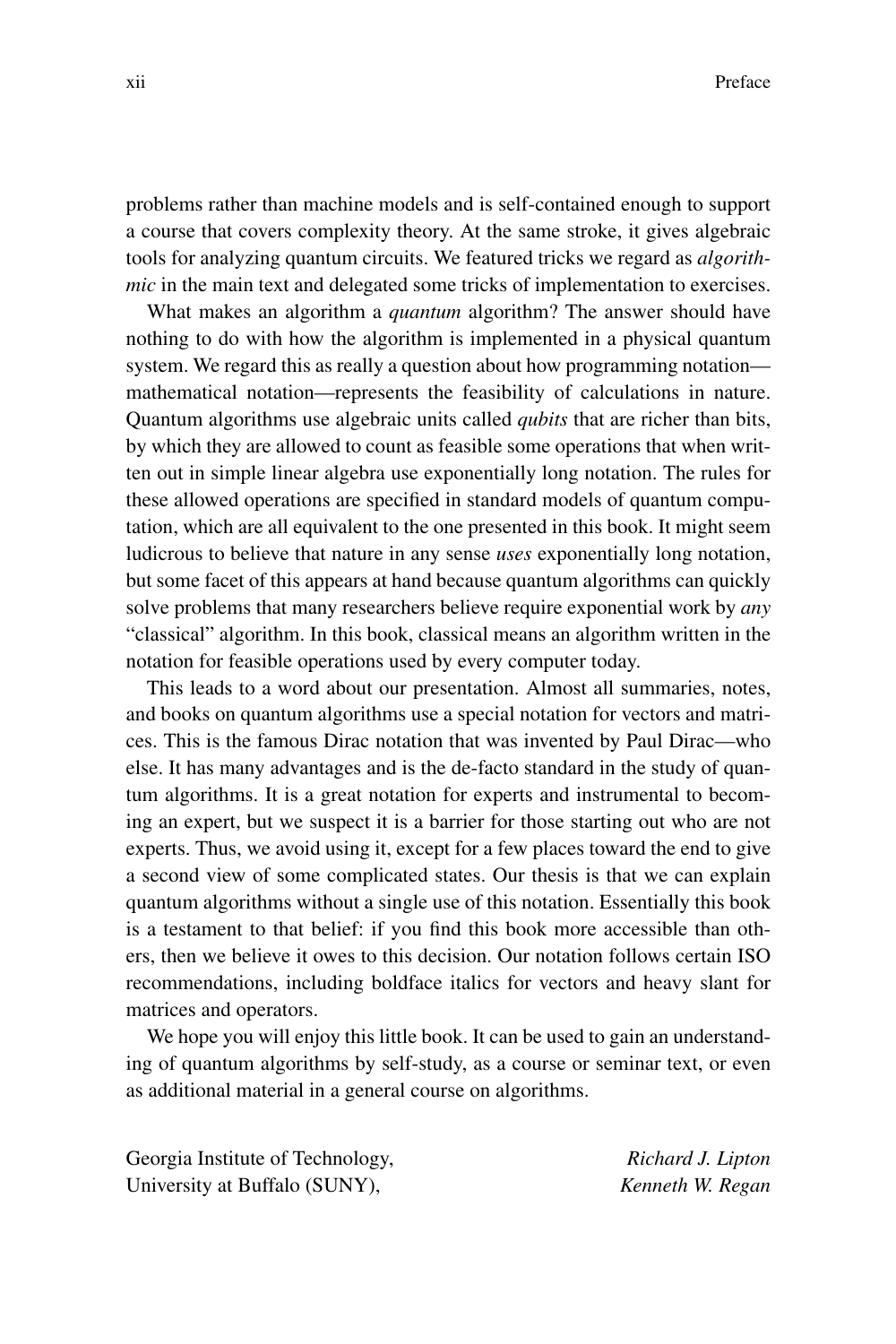problems rather than machine models and is self-contained enough to support a course that covers complexity theory. At the same stroke, it gives algebraic tools for analyzing quantum circuits. We featured tricks we regard as *algorithmic* in the main text and delegated some tricks of implementation to exercises.

What makes an algorithm a *quantum* algorithm? The answer should have nothing to do with how the algorithm is implemented in a physical quantum system. We regard this as really a question about how programming notation—mathematical notation—represents the feasibility of calculations in nature. Quantum algorithms use algebraic units called *qubits* that are richer than bits, by which they are allowed to count as feasible some operations that when written out in simple linear algebra use exponentially long notation. The rules for these allowed operations are specified in standard models of quantum computation, which are all equivalent to the one presented in this book. It might seem ludicrous to believe that nature in any sense *uses* exponentially long notation, but some facet of this appears at hand because quantum algorithms can quickly solve problems that many researchers believe require exponential work by *any* "classical" algorithm. In this book, classical means an algorithm written in the notation for feasible operations used by every computer today.

This leads to a word about our presentation. Almost all summaries, notes, and books on quantum algorithms use a special notation for vectors and matrices. This is the famous Dirac notation that was invented by Paul Dirac—who else. It has many advantages and is the de-facto standard in the study of quantum algorithms. It is a great notation for experts and instrumental to becoming an expert, but we suspect it is a barrier for those starting out who are not experts. Thus, we avoid using it, except for a few places toward the end to give a second view of some complicated states. Our thesis is that we can explain quantum algorithms without a single use of this notation. Essentially this book is a testament to that belief: if you find this book more accessible than others, then we believe it owes to this decision. Our notation follows certain ISO recommendations, including boldface italics for vectors and heavy slant for matrices and operators.

We hope you will enjoy this little book. It can be used to gain an understanding of quantum algorithms by self-study, as a course or seminar text, or even as additional material in a general course on algorithms.

Georgia Institute of Technology, *Richard J. Lipton*
University at Buffalo (SUNY), *Kenneth W. Regan*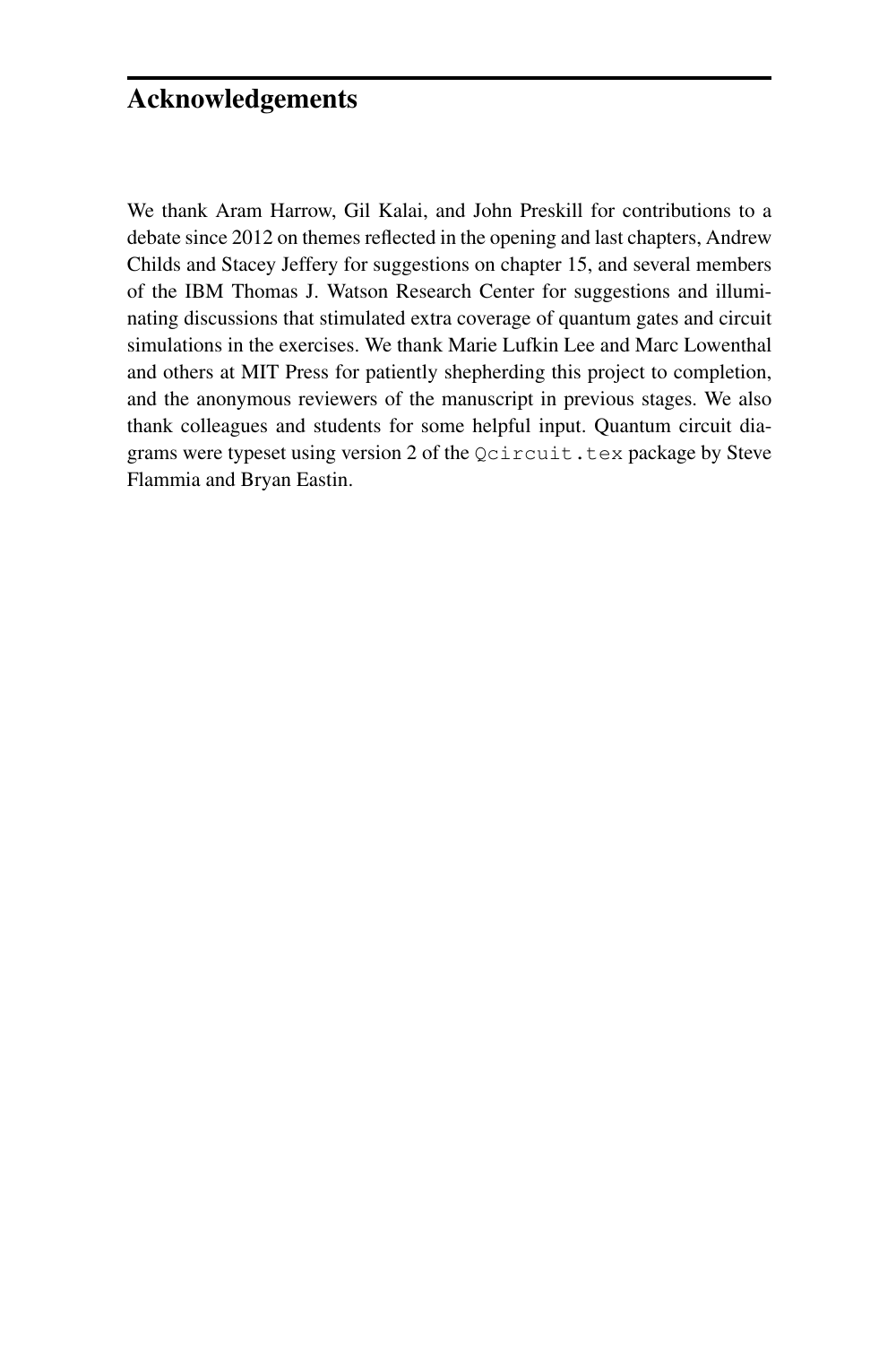# Acknowledgements

We thank Aram Harrow, Gil Kalai, and John Preskill for contributions to a debate since 2012 on themes reflected in the opening and last chapters, Andrew Childs and Stacey Jeffery for suggestions on chapter 15, and several members of the IBM Thomas J. Watson Research Center for suggestions and illuminating discussions that stimulated extra coverage of quantum gates and circuit simulations in the exercises. We thank Marie Lufkin Lee and Marc Lowenthal and others at MIT Press for patiently shepherding this project to completion, and the anonymous reviewers of the manuscript in previous stages. We also thank colleagues and students for some helpful input. Quantum circuit diagrams were typeset using version 2 of the `Qcircuit.tex` package by Steve Flammia and Bryan Eastin.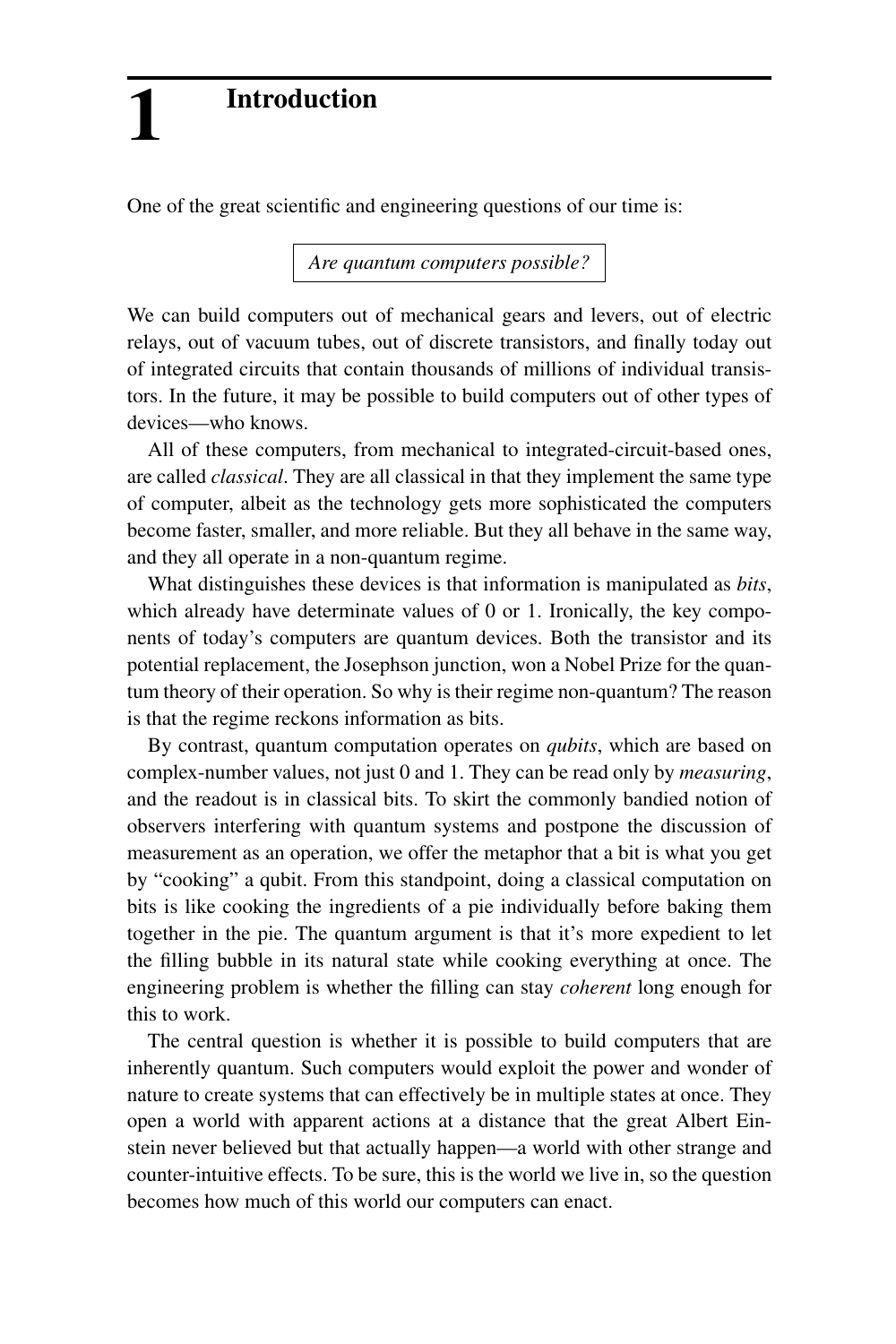# 1 Introduction

One of the great scientific and engineering questions of our time is:

*Are quantum computers possible?*

We can build computers out of mechanical gears and levers, out of electric relays, out of vacuum tubes, out of discrete transistors, and finally today out of integrated circuits that contain thousands of millions of individual transistors. In the future, it may be possible to build computers out of other types of devices—who knows.

All of these computers, from mechanical to integrated-circuit-based ones, are called *classical*. They are all classical in that they implement the same type of computer, albeit as the technology gets more sophisticated the computers become faster, smaller, and more reliable. But they all behave in the same way, and they all operate in a non-quantum regime.

What distinguishes these devices is that information is manipulated as *bits*, which already have determinate values of 0 or 1. Ironically, the key components of today's computers are quantum devices. Both the transistor and its potential replacement, the Josephson junction, won a Nobel Prize for the quantum theory of their operation. So why is their regime non-quantum? The reason is that the regime reckons information as bits.

By contrast, quantum computation operates on *qubits*, which are based on complex-number values, not just 0 and 1. They can be read only by *measuring*, and the readout is in classical bits. To skirt the commonly bandied notion of observers interfering with quantum systems and postpone the discussion of measurement as an operation, we offer the metaphor that a bit is what you get by "cooking" a qubit. From this standpoint, doing a classical computation on bits is like cooking the ingredients of a pie individually before baking them together in the pie. The quantum argument is that it's more expedient to let the filling bubble in its natural state while cooking everything at once. The engineering problem is whether the filling can stay *coherent* long enough for this to work.

The central question is whether it is possible to build computers that are inherently quantum. Such computers would exploit the power and wonder of nature to create systems that can effectively be in multiple states at once. They open a world with apparent actions at a distance that the great Albert Einstein never believed but that actually happen—a world with other strange and counter-intuitive effects. To be sure, this is the world we live in, so the question becomes how much of this world our computers can enact.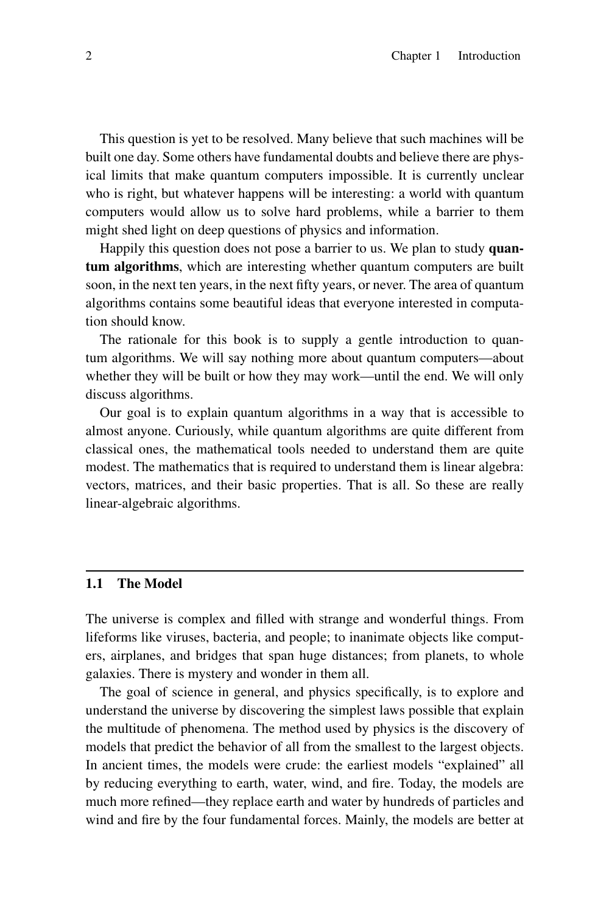This question is yet to be resolved. Many believe that such machines will be built one day. Some others have fundamental doubts and believe there are physical limits that make quantum computers impossible. It is currently unclear who is right, but whatever happens will be interesting: a world with quantum computers would allow us to solve hard problems, while a barrier to them might shed light on deep questions of physics and information.

Happily this question does not pose a barrier to us. We plan to study **quantum algorithms**, which are interesting whether quantum computers are built soon, in the next ten years, in the next fifty years, or never. The area of quantum algorithms contains some beautiful ideas that everyone interested in computation should know.

The rationale for this book is to supply a gentle introduction to quantum algorithms. We will say nothing more about quantum computers—about whether they will be built or how they may work—until the end. We will only discuss algorithms.

Our goal is to explain quantum algorithms in a way that is accessible to almost anyone. Curiously, while quantum algorithms are quite different from classical ones, the mathematical tools needed to understand them are quite modest. The mathematics that is required to understand them is linear algebra: vectors, matrices, and their basic properties. That is all. So these are really linear-algebraic algorithms.

## 1.1 The Model

The universe is complex and filled with strange and wonderful things. From lifeforms like viruses, bacteria, and people; to inanimate objects like computers, airplanes, and bridges that span huge distances; from planets, to whole galaxies. There is mystery and wonder in them all.

The goal of science in general, and physics specifically, is to explore and understand the universe by discovering the simplest laws possible that explain the multitude of phenomena. The method used by physics is the discovery of models that predict the behavior of all from the smallest to the largest objects. In ancient times, the models were crude: the earliest models "explained" all by reducing everything to earth, water, wind, and fire. Today, the models are much more refined—they replace earth and water by hundreds of particles and wind and fire by the four fundamental forces. Mainly, the models are better at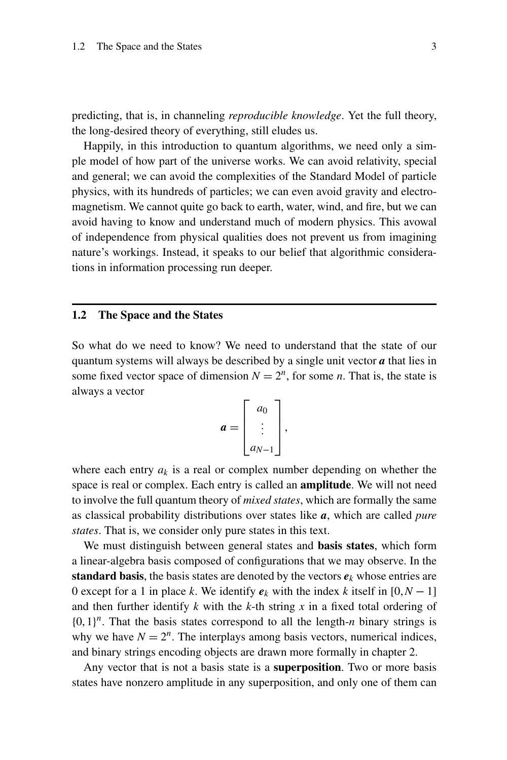predicting, that is, in channeling *reproducible knowledge*. Yet the full theory, the long-desired theory of everything, still eludes us.

Happily, in this introduction to quantum algorithms, we need only a simple model of how part of the universe works. We can avoid relativity, special and general; we can avoid the complexities of the Standard Model of particle physics, with its hundreds of particles; we can even avoid gravity and electromagnetism. We cannot quite go back to earth, water, wind, and fire, but we can avoid having to know and understand much of modern physics. This avowal of independence from physical qualities does not prevent us from imagining nature's workings. Instead, it speaks to our belief that algorithmic considerations in information processing run deeper.

## 1.2 The Space and the States

So what do we need to know? We need to understand that the state of our quantum systems will always be described by a single unit vector $\boldsymbol{a}$ that lies in some fixed vector space of dimension $N = 2^n$, for some $n$. That is, the state is always a vector

$$\boldsymbol{a} = \begin{bmatrix} a_0 \\ \vdots \\ a_{N-1} \end{bmatrix},$$

where each entry $a_k$ is a real or complex number depending on whether the space is real or complex. Each entry is called an **amplitude**. We will not need to involve the full quantum theory of *mixed states*, which are formally the same as classical probability distributions over states like $\boldsymbol{a}$, which are called *pure states*. That is, we consider only pure states in this text.

We must distinguish between general states and **basis states**, which form a linear-algebra basis composed of configurations that we may observe. In the **standard basis**, the basis states are denoted by the vectors $\boldsymbol{e}_k$ whose entries are 0 except for a 1 in place $k$. We identify $\boldsymbol{e}_k$ with the index $k$ itself in $[0, N-1]$ and then further identify $k$ with the $k$-th string $x$ in a fixed total ordering of $\{0,1\}^n$. That the basis states correspond to all the length-$n$ binary strings is why we have $N = 2^n$. The interplays among basis vectors, numerical indices, and binary strings encoding objects are drawn more formally in chapter 2.

Any vector that is not a basis state is a **superposition**. Two or more basis states have nonzero amplitude in any superposition, and only one of them can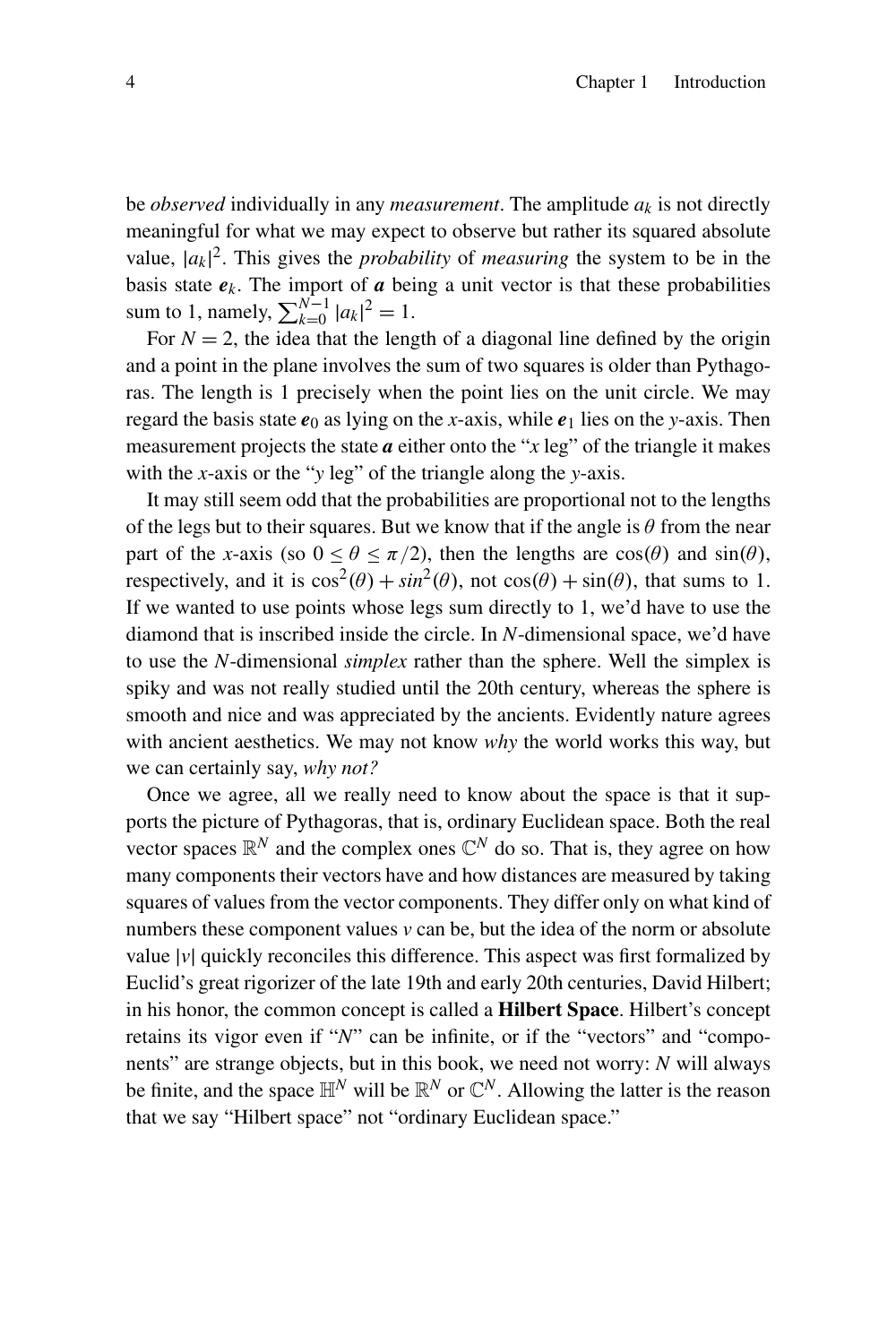be *observed* individually in any *measurement*. The amplitude $a_k$ is not directly meaningful for what we may expect to observe but rather its squared absolute value, $|a_k|^2$. This gives the *probability* of *measuring* the system to be in the basis state $\boldsymbol{e}_k$. The import of $\boldsymbol{a}$ being a unit vector is that these probabilities sum to 1, namely, $\sum_{k=0}^{N-1} |a_k|^2 = 1$.

For $N = 2$, the idea that the length of a diagonal line defined by the origin and a point in the plane involves the sum of two squares is older than Pythagoras. The length is 1 precisely when the point lies on the unit circle. We may regard the basis state $\boldsymbol{e}_0$ as lying on the $x$-axis, while $\boldsymbol{e}_1$ lies on the $y$-axis. Then measurement projects the state $\boldsymbol{a}$ either onto the "$x$ leg" of the triangle it makes with the $x$-axis or the "$y$ leg" of the triangle along the $y$-axis.

It may still seem odd that the probabilities are proportional not to the lengths of the legs but to their squares. But we know that if the angle is $\theta$ from the near part of the $x$-axis (so $0 \leq \theta \leq \pi/2$), then the lengths are $\cos(\theta)$ and $\sin(\theta)$, respectively, and it is $\cos^2(\theta) + sin^2(\theta)$, not $\cos(\theta) + \sin(\theta)$, that sums to 1. If we wanted to use points whose legs sum directly to 1, we'd have to use the diamond that is inscribed inside the circle. In $N$-dimensional space, we'd have to use the $N$-dimensional *simplex* rather than the sphere. Well the simplex is spiky and was not really studied until the 20th century, whereas the sphere is smooth and nice and was appreciated by the ancients. Evidently nature agrees with ancient aesthetics. We may not know *why* the world works this way, but we can certainly say, *why not?*

Once we agree, all we really need to know about the space is that it supports the picture of Pythagoras, that is, ordinary Euclidean space. Both the real vector spaces $\mathbb{R}^N$ and the complex ones $\mathbb{C}^N$ do so. That is, they agree on how many components their vectors have and how distances are measured by taking squares of values from the vector components. They differ only on what kind of numbers these component values $v$ can be, but the idea of the norm or absolute value $|v|$ quickly reconciles this difference. This aspect was first formalized by Euclid's great rigorizer of the late 19th and early 20th centuries, David Hilbert; in his honor, the common concept is called a **Hilbert Space**. Hilbert's concept retains its vigor even if "$N$" can be infinite, or if the "vectors" and "components" are strange objects, but in this book, we need not worry: $N$ will always be finite, and the space $\mathbb{H}^N$ will be $\mathbb{R}^N$ or $\mathbb{C}^N$. Allowing the latter is the reason that we say "Hilbert space" not "ordinary Euclidean space."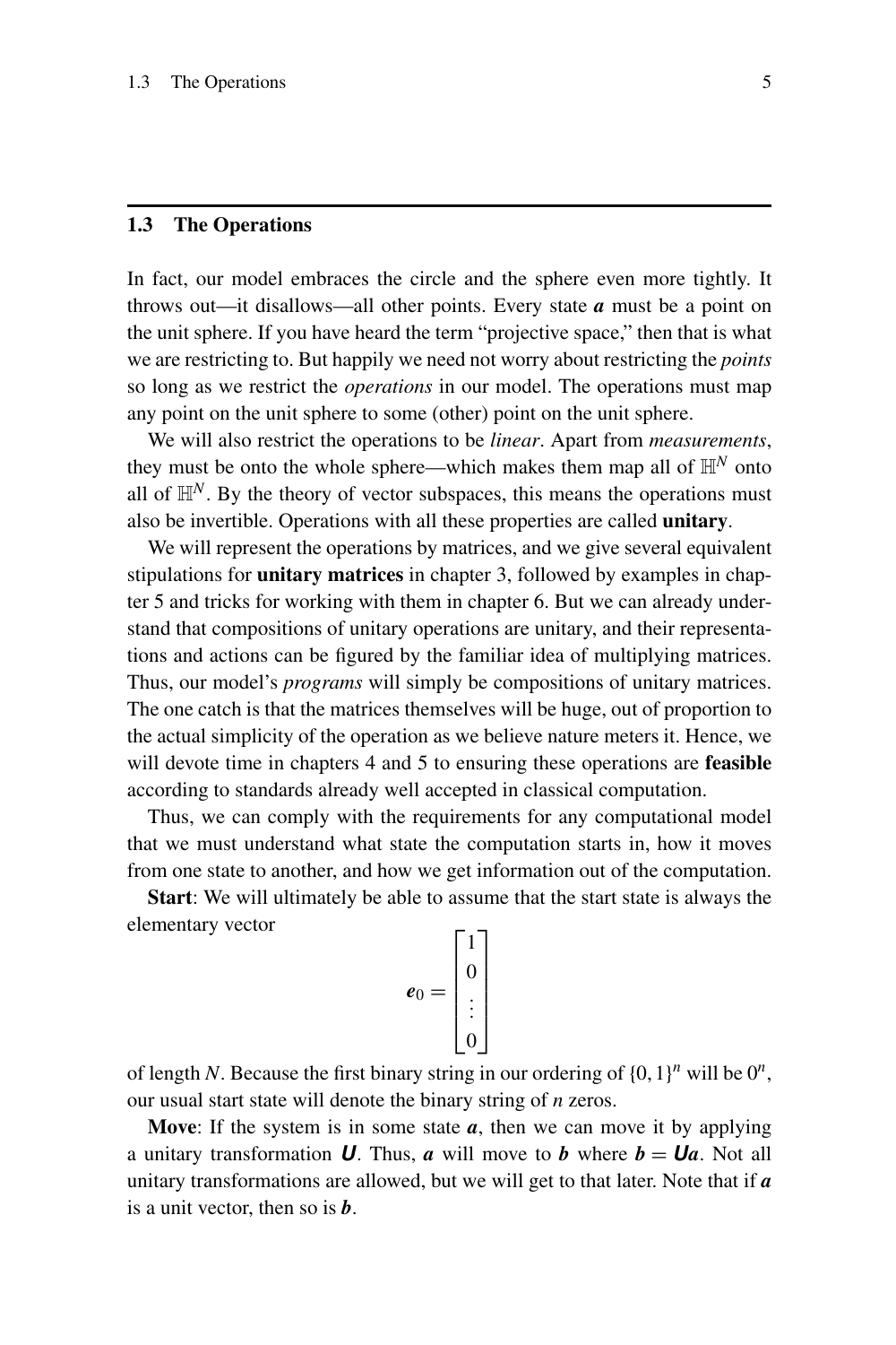## 1.3 The Operations

In fact, our model embraces the circle and the sphere even more tightly. It throws out—it disallows—all other points. Every state $\boldsymbol{a}$ must be a point on the unit sphere. If you have heard the term "projective space," then that is what we are restricting to. But happily we need not worry about restricting the *points* so long as we restrict the *operations* in our model. The operations must map any point on the unit sphere to some (other) point on the unit sphere.

We will also restrict the operations to be *linear*. Apart from *measurements*, they must be onto the whole sphere—which makes them map all of $\mathbb{H}^N$ onto all of $\mathbb{H}^N$. By the theory of vector subspaces, this means the operations must also be invertible. Operations with all these properties are called **unitary**.

We will represent the operations by matrices, and we give several equivalent stipulations for **unitary matrices** in chapter 3, followed by examples in chapter 5 and tricks for working with them in chapter 6. But we can already understand that compositions of unitary operations are unitary, and their representations and actions can be figured by the familiar idea of multiplying matrices. Thus, our model's *programs* will simply be compositions of unitary matrices. The one catch is that the matrices themselves will be huge, out of proportion to the actual simplicity of the operation as we believe nature meters it. Hence, we will devote time in chapters 4 and 5 to ensuring these operations are **feasible** according to standards already well accepted in classical computation.

Thus, we can comply with the requirements for any computational model that we must understand what state the computation starts in, how it moves from one state to another, and how we get information out of the computation.

**Start**: We will ultimately be able to assume that the start state is always the elementary vector

$$\boldsymbol{e}_0 = \begin{bmatrix} 1 \\ 0 \\ \vdots \\ 0 \end{bmatrix}$$

of length $N$. Because the first binary string in our ordering of $\{0,1\}^n$ will be $0^n$, our usual start state will denote the binary string of $n$ zeros.

**Move**: If the system is in some state $\boldsymbol{a}$, then we can move it by applying a unitary transformation $\boldsymbol{U}$. Thus, $\boldsymbol{a}$ will move to $\boldsymbol{b}$ where $\boldsymbol{b} = \boldsymbol{U}\boldsymbol{a}$. Not all unitary transformations are allowed, but we will get to that later. Note that if $\boldsymbol{a}$ is a unit vector, then so is $\boldsymbol{b}$.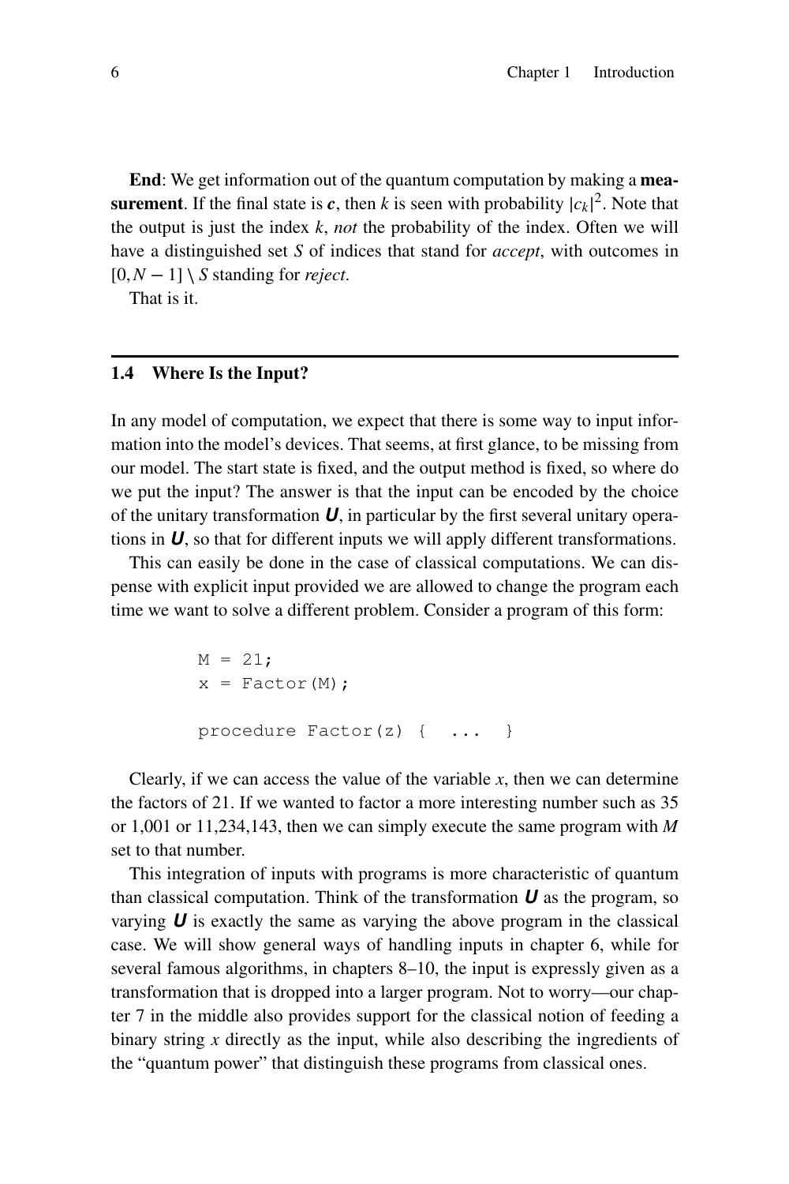**End**: We get information out of the quantum computation by making a **measurement**. If the final state is $\boldsymbol{c}$, then $k$ is seen with probability $|c_k|^2$. Note that the output is just the index $k$, *not* the probability of the index. Often we will have a distinguished set $S$ of indices that stand for *accept*, with outcomes in $[0, N-1] \setminus S$ standing for *reject*.

That is it.

## 1.4 Where Is the Input?

In any model of computation, we expect that there is some way to input information into the model's devices. That seems, at first glance, to be missing from our model. The start state is fixed, and the output method is fixed, so where do we put the input? The answer is that the input can be encoded by the choice of the unitary transformation $\boldsymbol{U}$, in particular by the first several unitary operations in $\boldsymbol{U}$, so that for different inputs we will apply different transformations.

This can easily be done in the case of classical computations. We can dispense with explicit input provided we are allowed to change the program each time we want to solve a different problem. Consider a program of this form:

```
M = 21;
x = Factor(M);

procedure Factor(z) {  ...  }
```

Clearly, if we can access the value of the variable $x$, then we can determine the factors of 21. If we wanted to factor a more interesting number such as 35 or 1,001 or 11,234,143, then we can simply execute the same program with $M$ set to that number.

This integration of inputs with programs is more characteristic of quantum than classical computation. Think of the transformation $\boldsymbol{U}$ as the program, so varying $\boldsymbol{U}$ is exactly the same as varying the above program in the classical case. We will show general ways of handling inputs in chapter 6, while for several famous algorithms, in chapters 8–10, the input is expressly given as a transformation that is dropped into a larger program. Not to worry—our chapter 7 in the middle also provides support for the classical notion of feeding a binary string $x$ directly as the input, while also describing the ingredients of the "quantum power" that distinguish these programs from classical ones.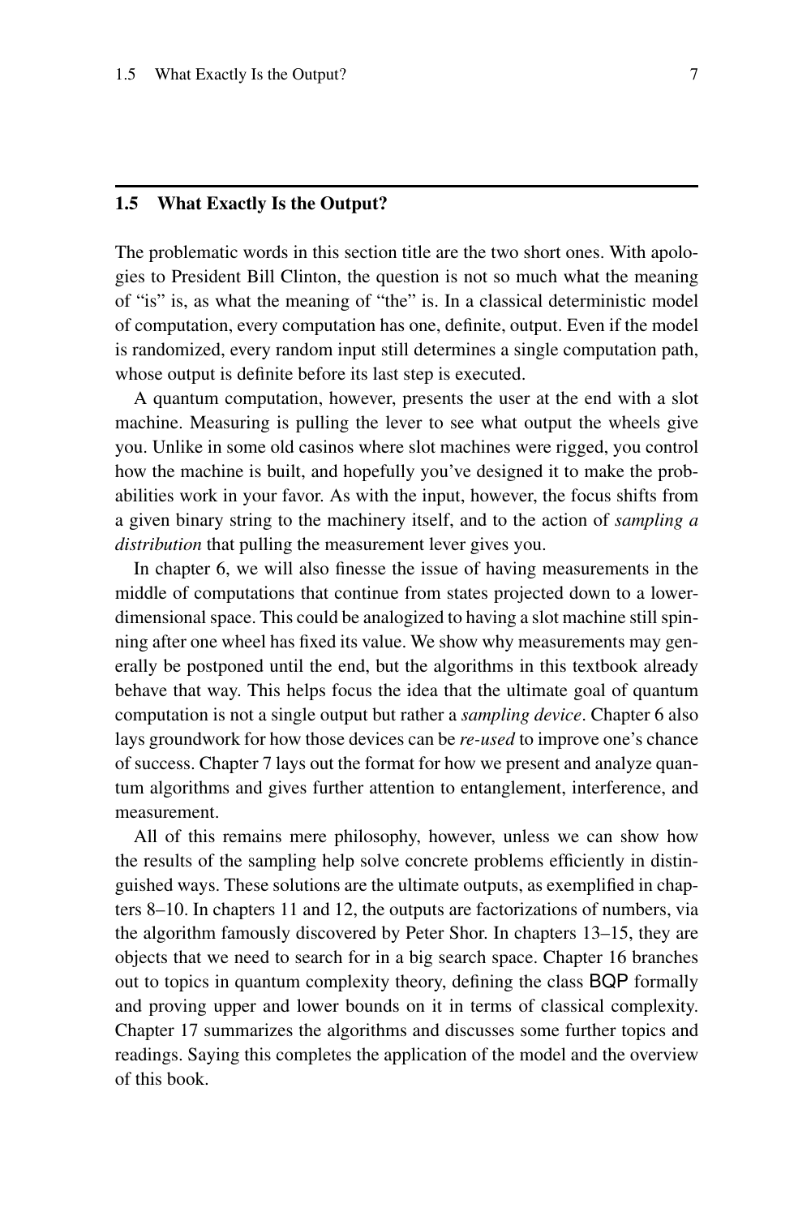## 1.5 What Exactly Is the Output?

The problematic words in this section title are the two short ones. With apologies to President Bill Clinton, the question is not so much what the meaning of "is" is, as what the meaning of "the" is. In a classical deterministic model of computation, every computation has one, definite, output. Even if the model is randomized, every random input still determines a single computation path, whose output is definite before its last step is executed.

A quantum computation, however, presents the user at the end with a slot machine. Measuring is pulling the lever to see what output the wheels give you. Unlike in some old casinos where slot machines were rigged, you control how the machine is built, and hopefully you've designed it to make the probabilities work in your favor. As with the input, however, the focus shifts from a given binary string to the machinery itself, and to the action of *sampling a distribution* that pulling the measurement lever gives you.

In chapter 6, we will also finesse the issue of having measurements in the middle of computations that continue from states projected down to a lower-dimensional space. This could be analogized to having a slot machine still spinning after one wheel has fixed its value. We show why measurements may generally be postponed until the end, but the algorithms in this textbook already behave that way. This helps focus the idea that the ultimate goal of quantum computation is not a single output but rather a *sampling device*. Chapter 6 also lays groundwork for how those devices can be *re-used* to improve one's chance of success. Chapter 7 lays out the format for how we present and analyze quantum algorithms and gives further attention to entanglement, interference, and measurement.

All of this remains mere philosophy, however, unless we can show how the results of the sampling help solve concrete problems efficiently in distinguished ways. These solutions are the ultimate outputs, as exemplified in chapters 8–10. In chapters 11 and 12, the outputs are factorizations of numbers, via the algorithm famously discovered by Peter Shor. In chapters 13–15, they are objects that we need to search for in a big search space. Chapter 16 branches out to topics in quantum complexity theory, defining the class BQP formally and proving upper and lower bounds on it in terms of classical complexity. Chapter 17 summarizes the algorithms and discusses some further topics and readings. Saying this completes the application of the model and the overview of this book.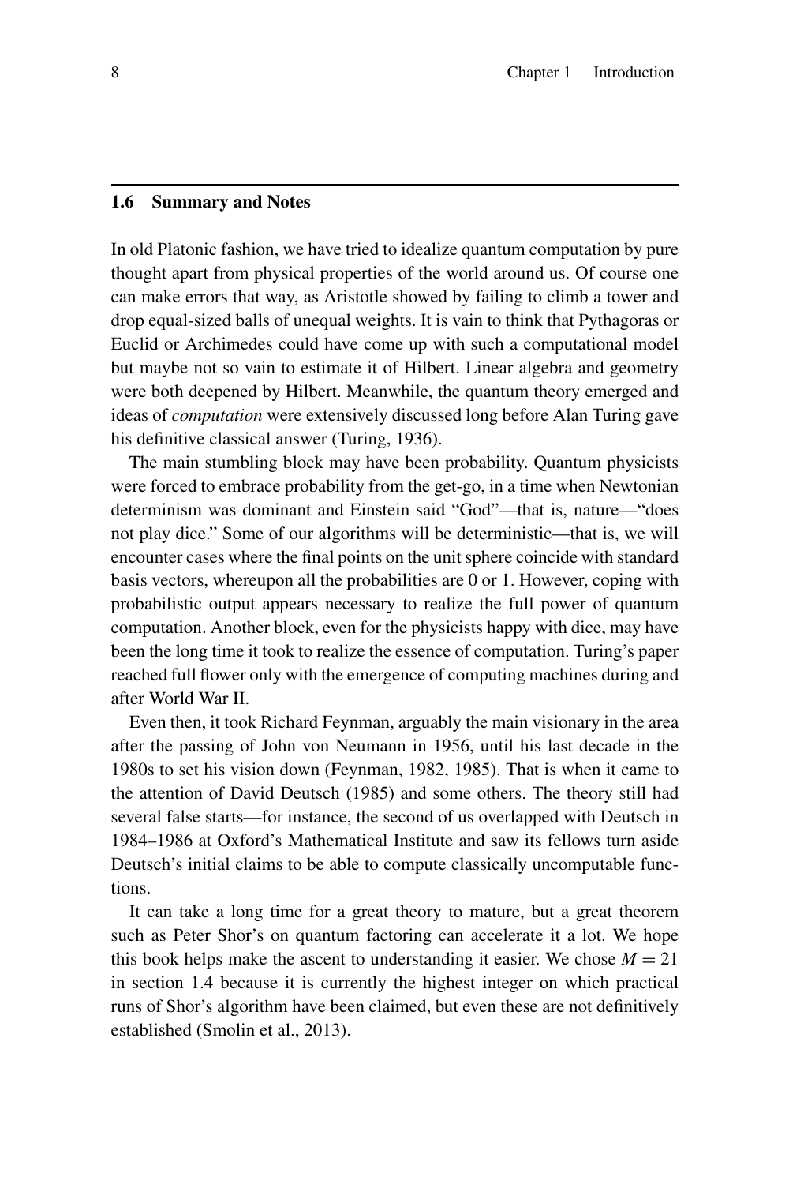## 1.6 Summary and Notes

In old Platonic fashion, we have tried to idealize quantum computation by pure thought apart from physical properties of the world around us. Of course one can make errors that way, as Aristotle showed by failing to climb a tower and drop equal-sized balls of unequal weights. It is vain to think that Pythagoras or Euclid or Archimedes could have come up with such a computational model but maybe not so vain to estimate it of Hilbert. Linear algebra and geometry were both deepened by Hilbert. Meanwhile, the quantum theory emerged and ideas of *computation* were extensively discussed long before Alan Turing gave his definitive classical answer (Turing, 1936).

The main stumbling block may have been probability. Quantum physicists were forced to embrace probability from the get-go, in a time when Newtonian determinism was dominant and Einstein said "God"—that is, nature—"does not play dice." Some of our algorithms will be deterministic—that is, we will encounter cases where the final points on the unit sphere coincide with standard basis vectors, whereupon all the probabilities are 0 or 1. However, coping with probabilistic output appears necessary to realize the full power of quantum computation. Another block, even for the physicists happy with dice, may have been the long time it took to realize the essence of computation. Turing's paper reached full flower only with the emergence of computing machines during and after World War II.

Even then, it took Richard Feynman, arguably the main visionary in the area after the passing of John von Neumann in 1956, until his last decade in the 1980s to set his vision down (Feynman, 1982, 1985). That is when it came to the attention of David Deutsch (1985) and some others. The theory still had several false starts—for instance, the second of us overlapped with Deutsch in 1984–1986 at Oxford's Mathematical Institute and saw its fellows turn aside Deutsch's initial claims to be able to compute classically uncomputable functions.

It can take a long time for a great theory to mature, but a great theorem such as Peter Shor's on quantum factoring can accelerate it a lot. We hope this book helps make the ascent to understanding it easier. We chose $M = 21$ in section 1.4 because it is currently the highest integer on which practical runs of Shor's algorithm have been claimed, but even these are not definitively established (Smolin et al., 2013).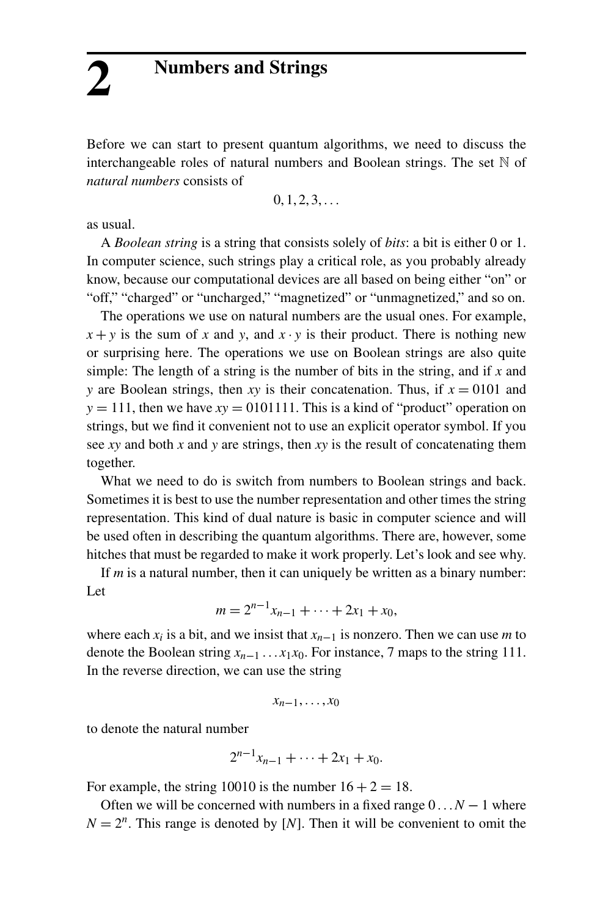# 2 Numbers and Strings

Before we can start to present quantum algorithms, we need to discuss the interchangeable roles of natural numbers and Boolean strings. The set $\mathbb{N}$ of *natural numbers* consists of

$$0, 1, 2, 3, \ldots$$

as usual.

A *Boolean string* is a string that consists solely of *bits*: a bit is either 0 or 1. In computer science, such strings play a critical role, as you probably already know, because our computational devices are all based on being either "on" or "off," "charged" or "uncharged," "magnetized" or "unmagnetized," and so on.

The operations we use on natural numbers are the usual ones. For example, $x + y$ is the sum of $x$ and $y$, and $x \cdot y$ is their product. There is nothing new or surprising here. The operations we use on Boolean strings are also quite simple: The length of a string is the number of bits in the string, and if $x$ and $y$ are Boolean strings, then $xy$ is their concatenation. Thus, if $x = 0101$ and $y = 111$, then we have $xy = 0101111$. This is a kind of "product" operation on strings, but we find it convenient not to use an explicit operator symbol. If you see $xy$ and both $x$ and $y$ are strings, then $xy$ is the result of concatenating them together.

What we need to do is switch from numbers to Boolean strings and back. Sometimes it is best to use the number representation and other times the string representation. This kind of dual nature is basic in computer science and will be used often in describing the quantum algorithms. There are, however, some hitches that must be regarded to make it work properly. Let's look and see why.

If $m$ is a natural number, then it can uniquely be written as a binary number: Let

$$m = 2^{n-1}x_{n-1} + \cdots + 2x_1 + x_0,$$

where each $x_i$ is a bit, and we insist that $x_{n-1}$ is nonzero. Then we can use $m$ to denote the Boolean string $x_{n-1} \ldots x_1 x_0$. For instance, 7 maps to the string 111. In the reverse direction, we can use the string

$$x_{n-1}, \ldots, x_0$$

to denote the natural number

$$2^{n-1}x_{n-1} + \cdots + 2x_1 + x_0.$$

For example, the string 10010 is the number $16 + 2 = 18$.

Often we will be concerned with numbers in a fixed range $0 \ldots N - 1$ where $N = 2^n$. This range is denoted by $[N]$. Then it will be convenient to omit the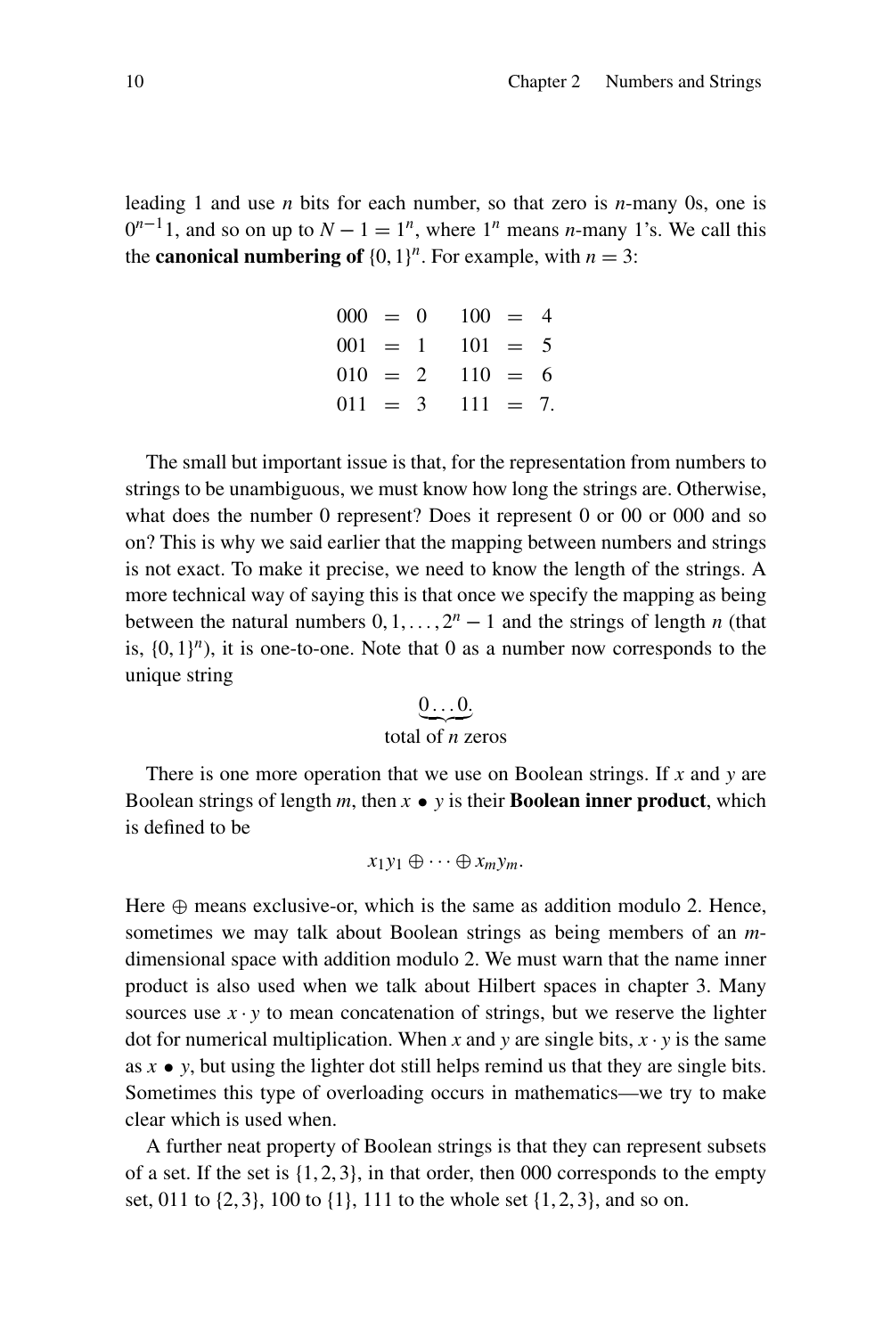leading 1 and use $n$ bits for each number, so that zero is $n$-many 0s, one is $0^{n-1}1$, and so on up to $N-1=1^n$, where $1^n$ means $n$-many 1's. We call this the **canonical numbering of** $\{0,1\}^n$. For example, with $n=3$:

$$
\begin{array}{lclclcl}
000 & = & 0 & \quad & 100 & = & 4 \\
001 & = & 1 & & 101 & = & 5 \\
010 & = & 2 & & 110 & = & 6 \\
011 & = & 3 & & 111 & = & 7.
\end{array}
$$

The small but important issue is that, for the representation from numbers to strings to be unambiguous, we must know how long the strings are. Otherwise, what does the number 0 represent? Does it represent 0 or 00 or 000 and so on? This is why we said earlier that the mapping between numbers and strings is not exact. To make it precise, we need to know the length of the strings. A more technical way of saying this is that once we specify the mapping as being between the natural numbers $0,1,\ldots,2^n-1$ and the strings of length $n$ (that is, $\{0,1\}^n$), it is one-to-one. Note that 0 as a number now corresponds to the unique string

$$\underbrace{0\ldots0}_{\text{total of } n \text{ zeros}}.$$

There is one more operation that we use on Boolean strings. If $x$ and $y$ are Boolean strings of length $m$, then $x \bullet y$ is their **Boolean inner product**, which is defined to be

$$x_1y_1 \oplus \cdots \oplus x_my_m.$$

Here $\oplus$ means exclusive-or, which is the same as addition modulo 2. Hence, sometimes we may talk about Boolean strings as being members of an $m$-dimensional space with addition modulo 2. We must warn that the name inner product is also used when we talk about Hilbert spaces in chapter 3. Many sources use $x \cdot y$ to mean concatenation of strings, but we reserve the lighter dot for numerical multiplication. When $x$ and $y$ are single bits, $x \cdot y$ is the same as $x \bullet y$, but using the lighter dot still helps remind us that they are single bits. Sometimes this type of overloading occurs in mathematics—we try to make clear which is used when.

A further neat property of Boolean strings is that they can represent subsets of a set. If the set is $\{1,2,3\}$, in that order, then 000 corresponds to the empty set, 011 to $\{2,3\}$, 100 to $\{1\}$, 111 to the whole set $\{1,2,3\}$, and so on.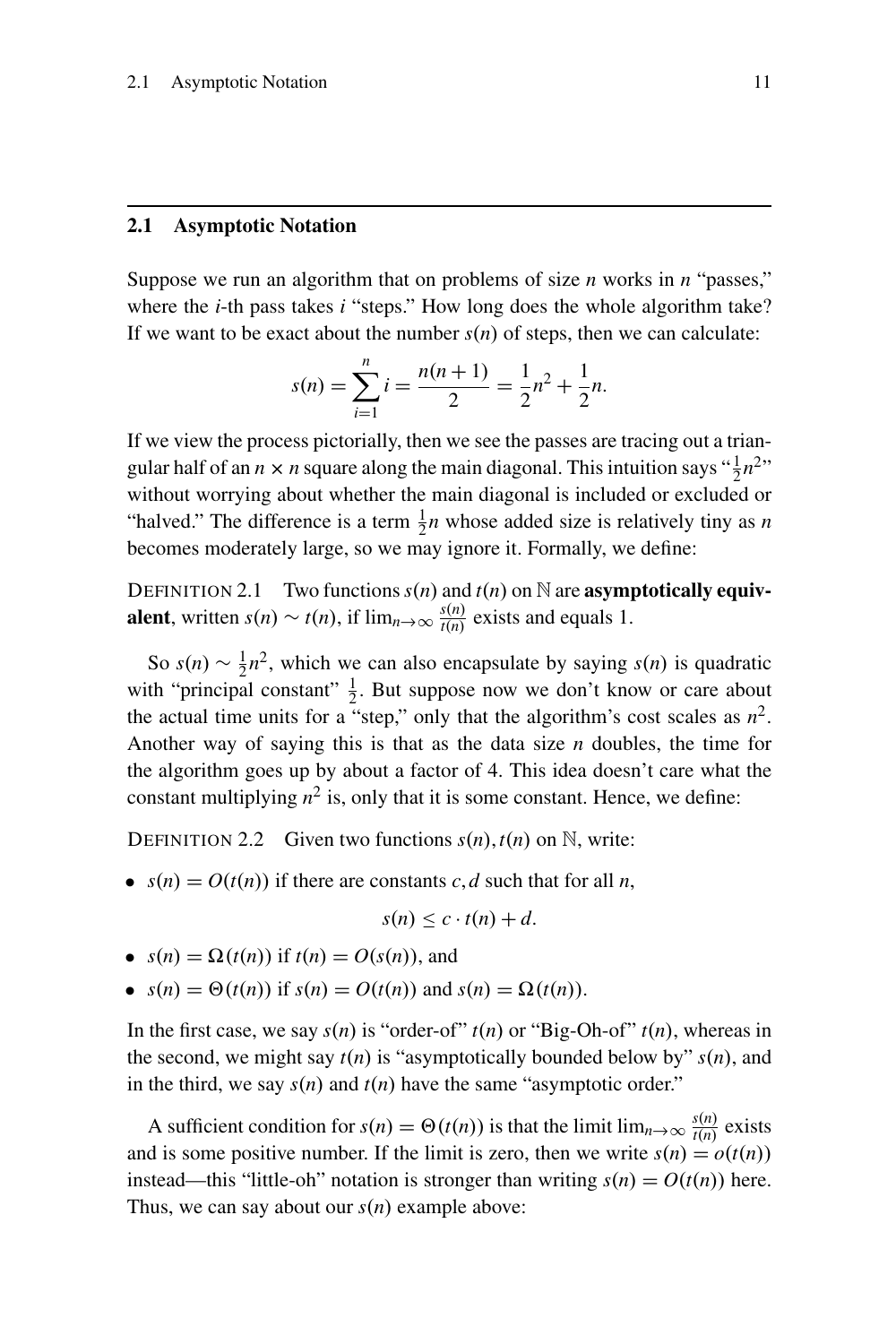## 2.1 Asymptotic Notation

Suppose we run an algorithm that on problems of size $n$ works in $n$ "passes," where the $i$-th pass takes $i$ "steps." How long does the whole algorithm take? If we want to be exact about the number $s(n)$ of steps, then we can calculate:

$$s(n) = \sum_{i=1}^{n} i = \frac{n(n+1)}{2} = \frac{1}{2}n^2 + \frac{1}{2}n.$$

If we view the process pictorially, then we see the passes are tracing out a triangular half of an $n \times n$ square along the main diagonal. This intuition says "$\frac{1}{2}n^2$" without worrying about whether the main diagonal is included or excluded or "halved." The difference is a term $\frac{1}{2}n$ whose added size is relatively tiny as $n$ becomes moderately large, so we may ignore it. Formally, we define:

DEFINITION 2.1 Two functions $s(n)$ and $t(n)$ on $\mathbb{N}$ are **asymptotically equivalent**, written $s(n) \sim t(n)$, if $\lim_{n\to\infty} \frac{s(n)}{t(n)}$ exists and equals 1.

So $s(n) \sim \frac{1}{2}n^2$, which we can also encapsulate by saying $s(n)$ is quadratic with "principal constant" $\frac{1}{2}$. But suppose now we don't know or care about the actual time units for a "step," only that the algorithm's cost scales as $n^2$. Another way of saying this is that as the data size $n$ doubles, the time for the algorithm goes up by about a factor of 4. This idea doesn't care what the constant multiplying $n^2$ is, only that it is some constant. Hence, we define:

DEFINITION 2.2 Given two functions $s(n), t(n)$ on $\mathbb{N}$, write:

- $s(n) = O(t(n))$ if there are constants $c, d$ such that for all $n$,

$$s(n) \leq c \cdot t(n) + d.$$

- $s(n) = \Omega(t(n))$ if $t(n) = O(s(n))$, and
- $s(n) = \Theta(t(n))$ if $s(n) = O(t(n))$ and $s(n) = \Omega(t(n))$.

In the first case, we say $s(n)$ is "order-of" $t(n)$ or "Big-Oh-of" $t(n)$, whereas in the second, we might say $t(n)$ is "asymptotically bounded below by" $s(n)$, and in the third, we say $s(n)$ and $t(n)$ have the same "asymptotic order."

A sufficient condition for $s(n) = \Theta(t(n))$ is that the limit $\lim_{n\to\infty} \frac{s(n)}{t(n)}$ exists and is some positive number. If the limit is zero, then we write $s(n) = o(t(n))$ instead—this "little-oh" notation is stronger than writing $s(n) = O(t(n))$ here. Thus, we can say about our $s(n)$ example above: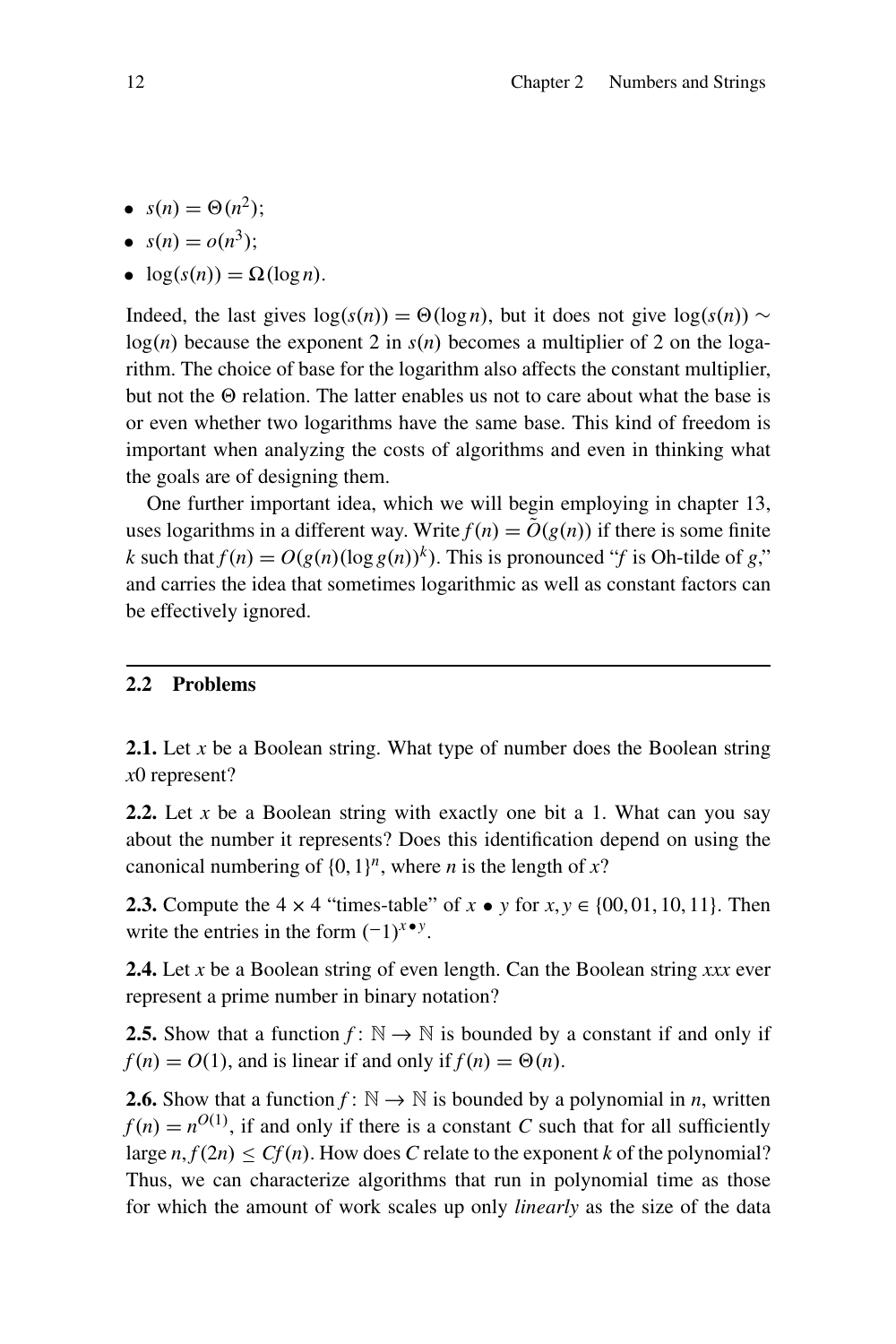- $s(n) = \Theta(n^2)$;
- $s(n) = o(n^3)$;
- $\log(s(n)) = \Omega(\log n)$.

Indeed, the last gives $\log(s(n)) = \Theta(\log n)$, but it does not give $\log(s(n)) \sim \log(n)$ because the exponent 2 in $s(n)$ becomes a multiplier of 2 on the logarithm. The choice of base for the logarithm also affects the constant multiplier, but not the $\Theta$ relation. The latter enables us not to care about what the base is or even whether two logarithms have the same base. This kind of freedom is important when analyzing the costs of algorithms and even in thinking what the goals are of designing them.

One further important idea, which we will begin employing in chapter 13, uses logarithms in a different way. Write $f(n) = \tilde{O}(g(n))$ if there is some finite $k$ such that $f(n) = O(g(n)(\log g(n))^k)$. This is pronounced "$f$ is Oh-tilde of $g$," and carries the idea that sometimes logarithmic as well as constant factors can be effectively ignored.

## 2.2 Problems

**2.1.** Let $x$ be a Boolean string. What type of number does the Boolean string $x0$ represent?

**2.2.** Let $x$ be a Boolean string with exactly one bit a 1. What can you say about the number it represents? Does this identification depend on using the canonical numbering of $\{0,1\}^n$, where $n$ is the length of $x$?

**2.3.** Compute the $4 \times 4$ "times-table" of $x \bullet y$ for $x, y \in \{00, 01, 10, 11\}$. Then write the entries in the form $(-1)^{x \bullet y}$.

**2.4.** Let $x$ be a Boolean string of even length. Can the Boolean string $xxx$ ever represent a prime number in binary notation?

**2.5.** Show that a function $f \colon \mathbb{N} \to \mathbb{N}$ is bounded by a constant if and only if $f(n) = O(1)$, and is linear if and only if $f(n) = \Theta(n)$.

**2.6.** Show that a function $f \colon \mathbb{N} \to \mathbb{N}$ is bounded by a polynomial in $n$, written $f(n) = n^{O(1)}$, if and only if there is a constant $C$ such that for all sufficiently large $n, f(2n) \leq Cf(n)$. How does $C$ relate to the exponent $k$ of the polynomial? Thus, we can characterize algorithms that run in polynomial time as those for which the amount of work scales up only *linearly* as the size of the data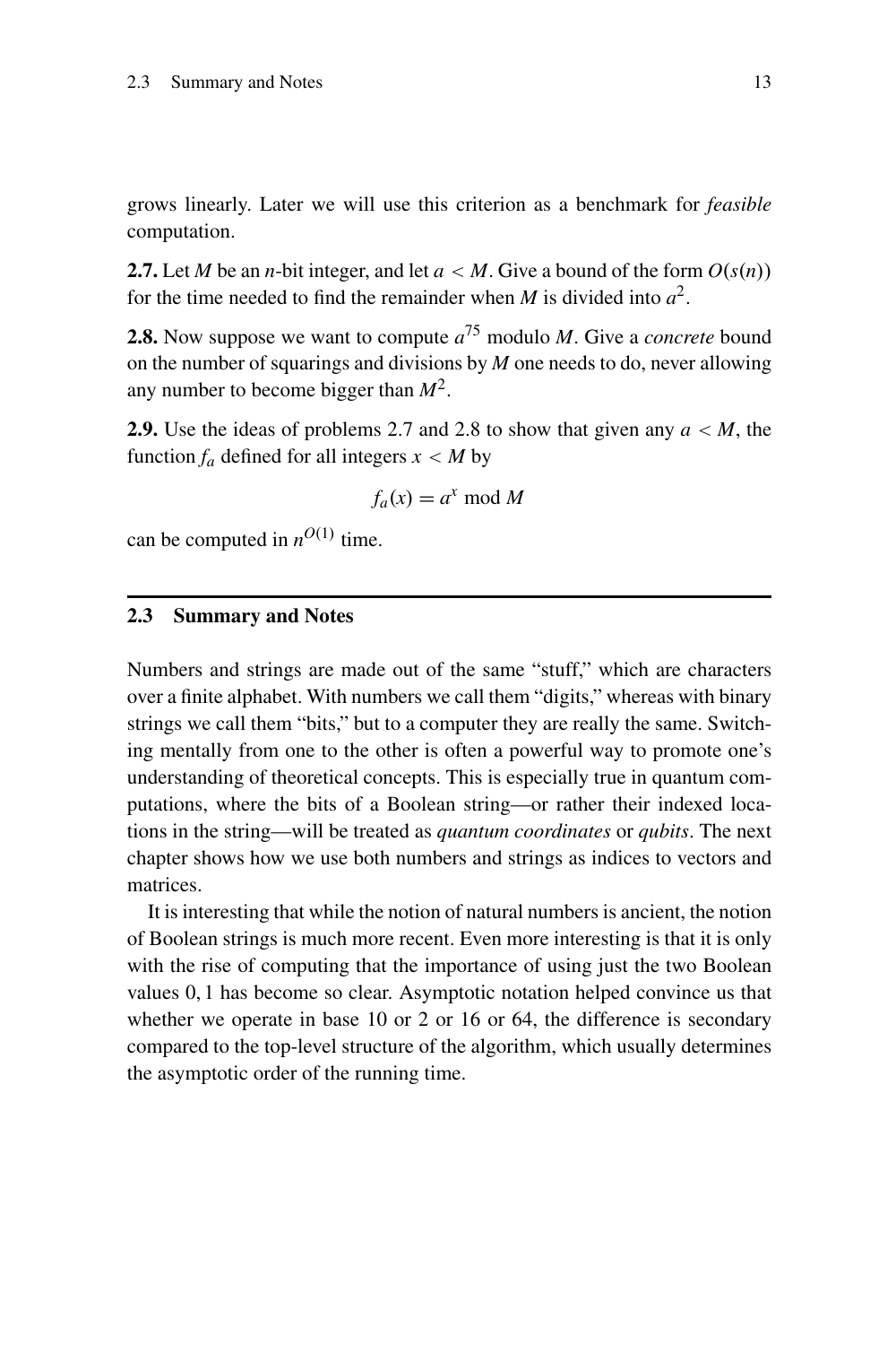grows linearly. Later we will use this criterion as a benchmark for *feasible* computation.

**2.7.** Let $M$ be an $n$-bit integer, and let $a < M$. Give a bound of the form $O(s(n))$ for the time needed to find the remainder when $M$ is divided into $a^2$.

**2.8.** Now suppose we want to compute $a^{75}$ modulo $M$. Give a *concrete* bound on the number of squarings and divisions by $M$ one needs to do, never allowing any number to become bigger than $M^2$.

**2.9.** Use the ideas of problems 2.7 and 2.8 to show that given any $a < M$, the function $f_a$ defined for all integers $x < M$ by

$$f_a(x) = a^x \bmod M$$

can be computed in $n^{O(1)}$ time.

## 2.3 Summary and Notes

Numbers and strings are made out of the same "stuff," which are characters over a finite alphabet. With numbers we call them "digits," whereas with binary strings we call them "bits," but to a computer they are really the same. Switching mentally from one to the other is often a powerful way to promote one's understanding of theoretical concepts. This is especially true in quantum computations, where the bits of a Boolean string—or rather their indexed locations in the string—will be treated as *quantum coordinates* or *qubits*. The next chapter shows how we use both numbers and strings as indices to vectors and matrices.

It is interesting that while the notion of natural numbers is ancient, the notion of Boolean strings is much more recent. Even more interesting is that it is only with the rise of computing that the importance of using just the two Boolean values $0, 1$ has become so clear. Asymptotic notation helped convince us that whether we operate in base 10 or 2 or 16 or 64, the difference is secondary compared to the top-level structure of the algorithm, which usually determines the asymptotic order of the running time.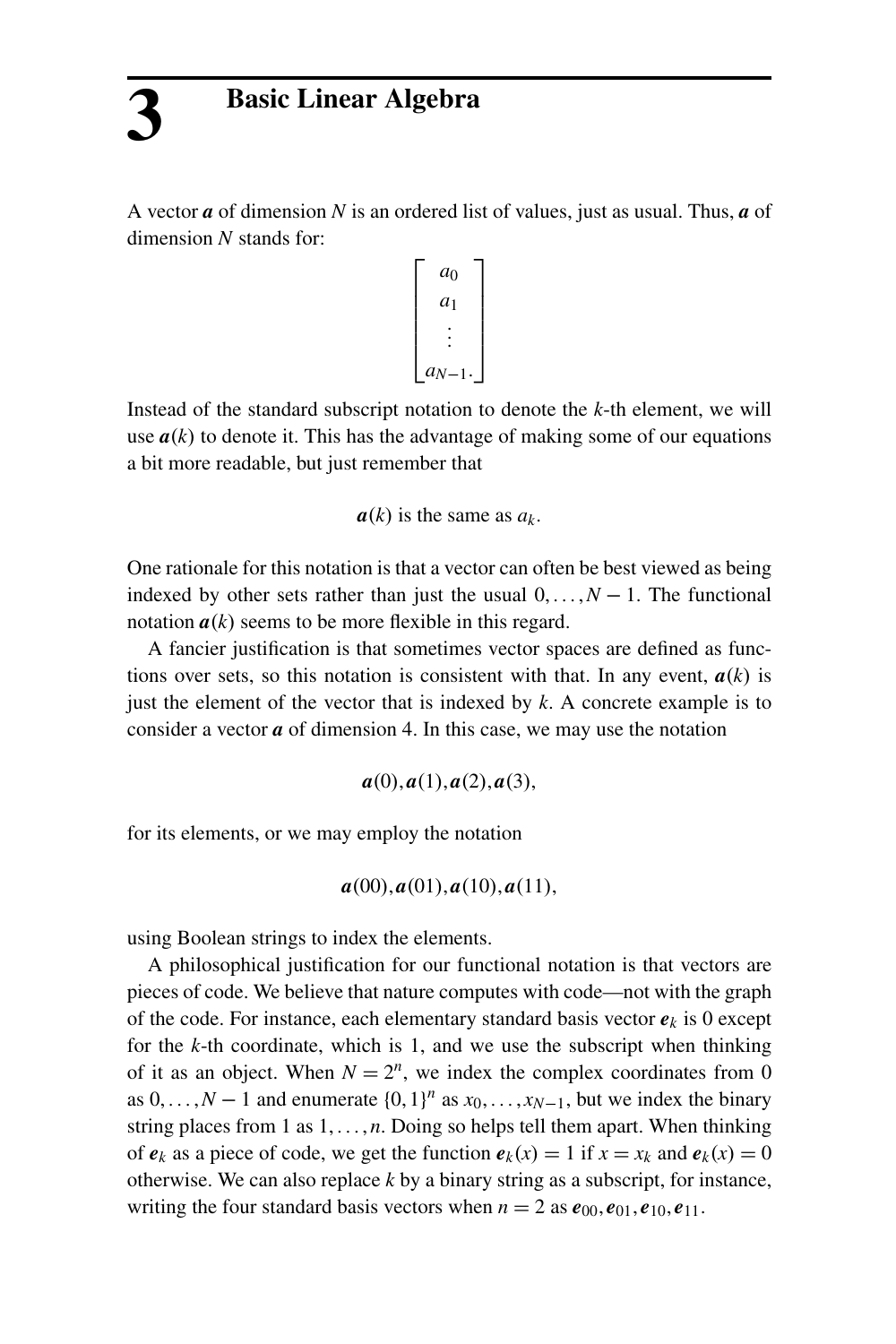# 3 Basic Linear Algebra

A vector $\boldsymbol{a}$ of dimension $N$ is an ordered list of values, just as usual. Thus, $\boldsymbol{a}$ of dimension $N$ stands for:

$$\begin{bmatrix} a_0 \\ a_1 \\ \vdots \\ a_{N-1}. \end{bmatrix}$$

Instead of the standard subscript notation to denote the $k$-th element, we will use $\boldsymbol{a}(k)$ to denote it. This has the advantage of making some of our equations a bit more readable, but just remember that

$$\boldsymbol{a}(k) \text{ is the same as } a_k.$$

One rationale for this notation is that a vector can often be best viewed as being indexed by other sets rather than just the usual $0, \ldots, N-1$. The functional notation $\boldsymbol{a}(k)$ seems to be more flexible in this regard.

A fancier justification is that sometimes vector spaces are defined as functions over sets, so this notation is consistent with that. In any event, $\boldsymbol{a}(k)$ is just the element of the vector that is indexed by $k$. A concrete example is to consider a vector $\boldsymbol{a}$ of dimension 4. In this case, we may use the notation

$$\boldsymbol{a}(0), \boldsymbol{a}(1), \boldsymbol{a}(2), \boldsymbol{a}(3),$$

for its elements, or we may employ the notation

$$\boldsymbol{a}(00), \boldsymbol{a}(01), \boldsymbol{a}(10), \boldsymbol{a}(11),$$

using Boolean strings to index the elements.

A philosophical justification for our functional notation is that vectors are pieces of code. We believe that nature computes with code—not with the graph of the code. For instance, each elementary standard basis vector $\boldsymbol{e}_k$ is 0 except for the $k$-th coordinate, which is 1, and we use the subscript when thinking of it as an object. When $N = 2^n$, we index the complex coordinates from 0 as $0, \ldots, N-1$ and enumerate $\{0,1\}^n$ as $x_0, \ldots, x_{N-1}$, but we index the binary string places from 1 as $1, \ldots, n$. Doing so helps tell them apart. When thinking of $\boldsymbol{e}_k$ as a piece of code, we get the function $\boldsymbol{e}_k(x) = 1$ if $x = x_k$ and $\boldsymbol{e}_k(x) = 0$ otherwise. We can also replace $k$ by a binary string as a subscript, for instance, writing the four standard basis vectors when $n = 2$ as $\boldsymbol{e}_{00}, \boldsymbol{e}_{01}, \boldsymbol{e}_{10}, \boldsymbol{e}_{11}$.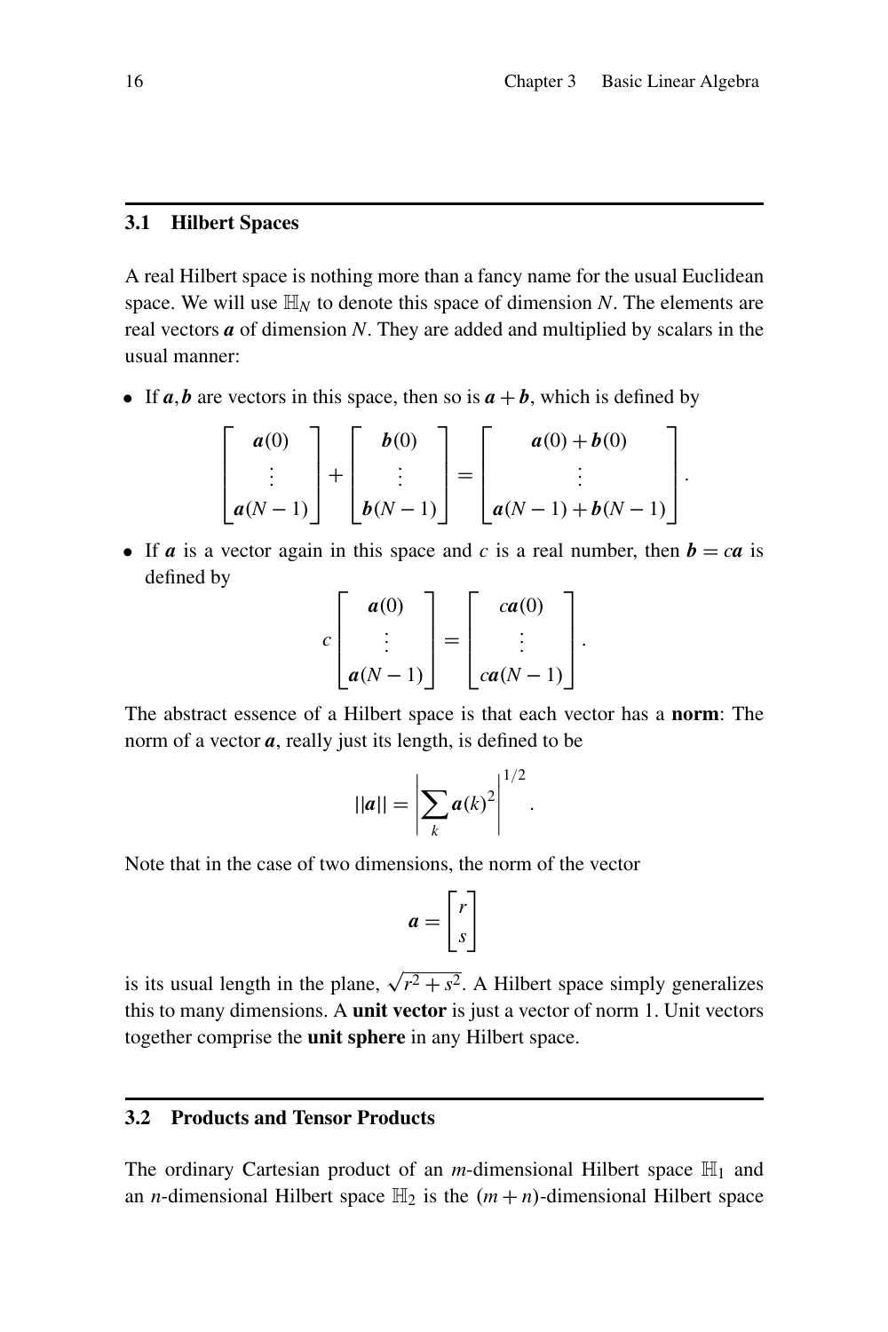## 3.1 Hilbert Spaces

A real Hilbert space is nothing more than a fancy name for the usual Euclidean space. We will use $\mathbb{H}_N$ to denote this space of dimension $N$. The elements are real vectors $\boldsymbol{a}$ of dimension $N$. They are added and multiplied by scalars in the usual manner:

- If $\boldsymbol{a}, \boldsymbol{b}$ are vectors in this space, then so is $\boldsymbol{a} + \boldsymbol{b}$, which is defined by

$$\begin{bmatrix} \boldsymbol{a}(0) \\ \vdots \\ \boldsymbol{a}(N-1) \end{bmatrix} + \begin{bmatrix} \boldsymbol{b}(0) \\ \vdots \\ \boldsymbol{b}(N-1) \end{bmatrix} = \begin{bmatrix} \boldsymbol{a}(0) + \boldsymbol{b}(0) \\ \vdots \\ \boldsymbol{a}(N-1) + \boldsymbol{b}(N-1) \end{bmatrix}.$$

- If $\boldsymbol{a}$ is a vector again in this space and $c$ is a real number, then $\boldsymbol{b} = c\boldsymbol{a}$ is defined by

$$c \begin{bmatrix} \boldsymbol{a}(0) \\ \vdots \\ \boldsymbol{a}(N-1) \end{bmatrix} = \begin{bmatrix} c\boldsymbol{a}(0) \\ \vdots \\ c\boldsymbol{a}(N-1) \end{bmatrix}.$$

The abstract essence of a Hilbert space is that each vector has a **norm**: The norm of a vector $\boldsymbol{a}$, really just its length, is defined to be

$$||\boldsymbol{a}|| = \left| \sum_k \boldsymbol{a}(k)^2 \right|^{1/2}.$$

Note that in the case of two dimensions, the norm of the vector

$$\boldsymbol{a} = \begin{bmatrix} r \\ s \end{bmatrix}$$

is its usual length in the plane, $\sqrt{r^2 + s^2}$. A Hilbert space simply generalizes this to many dimensions. A **unit vector** is just a vector of norm 1. Unit vectors together comprise the **unit sphere** in any Hilbert space.

## 3.2 Products and Tensor Products

The ordinary Cartesian product of an $m$-dimensional Hilbert space $\mathbb{H}_1$ and an $n$-dimensional Hilbert space $\mathbb{H}_2$ is the $(m+n)$-dimensional Hilbert space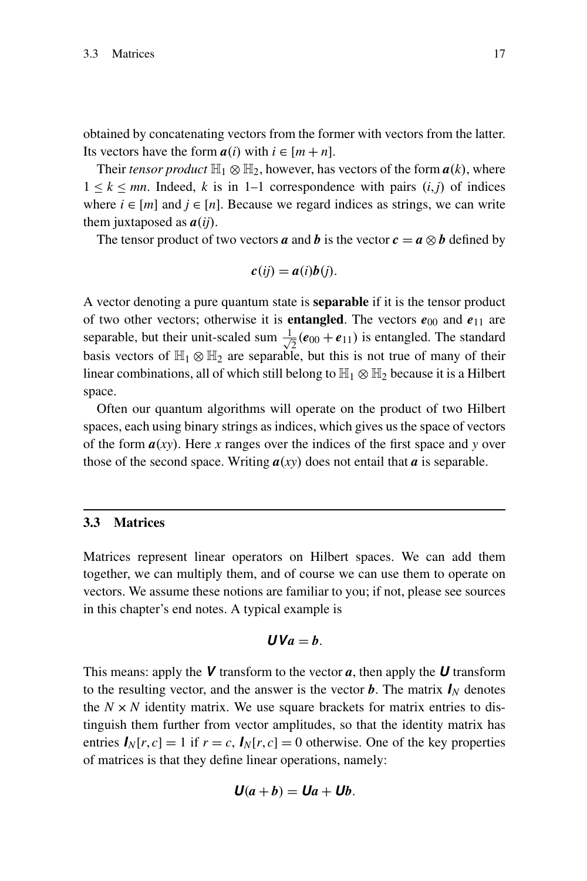obtained by concatenating vectors from the former with vectors from the latter. Its vectors have the form $\boldsymbol{a}(i)$ with $i \in [m+n]$.

Their *tensor product* $\mathbb{H}_1 \otimes \mathbb{H}_2$, however, has vectors of the form $\boldsymbol{a}(k)$, where $1 \leq k \leq mn$. Indeed, $k$ is in 1–1 correspondence with pairs $(i, j)$ of indices where $i \in [m]$ and $j \in [n]$. Because we regard indices as strings, we can write them juxtaposed as $\boldsymbol{a}(ij)$.

The tensor product of two vectors $\boldsymbol{a}$ and $\boldsymbol{b}$ is the vector $\boldsymbol{c} = \boldsymbol{a} \otimes \boldsymbol{b}$ defined by

$$\boldsymbol{c}(ij) = \boldsymbol{a}(i)\boldsymbol{b}(j).$$

A vector denoting a pure quantum state is **separable** if it is the tensor product of two other vectors; otherwise it is **entangled**. The vectors $\boldsymbol{e}_{00}$ and $\boldsymbol{e}_{11}$ are separable, but their unit-scaled sum $\frac{1}{\sqrt{2}}(\boldsymbol{e}_{00} + \boldsymbol{e}_{11})$ is entangled. The standard basis vectors of $\mathbb{H}_1 \otimes \mathbb{H}_2$ are separable, but this is not true of many of their linear combinations, all of which still belong to $\mathbb{H}_1 \otimes \mathbb{H}_2$ because it is a Hilbert space.

Often our quantum algorithms will operate on the product of two Hilbert spaces, each using binary strings as indices, which gives us the space of vectors of the form $\boldsymbol{a}(xy)$. Here $x$ ranges over the indices of the first space and $y$ over those of the second space. Writing $\boldsymbol{a}(xy)$ does not entail that $\boldsymbol{a}$ is separable.

## 3.3 Matrices

Matrices represent linear operators on Hilbert spaces. We can add them together, we can multiply them, and of course we can use them to operate on vectors. We assume these notions are familiar to you; if not, please see sources in this chapter's end notes. A typical example is

$$\boldsymbol{UVa} = \boldsymbol{b}.$$

This means: apply the $\boldsymbol{V}$ transform to the vector $\boldsymbol{a}$, then apply the $\boldsymbol{U}$ transform to the resulting vector, and the answer is the vector $\boldsymbol{b}$. The matrix $\boldsymbol{I}_N$ denotes the $N \times N$ identity matrix. We use square brackets for matrix entries to distinguish them further from vector amplitudes, so that the identity matrix has entries $\boldsymbol{I}_N[r, c] = 1$ if $r = c$, $\boldsymbol{I}_N[r, c] = 0$ otherwise. One of the key properties of matrices is that they define linear operations, namely:

$$\boldsymbol{U}(\boldsymbol{a} + \boldsymbol{b}) = \boldsymbol{Ua} + \boldsymbol{Ub}.$$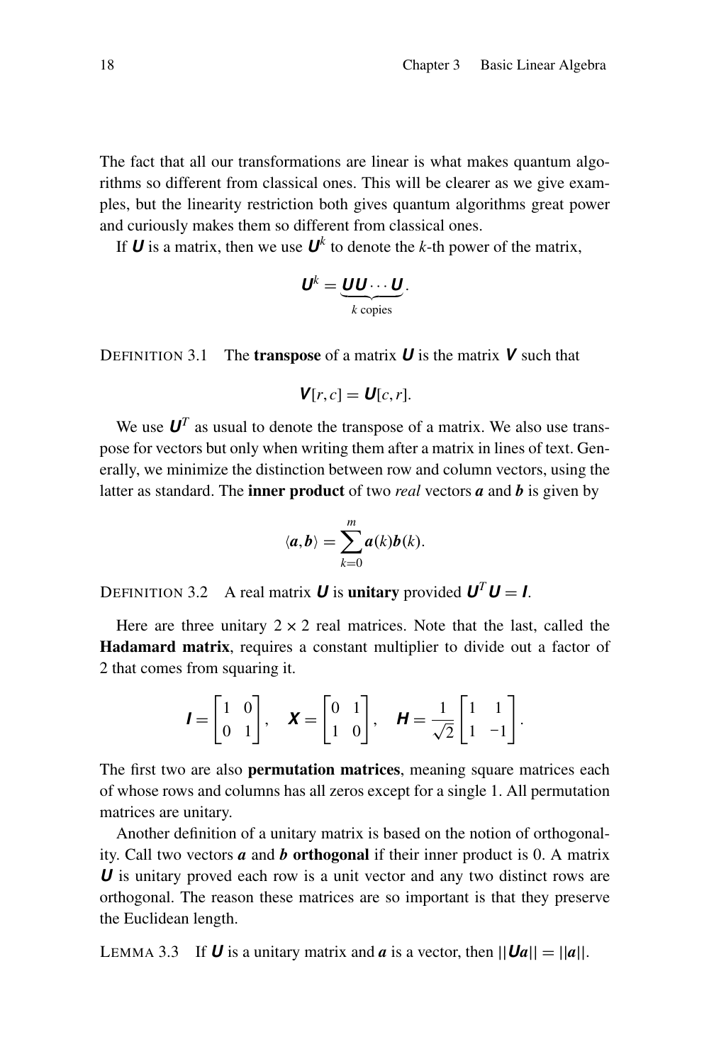The fact that all our transformations are linear is what makes quantum algorithms so different from classical ones. This will be clearer as we give examples, but the linearity restriction both gives quantum algorithms great power and curiously makes them so different from classical ones.

If $\boldsymbol{U}$ is a matrix, then we use $\boldsymbol{U}^k$ to denote the $k$-th power of the matrix,

$$\boldsymbol{U}^k = \underbrace{\boldsymbol{U}\boldsymbol{U}\cdots\boldsymbol{U}}_{k \text{ copies}}.$$

DEFINITION 3.1 The **transpose** of a matrix $\boldsymbol{U}$ is the matrix $\boldsymbol{V}$ such that

$$\boldsymbol{V}[r,c] = \boldsymbol{U}[c,r].$$

We use $\boldsymbol{U}^T$ as usual to denote the transpose of a matrix. We also use transpose for vectors but only when writing them after a matrix in lines of text. Generally, we minimize the distinction between row and column vectors, using the latter as standard. The **inner product** of two *real* vectors $\boldsymbol{a}$ and $\boldsymbol{b}$ is given by

$$\langle \boldsymbol{a}, \boldsymbol{b} \rangle = \sum_{k=0}^{m} \boldsymbol{a}(k)\boldsymbol{b}(k).$$

DEFINITION 3.2 A real matrix $\boldsymbol{U}$ is **unitary** provided $\boldsymbol{U}^T\boldsymbol{U} = \boldsymbol{I}$.

Here are three unitary $2 \times 2$ real matrices. Note that the last, called the **Hadamard matrix**, requires a constant multiplier to divide out a factor of 2 that comes from squaring it.

$$\boldsymbol{I} = \begin{bmatrix} 1 & 0 \\ 0 & 1 \end{bmatrix}, \quad \boldsymbol{X} = \begin{bmatrix} 0 & 1 \\ 1 & 0 \end{bmatrix}, \quad \boldsymbol{H} = \frac{1}{\sqrt{2}} \begin{bmatrix} 1 & 1 \\ 1 & -1 \end{bmatrix}.$$

The first two are also **permutation matrices**, meaning square matrices each of whose rows and columns has all zeros except for a single 1. All permutation matrices are unitary.

Another definition of a unitary matrix is based on the notion of orthogonality. Call two vectors $\boldsymbol{a}$ and $\boldsymbol{b}$ **orthogonal** if their inner product is 0. A matrix $\boldsymbol{U}$ is unitary proved each row is a unit vector and any two distinct rows are orthogonal. The reason these matrices are so important is that they preserve the Euclidean length.

LEMMA 3.3 If $\boldsymbol{U}$ is a unitary matrix and $\boldsymbol{a}$ is a vector, then $||\boldsymbol{U}\boldsymbol{a}|| = ||\boldsymbol{a}||$.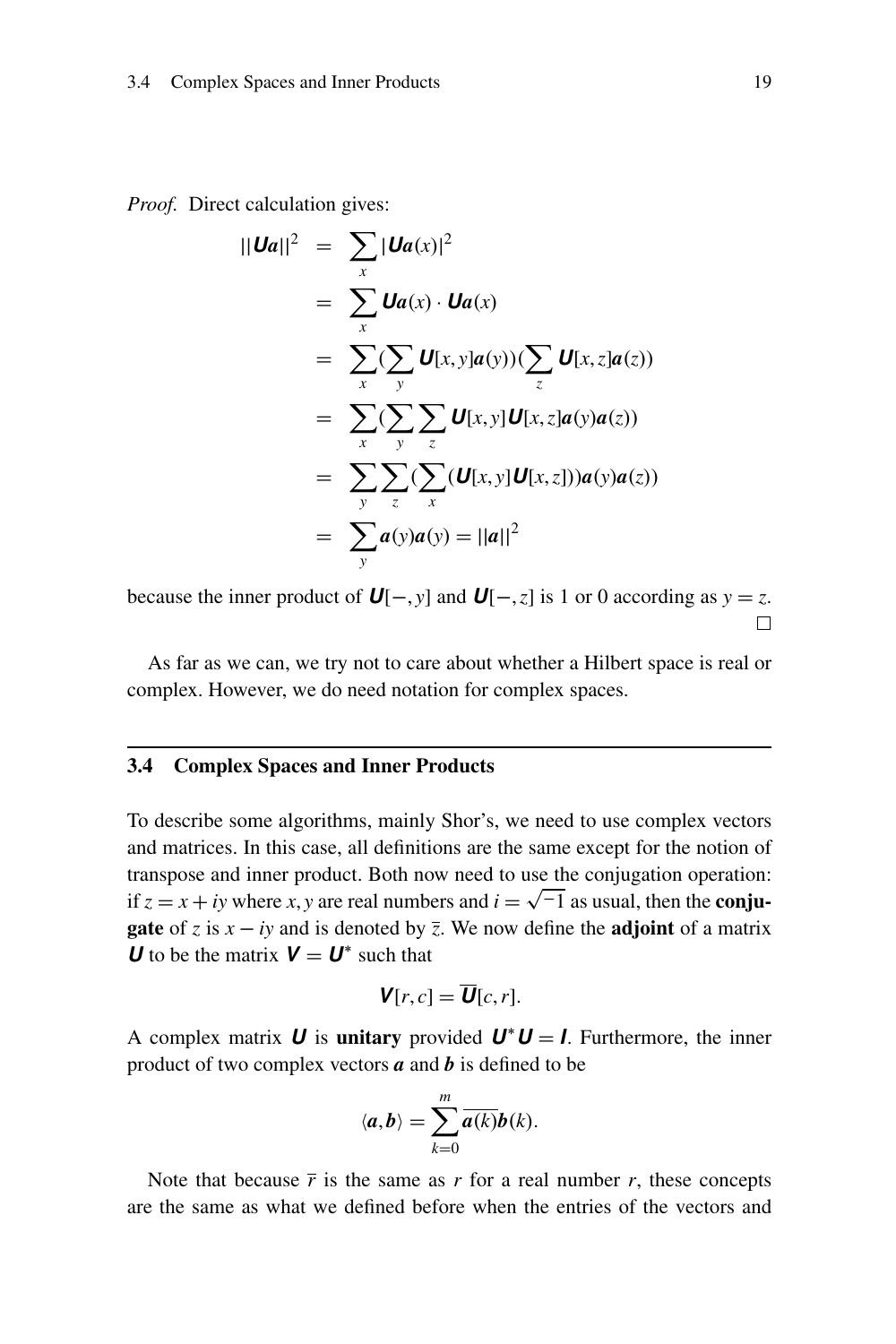*Proof.* Direct calculation gives:

$$
\begin{aligned}
||\boldsymbol{Ua}||^2 &= \sum_x |\boldsymbol{Ua}(x)|^2 \\
&= \sum_x \boldsymbol{Ua}(x) \cdot \boldsymbol{Ua}(x) \\
&= \sum_x (\sum_y \boldsymbol{U}[x,y]\boldsymbol{a}(y))(\sum_z \boldsymbol{U}[x,z]\boldsymbol{a}(z)) \\
&= \sum_x (\sum_y \sum_z \boldsymbol{U}[x,y]\boldsymbol{U}[x,z]\boldsymbol{a}(y)\boldsymbol{a}(z)) \\
&= \sum_y \sum_z (\sum_x (\boldsymbol{U}[x,y]\boldsymbol{U}[x,z]))\boldsymbol{a}(y)\boldsymbol{a}(z)) \\
&= \sum_y \boldsymbol{a}(y)\boldsymbol{a}(y) = ||\boldsymbol{a}||^2
\end{aligned}
$$

because the inner product of $\boldsymbol{U}[-,y]$ and $\boldsymbol{U}[-,z]$ is 1 or 0 according as $y = z$. □

As far as we can, we try not to care about whether a Hilbert space is real or complex. However, we do need notation for complex spaces.

## 3.4 Complex Spaces and Inner Products

To describe some algorithms, mainly Shor's, we need to use complex vectors and matrices. In this case, all definitions are the same except for the notion of transpose and inner product. Both now need to use the conjugation operation: if $z = x + iy$ where $x, y$ are real numbers and $i = \sqrt{-1}$ as usual, then the **conjugate** of $z$ is $x - iy$ and is denoted by $\overline{z}$. We now define the **adjoint** of a matrix $\boldsymbol{U}$ to be the matrix $\boldsymbol{V} = \boldsymbol{U}^*$ such that

$$\boldsymbol{V}[r,c] = \overline{\boldsymbol{U}}[c,r].$$

A complex matrix $\boldsymbol{U}$ is **unitary** provided $\boldsymbol{U}^*\boldsymbol{U} = \boldsymbol{I}$. Furthermore, the inner product of two complex vectors $\boldsymbol{a}$ and $\boldsymbol{b}$ is defined to be

$$\langle \boldsymbol{a}, \boldsymbol{b} \rangle = \sum_{k=0}^{m} \overline{\boldsymbol{a}(k)}\boldsymbol{b}(k).$$

Note that because $\overline{r}$ is the same as $r$ for a real number $r$, these concepts are the same as what we defined before when the entries of the vectors and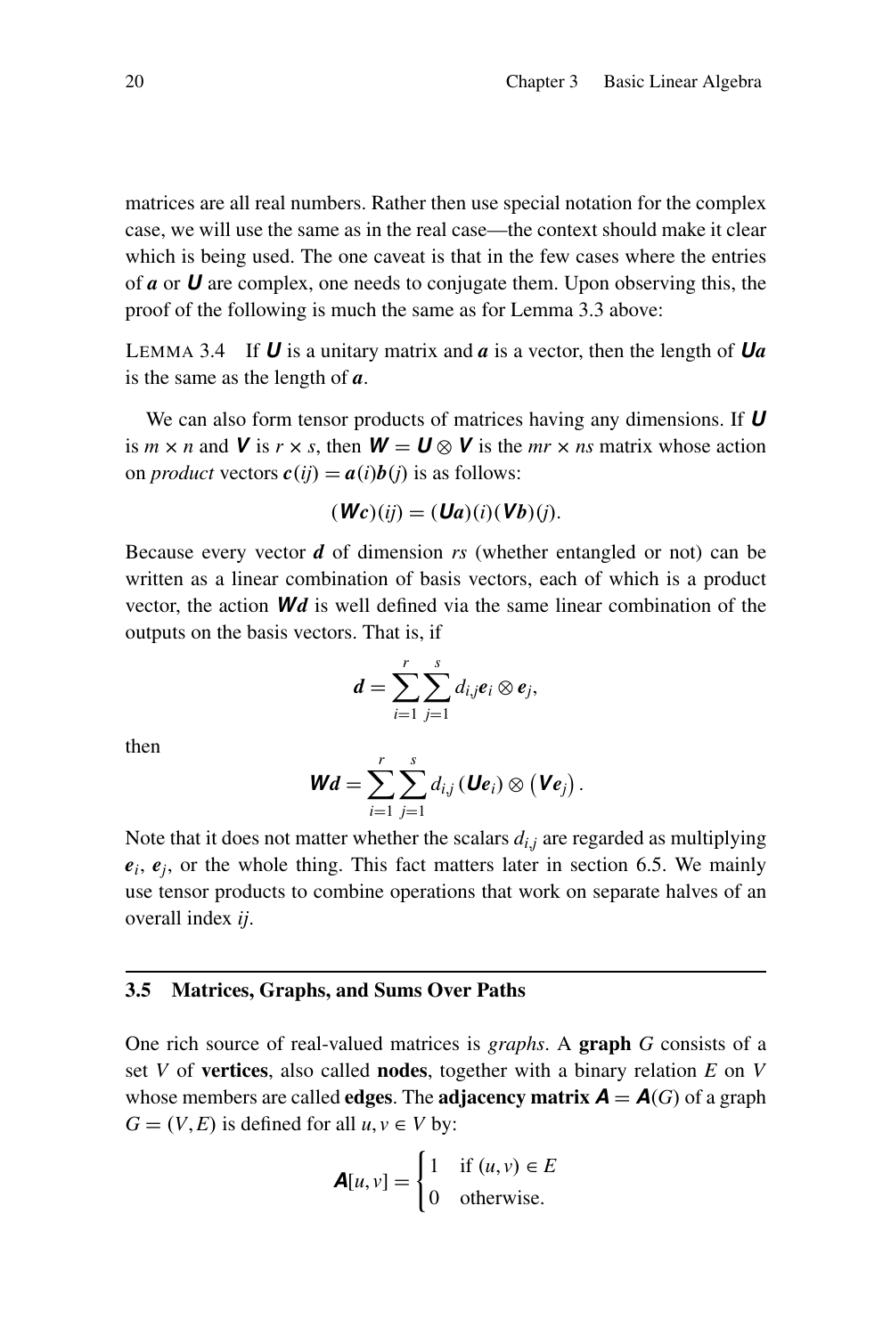matrices are all real numbers. Rather then use special notation for the complex case, we will use the same as in the real case—the context should make it clear which is being used. The one caveat is that in the few cases where the entries of $\boldsymbol{a}$ or $\boldsymbol{U}$ are complex, one needs to conjugate them. Upon observing this, the proof of the following is much the same as for Lemma 3.3 above:

LEMMA 3.4 If $\boldsymbol{U}$ is a unitary matrix and $\boldsymbol{a}$ is a vector, then the length of $\boldsymbol{Ua}$ is the same as the length of $\boldsymbol{a}$.

We can also form tensor products of matrices having any dimensions. If $\boldsymbol{U}$ is $m \times n$ and $\boldsymbol{V}$ is $r \times s$, then $\boldsymbol{W} = \boldsymbol{U} \otimes \boldsymbol{V}$ is the $mr \times ns$ matrix whose action on *product* vectors $\boldsymbol{c}(ij) = \boldsymbol{a}(i)\boldsymbol{b}(j)$ is as follows:

$$(\boldsymbol{Wc})(ij) = (\boldsymbol{Ua})(i)(\boldsymbol{Vb})(j).$$

Because every vector $\boldsymbol{d}$ of dimension $rs$ (whether entangled or not) can be written as a linear combination of basis vectors, each of which is a product vector, the action $\boldsymbol{Wd}$ is well defined via the same linear combination of the outputs on the basis vectors. That is, if

$$\boldsymbol{d} = \sum_{i=1}^{r} \sum_{j=1}^{s} d_{i,j} \boldsymbol{e}_i \otimes \boldsymbol{e}_j,$$

then

$$\boldsymbol{Wd} = \sum_{i=1}^{r} \sum_{j=1}^{s} d_{i,j} \left(\boldsymbol{Ue}_i\right) \otimes \left(\boldsymbol{Ve}_j\right).$$

Note that it does not matter whether the scalars $d_{i,j}$ are regarded as multiplying $\boldsymbol{e}_i$, $\boldsymbol{e}_j$, or the whole thing. This fact matters later in section 6.5. We mainly use tensor products to combine operations that work on separate halves of an overall index $ij$.

## 3.5 Matrices, Graphs, and Sums Over Paths

One rich source of real-valued matrices is *graphs*. A **graph** $G$ consists of a set $V$ of **vertices**, also called **nodes**, together with a binary relation $E$ on $V$ whose members are called **edges**. The **adjacency matrix** $\boldsymbol{A} = \boldsymbol{A}(G)$ of a graph $G = (V, E)$ is defined for all $u, v \in V$ by:

$$\boldsymbol{A}[u, v] = \begin{cases} 1 & \text{if } (u, v) \in E \\ 0 & \text{otherwise.} \end{cases}$$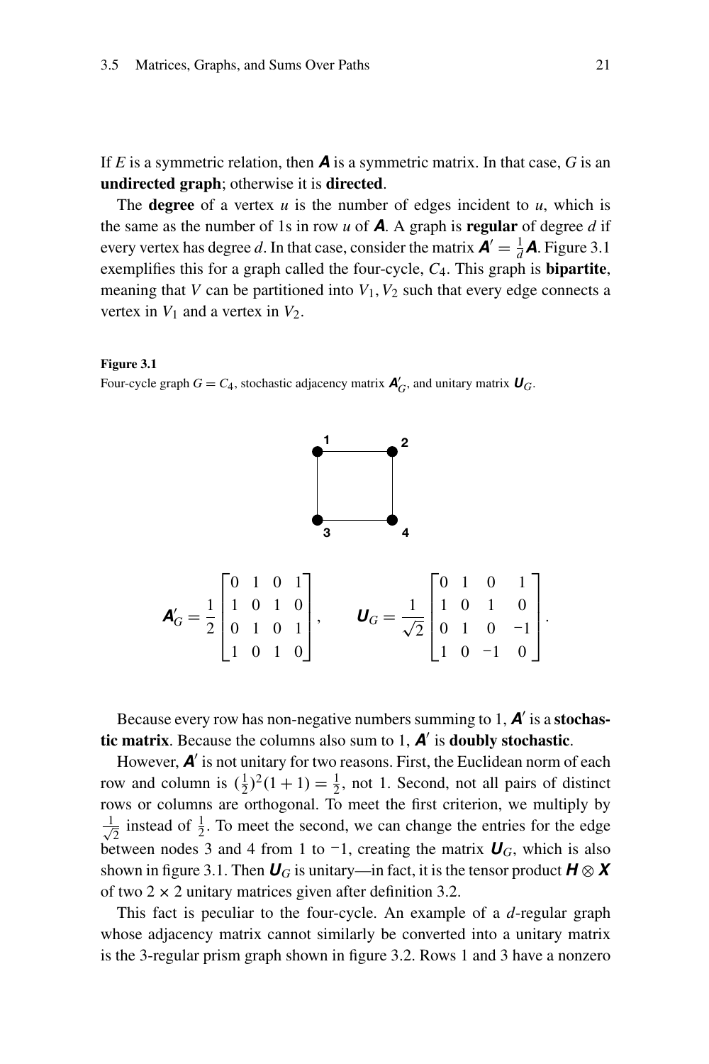If $E$ is a symmetric relation, then $\boldsymbol{A}$ is a symmetric matrix. In that case, $G$ is an **undirected graph**; otherwise it is **directed**.

The **degree** of a vertex $u$ is the number of edges incident to $u$, which is the same as the number of 1s in row $u$ of $\boldsymbol{A}$. A graph is **regular** of degree $d$ if every vertex has degree $d$. In that case, consider the matrix $\boldsymbol{A}' = \frac{1}{d}\boldsymbol{A}$. Figure 3.1 exemplifies this for a graph called the four-cycle, $C_4$. This graph is **bipartite**, meaning that $V$ can be partitioned into $V_1, V_2$ such that every edge connects a vertex in $V_1$ and a vertex in $V_2$.

**Figure 3.1**
Four-cycle graph $G = C_4$, stochastic adjacency matrix $\boldsymbol{A}'_G$, and unitary matrix $\boldsymbol{U}_G$.

$$\boldsymbol{A}'_G = \frac{1}{2}\begin{bmatrix} 0 & 1 & 0 & 1 \\ 1 & 0 & 1 & 0 \\ 0 & 1 & 0 & 1 \\ 1 & 0 & 1 & 0 \end{bmatrix}, \qquad \boldsymbol{U}_G = \frac{1}{\sqrt{2}}\begin{bmatrix} 0 & 1 & 0 & 1 \\ 1 & 0 & 1 & 0 \\ 0 & 1 & 0 & -1 \\ 1 & 0 & -1 & 0 \end{bmatrix}.$$

Because every row has non-negative numbers summing to 1, $\boldsymbol{A}'$ is a **stochastic matrix**. Because the columns also sum to 1, $\boldsymbol{A}'$ is **doubly stochastic**.

However, $\boldsymbol{A}'$ is not unitary for two reasons. First, the Euclidean norm of each row and column is $(\frac{1}{2})^2(1+1) = \frac{1}{2}$, not 1. Second, not all pairs of distinct rows or columns are orthogonal. To meet the first criterion, we multiply by $\frac{1}{\sqrt{2}}$ instead of $\frac{1}{2}$. To meet the second, we can change the entries for the edge between nodes 3 and 4 from 1 to $-1$, creating the matrix $\boldsymbol{U}_G$, which is also shown in figure 3.1. Then $\boldsymbol{U}_G$ is unitary—in fact, it is the tensor product $\boldsymbol{H} \otimes \boldsymbol{X}$ of two $2 \times 2$ unitary matrices given after definition 3.2.

This fact is peculiar to the four-cycle. An example of a $d$-regular graph whose adjacency matrix cannot similarly be converted into a unitary matrix is the 3-regular prism graph shown in figure 3.2. Rows 1 and 3 have a nonzero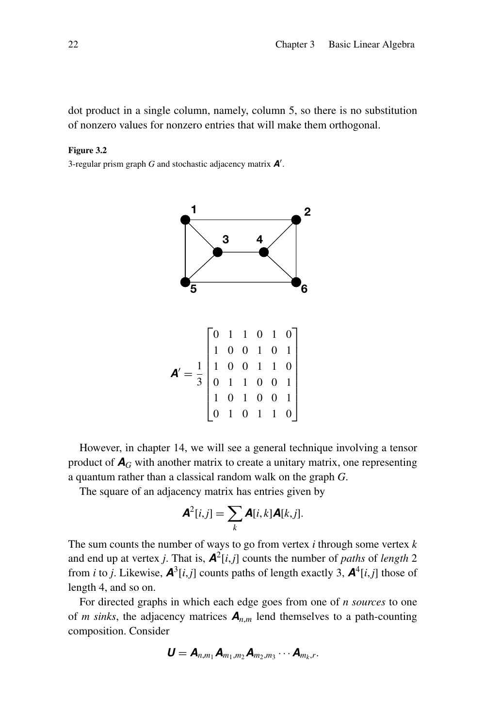dot product in a single column, namely, column 5, so there is no substitution of nonzero values for nonzero entries that will make them orthogonal.

**Figure 3.2**

3-regular prism graph $G$ and stochastic adjacency matrix $\boldsymbol{A}'$.

$$\boldsymbol{A}' = \frac{1}{3}\begin{bmatrix} 0 & 1 & 1 & 0 & 1 & 0 \\ 1 & 0 & 0 & 1 & 0 & 1 \\ 1 & 0 & 0 & 1 & 1 & 0 \\ 0 & 1 & 1 & 0 & 0 & 1 \\ 1 & 0 & 1 & 0 & 0 & 1 \\ 0 & 1 & 0 & 1 & 1 & 0 \end{bmatrix}$$

However, in chapter 14, we will see a general technique involving a tensor product of $\boldsymbol{A}_G$ with another matrix to create a unitary matrix, one representing a quantum rather than a classical random walk on the graph $G$.

The square of an adjacency matrix has entries given by

$$\boldsymbol{A}^2[i,j] = \sum_k \boldsymbol{A}[i,k]\boldsymbol{A}[k,j].$$

The sum counts the number of ways to go from vertex $i$ through some vertex $k$ and end up at vertex $j$. That is, $\boldsymbol{A}^2[i,j]$ counts the number of *paths* of *length* 2 from $i$ to $j$. Likewise, $\boldsymbol{A}^3[i,j]$ counts paths of length exactly 3, $\boldsymbol{A}^4[i,j]$ those of length 4, and so on.

For directed graphs in which each edge goes from one of $n$ *sources* to one of $m$ *sinks*, the adjacency matrices $\boldsymbol{A}_{n,m}$ lend themselves to a path-counting composition. Consider

$$\boldsymbol{U} = \boldsymbol{A}_{n,m_1}\boldsymbol{A}_{m_1,m_2}\boldsymbol{A}_{m_2,m_3}\cdots\boldsymbol{A}_{m_k,r}.$$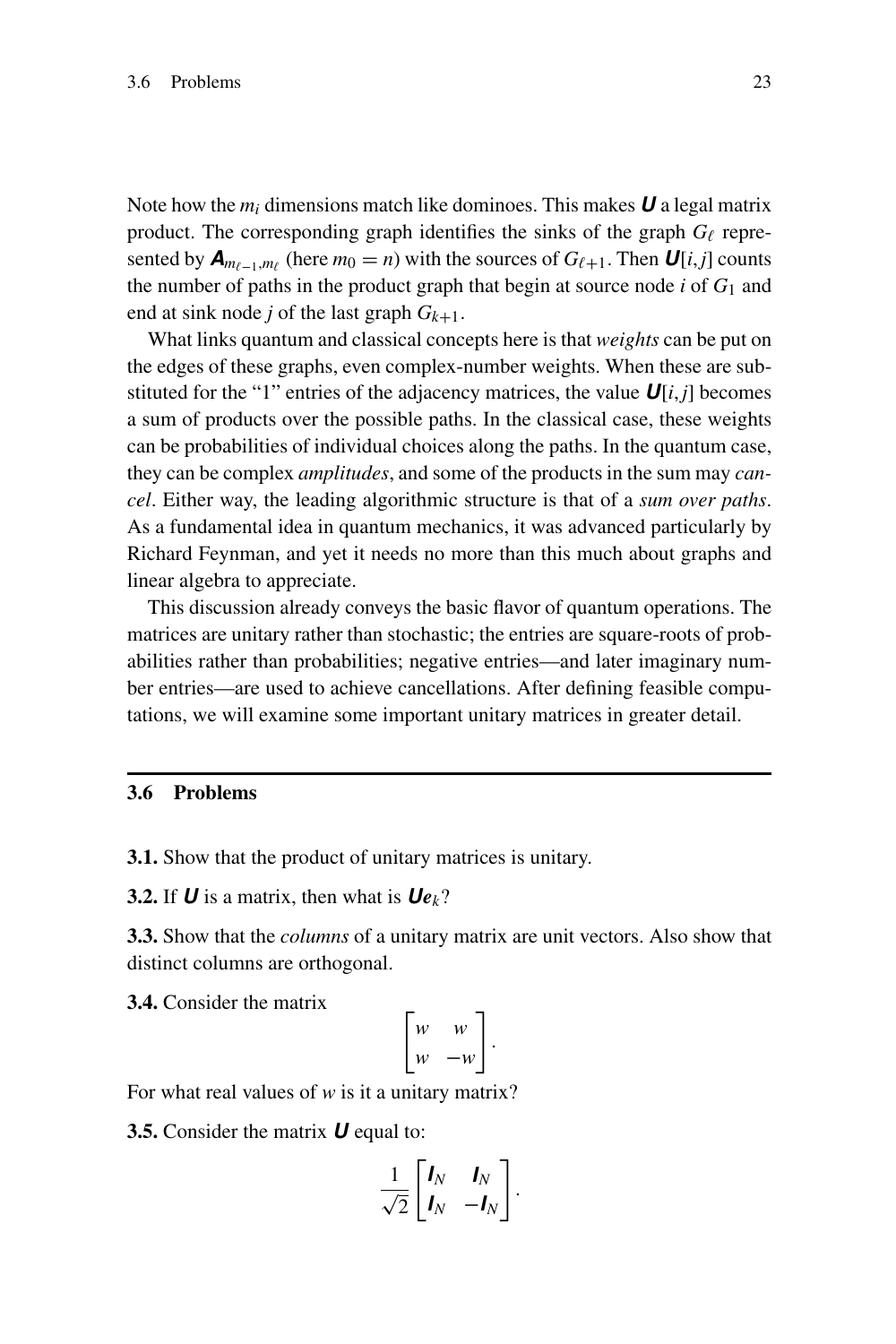Note how the $m_i$ dimensions match like dominoes. This makes $\boldsymbol{U}$ a legal matrix product. The corresponding graph identifies the sinks of the graph $G_\ell$ represented by $\boldsymbol{A}_{m_{\ell-1},m_\ell}$ (here $m_0 = n$) with the sources of $G_{\ell+1}$. Then $\boldsymbol{U}[i,j]$ counts the number of paths in the product graph that begin at source node $i$ of $G_1$ and end at sink node $j$ of the last graph $G_{k+1}$.

What links quantum and classical concepts here is that *weights* can be put on the edges of these graphs, even complex-number weights. When these are substituted for the "1" entries of the adjacency matrices, the value $\boldsymbol{U}[i,j]$ becomes a sum of products over the possible paths. In the classical case, these weights can be probabilities of individual choices along the paths. In the quantum case, they can be complex *amplitudes*, and some of the products in the sum may *cancel*. Either way, the leading algorithmic structure is that of a *sum over paths*. As a fundamental idea in quantum mechanics, it was advanced particularly by Richard Feynman, and yet it needs no more than this much about graphs and linear algebra to appreciate.

This discussion already conveys the basic flavor of quantum operations. The matrices are unitary rather than stochastic; the entries are square-roots of probabilities rather than probabilities; negative entries—and later imaginary number entries—are used to achieve cancellations. After defining feasible computations, we will examine some important unitary matrices in greater detail.

## 3.6 Problems

**3.1.** Show that the product of unitary matrices is unitary.

**3.2.** If $\boldsymbol{U}$ is a matrix, then what is $\boldsymbol{U}\boldsymbol{e}_k$?

**3.3.** Show that the *columns* of a unitary matrix are unit vectors. Also show that distinct columns are orthogonal.

**3.4.** Consider the matrix

$$\begin{bmatrix} w & w \\ w & -w \end{bmatrix}.$$

For what real values of $w$ is it a unitary matrix?

**3.5.** Consider the matrix $\boldsymbol{U}$ equal to:

$$\frac{1}{\sqrt{2}} \begin{bmatrix} \boldsymbol{I}_N & \boldsymbol{I}_N \\ \boldsymbol{I}_N & -\boldsymbol{I}_N \end{bmatrix}.$$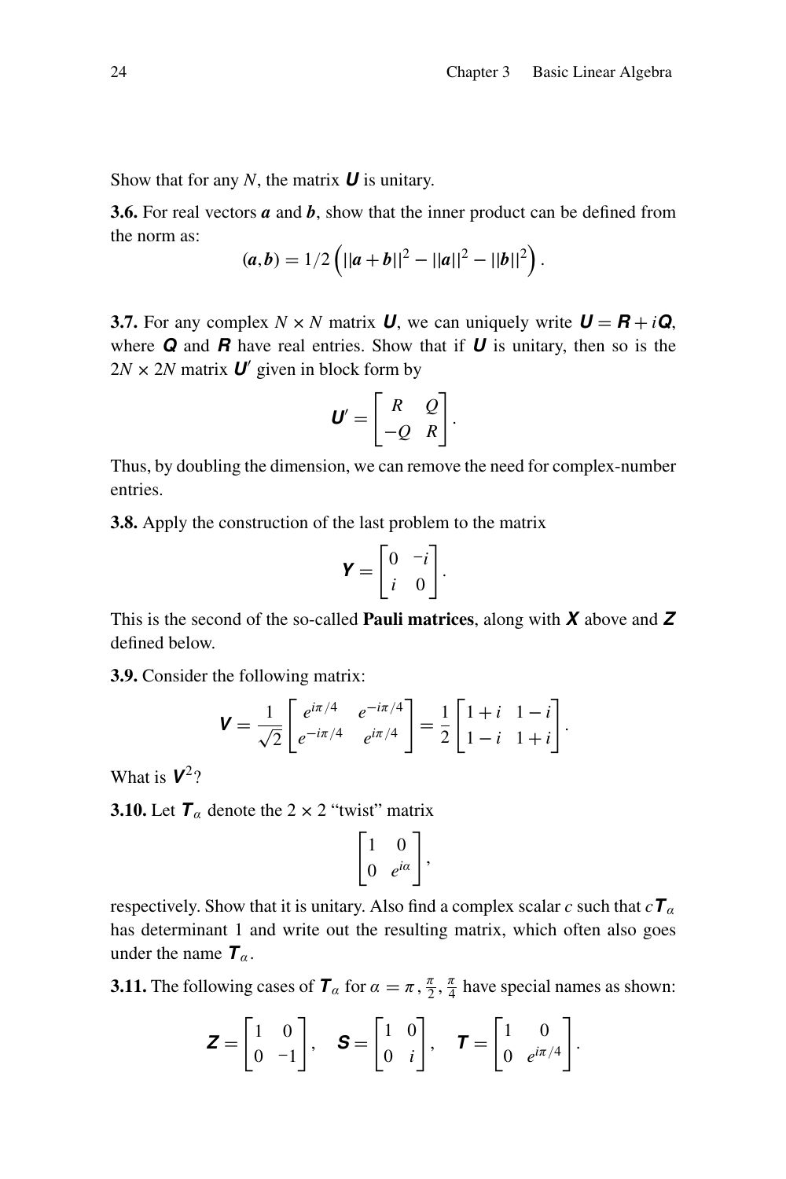Show that for any $N$, the matrix $\boldsymbol{U}$ is unitary.

**3.6.** For real vectors $\boldsymbol{a}$ and $\boldsymbol{b}$, show that the inner product can be defined from the norm as:

$$(\boldsymbol{a},\boldsymbol{b}) = 1/2\left(||\boldsymbol{a}+\boldsymbol{b}||^2 - ||\boldsymbol{a}||^2 - ||\boldsymbol{b}||^2\right).$$

**3.7.** For any complex $N \times N$ matrix $\boldsymbol{U}$, we can uniquely write $\boldsymbol{U} = \boldsymbol{R} + i\boldsymbol{Q}$, where $\boldsymbol{Q}$ and $\boldsymbol{R}$ have real entries. Show that if $\boldsymbol{U}$ is unitary, then so is the $2N \times 2N$ matrix $\boldsymbol{U}'$ given in block form by

$$\boldsymbol{U}' = \begin{bmatrix} R & Q \\ -Q & R \end{bmatrix}.$$

Thus, by doubling the dimension, we can remove the need for complex-number entries.

**3.8.** Apply the construction of the last problem to the matrix

$$\boldsymbol{Y} = \begin{bmatrix} 0 & -i \\ i & 0 \end{bmatrix}.$$

This is the second of the so-called **Pauli matrices**, along with $\boldsymbol{X}$ above and $\boldsymbol{Z}$ defined below.

**3.9.** Consider the following matrix:

$$\boldsymbol{V} = \frac{1}{\sqrt{2}}\begin{bmatrix} e^{i\pi/4} & e^{-i\pi/4} \\ e^{-i\pi/4} & e^{i\pi/4} \end{bmatrix} = \frac{1}{2}\begin{bmatrix} 1+i & 1-i \\ 1-i & 1+i \end{bmatrix}.$$

What is $\boldsymbol{V}^2$?

**3.10.** Let $\boldsymbol{T}_\alpha$ denote the $2 \times 2$ "twist" matrix

$$\begin{bmatrix} 1 & 0 \\ 0 & e^{i\alpha} \end{bmatrix},$$

respectively. Show that it is unitary. Also find a complex scalar $c$ such that $c\boldsymbol{T}_\alpha$ has determinant 1 and write out the resulting matrix, which often also goes under the name $\boldsymbol{T}_\alpha$.

**3.11.** The following cases of $\boldsymbol{T}_\alpha$ for $\alpha = \pi, \frac{\pi}{2}, \frac{\pi}{4}$ have special names as shown:

$$\boldsymbol{Z} = \begin{bmatrix} 1 & 0 \\ 0 & -1 \end{bmatrix}, \quad \boldsymbol{S} = \begin{bmatrix} 1 & 0 \\ 0 & i \end{bmatrix}, \quad \boldsymbol{T} = \begin{bmatrix} 1 & 0 \\ 0 & e^{i\pi/4} \end{bmatrix}.$$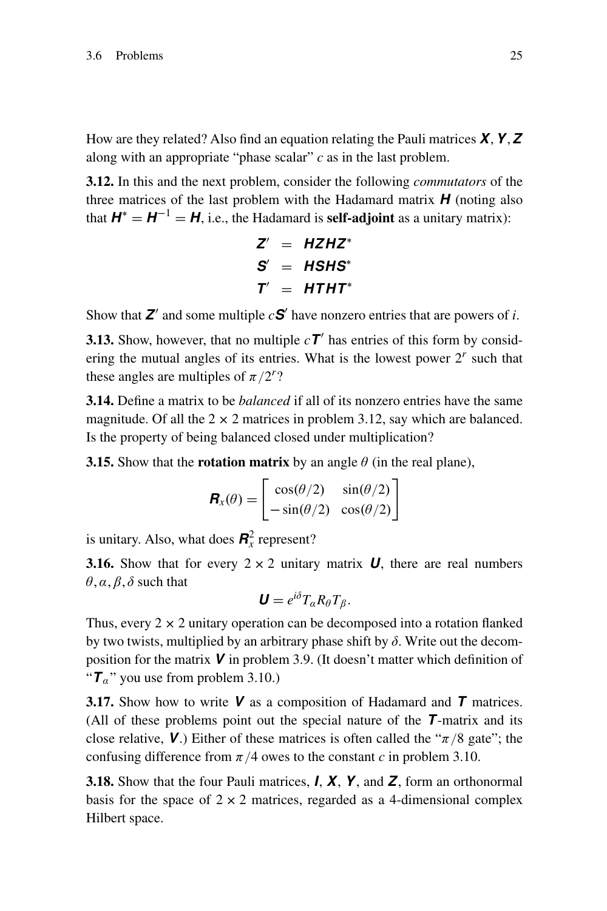How are they related? Also find an equation relating the Pauli matrices $\boldsymbol{X}, \boldsymbol{Y}, \boldsymbol{Z}$ along with an appropriate "phase scalar" $c$ as in the last problem.

**3.12.** In this and the next problem, consider the following *commutators* of the three matrices of the last problem with the Hadamard matrix $\boldsymbol{H}$ (noting also that $\boldsymbol{H}^* = \boldsymbol{H}^{-1} = \boldsymbol{H}$, i.e., the Hadamard is **self-adjoint** as a unitary matrix):

$$
\begin{aligned}
\boldsymbol{Z}' &= \boldsymbol{HZHZ}^* \\
\boldsymbol{S}' &= \boldsymbol{HSHS}^* \\
\boldsymbol{T}' &= \boldsymbol{HTHT}^*
\end{aligned}
$$

Show that $\boldsymbol{Z}'$ and some multiple $c\boldsymbol{S}'$ have nonzero entries that are powers of $i$.

**3.13.** Show, however, that no multiple $c\boldsymbol{T}'$ has entries of this form by considering the mutual angles of its entries. What is the lowest power $2^r$ such that these angles are multiples of $\pi/2^r$?

**3.14.** Define a matrix to be *balanced* if all of its nonzero entries have the same magnitude. Of all the $2 \times 2$ matrices in problem 3.12, say which are balanced. Is the property of being balanced closed under multiplication?

**3.15.** Show that the **rotation matrix** by an angle $\theta$ (in the real plane),

$$
\boldsymbol{R}_x(\theta) = \begin{bmatrix} \cos(\theta/2) & \sin(\theta/2) \\ -\sin(\theta/2) & \cos(\theta/2) \end{bmatrix}
$$

is unitary. Also, what does $\boldsymbol{R}_x^2$ represent?

**3.16.** Show that for every $2 \times 2$ unitary matrix $\boldsymbol{U}$, there are real numbers $\theta, \alpha, \beta, \delta$ such that

$$
\boldsymbol{U} = e^{i\delta} T_\alpha R_\theta T_\beta.
$$

Thus, every $2 \times 2$ unitary operation can be decomposed into a rotation flanked by two twists, multiplied by an arbitrary phase shift by $\delta$. Write out the decomposition for the matrix $\boldsymbol{V}$ in problem 3.9. (It doesn't matter which definition of "$\boldsymbol{T}_\alpha$" you use from problem 3.10.)

**3.17.** Show how to write $\boldsymbol{V}$ as a composition of Hadamard and $\boldsymbol{T}$ matrices. (All of these problems point out the special nature of the $\boldsymbol{T}$-matrix and its close relative, $\boldsymbol{V}$.) Either of these matrices is often called the "$\pi/8$ gate"; the confusing difference from $\pi/4$ owes to the constant $c$ in problem 3.10.

**3.18.** Show that the four Pauli matrices, $\boldsymbol{I}$, $\boldsymbol{X}$, $\boldsymbol{Y}$, and $\boldsymbol{Z}$, form an orthonormal basis for the space of $2 \times 2$ matrices, regarded as a 4-dimensional complex Hilbert space.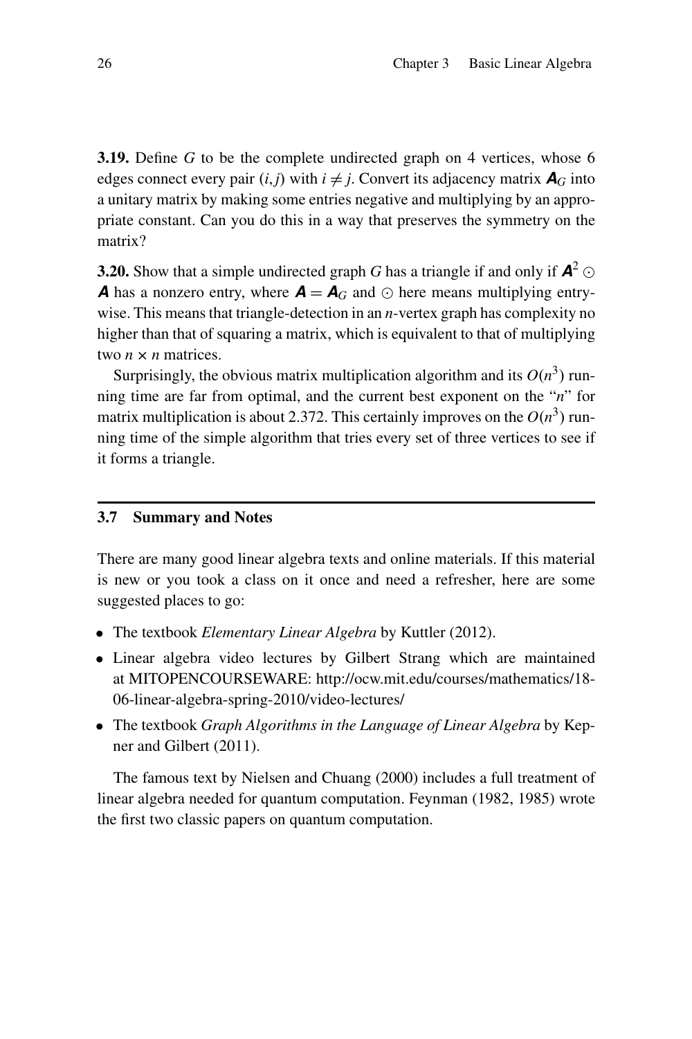**3.19.** Define $G$ to be the complete undirected graph on 4 vertices, whose 6 edges connect every pair $(i, j)$ with $i \neq j$. Convert its adjacency matrix $\boldsymbol{A}_G$ into a unitary matrix by making some entries negative and multiplying by an appropriate constant. Can you do this in a way that preserves the symmetry on the matrix?

**3.20.** Show that a simple undirected graph $G$ has a triangle if and only if $\boldsymbol{A}^2 \odot \boldsymbol{A}$ has a nonzero entry, where $\boldsymbol{A} = \boldsymbol{A}_G$ and $\odot$ here means multiplying entrywise. This means that triangle-detection in an $n$-vertex graph has complexity no higher than that of squaring a matrix, which is equivalent to that of multiplying two $n \times n$ matrices.

Surprisingly, the obvious matrix multiplication algorithm and its $O(n^3)$ running time are far from optimal, and the current best exponent on the "$n$" for matrix multiplication is about 2.372. This certainly improves on the $O(n^3)$ running time of the simple algorithm that tries every set of three vertices to see if it forms a triangle.

## 3.7 Summary and Notes

There are many good linear algebra texts and online materials. If this material is new or you took a class on it once and need a refresher, here are some suggested places to go:

- The textbook *Elementary Linear Algebra* by Kuttler (2012).
- Linear algebra video lectures by Gilbert Strang which are maintained at MITOPENCOURSEWARE: http://ocw.mit.edu/courses/mathematics/18-06-linear-algebra-spring-2010/video-lectures/
- The textbook *Graph Algorithms in the Language of Linear Algebra* by Kepner and Gilbert (2011).

The famous text by Nielsen and Chuang (2000) includes a full treatment of linear algebra needed for quantum computation. Feynman (1982, 1985) wrote the first two classic papers on quantum computation.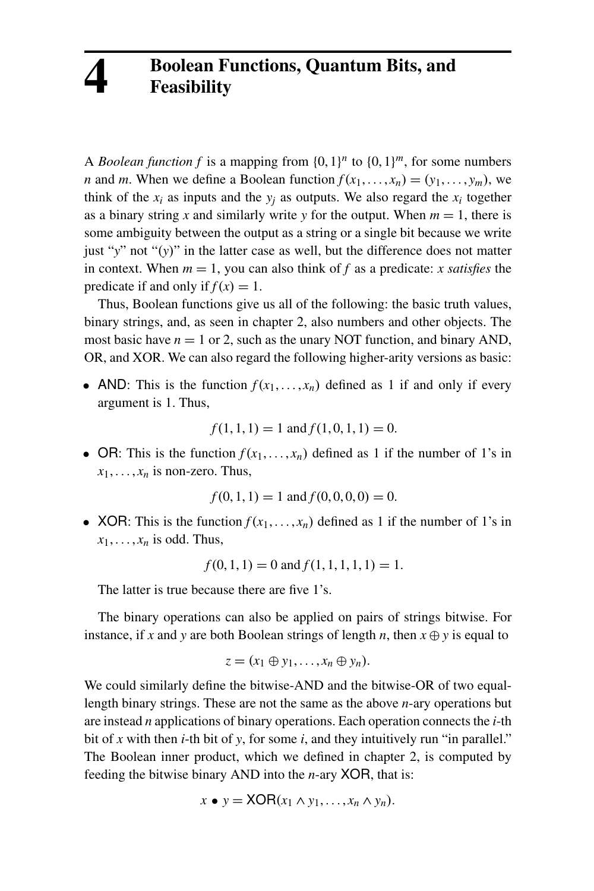# 4 Boolean Functions, Quantum Bits, and Feasibility

A *Boolean function* $f$ is a mapping from $\{0,1\}^n$ to $\{0,1\}^m$, for some numbers $n$ and $m$. When we define a Boolean function $f(x_1,\ldots,x_n) = (y_1,\ldots,y_m)$, we think of the $x_i$ as inputs and the $y_j$ as outputs. We also regard the $x_i$ together as a binary string $x$ and similarly write $y$ for the output. When $m = 1$, there is some ambiguity between the output as a string or a single bit because we write just "$y$" not "$(y)$" in the latter case as well, but the difference does not matter in context. When $m = 1$, you can also think of $f$ as a predicate: $x$ *satisfies* the predicate if and only if $f(x) = 1$.

Thus, Boolean functions give us all of the following: the basic truth values, binary strings, and, as seen in chapter 2, also numbers and other objects. The most basic have $n = 1$ or 2, such as the unary NOT function, and binary AND, OR, and XOR. We can also regard the following higher-arity versions as basic:

- AND: This is the function $f(x_1,\ldots,x_n)$ defined as 1 if and only if every argument is 1. Thus,

$$f(1,1,1) = 1 \text{ and } f(1,0,1,1) = 0.$$

- OR: This is the function $f(x_1,\ldots,x_n)$ defined as 1 if the number of 1's in $x_1,\ldots,x_n$ is non-zero. Thus,

$$f(0,1,1) = 1 \text{ and } f(0,0,0,0) = 0.$$

- XOR: This is the function $f(x_1,\ldots,x_n)$ defined as 1 if the number of 1's in $x_1,\ldots,x_n$ is odd. Thus,

$$f(0,1,1) = 0 \text{ and } f(1,1,1,1,1) = 1.$$

The latter is true because there are five 1's.

The binary operations can also be applied on pairs of strings bitwise. For instance, if $x$ and $y$ are both Boolean strings of length $n$, then $x \oplus y$ is equal to

$$z = (x_1 \oplus y_1, \ldots, x_n \oplus y_n).$$

We could similarly define the bitwise-AND and the bitwise-OR of two equal-length binary strings. These are not the same as the above $n$-ary operations but are instead $n$ applications of binary operations. Each operation connects the $i$-th bit of $x$ with then $i$-th bit of $y$, for some $i$, and they intuitively run "in parallel." The Boolean inner product, which we defined in chapter 2, is computed by feeding the bitwise binary AND into the $n$-ary XOR, that is:

$$x \bullet y = \mathsf{XOR}(x_1 \wedge y_1, \ldots, x_n \wedge y_n).$$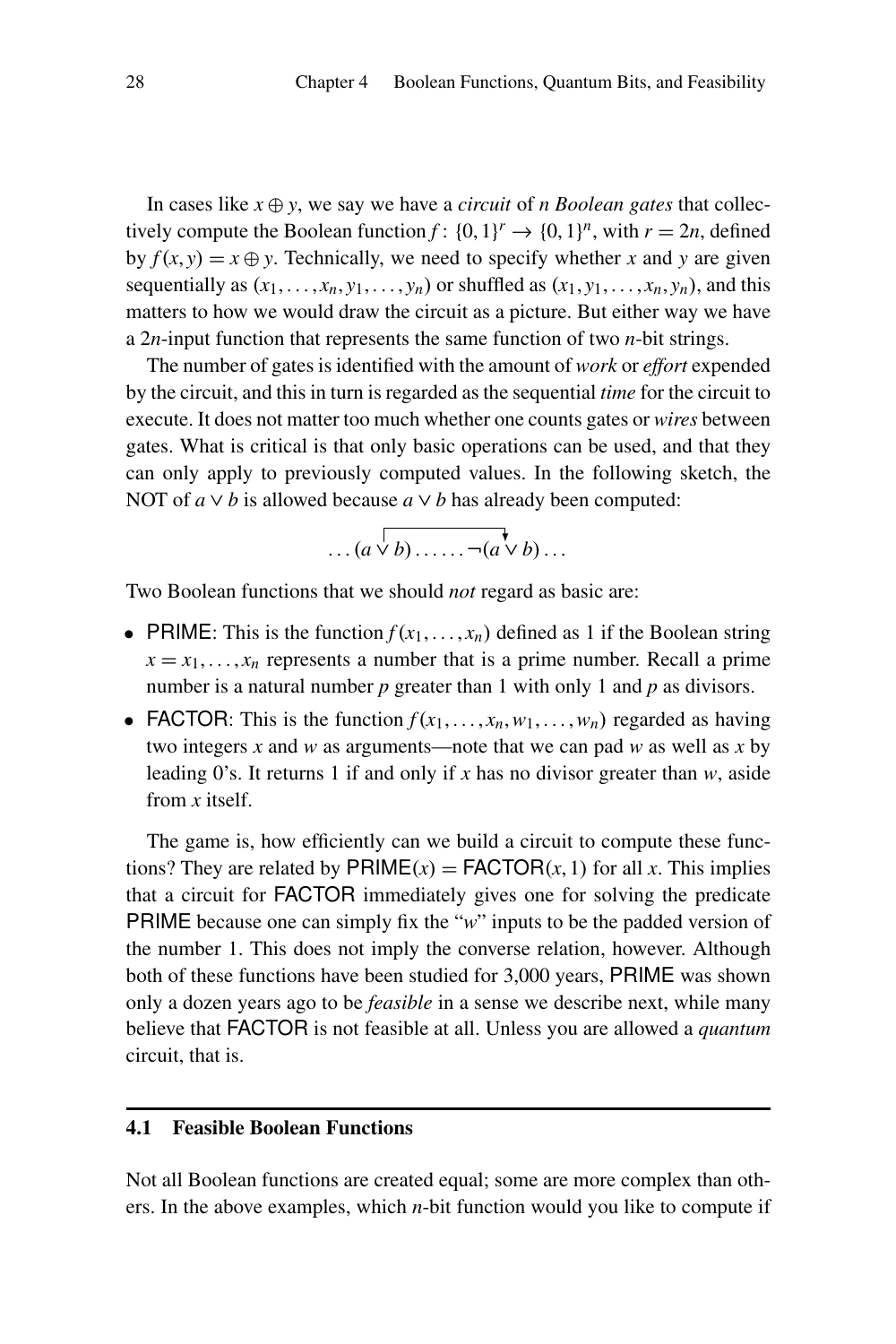In cases like $x \oplus y$, we say we have a *circuit* of *n Boolean gates* that collectively compute the Boolean function $f\colon \{0,1\}^r \to \{0,1\}^n$, with $r = 2n$, defined by $f(x,y) = x \oplus y$. Technically, we need to specify whether $x$ and $y$ are given sequentially as $(x_1,\dots,x_n,y_1,\dots,y_n)$ or shuffled as $(x_1,y_1,\dots,x_n,y_n)$, and this matters to how we would draw the circuit as a picture. But either way we have a $2n$-input function that represents the same function of two $n$-bit strings.

The number of gates is identified with the amount of *work* or *effort* expended by the circuit, and this in turn is regarded as the sequential *time* for the circuit to execute. It does not matter too much whether one counts gates or *wires* between gates. What is critical is that only basic operations can be used, and that they can only apply to previously computed values. In the following sketch, the NOT of $a \vee b$ is allowed because $a \vee b$ has already been computed:

$$\dots(a \vee b)\dots\dots\neg(a \vee b)\dots$$

Two Boolean functions that we should *not* regard as basic are:

- PRIME: This is the function $f(x_1,\dots,x_n)$ defined as 1 if the Boolean string $x = x_1,\dots,x_n$ represents a number that is a prime number. Recall a prime number is a natural number $p$ greater than 1 with only 1 and $p$ as divisors.
- FACTOR: This is the function $f(x_1,\dots,x_n,w_1,\dots,w_n)$ regarded as having two integers $x$ and $w$ as arguments—note that we can pad $w$ as well as $x$ by leading 0's. It returns 1 if and only if $x$ has no divisor greater than $w$, aside from $x$ itself.

The game is, how efficiently can we build a circuit to compute these functions? They are related by $\mathsf{PRIME}(x) = \mathsf{FACTOR}(x,1)$ for all $x$. This implies that a circuit for FACTOR immediately gives one for solving the predicate PRIME because one can simply fix the "$w$" inputs to be the padded version of the number 1. This does not imply the converse relation, however. Although both of these functions have been studied for 3,000 years, PRIME was shown only a dozen years ago to be *feasible* in a sense we describe next, while many believe that FACTOR is not feasible at all. Unless you are allowed a *quantum* circuit, that is.

## 4.1 Feasible Boolean Functions

Not all Boolean functions are created equal; some are more complex than others. In the above examples, which $n$-bit function would you like to compute if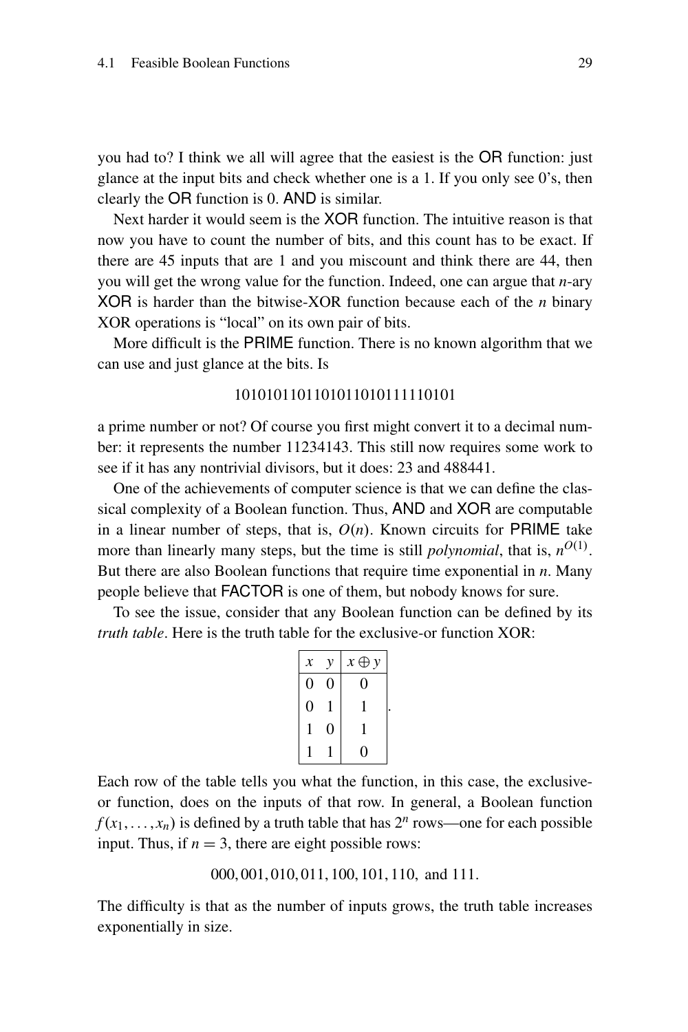you had to? I think we all will agree that the easiest is the OR function: just glance at the input bits and check whether one is a 1. If you only see 0's, then clearly the OR function is 0. AND is similar.

Next harder it would seem is the XOR function. The intuitive reason is that now you have to count the number of bits, and this count has to be exact. If there are 45 inputs that are 1 and you miscount and think there are 44, then you will get the wrong value for the function. Indeed, one can argue that $n$-ary XOR is harder than the bitwise-XOR function because each of the $n$ binary XOR operations is "local" on its own pair of bits.

More difficult is the PRIME function. There is no known algorithm that we can use and just glance at the bits. Is

$$101010110110101101011110101$$

a prime number or not? Of course you first might convert it to a decimal number: it represents the number 11234143. This still now requires some work to see if it has any nontrivial divisors, but it does: 23 and 488441.

One of the achievements of computer science is that we can define the classical complexity of a Boolean function. Thus, AND and XOR are computable in a linear number of steps, that is, $O(n)$. Known circuits for PRIME take more than linearly many steps, but the time is still *polynomial*, that is, $n^{O(1)}$. But there are also Boolean functions that require time exponential in $n$. Many people believe that FACTOR is one of them, but nobody knows for sure.

To see the issue, consider that any Boolean function can be defined by its *truth table*. Here is the truth table for the exclusive-or function XOR:

| $x$ | $y$ | $x \oplus y$ |
|---|---|---|
| 0 | 0 | 0 |
| 0 | 1 | 1 |
| 1 | 0 | 1 |
| 1 | 1 | 0 |

Each row of the table tells you what the function, in this case, the exclusive-or function, does on the inputs of that row. In general, a Boolean function $f(x_1,\ldots,x_n)$ is defined by a truth table that has $2^n$ rows—one for each possible input. Thus, if $n = 3$, there are eight possible rows:

$$000, 001, 010, 011, 100, 101, 110, \text{ and } 111.$$

The difficulty is that as the number of inputs grows, the truth table increases exponentially in size.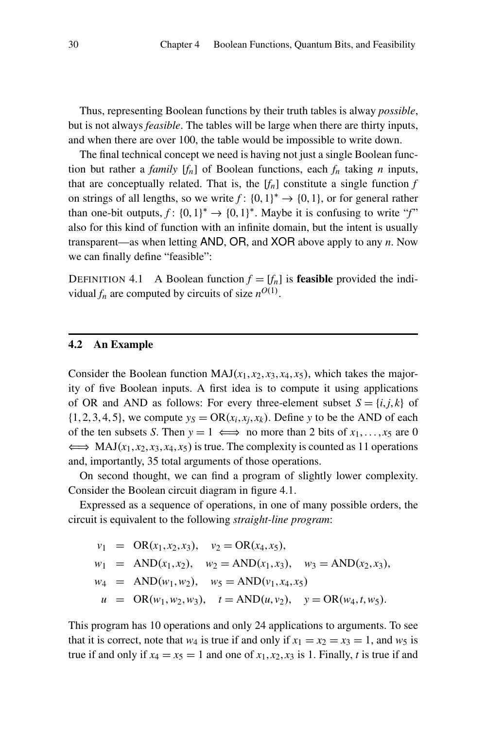Thus, representing Boolean functions by their truth tables is alway *possible*, but is not always *feasible*. The tables will be large when there are thirty inputs, and when there are over 100, the table would be impossible to write down.

The final technical concept we need is having not just a single Boolean function but rather a *family* $[f_n]$ of Boolean functions, each $f_n$ taking $n$ inputs, that are conceptually related. That is, the $[f_n]$ constitute a single function $f$ on strings of all lengths, so we write $f\colon \{0,1\}^* \to \{0,1\}$, or for general rather than one-bit outputs, $f\colon \{0,1\}^* \to \{0,1\}^*$. Maybe it is confusing to write "$f$" also for this kind of function with an infinite domain, but the intent is usually transparent—as when letting AND, OR, and XOR above apply to any $n$. Now we can finally define "feasible":

DEFINITION 4.1 A Boolean function $f = [f_n]$ is **feasible** provided the individual $f_n$ are computed by circuits of size $n^{O(1)}$.

## 4.2 An Example

Consider the Boolean function $\mathrm{MAJ}(x_1, x_2, x_3, x_4, x_5)$, which takes the majority of five Boolean inputs. A first idea is to compute it using applications of OR and AND as follows: For every three-element subset $S = \{i, j, k\}$ of $\{1,2,3,4,5\}$, we compute $y_S = \mathrm{OR}(x_i, x_j, x_k)$. Define $y$ to be the AND of each of the ten subsets $S$. Then $y = 1 \iff$ no more than 2 bits of $x_1, \ldots, x_5$ are 0 $\iff \mathrm{MAJ}(x_1, x_2, x_3, x_4, x_5)$ is true. The complexity is counted as 11 operations and, importantly, 35 total arguments of those operations.

On second thought, we can find a program of slightly lower complexity. Consider the Boolean circuit diagram in figure 4.1.

Expressed as a sequence of operations, in one of many possible orders, the circuit is equivalent to the following *straight-line program*:

$$
\begin{aligned}
v_1 &= \mathrm{OR}(x_1, x_2, x_3), \quad v_2 = \mathrm{OR}(x_4, x_5), \\
w_1 &= \mathrm{AND}(x_1, x_2), \quad w_2 = \mathrm{AND}(x_1, x_3), \quad w_3 = \mathrm{AND}(x_2, x_3), \\
w_4 &= \mathrm{AND}(w_1, w_2), \quad w_5 = \mathrm{AND}(v_1, x_4, x_5) \\
u &= \mathrm{OR}(w_1, w_2, w_3), \quad t = \mathrm{AND}(u, v_2), \quad y = \mathrm{OR}(w_4, t, w_5).
\end{aligned}
$$

This program has 10 operations and only 24 applications to arguments. To see that it is correct, note that $w_4$ is true if and only if $x_1 = x_2 = x_3 = 1$, and $w_5$ is true if and only if $x_4 = x_5 = 1$ and one of $x_1, x_2, x_3$ is 1. Finally, $t$ is true if and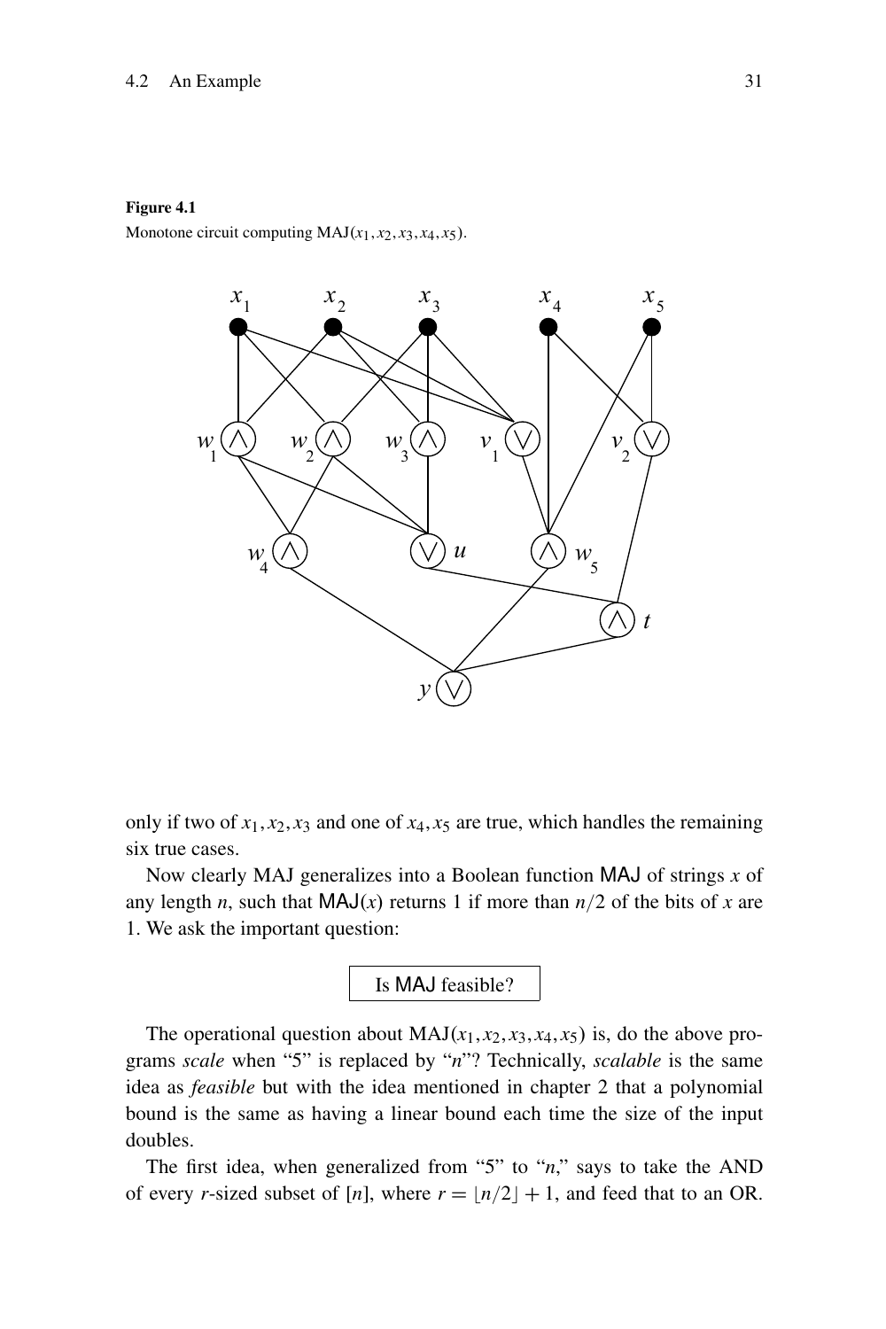**Figure 4.1**
Monotone circuit computing $\text{MAJ}(x_1, x_2, x_3, x_4, x_5)$.

only if two of $x_1, x_2, x_3$ and one of $x_4, x_5$ are true, which handles the remaining six true cases.

Now clearly MAJ generalizes into a Boolean function $\mathsf{MAJ}$ of strings $x$ of any length $n$, such that $\mathsf{MAJ}(x)$ returns 1 if more than $n/2$ of the bits of $x$ are 1. We ask the important question:

> Is $\mathsf{MAJ}$ feasible?

The operational question about $\text{MAJ}(x_1, x_2, x_3, x_4, x_5)$ is, do the above programs *scale* when "5" is replaced by "$n$"? Technically, *scalable* is the same idea as *feasible* but with the idea mentioned in chapter 2 that a polynomial bound is the same as having a linear bound each time the size of the input doubles.

The first idea, when generalized from "5" to "$n$," says to take the AND of every $r$-sized subset of $[n]$, where $r = \lfloor n/2 \rfloor + 1$, and feed that to an OR.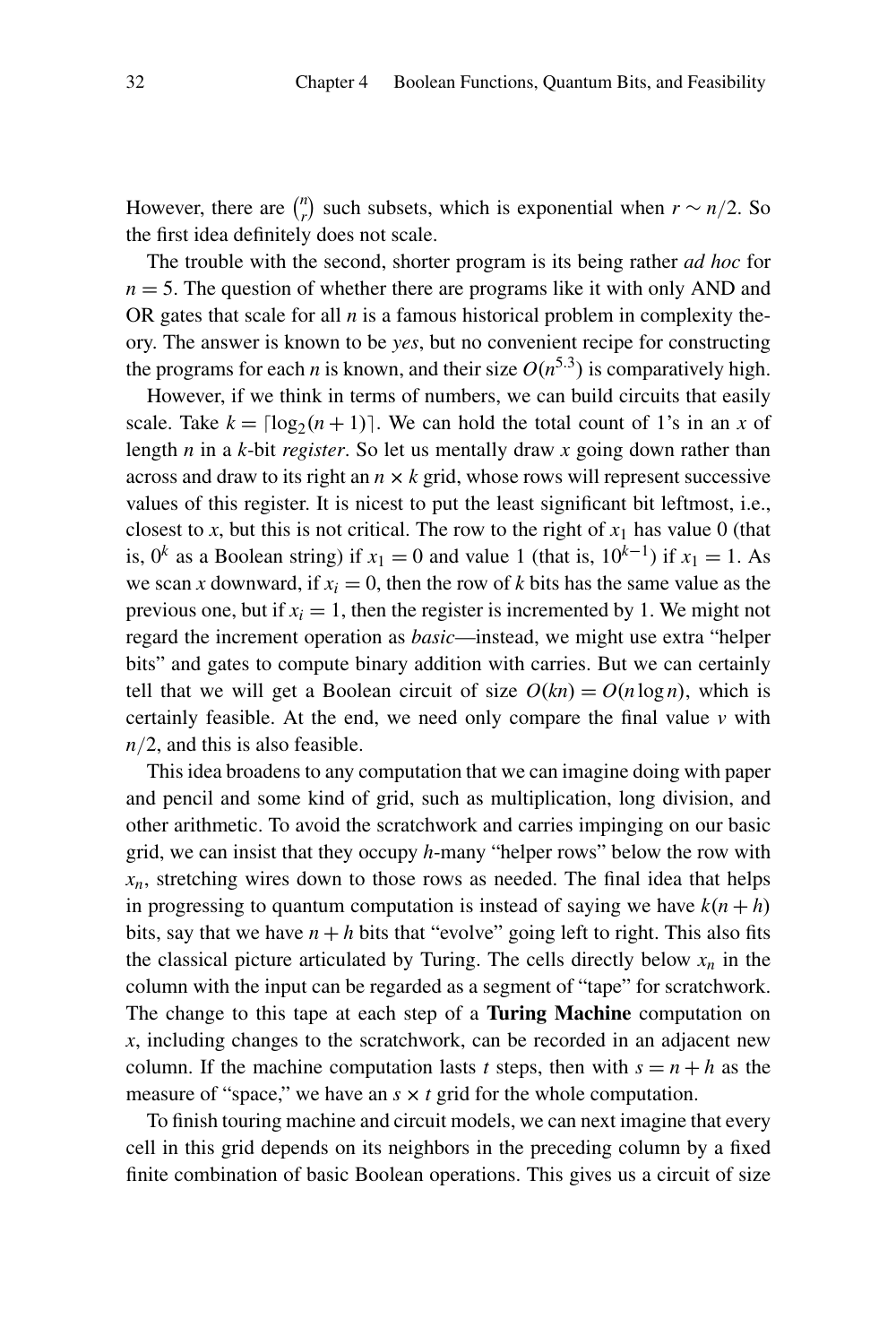However, there are $\binom{n}{r}$ such subsets, which is exponential when $r \sim n/2$. So the first idea definitely does not scale.

The trouble with the second, shorter program is its being rather *ad hoc* for $n = 5$. The question of whether there are programs like it with only AND and OR gates that scale for all $n$ is a famous historical problem in complexity theory. The answer is known to be *yes*, but no convenient recipe for constructing the programs for each $n$ is known, and their size $O(n^{5.3})$ is comparatively high.

However, if we think in terms of numbers, we can build circuits that easily scale. Take $k = \lceil \log_2(n+1) \rceil$. We can hold the total count of 1's in an $x$ of length $n$ in a $k$-bit *register*. So let us mentally draw $x$ going down rather than across and draw to its right an $n \times k$ grid, whose rows will represent successive values of this register. It is nicest to put the least significant bit leftmost, i.e., closest to $x$, but this is not critical. The row to the right of $x_1$ has value 0 (that is, $0^k$ as a Boolean string) if $x_1 = 0$ and value 1 (that is, $10^{k-1}$) if $x_1 = 1$. As we scan $x$ downward, if $x_i = 0$, then the row of $k$ bits has the same value as the previous one, but if $x_i = 1$, then the register is incremented by 1. We might not regard the increment operation as *basic*—instead, we might use extra "helper bits" and gates to compute binary addition with carries. But we can certainly tell that we will get a Boolean circuit of size $O(kn) = O(n \log n)$, which is certainly feasible. At the end, we need only compare the final value $v$ with $n/2$, and this is also feasible.

This idea broadens to any computation that we can imagine doing with paper and pencil and some kind of grid, such as multiplication, long division, and other arithmetic. To avoid the scratchwork and carries impinging on our basic grid, we can insist that they occupy $h$-many "helper rows" below the row with $x_n$, stretching wires down to those rows as needed. The final idea that helps in progressing to quantum computation is instead of saying we have $k(n+h)$ bits, say that we have $n+h$ bits that "evolve" going left to right. This also fits the classical picture articulated by Turing. The cells directly below $x_n$ in the column with the input can be regarded as a segment of "tape" for scratchwork. The change to this tape at each step of a **Turing Machine** computation on $x$, including changes to the scratchwork, can be recorded in an adjacent new column. If the machine computation lasts $t$ steps, then with $s = n + h$ as the measure of "space," we have an $s \times t$ grid for the whole computation.

To finish touring machine and circuit models, we can next imagine that every cell in this grid depends on its neighbors in the preceding column by a fixed finite combination of basic Boolean operations. This gives us a circuit of size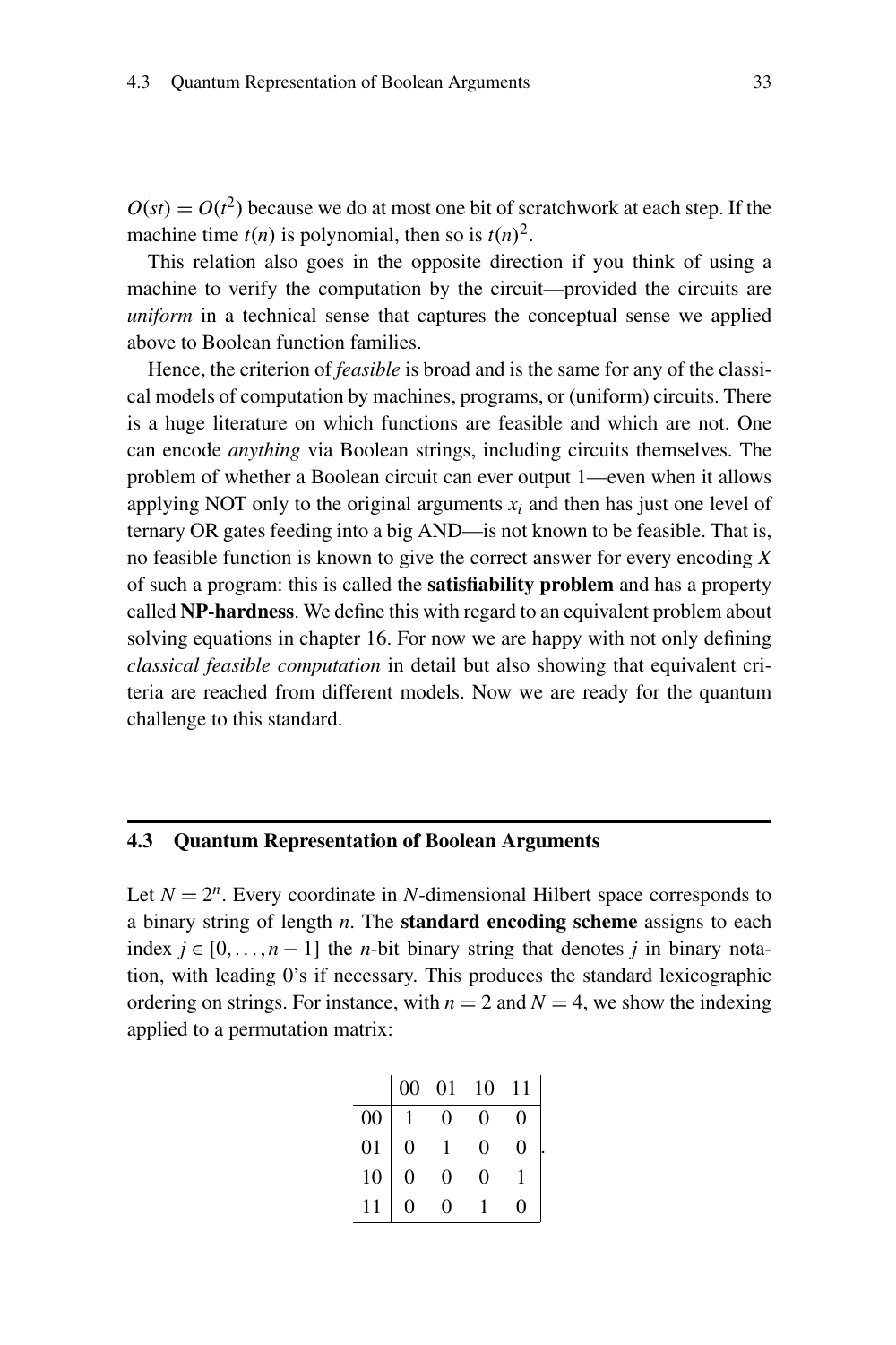$O(st) = O(t^2)$ because we do at most one bit of scratchwork at each step. If the machine time $t(n)$ is polynomial, then so is $t(n)^2$.

This relation also goes in the opposite direction if you think of using a machine to verify the computation by the circuit—provided the circuits are *uniform* in a technical sense that captures the conceptual sense we applied above to Boolean function families.

Hence, the criterion of *feasible* is broad and is the same for any of the classical models of computation by machines, programs, or (uniform) circuits. There is a huge literature on which functions are feasible and which are not. One can encode *anything* via Boolean strings, including circuits themselves. The problem of whether a Boolean circuit can ever output 1—even when it allows applying NOT only to the original arguments $x_i$ and then has just one level of ternary OR gates feeding into a big AND—is not known to be feasible. That is, no feasible function is known to give the correct answer for every encoding $X$ of such a program: this is called the **satisfiability problem** and has a property called **NP-hardness**. We define this with regard to an equivalent problem about solving equations in chapter 16. For now we are happy with not only defining *classical feasible computation* in detail but also showing that equivalent criteria are reached from different models. Now we are ready for the quantum challenge to this standard.

## 4.3 Quantum Representation of Boolean Arguments

Let $N = 2^n$. Every coordinate in $N$-dimensional Hilbert space corresponds to a binary string of length $n$. The **standard encoding scheme** assigns to each index $j \in [0, \ldots, n-1]$ the $n$-bit binary string that denotes $j$ in binary notation, with leading 0's if necessary. This produces the standard lexicographic ordering on strings. For instance, with $n = 2$ and $N = 4$, we show the indexing applied to a permutation matrix:

| | 00 | 01 | 10 | 11 |
|---|---|---|---|---|
| 00 | 1 | 0 | 0 | 0 |
| 01 | 0 | 1 | 0 | 0 |
| 10 | 0 | 0 | 0 | 1 |
| 11 | 0 | 0 | 1 | 0 |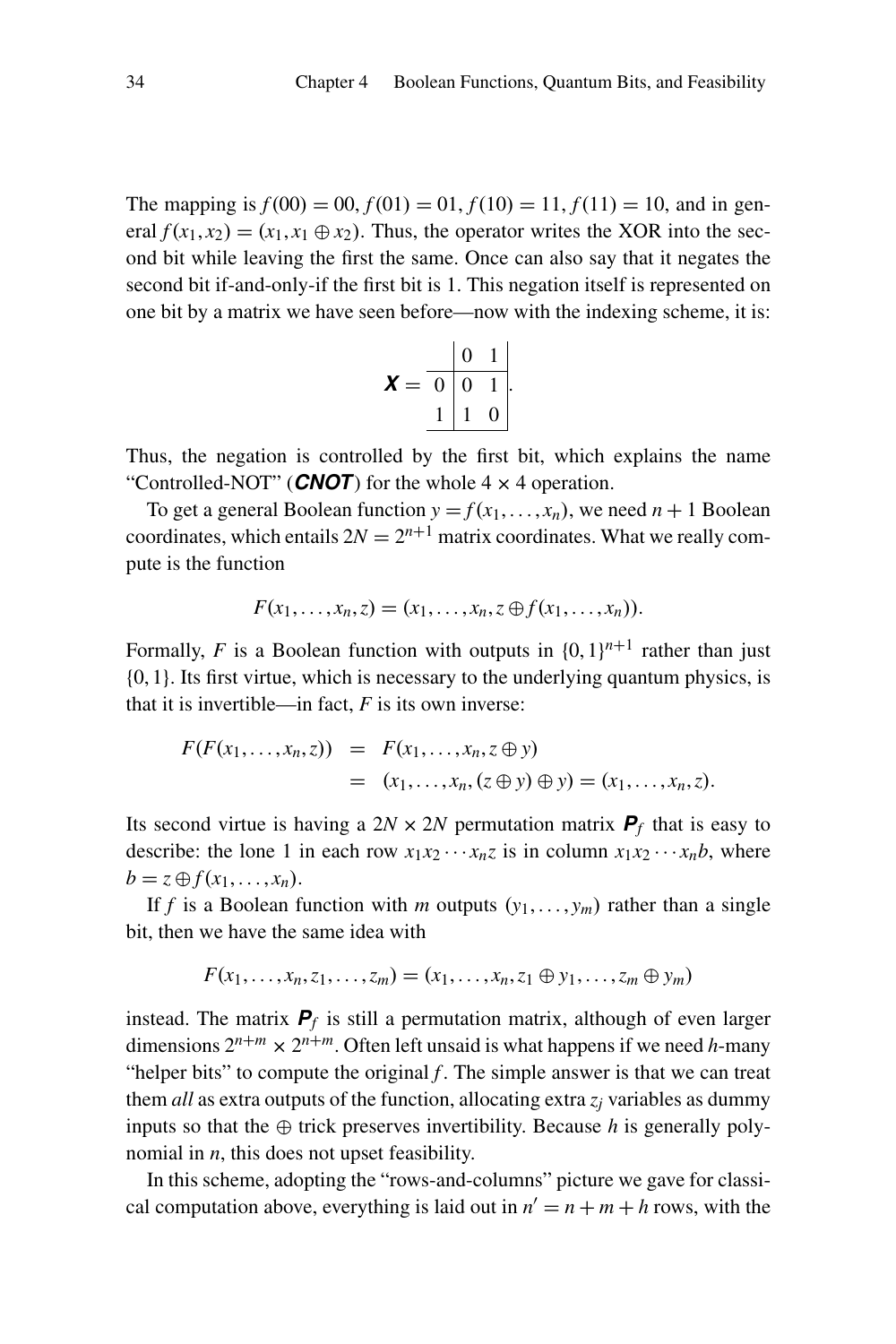The mapping is $f(00) = 00, f(01) = 01, f(10) = 11, f(11) = 10$, and in general $f(x_1, x_2) = (x_1, x_1 \oplus x_2)$. Thus, the operator writes the XOR into the second bit while leaving the first the same. Once can also say that it negates the second bit if-and-only-if the first bit is 1. This negation itself is represented on one bit by a matrix we have seen before—now with the indexing scheme, it is:

$$\boldsymbol{X} = \begin{array}{c|cc|} & 0 & 1 \\ \hline 0 & 0 & 1 \\ 1 & 1 & 0 \\ \hline \end{array}.$$

Thus, the negation is controlled by the first bit, which explains the name "Controlled-NOT" (***CNOT***) for the whole $4 \times 4$ operation.

To get a general Boolean function $y = f(x_1, \ldots, x_n)$, we need $n+1$ Boolean coordinates, which entails $2N = 2^{n+1}$ matrix coordinates. What we really compute is the function

$$F(x_1, \ldots, x_n, z) = (x_1, \ldots, x_n, z \oplus f(x_1, \ldots, x_n)).$$

Formally, $F$ is a Boolean function with outputs in $\{0,1\}^{n+1}$ rather than just $\{0,1\}$. Its first virtue, which is necessary to the underlying quantum physics, is that it is invertible—in fact, $F$ is its own inverse:

$$\begin{aligned} F(F(x_1, \ldots, x_n, z)) &= F(x_1, \ldots, x_n, z \oplus y) \\ &= (x_1, \ldots, x_n, (z \oplus y) \oplus y) = (x_1, \ldots, x_n, z). \end{aligned}$$

Its second virtue is having a $2N \times 2N$ permutation matrix $\boldsymbol{P}_f$ that is easy to describe: the lone 1 in each row $x_1 x_2 \cdots x_n z$ is in column $x_1 x_2 \cdots x_n b$, where $b = z \oplus f(x_1, \ldots, x_n)$.

If $f$ is a Boolean function with $m$ outputs $(y_1, \ldots, y_m)$ rather than a single bit, then we have the same idea with

$$F(x_1, \ldots, x_n, z_1, \ldots, z_m) = (x_1, \ldots, x_n, z_1 \oplus y_1, \ldots, z_m \oplus y_m)$$

instead. The matrix $\boldsymbol{P}_f$ is still a permutation matrix, although of even larger dimensions $2^{n+m} \times 2^{n+m}$. Often left unsaid is what happens if we need $h$-many "helper bits" to compute the original $f$. The simple answer is that we can treat them *all* as extra outputs of the function, allocating extra $z_j$ variables as dummy inputs so that the $\oplus$ trick preserves invertibility. Because $h$ is generally polynomial in $n$, this does not upset feasibility.

In this scheme, adopting the "rows-and-columns" picture we gave for classical computation above, everything is laid out in $n' = n + m + h$ rows, with the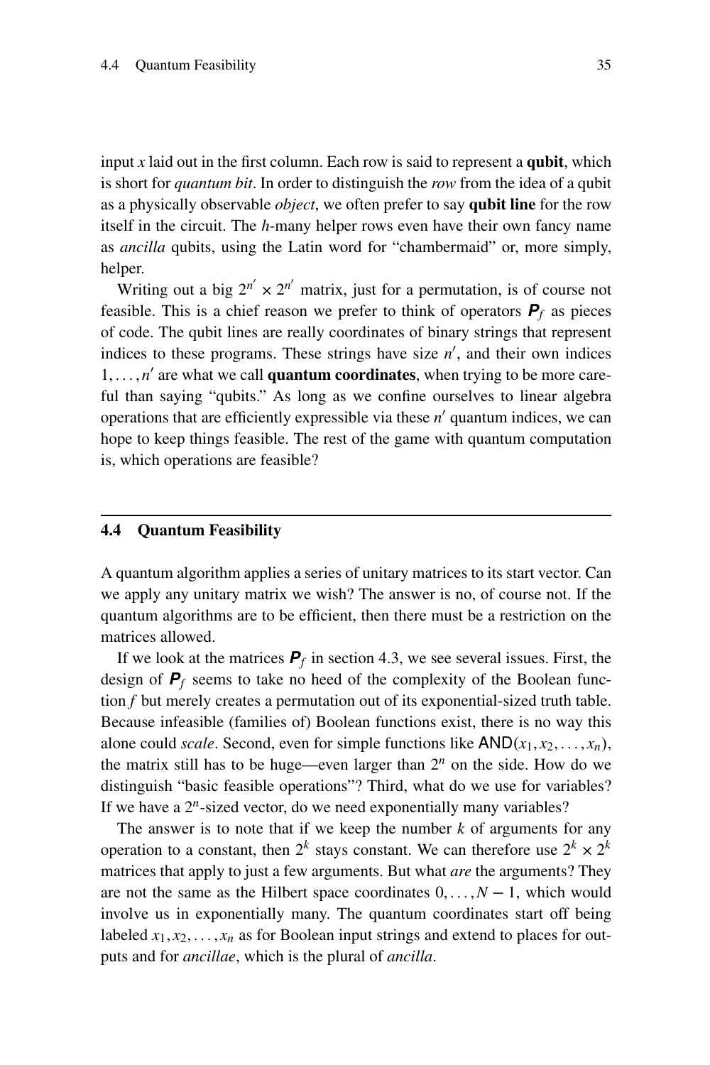input $x$ laid out in the first column. Each row is said to represent a **qubit**, which is short for *quantum bit*. In order to distinguish the *row* from the idea of a qubit as a physically observable *object*, we often prefer to say **qubit line** for the row itself in the circuit. The $h$-many helper rows even have their own fancy name as *ancilla* qubits, using the Latin word for "chambermaid" or, more simply, helper.

Writing out a big $2^{n'} \times 2^{n'}$ matrix, just for a permutation, is of course not feasible. This is a chief reason we prefer to think of operators $\boldsymbol{P}_f$ as pieces of code. The qubit lines are really coordinates of binary strings that represent indices to these programs. These strings have size $n'$, and their own indices $1, \ldots, n'$ are what we call **quantum coordinates**, when trying to be more careful than saying "qubits." As long as we confine ourselves to linear algebra operations that are efficiently expressible via these $n'$ quantum indices, we can hope to keep things feasible. The rest of the game with quantum computation is, which operations are feasible?

## 4.4 Quantum Feasibility

A quantum algorithm applies a series of unitary matrices to its start vector. Can we apply any unitary matrix we wish? The answer is no, of course not. If the quantum algorithms are to be efficient, then there must be a restriction on the matrices allowed.

If we look at the matrices $\boldsymbol{P}_f$ in section 4.3, we see several issues. First, the design of $\boldsymbol{P}_f$ seems to take no heed of the complexity of the Boolean function $f$ but merely creates a permutation out of its exponential-sized truth table. Because infeasible (families of) Boolean functions exist, there is no way this alone could *scale*. Second, even for simple functions like $\mathsf{AND}(x_1, x_2, \ldots, x_n)$, the matrix still has to be huge—even larger than $2^n$ on the side. How do we distinguish "basic feasible operations"? Third, what do we use for variables? If we have a $2^n$-sized vector, do we need exponentially many variables?

The answer is to note that if we keep the number $k$ of arguments for any operation to a constant, then $2^k$ stays constant. We can therefore use $2^k \times 2^k$ matrices that apply to just a few arguments. But what *are* the arguments? They are not the same as the Hilbert space coordinates $0, \ldots, N-1$, which would involve us in exponentially many. The quantum coordinates start off being labeled $x_1, x_2, \ldots, x_n$ as for Boolean input strings and extend to places for outputs and for *ancillae*, which is the plural of *ancilla*.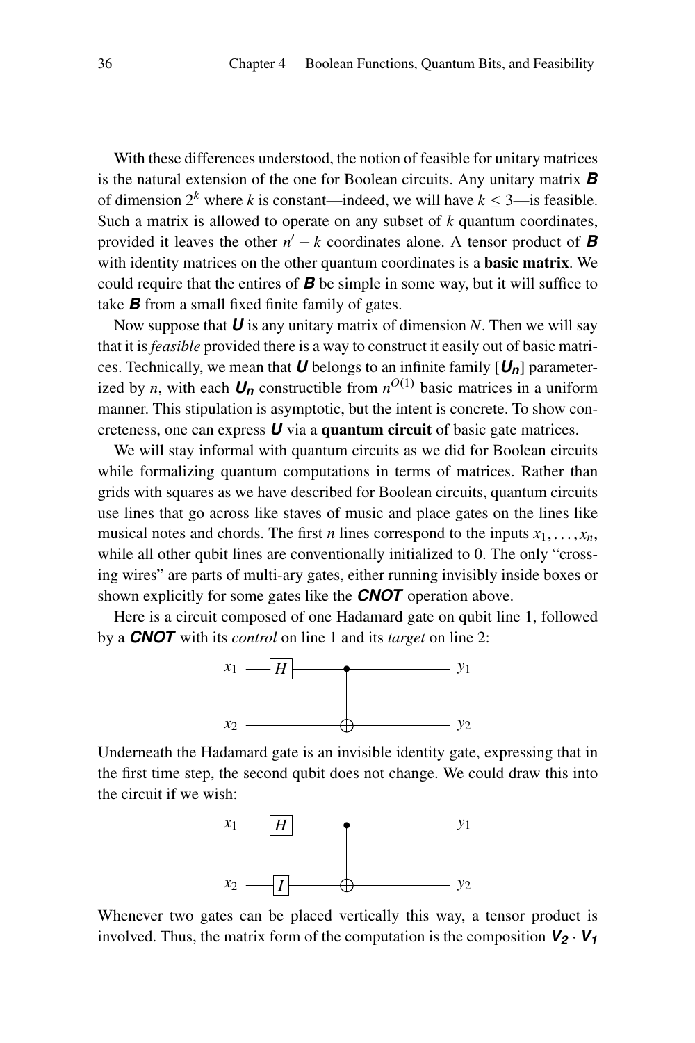With these differences understood, the notion of feasible for unitary matrices is the natural extension of the one for Boolean circuits. Any unitary matrix $\boldsymbol{B}$ of dimension $2^k$ where $k$ is constant—indeed, we will have $k \leq 3$—is feasible. Such a matrix is allowed to operate on any subset of $k$ quantum coordinates, provided it leaves the other $n' - k$ coordinates alone. A tensor product of $\boldsymbol{B}$ with identity matrices on the other quantum coordinates is a **basic matrix**. We could require that the entires of $\boldsymbol{B}$ be simple in some way, but it will suffice to take $\boldsymbol{B}$ from a small fixed finite family of gates.

Now suppose that $\boldsymbol{U}$ is any unitary matrix of dimension $N$. Then we will say that it is *feasible* provided there is a way to construct it easily out of basic matrices. Technically, we mean that $\boldsymbol{U}$ belongs to an infinite family $[\boldsymbol{U_n}]$ parameterized by $n$, with each $\boldsymbol{U_n}$ constructible from $n^{O(1)}$ basic matrices in a uniform manner. This stipulation is asymptotic, but the intent is concrete. To show concreteness, one can express $\boldsymbol{U}$ via a **quantum circuit** of basic gate matrices.

We will stay informal with quantum circuits as we did for Boolean circuits while formalizing quantum computations in terms of matrices. Rather than grids with squares as we have described for Boolean circuits, quantum circuits use lines that go across like staves of music and place gates on the lines like musical notes and chords. The first $n$ lines correspond to the inputs $x_1, \ldots, x_n$, while all other qubit lines are conventionally initialized to 0. The only "crossing wires" are parts of multi-ary gates, either running invisibly inside boxes or shown explicitly for some gates like the **CNOT** operation above.

Here is a circuit composed of one Hadamard gate on qubit line 1, followed by a **CNOT** with its *control* on line 1 and its *target* on line 2:

```
x1 ──[H]────●──────── y1
            │
x2 ─────────⊕──────── y2
```

Underneath the Hadamard gate is an invisible identity gate, expressing that in the first time step, the second qubit does not change. We could draw this into the circuit if we wish:

```
x1 ──[H]────●──────── y1
            │
x2 ──[I]────⊕──────── y2
```

Whenever two gates can be placed vertically this way, a tensor product is involved. Thus, the matrix form of the computation is the composition $\boldsymbol{V_2} \cdot \boldsymbol{V_1}$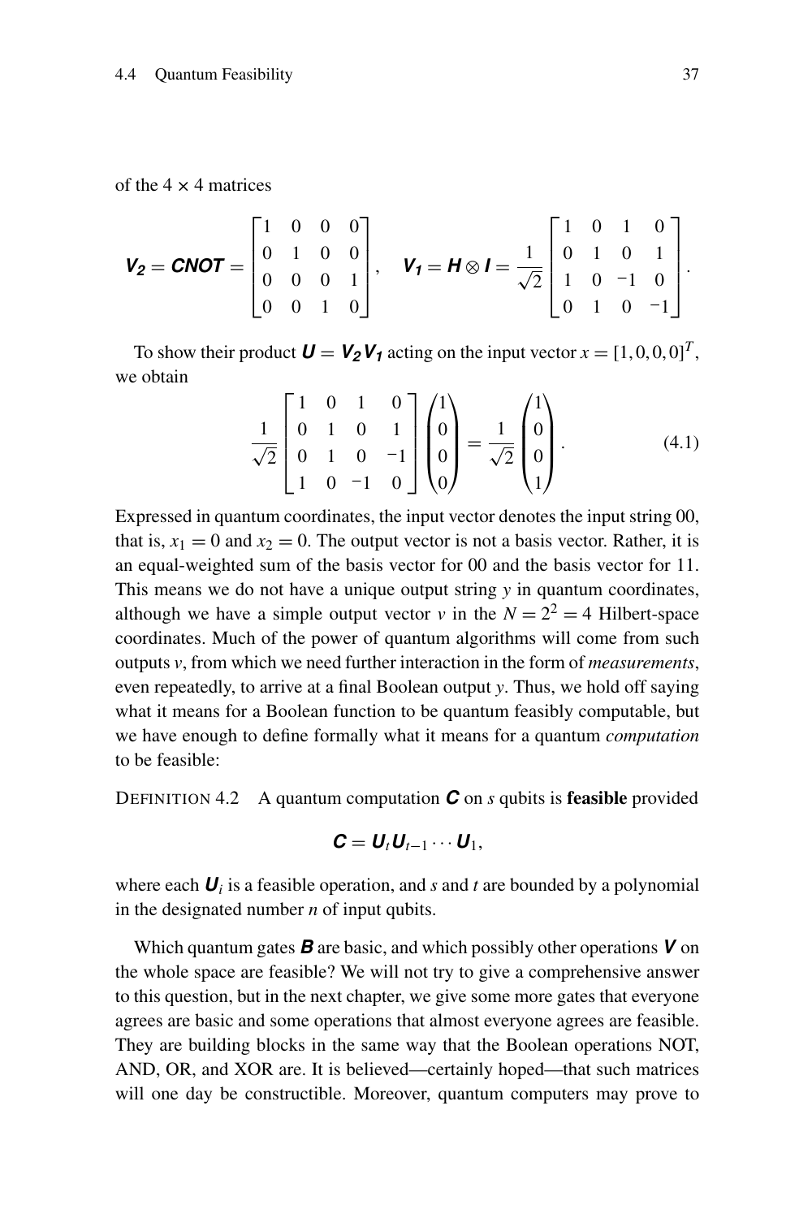of the 4 × 4 matrices

$$\boldsymbol{V_2} = \boldsymbol{CNOT} = \begin{bmatrix} 1 & 0 & 0 & 0 \\ 0 & 1 & 0 & 0 \\ 0 & 0 & 0 & 1 \\ 0 & 0 & 1 & 0 \end{bmatrix}, \quad \boldsymbol{V_1} = \boldsymbol{H} \otimes \boldsymbol{I} = \frac{1}{\sqrt{2}} \begin{bmatrix} 1 & 0 & 1 & 0 \\ 0 & 1 & 0 & 1 \\ 1 & 0 & -1 & 0 \\ 0 & 1 & 0 & -1 \end{bmatrix}.$$

To show their product $\boldsymbol{U} = \boldsymbol{V_2 V_1}$ acting on the input vector $x = [1,0,0,0]^T$, we obtain

$$\frac{1}{\sqrt{2}} \begin{bmatrix} 1 & 0 & 1 & 0 \\ 0 & 1 & 0 & 1 \\ 0 & 1 & 0 & -1 \\ 1 & 0 & -1 & 0 \end{bmatrix} \begin{pmatrix} 1 \\ 0 \\ 0 \\ 0 \end{pmatrix} = \frac{1}{\sqrt{2}} \begin{pmatrix} 1 \\ 0 \\ 0 \\ 1 \end{pmatrix}. \tag{4.1}$$

Expressed in quantum coordinates, the input vector denotes the input string 00, that is, $x_1 = 0$ and $x_2 = 0$. The output vector is not a basis vector. Rather, it is an equal-weighted sum of the basis vector for 00 and the basis vector for 11. This means we do not have a unique output string $y$ in quantum coordinates, although we have a simple output vector $v$ in the $N = 2^2 = 4$ Hilbert-space coordinates. Much of the power of quantum algorithms will come from such outputs $v$, from which we need further interaction in the form of *measurements*, even repeatedly, to arrive at a final Boolean output $y$. Thus, we hold off saying what it means for a Boolean function to be quantum feasibly computable, but we have enough to define formally what it means for a quantum *computation* to be feasible:

DEFINITION 4.2 A quantum computation $\boldsymbol{C}$ on $s$ qubits is **feasible** provided

$$\boldsymbol{C} = \boldsymbol{U}_t \boldsymbol{U}_{t-1} \cdots \boldsymbol{U}_1,$$

where each $\boldsymbol{U}_i$ is a feasible operation, and $s$ and $t$ are bounded by a polynomial in the designated number $n$ of input qubits.

Which quantum gates $\boldsymbol{B}$ are basic, and which possibly other operations $\boldsymbol{V}$ on the whole space are feasible? We will not try to give a comprehensive answer to this question, but in the next chapter, we give some more gates that everyone agrees are basic and some operations that almost everyone agrees are feasible. They are building blocks in the same way that the Boolean operations NOT, AND, OR, and XOR are. It is believed—certainly hoped—that such matrices will one day be constructible. Moreover, quantum computers may prove to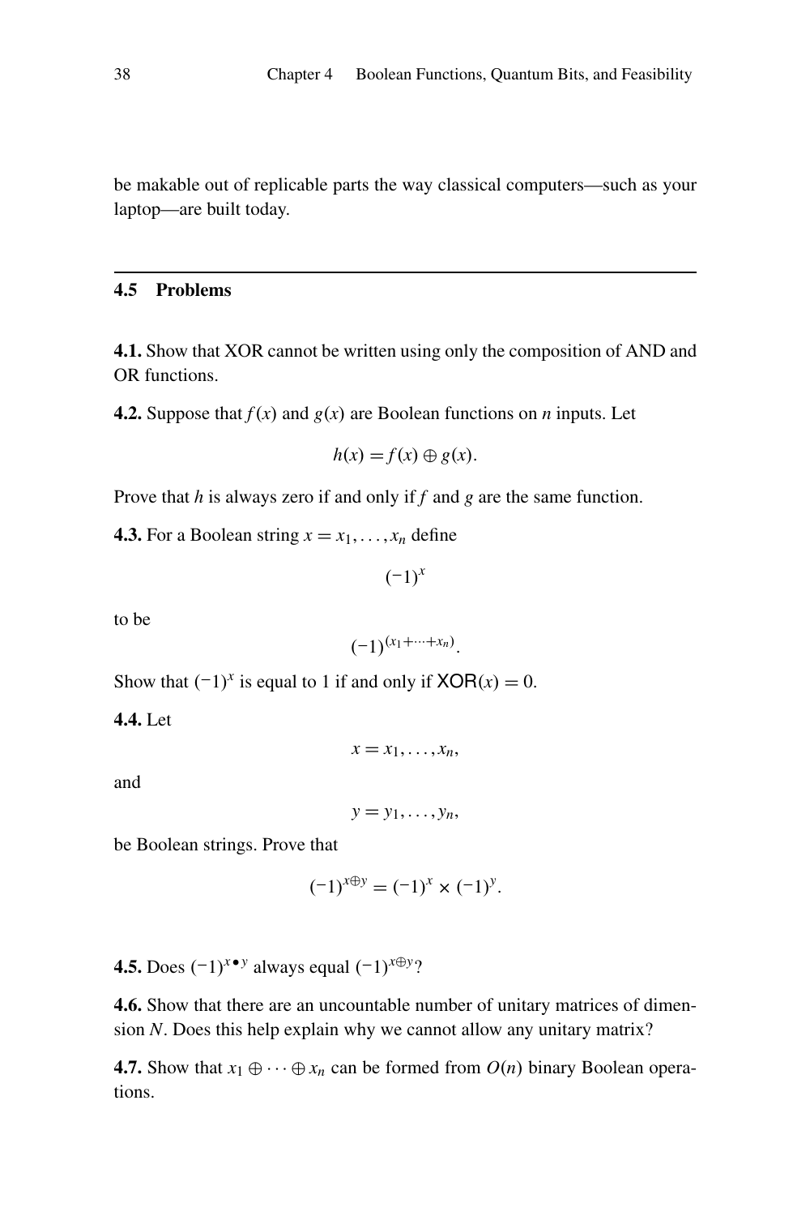be makable out of replicable parts the way classical computers—such as your laptop—are built today.

## 4.5 Problems

**4.1.** Show that XOR cannot be written using only the composition of AND and OR functions.

**4.2.** Suppose that $f(x)$ and $g(x)$ are Boolean functions on $n$ inputs. Let

$$h(x) = f(x) \oplus g(x).$$

Prove that $h$ is always zero if and only if $f$ and $g$ are the same function.

**4.3.** For a Boolean string $x = x_1, \ldots, x_n$ define

$$(-1)^x$$

to be

$$(-1)^{(x_1 + \cdots + x_n)}.$$

Show that $(-1)^x$ is equal to 1 if and only if $\mathsf{XOR}(x) = 0$.

**4.4.** Let

$$x = x_1, \ldots, x_n,$$

and

$$y = y_1, \ldots, y_n,$$

be Boolean strings. Prove that

$$(-1)^{x \oplus y} = (-1)^x \times (-1)^y.$$

**4.5.** Does $(-1)^{x \bullet y}$ always equal $(-1)^{x \oplus y}$?

**4.6.** Show that there are an uncountable number of unitary matrices of dimension $N$. Does this help explain why we cannot allow any unitary matrix?

**4.7.** Show that $x_1 \oplus \cdots \oplus x_n$ can be formed from $O(n)$ binary Boolean operations.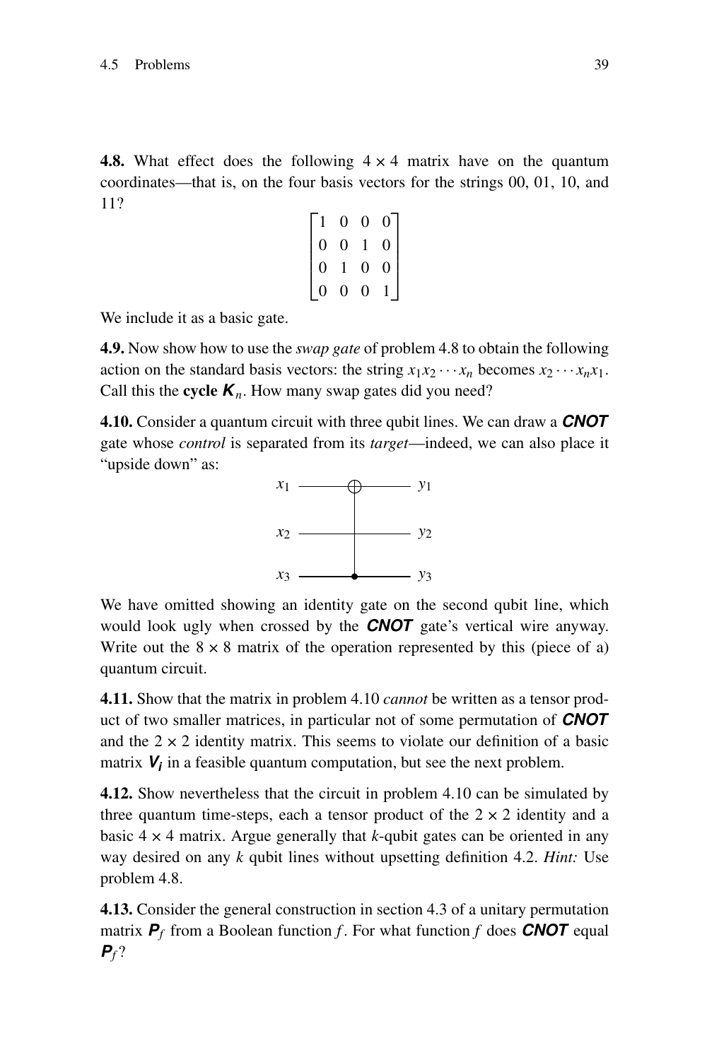**4.8.** What effect does the following $4 \times 4$ matrix have on the quantum coordinates—that is, on the four basis vectors for the strings 00, 01, 10, and 11?

$$\begin{bmatrix} 1 & 0 & 0 & 0 \\ 0 & 0 & 1 & 0 \\ 0 & 1 & 0 & 0 \\ 0 & 0 & 0 & 1 \end{bmatrix}$$

We include it as a basic gate.

**4.9.** Now show how to use the *swap gate* of problem 4.8 to obtain the following action on the standard basis vectors: the string $x_1 x_2 \cdots x_n$ becomes $x_2 \cdots x_n x_1$. Call this the **cycle** $\boldsymbol{K}_n$. How many swap gates did you need?

**4.10.** Consider a quantum circuit with three qubit lines. We can draw a ***CNOT*** gate whose *control* is separated from its *target*—indeed, we can also place it "upside down" as:

We have omitted showing an identity gate on the second qubit line, which would look ugly when crossed by the ***CNOT*** gate's vertical wire anyway. Write out the $8 \times 8$ matrix of the operation represented by this (piece of a) quantum circuit.

**4.11.** Show that the matrix in problem 4.10 *cannot* be written as a tensor product of two smaller matrices, in particular not of some permutation of ***CNOT*** and the $2 \times 2$ identity matrix. This seems to violate our definition of a basic matrix $\boldsymbol{V_i}$ in a feasible quantum computation, but see the next problem.

**4.12.** Show nevertheless that the circuit in problem 4.10 can be simulated by three quantum time-steps, each a tensor product of the $2 \times 2$ identity and a basic $4 \times 4$ matrix. Argue generally that $k$-qubit gates can be oriented in any way desired on any $k$ qubit lines without upsetting definition 4.2. *Hint:* Use problem 4.8.

**4.13.** Consider the general construction in section 4.3 of a unitary permutation matrix $\boldsymbol{P}_f$ from a Boolean function $f$. For what function $f$ does ***CNOT*** equal $\boldsymbol{P}_f$?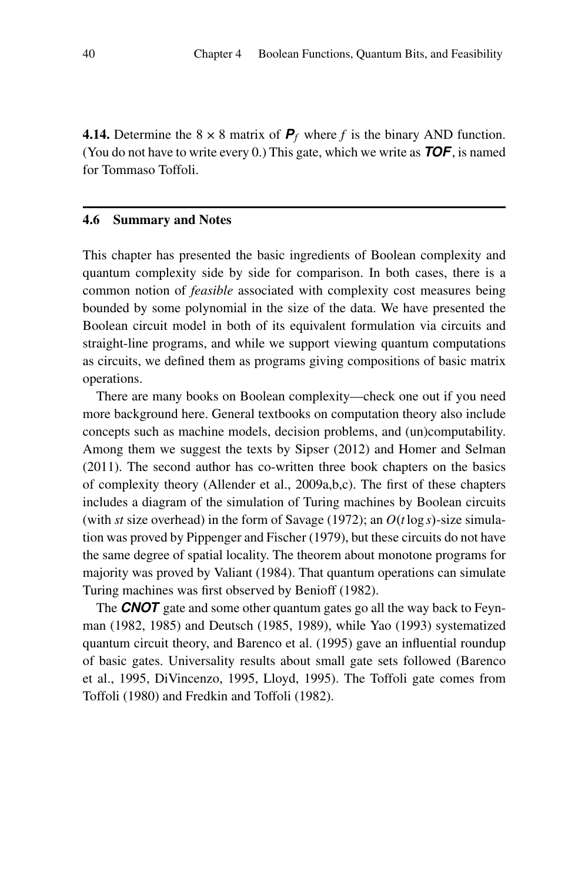**4.14.** Determine the $8 \times 8$ matrix of $\boldsymbol{P}_f$ where $f$ is the binary AND function. (You do not have to write every 0.) This gate, which we write as ***TOF***, is named for Tommaso Toffoli.

## 4.6 Summary and Notes

This chapter has presented the basic ingredients of Boolean complexity and quantum complexity side by side for comparison. In both cases, there is a common notion of *feasible* associated with complexity cost measures being bounded by some polynomial in the size of the data. We have presented the Boolean circuit model in both of its equivalent formulation via circuits and straight-line programs, and while we support viewing quantum computations as circuits, we defined them as programs giving compositions of basic matrix operations.

There are many books on Boolean complexity—check one out if you need more background here. General textbooks on computation theory also include concepts such as machine models, decision problems, and (un)computability. Among them we suggest the texts by Sipser (2012) and Homer and Selman (2011). The second author has co-written three book chapters on the basics of complexity theory (Allender et al., 2009a,b,c). The first of these chapters includes a diagram of the simulation of Turing machines by Boolean circuits (with $st$ size overhead) in the form of Savage (1972); an $O(t \log s)$-size simulation was proved by Pippenger and Fischer (1979), but these circuits do not have the same degree of spatial locality. The theorem about monotone programs for majority was proved by Valiant (1984). That quantum operations can simulate Turing machines was first observed by Benioff (1982).

The ***CNOT*** gate and some other quantum gates go all the way back to Feynman (1982, 1985) and Deutsch (1985, 1989), while Yao (1993) systematized quantum circuit theory, and Barenco et al. (1995) gave an influential roundup of basic gates. Universality results about small gate sets followed (Barenco et al., 1995, DiVincenzo, 1995, Lloyd, 1995). The Toffoli gate comes from Toffoli (1980) and Fredkin and Toffoli (1982).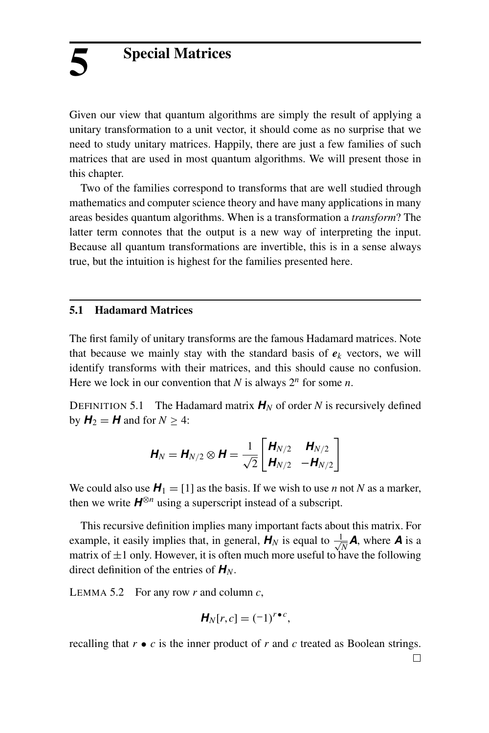# 5 Special Matrices

Given our view that quantum algorithms are simply the result of applying a unitary transformation to a unit vector, it should come as no surprise that we need to study unitary matrices. Happily, there are just a few families of such matrices that are used in most quantum algorithms. We will present those in this chapter.

Two of the families correspond to transforms that are well studied through mathematics and computer science theory and have many applications in many areas besides quantum algorithms. When is a transformation a *transform*? The latter term connotes that the output is a new way of interpreting the input. Because all quantum transformations are invertible, this is in a sense always true, but the intuition is highest for the families presented here.

## 5.1 Hadamard Matrices

The first family of unitary transforms are the famous Hadamard matrices. Note that because we mainly stay with the standard basis of $\boldsymbol{e}_k$ vectors, we will identify transforms with their matrices, and this should cause no confusion. Here we lock in our convention that $N$ is always $2^n$ for some $n$.

DEFINITION 5.1 The Hadamard matrix $\boldsymbol{H}_N$ of order $N$ is recursively defined by $\boldsymbol{H}_2 = \boldsymbol{H}$ and for $N \geq 4$:

$$\boldsymbol{H}_N = \boldsymbol{H}_{N/2} \otimes \boldsymbol{H} = \frac{1}{\sqrt{2}} \begin{bmatrix} \boldsymbol{H}_{N/2} & \boldsymbol{H}_{N/2} \\ \boldsymbol{H}_{N/2} & -\boldsymbol{H}_{N/2} \end{bmatrix}$$

We could also use $\boldsymbol{H}_1 = [1]$ as the basis. If we wish to use $n$ not $N$ as a marker, then we write $\boldsymbol{H}^{\otimes n}$ using a superscript instead of a subscript.

This recursive definition implies many important facts about this matrix. For example, it easily implies that, in general, $\boldsymbol{H}_N$ is equal to $\frac{1}{\sqrt{N}}\boldsymbol{A}$, where $\boldsymbol{A}$ is a matrix of $\pm 1$ only. However, it is often much more useful to have the following direct definition of the entries of $\boldsymbol{H}_N$.

LEMMA 5.2 For any row $r$ and column $c$,

$$\boldsymbol{H}_N[r, c] = (-1)^{r \bullet c},$$

recalling that $r \bullet c$ is the inner product of $r$ and $c$ treated as Boolean strings. □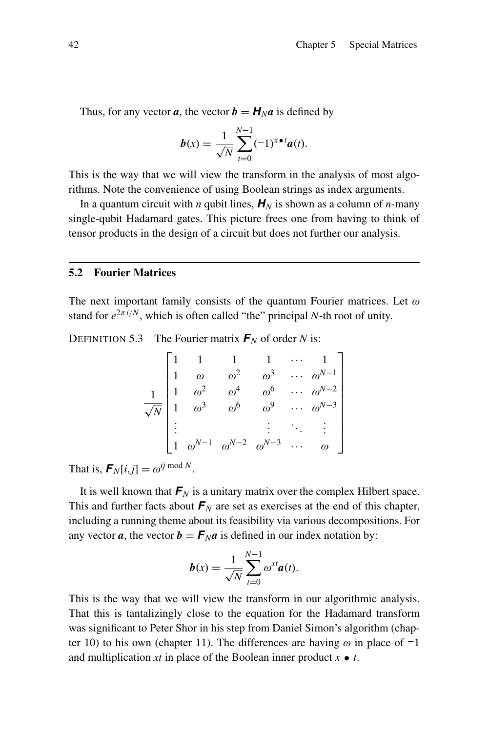Thus, for any vector $\boldsymbol{a}$, the vector $\boldsymbol{b} = \boldsymbol{H}_N \boldsymbol{a}$ is defined by

$$\boldsymbol{b}(x) = \frac{1}{\sqrt{N}} \sum_{t=0}^{N-1} (-1)^{x \bullet t} \boldsymbol{a}(t).$$

This is the way that we will view the transform in the analysis of most algorithms. Note the convenience of using Boolean strings as index arguments.

In a quantum circuit with $n$ qubit lines, $\boldsymbol{H}_N$ is shown as a column of $n$-many single-qubit Hadamard gates. This picture frees one from having to think of tensor products in the design of a circuit but does not further our analysis.

## 5.2 Fourier Matrices

The next important family consists of the quantum Fourier matrices. Let $\omega$ stand for $e^{2\pi i/N}$, which is often called "the" principal $N$-th root of unity.

DEFINITION 5.3 The Fourier matrix $\boldsymbol{F}_N$ of order $N$ is:

$$\frac{1}{\sqrt{N}} \begin{bmatrix} 1 & 1 & 1 & 1 & \cdots & 1 \\ 1 & \omega & \omega^2 & \omega^3 & \cdots & \omega^{N-1} \\ 1 & \omega^2 & \omega^4 & \omega^6 & \cdots & \omega^{N-2} \\ 1 & \omega^3 & \omega^6 & \omega^9 & \cdots & \omega^{N-3} \\ \vdots & & & \vdots & \ddots & \vdots \\ 1 & \omega^{N-1} & \omega^{N-2} & \omega^{N-3} & \cdots & \omega \end{bmatrix}$$

That is, $\boldsymbol{F}_N[i,j] = \omega^{ij \bmod N}$.

It is well known that $\boldsymbol{F}_N$ is a unitary matrix over the complex Hilbert space. This and further facts about $\boldsymbol{F}_N$ are set as exercises at the end of this chapter, including a running theme about its feasibility via various decompositions. For any vector $\boldsymbol{a}$, the vector $\boldsymbol{b} = \boldsymbol{F}_N \boldsymbol{a}$ is defined in our index notation by:

$$\boldsymbol{b}(x) = \frac{1}{\sqrt{N}} \sum_{t=0}^{N-1} \omega^{xt} \boldsymbol{a}(t).$$

This is the way that we will view the transform in our algorithmic analysis. That this is tantalizingly close to the equation for the Hadamard transform was significant to Peter Shor in his step from Daniel Simon's algorithm (chapter 10) to his own (chapter 11). The differences are having $\omega$ in place of $-1$ and multiplication $xt$ in place of the Boolean inner product $x \bullet t$.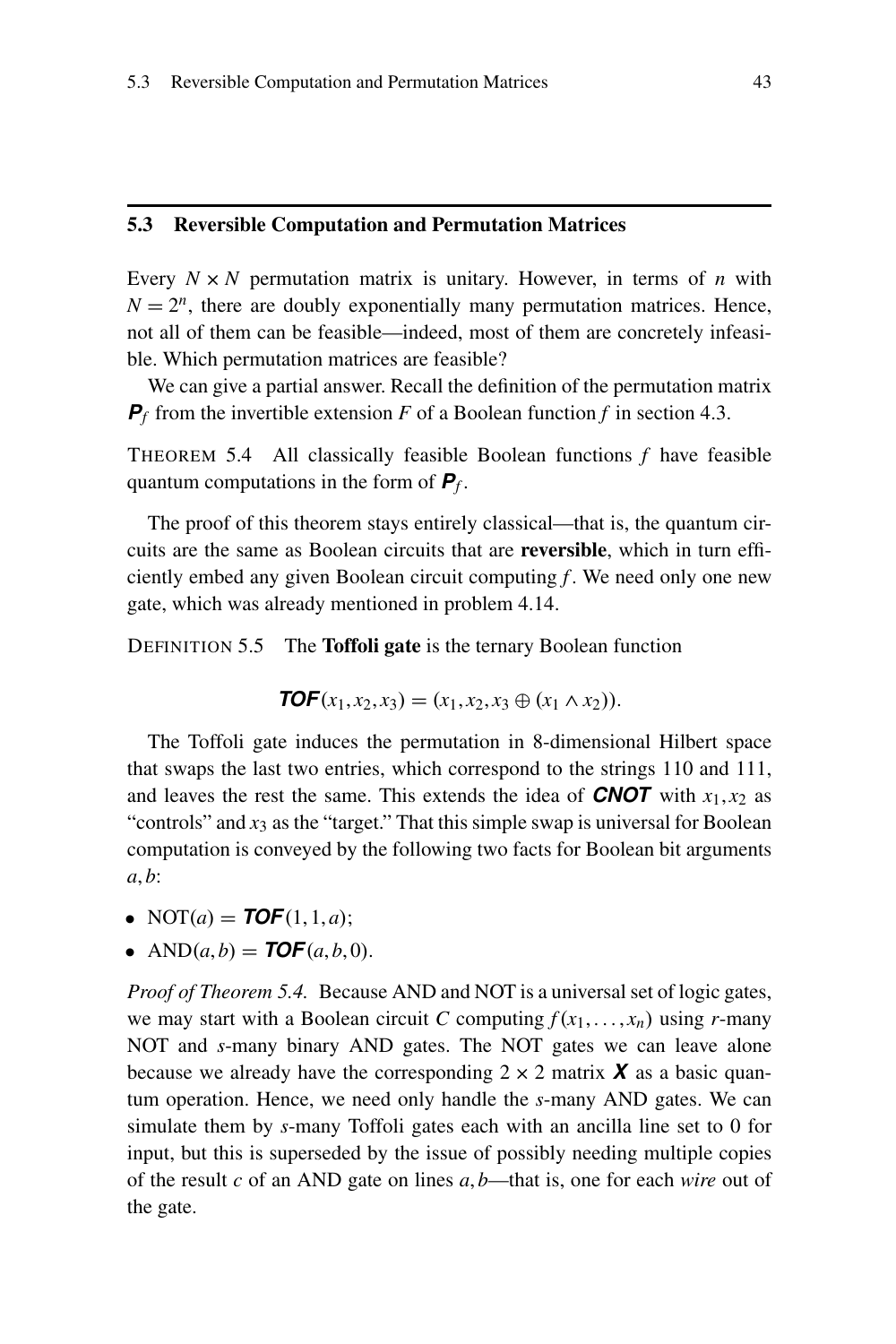## 5.3 Reversible Computation and Permutation Matrices

Every $N \times N$ permutation matrix is unitary. However, in terms of $n$ with $N = 2^n$, there are doubly exponentially many permutation matrices. Hence, not all of them can be feasible—indeed, most of them are concretely infeasible. Which permutation matrices are feasible?

We can give a partial answer. Recall the definition of the permutation matrix $\boldsymbol{P}_f$ from the invertible extension $F$ of a Boolean function $f$ in section 4.3.

THEOREM 5.4 All classically feasible Boolean functions $f$ have feasible quantum computations in the form of $\boldsymbol{P}_f$.

The proof of this theorem stays entirely classical—that is, the quantum circuits are the same as Boolean circuits that are **reversible**, which in turn efficiently embed any given Boolean circuit computing $f$. We need only one new gate, which was already mentioned in problem 4.14.

DEFINITION 5.5 The **Toffoli gate** is the ternary Boolean function

$$\boldsymbol{TOF}(x_1, x_2, x_3) = (x_1, x_2, x_3 \oplus (x_1 \wedge x_2)).$$

The Toffoli gate induces the permutation in 8-dimensional Hilbert space that swaps the last two entries, which correspond to the strings 110 and 111, and leaves the rest the same. This extends the idea of $\boldsymbol{CNOT}$ with $x_1, x_2$ as "controls" and $x_3$ as the "target." That this simple swap is universal for Boolean computation is conveyed by the following two facts for Boolean bit arguments $a, b$:

- $\text{NOT}(a) = \boldsymbol{TOF}(1, 1, a)$;
- $\text{AND}(a, b) = \boldsymbol{TOF}(a, b, 0)$.

*Proof of Theorem 5.4.* Because AND and NOT is a universal set of logic gates, we may start with a Boolean circuit $C$ computing $f(x_1, \ldots, x_n)$ using $r$-many NOT and $s$-many binary AND gates. The NOT gates we can leave alone because we already have the corresponding $2 \times 2$ matrix $\boldsymbol{X}$ as a basic quantum operation. Hence, we need only handle the $s$-many AND gates. We can simulate them by $s$-many Toffoli gates each with an ancilla line set to 0 for input, but this is superseded by the issue of possibly needing multiple copies of the result $c$ of an AND gate on lines $a, b$—that is, one for each *wire* out of the gate.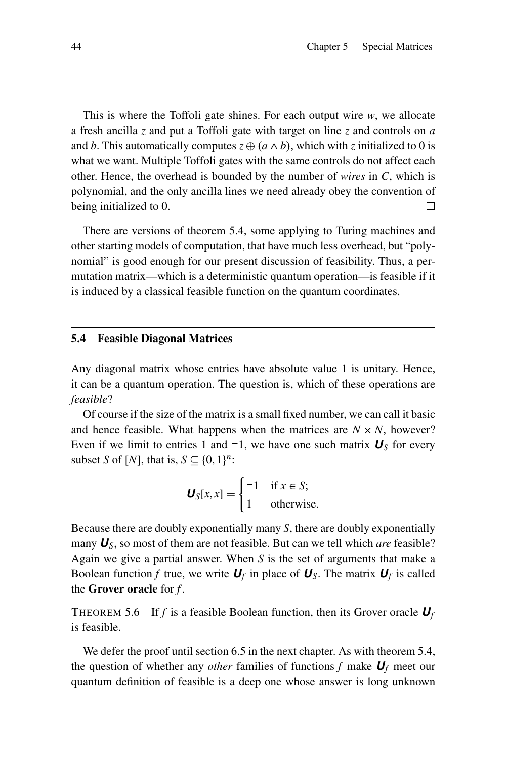This is where the Toffoli gate shines. For each output wire $w$, we allocate a fresh ancilla $z$ and put a Toffoli gate with target on line $z$ and controls on $a$ and $b$. This automatically computes $z \oplus (a \wedge b)$, which with $z$ initialized to 0 is what we want. Multiple Toffoli gates with the same controls do not affect each other. Hence, the overhead is bounded by the number of *wires* in $C$, which is polynomial, and the only ancilla lines we need already obey the convention of being initialized to 0. □

There are versions of theorem 5.4, some applying to Turing machines and other starting models of computation, that have much less overhead, but "polynomial" is good enough for our present discussion of feasibility. Thus, a permutation matrix—which is a deterministic quantum operation—is feasible if it is induced by a classical feasible function on the quantum coordinates.

## 5.4 Feasible Diagonal Matrices

Any diagonal matrix whose entries have absolute value 1 is unitary. Hence, it can be a quantum operation. The question is, which of these operations are *feasible*?

Of course if the size of the matrix is a small fixed number, we can call it basic and hence feasible. What happens when the matrices are $N \times N$, however? Even if we limit to entries 1 and $-1$, we have one such matrix $\boldsymbol{U}_S$ for every subset $S$ of $[N]$, that is, $S \subseteq \{0,1\}^n$:

$$\boldsymbol{U}_S[x,x] = \begin{cases} -1 & \text{if } x \in S; \\ 1 & \text{otherwise.} \end{cases}$$

Because there are doubly exponentially many $S$, there are doubly exponentially many $\boldsymbol{U}_S$, so most of them are not feasible. But can we tell which *are* feasible? Again we give a partial answer. When $S$ is the set of arguments that make a Boolean function $f$ true, we write $\boldsymbol{U}_f$ in place of $\boldsymbol{U}_S$. The matrix $\boldsymbol{U}_f$ is called the **Grover oracle** for $f$.

THEOREM 5.6 If $f$ is a feasible Boolean function, then its Grover oracle $\boldsymbol{U}_f$ is feasible.

We defer the proof until section 6.5 in the next chapter. As with theorem 5.4, the question of whether any *other* families of functions $f$ make $\boldsymbol{U}_f$ meet our quantum definition of feasible is a deep one whose answer is long unknown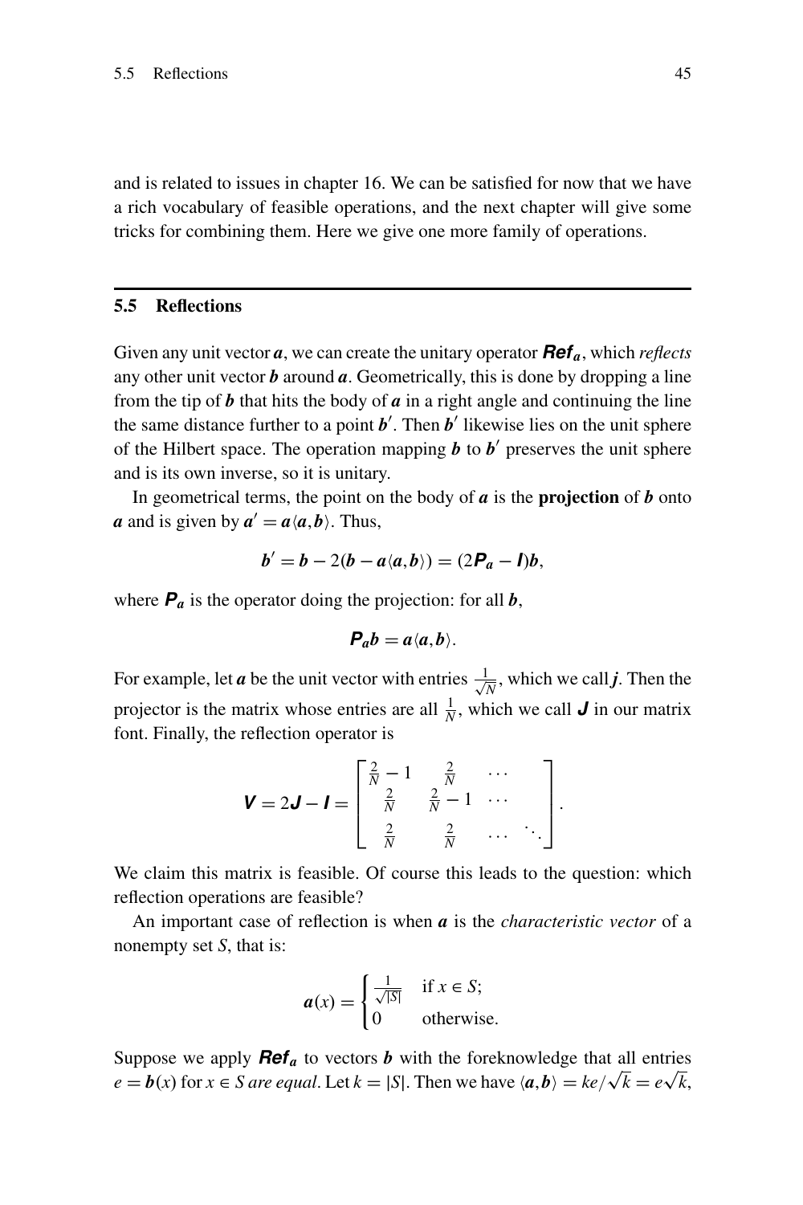and is related to issues in chapter 16. We can be satisfied for now that we have a rich vocabulary of feasible operations, and the next chapter will give some tricks for combining them. Here we give one more family of operations.

## 5.5 Reflections

Given any unit vector $\boldsymbol{a}$, we can create the unitary operator $\boldsymbol{Ref_a}$, which *reflects* any other unit vector $\boldsymbol{b}$ around $\boldsymbol{a}$. Geometrically, this is done by dropping a line from the tip of $\boldsymbol{b}$ that hits the body of $\boldsymbol{a}$ in a right angle and continuing the line the same distance further to a point $\boldsymbol{b}'$. Then $\boldsymbol{b}'$ likewise lies on the unit sphere of the Hilbert space. The operation mapping $\boldsymbol{b}$ to $\boldsymbol{b}'$ preserves the unit sphere and is its own inverse, so it is unitary.

In geometrical terms, the point on the body of $\boldsymbol{a}$ is the **projection** of $\boldsymbol{b}$ onto $\boldsymbol{a}$ and is given by $\boldsymbol{a}' = \boldsymbol{a}\langle \boldsymbol{a}, \boldsymbol{b}\rangle$. Thus,

$$\boldsymbol{b}' = \boldsymbol{b} - 2(\boldsymbol{b} - \boldsymbol{a}\langle \boldsymbol{a}, \boldsymbol{b}\rangle) = (2\boldsymbol{P_a} - \boldsymbol{I})\boldsymbol{b},$$

where $\boldsymbol{P_a}$ is the operator doing the projection: for all $\boldsymbol{b}$,

$$\boldsymbol{P_a}\boldsymbol{b} = \boldsymbol{a}\langle \boldsymbol{a}, \boldsymbol{b}\rangle.$$

For example, let $\boldsymbol{a}$ be the unit vector with entries $\frac{1}{\sqrt{N}}$, which we call $\boldsymbol{j}$. Then the projector is the matrix whose entries are all $\frac{1}{N}$, which we call $\boldsymbol{J}$ in our matrix font. Finally, the reflection operator is

$$\boldsymbol{V} = 2\boldsymbol{J} - \boldsymbol{I} = \begin{bmatrix} \frac{2}{N} - 1 & \frac{2}{N} & \cdots & \\ \frac{2}{N} & \frac{2}{N} - 1 & \cdots & \\ \frac{2}{N} & \frac{2}{N} & \cdots & \ddots \end{bmatrix}.$$

We claim this matrix is feasible. Of course this leads to the question: which reflection operations are feasible?

An important case of reflection is when $\boldsymbol{a}$ is the *characteristic vector* of a nonempty set $S$, that is:

$$\boldsymbol{a}(x) = \begin{cases} \frac{1}{\sqrt{|S|}} & \text{if } x \in S; \\ 0 & \text{otherwise.} \end{cases}$$

Suppose we apply $\boldsymbol{Ref_a}$ to vectors $\boldsymbol{b}$ with the foreknowledge that all entries $e = \boldsymbol{b}(x)$ for $x \in S$ *are equal*. Let $k = |S|$. Then we have $\langle \boldsymbol{a}, \boldsymbol{b}\rangle = ke/\sqrt{k} = e\sqrt{k}$,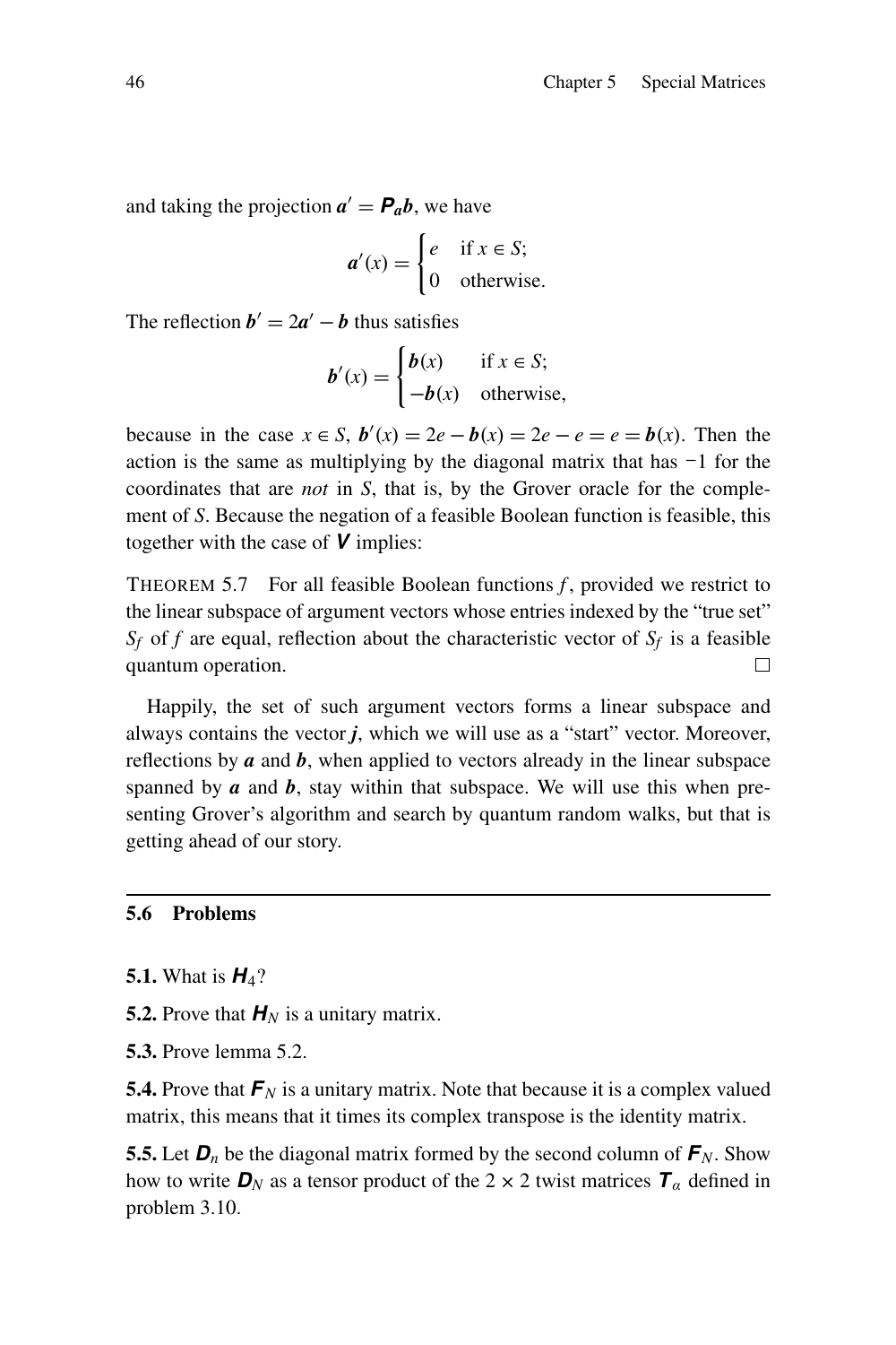and taking the projection $\boldsymbol{a}' = \boldsymbol{P_a b}$, we have

$$\boldsymbol{a}'(x) = \begin{cases} e & \text{if } x \in S; \\ 0 & \text{otherwise.} \end{cases}$$

The reflection $\boldsymbol{b}' = 2\boldsymbol{a}' - \boldsymbol{b}$ thus satisfies

$$\boldsymbol{b}'(x) = \begin{cases} \boldsymbol{b}(x) & \text{if } x \in S; \\ -\boldsymbol{b}(x) & \text{otherwise,} \end{cases}$$

because in the case $x \in S$, $\boldsymbol{b}'(x) = 2e - \boldsymbol{b}(x) = 2e - e = e = \boldsymbol{b}(x)$. Then the action is the same as multiplying by the diagonal matrix that has $-1$ for the coordinates that are *not* in $S$, that is, by the Grover oracle for the complement of $S$. Because the negation of a feasible Boolean function is feasible, this together with the case of $\boldsymbol{V}$ implies:

THEOREM 5.7 For all feasible Boolean functions $f$, provided we restrict to the linear subspace of argument vectors whose entries indexed by the "true set" $S_f$ of $f$ are equal, reflection about the characteristic vector of $S_f$ is a feasible quantum operation. □

Happily, the set of such argument vectors forms a linear subspace and always contains the vector $\boldsymbol{j}$, which we will use as a "start" vector. Moreover, reflections by $\boldsymbol{a}$ and $\boldsymbol{b}$, when applied to vectors already in the linear subspace spanned by $\boldsymbol{a}$ and $\boldsymbol{b}$, stay within that subspace. We will use this when presenting Grover's algorithm and search by quantum random walks, but that is getting ahead of our story.

## 5.6 Problems

**5.1.** What is $\boldsymbol{H}_4$?

**5.2.** Prove that $\boldsymbol{H}_N$ is a unitary matrix.

**5.3.** Prove lemma 5.2.

**5.4.** Prove that $\boldsymbol{F}_N$ is a unitary matrix. Note that because it is a complex valued matrix, this means that it times its complex transpose is the identity matrix.

**5.5.** Let $\boldsymbol{D}_n$ be the diagonal matrix formed by the second column of $\boldsymbol{F}_N$. Show how to write $\boldsymbol{D}_N$ as a tensor product of the $2 \times 2$ twist matrices $\boldsymbol{T}_\alpha$ defined in problem 3.10.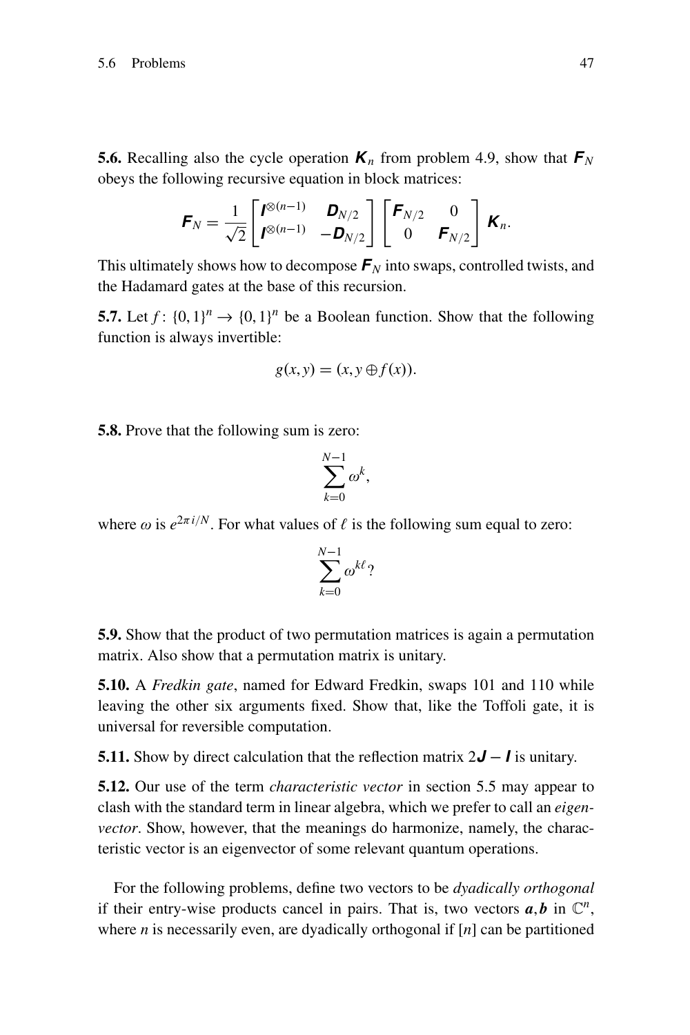**5.6.** Recalling also the cycle operation $\boldsymbol{K}_n$ from problem 4.9, show that $\boldsymbol{F}_N$ obeys the following recursive equation in block matrices:

$$\boldsymbol{F}_N = \frac{1}{\sqrt{2}} \begin{bmatrix} \boldsymbol{I}^{\otimes(n-1)} & \boldsymbol{D}_{N/2} \\ \boldsymbol{I}^{\otimes(n-1)} & -\boldsymbol{D}_{N/2} \end{bmatrix} \begin{bmatrix} \boldsymbol{F}_{N/2} & 0 \\ 0 & \boldsymbol{F}_{N/2} \end{bmatrix} \boldsymbol{K}_n.$$

This ultimately shows how to decompose $\boldsymbol{F}_N$ into swaps, controlled twists, and the Hadamard gates at the base of this recursion.

**5.7.** Let $f\colon \{0,1\}^n \to \{0,1\}^n$ be a Boolean function. Show that the following function is always invertible:

$$g(x,y) = (x, y \oplus f(x)).$$

**5.8.** Prove that the following sum is zero:

$$\sum_{k=0}^{N-1} \omega^k,$$

where $\omega$ is $e^{2\pi i/N}$. For what values of $\ell$ is the following sum equal to zero:

$$\sum_{k=0}^{N-1} \omega^{k\ell}?$$

**5.9.** Show that the product of two permutation matrices is again a permutation matrix. Also show that a permutation matrix is unitary.

**5.10.** A *Fredkin gate*, named for Edward Fredkin, swaps 101 and 110 while leaving the other six arguments fixed. Show that, like the Toffoli gate, it is universal for reversible computation.

**5.11.** Show by direct calculation that the reflection matrix $2\boldsymbol{J} - \boldsymbol{I}$ is unitary.

**5.12.** Our use of the term *characteristic vector* in section 5.5 may appear to clash with the standard term in linear algebra, which we prefer to call an *eigenvector*. Show, however, that the meanings do harmonize, namely, the characteristic vector is an eigenvector of some relevant quantum operations.

For the following problems, define two vectors to be *dyadically orthogonal* if their entry-wise products cancel in pairs. That is, two vectors $\boldsymbol{a}, \boldsymbol{b}$ in $\mathbb{C}^n$, where $n$ is necessarily even, are dyadically orthogonal if $[n]$ can be partitioned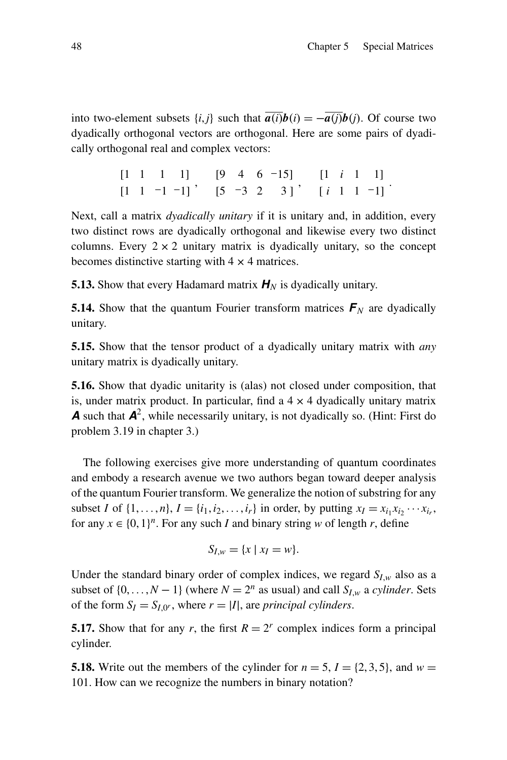into two-element subsets $\{i, j\}$ such that $\overline{a(i)}b(i) = -\overline{a(j)}b(j)$. Of course two dyadically orthogonal vectors are orthogonal. Here are some pairs of dyadically orthogonal real and complex vectors:

$$\begin{matrix}[1 & 1 & 1 & 1] \\ [1 & 1 & -1 & -1]\end{matrix}, \quad \begin{matrix}[9 & 4 & 6 & -15] \\ [5 & -3 & 2 & 3]\end{matrix}, \quad \begin{matrix}[1 & i & 1 & 1] \\ [i & 1 & 1 & -1]\end{matrix}.$$

Next, call a matrix *dyadically unitary* if it is unitary and, in addition, every two distinct rows are dyadically orthogonal and likewise every two distinct columns. Every $2 \times 2$ unitary matrix is dyadically unitary, so the concept becomes distinctive starting with $4 \times 4$ matrices.

**5.13.** Show that every Hadamard matrix $\boldsymbol{H}_N$ is dyadically unitary.

**5.14.** Show that the quantum Fourier transform matrices $\boldsymbol{F}_N$ are dyadically unitary.

**5.15.** Show that the tensor product of a dyadically unitary matrix with *any* unitary matrix is dyadically unitary.

**5.16.** Show that dyadic unitarity is (alas) not closed under composition, that is, under matrix product. In particular, find a $4 \times 4$ dyadically unitary matrix $\boldsymbol{A}$ such that $\boldsymbol{A}^2$, while necessarily unitary, is not dyadically so. (Hint: First do problem 3.19 in chapter 3.)

The following exercises give more understanding of quantum coordinates and embody a research avenue we two authors began toward deeper analysis of the quantum Fourier transform. We generalize the notion of substring for any subset $I$ of $\{1, \dots, n\}$, $I = \{i_1, i_2, \dots, i_r\}$ in order, by putting $x_I = x_{i_1} x_{i_2} \cdots x_{i_r}$, for any $x \in \{0, 1\}^n$. For any such $I$ and binary string $w$ of length $r$, define

$$S_{I,w} = \{x \mid x_I = w\}.$$

Under the standard binary order of complex indices, we regard $S_{I,w}$ also as a subset of $\{0, \dots, N-1\}$ (where $N = 2^n$ as usual) and call $S_{I,w}$ a *cylinder*. Sets of the form $S_I = S_{I,0^r}$, where $r = |I|$, are *principal cylinders*.

**5.17.** Show that for any $r$, the first $R = 2^r$ complex indices form a principal cylinder.

**5.18.** Write out the members of the cylinder for $n = 5$, $I = \{2, 3, 5\}$, and $w = 101$. How can we recognize the numbers in binary notation?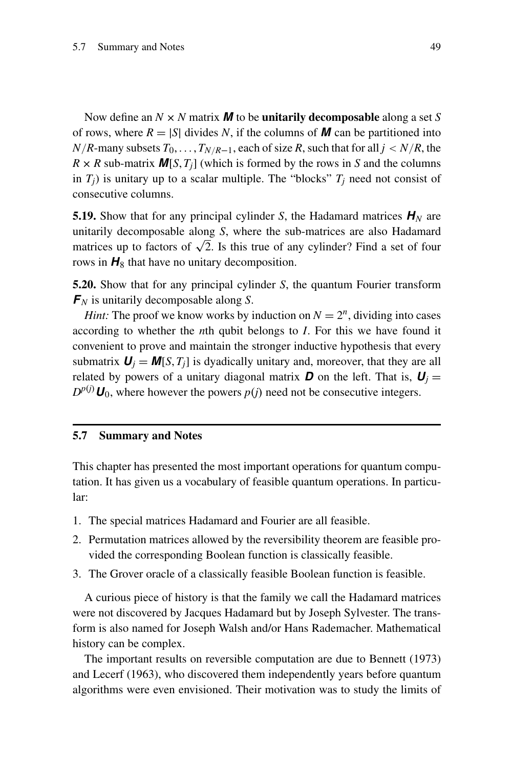Now define an $N \times N$ matrix $\boldsymbol{M}$ to be **unitarily decomposable** along a set $S$ of rows, where $R = |S|$ divides $N$, if the columns of $\boldsymbol{M}$ can be partitioned into $N/R$-many subsets $T_0, \ldots, T_{N/R-1}$, each of size $R$, such that for all $j < N/R$, the $R \times R$ sub-matrix $\boldsymbol{M}[S, T_j]$ (which is formed by the rows in $S$ and the columns in $T_j$) is unitary up to a scalar multiple. The "blocks" $T_j$ need not consist of consecutive columns.

**5.19.** Show that for any principal cylinder $S$, the Hadamard matrices $\boldsymbol{H}_N$ are unitarily decomposable along $S$, where the sub-matrices are also Hadamard matrices up to factors of $\sqrt{2}$. Is this true of any cylinder? Find a set of four rows in $\boldsymbol{H}_8$ that have no unitary decomposition.

**5.20.** Show that for any principal cylinder $S$, the quantum Fourier transform $\boldsymbol{F}_N$ is unitarily decomposable along $S$.

*Hint:* The proof we know works by induction on $N = 2^n$, dividing into cases according to whether the $n$th qubit belongs to $I$. For this we have found it convenient to prove and maintain the stronger inductive hypothesis that every submatrix $\boldsymbol{U}_j = \boldsymbol{M}[S, T_j]$ is dyadically unitary and, moreover, that they are all related by powers of a unitary diagonal matrix $\boldsymbol{D}$ on the left. That is, $\boldsymbol{U}_j = D^{p(j)} \boldsymbol{U}_0$, where however the powers $p(j)$ need not be consecutive integers.

## 5.7 Summary and Notes

This chapter has presented the most important operations for quantum computation. It has given us a vocabulary of feasible quantum operations. In particular:

1. The special matrices Hadamard and Fourier are all feasible.
2. Permutation matrices allowed by the reversibility theorem are feasible provided the corresponding Boolean function is classically feasible.
3. The Grover oracle of a classically feasible Boolean function is feasible.

A curious piece of history is that the family we call the Hadamard matrices were not discovered by Jacques Hadamard but by Joseph Sylvester. The transform is also named for Joseph Walsh and/or Hans Rademacher. Mathematical history can be complex.

The important results on reversible computation are due to Bennett (1973) and Lecerf (1963), who discovered them independently years before quantum algorithms were even envisioned. Their motivation was to study the limits of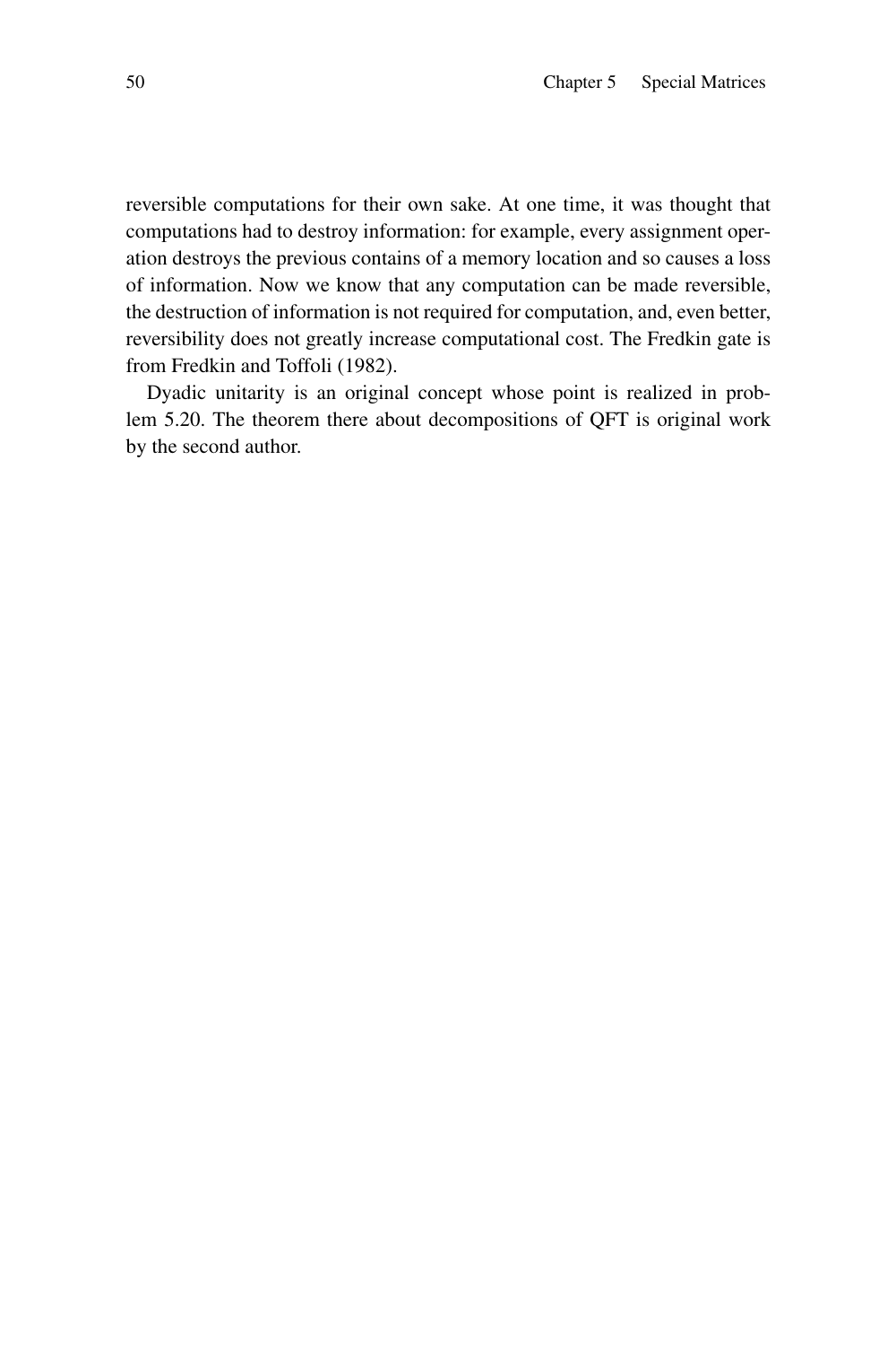reversible computations for their own sake. At one time, it was thought that computations had to destroy information: for example, every assignment operation destroys the previous contains of a memory location and so causes a loss of information. Now we know that any computation can be made reversible, the destruction of information is not required for computation, and, even better, reversibility does not greatly increase computational cost. The Fredkin gate is from Fredkin and Toffoli (1982).

Dyadic unitarity is an original concept whose point is realized in problem 5.20. The theorem there about decompositions of QFT is original work by the second author.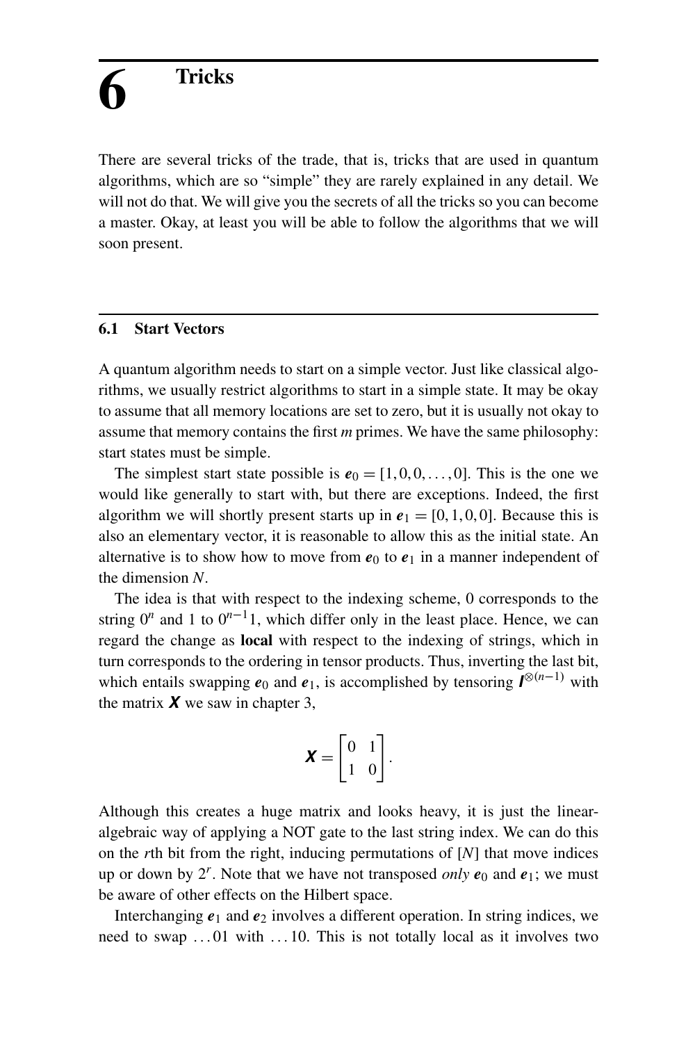# 6 Tricks

There are several tricks of the trade, that is, tricks that are used in quantum algorithms, which are so "simple" they are rarely explained in any detail. We will not do that. We will give you the secrets of all the tricks so you can become a master. Okay, at least you will be able to follow the algorithms that we will soon present.

## 6.1 Start Vectors

A quantum algorithm needs to start on a simple vector. Just like classical algorithms, we usually restrict algorithms to start in a simple state. It may be okay to assume that all memory locations are set to zero, but it is usually not okay to assume that memory contains the first $m$ primes. We have the same philosophy: start states must be simple.

The simplest start state possible is $\boldsymbol{e}_0 = [1, 0, 0, \ldots, 0]$. This is the one we would like generally to start with, but there are exceptions. Indeed, the first algorithm we will shortly present starts up in $\boldsymbol{e}_1 = [0, 1, 0, 0]$. Because this is also an elementary vector, it is reasonable to allow this as the initial state. An alternative is to show how to move from $\boldsymbol{e}_0$ to $\boldsymbol{e}_1$ in a manner independent of the dimension $N$.

The idea is that with respect to the indexing scheme, 0 corresponds to the string $0^n$ and 1 to $0^{n-1}1$, which differ only in the least place. Hence, we can regard the change as **local** with respect to the indexing of strings, which in turn corresponds to the ordering in tensor products. Thus, inverting the last bit, which entails swapping $\boldsymbol{e}_0$ and $\boldsymbol{e}_1$, is accomplished by tensoring $\boldsymbol{I}^{\otimes(n-1)}$ with the matrix $\boldsymbol{X}$ we saw in chapter 3,

$$\boldsymbol{X} = \begin{bmatrix} 0 & 1 \\ 1 & 0 \end{bmatrix}.$$

Although this creates a huge matrix and looks heavy, it is just the linear-algebraic way of applying a NOT gate to the last string index. We can do this on the $r$th bit from the right, inducing permutations of $[N]$ that move indices up or down by $2^r$. Note that we have not transposed *only* $\boldsymbol{e}_0$ and $\boldsymbol{e}_1$; we must be aware of other effects on the Hilbert space.

Interchanging $\boldsymbol{e}_1$ and $\boldsymbol{e}_2$ involves a different operation. In string indices, we need to swap $\ldots 01$ with $\ldots 10$. This is not totally local as it involves two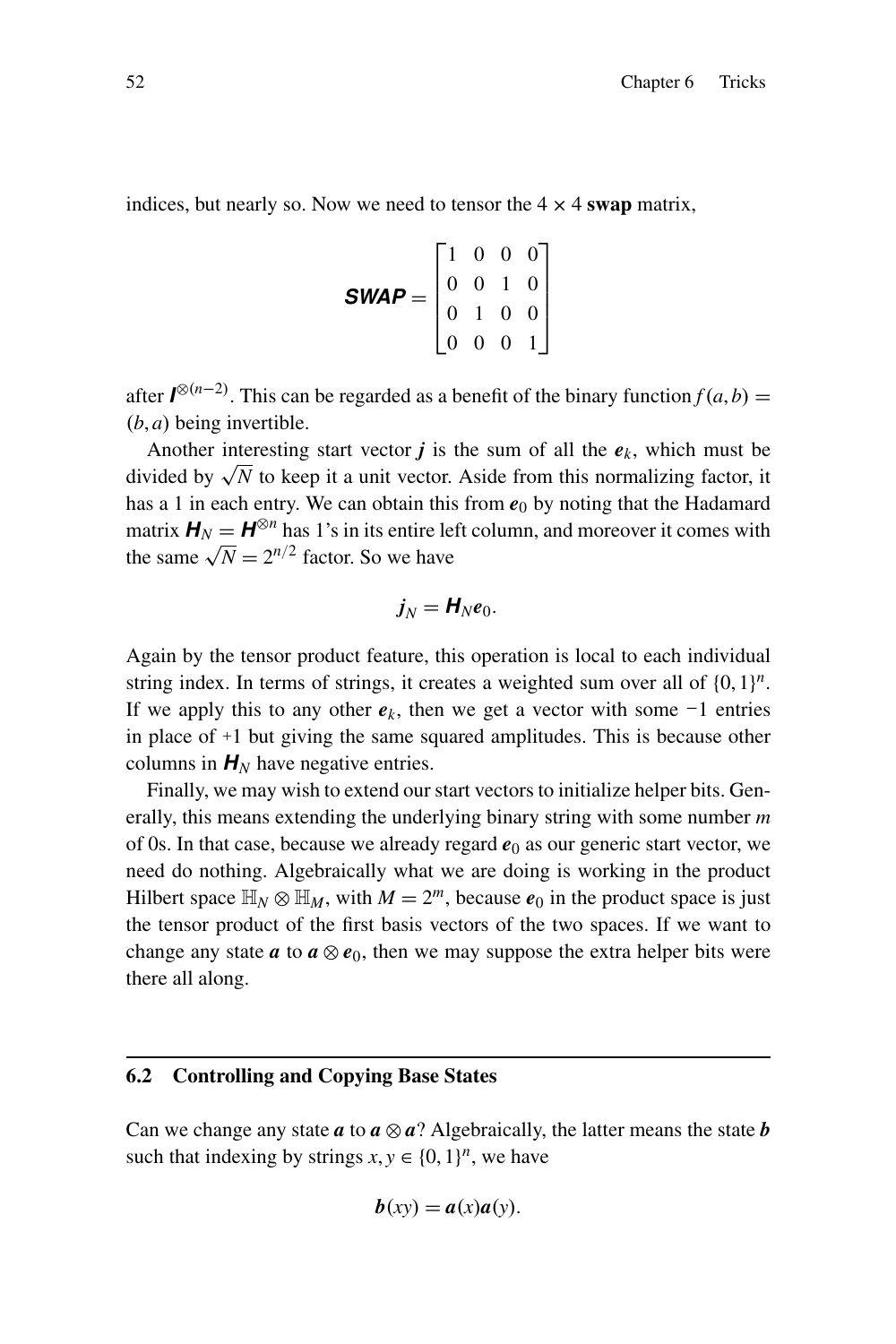indices, but nearly so. Now we need to tensor the $4 \times 4$ **swap** matrix,

$$\boldsymbol{SWAP} = \begin{bmatrix} 1 & 0 & 0 & 0 \\ 0 & 0 & 1 & 0 \\ 0 & 1 & 0 & 0 \\ 0 & 0 & 0 & 1 \end{bmatrix}$$

after $\boldsymbol{I}^{\otimes(n-2)}$. This can be regarded as a benefit of the binary function $f(a,b) = (b,a)$ being invertible.

Another interesting start vector $\boldsymbol{j}$ is the sum of all the $\boldsymbol{e}_k$, which must be divided by $\sqrt{N}$ to keep it a unit vector. Aside from this normalizing factor, it has a 1 in each entry. We can obtain this from $\boldsymbol{e}_0$ by noting that the Hadamard matrix $\boldsymbol{H}_N = \boldsymbol{H}^{\otimes n}$ has 1's in its entire left column, and moreover it comes with the same $\sqrt{N} = 2^{n/2}$ factor. So we have

$$\boldsymbol{j}_N = \boldsymbol{H}_N \boldsymbol{e}_0.$$

Again by the tensor product feature, this operation is local to each individual string index. In terms of strings, it creates a weighted sum over all of $\{0,1\}^n$. If we apply this to any other $\boldsymbol{e}_k$, then we get a vector with some $-1$ entries in place of $+1$ but giving the same squared amplitudes. This is because other columns in $\boldsymbol{H}_N$ have negative entries.

Finally, we may wish to extend our start vectors to initialize helper bits. Generally, this means extending the underlying binary string with some number $m$ of 0s. In that case, because we already regard $\boldsymbol{e}_0$ as our generic start vector, we need do nothing. Algebraically what we are doing is working in the product Hilbert space $\mathbb{H}_N \otimes \mathbb{H}_M$, with $M = 2^m$, because $\boldsymbol{e}_0$ in the product space is just the tensor product of the first basis vectors of the two spaces. If we want to change any state $\boldsymbol{a}$ to $\boldsymbol{a} \otimes \boldsymbol{e}_0$, then we may suppose the extra helper bits were there all along.

## 6.2 Controlling and Copying Base States

Can we change any state $\boldsymbol{a}$ to $\boldsymbol{a} \otimes \boldsymbol{a}$? Algebraically, the latter means the state $\boldsymbol{b}$ such that indexing by strings $x, y \in \{0,1\}^n$, we have

$$\boldsymbol{b}(xy) = \boldsymbol{a}(x)\boldsymbol{a}(y).$$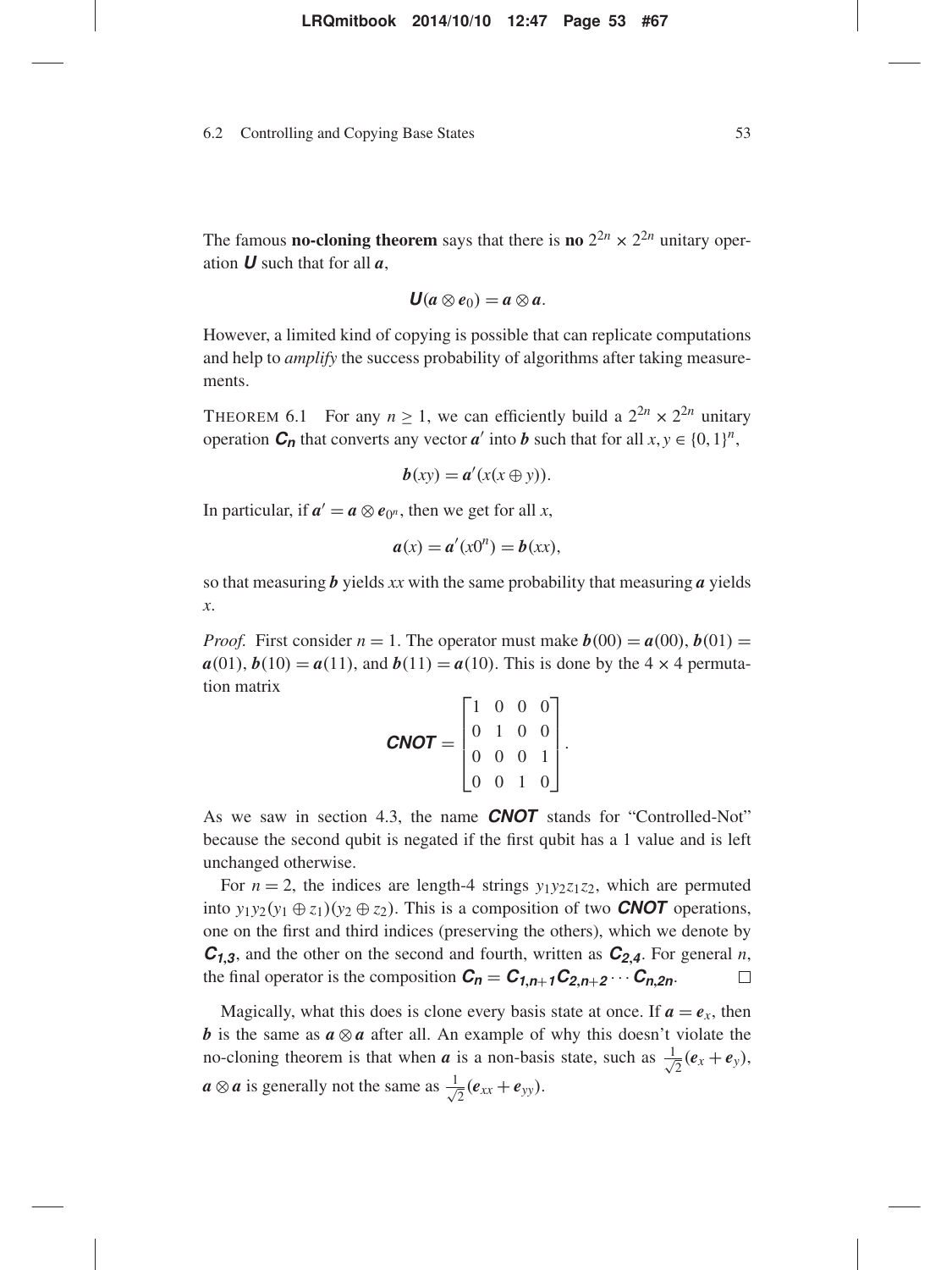The famous **no-cloning theorem** says that there is **no** $2^{2n} \times 2^{2n}$ unitary operation $\boldsymbol{U}$ such that for all $\boldsymbol{a}$,

$$\boldsymbol{U}(\boldsymbol{a} \otimes \boldsymbol{e}_0) = \boldsymbol{a} \otimes \boldsymbol{a}.$$

However, a limited kind of copying is possible that can replicate computations and help to *amplify* the success probability of algorithms after taking measurements.

THEOREM 6.1  For any $n \geq 1$, we can efficiently build a $2^{2n} \times 2^{2n}$ unitary operation $\boldsymbol{C_n}$ that converts any vector $\boldsymbol{a}'$ into $\boldsymbol{b}$ such that for all $x, y \in \{0,1\}^n$,

$$\boldsymbol{b}(xy) = \boldsymbol{a}'(x(x \oplus y)).$$

In particular, if $\boldsymbol{a}' = \boldsymbol{a} \otimes \boldsymbol{e}_{0^n}$, then we get for all $x$,

$$\boldsymbol{a}(x) = \boldsymbol{a}'(x0^n) = \boldsymbol{b}(xx),$$

so that measuring $\boldsymbol{b}$ yields $xx$ with the same probability that measuring $\boldsymbol{a}$ yields $x$.

*Proof.* First consider $n = 1$. The operator must make $\boldsymbol{b}(00) = \boldsymbol{a}(00)$, $\boldsymbol{b}(01) = \boldsymbol{a}(01)$, $\boldsymbol{b}(10) = \boldsymbol{a}(11)$, and $\boldsymbol{b}(11) = \boldsymbol{a}(10)$. This is done by the $4 \times 4$ permutation matrix

$$\boldsymbol{CNOT} = \begin{bmatrix} 1 & 0 & 0 & 0 \\ 0 & 1 & 0 & 0 \\ 0 & 0 & 0 & 1 \\ 0 & 0 & 1 & 0 \end{bmatrix}.$$

As we saw in section 4.3, the name $\boldsymbol{CNOT}$ stands for "Controlled-Not" because the second qubit is negated if the first qubit has a 1 value and is left unchanged otherwise.

For $n = 2$, the indices are length-4 strings $y_1y_2z_1z_2$, which are permuted into $y_1y_2(y_1 \oplus z_1)(y_2 \oplus z_2)$. This is a composition of two $\boldsymbol{CNOT}$ operations, one on the first and third indices (preserving the others), which we denote by $\boldsymbol{C_{1,3}}$, and the other on the second and fourth, written as $\boldsymbol{C_{2,4}}$. For general $n$, the final operator is the composition $\boldsymbol{C_n} = \boldsymbol{C_{1,n+1}}\boldsymbol{C_{2,n+2}} \cdots \boldsymbol{C_{n,2n}}$. □

Magically, what this does is clone every basis state at once. If $\boldsymbol{a} = \boldsymbol{e}_x$, then $\boldsymbol{b}$ is the same as $\boldsymbol{a} \otimes \boldsymbol{a}$ after all. An example of why this doesn't violate the no-cloning theorem is that when $\boldsymbol{a}$ is a non-basis state, such as $\frac{1}{\sqrt{2}}(\boldsymbol{e}_x + \boldsymbol{e}_y)$, $\boldsymbol{a} \otimes \boldsymbol{a}$ is generally not the same as $\frac{1}{\sqrt{2}}(\boldsymbol{e}_{xx} + \boldsymbol{e}_{yy})$.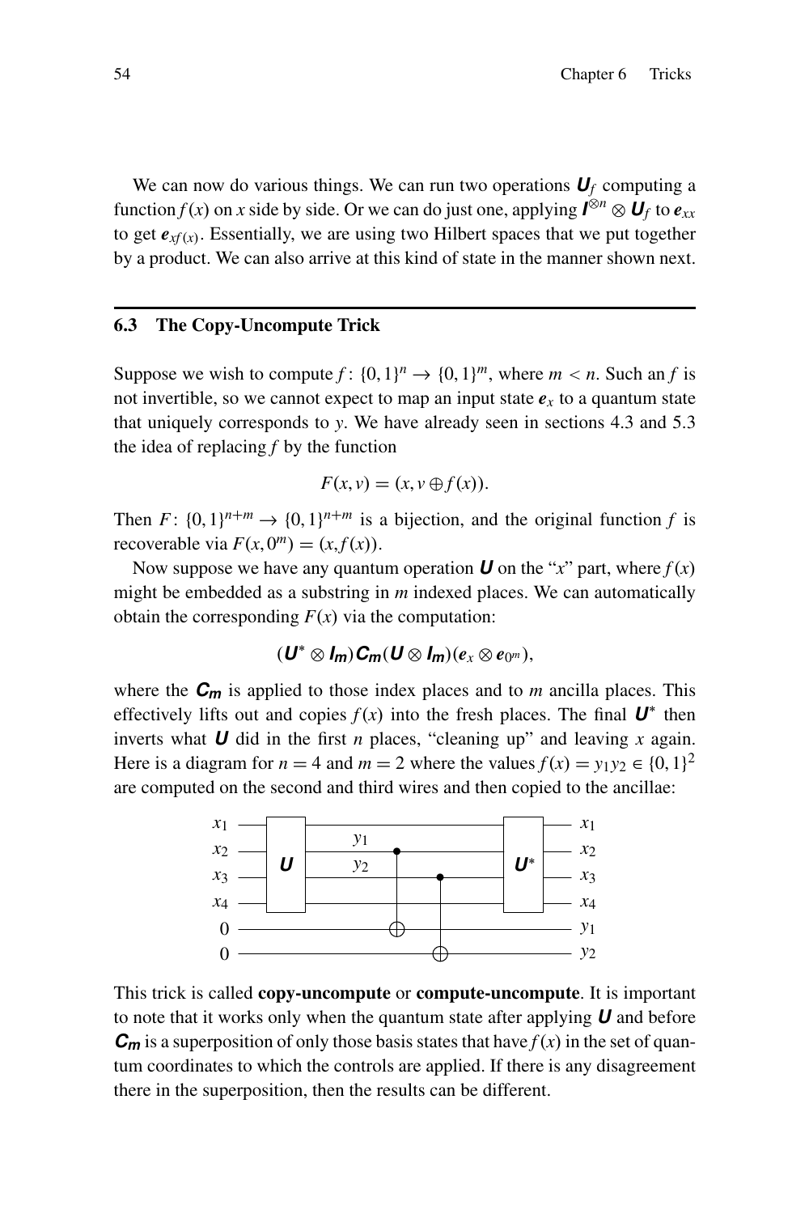We can now do various things. We can run two operations $\boldsymbol{U}_f$ computing a function $f(x)$ on $x$ side by side. Or we can do just one, applying $\boldsymbol{I}^{\otimes n} \otimes \boldsymbol{U}_f$ to $\boldsymbol{e}_{xx}$ to get $\boldsymbol{e}_{xf(x)}$. Essentially, we are using two Hilbert spaces that we put together by a product. We can also arrive at this kind of state in the manner shown next.

## 6.3 The Copy-Uncompute Trick

Suppose we wish to compute $f\colon \{0,1\}^n \to \{0,1\}^m$, where $m < n$. Such an $f$ is not invertible, so we cannot expect to map an input state $\boldsymbol{e}_x$ to a quantum state that uniquely corresponds to $y$. We have already seen in sections 4.3 and 5.3 the idea of replacing $f$ by the function

$$F(x, v) = (x, v \oplus f(x)).$$

Then $F\colon \{0,1\}^{n+m} \to \{0,1\}^{n+m}$ is a bijection, and the original function $f$ is recoverable via $F(x, 0^m) = (x, f(x))$.

Now suppose we have any quantum operation $\boldsymbol{U}$ on the "$x$" part, where $f(x)$ might be embedded as a substring in $m$ indexed places. We can automatically obtain the corresponding $F(x)$ via the computation:

$$(\boldsymbol{U}^* \otimes \boldsymbol{I_m})\boldsymbol{C_m}(\boldsymbol{U} \otimes \boldsymbol{I_m})(\boldsymbol{e}_x \otimes \boldsymbol{e}_{0^m}),$$

where the $\boldsymbol{C_m}$ is applied to those index places and to $m$ ancilla places. This effectively lifts out and copies $f(x)$ into the fresh places. The final $\boldsymbol{U}^*$ then inverts what $\boldsymbol{U}$ did in the first $n$ places, "cleaning up" and leaving $x$ again. Here is a diagram for $n = 4$ and $m = 2$ where the values $f(x) = y_1 y_2 \in \{0,1\}^2$ are computed on the second and third wires and then copied to the ancillae:

```
x1 ──┤   ├───────────────────────┤    ├── x1
x2 ──┤   ├── y1 ──●──────────────┤    ├── x2
x3 ──┤ U ├── y2 ──┼──────●───────┤ U* ├── x3
x4 ──┤   ├────────┼──────┼───────┤    ├── x4
0  ───────────────⊕──────┼──────────────── y1
0  ──────────────────────⊕──────────────── y2
```

This trick is called **copy-uncompute** or **compute-uncompute**. It is important to note that it works only when the quantum state after applying $\boldsymbol{U}$ and before $\boldsymbol{C_m}$ is a superposition of only those basis states that have $f(x)$ in the set of quantum coordinates to which the controls are applied. If there is any disagreement there in the superposition, then the results can be different.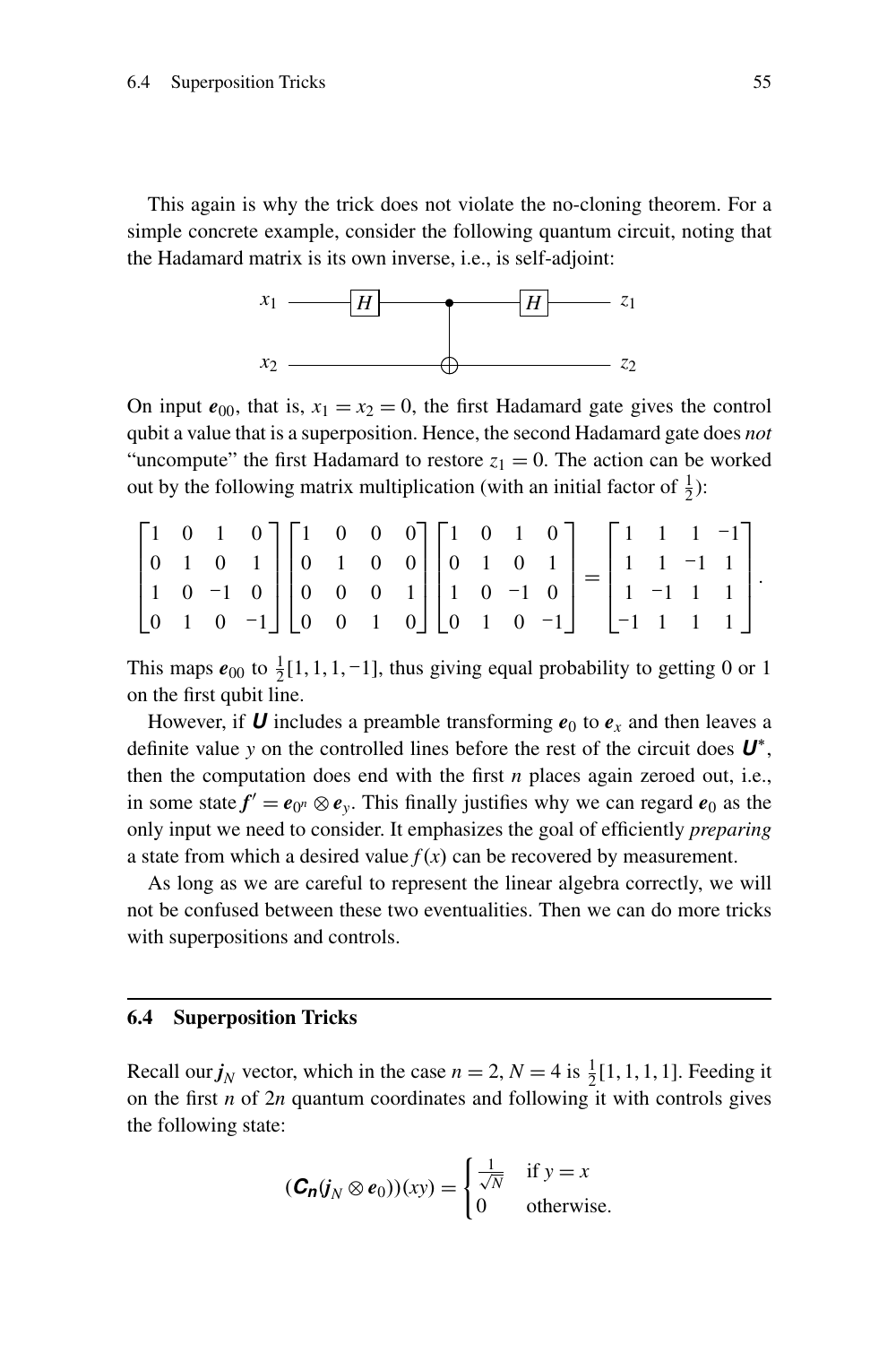This again is why the trick does not violate the no-cloning theorem. For a simple concrete example, consider the following quantum circuit, noting that the Hadamard matrix is its own inverse, i.e., is self-adjoint:

$$
\begin{array}{lcr}
x_1 & \text{---}\boxed{H}\text{---}\bullet\text{---}\boxed{H}\text{---} & z_1 \\
 & | & \\
x_2 & \text{-----------}\oplus\text{-----------} & z_2
\end{array}
$$

On input $\boldsymbol{e}_{00}$, that is, $x_1 = x_2 = 0$, the first Hadamard gate gives the control qubit a value that is a superposition. Hence, the second Hadamard gate does *not* "uncompute" the first Hadamard to restore $z_1 = 0$. The action can be worked out by the following matrix multiplication (with an initial factor of $\frac{1}{2}$):

$$
\begin{bmatrix} 1 & 0 & 1 & 0 \\ 0 & 1 & 0 & 1 \\ 1 & 0 & -1 & 0 \\ 0 & 1 & 0 & -1 \end{bmatrix}
\begin{bmatrix} 1 & 0 & 0 & 0 \\ 0 & 1 & 0 & 0 \\ 0 & 0 & 0 & 1 \\ 0 & 0 & 1 & 0 \end{bmatrix}
\begin{bmatrix} 1 & 0 & 1 & 0 \\ 0 & 1 & 0 & 1 \\ 1 & 0 & -1 & 0 \\ 0 & 1 & 0 & -1 \end{bmatrix}
=
\begin{bmatrix} 1 & 1 & 1 & -1 \\ 1 & 1 & -1 & 1 \\ 1 & -1 & 1 & 1 \\ -1 & 1 & 1 & 1 \end{bmatrix}.
$$

This maps $\boldsymbol{e}_{00}$ to $\frac{1}{2}[1,1,1,-1]$, thus giving equal probability to getting 0 or 1 on the first qubit line.

However, if $\boldsymbol{U}$ includes a preamble transforming $\boldsymbol{e}_0$ to $\boldsymbol{e}_x$ and then leaves a definite value $y$ on the controlled lines before the rest of the circuit does $\boldsymbol{U}^*$, then the computation does end with the first $n$ places again zeroed out, i.e., in some state $\boldsymbol{f}' = \boldsymbol{e}_{0^n} \otimes \boldsymbol{e}_y$. This finally justifies why we can regard $\boldsymbol{e}_0$ as the only input we need to consider. It emphasizes the goal of efficiently *preparing* a state from which a desired value $f(x)$ can be recovered by measurement.

As long as we are careful to represent the linear algebra correctly, we will not be confused between these two eventualities. Then we can do more tricks with superpositions and controls.

## 6.4 Superposition Tricks

Recall our $\boldsymbol{j}_N$ vector, which in the case $n = 2, N = 4$ is $\frac{1}{2}[1,1,1,1]$. Feeding it on the first $n$ of $2n$ quantum coordinates and following it with controls gives the following state:

$$
(\boldsymbol{C_n}(\boldsymbol{j}_N \otimes \boldsymbol{e}_0))(xy) = \begin{cases} \frac{1}{\sqrt{N}} & \text{if } y = x \\ 0 & \text{otherwise.} \end{cases}
$$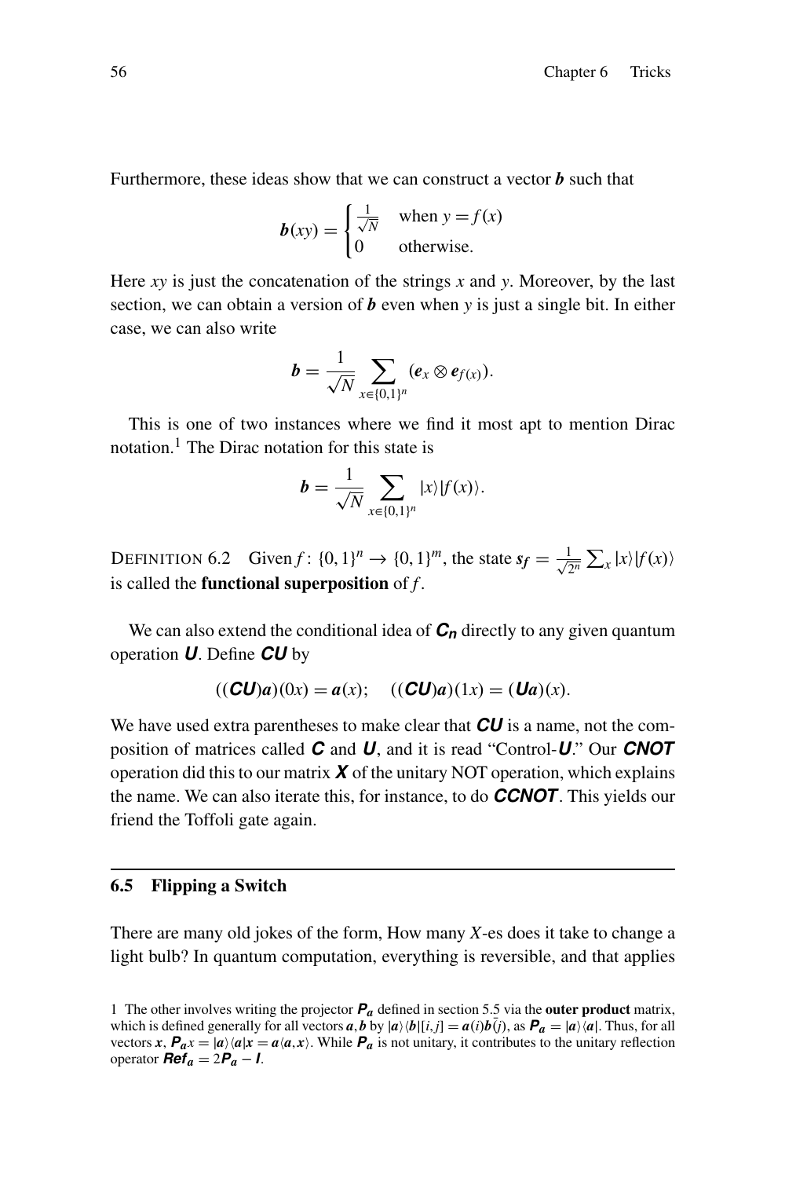Furthermore, these ideas show that we can construct a vector $\boldsymbol{b}$ such that

$$\boldsymbol{b}(xy) = \begin{cases} \frac{1}{\sqrt{N}} & \text{when } y = f(x) \\ 0 & \text{otherwise.} \end{cases}$$

Here $xy$ is just the concatenation of the strings $x$ and $y$. Moreover, by the last section, we can obtain a version of $\boldsymbol{b}$ even when $y$ is just a single bit. In either case, we can also write

$$\boldsymbol{b} = \frac{1}{\sqrt{N}} \sum_{x \in \{0,1\}^n} (\boldsymbol{e}_x \otimes \boldsymbol{e}_{f(x)}).$$

This is one of two instances where we find it most apt to mention Dirac notation.[1] The Dirac notation for this state is

$$\boldsymbol{b} = \frac{1}{\sqrt{N}} \sum_{x \in \{0,1\}^n} |x\rangle|f(x)\rangle.$$

DEFINITION 6.2 Given $f\colon \{0,1\}^n \to \{0,1\}^m$, the state $\boldsymbol{s_f} = \frac{1}{\sqrt{2^n}} \sum_x |x\rangle|f(x)\rangle$ is called the **functional superposition** of $f$.

We can also extend the conditional idea of $\boldsymbol{C_n}$ directly to any given quantum operation $\boldsymbol{U}$. Define $\boldsymbol{CU}$ by

$$((\boldsymbol{CU})\boldsymbol{a})(0x) = \boldsymbol{a}(x); \quad ((\boldsymbol{CU})\boldsymbol{a})(1x) = (\boldsymbol{Ua})(x).$$

We have used extra parentheses to make clear that $\boldsymbol{CU}$ is a name, not the composition of matrices called $\boldsymbol{C}$ and $\boldsymbol{U}$, and it is read "Control-$\boldsymbol{U}$." Our $\boldsymbol{CNOT}$ operation did this to our matrix $\boldsymbol{X}$ of the unitary NOT operation, which explains the name. We can also iterate this, for instance, to do $\boldsymbol{CCNOT}$. This yields our friend the Toffoli gate again.

## 6.5 Flipping a Switch

There are many old jokes of the form, How many *X*-es does it take to change a light bulb? In quantum computation, everything is reversible, and that applies

[1] The other involves writing the projector $\boldsymbol{P_a}$ defined in section 5.5 via the **outer product** matrix, which is defined generally for all vectors $\boldsymbol{a}, \boldsymbol{b}$ by $|\boldsymbol{a}\rangle\langle\boldsymbol{b}|[i,j] = \boldsymbol{a}(i)\bar{\boldsymbol{b}}(j)$, as $\boldsymbol{P_a} = |\boldsymbol{a}\rangle\langle\boldsymbol{a}|$. Thus, for all vectors $\boldsymbol{x}$, $\boldsymbol{P_a}x = |\boldsymbol{a}\rangle\langle\boldsymbol{a}|\boldsymbol{x} = \boldsymbol{a}\langle\boldsymbol{a},\boldsymbol{x}\rangle$. While $\boldsymbol{P_a}$ is not unitary, it contributes to the unitary reflection operator $\boldsymbol{Ref_a} = 2\boldsymbol{P_a} - \boldsymbol{I}$.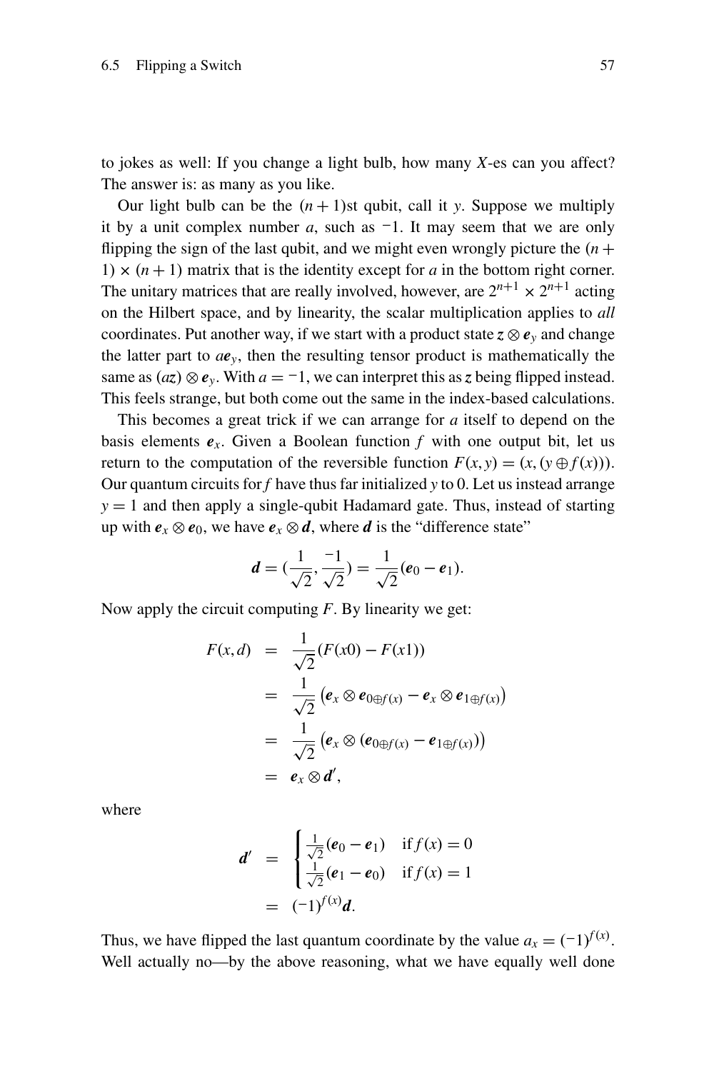to jokes as well: If you change a light bulb, how many $X$-es can you affect? The answer is: as many as you like.

Our light bulb can be the $(n+1)$st qubit, call it $y$. Suppose we multiply it by a unit complex number $a$, such as $-1$. It may seem that we are only flipping the sign of the last qubit, and we might even wrongly picture the $(n+1) \times (n+1)$ matrix that is the identity except for $a$ in the bottom right corner. The unitary matrices that are really involved, however, are $2^{n+1} \times 2^{n+1}$ acting on the Hilbert space, and by linearity, the scalar multiplication applies to *all* coordinates. Put another way, if we start with a product state $\boldsymbol{z} \otimes \boldsymbol{e}_y$ and change the latter part to $a\boldsymbol{e}_y$, then the resulting tensor product is mathematically the same as $(a\boldsymbol{z}) \otimes \boldsymbol{e}_y$. With $a = -1$, we can interpret this as $\boldsymbol{z}$ being flipped instead. This feels strange, but both come out the same in the index-based calculations.

This becomes a great trick if we can arrange for $a$ itself to depend on the basis elements $\boldsymbol{e}_x$. Given a Boolean function $f$ with one output bit, let us return to the computation of the reversible function $F(x,y) = (x, (y \oplus f(x)))$. Our quantum circuits for $f$ have thus far initialized $y$ to 0. Let us instead arrange $y = 1$ and then apply a single-qubit Hadamard gate. Thus, instead of starting up with $\boldsymbol{e}_x \otimes \boldsymbol{e}_0$, we have $\boldsymbol{e}_x \otimes \boldsymbol{d}$, where $\boldsymbol{d}$ is the "difference state"

$$\boldsymbol{d} = \left(\frac{1}{\sqrt{2}}, \frac{-1}{\sqrt{2}}\right) = \frac{1}{\sqrt{2}}(\boldsymbol{e}_0 - \boldsymbol{e}_1).$$

Now apply the circuit computing $F$. By linearity we get:

$$\begin{aligned}
F(x,d) &= \frac{1}{\sqrt{2}}(F(x0) - F(x1)) \\
&= \frac{1}{\sqrt{2}}\left(\boldsymbol{e}_x \otimes \boldsymbol{e}_{0 \oplus f(x)} - \boldsymbol{e}_x \otimes \boldsymbol{e}_{1 \oplus f(x)}\right) \\
&= \frac{1}{\sqrt{2}}\left(\boldsymbol{e}_x \otimes (\boldsymbol{e}_{0 \oplus f(x)} - \boldsymbol{e}_{1 \oplus f(x)})\right) \\
&= \boldsymbol{e}_x \otimes \boldsymbol{d}',
\end{aligned}$$

where

$$\begin{aligned}
\boldsymbol{d}' &= \begin{cases} \frac{1}{\sqrt{2}}(\boldsymbol{e}_0 - \boldsymbol{e}_1) & \text{if } f(x) = 0 \\ \frac{1}{\sqrt{2}}(\boldsymbol{e}_1 - \boldsymbol{e}_0) & \text{if } f(x) = 1 \end{cases} \\
&= (-1)^{f(x)}\boldsymbol{d}.
\end{aligned}$$

Thus, we have flipped the last quantum coordinate by the value $a_x = (-1)^{f(x)}$. Well actually no—by the above reasoning, what we have equally well done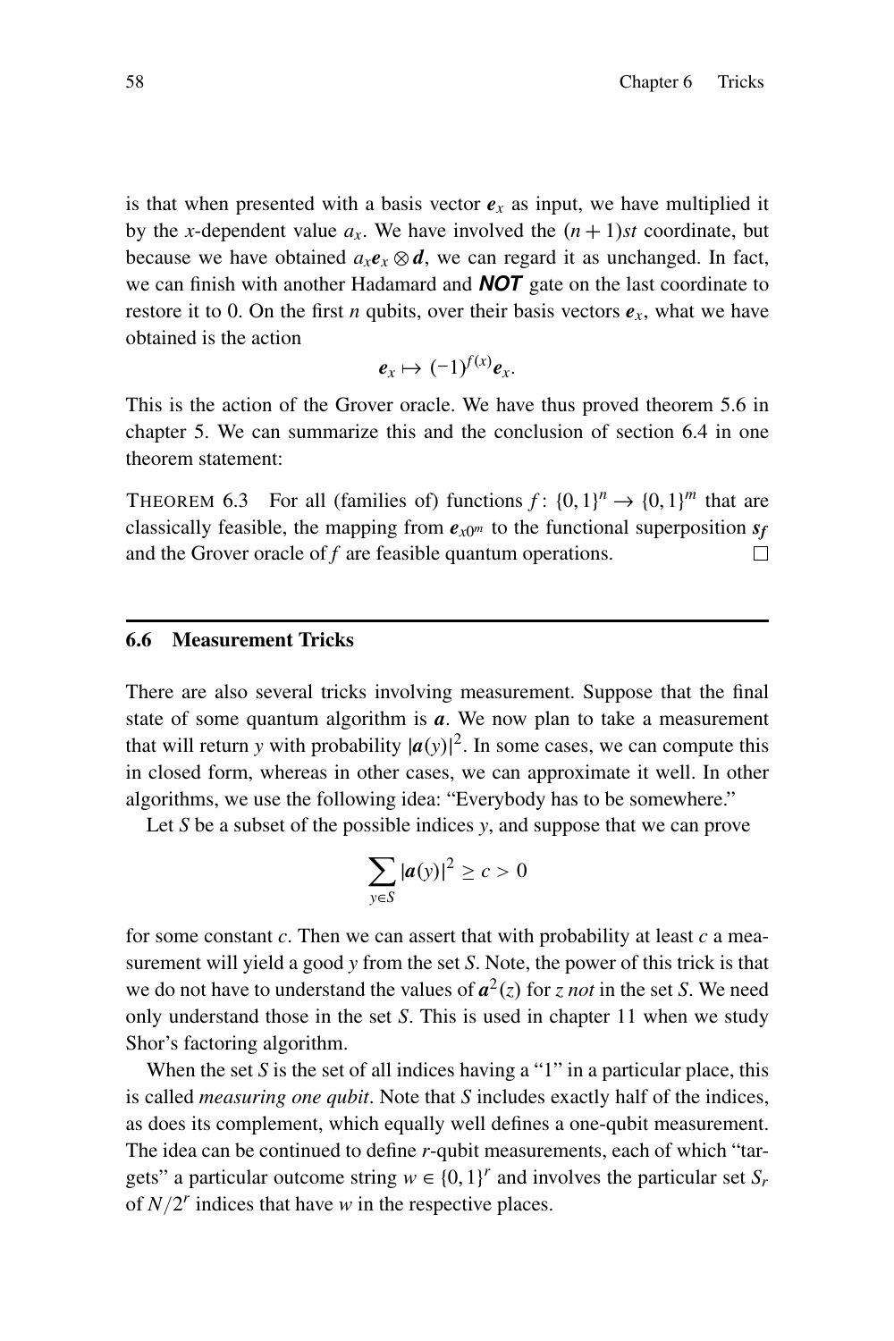is that when presented with a basis vector $\boldsymbol{e}_x$ as input, we have multiplied it by the $x$-dependent value $a_x$. We have involved the $(n+1)st$ coordinate, but because we have obtained $a_x \boldsymbol{e}_x \otimes \boldsymbol{d}$, we can regard it as unchanged. In fact, we can finish with another Hadamard and ***NOT*** gate on the last coordinate to restore it to 0. On the first $n$ qubits, over their basis vectors $\boldsymbol{e}_x$, what we have obtained is the action

$$\boldsymbol{e}_x \mapsto (-1)^{f(x)} \boldsymbol{e}_x.$$

This is the action of the Grover oracle. We have thus proved theorem 5.6 in chapter 5. We can summarize this and the conclusion of section 6.4 in one theorem statement:

THEOREM 6.3 For all (families of) functions $f\colon \{0,1\}^n \to \{0,1\}^m$ that are classically feasible, the mapping from $\boldsymbol{e}_{x0^m}$ to the functional superposition $\boldsymbol{s_f}$ and the Grover oracle of $f$ are feasible quantum operations. □

## 6.6 Measurement Tricks

There are also several tricks involving measurement. Suppose that the final state of some quantum algorithm is $\boldsymbol{a}$. We now plan to take a measurement that will return $y$ with probability $|\boldsymbol{a}(y)|^2$. In some cases, we can compute this in closed form, whereas in other cases, we can approximate it well. In other algorithms, we use the following idea: "Everybody has to be somewhere."

Let $S$ be a subset of the possible indices $y$, and suppose that we can prove

$$\sum_{y \in S} |\boldsymbol{a}(y)|^2 \geq c > 0$$

for some constant $c$. Then we can assert that with probability at least $c$ a measurement will yield a good $y$ from the set $S$. Note, the power of this trick is that we do not have to understand the values of $\boldsymbol{a}^2(z)$ for $z$ *not* in the set $S$. We need only understand those in the set $S$. This is used in chapter 11 when we study Shor's factoring algorithm.

When the set $S$ is the set of all indices having a "1" in a particular place, this is called *measuring one qubit*. Note that $S$ includes exactly half of the indices, as does its complement, which equally well defines a one-qubit measurement. The idea can be continued to define $r$-qubit measurements, each of which "targets" a particular outcome string $w \in \{0,1\}^r$ and involves the particular set $S_r$ of $N/2^r$ indices that have $w$ in the respective places.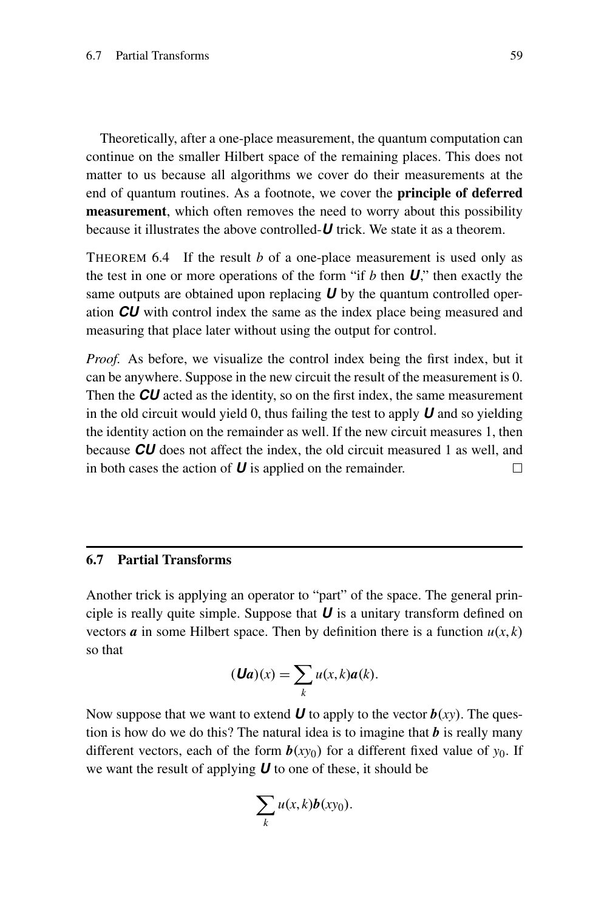Theoretically, after a one-place measurement, the quantum computation can continue on the smaller Hilbert space of the remaining places. This does not matter to us because all algorithms we cover do their measurements at the end of quantum routines. As a footnote, we cover the **principle of deferred measurement**, which often removes the need to worry about this possibility because it illustrates the above controlled-$\boldsymbol{U}$ trick. We state it as a theorem.

THEOREM 6.4 If the result $b$ of a one-place measurement is used only as the test in one or more operations of the form "if $b$ then $\boldsymbol{U}$," then exactly the same outputs are obtained upon replacing $\boldsymbol{U}$ by the quantum controlled operation $\boldsymbol{CU}$ with control index the same as the index place being measured and measuring that place later without using the output for control.

*Proof.* As before, we visualize the control index being the first index, but it can be anywhere. Suppose in the new circuit the result of the measurement is 0. Then the $\boldsymbol{CU}$ acted as the identity, so on the first index, the same measurement in the old circuit would yield 0, thus failing the test to apply $\boldsymbol{U}$ and so yielding the identity action on the remainder as well. If the new circuit measures 1, then because $\boldsymbol{CU}$ does not affect the index, the old circuit measured 1 as well, and in both cases the action of $\boldsymbol{U}$ is applied on the remainder. □

## 6.7 Partial Transforms

Another trick is applying an operator to "part" of the space. The general principle is really quite simple. Suppose that $\boldsymbol{U}$ is a unitary transform defined on vectors $\boldsymbol{a}$ in some Hilbert space. Then by definition there is a function $u(x,k)$ so that

$$(\boldsymbol{U}\boldsymbol{a})(x) = \sum_k u(x,k)\boldsymbol{a}(k).$$

Now suppose that we want to extend $\boldsymbol{U}$ to apply to the vector $\boldsymbol{b}(xy)$. The question is how do we do this? The natural idea is to imagine that $\boldsymbol{b}$ is really many different vectors, each of the form $\boldsymbol{b}(xy_0)$ for a different fixed value of $y_0$. If we want the result of applying $\boldsymbol{U}$ to one of these, it should be

$$\sum_k u(x,k)\boldsymbol{b}(xy_0).$$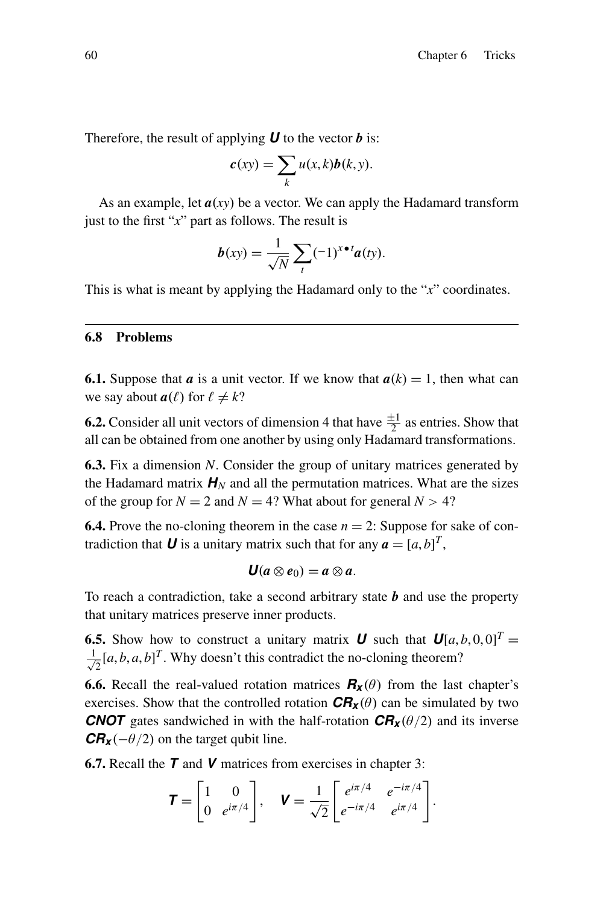Therefore, the result of applying $\boldsymbol{U}$ to the vector $\boldsymbol{b}$ is:

$$\boldsymbol{c}(xy) = \sum_{k} u(x,k)\boldsymbol{b}(k,y).$$

As an example, let $\boldsymbol{a}(xy)$ be a vector. We can apply the Hadamard transform just to the first "$x$" part as follows. The result is

$$\boldsymbol{b}(xy) = \frac{1}{\sqrt{N}} \sum_{t} (-1)^{x \bullet t} \boldsymbol{a}(ty).$$

This is what is meant by applying the Hadamard only to the "$x$" coordinates.

## 6.8 Problems

**6.1.** Suppose that $\boldsymbol{a}$ is a unit vector. If we know that $\boldsymbol{a}(k) = 1$, then what can we say about $\boldsymbol{a}(\ell)$ for $\ell \neq k$?

**6.2.** Consider all unit vectors of dimension 4 that have $\frac{\pm 1}{2}$ as entries. Show that all can be obtained from one another by using only Hadamard transformations.

**6.3.** Fix a dimension $N$. Consider the group of unitary matrices generated by the Hadamard matrix $\boldsymbol{H}_N$ and all the permutation matrices. What are the sizes of the group for $N = 2$ and $N = 4$? What about for general $N > 4$?

**6.4.** Prove the no-cloning theorem in the case $n = 2$: Suppose for sake of contradiction that $\boldsymbol{U}$ is a unitary matrix such that for any $\boldsymbol{a} = [a, b]^T$,

$$\boldsymbol{U}(\boldsymbol{a} \otimes \boldsymbol{e}_0) = \boldsymbol{a} \otimes \boldsymbol{a}.$$

To reach a contradiction, take a second arbitrary state $\boldsymbol{b}$ and use the property that unitary matrices preserve inner products.

**6.5.** Show how to construct a unitary matrix $\boldsymbol{U}$ such that $\boldsymbol{U}[a, b, 0, 0]^T = \frac{1}{\sqrt{2}}[a, b, a, b]^T$. Why doesn't this contradict the no-cloning theorem?

**6.6.** Recall the real-valued rotation matrices $\boldsymbol{R_x}(\theta)$ from the last chapter's exercises. Show that the controlled rotation $\boldsymbol{CR_x}(\theta)$ can be simulated by two $\boldsymbol{CNOT}$ gates sandwiched in with the half-rotation $\boldsymbol{CR_x}(\theta/2)$ and its inverse $\boldsymbol{CR_x}(-\theta/2)$ on the target qubit line.

**6.7.** Recall the $\boldsymbol{T}$ and $\boldsymbol{V}$ matrices from exercises in chapter 3:

$$\boldsymbol{T} = \begin{bmatrix} 1 & 0 \\ 0 & e^{i\pi/4} \end{bmatrix}, \quad \boldsymbol{V} = \frac{1}{\sqrt{2}} \begin{bmatrix} e^{i\pi/4} & e^{-i\pi/4} \\ e^{-i\pi/4} & e^{i\pi/4} \end{bmatrix}.$$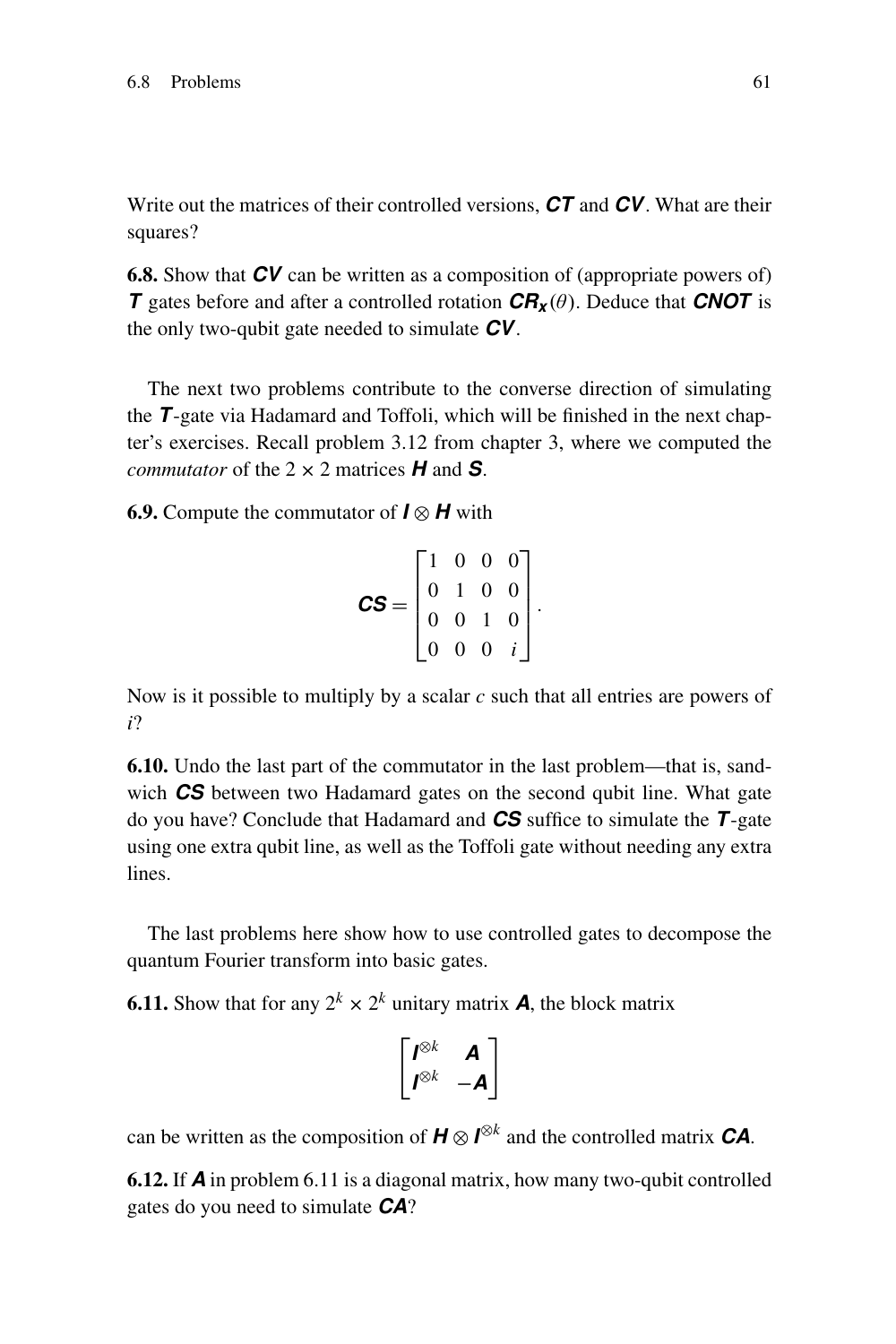Write out the matrices of their controlled versions, ***CT*** and ***CV***. What are their squares?

**6.8.** Show that ***CV*** can be written as a composition of (appropriate powers of) ***T*** gates before and after a controlled rotation $\boldsymbol{CR_x}(\theta)$. Deduce that ***CNOT*** is the only two-qubit gate needed to simulate ***CV***.

The next two problems contribute to the converse direction of simulating the ***T***-gate via Hadamard and Toffoli, which will be finished in the next chapter's exercises. Recall problem 3.12 from chapter 3, where we computed the *commutator* of the $2 \times 2$ matrices ***H*** and ***S***.

**6.9.** Compute the commutator of $\boldsymbol{I} \otimes \boldsymbol{H}$ with

$$\boldsymbol{CS} = \begin{bmatrix} 1 & 0 & 0 & 0 \\ 0 & 1 & 0 & 0 \\ 0 & 0 & 1 & 0 \\ 0 & 0 & 0 & i \end{bmatrix}.$$

Now is it possible to multiply by a scalar $c$ such that all entries are powers of $i$?

**6.10.** Undo the last part of the commutator in the last problem—that is, sandwich ***CS*** between two Hadamard gates on the second qubit line. What gate do you have? Conclude that Hadamard and ***CS*** suffice to simulate the ***T***-gate using one extra qubit line, as well as the Toffoli gate without needing any extra lines.

The last problems here show how to use controlled gates to decompose the quantum Fourier transform into basic gates.

**6.11.** Show that for any $2^k \times 2^k$ unitary matrix ***A***, the block matrix

$$\begin{bmatrix} \boldsymbol{I}^{\otimes k} & \boldsymbol{A} \\ \boldsymbol{I}^{\otimes k} & -\boldsymbol{A} \end{bmatrix}$$

can be written as the composition of $\boldsymbol{H} \otimes \boldsymbol{I}^{\otimes k}$ and the controlled matrix ***CA***.

**6.12.** If ***A*** in problem 6.11 is a diagonal matrix, how many two-qubit controlled gates do you need to simulate ***CA***?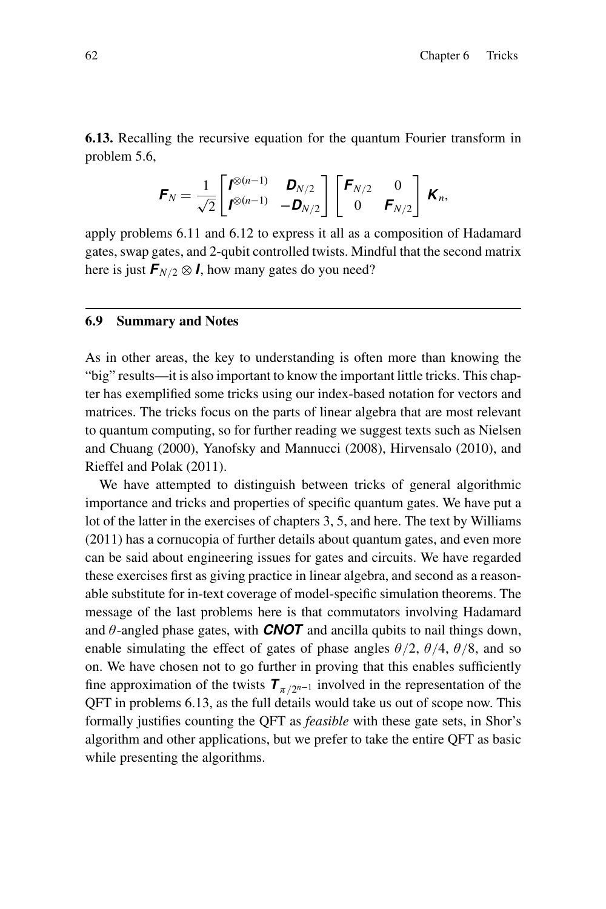**6.13.** Recalling the recursive equation for the quantum Fourier transform in problem 5.6,

$$\mathbf{F}_N = \frac{1}{\sqrt{2}} \begin{bmatrix} \mathbf{I}^{\otimes(n-1)} & \mathbf{D}_{N/2} \\ \mathbf{I}^{\otimes(n-1)} & -\mathbf{D}_{N/2} \end{bmatrix} \begin{bmatrix} \mathbf{F}_{N/2} & 0 \\ 0 & \mathbf{F}_{N/2} \end{bmatrix} \mathbf{K}_n,$$

apply problems 6.11 and 6.12 to express it all as a composition of Hadamard gates, swap gates, and 2-qubit controlled twists. Mindful that the second matrix here is just $\mathbf{F}_{N/2} \otimes \mathbf{I}$, how many gates do you need?

## 6.9 Summary and Notes

As in other areas, the key to understanding is often more than knowing the "big" results—it is also important to know the important little tricks. This chapter has exemplified some tricks using our index-based notation for vectors and matrices. The tricks focus on the parts of linear algebra that are most relevant to quantum computing, so for further reading we suggest texts such as Nielsen and Chuang (2000), Yanofsky and Mannucci (2008), Hirvensalo (2010), and Rieffel and Polak (2011).

We have attempted to distinguish between tricks of general algorithmic importance and tricks and properties of specific quantum gates. We have put a lot of the latter in the exercises of chapters 3, 5, and here. The text by Williams (2011) has a cornucopia of further details about quantum gates, and even more can be said about engineering issues for gates and circuits. We have regarded these exercises first as giving practice in linear algebra, and second as a reasonable substitute for in-text coverage of model-specific simulation theorems. The message of the last problems here is that commutators involving Hadamard and $\theta$-angled phase gates, with $\mathbf{CNOT}$ and ancilla qubits to nail things down, enable simulating the effect of gates of phase angles $\theta/2$, $\theta/4$, $\theta/8$, and so on. We have chosen not to go further in proving that this enables sufficiently fine approximation of the twists $\mathbf{T}_{\pi/2^{n-1}}$ involved in the representation of the QFT in problems 6.13, as the full details would take us out of scope now. This formally justifies counting the QFT as *feasible* with these gate sets, in Shor's algorithm and other applications, but we prefer to take the entire QFT as basic while presenting the algorithms.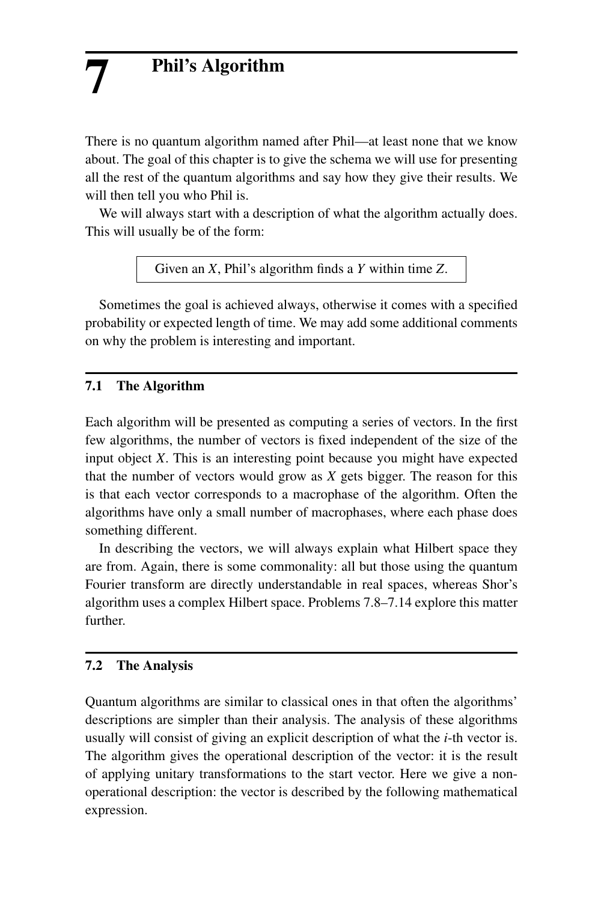# 7 Phil's Algorithm

There is no quantum algorithm named after Phil—at least none that we know about. The goal of this chapter is to give the schema we will use for presenting all the rest of the quantum algorithms and say how they give their results. We will then tell you who Phil is.

We will always start with a description of what the algorithm actually does. This will usually be of the form:

> Given an $X$, Phil's algorithm finds a $Y$ within time $Z$.

Sometimes the goal is achieved always, otherwise it comes with a specified probability or expected length of time. We may add some additional comments on why the problem is interesting and important.

## 7.1 The Algorithm

Each algorithm will be presented as computing a series of vectors. In the first few algorithms, the number of vectors is fixed independent of the size of the input object $X$. This is an interesting point because you might have expected that the number of vectors would grow as $X$ gets bigger. The reason for this is that each vector corresponds to a macrophase of the algorithm. Often the algorithms have only a small number of macrophases, where each phase does something different.

In describing the vectors, we will always explain what Hilbert space they are from. Again, there is some commonality: all but those using the quantum Fourier transform are directly understandable in real spaces, whereas Shor's algorithm uses a complex Hilbert space. Problems 7.8–7.14 explore this matter further.

## 7.2 The Analysis

Quantum algorithms are similar to classical ones in that often the algorithms' descriptions are simpler than their analysis. The analysis of these algorithms usually will consist of giving an explicit description of what the $i$-th vector is. The algorithm gives the operational description of the vector: it is the result of applying unitary transformations to the start vector. Here we give a non-operational description: the vector is described by the following mathematical expression.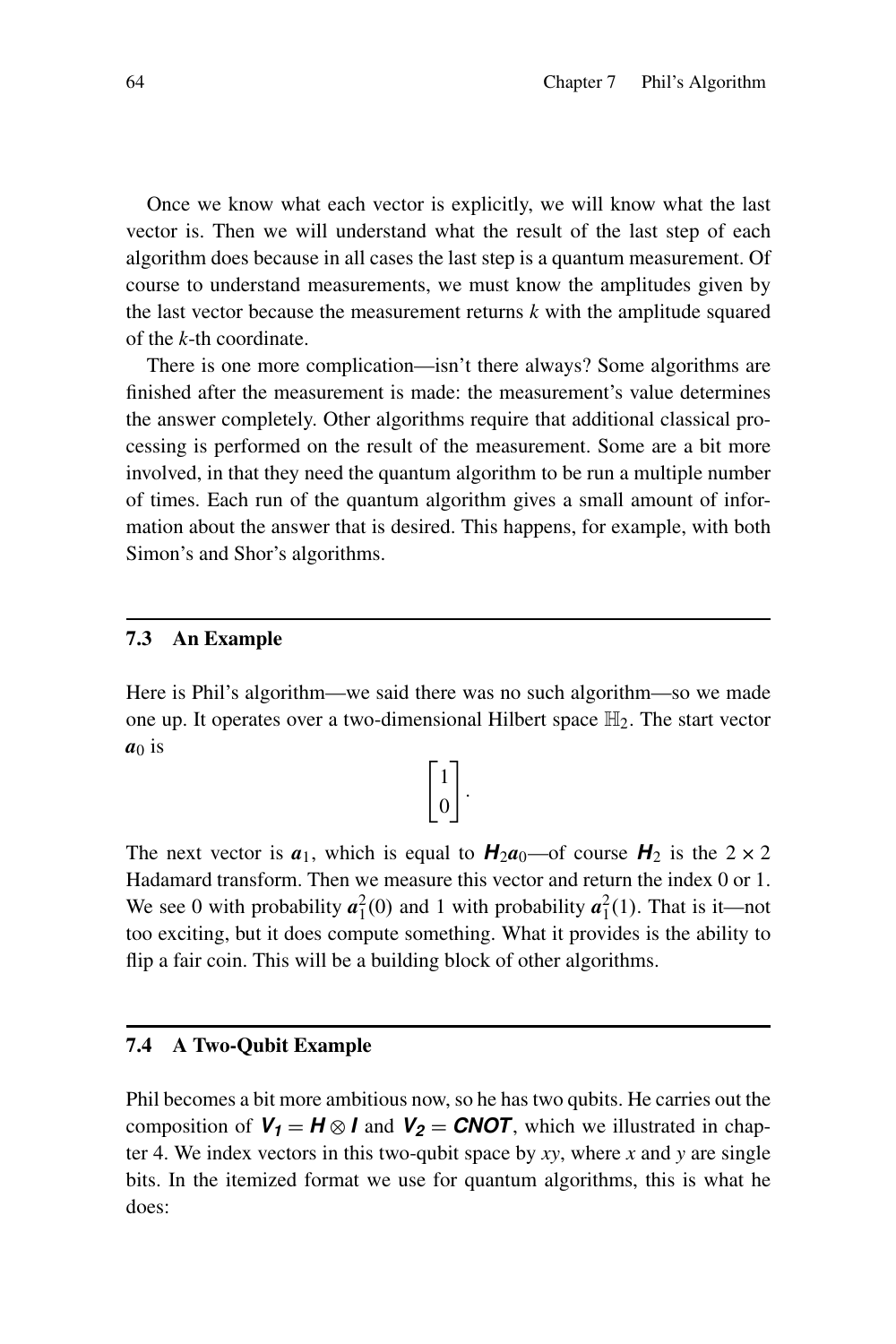Once we know what each vector is explicitly, we will know what the last vector is. Then we will understand what the result of the last step of each algorithm does because in all cases the last step is a quantum measurement. Of course to understand measurements, we must know the amplitudes given by the last vector because the measurement returns $k$ with the amplitude squared of the $k$-th coordinate.

There is one more complication—isn't there always? Some algorithms are finished after the measurement is made: the measurement's value determines the answer completely. Other algorithms require that additional classical processing is performed on the result of the measurement. Some are a bit more involved, in that they need the quantum algorithm to be run a multiple number of times. Each run of the quantum algorithm gives a small amount of information about the answer that is desired. This happens, for example, with both Simon's and Shor's algorithms.

## 7.3 An Example

Here is Phil's algorithm—we said there was no such algorithm—so we made one up. It operates over a two-dimensional Hilbert space $\mathbb{H}_2$. The start vector $\boldsymbol{a}_0$ is

$$\begin{bmatrix} 1 \\ 0 \end{bmatrix}.$$

The next vector is $\boldsymbol{a}_1$, which is equal to $\boldsymbol{H}_2\boldsymbol{a}_0$—of course $\boldsymbol{H}_2$ is the $2 \times 2$ Hadamard transform. Then we measure this vector and return the index 0 or 1. We see 0 with probability $\boldsymbol{a}_1^2(0)$ and 1 with probability $\boldsymbol{a}_1^2(1)$. That is it—not too exciting, but it does compute something. What it provides is the ability to flip a fair coin. This will be a building block of other algorithms.

## 7.4 A Two-Qubit Example

Phil becomes a bit more ambitious now, so he has two qubits. He carries out the composition of $\boldsymbol{V_1} = \boldsymbol{H} \otimes \boldsymbol{I}$ and $\boldsymbol{V_2} = \boldsymbol{CNOT}$, which we illustrated in chapter 4. We index vectors in this two-qubit space by $xy$, where $x$ and $y$ are single bits. In the itemized format we use for quantum algorithms, this is what he does: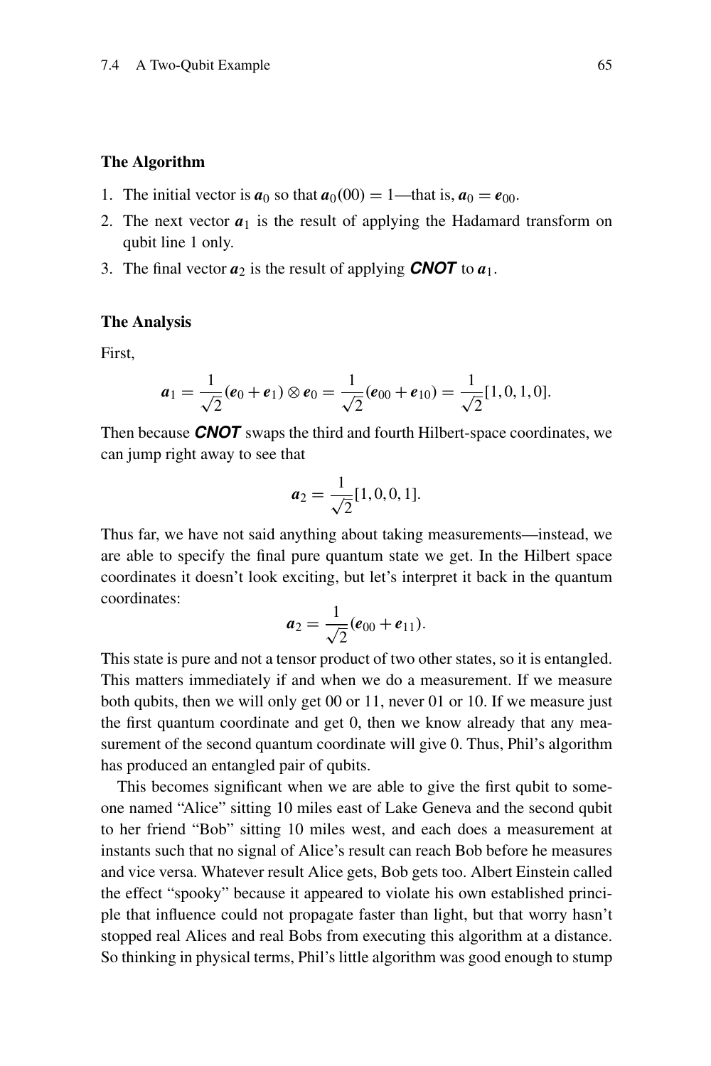### The Algorithm

1. The initial vector is $\boldsymbol{a}_0$ so that $\boldsymbol{a}_0(00) = 1$—that is, $\boldsymbol{a}_0 = \boldsymbol{e}_{00}$.
2. The next vector $\boldsymbol{a}_1$ is the result of applying the Hadamard transform on qubit line 1 only.
3. The final vector $\boldsymbol{a}_2$ is the result of applying ***CNOT*** to $\boldsymbol{a}_1$.

### The Analysis

First,

$$\boldsymbol{a}_1 = \frac{1}{\sqrt{2}}(\boldsymbol{e}_0 + \boldsymbol{e}_1) \otimes \boldsymbol{e}_0 = \frac{1}{\sqrt{2}}(\boldsymbol{e}_{00} + \boldsymbol{e}_{10}) = \frac{1}{\sqrt{2}}[1, 0, 1, 0].$$

Then because ***CNOT*** swaps the third and fourth Hilbert-space coordinates, we can jump right away to see that

$$\boldsymbol{a}_2 = \frac{1}{\sqrt{2}}[1, 0, 0, 1].$$

Thus far, we have not said anything about taking measurements—instead, we are able to specify the final pure quantum state we get. In the Hilbert space coordinates it doesn't look exciting, but let's interpret it back in the quantum coordinates:

$$\boldsymbol{a}_2 = \frac{1}{\sqrt{2}}(\boldsymbol{e}_{00} + \boldsymbol{e}_{11}).$$

This state is pure and not a tensor product of two other states, so it is entangled. This matters immediately if and when we do a measurement. If we measure both qubits, then we will only get 00 or 11, never 01 or 10. If we measure just the first quantum coordinate and get 0, then we know already that any measurement of the second quantum coordinate will give 0. Thus, Phil's algorithm has produced an entangled pair of qubits.

This becomes significant when we are able to give the first qubit to someone named "Alice" sitting 10 miles east of Lake Geneva and the second qubit to her friend "Bob" sitting 10 miles west, and each does a measurement at instants such that no signal of Alice's result can reach Bob before he measures and vice versa. Whatever result Alice gets, Bob gets too. Albert Einstein called the effect "spooky" because it appeared to violate his own established principle that influence could not propagate faster than light, but that worry hasn't stopped real Alices and real Bobs from executing this algorithm at a distance. So thinking in physical terms, Phil's little algorithm was good enough to stump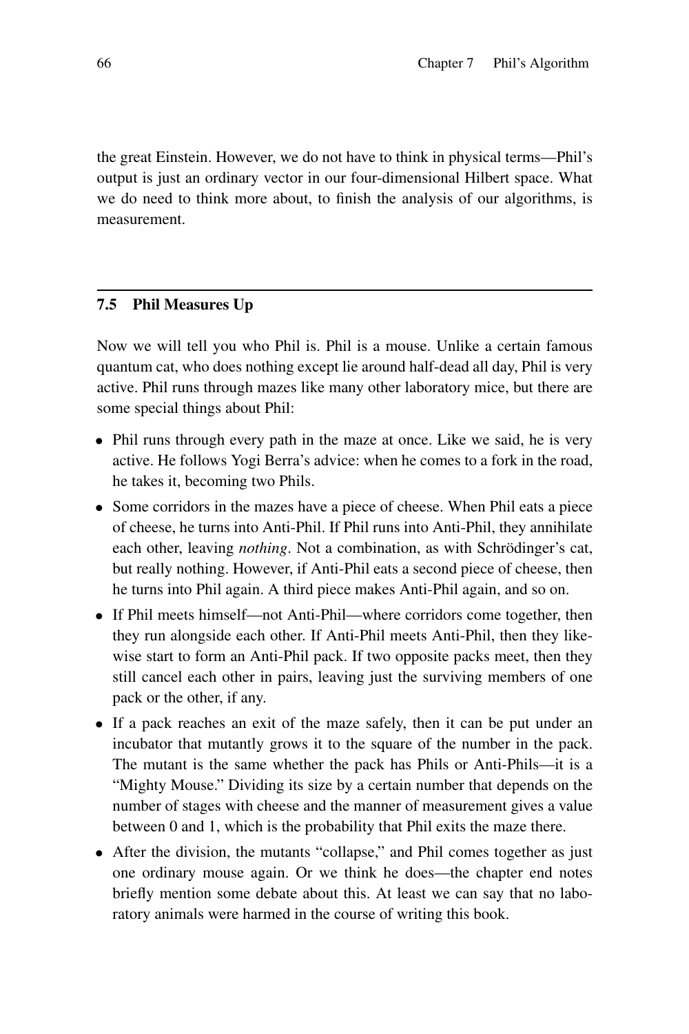the great Einstein. However, we do not have to think in physical terms—Phil's output is just an ordinary vector in our four-dimensional Hilbert space. What we do need to think more about, to finish the analysis of our algorithms, is measurement.

## 7.5 Phil Measures Up

Now we will tell you who Phil is. Phil is a mouse. Unlike a certain famous quantum cat, who does nothing except lie around half-dead all day, Phil is very active. Phil runs through mazes like many other laboratory mice, but there are some special things about Phil:

- Phil runs through every path in the maze at once. Like we said, he is very active. He follows Yogi Berra's advice: when he comes to a fork in the road, he takes it, becoming two Phils.
- Some corridors in the mazes have a piece of cheese. When Phil eats a piece of cheese, he turns into Anti-Phil. If Phil runs into Anti-Phil, they annihilate each other, leaving *nothing*. Not a combination, as with Schrödinger's cat, but really nothing. However, if Anti-Phil eats a second piece of cheese, then he turns into Phil again. A third piece makes Anti-Phil again, and so on.
- If Phil meets himself—not Anti-Phil—where corridors come together, then they run alongside each other. If Anti-Phil meets Anti-Phil, then they likewise start to form an Anti-Phil pack. If two opposite packs meet, then they still cancel each other in pairs, leaving just the surviving members of one pack or the other, if any.
- If a pack reaches an exit of the maze safely, then it can be put under an incubator that mutantly grows it to the square of the number in the pack. The mutant is the same whether the pack has Phils or Anti-Phils—it is a "Mighty Mouse." Dividing its size by a certain number that depends on the number of stages with cheese and the manner of measurement gives a value between 0 and 1, which is the probability that Phil exits the maze there.
- After the division, the mutants "collapse," and Phil comes together as just one ordinary mouse again. Or we think he does—the chapter end notes briefly mention some debate about this. At least we can say that no laboratory animals were harmed in the course of writing this book.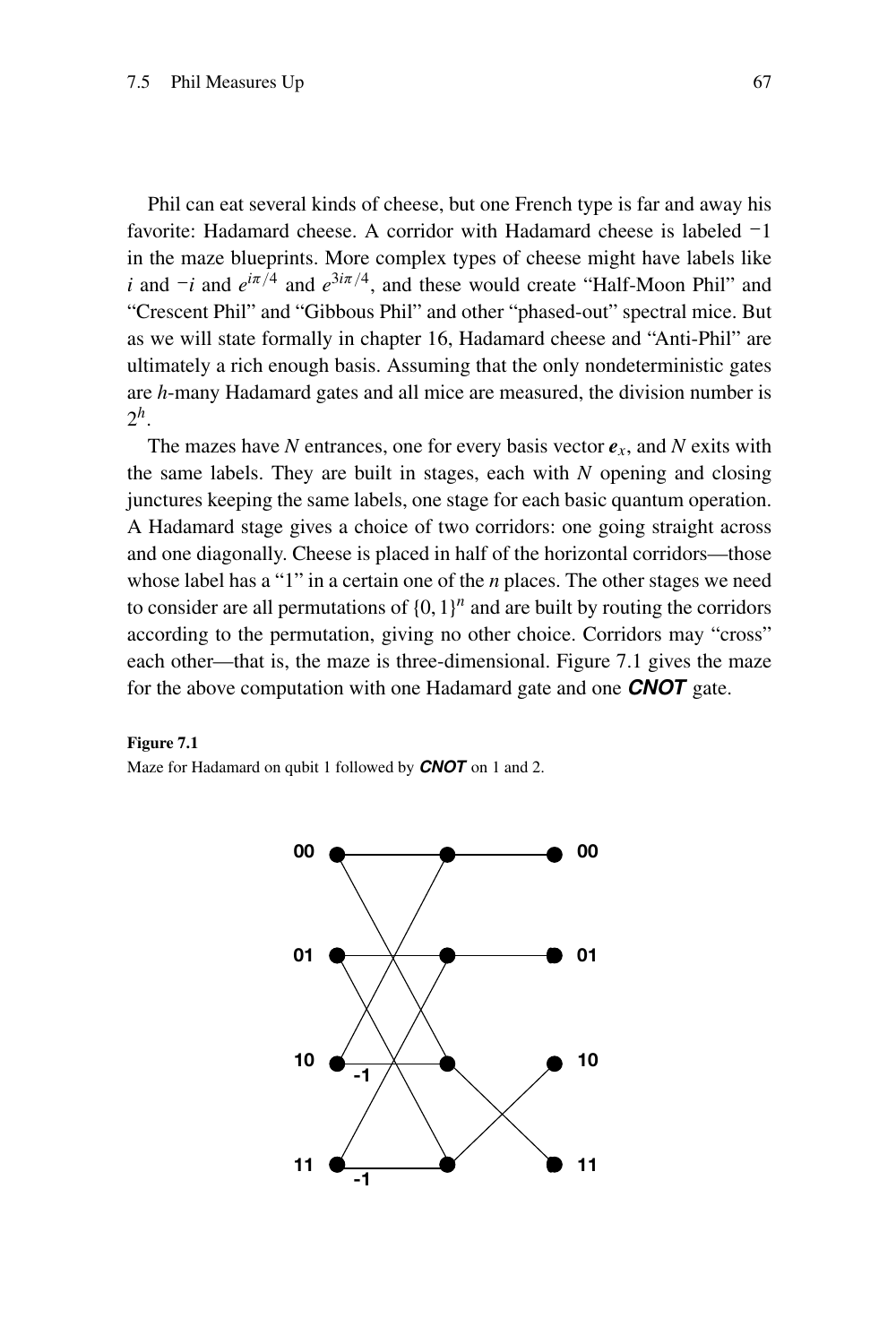Phil can eat several kinds of cheese, but one French type is far and away his favorite: Hadamard cheese. A corridor with Hadamard cheese is labeled $-1$ in the maze blueprints. More complex types of cheese might have labels like $i$ and $-i$ and $e^{i\pi/4}$ and $e^{3i\pi/4}$, and these would create "Half-Moon Phil" and "Crescent Phil" and "Gibbous Phil" and other "phased-out" spectral mice. But as we will state formally in chapter 16, Hadamard cheese and "Anti-Phil" are ultimately a rich enough basis. Assuming that the only nondeterministic gates are $h$-many Hadamard gates and all mice are measured, the division number is $2^h$.

The mazes have $N$ entrances, one for every basis vector $\mathbf{e}_x$, and $N$ exits with the same labels. They are built in stages, each with $N$ opening and closing junctures keeping the same labels, one stage for each basic quantum operation. A Hadamard stage gives a choice of two corridors: one going straight across and one diagonally. Cheese is placed in half of the horizontal corridors—those whose label has a "1" in a certain one of the $n$ places. The other stages we need to consider are all permutations of $\{0, 1\}^n$ and are built by routing the corridors according to the permutation, giving no other choice. Corridors may "cross" each other—that is, the maze is three-dimensional. Figure 7.1 gives the maze for the above computation with one Hadamard gate and one ***CNOT*** gate.

**Figure 7.1**
Maze for Hadamard on qubit 1 followed by ***CNOT*** on 1 and 2.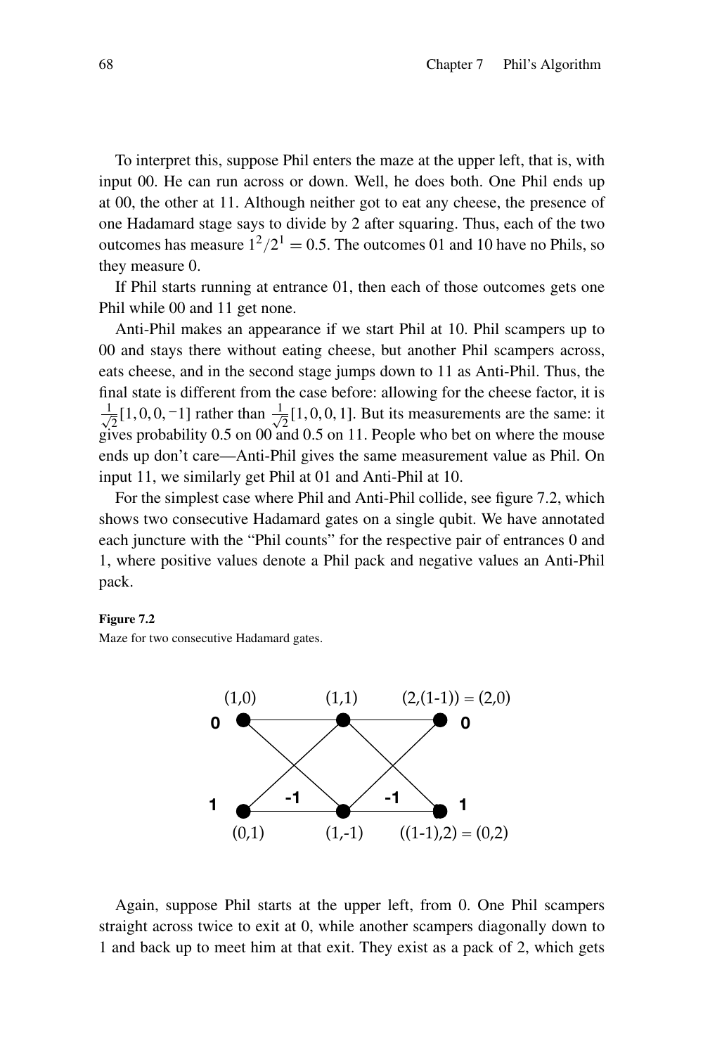To interpret this, suppose Phil enters the maze at the upper left, that is, with input 00. He can run across or down. Well, he does both. One Phil ends up at 00, the other at 11. Although neither got to eat any cheese, the presence of one Hadamard stage says to divide by 2 after squaring. Thus, each of the two outcomes has measure $1^2/2^1 = 0.5$. The outcomes 01 and 10 have no Phils, so they measure 0.

If Phil starts running at entrance 01, then each of those outcomes gets one Phil while 00 and 11 get none.

Anti-Phil makes an appearance if we start Phil at 10. Phil scampers up to 00 and stays there without eating cheese, but another Phil scampers across, eats cheese, and in the second stage jumps down to 11 as Anti-Phil. Thus, the final state is different from the case before: allowing for the cheese factor, it is $\frac{1}{\sqrt{2}}[1,0,0,-1]$ rather than $\frac{1}{\sqrt{2}}[1,0,0,1]$. But its measurements are the same: it gives probability 0.5 on 00 and 0.5 on 11. People who bet on where the mouse ends up don't care—Anti-Phil gives the same measurement value as Phil. On input 11, we similarly get Phil at 01 and Anti-Phil at 10.

For the simplest case where Phil and Anti-Phil collide, see figure 7.2, which shows two consecutive Hadamard gates on a single qubit. We have annotated each juncture with the "Phil counts" for the respective pair of entrances 0 and 1, where positive values denote a Phil pack and negative values an Anti-Phil pack.

**Figure 7.2**
Maze for two consecutive Hadamard gates.

Again, suppose Phil starts at the upper left, from 0. One Phil scampers straight across twice to exit at 0, while another scampers diagonally down to 1 and back up to meet him at that exit. They exist as a pack of 2, which gets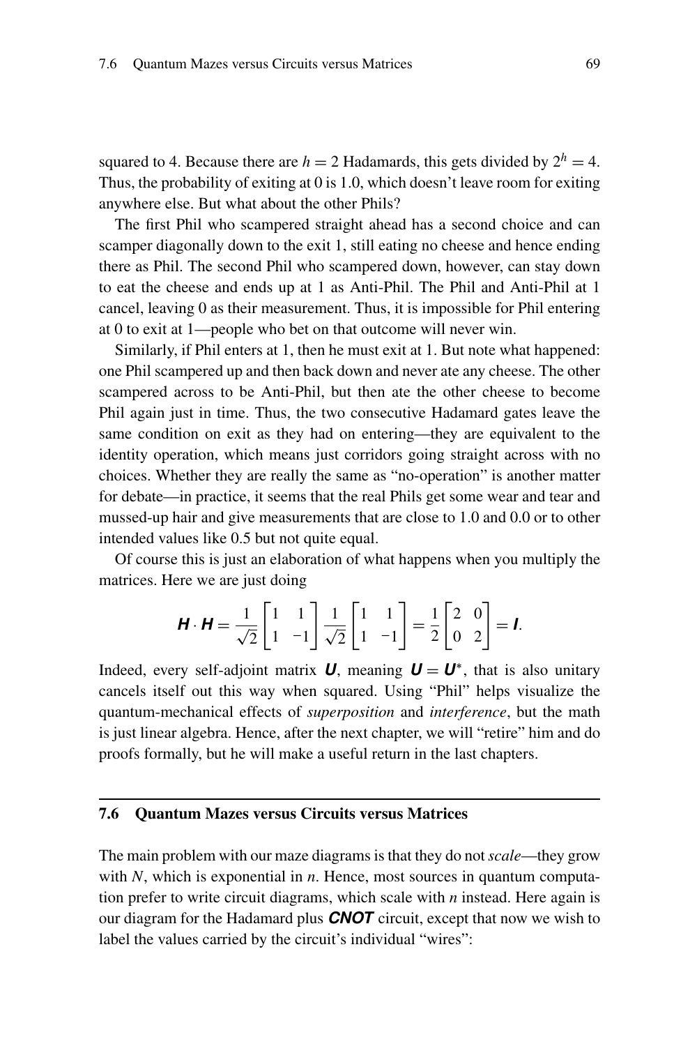squared to 4. Because there are $h = 2$ Hadamards, this gets divided by $2^h = 4$. Thus, the probability of exiting at 0 is 1.0, which doesn't leave room for exiting anywhere else. But what about the other Phils?

The first Phil who scampered straight ahead has a second choice and can scamper diagonally down to the exit 1, still eating no cheese and hence ending there as Phil. The second Phil who scampered down, however, can stay down to eat the cheese and ends up at 1 as Anti-Phil. The Phil and Anti-Phil at 1 cancel, leaving 0 as their measurement. Thus, it is impossible for Phil entering at 0 to exit at 1—people who bet on that outcome will never win.

Similarly, if Phil enters at 1, then he must exit at 1. But note what happened: one Phil scampered up and then back down and never ate any cheese. The other scampered across to be Anti-Phil, but then ate the other cheese to become Phil again just in time. Thus, the two consecutive Hadamard gates leave the same condition on exit as they had on entering—they are equivalent to the identity operation, which means just corridors going straight across with no choices. Whether they are really the same as "no-operation" is another matter for debate—in practice, it seems that the real Phils get some wear and tear and mussed-up hair and give measurements that are close to 1.0 and 0.0 or to other intended values like 0.5 but not quite equal.

Of course this is just an elaboration of what happens when you multiply the matrices. Here we are just doing

$$\boldsymbol{H} \cdot \boldsymbol{H} = \frac{1}{\sqrt{2}} \begin{bmatrix} 1 & 1 \\ 1 & -1 \end{bmatrix} \frac{1}{\sqrt{2}} \begin{bmatrix} 1 & 1 \\ 1 & -1 \end{bmatrix} = \frac{1}{2} \begin{bmatrix} 2 & 0 \\ 0 & 2 \end{bmatrix} = \boldsymbol{I}.$$

Indeed, every self-adjoint matrix $\boldsymbol{U}$, meaning $\boldsymbol{U} = \boldsymbol{U}^*$, that is also unitary cancels itself out this way when squared. Using "Phil" helps visualize the quantum-mechanical effects of *superposition* and *interference*, but the math is just linear algebra. Hence, after the next chapter, we will "retire" him and do proofs formally, but he will make a useful return in the last chapters.

## 7.6 Quantum Mazes versus Circuits versus Matrices

The main problem with our maze diagrams is that they do not *scale*—they grow with $N$, which is exponential in $n$. Hence, most sources in quantum computation prefer to write circuit diagrams, which scale with $n$ instead. Here again is our diagram for the Hadamard plus ***CNOT*** circuit, except that now we wish to label the values carried by the circuit's individual "wires":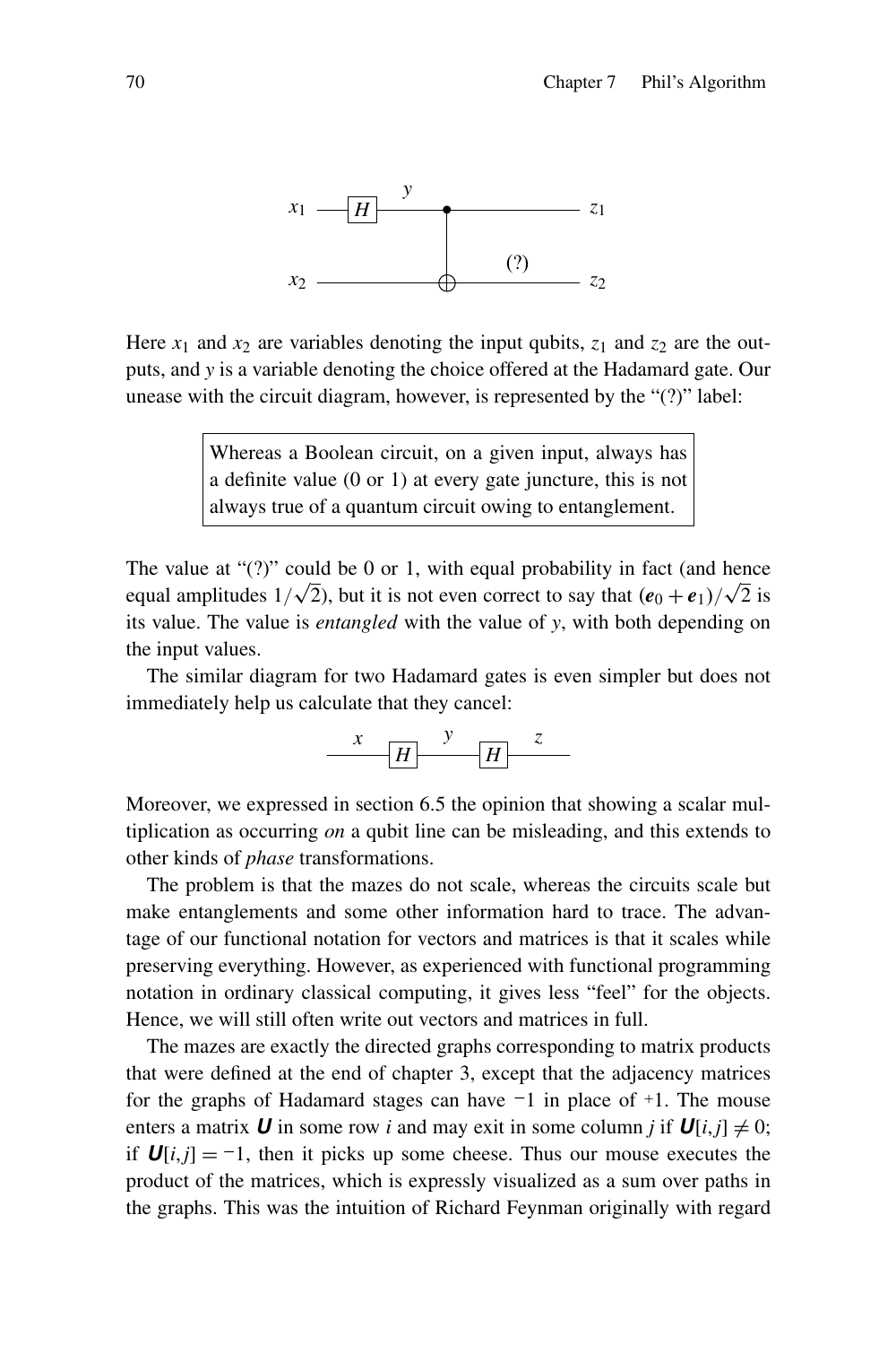$x_1$ —[H]— $y$ —●— $z_1$

$x_2$ ————————⊕— (?) — $z_2$

Here $x_1$ and $x_2$ are variables denoting the input qubits, $z_1$ and $z_2$ are the outputs, and $y$ is a variable denoting the choice offered at the Hadamard gate. Our unease with the circuit diagram, however, is represented by the "(?)" label:

> Whereas a Boolean circuit, on a given input, always has a definite value (0 or 1) at every gate juncture, this is not always true of a quantum circuit owing to entanglement.

The value at "(?)" could be 0 or 1, with equal probability in fact (and hence equal amplitudes $1/\sqrt{2}$), but it is not even correct to say that $(\boldsymbol{e}_0 + \boldsymbol{e}_1)/\sqrt{2}$ is its value. The value is *entangled* with the value of $y$, with both depending on the input values.

The similar diagram for two Hadamard gates is even simpler but does not immediately help us calculate that they cancel:

$x$ —[H]— $y$ —[H]— $z$

Moreover, we expressed in section 6.5 the opinion that showing a scalar multiplication as occurring *on* a qubit line can be misleading, and this extends to other kinds of *phase* transformations.

The problem is that the mazes do not scale, whereas the circuits scale but make entanglements and some other information hard to trace. The advantage of our functional notation for vectors and matrices is that it scales while preserving everything. However, as experienced with functional programming notation in ordinary classical computing, it gives less "feel" for the objects. Hence, we will still often write out vectors and matrices in full.

The mazes are exactly the directed graphs corresponding to matrix products that were defined at the end of chapter 3, except that the adjacency matrices for the graphs of Hadamard stages can have $-1$ in place of $+1$. The mouse enters a matrix $\boldsymbol{U}$ in some row $i$ and may exit in some column $j$ if $\boldsymbol{U}[i,j] \neq 0$; if $\boldsymbol{U}[i,j] = -1$, then it picks up some cheese. Thus our mouse executes the product of the matrices, which is expressly visualized as a sum over paths in the graphs. This was the intuition of Richard Feynman originally with regard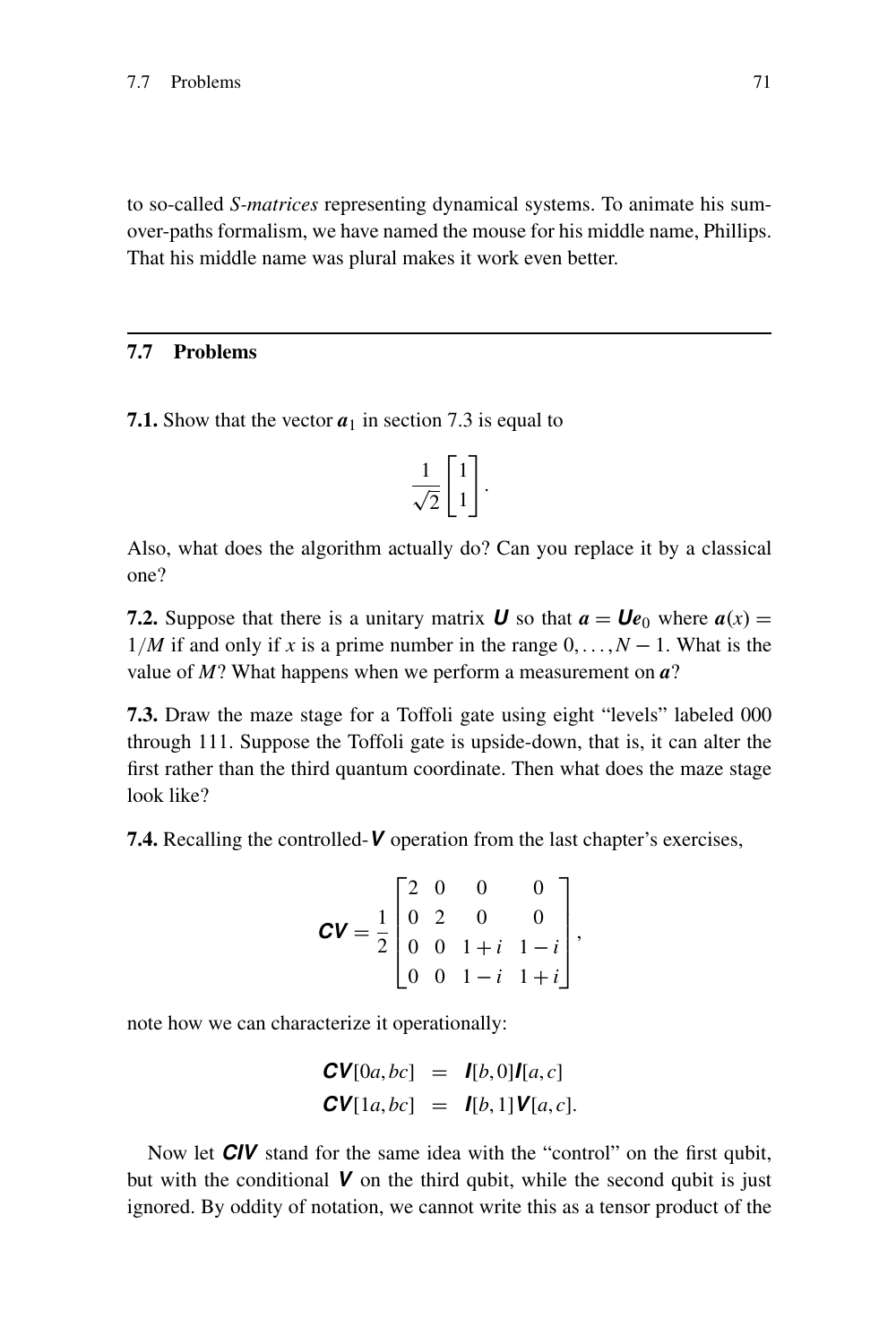to so-called *S-matrices* representing dynamical systems. To animate his sum-over-paths formalism, we have named the mouse for his middle name, Phillips. That his middle name was plural makes it work even better.

## 7.7 Problems

**7.1.** Show that the vector $\boldsymbol{a}_1$ in section 7.3 is equal to

$$\frac{1}{\sqrt{2}}\begin{bmatrix}1\\1\end{bmatrix}.$$

Also, what does the algorithm actually do? Can you replace it by a classical one?

**7.2.** Suppose that there is a unitary matrix $\boldsymbol{U}$ so that $\boldsymbol{a} = \boldsymbol{U}\boldsymbol{e}_0$ where $\boldsymbol{a}(x) = 1/M$ if and only if $x$ is a prime number in the range $0,\ldots,N-1$. What is the value of $M$? What happens when we perform a measurement on $\boldsymbol{a}$?

**7.3.** Draw the maze stage for a Toffoli gate using eight "levels" labeled 000 through 111. Suppose the Toffoli gate is upside-down, that is, it can alter the first rather than the third quantum coordinate. Then what does the maze stage look like?

**7.4.** Recalling the controlled-$\boldsymbol{V}$ operation from the last chapter's exercises,

$$\boldsymbol{CV} = \frac{1}{2}\begin{bmatrix} 2 & 0 & 0 & 0 \\ 0 & 2 & 0 & 0 \\ 0 & 0 & 1+i & 1-i \\ 0 & 0 & 1-i & 1+i \end{bmatrix},$$

note how we can characterize it operationally:

$$\begin{aligned} \boldsymbol{CV}[0a,bc] &= \boldsymbol{I}[b,0]\boldsymbol{I}[a,c] \\ \boldsymbol{CV}[1a,bc] &= \boldsymbol{I}[b,1]\boldsymbol{V}[a,c]. \end{aligned}$$

Now let $\boldsymbol{CIV}$ stand for the same idea with the "control" on the first qubit, but with the conditional $\boldsymbol{V}$ on the third qubit, while the second qubit is just ignored. By oddity of notation, we cannot write this as a tensor product of the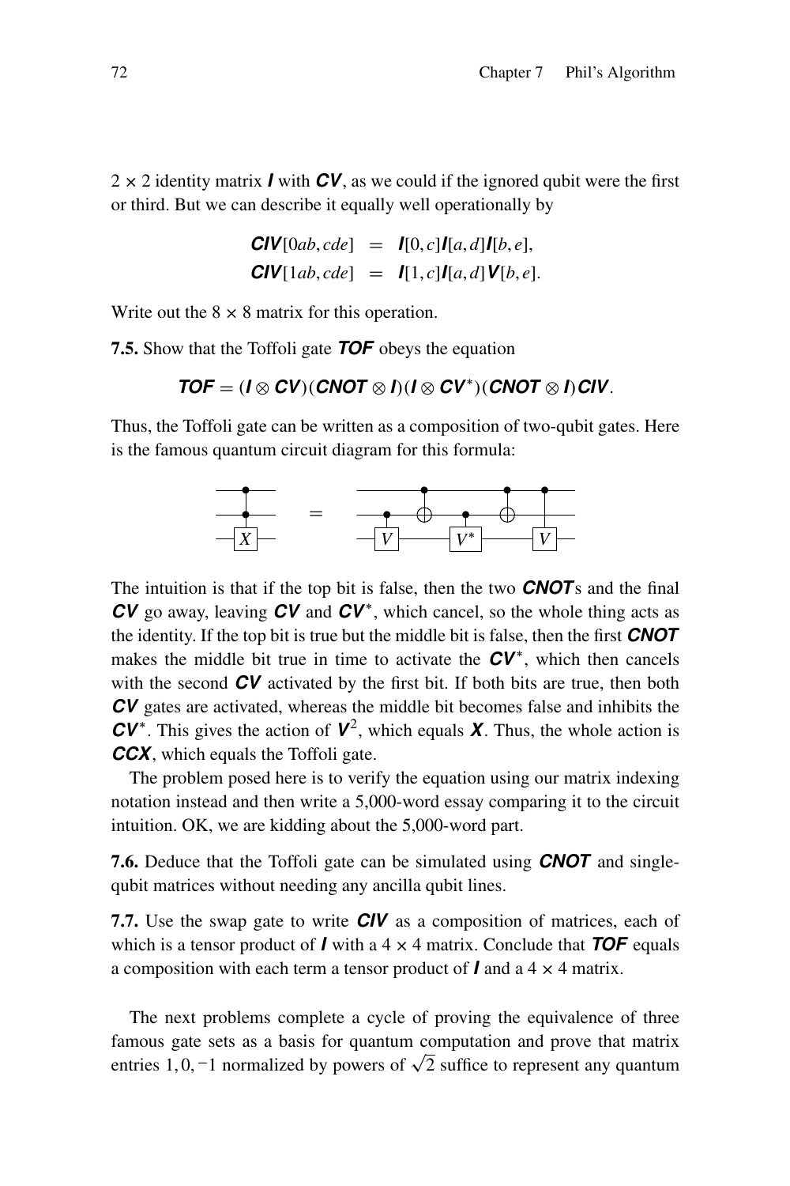$2 \times 2$ identity matrix $\boldsymbol{I}$ with $\boldsymbol{CV}$, as we could if the ignored qubit were the first or third. But we can describe it equally well operationally by

$$\begin{aligned} \boldsymbol{CIV}[0ab, cde] &= \boldsymbol{I}[0,c]\boldsymbol{I}[a,d]\boldsymbol{I}[b,e], \\ \boldsymbol{CIV}[1ab, cde] &= \boldsymbol{I}[1,c]\boldsymbol{I}[a,d]\boldsymbol{V}[b,e]. \end{aligned}$$

Write out the $8 \times 8$ matrix for this operation.

**7.5.** Show that the Toffoli gate $\boldsymbol{TOF}$ obeys the equation

$$\boldsymbol{TOF} = (\boldsymbol{I} \otimes \boldsymbol{CV})(\boldsymbol{CNOT} \otimes \boldsymbol{I})(\boldsymbol{I} \otimes \boldsymbol{CV}^*)(\boldsymbol{CNOT} \otimes \boldsymbol{I})\boldsymbol{CIV}.$$

Thus, the Toffoli gate can be written as a composition of two-qubit gates. Here is the famous quantum circuit diagram for this formula:

The intuition is that if the top bit is false, then the two $\boldsymbol{CNOT}$s and the final $\boldsymbol{CV}$ go away, leaving $\boldsymbol{CV}$ and $\boldsymbol{CV}^*$, which cancel, so the whole thing acts as the identity. If the top bit is true but the middle bit is false, then the first $\boldsymbol{CNOT}$ makes the middle bit true in time to activate the $\boldsymbol{CV}^*$, which then cancels with the second $\boldsymbol{CV}$ activated by the first bit. If both bits are true, then both $\boldsymbol{CV}$ gates are activated, whereas the middle bit becomes false and inhibits the $\boldsymbol{CV}^*$. This gives the action of $\boldsymbol{V}^2$, which equals $\boldsymbol{X}$. Thus, the whole action is $\boldsymbol{CCX}$, which equals the Toffoli gate.

The problem posed here is to verify the equation using our matrix indexing notation instead and then write a 5,000-word essay comparing it to the circuit intuition. OK, we are kidding about the 5,000-word part.

**7.6.** Deduce that the Toffoli gate can be simulated using $\boldsymbol{CNOT}$ and single-qubit matrices without needing any ancilla qubit lines.

**7.7.** Use the swap gate to write $\boldsymbol{CIV}$ as a composition of matrices, each of which is a tensor product of $\boldsymbol{I}$ with a $4 \times 4$ matrix. Conclude that $\boldsymbol{TOF}$ equals a composition with each term a tensor product of $\boldsymbol{I}$ and a $4 \times 4$ matrix.

The next problems complete a cycle of proving the equivalence of three famous gate sets as a basis for quantum computation and prove that matrix entries $1, 0, -1$ normalized by powers of $\sqrt{2}$ suffice to represent any quantum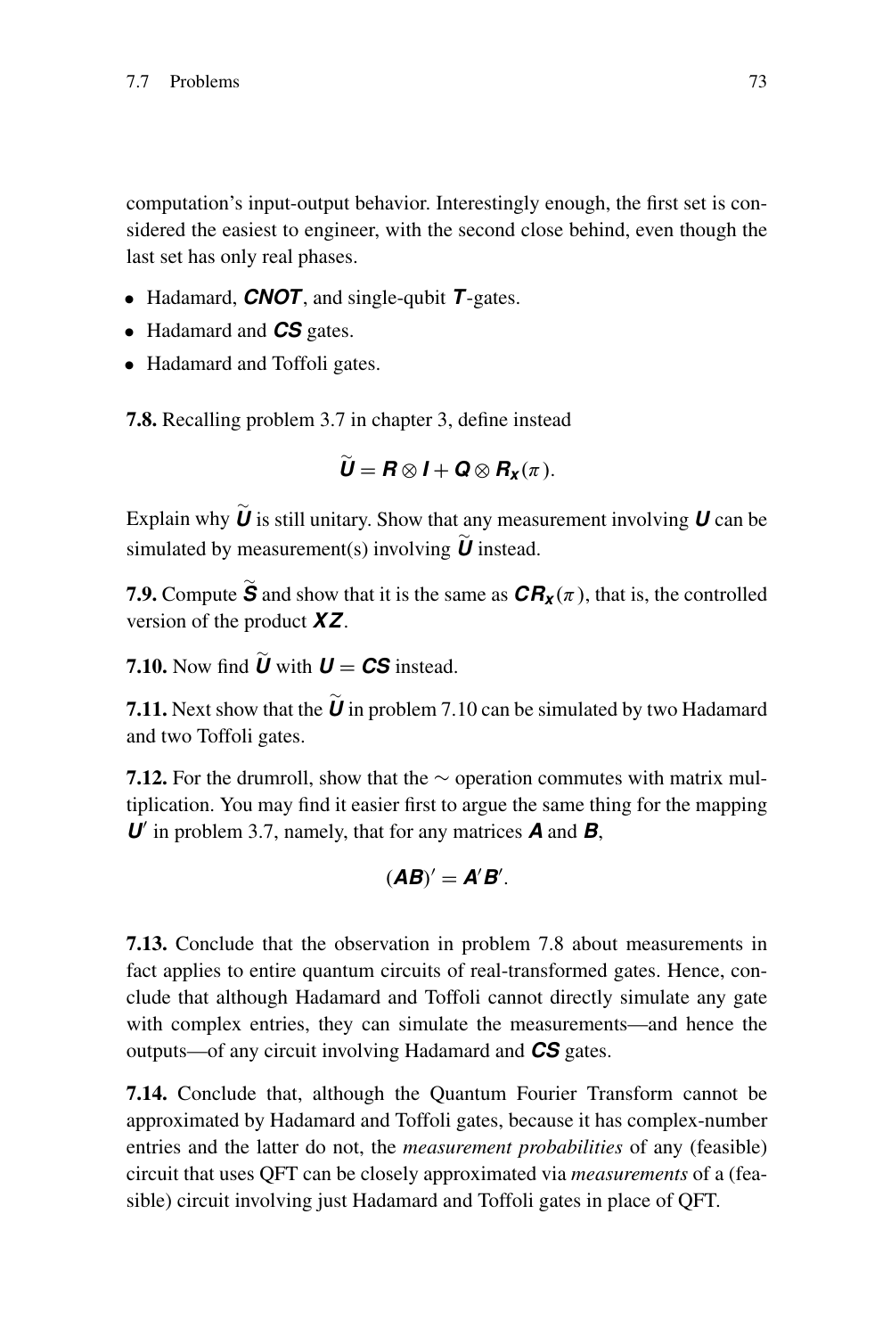computation's input-output behavior. Interestingly enough, the first set is considered the easiest to engineer, with the second close behind, even though the last set has only real phases.

- Hadamard, $\boldsymbol{CNOT}$, and single-qubit $\boldsymbol{T}$-gates.
- Hadamard and $\boldsymbol{CS}$ gates.
- Hadamard and Toffoli gates.

**7.8.** Recalling problem 3.7 in chapter 3, define instead

$$\widetilde{\boldsymbol{U}} = \boldsymbol{R} \otimes \boldsymbol{I} + \boldsymbol{Q} \otimes \boldsymbol{R_x}(\pi).$$

Explain why $\widetilde{\boldsymbol{U}}$ is still unitary. Show that any measurement involving $\boldsymbol{U}$ can be simulated by measurement(s) involving $\widetilde{\boldsymbol{U}}$ instead.

**7.9.** Compute $\widetilde{\boldsymbol{S}}$ and show that it is the same as $\boldsymbol{CR_x}(\pi)$, that is, the controlled version of the product $\boldsymbol{XZ}$.

**7.10.** Now find $\widetilde{\boldsymbol{U}}$ with $\boldsymbol{U} = \boldsymbol{CS}$ instead.

**7.11.** Next show that the $\widetilde{\boldsymbol{U}}$ in problem 7.10 can be simulated by two Hadamard and two Toffoli gates.

**7.12.** For the drumroll, show that the $\sim$ operation commutes with matrix multiplication. You may find it easier first to argue the same thing for the mapping $\boldsymbol{U}'$ in problem 3.7, namely, that for any matrices $\boldsymbol{A}$ and $\boldsymbol{B}$,

$$(\boldsymbol{AB})' = \boldsymbol{A}'\boldsymbol{B}'.$$

**7.13.** Conclude that the observation in problem 7.8 about measurements in fact applies to entire quantum circuits of real-transformed gates. Hence, conclude that although Hadamard and Toffoli cannot directly simulate any gate with complex entries, they can simulate the measurements—and hence the outputs—of any circuit involving Hadamard and $\boldsymbol{CS}$ gates.

**7.14.** Conclude that, although the Quantum Fourier Transform cannot be approximated by Hadamard and Toffoli gates, because it has complex-number entries and the latter do not, the *measurement probabilities* of any (feasible) circuit that uses QFT can be closely approximated via *measurements* of a (feasible) circuit involving just Hadamard and Toffoli gates in place of QFT.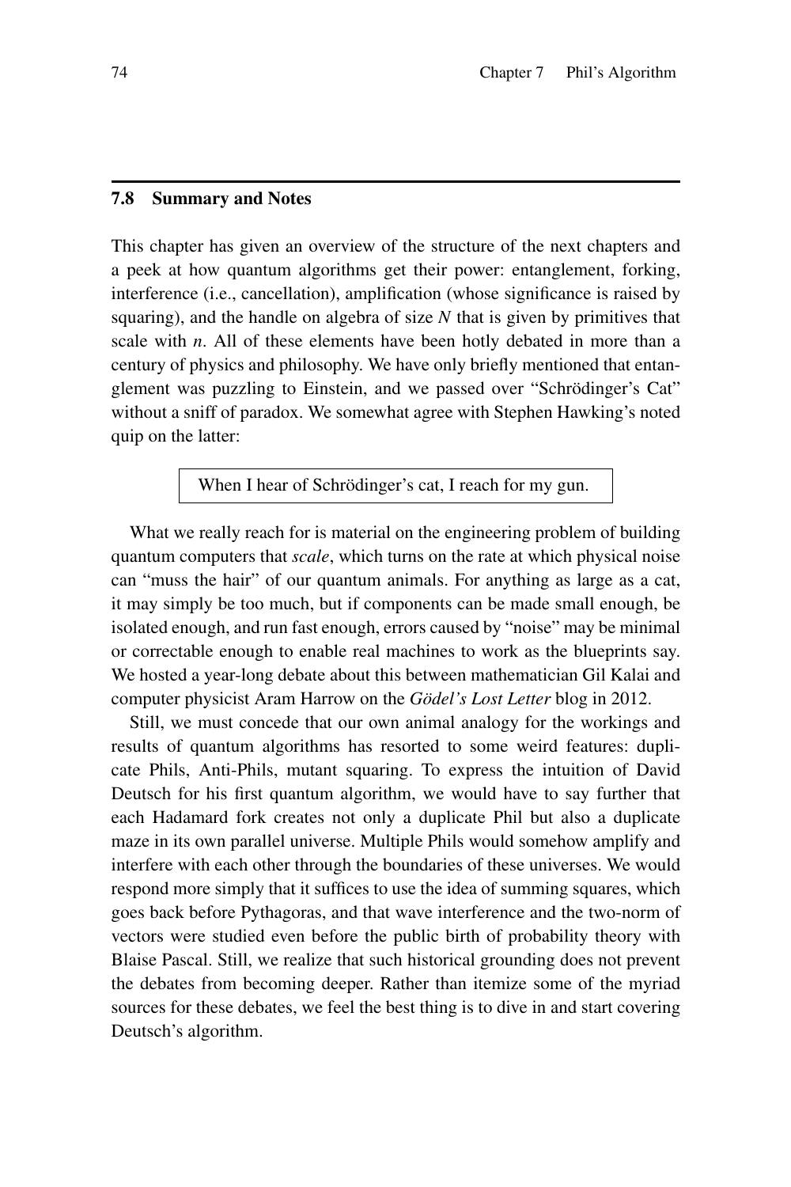## 7.8 Summary and Notes

This chapter has given an overview of the structure of the next chapters and a peek at how quantum algorithms get their power: entanglement, forking, interference (i.e., cancellation), amplification (whose significance is raised by squaring), and the handle on algebra of size $N$ that is given by primitives that scale with $n$. All of these elements have been hotly debated in more than a century of physics and philosophy. We have only briefly mentioned that entanglement was puzzling to Einstein, and we passed over "Schrödinger's Cat" without a sniff of paradox. We somewhat agree with Stephen Hawking's noted quip on the latter:

> When I hear of Schrödinger's cat, I reach for my gun.

What we really reach for is material on the engineering problem of building quantum computers that *scale*, which turns on the rate at which physical noise can "muss the hair" of our quantum animals. For anything as large as a cat, it may simply be too much, but if components can be made small enough, be isolated enough, and run fast enough, errors caused by "noise" may be minimal or correctable enough to enable real machines to work as the blueprints say. We hosted a year-long debate about this between mathematician Gil Kalai and computer physicist Aram Harrow on the *Gödel's Lost Letter* blog in 2012.

Still, we must concede that our own animal analogy for the workings and results of quantum algorithms has resorted to some weird features: duplicate Phils, Anti-Phils, mutant squaring. To express the intuition of David Deutsch for his first quantum algorithm, we would have to say further that each Hadamard fork creates not only a duplicate Phil but also a duplicate maze in its own parallel universe. Multiple Phils would somehow amplify and interfere with each other through the boundaries of these universes. We would respond more simply that it suffices to use the idea of summing squares, which goes back before Pythagoras, and that wave interference and the two-norm of vectors were studied even before the public birth of probability theory with Blaise Pascal. Still, we realize that such historical grounding does not prevent the debates from becoming deeper. Rather than itemize some of the myriad sources for these debates, we feel the best thing is to dive in and start covering Deutsch's algorithm.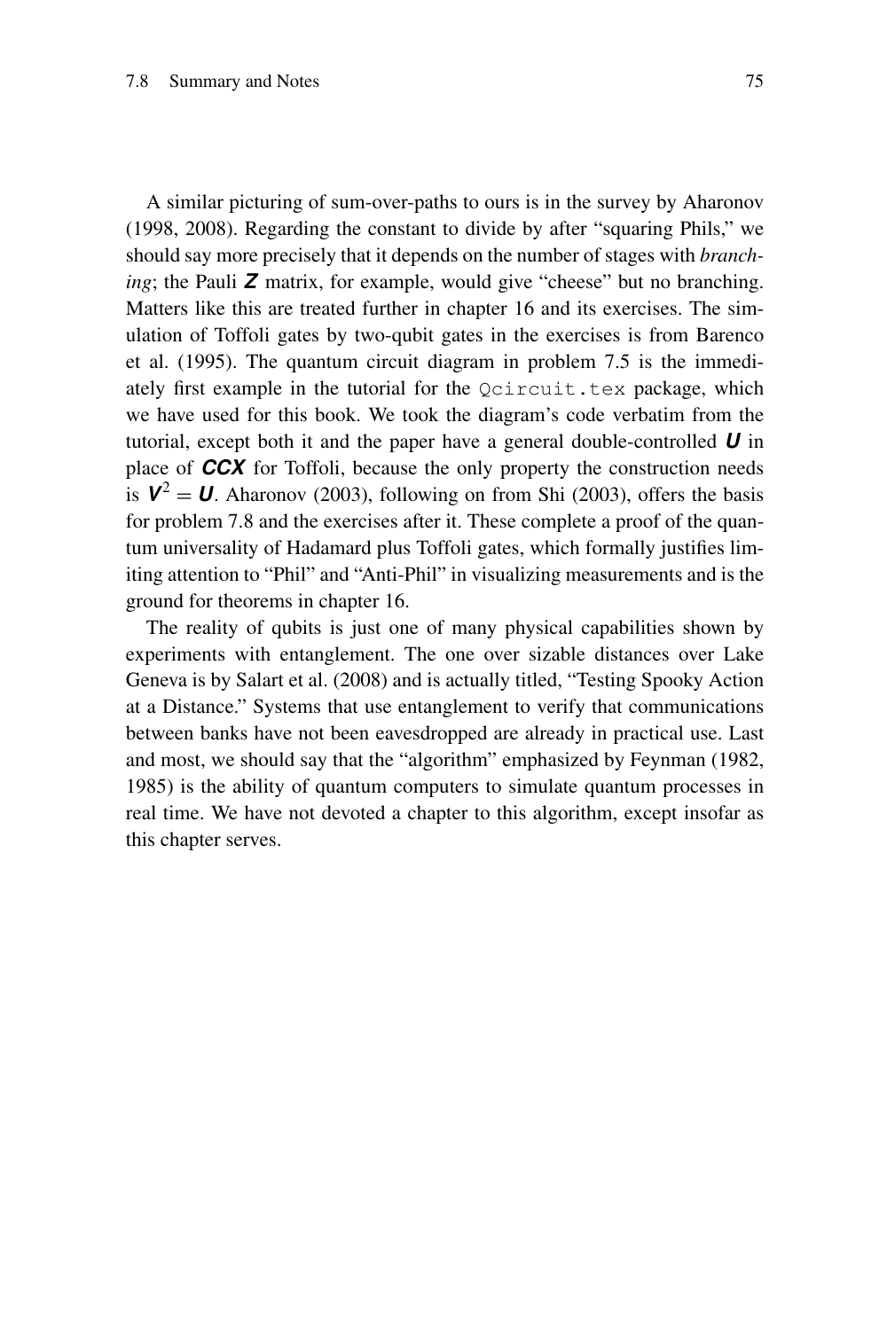A similar picturing of sum-over-paths to ours is in the survey by Aharonov (1998, 2008). Regarding the constant to divide by after "squaring Phils," we should say more precisely that it depends on the number of stages with *branching*; the Pauli $\boldsymbol{Z}$ matrix, for example, would give "cheese" but no branching. Matters like this are treated further in chapter 16 and its exercises. The simulation of Toffoli gates by two-qubit gates in the exercises is from Barenco et al. (1995). The quantum circuit diagram in problem 7.5 is the immediately first example in the tutorial for the `Qcircuit.tex` package, which we have used for this book. We took the diagram's code verbatim from the tutorial, except both it and the paper have a general double-controlled $\boldsymbol{U}$ in place of $\boldsymbol{CCX}$ for Toffoli, because the only property the construction needs is $\boldsymbol{V}^2 = \boldsymbol{U}$. Aharonov (2003), following on from Shi (2003), offers the basis for problem 7.8 and the exercises after it. These complete a proof of the quantum universality of Hadamard plus Toffoli gates, which formally justifies limiting attention to "Phil" and "Anti-Phil" in visualizing measurements and is the ground for theorems in chapter 16.

The reality of qubits is just one of many physical capabilities shown by experiments with entanglement. The one over sizable distances over Lake Geneva is by Salart et al. (2008) and is actually titled, "Testing Spooky Action at a Distance." Systems that use entanglement to verify that communications between banks have not been eavesdropped are already in practical use. Last and most, we should say that the "algorithm" emphasized by Feynman (1982, 1985) is the ability of quantum computers to simulate quantum processes in real time. We have not devoted a chapter to this algorithm, except insofar as this chapter serves.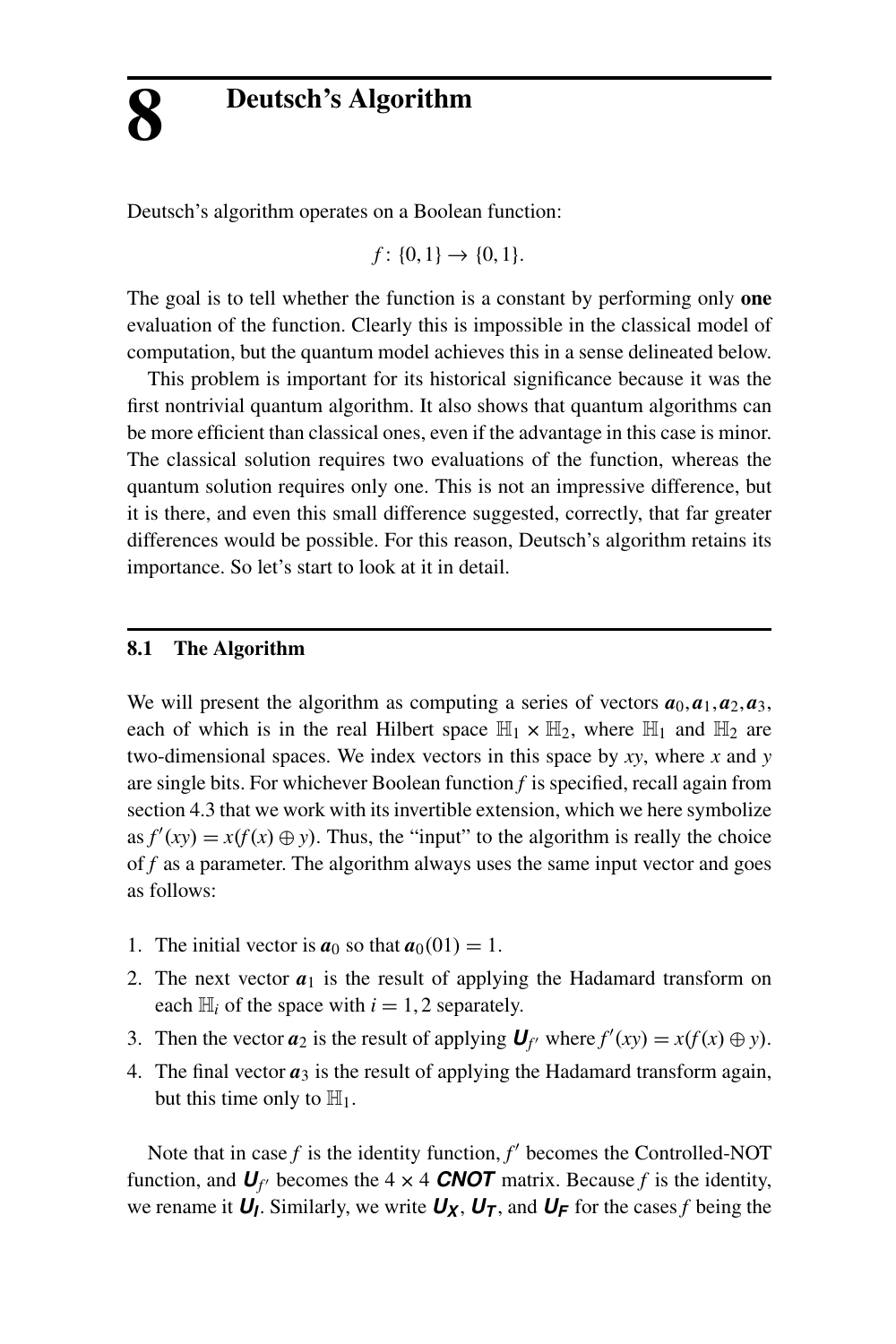# 8 Deutsch's Algorithm

Deutsch's algorithm operates on a Boolean function:

$$f: \{0,1\} \to \{0,1\}.$$

The goal is to tell whether the function is a constant by performing only **one** evaluation of the function. Clearly this is impossible in the classical model of computation, but the quantum model achieves this in a sense delineated below.

This problem is important for its historical significance because it was the first nontrivial quantum algorithm. It also shows that quantum algorithms can be more efficient than classical ones, even if the advantage in this case is minor. The classical solution requires two evaluations of the function, whereas the quantum solution requires only one. This is not an impressive difference, but it is there, and even this small difference suggested, correctly, that far greater differences would be possible. For this reason, Deutsch's algorithm retains its importance. So let's start to look at it in detail.

## 8.1 The Algorithm

We will present the algorithm as computing a series of vectors $\boldsymbol{a}_0, \boldsymbol{a}_1, \boldsymbol{a}_2, \boldsymbol{a}_3$, each of which is in the real Hilbert space $\mathbb{H}_1 \times \mathbb{H}_2$, where $\mathbb{H}_1$ and $\mathbb{H}_2$ are two-dimensional spaces. We index vectors in this space by $xy$, where $x$ and $y$ are single bits. For whichever Boolean function $f$ is specified, recall again from section 4.3 that we work with its invertible extension, which we here symbolize as $f'(xy) = x(f(x) \oplus y)$. Thus, the "input" to the algorithm is really the choice of $f$ as a parameter. The algorithm always uses the same input vector and goes as follows:

1. The initial vector is $\boldsymbol{a}_0$ so that $\boldsymbol{a}_0(01) = 1$.
2. The next vector $\boldsymbol{a}_1$ is the result of applying the Hadamard transform on each $\mathbb{H}_i$ of the space with $i = 1, 2$ separately.
3. Then the vector $\boldsymbol{a}_2$ is the result of applying $\boldsymbol{U}_{f'}$ where $f'(xy) = x(f(x) \oplus y)$.
4. The final vector $\boldsymbol{a}_3$ is the result of applying the Hadamard transform again, but this time only to $\mathbb{H}_1$.

Note that in case $f$ is the identity function, $f'$ becomes the Controlled-NOT function, and $\boldsymbol{U}_{f'}$ becomes the $4 \times 4$ ***CNOT*** matrix. Because $f$ is the identity, we rename it $\boldsymbol{U_I}$. Similarly, we write $\boldsymbol{U_X}$, $\boldsymbol{U_T}$, and $\boldsymbol{U_F}$ for the cases $f$ being the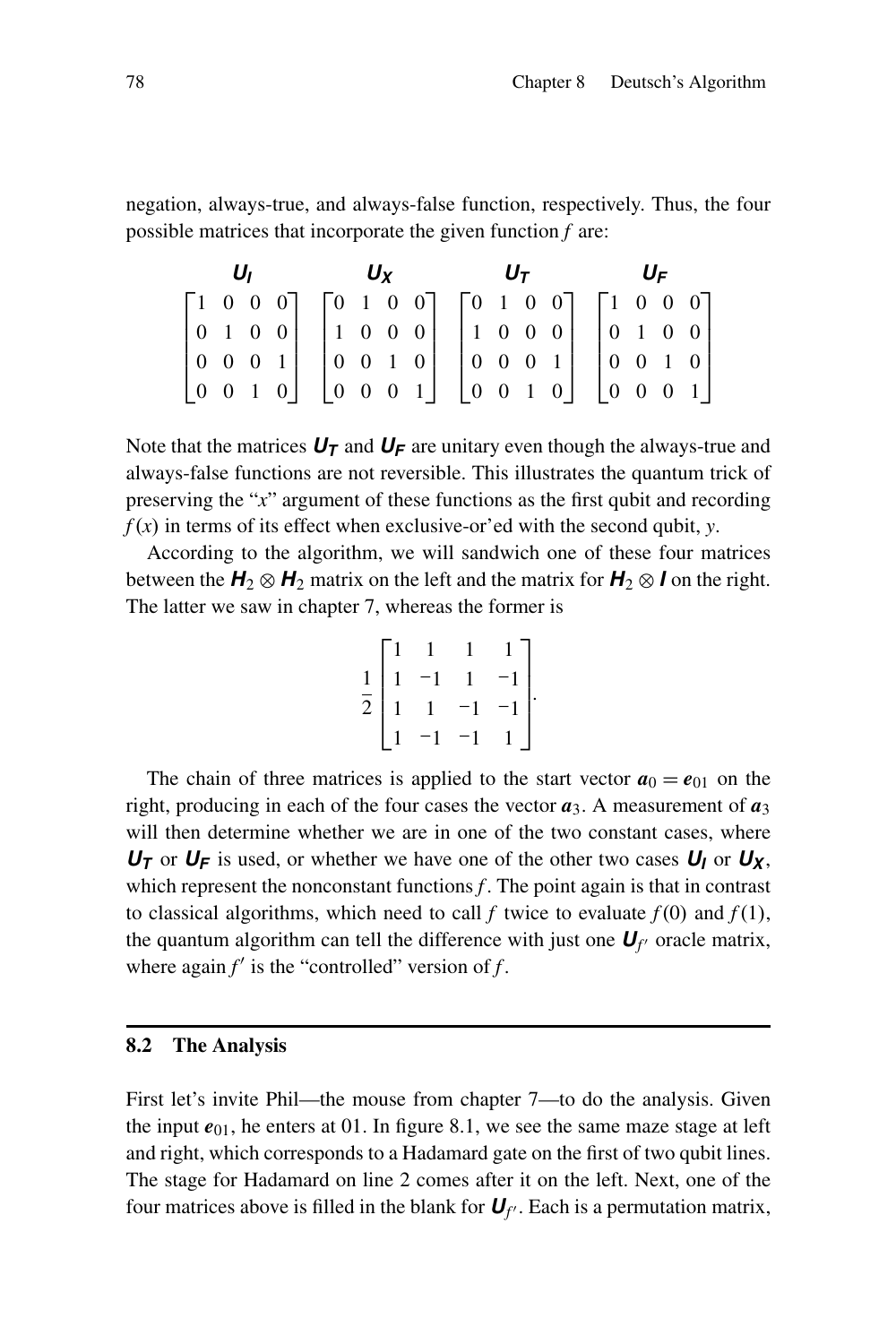negation, always-true, and always-false function, respectively. Thus, the four possible matrices that incorporate the given function $f$ are:

$$
\begin{array}{cccc}
\boldsymbol{U_I} & \boldsymbol{U_X} & \boldsymbol{U_T} & \boldsymbol{U_F} \\
\begin{bmatrix} 1 & 0 & 0 & 0 \\ 0 & 1 & 0 & 0 \\ 0 & 0 & 0 & 1 \\ 0 & 0 & 1 & 0 \end{bmatrix} &
\begin{bmatrix} 0 & 1 & 0 & 0 \\ 1 & 0 & 0 & 0 \\ 0 & 0 & 1 & 0 \\ 0 & 0 & 0 & 1 \end{bmatrix} &
\begin{bmatrix} 0 & 1 & 0 & 0 \\ 1 & 0 & 0 & 0 \\ 0 & 0 & 0 & 1 \\ 0 & 0 & 1 & 0 \end{bmatrix} &
\begin{bmatrix} 1 & 0 & 0 & 0 \\ 0 & 1 & 0 & 0 \\ 0 & 0 & 1 & 0 \\ 0 & 0 & 0 & 1 \end{bmatrix}
\end{array}
$$

Note that the matrices $\boldsymbol{U_T}$ and $\boldsymbol{U_F}$ are unitary even though the always-true and always-false functions are not reversible. This illustrates the quantum trick of preserving the "$x$" argument of these functions as the first qubit and recording $f(x)$ in terms of its effect when exclusive-or'ed with the second qubit, $y$.

According to the algorithm, we will sandwich one of these four matrices between the $\boldsymbol{H}_2 \otimes \boldsymbol{H}_2$ matrix on the left and the matrix for $\boldsymbol{H}_2 \otimes \boldsymbol{I}$ on the right. The latter we saw in chapter 7, whereas the former is

$$
\frac{1}{2}\begin{bmatrix} 1 & 1 & 1 & 1 \\ 1 & -1 & 1 & -1 \\ 1 & 1 & -1 & -1 \\ 1 & -1 & -1 & 1 \end{bmatrix}.
$$

The chain of three matrices is applied to the start vector $\boldsymbol{a}_0 = \boldsymbol{e}_{01}$ on the right, producing in each of the four cases the vector $\boldsymbol{a}_3$. A measurement of $\boldsymbol{a}_3$ will then determine whether we are in one of the two constant cases, where $\boldsymbol{U_T}$ or $\boldsymbol{U_F}$ is used, or whether we have one of the other two cases $\boldsymbol{U_I}$ or $\boldsymbol{U_X}$, which represent the nonconstant functions $f$. The point again is that in contrast to classical algorithms, which need to call $f$ twice to evaluate $f(0)$ and $f(1)$, the quantum algorithm can tell the difference with just one $\boldsymbol{U}_{f'}$ oracle matrix, where again $f'$ is the "controlled" version of $f$.

## 8.2 The Analysis

First let's invite Phil—the mouse from chapter 7—to do the analysis. Given the input $\boldsymbol{e}_{01}$, he enters at 01. In figure 8.1, we see the same maze stage at left and right, which corresponds to a Hadamard gate on the first of two qubit lines. The stage for Hadamard on line 2 comes after it on the left. Next, one of the four matrices above is filled in the blank for $\boldsymbol{U}_{f'}$. Each is a permutation matrix,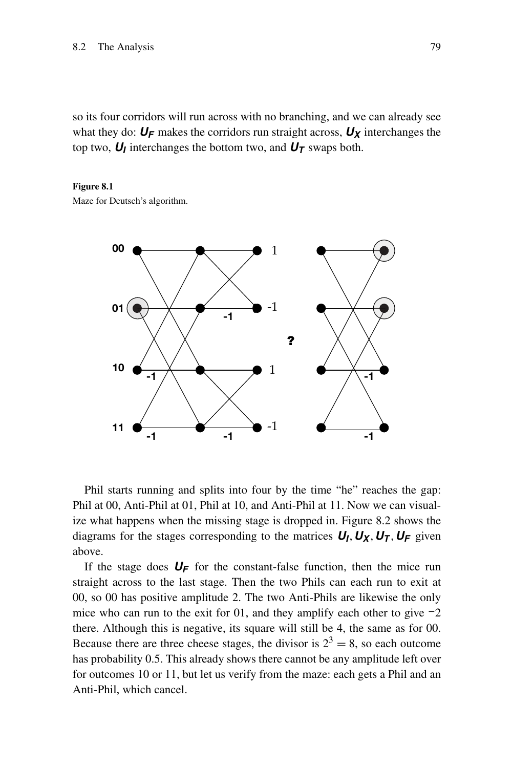so its four corridors will run across with no branching, and we can already see what they do: $\boldsymbol{U_F}$ makes the corridors run straight across, $\boldsymbol{U_X}$ interchanges the top two, $\boldsymbol{U_I}$ interchanges the bottom two, and $\boldsymbol{U_T}$ swaps both.

**Figure 8.1**
Maze for Deutsch's algorithm.

Phil starts running and splits into four by the time "he" reaches the gap: Phil at 00, Anti-Phil at 01, Phil at 10, and Anti-Phil at 11. Now we can visualize what happens when the missing stage is dropped in. Figure 8.2 shows the diagrams for the stages corresponding to the matrices $\boldsymbol{U_I}, \boldsymbol{U_X}, \boldsymbol{U_T}, \boldsymbol{U_F}$ given above.

If the stage does $\boldsymbol{U_F}$ for the constant-false function, then the mice run straight across to the last stage. Then the two Phils can each run to exit at 00, so 00 has positive amplitude 2. The two Anti-Phils are likewise the only mice who can run to the exit for 01, and they amplify each other to give $-2$ there. Although this is negative, its square will still be 4, the same as for 00. Because there are three cheese stages, the divisor is $2^3 = 8$, so each outcome has probability 0.5. This already shows there cannot be any amplitude left over for outcomes 10 or 11, but let us verify from the maze: each gets a Phil and an Anti-Phil, which cancel.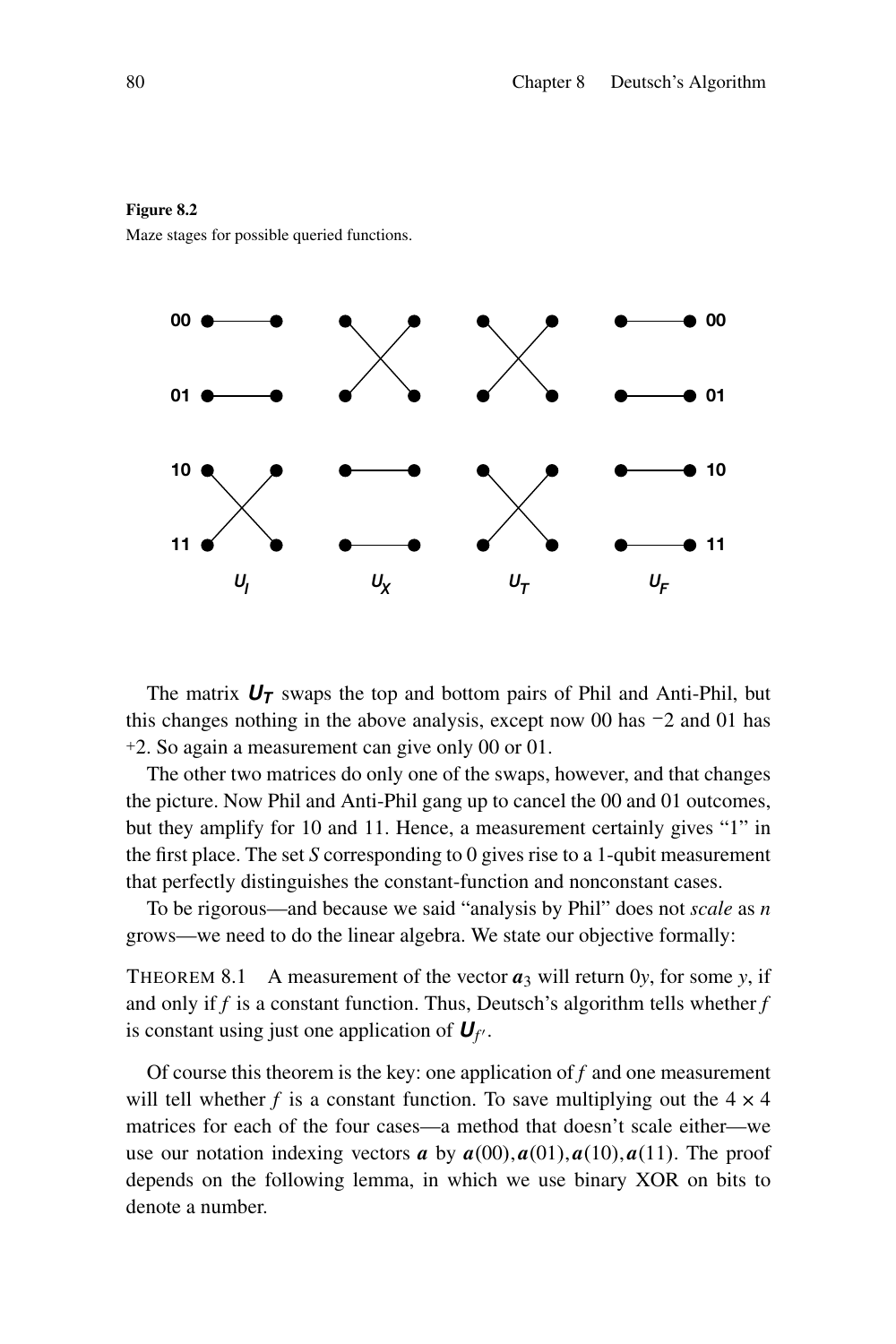**Figure 8.2**
Maze stages for possible queried functions.

The matrix $\boldsymbol{U_T}$ swaps the top and bottom pairs of Phil and Anti-Phil, but this changes nothing in the above analysis, except now 00 has −2 and 01 has +2. So again a measurement can give only 00 or 01.

The other two matrices do only one of the swaps, however, and that changes the picture. Now Phil and Anti-Phil gang up to cancel the 00 and 01 outcomes, but they amplify for 10 and 11. Hence, a measurement certainly gives "1" in the first place. The set $S$ corresponding to 0 gives rise to a 1-qubit measurement that perfectly distinguishes the constant-function and nonconstant cases.

To be rigorous—and because we said "analysis by Phil" does not *scale* as $n$ grows—we need to do the linear algebra. We state our objective formally:

THEOREM 8.1 A measurement of the vector $\boldsymbol{a}_3$ will return $0y$, for some $y$, if and only if $f$ is a constant function. Thus, Deutsch's algorithm tells whether $f$ is constant using just one application of $\boldsymbol{U}_{f'}$.

Of course this theorem is the key: one application of $f$ and one measurement will tell whether $f$ is a constant function. To save multiplying out the $4 \times 4$ matrices for each of the four cases—a method that doesn't scale either—we use our notation indexing vectors $\boldsymbol{a}$ by $\boldsymbol{a}(00), \boldsymbol{a}(01), \boldsymbol{a}(10), \boldsymbol{a}(11)$. The proof depends on the following lemma, in which we use binary XOR on bits to denote a number.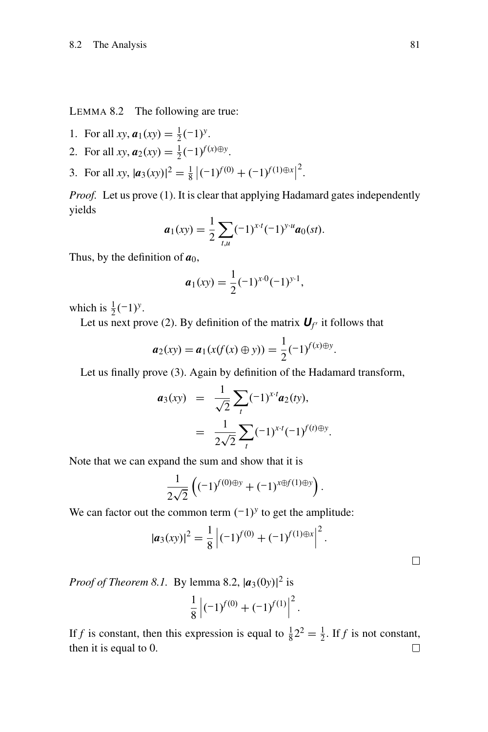LEMMA 8.2 The following are true:

1. For all $xy$, $\boldsymbol{a}_1(xy) = \frac{1}{2}(-1)^y$.
2. For all $xy$, $\boldsymbol{a}_2(xy) = \frac{1}{2}(-1)^{f(x)\oplus y}$.
3. For all $xy$, $|\boldsymbol{a}_3(xy)|^2 = \frac{1}{8}\left|(-1)^{f(0)} + (-1)^{f(1)\oplus x}\right|^2$.

*Proof.* Let us prove (1). It is clear that applying Hadamard gates independently yields

$$\boldsymbol{a}_1(xy) = \frac{1}{2}\sum_{t,u}(-1)^{x\cdot t}(-1)^{y\cdot u}\boldsymbol{a}_0(st).$$

Thus, by the definition of $\boldsymbol{a}_0$,

$$\boldsymbol{a}_1(xy) = \frac{1}{2}(-1)^{x\cdot 0}(-1)^{y\cdot 1},$$

which is $\frac{1}{2}(-1)^y$.

Let us next prove (2). By definition of the matrix $\boldsymbol{U}_{f'}$ it follows that

$$\boldsymbol{a}_2(xy) = \boldsymbol{a}_1(x(f(x)\oplus y)) = \frac{1}{2}(-1)^{f(x)\oplus y}.$$

Let us finally prove (3). Again by definition of the Hadamard transform,

$$\begin{aligned}
\boldsymbol{a}_3(xy) &= \frac{1}{\sqrt{2}}\sum_t (-1)^{x\cdot t}\boldsymbol{a}_2(ty), \\
&= \frac{1}{2\sqrt{2}}\sum_t (-1)^{x\cdot t}(-1)^{f(t)\oplus y}.
\end{aligned}$$

Note that we can expand the sum and show that it is

$$\frac{1}{2\sqrt{2}}\left((-1)^{f(0)\oplus y} + (-1)^{x\oplus f(1)\oplus y}\right).$$

We can factor out the common term $(-1)^y$ to get the amplitude:

$$|\boldsymbol{a}_3(xy)|^2 = \frac{1}{8}\left|(-1)^{f(0)} + (-1)^{f(1)\oplus x}\right|^2.$$

□

*Proof of Theorem 8.1.* By lemma 8.2, $|\boldsymbol{a}_3(0y)|^2$ is

$$\frac{1}{8}\left|(-1)^{f(0)} + (-1)^{f(1)}\right|^2.$$

If $f$ is constant, then this expression is equal to $\frac{1}{8}2^2 = \frac{1}{2}$. If $f$ is not constant, then it is equal to 0. □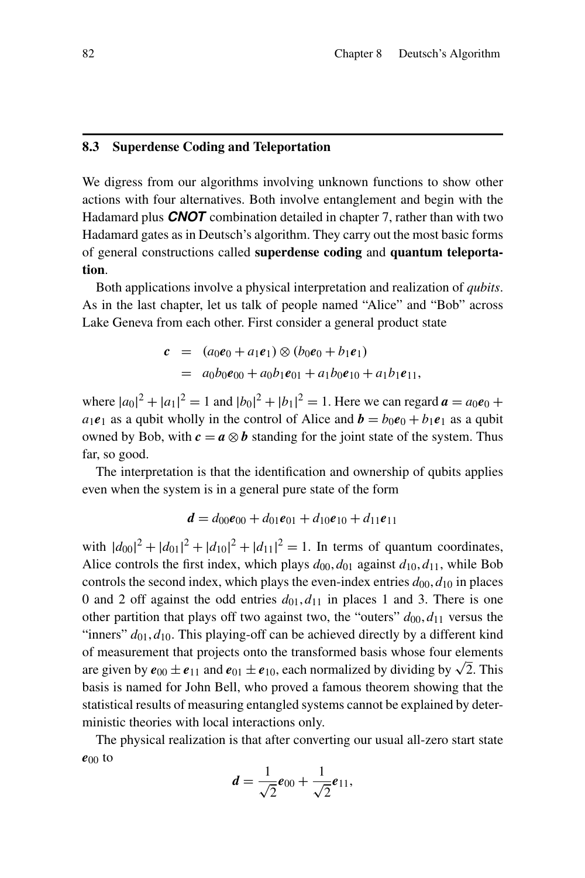## 8.3 Superdense Coding and Teleportation

We digress from our algorithms involving unknown functions to show other actions with four alternatives. Both involve entanglement and begin with the Hadamard plus ***CNOT*** combination detailed in chapter 7, rather than with two Hadamard gates as in Deutsch's algorithm. They carry out the most basic forms of general constructions called **superdense coding** and **quantum teleportation**.

Both applications involve a physical interpretation and realization of *qubits*. As in the last chapter, let us talk of people named "Alice" and "Bob" across Lake Geneva from each other. First consider a general product state

$$
\begin{aligned}
\boldsymbol{c} &= (a_0\boldsymbol{e}_0 + a_1\boldsymbol{e}_1) \otimes (b_0\boldsymbol{e}_0 + b_1\boldsymbol{e}_1) \\
&= a_0b_0\boldsymbol{e}_{00} + a_0b_1\boldsymbol{e}_{01} + a_1b_0\boldsymbol{e}_{10} + a_1b_1\boldsymbol{e}_{11},
\end{aligned}
$$

where $|a_0|^2 + |a_1|^2 = 1$ and $|b_0|^2 + |b_1|^2 = 1$. Here we can regard $\boldsymbol{a} = a_0\boldsymbol{e}_0 + a_1\boldsymbol{e}_1$ as a qubit wholly in the control of Alice and $\boldsymbol{b} = b_0\boldsymbol{e}_0 + b_1\boldsymbol{e}_1$ as a qubit owned by Bob, with $\boldsymbol{c} = \boldsymbol{a} \otimes \boldsymbol{b}$ standing for the joint state of the system. Thus far, so good.

The interpretation is that the identification and ownership of qubits applies even when the system is in a general pure state of the form

$$
\boldsymbol{d} = d_{00}\boldsymbol{e}_{00} + d_{01}\boldsymbol{e}_{01} + d_{10}\boldsymbol{e}_{10} + d_{11}\boldsymbol{e}_{11}
$$

with $|d_{00}|^2 + |d_{01}|^2 + |d_{10}|^2 + |d_{11}|^2 = 1$. In terms of quantum coordinates, Alice controls the first index, which plays $d_{00}, d_{01}$ against $d_{10}, d_{11}$, while Bob controls the second index, which plays the even-index entries $d_{00}, d_{10}$ in places 0 and 2 off against the odd entries $d_{01}, d_{11}$ in places 1 and 3. There is one other partition that plays off two against two, the "outers" $d_{00}, d_{11}$ versus the "inners" $d_{01}, d_{10}$. This playing-off can be achieved directly by a different kind of measurement that projects onto the transformed basis whose four elements are given by $\boldsymbol{e}_{00} \pm \boldsymbol{e}_{11}$ and $\boldsymbol{e}_{01} \pm \boldsymbol{e}_{10}$, each normalized by dividing by $\sqrt{2}$. This basis is named for John Bell, who proved a famous theorem showing that the statistical results of measuring entangled systems cannot be explained by deterministic theories with local interactions only.

The physical realization is that after converting our usual all-zero start state $\boldsymbol{e}_{00}$ to

$$
\boldsymbol{d} = \frac{1}{\sqrt{2}}\boldsymbol{e}_{00} + \frac{1}{\sqrt{2}}\boldsymbol{e}_{11},
$$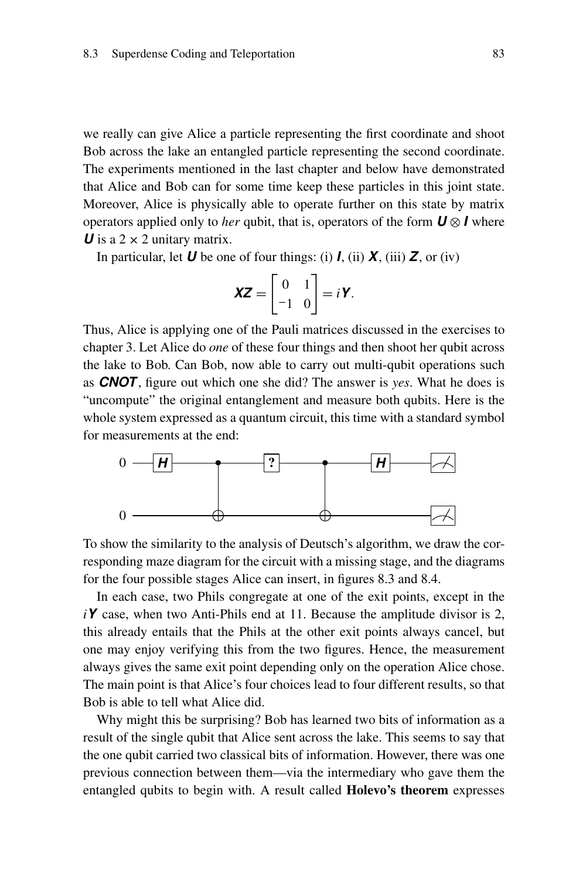we really can give Alice a particle representing the first coordinate and shoot Bob across the lake an entangled particle representing the second coordinate. The experiments mentioned in the last chapter and below have demonstrated that Alice and Bob can for some time keep these particles in this joint state. Moreover, Alice is physically able to operate further on this state by matrix operators applied only to *her* qubit, that is, operators of the form $\boldsymbol{U} \otimes \boldsymbol{I}$ where $\boldsymbol{U}$ is a $2 \times 2$ unitary matrix.

In particular, let $\boldsymbol{U}$ be one of four things: (i) $\boldsymbol{I}$, (ii) $\boldsymbol{X}$, (iii) $\boldsymbol{Z}$, or (iv)

$$\boldsymbol{XZ} = \begin{bmatrix} 0 & 1 \\ -1 & 0 \end{bmatrix} = i\boldsymbol{Y}.$$

Thus, Alice is applying one of the Pauli matrices discussed in the exercises to chapter 3. Let Alice do *one* of these four things and then shoot her qubit across the lake to Bob. Can Bob, now able to carry out multi-qubit operations such as ***CNOT***, figure out which one she did? The answer is *yes*. What he does is "uncompute" the original entanglement and measure both qubits. Here is the whole system expressed as a quantum circuit, this time with a standard symbol for measurements at the end:

```
0 —[H]——●——[?]——●——[H]——[M]
        |        |
0 ——————⊕————————⊕————————[M]
```

To show the similarity to the analysis of Deutsch's algorithm, we draw the corresponding maze diagram for the circuit with a missing stage, and the diagrams for the four possible stages Alice can insert, in figures 8.3 and 8.4.

In each case, two Phils congregate at one of the exit points, except in the $i\boldsymbol{Y}$ case, when two Anti-Phils end at 11. Because the amplitude divisor is 2, this already entails that the Phils at the other exit points always cancel, but one may enjoy verifying this from the two figures. Hence, the measurement always gives the same exit point depending only on the operation Alice chose. The main point is that Alice's four choices lead to four different results, so that Bob is able to tell what Alice did.

Why might this be surprising? Bob has learned two bits of information as a result of the single qubit that Alice sent across the lake. This seems to say that the one qubit carried two classical bits of information. However, there was one previous connection between them—via the intermediary who gave them the entangled qubits to begin with. A result called **Holevo's theorem** expresses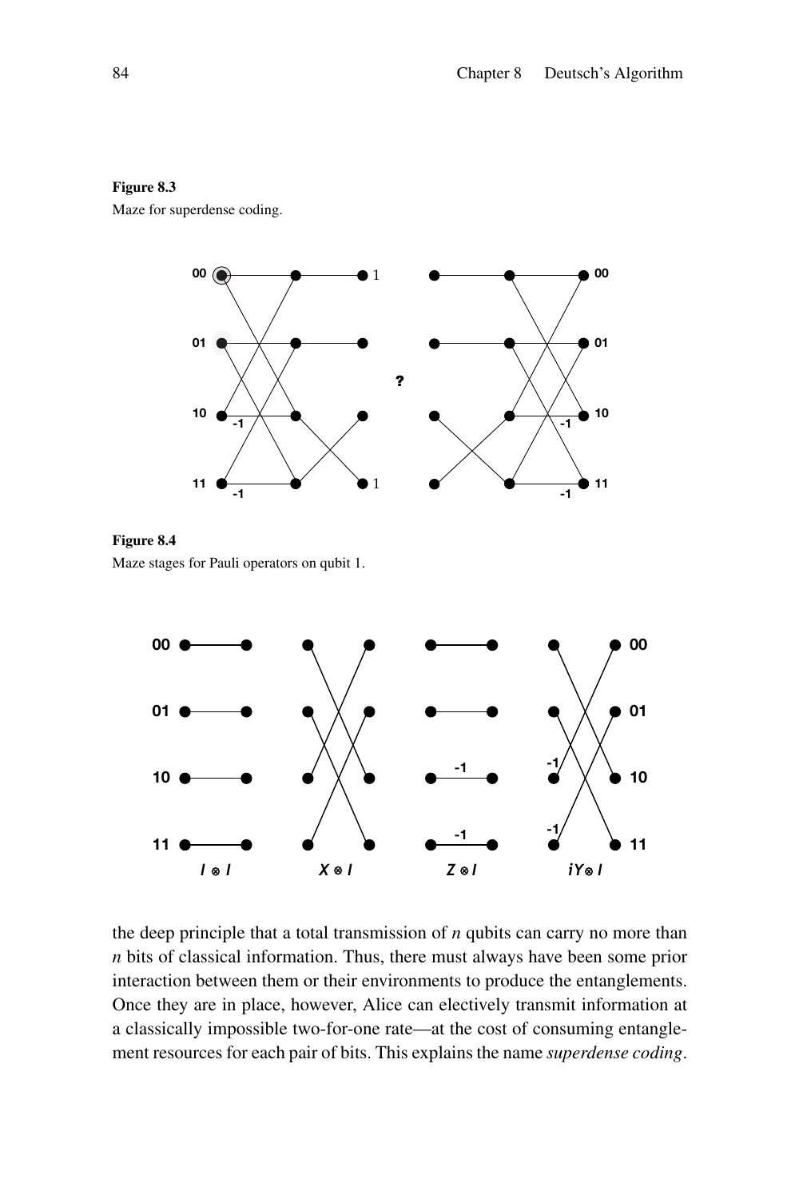**Figure 8.3**
Maze for superdense coding.

**Figure 8.4**
Maze stages for Pauli operators on qubit 1.

the deep principle that a total transmission of $n$ qubits can carry no more than $n$ bits of classical information. Thus, there must always have been some prior interaction between them or their environments to produce the entanglements. Once they are in place, however, Alice can electively transmit information at a classically impossible two-for-one rate—at the cost of consuming entanglement resources for each pair of bits. This explains the name *superdense coding*.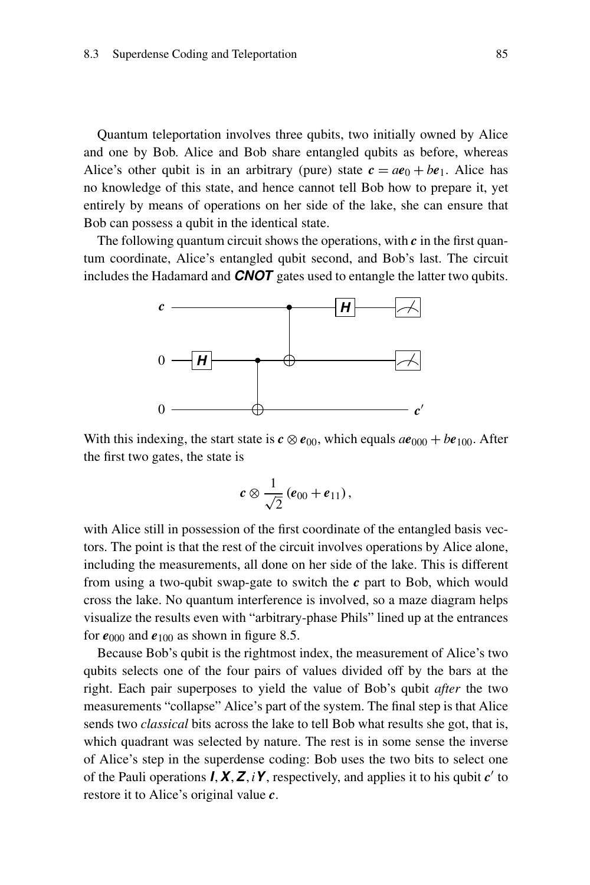Quantum teleportation involves three qubits, two initially owned by Alice and one by Bob. Alice and Bob share entangled qubits as before, whereas Alice's other qubit is in an arbitrary (pure) state $\boldsymbol{c} = a\boldsymbol{e}_0 + b\boldsymbol{e}_1$. Alice has no knowledge of this state, and hence cannot tell Bob how to prepare it, yet entirely by means of operations on her side of the lake, she can ensure that Bob can possess a qubit in the identical state.

The following quantum circuit shows the operations, with $\boldsymbol{c}$ in the first quantum coordinate, Alice's entangled qubit second, and Bob's last. The circuit includes the Hadamard and ***CNOT*** gates used to entangle the latter two qubits.

With this indexing, the start state is $\boldsymbol{c} \otimes \boldsymbol{e}_{00}$, which equals $a\boldsymbol{e}_{000} + b\boldsymbol{e}_{100}$. After the first two gates, the state is

$$\boldsymbol{c} \otimes \frac{1}{\sqrt{2}} (\boldsymbol{e}_{00} + \boldsymbol{e}_{11}),$$

with Alice still in possession of the first coordinate of the entangled basis vectors. The point is that the rest of the circuit involves operations by Alice alone, including the measurements, all done on her side of the lake. This is different from using a two-qubit swap-gate to switch the $\boldsymbol{c}$ part to Bob, which would cross the lake. No quantum interference is involved, so a maze diagram helps visualize the results even with "arbitrary-phase Phils" lined up at the entrances for $\boldsymbol{e}_{000}$ and $\boldsymbol{e}_{100}$ as shown in figure 8.5.

Because Bob's qubit is the rightmost index, the measurement of Alice's two qubits selects one of the four pairs of values divided off by the bars at the right. Each pair superposes to yield the value of Bob's qubit *after* the two measurements "collapse" Alice's part of the system. The final step is that Alice sends two *classical* bits across the lake to tell Bob what results she got, that is, which quadrant was selected by nature. The rest is in some sense the inverse of Alice's step in the superdense coding: Bob uses the two bits to select one of the Pauli operations $\boldsymbol{I}, \boldsymbol{X}, \boldsymbol{Z}, i\boldsymbol{Y}$, respectively, and applies it to his qubit $\boldsymbol{c}'$ to restore it to Alice's original value $\boldsymbol{c}$.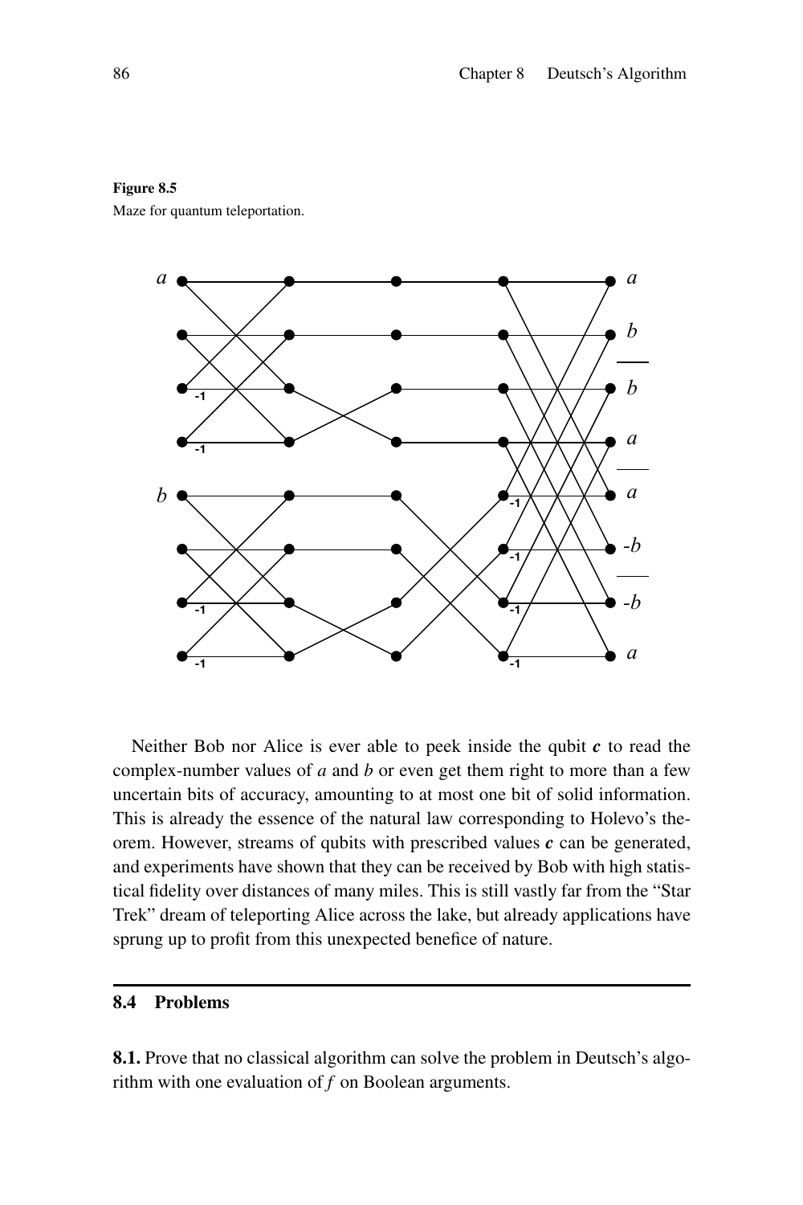**Figure 8.5**
Maze for quantum teleportation.

Neither Bob nor Alice is ever able to peek inside the qubit $\boldsymbol{c}$ to read the complex-number values of $a$ and $b$ or even get them right to more than a few uncertain bits of accuracy, amounting to at most one bit of solid information. This is already the essence of the natural law corresponding to Holevo's theorem. However, streams of qubits with prescribed values $\boldsymbol{c}$ can be generated, and experiments have shown that they can be received by Bob with high statistical fidelity over distances of many miles. This is still vastly far from the "Star Trek" dream of teleporting Alice across the lake, but already applications have sprung up to profit from this unexpected benefice of nature.

## 8.4 Problems

**8.1.** Prove that no classical algorithm can solve the problem in Deutsch's algorithm with one evaluation of $f$ on Boolean arguments.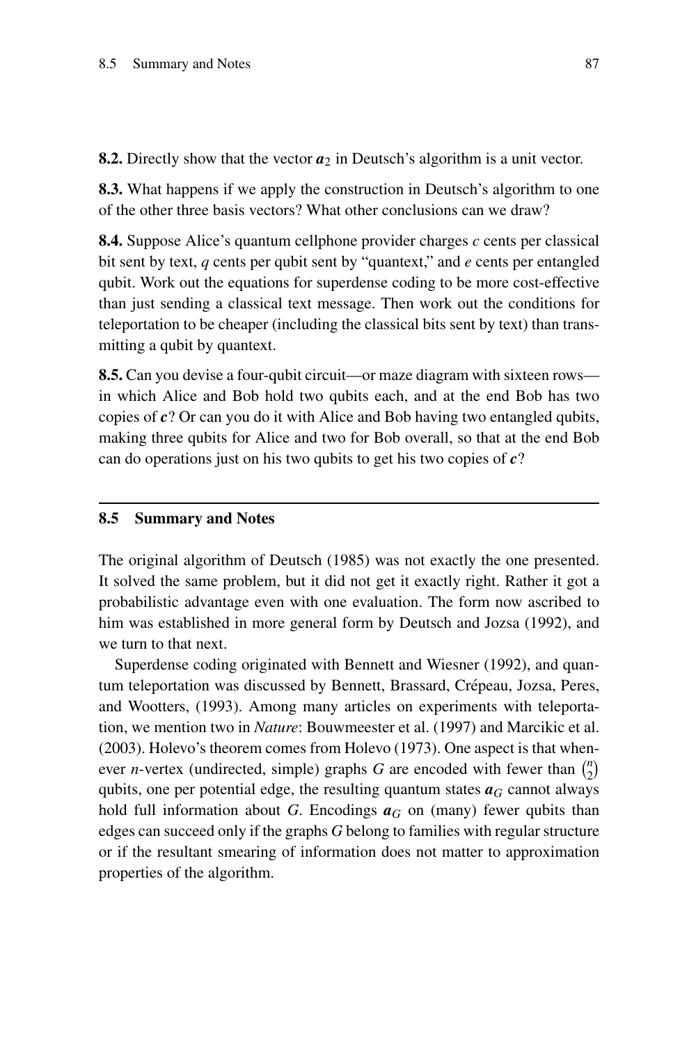**8.2.** Directly show that the vector $\boldsymbol{a}_2$ in Deutsch's algorithm is a unit vector.

**8.3.** What happens if we apply the construction in Deutsch's algorithm to one of the other three basis vectors? What other conclusions can we draw?

**8.4.** Suppose Alice's quantum cellphone provider charges $c$ cents per classical bit sent by text, $q$ cents per qubit sent by "quantext," and $e$ cents per entangled qubit. Work out the equations for superdense coding to be more cost-effective than just sending a classical text message. Then work out the conditions for teleportation to be cheaper (including the classical bits sent by text) than transmitting a qubit by quantext.

**8.5.** Can you devise a four-qubit circuit—or maze diagram with sixteen rows—in which Alice and Bob hold two qubits each, and at the end Bob has two copies of $\boldsymbol{c}$? Or can you do it with Alice and Bob having two entangled qubits, making three qubits for Alice and two for Bob overall, so that at the end Bob can do operations just on his two qubits to get his two copies of $\boldsymbol{c}$?

## 8.5 Summary and Notes

The original algorithm of Deutsch (1985) was not exactly the one presented. It solved the same problem, but it did not get it exactly right. Rather it got a probabilistic advantage even with one evaluation. The form now ascribed to him was established in more general form by Deutsch and Jozsa (1992), and we turn to that next.

Superdense coding originated with Bennett and Wiesner (1992), and quantum teleportation was discussed by Bennett, Brassard, Crépeau, Jozsa, Peres, and Wootters, (1993). Among many articles on experiments with teleportation, we mention two in *Nature*: Bouwmeester et al. (1997) and Marcikic et al. (2003). Holevo's theorem comes from Holevo (1973). One aspect is that whenever $n$-vertex (undirected, simple) graphs $G$ are encoded with fewer than $\binom{n}{2}$ qubits, one per potential edge, the resulting quantum states $\boldsymbol{a}_G$ cannot always hold full information about $G$. Encodings $\boldsymbol{a}_G$ on (many) fewer qubits than edges can succeed only if the graphs $G$ belong to families with regular structure or if the resultant smearing of information does not matter to approximation properties of the algorithm.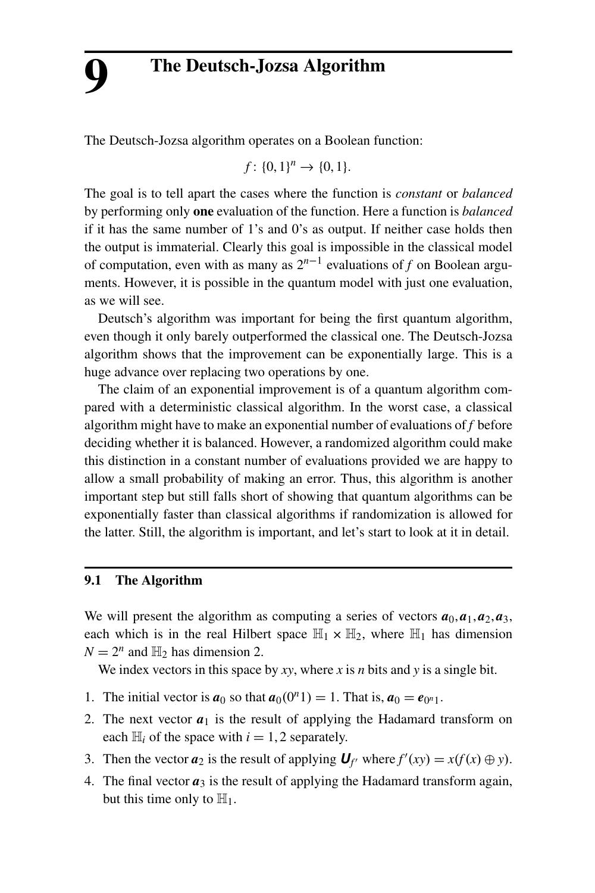# 9 The Deutsch-Jozsa Algorithm

The Deutsch-Jozsa algorithm operates on a Boolean function:

$$f\colon \{0,1\}^n \to \{0,1\}.$$

The goal is to tell apart the cases where the function is *constant* or *balanced* by performing only **one** evaluation of the function. Here a function is *balanced* if it has the same number of 1's and 0's as output. If neither case holds then the output is immaterial. Clearly this goal is impossible in the classical model of computation, even with as many as $2^{n-1}$ evaluations of $f$ on Boolean arguments. However, it is possible in the quantum model with just one evaluation, as we will see.

Deutsch's algorithm was important for being the first quantum algorithm, even though it only barely outperformed the classical one. The Deutsch-Jozsa algorithm shows that the improvement can be exponentially large. This is a huge advance over replacing two operations by one.

The claim of an exponential improvement is of a quantum algorithm compared with a deterministic classical algorithm. In the worst case, a classical algorithm might have to make an exponential number of evaluations of $f$ before deciding whether it is balanced. However, a randomized algorithm could make this distinction in a constant number of evaluations provided we are happy to allow a small probability of making an error. Thus, this algorithm is another important step but still falls short of showing that quantum algorithms can be exponentially faster than classical algorithms if randomization is allowed for the latter. Still, the algorithm is important, and let's start to look at it in detail.

## 9.1 The Algorithm

We will present the algorithm as computing a series of vectors $\boldsymbol{a}_0, \boldsymbol{a}_1, \boldsymbol{a}_2, \boldsymbol{a}_3$, each which is in the real Hilbert space $\mathbb{H}_1 \times \mathbb{H}_2$, where $\mathbb{H}_1$ has dimension $N = 2^n$ and $\mathbb{H}_2$ has dimension 2.

We index vectors in this space by $xy$, where $x$ is $n$ bits and $y$ is a single bit.

1. The initial vector is $\boldsymbol{a}_0$ so that $\boldsymbol{a}_0(0^n1) = 1$. That is, $\boldsymbol{a}_0 = \boldsymbol{e}_{0^n1}$.
2. The next vector $\boldsymbol{a}_1$ is the result of applying the Hadamard transform on each $\mathbb{H}_i$ of the space with $i = 1, 2$ separately.
3. Then the vector $\boldsymbol{a}_2$ is the result of applying $\boldsymbol{U}_{f'}$ where $f'(xy) = x(f(x) \oplus y)$.
4. The final vector $\boldsymbol{a}_3$ is the result of applying the Hadamard transform again, but this time only to $\mathbb{H}_1$.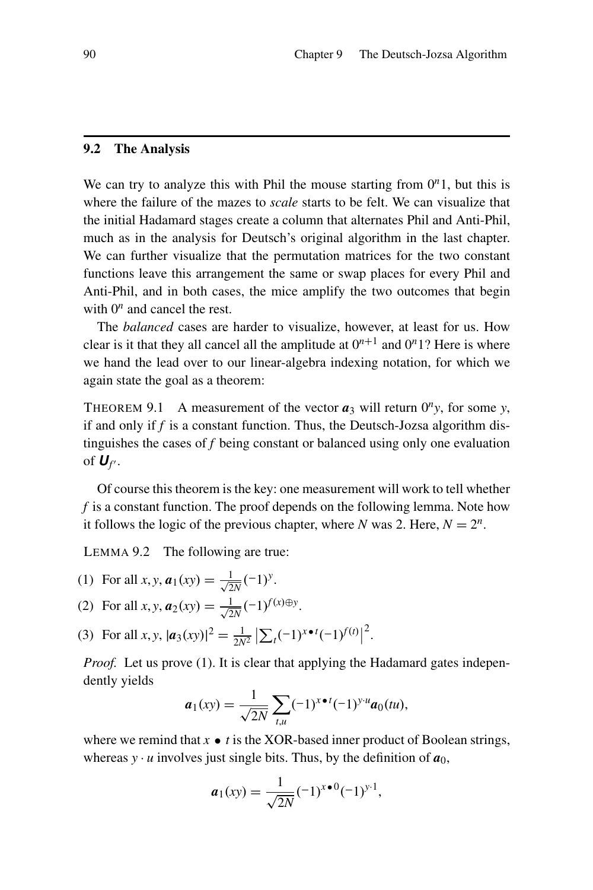## 9.2 The Analysis

We can try to analyze this with Phil the mouse starting from $0^n1$, but this is where the failure of the mazes to *scale* starts to be felt. We can visualize that the initial Hadamard stages create a column that alternates Phil and Anti-Phil, much as in the analysis for Deutsch's original algorithm in the last chapter. We can further visualize that the permutation matrices for the two constant functions leave this arrangement the same or swap places for every Phil and Anti-Phil, and in both cases, the mice amplify the two outcomes that begin with $0^n$ and cancel the rest.

The *balanced* cases are harder to visualize, however, at least for us. How clear is it that they all cancel all the amplitude at $0^{n+1}$ and $0^n1$? Here is where we hand the lead over to our linear-algebra indexing notation, for which we again state the goal as a theorem:

THEOREM 9.1 A measurement of the vector $\boldsymbol{a}_3$ will return $0^n y$, for some $y$, if and only if $f$ is a constant function. Thus, the Deutsch-Jozsa algorithm distinguishes the cases of $f$ being constant or balanced using only one evaluation of $\boldsymbol{U}_{f'}$.

Of course this theorem is the key: one measurement will work to tell whether $f$ is a constant function. The proof depends on the following lemma. Note how it follows the logic of the previous chapter, where $N$ was 2. Here, $N = 2^n$.

LEMMA 9.2 The following are true:

(1) For all $x, y$, $\boldsymbol{a}_1(xy) = \frac{1}{\sqrt{2N}}(-1)^y$.

(2) For all $x, y$, $\boldsymbol{a}_2(xy) = \frac{1}{\sqrt{2N}}(-1)^{f(x)\oplus y}$.

(3) For all $x, y$, $|\boldsymbol{a}_3(xy)|^2 = \frac{1}{2N^2}\left|\sum_t (-1)^{x \bullet t}(-1)^{f(t)}\right|^2$.

*Proof.* Let us prove (1). It is clear that applying the Hadamard gates independently yields

$$\boldsymbol{a}_1(xy) = \frac{1}{\sqrt{2N}}\sum_{t,u}(-1)^{x \bullet t}(-1)^{y \cdot u}\boldsymbol{a}_0(tu),$$

where we remind that $x \bullet t$ is the XOR-based inner product of Boolean strings, whereas $y \cdot u$ involves just single bits. Thus, by the definition of $\boldsymbol{a}_0$,

$$\boldsymbol{a}_1(xy) = \frac{1}{\sqrt{2N}}(-1)^{x \bullet 0}(-1)^{y \cdot 1},$$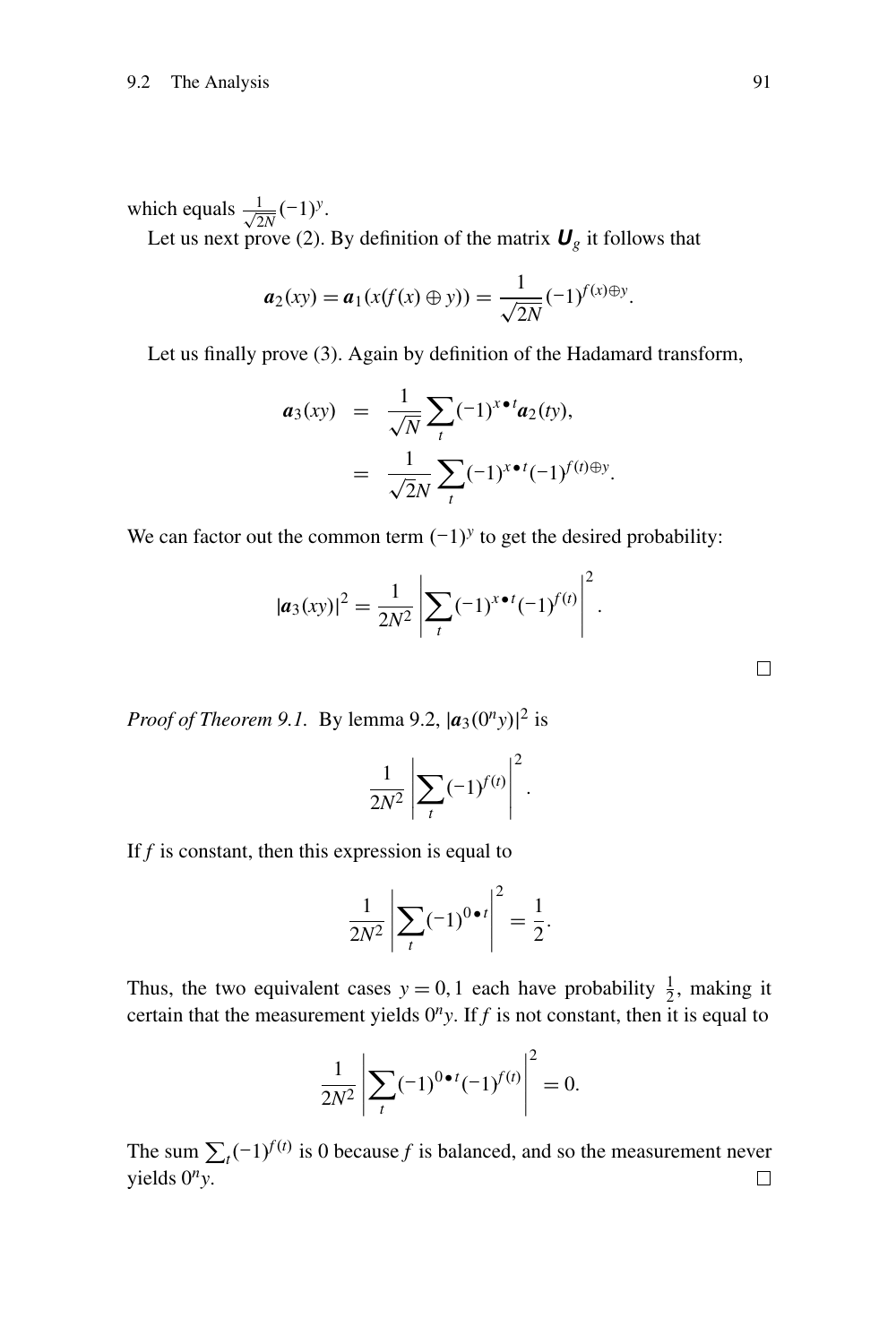which equals $\frac{1}{\sqrt{2N}}(-1)^y$.

Let us next prove (2). By definition of the matrix $\boldsymbol{U}_g$ it follows that

$$\boldsymbol{a}_2(xy) = \boldsymbol{a}_1(x(f(x) \oplus y)) = \frac{1}{\sqrt{2N}}(-1)^{f(x)\oplus y}.$$

Let us finally prove (3). Again by definition of the Hadamard transform,

$$\begin{aligned}
\boldsymbol{a}_3(xy) &= \frac{1}{\sqrt{N}} \sum_t (-1)^{x \bullet t} \boldsymbol{a}_2(ty), \\
&= \frac{1}{\sqrt{2}N} \sum_t (-1)^{x \bullet t} (-1)^{f(t)\oplus y}.
\end{aligned}$$

We can factor out the common term $(-1)^y$ to get the desired probability:

$$|\boldsymbol{a}_3(xy)|^2 = \frac{1}{2N^2} \left| \sum_t (-1)^{x \bullet t} (-1)^{f(t)} \right|^2.$$

□

*Proof of Theorem 9.1.* By lemma 9.2, $|\boldsymbol{a}_3(0^n y)|^2$ is

$$\frac{1}{2N^2} \left| \sum_t (-1)^{f(t)} \right|^2.$$

If $f$ is constant, then this expression is equal to

$$\frac{1}{2N^2} \left| \sum_t (-1)^{0 \bullet t} \right|^2 = \frac{1}{2}.$$

Thus, the two equivalent cases $y = 0, 1$ each have probability $\frac{1}{2}$, making it certain that the measurement yields $0^n y$. If $f$ is not constant, then it is equal to

$$\frac{1}{2N^2} \left| \sum_t (-1)^{0 \bullet t} (-1)^{f(t)} \right|^2 = 0.$$

The sum $\sum_t (-1)^{f(t)}$ is 0 because $f$ is balanced, and so the measurement never yields $0^n y$. □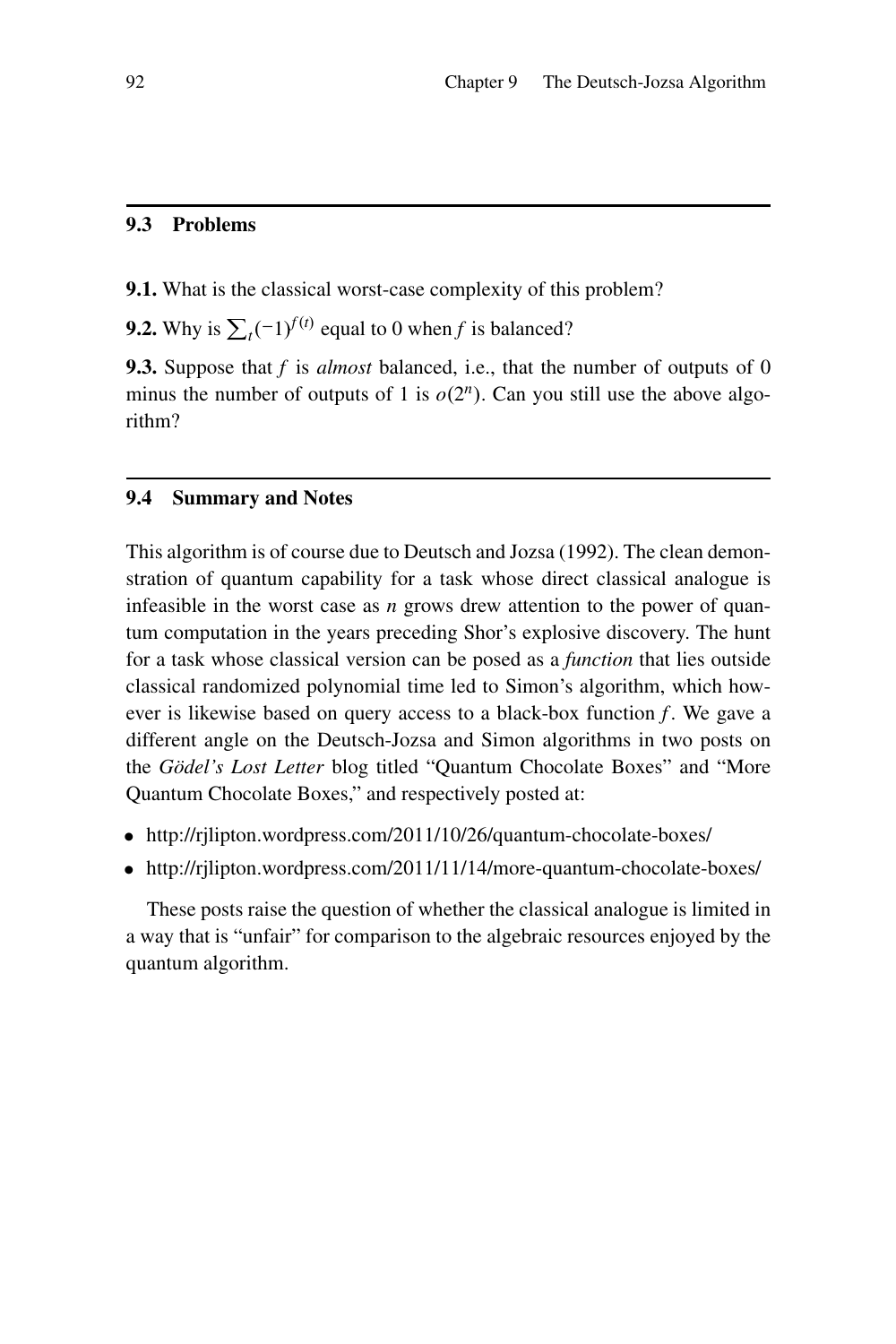## 9.3 Problems

**9.1.** What is the classical worst-case complexity of this problem?

**9.2.** Why is $\sum_t (-1)^{f(t)}$ equal to 0 when $f$ is balanced?

**9.3.** Suppose that $f$ is *almost* balanced, i.e., that the number of outputs of 0 minus the number of outputs of 1 is $o(2^n)$. Can you still use the above algorithm?

## 9.4 Summary and Notes

This algorithm is of course due to Deutsch and Jozsa (1992). The clean demonstration of quantum capability for a task whose direct classical analogue is infeasible in the worst case as $n$ grows drew attention to the power of quantum computation in the years preceding Shor's explosive discovery. The hunt for a task whose classical version can be posed as a *function* that lies outside classical randomized polynomial time led to Simon's algorithm, which however is likewise based on query access to a black-box function $f$. We gave a different angle on the Deutsch-Jozsa and Simon algorithms in two posts on the *Gödel's Lost Letter* blog titled "Quantum Chocolate Boxes" and "More Quantum Chocolate Boxes," and respectively posted at:

- http://rjlipton.wordpress.com/2011/10/26/quantum-chocolate-boxes/
- http://rjlipton.wordpress.com/2011/11/14/more-quantum-chocolate-boxes/

These posts raise the question of whether the classical analogue is limited in a way that is "unfair" for comparison to the algebraic resources enjoyed by the quantum algorithm.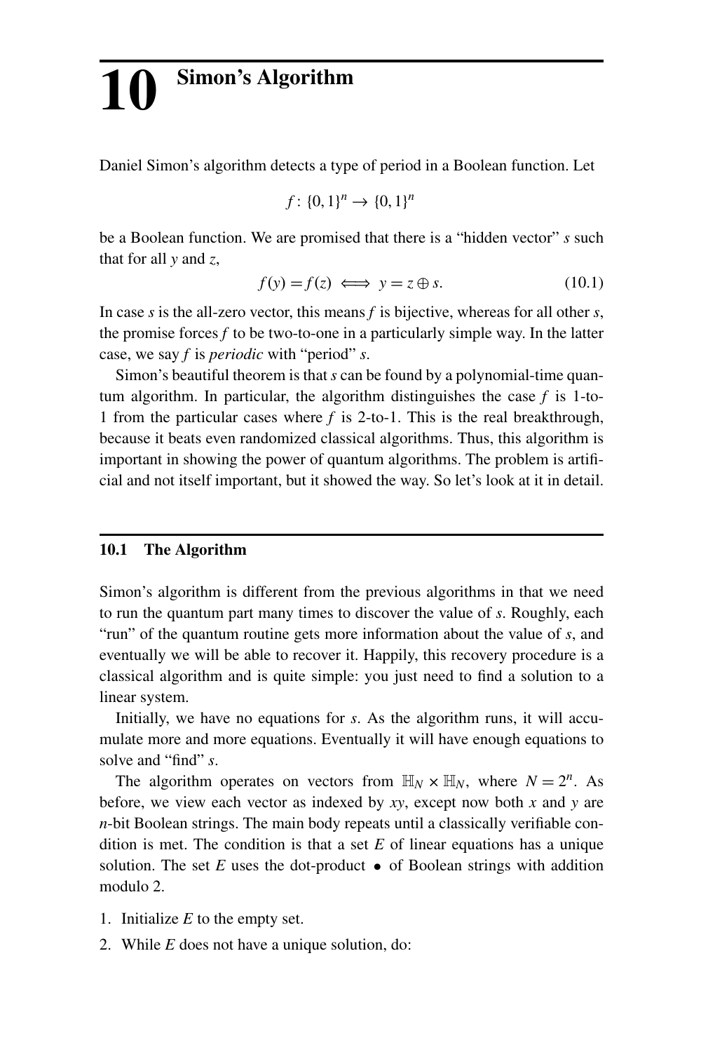// Chapter 10

# 10 Simon's Algorithm

Daniel Simon's algorithm detects a type of period in a Boolean function. Let

$$f\colon \{0,1\}^n \to \{0,1\}^n$$

be a Boolean function. We are promised that there is a "hidden vector" $s$ such that for all $y$ and $z$,

$$f(y) = f(z) \iff y = z \oplus s. \tag{10.1}$$

In case $s$ is the all-zero vector, this means $f$ is bijective, whereas for all other $s$, the promise forces $f$ to be two-to-one in a particularly simple way. In the latter case, we say $f$ is *periodic* with "period" $s$.

Simon's beautiful theorem is that $s$ can be found by a polynomial-time quantum algorithm. In particular, the algorithm distinguishes the case $f$ is 1-to-1 from the particular cases where $f$ is 2-to-1. This is the real breakthrough, because it beats even randomized classical algorithms. Thus, this algorithm is important in showing the power of quantum algorithms. The problem is artificial and not itself important, but it showed the way. So let's look at it in detail.

## 10.1 The Algorithm

Simon's algorithm is different from the previous algorithms in that we need to run the quantum part many times to discover the value of $s$. Roughly, each "run" of the quantum routine gets more information about the value of $s$, and eventually we will be able to recover it. Happily, this recovery procedure is a classical algorithm and is quite simple: you just need to find a solution to a linear system.

Initially, we have no equations for $s$. As the algorithm runs, it will accumulate more and more equations. Eventually it will have enough equations to solve and "find" $s$.

The algorithm operates on vectors from $\mathbb{H}_N \times \mathbb{H}_N$, where $N = 2^n$. As before, we view each vector as indexed by $xy$, except now both $x$ and $y$ are $n$-bit Boolean strings. The main body repeats until a classically verifiable condition is met. The condition is that a set $E$ of linear equations has a unique solution. The set $E$ uses the dot-product $\bullet$ of Boolean strings with addition modulo 2.

1. Initialize $E$ to the empty set.
2. While $E$ does not have a unique solution, do: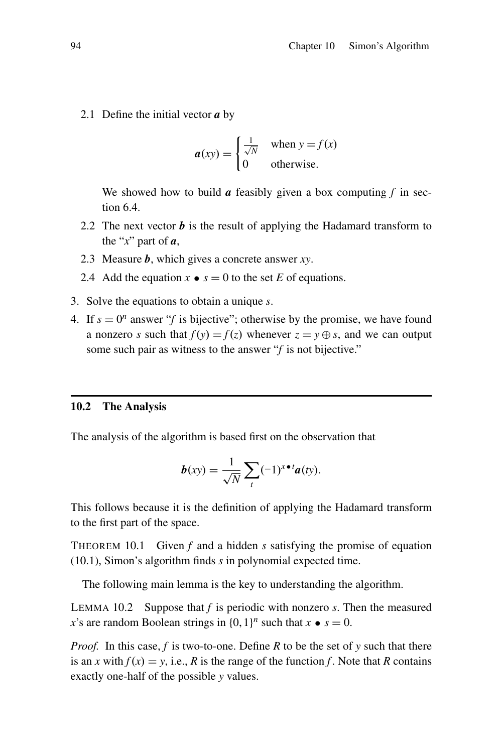2.1 Define the initial vector $\boldsymbol{a}$ by

$$\boldsymbol{a}(xy) = \begin{cases} \frac{1}{\sqrt{N}} & \text{when } y = f(x) \\ 0 & \text{otherwise.} \end{cases}$$

We showed how to build $\boldsymbol{a}$ feasibly given a box computing $f$ in section 6.4.

2.2 The next vector $\boldsymbol{b}$ is the result of applying the Hadamard transform to the "$x$" part of $\boldsymbol{a}$,

2.3 Measure $\boldsymbol{b}$, which gives a concrete answer $xy$.

2.4 Add the equation $x \bullet s = 0$ to the set $E$ of equations.

3. Solve the equations to obtain a unique $s$.
4. If $s = 0^n$ answer "$f$ is bijective"; otherwise by the promise, we have found a nonzero $s$ such that $f(y) = f(z)$ whenever $z = y \oplus s$, and we can output some such pair as witness to the answer "$f$ is not bijective."

## 10.2 The Analysis

The analysis of the algorithm is based first on the observation that

$$\boldsymbol{b}(xy) = \frac{1}{\sqrt{N}} \sum_{t} (-1)^{x \bullet t} \boldsymbol{a}(ty).$$

This follows because it is the definition of applying the Hadamard transform to the first part of the space.

THEOREM 10.1 Given $f$ and a hidden $s$ satisfying the promise of equation (10.1), Simon's algorithm finds $s$ in polynomial expected time.

The following main lemma is the key to understanding the algorithm.

LEMMA 10.2 Suppose that $f$ is periodic with nonzero $s$. Then the measured $x$'s are random Boolean strings in $\{0,1\}^n$ such that $x \bullet s = 0$.

*Proof.* In this case, $f$ is two-to-one. Define $R$ to be the set of $y$ such that there is an $x$ with $f(x) = y$, i.e., $R$ is the range of the function $f$. Note that $R$ contains exactly one-half of the possible $y$ values.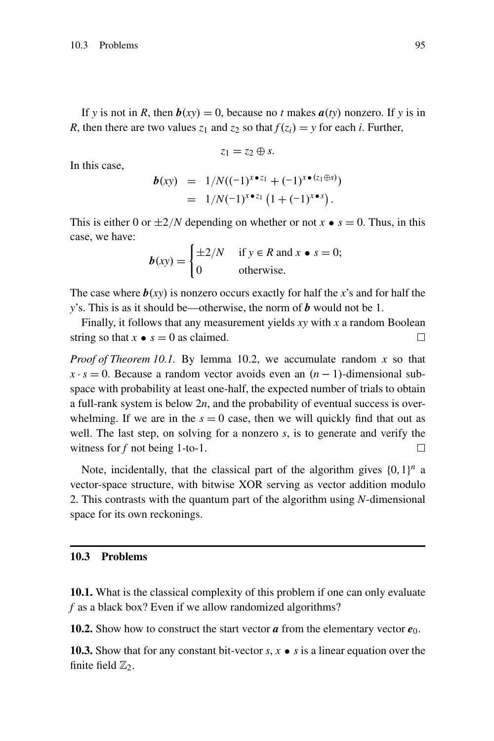If $y$ is not in $R$, then $\boldsymbol{b}(xy) = 0$, because no $t$ makes $\boldsymbol{a}(ty)$ nonzero. If $y$ is in $R$, then there are two values $z_1$ and $z_2$ so that $f(z_i) = y$ for each $i$. Further,

$$z_1 = z_2 \oplus s.$$

In this case,

$$\begin{aligned}
\boldsymbol{b}(xy) &= 1/N((-1)^{x \bullet z_1} + (-1)^{x \bullet (z_1 \oplus s)}) \\
&= 1/N(-1)^{x \bullet z_1} \left(1 + (-1)^{x \bullet s}\right).
\end{aligned}$$

This is either 0 or $\pm 2/N$ depending on whether or not $x \bullet s = 0$. Thus, in this case, we have:

$$\boldsymbol{b}(xy) = \begin{cases} \pm 2/N & \text{if } y \in R \text{ and } x \bullet s = 0; \\ 0 & \text{otherwise.} \end{cases}$$

The case where $\boldsymbol{b}(xy)$ is nonzero occurs exactly for half the $x$'s and for half the $y$'s. This is as it should be—otherwise, the norm of $\boldsymbol{b}$ would not be 1.

Finally, it follows that any measurement yields $xy$ with $x$ a random Boolean string so that $x \bullet s = 0$ as claimed. □

*Proof of Theorem 10.1.* By lemma 10.2, we accumulate random $x$ so that $x \cdot s = 0$. Because a random vector avoids even an $(n-1)$-dimensional subspace with probability at least one-half, the expected number of trials to obtain a full-rank system is below $2n$, and the probability of eventual success is overwhelming. If we are in the $s = 0$ case, then we will quickly find that out as well. The last step, on solving for a nonzero $s$, is to generate and verify the witness for $f$ not being 1-to-1. □

Note, incidentally, that the classical part of the algorithm gives $\{0,1\}^n$ a vector-space structure, with bitwise XOR serving as vector addition modulo 2. This contrasts with the quantum part of the algorithm using $N$-dimensional space for its own reckonings.

## 10.3 Problems

**10.1.** What is the classical complexity of this problem if one can only evaluate $f$ as a black box? Even if we allow randomized algorithms?

**10.2.** Show how to construct the start vector $\boldsymbol{a}$ from the elementary vector $\boldsymbol{e}_0$.

**10.3.** Show that for any constant bit-vector $s$, $x \bullet s$ is a linear equation over the finite field $\mathbb{Z}_2$.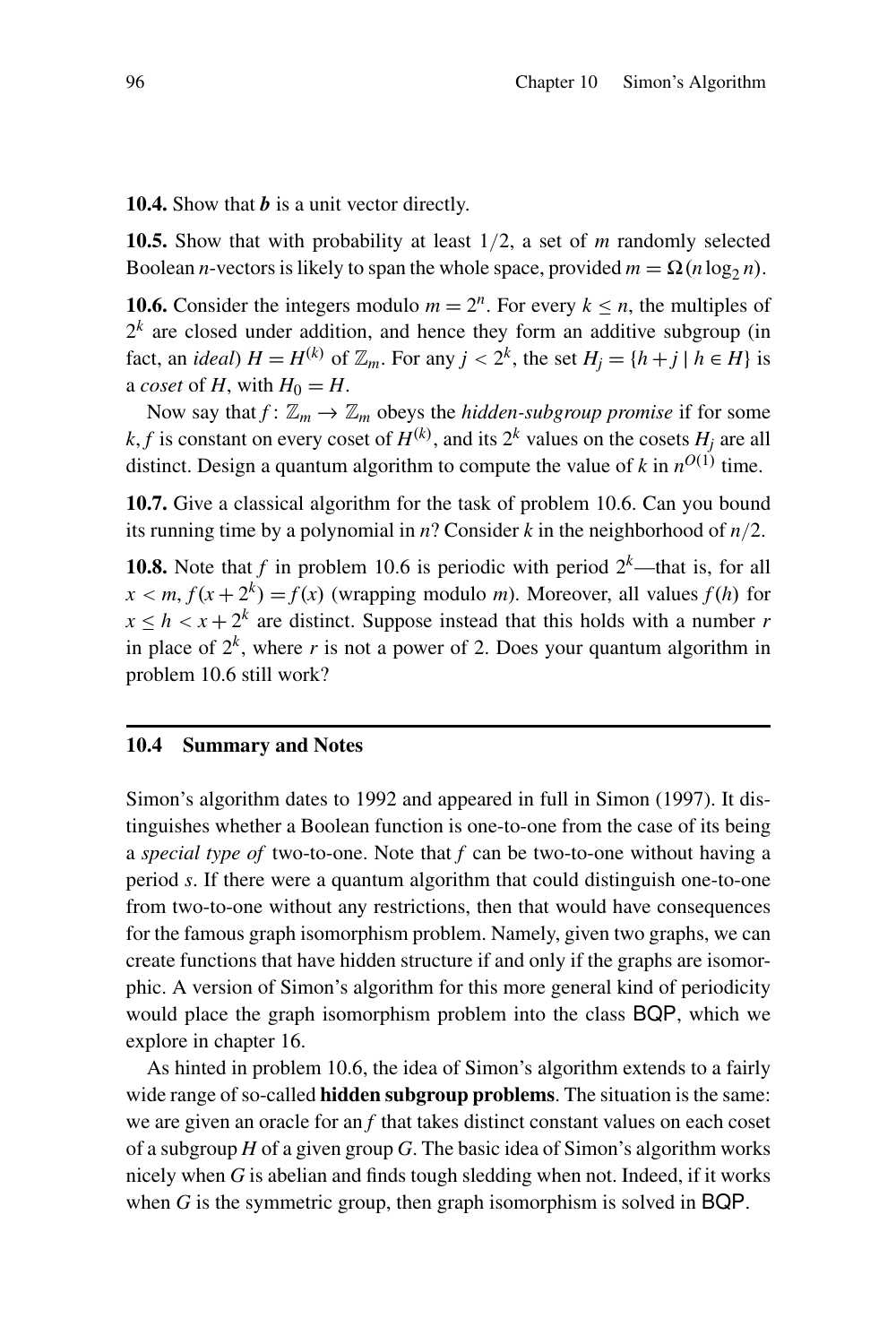**10.4.** Show that $\boldsymbol{b}$ is a unit vector directly.

**10.5.** Show that with probability at least $1/2$, a set of $m$ randomly selected Boolean $n$-vectors is likely to span the whole space, provided $m = \Omega(n \log_2 n)$.

**10.6.** Consider the integers modulo $m = 2^n$. For every $k \leq n$, the multiples of $2^k$ are closed under addition, and hence they form an additive subgroup (in fact, an *ideal*) $H = H^{(k)}$ of $\mathbb{Z}_m$. For any $j < 2^k$, the set $H_j = \{h + j \mid h \in H\}$ is a *coset* of $H$, with $H_0 = H$.

Now say that $f\colon \mathbb{Z}_m \to \mathbb{Z}_m$ obeys the *hidden-subgroup promise* if for some $k, f$ is constant on every coset of $H^{(k)}$, and its $2^k$ values on the cosets $H_j$ are all distinct. Design a quantum algorithm to compute the value of $k$ in $n^{O(1)}$ time.

**10.7.** Give a classical algorithm for the task of problem 10.6. Can you bound its running time by a polynomial in $n$? Consider $k$ in the neighborhood of $n/2$.

**10.8.** Note that $f$ in problem 10.6 is periodic with period $2^k$—that is, for all $x < m$, $f(x + 2^k) = f(x)$ (wrapping modulo $m$). Moreover, all values $f(h)$ for $x \leq h < x + 2^k$ are distinct. Suppose instead that this holds with a number $r$ in place of $2^k$, where $r$ is not a power of 2. Does your quantum algorithm in problem 10.6 still work?

## 10.4 Summary and Notes

Simon's algorithm dates to 1992 and appeared in full in Simon (1997). It distinguishes whether a Boolean function is one-to-one from the case of its being a *special type of* two-to-one. Note that $f$ can be two-to-one without having a period $s$. If there were a quantum algorithm that could distinguish one-to-one from two-to-one without any restrictions, then that would have consequences for the famous graph isomorphism problem. Namely, given two graphs, we can create functions that have hidden structure if and only if the graphs are isomorphic. A version of Simon's algorithm for this more general kind of periodicity would place the graph isomorphism problem into the class BQP, which we explore in chapter 16.

As hinted in problem 10.6, the idea of Simon's algorithm extends to a fairly wide range of so-called **hidden subgroup problems**. The situation is the same: we are given an oracle for an $f$ that takes distinct constant values on each coset of a subgroup $H$ of a given group $G$. The basic idea of Simon's algorithm works nicely when $G$ is abelian and finds tough sledding when not. Indeed, if it works when $G$ is the symmetric group, then graph isomorphism is solved in BQP.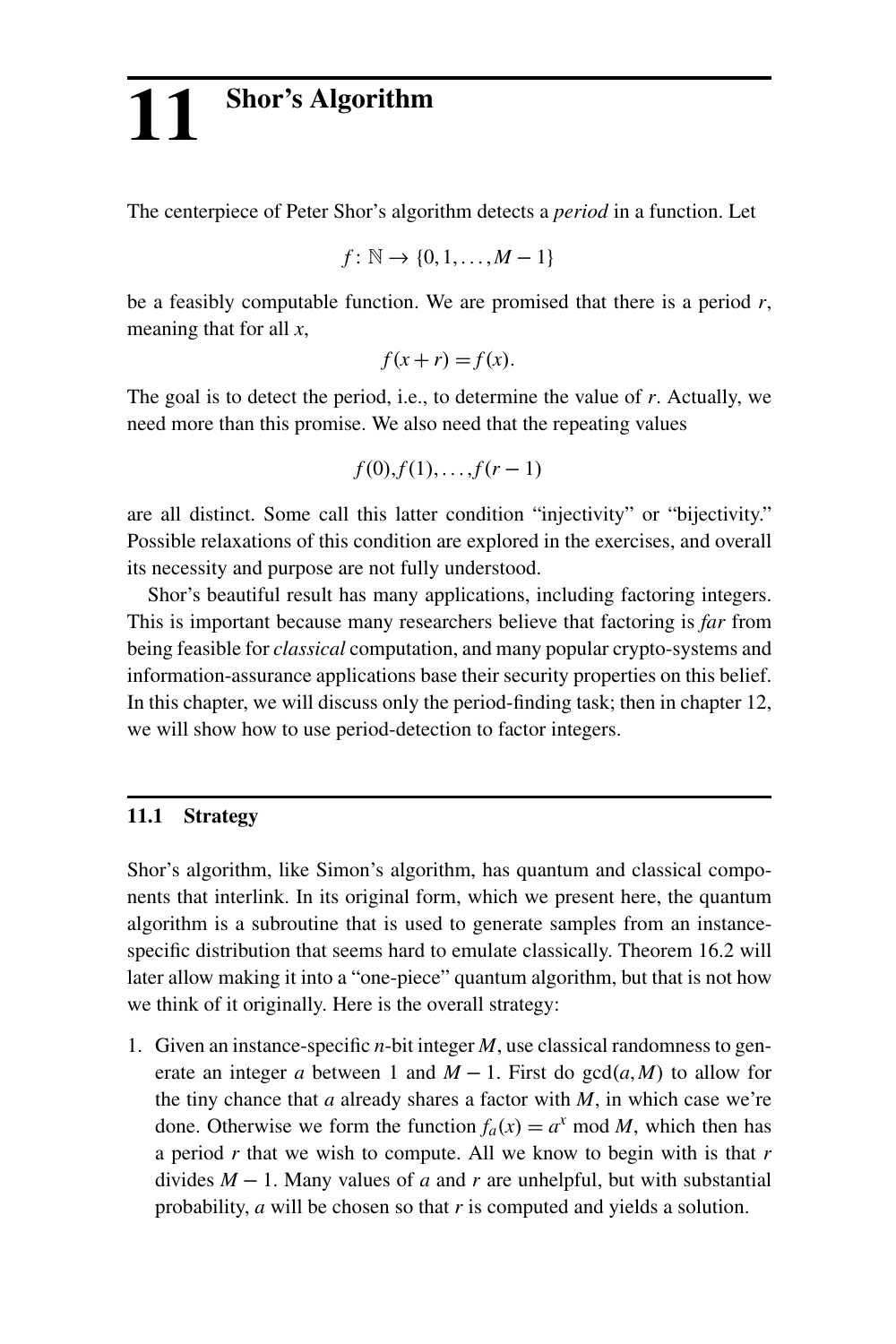# 11 Shor's Algorithm

The centerpiece of Peter Shor's algorithm detects a *period* in a function. Let

$$f : \mathbb{N} \to \{0, 1, \ldots, M-1\}$$

be a feasibly computable function. We are promised that there is a period $r$, meaning that for all $x$,

$$f(x+r) = f(x).$$

The goal is to detect the period, i.e., to determine the value of $r$. Actually, we need more than this promise. We also need that the repeating values

$$f(0), f(1), \ldots, f(r-1)$$

are all distinct. Some call this latter condition "injectivity" or "bijectivity." Possible relaxations of this condition are explored in the exercises, and overall its necessity and purpose are not fully understood.

Shor's beautiful result has many applications, including factoring integers. This is important because many researchers believe that factoring is *far* from being feasible for *classical* computation, and many popular crypto-systems and information-assurance applications base their security properties on this belief. In this chapter, we will discuss only the period-finding task; then in chapter 12, we will show how to use period-detection to factor integers.

## 11.1 Strategy

Shor's algorithm, like Simon's algorithm, has quantum and classical components that interlink. In its original form, which we present here, the quantum algorithm is a subroutine that is used to generate samples from an instance-specific distribution that seems hard to emulate classically. Theorem 16.2 will later allow making it into a "one-piece" quantum algorithm, but that is not how we think of it originally. Here is the overall strategy:

1. Given an instance-specific $n$-bit integer $M$, use classical randomness to generate an integer $a$ between 1 and $M-1$. First do $\gcd(a, M)$ to allow for the tiny chance that $a$ already shares a factor with $M$, in which case we're done. Otherwise we form the function $f_a(x) = a^x \bmod M$, which then has a period $r$ that we wish to compute. All we know to begin with is that $r$ divides $M-1$. Many values of $a$ and $r$ are unhelpful, but with substantial probability, $a$ will be chosen so that $r$ is computed and yields a solution.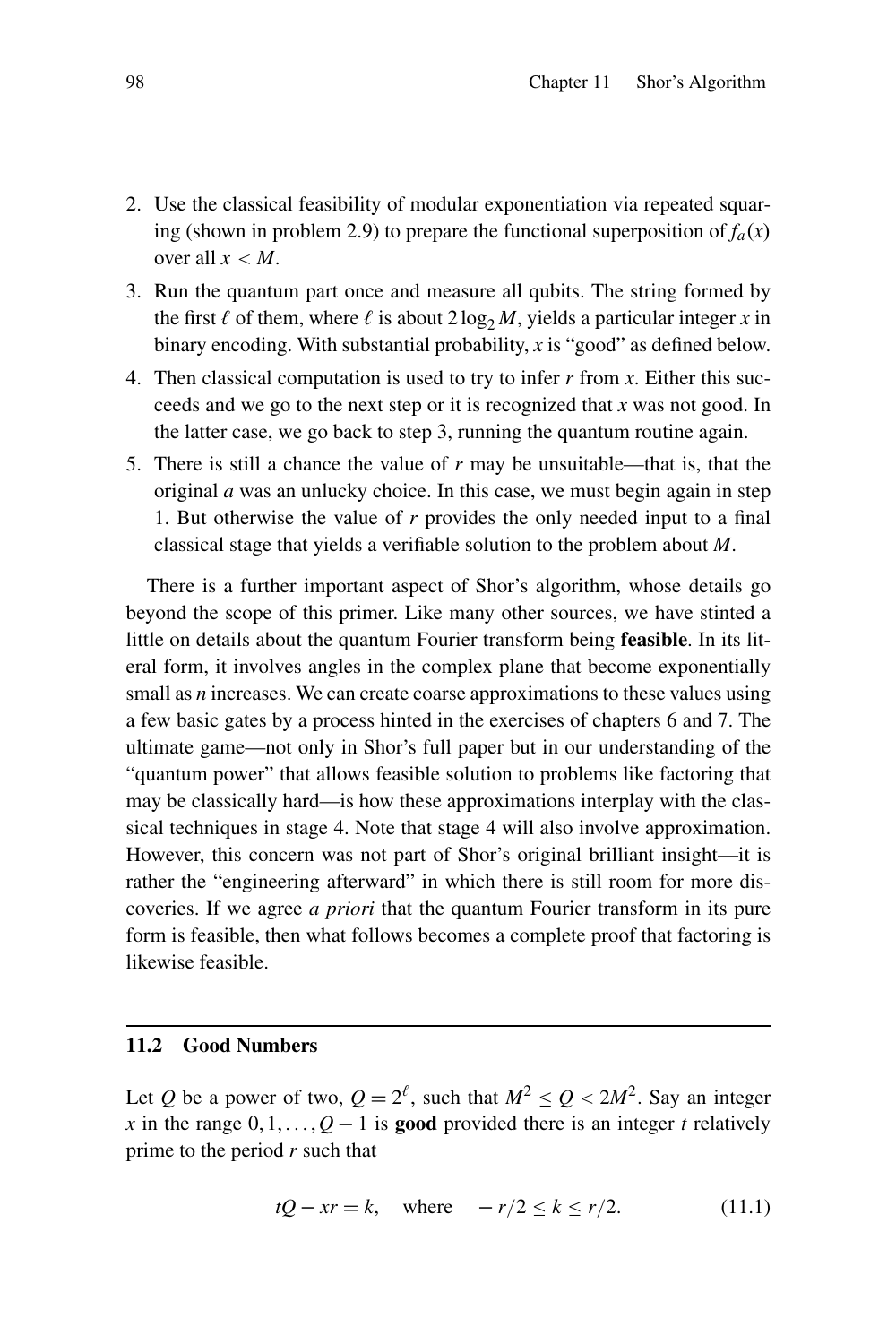2. Use the classical feasibility of modular exponentiation via repeated squaring (shown in problem 2.9) to prepare the functional superposition of $f_a(x)$ over all $x < M$.
3. Run the quantum part once and measure all qubits. The string formed by the first $\ell$ of them, where $\ell$ is about $2\log_2 M$, yields a particular integer $x$ in binary encoding. With substantial probability, $x$ is "good" as defined below.
4. Then classical computation is used to try to infer $r$ from $x$. Either this succeeds and we go to the next step or it is recognized that $x$ was not good. In the latter case, we go back to step 3, running the quantum routine again.
5. There is still a chance the value of $r$ may be unsuitable—that is, that the original $a$ was an unlucky choice. In this case, we must begin again in step 1. But otherwise the value of $r$ provides the only needed input to a final classical stage that yields a verifiable solution to the problem about $M$.

There is a further important aspect of Shor's algorithm, whose details go beyond the scope of this primer. Like many other sources, we have stinted a little on details about the quantum Fourier transform being **feasible**. In its literal form, it involves angles in the complex plane that become exponentially small as $n$ increases. We can create coarse approximations to these values using a few basic gates by a process hinted in the exercises of chapters 6 and 7. The ultimate game—not only in Shor's full paper but in our understanding of the "quantum power" that allows feasible solution to problems like factoring that may be classically hard—is how these approximations interplay with the classical techniques in stage 4. Note that stage 4 will also involve approximation. However, this concern was not part of Shor's original brilliant insight—it is rather the "engineering afterward" in which there is still room for more discoveries. If we agree *a priori* that the quantum Fourier transform in its pure form is feasible, then what follows becomes a complete proof that factoring is likewise feasible.

## 11.2 Good Numbers

Let $Q$ be a power of two, $Q = 2^\ell$, such that $M^2 \leq Q < 2M^2$. Say an integer $x$ in the range $0, 1, \ldots, Q-1$ is **good** provided there is an integer $t$ relatively prime to the period $r$ such that

$$tQ - xr = k, \quad \text{where} \quad -r/2 \leq k \leq r/2. \tag{11.1}$$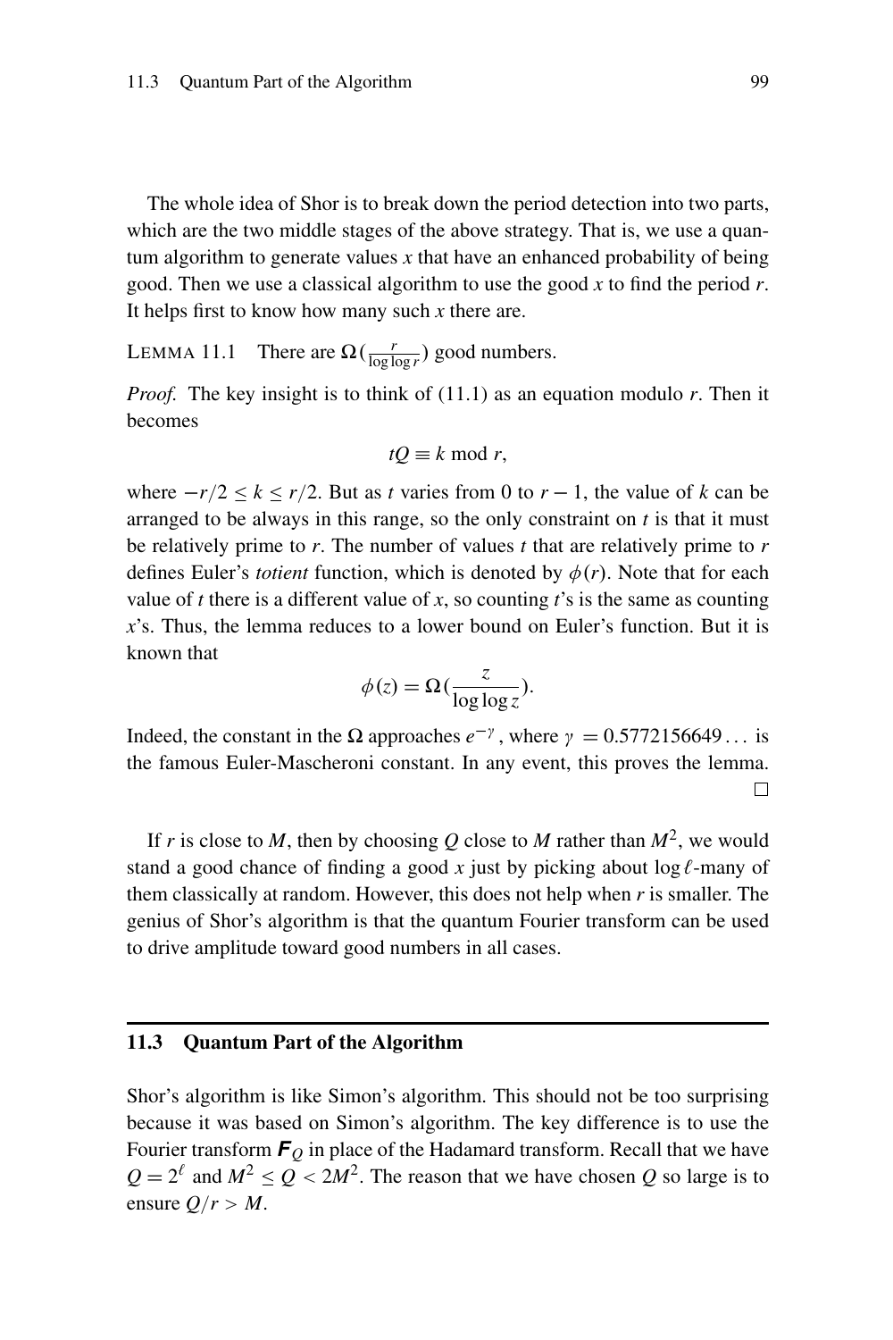The whole idea of Shor is to break down the period detection into two parts, which are the two middle stages of the above strategy. That is, we use a quantum algorithm to generate values $x$ that have an enhanced probability of being good. Then we use a classical algorithm to use the good $x$ to find the period $r$. It helps first to know how many such $x$ there are.

LEMMA 11.1 There are $\Omega(\frac{r}{\log\log r})$ good numbers.

*Proof.* The key insight is to think of (11.1) as an equation modulo $r$. Then it becomes

$$tQ \equiv k \bmod r,$$

where $-r/2 \leq k \leq r/2$. But as $t$ varies from 0 to $r-1$, the value of $k$ can be arranged to be always in this range, so the only constraint on $t$ is that it must be relatively prime to $r$. The number of values $t$ that are relatively prime to $r$ defines Euler's *totient* function, which is denoted by $\phi(r)$. Note that for each value of $t$ there is a different value of $x$, so counting $t$'s is the same as counting $x$'s. Thus, the lemma reduces to a lower bound on Euler's function. But it is known that

$$\phi(z) = \Omega(\frac{z}{\log\log z}).$$

Indeed, the constant in the $\Omega$ approaches $e^{-\gamma}$, where $\gamma = 0.5772156649\ldots$ is the famous Euler-Mascheroni constant. In any event, this proves the lemma. $\square$

If $r$ is close to $M$, then by choosing $Q$ close to $M$ rather than $M^2$, we would stand a good chance of finding a good $x$ just by picking about $\log \ell$-many of them classically at random. However, this does not help when $r$ is smaller. The genius of Shor's algorithm is that the quantum Fourier transform can be used to drive amplitude toward good numbers in all cases.

## 11.3 Quantum Part of the Algorithm

Shor's algorithm is like Simon's algorithm. This should not be too surprising because it was based on Simon's algorithm. The key difference is to use the Fourier transform $\boldsymbol{F}_Q$ in place of the Hadamard transform. Recall that we have $Q = 2^\ell$ and $M^2 \leq Q < 2M^2$. The reason that we have chosen $Q$ so large is to ensure $Q/r > M$.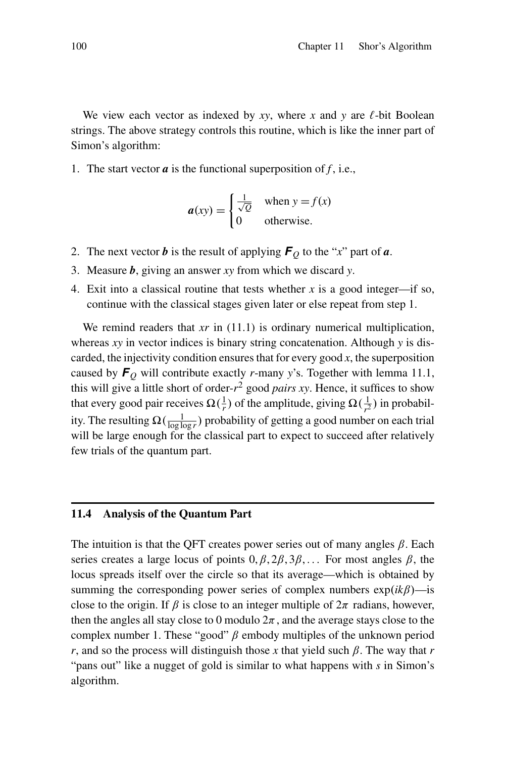We view each vector as indexed by $xy$, where $x$ and $y$ are $\ell$-bit Boolean strings. The above strategy controls this routine, which is like the inner part of Simon's algorithm:

1. The start vector $\boldsymbol{a}$ is the functional superposition of $f$, i.e.,

$$\boldsymbol{a}(xy) = \begin{cases} \frac{1}{\sqrt{Q}} & \text{when } y = f(x) \\ 0 & \text{otherwise.} \end{cases}$$

2. The next vector $\boldsymbol{b}$ is the result of applying $\boldsymbol{F}_Q$ to the "$x$" part of $\boldsymbol{a}$.
3. Measure $\boldsymbol{b}$, giving an answer $xy$ from which we discard $y$.
4. Exit into a classical routine that tests whether $x$ is a good integer—if so, continue with the classical stages given later or else repeat from step 1.

We remind readers that $xr$ in (11.1) is ordinary numerical multiplication, whereas $xy$ in vector indices is binary string concatenation. Although $y$ is discarded, the injectivity condition ensures that for every good $x$, the superposition caused by $\boldsymbol{F}_Q$ will contribute exactly $r$-many $y$'s. Together with lemma 11.1, this will give a little short of order-$r^2$ good *pairs* $xy$. Hence, it suffices to show that every good pair receives $\Omega(\frac{1}{r})$ of the amplitude, giving $\Omega(\frac{1}{r^2})$ in probability. The resulting $\Omega(\frac{1}{\log \log r})$ probability of getting a good number on each trial will be large enough for the classical part to expect to succeed after relatively few trials of the quantum part.

## 11.4 Analysis of the Quantum Part

The intuition is that the QFT creates power series out of many angles $\beta$. Each series creates a large locus of points $0, \beta, 2\beta, 3\beta, \ldots$ For most angles $\beta$, the locus spreads itself over the circle so that its average—which is obtained by summing the corresponding power series of complex numbers $\exp(ik\beta)$—is close to the origin. If $\beta$ is close to an integer multiple of $2\pi$ radians, however, then the angles all stay close to 0 modulo $2\pi$, and the average stays close to the complex number 1. These "good" $\beta$ embody multiples of the unknown period $r$, and so the process will distinguish those $x$ that yield such $\beta$. The way that $r$ "pans out" like a nugget of gold is similar to what happens with $s$ in Simon's algorithm.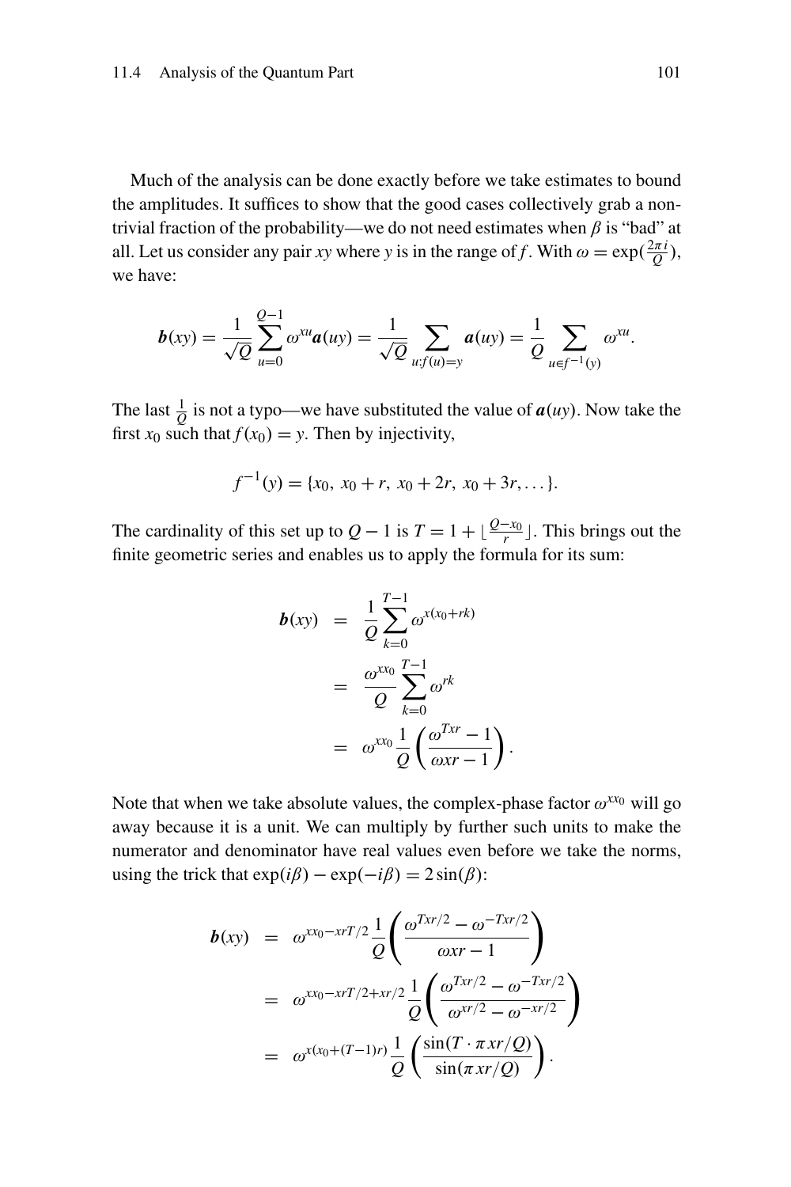Much of the analysis can be done exactly before we take estimates to bound the amplitudes. It suffices to show that the good cases collectively grab a non-trivial fraction of the probability—we do not need estimates when $\beta$ is "bad" at all. Let us consider any pair $xy$ where $y$ is in the range of $f$. With $\omega = \exp(\frac{2\pi i}{Q})$, we have:

$$\boldsymbol{b}(xy) = \frac{1}{\sqrt{Q}} \sum_{u=0}^{Q-1} \omega^{xu} \boldsymbol{a}(uy) = \frac{1}{\sqrt{Q}} \sum_{u:f(u)=y} \boldsymbol{a}(uy) = \frac{1}{Q} \sum_{u \in f^{-1}(y)} \omega^{xu}.$$

The last $\frac{1}{Q}$ is not a typo—we have substituted the value of $\boldsymbol{a}(uy)$. Now take the first $x_0$ such that $f(x_0) = y$. Then by injectivity,

$$f^{-1}(y) = \{x_0,\ x_0 + r,\ x_0 + 2r,\ x_0 + 3r, \ldots\}.$$

The cardinality of this set up to $Q - 1$ is $T = 1 + \lfloor \frac{Q - x_0}{r} \rfloor$. This brings out the finite geometric series and enables us to apply the formula for its sum:

$$\begin{aligned}
\boldsymbol{b}(xy) &= \frac{1}{Q} \sum_{k=0}^{T-1} \omega^{x(x_0 + rk)} \\
&= \frac{\omega^{xx_0}}{Q} \sum_{k=0}^{T-1} \omega^{rk} \\
&= \omega^{xx_0} \frac{1}{Q} \left( \frac{\omega^{Txr} - 1}{\omega xr - 1} \right).
\end{aligned}$$

Note that when we take absolute values, the complex-phase factor $\omega^{xx_0}$ will go away because it is a unit. We can multiply by further such units to make the numerator and denominator have real values even before we take the norms, using the trick that $\exp(i\beta) - \exp(-i\beta) = 2\sin(\beta)$:

$$\begin{aligned}
\boldsymbol{b}(xy) &= \omega^{xx_0 - xrT/2} \frac{1}{Q} \left( \frac{\omega^{Txr/2} - \omega^{-Txr/2}}{\omega xr - 1} \right) \\
&= \omega^{xx_0 - xrT/2 + xr/2} \frac{1}{Q} \left( \frac{\omega^{Txr/2} - \omega^{-Txr/2}}{\omega^{xr/2} - \omega^{-xr/2}} \right) \\
&= \omega^{x(x_0 + (T-1)r)} \frac{1}{Q} \left( \frac{\sin(T \cdot \pi xr/Q)}{\sin(\pi xr/Q)} \right).
\end{aligned}$$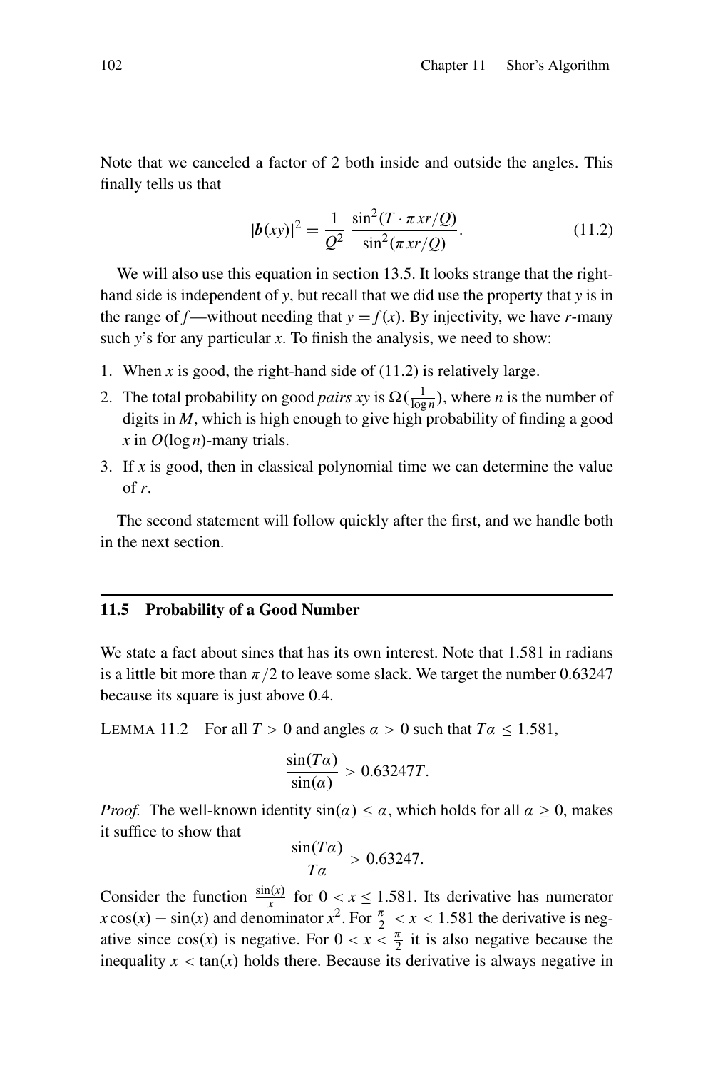Note that we canceled a factor of 2 both inside and outside the angles. This finally tells us that

$$|\boldsymbol{b}(xy)|^2 = \frac{1}{Q^2} \frac{\sin^2(T \cdot \pi xr/Q)}{\sin^2(\pi xr/Q)}. \tag{11.2}$$

We will also use this equation in section 13.5. It looks strange that the right-hand side is independent of $y$, but recall that we did use the property that $y$ is in the range of $f$—without needing that $y = f(x)$. By injectivity, we have $r$-many such $y$'s for any particular $x$. To finish the analysis, we need to show:

1. When $x$ is good, the right-hand side of (11.2) is relatively large.
2. The total probability on good *pairs* $xy$ is $\Omega(\frac{1}{\log n})$, where $n$ is the number of digits in $M$, which is high enough to give high probability of finding a good $x$ in $O(\log n)$-many trials.
3. If $x$ is good, then in classical polynomial time we can determine the value of $r$.

The second statement will follow quickly after the first, and we handle both in the next section.

## 11.5 Probability of a Good Number

We state a fact about sines that has its own interest. Note that 1.581 in radians is a little bit more than $\pi/2$ to leave some slack. We target the number 0.63247 because its square is just above 0.4.

LEMMA 11.2 For all $T > 0$ and angles $\alpha > 0$ such that $T\alpha \leq 1.581$,

$$\frac{\sin(T\alpha)}{\sin(\alpha)} > 0.63247T.$$

*Proof.* The well-known identity $\sin(\alpha) \leq \alpha$, which holds for all $\alpha \geq 0$, makes it suffice to show that

$$\frac{\sin(T\alpha)}{T\alpha} > 0.63247.$$

Consider the function $\frac{\sin(x)}{x}$ for $0 < x \leq 1.581$. Its derivative has numerator $x\cos(x) - \sin(x)$ and denominator $x^2$. For $\frac{\pi}{2} < x < 1.581$ the derivative is negative since $\cos(x)$ is negative. For $0 < x < \frac{\pi}{2}$ it is also negative because the inequality $x < \tan(x)$ holds there. Because its derivative is always negative in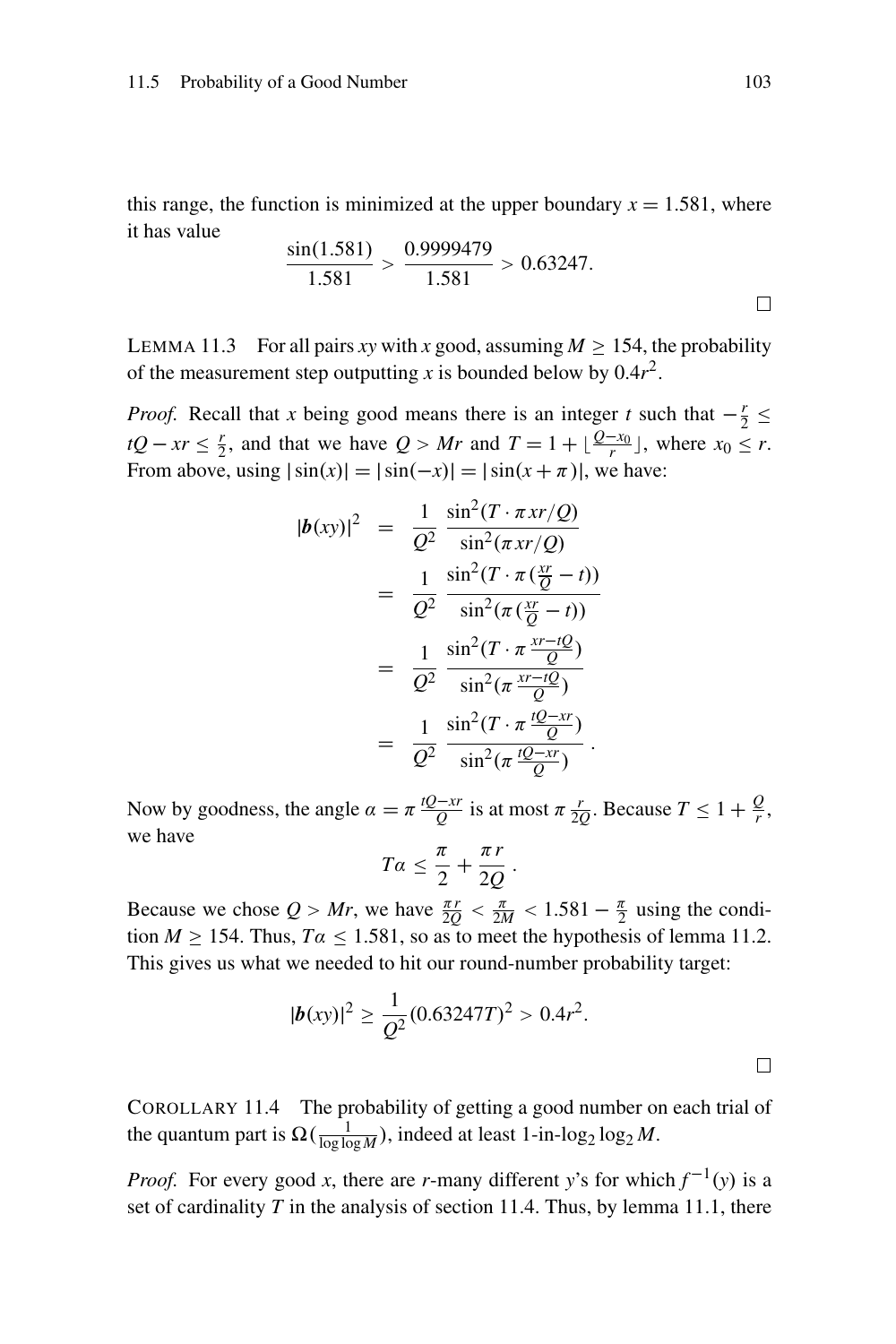this range, the function is minimized at the upper boundary $x = 1.581$, where it has value

$$\frac{\sin(1.581)}{1.581} > \frac{0.9999479}{1.581} > 0.63247.$$

$\square$

LEMMA 11.3 For all pairs $xy$ with $x$ good, assuming $M \geq 154$, the probability of the measurement step outputting $x$ is bounded below by $0.4r^2$.

*Proof.* Recall that $x$ being good means there is an integer $t$ such that $-\frac{r}{2} \leq tQ - xr \leq \frac{r}{2}$, and that we have $Q > Mr$ and $T = 1 + \lfloor \frac{Q - x_0}{r} \rfloor$, where $x_0 \leq r$. From above, using $|\sin(x)| = |\sin(-x)| = |\sin(x + \pi)|$, we have:

$$\begin{aligned}
|\boldsymbol{b}(xy)|^2 &= \frac{1}{Q^2} \frac{\sin^2(T \cdot \pi xr/Q)}{\sin^2(\pi xr/Q)} \\
&= \frac{1}{Q^2} \frac{\sin^2(T \cdot \pi(\frac{xr}{Q} - t))}{\sin^2(\pi(\frac{xr}{Q} - t))} \\
&= \frac{1}{Q^2} \frac{\sin^2(T \cdot \pi \frac{xr - tQ}{Q})}{\sin^2(\pi \frac{xr - tQ}{Q})} \\
&= \frac{1}{Q^2} \frac{\sin^2(T \cdot \pi \frac{tQ - xr}{Q})}{\sin^2(\pi \frac{tQ - xr}{Q})} .
\end{aligned}$$

Now by goodness, the angle $\alpha = \pi \frac{tQ - xr}{Q}$ is at most $\pi \frac{r}{2Q}$. Because $T \leq 1 + \frac{Q}{r}$, we have

$$T\alpha \leq \frac{\pi}{2} + \frac{\pi r}{2Q} .$$

Because we chose $Q > Mr$, we have $\frac{\pi r}{2Q} < \frac{\pi}{2M} < 1.581 - \frac{\pi}{2}$ using the condition $M \geq 154$. Thus, $T\alpha \leq 1.581$, so as to meet the hypothesis of lemma 11.2. This gives us what we needed to hit our round-number probability target:

$$|\boldsymbol{b}(xy)|^2 \geq \frac{1}{Q^2}(0.63247T)^2 > 0.4r^2.$$

$\square$

COROLLARY 11.4 The probability of getting a good number on each trial of the quantum part is $\Omega(\frac{1}{\log \log M})$, indeed at least 1-in-$\log_2 \log_2 M$.

*Proof.* For every good $x$, there are $r$-many different $y$'s for which $f^{-1}(y)$ is a set of cardinality $T$ in the analysis of section 11.4. Thus, by lemma 11.1, there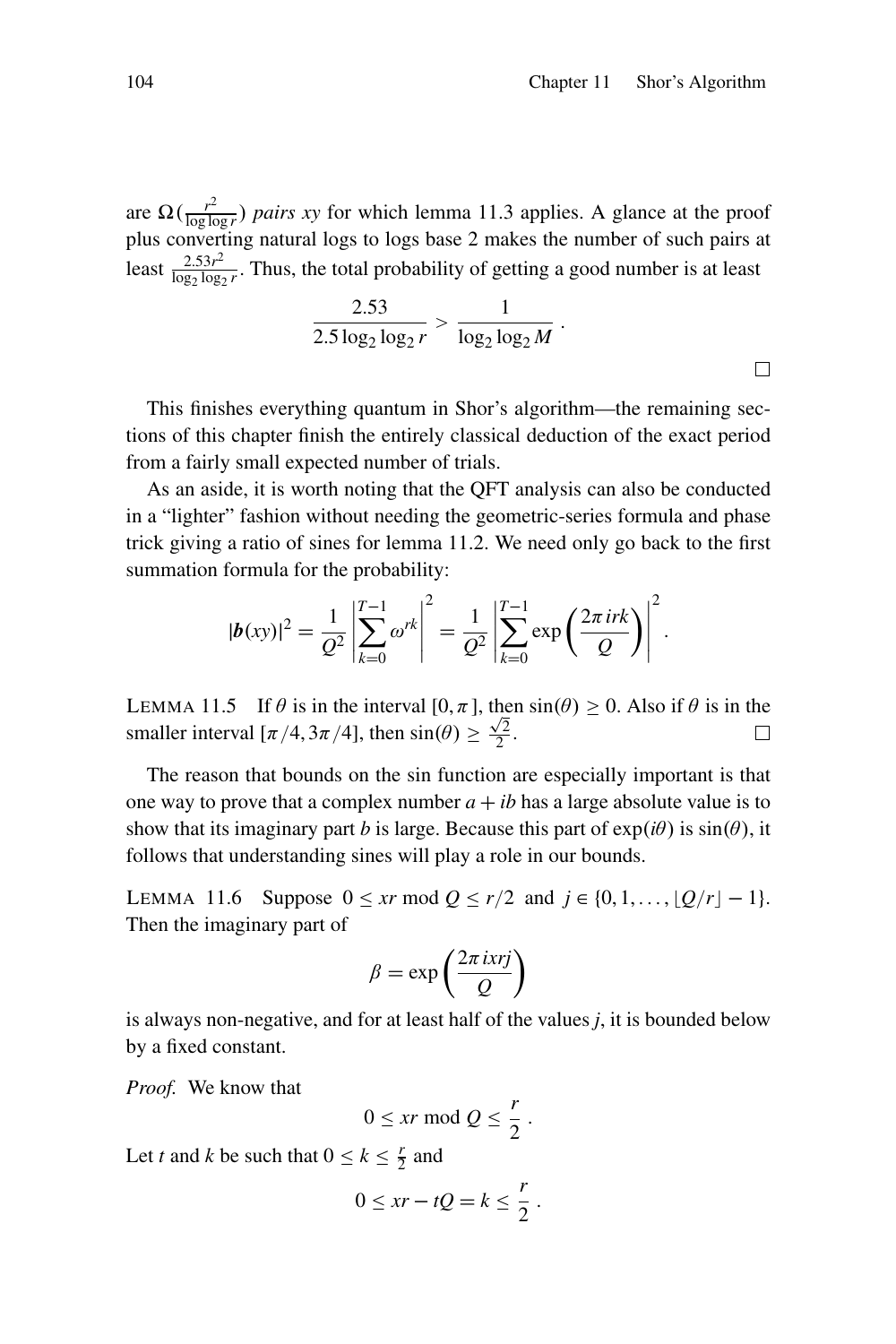are $\Omega(\frac{r^2}{\log \log r})$ *pairs xy* for which lemma 11.3 applies. A glance at the proof plus converting natural logs to logs base 2 makes the number of such pairs at least $\frac{2.53r^2}{\log_2 \log_2 r}$. Thus, the total probability of getting a good number is at least

$$\frac{2.53}{2.5 \log_2 \log_2 r} > \frac{1}{\log_2 \log_2 M} .$$

□

This finishes everything quantum in Shor's algorithm—the remaining sections of this chapter finish the entirely classical deduction of the exact period from a fairly small expected number of trials.

As an aside, it is worth noting that the QFT analysis can also be conducted in a "lighter" fashion without needing the geometric-series formula and phase trick giving a ratio of sines for lemma 11.2. We need only go back to the first summation formula for the probability:

$$|\boldsymbol{b}(xy)|^2 = \frac{1}{Q^2} \left| \sum_{k=0}^{T-1} \omega^{rk} \right|^2 = \frac{1}{Q^2} \left| \sum_{k=0}^{T-1} \exp\left( \frac{2\pi irk}{Q} \right) \right|^2 .$$

LEMMA 11.5 If $\theta$ is in the interval $[0, \pi]$, then $\sin(\theta) \geq 0$. Also if $\theta$ is in the smaller interval $[\pi/4, 3\pi/4]$, then $\sin(\theta) \geq \frac{\sqrt{2}}{2}$. □

The reason that bounds on the sin function are especially important is that one way to prove that a complex number $a + ib$ has a large absolute value is to show that its imaginary part $b$ is large. Because this part of $\exp(i\theta)$ is $\sin(\theta)$, it follows that understanding sines will play a role in our bounds.

LEMMA 11.6 Suppose $0 \leq xr \bmod Q \leq r/2$ and $j \in \{0, 1, \ldots, \lfloor Q/r \rfloor - 1\}$. Then the imaginary part of

$$\beta = \exp\left( \frac{2\pi ixrj}{Q} \right)$$

is always non-negative, and for at least half of the values $j$, it is bounded below by a fixed constant.

*Proof.* We know that

$$0 \leq xr \bmod Q \leq \frac{r}{2} .$$

Let $t$ and $k$ be such that $0 \leq k \leq \frac{r}{2}$ and

$$0 \leq xr - tQ = k \leq \frac{r}{2} .$$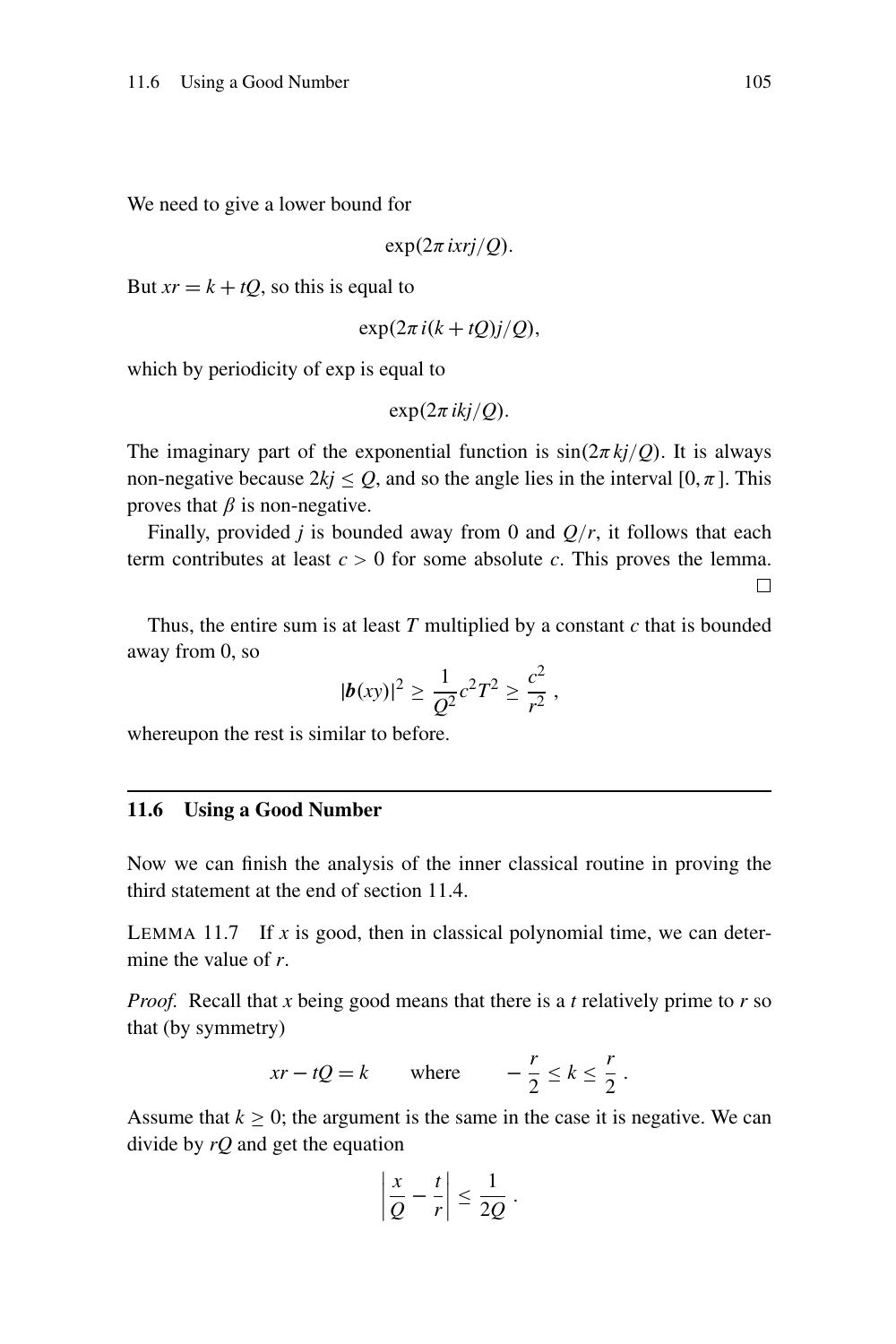We need to give a lower bound for

$$\exp(2\pi ixrj/Q).$$

But $xr = k + tQ$, so this is equal to

$$\exp(2\pi i(k+tQ)j/Q),$$

which by periodicity of exp is equal to

$$\exp(2\pi ikj/Q).$$

The imaginary part of the exponential function is $\sin(2\pi kj/Q)$. It is always non-negative because $2kj \le Q$, and so the angle lies in the interval $[0, \pi]$. This proves that $\beta$ is non-negative.

Finally, provided $j$ is bounded away from 0 and $Q/r$, it follows that each term contributes at least $c > 0$ for some absolute $c$. This proves the lemma. □

Thus, the entire sum is at least $T$ multiplied by a constant $c$ that is bounded away from 0, so

$$|\boldsymbol{b}(xy)|^2 \ge \frac{1}{Q^2}c^2T^2 \ge \frac{c^2}{r^2},$$

whereupon the rest is similar to before.

## 11.6 Using a Good Number

Now we can finish the analysis of the inner classical routine in proving the third statement at the end of section 11.4.

LEMMA 11.7 If $x$ is good, then in classical polynomial time, we can determine the value of $r$.

*Proof.* Recall that $x$ being good means that there is a $t$ relatively prime to $r$ so that (by symmetry)

$$xr - tQ = k \qquad \text{where} \qquad -\frac{r}{2} \le k \le \frac{r}{2}.$$

Assume that $k \ge 0$; the argument is the same in the case it is negative. We can divide by $rQ$ and get the equation

$$\left|\frac{x}{Q} - \frac{t}{r}\right| \le \frac{1}{2Q}.$$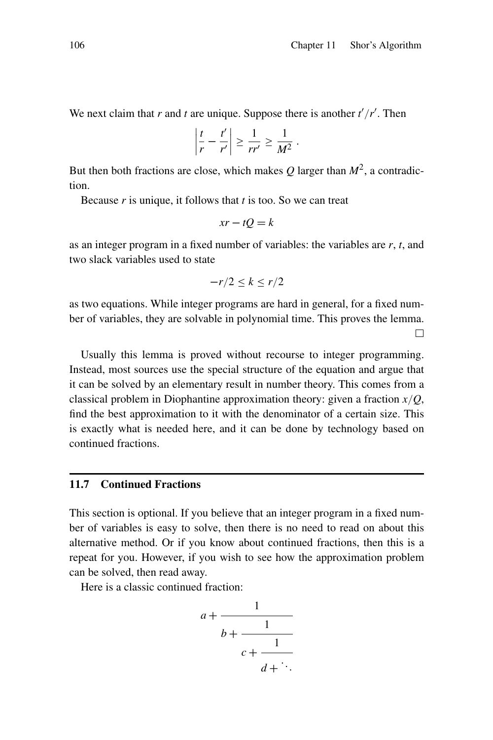We next claim that $r$ and $t$ are unique. Suppose there is another $t'/r'$. Then

$$\left| \frac{t}{r} - \frac{t'}{r'} \right| \geq \frac{1}{rr'} \geq \frac{1}{M^2} .$$

But then both fractions are close, which makes $Q$ larger than $M^2$, a contradiction.

Because $r$ is unique, it follows that $t$ is too. So we can treat

$$xr - tQ = k$$

as an integer program in a fixed number of variables: the variables are $r$, $t$, and two slack variables used to state

$$-r/2 \leq k \leq r/2$$

as two equations. While integer programs are hard in general, for a fixed number of variables, they are solvable in polynomial time. This proves the lemma. □

Usually this lemma is proved without recourse to integer programming. Instead, most sources use the special structure of the equation and argue that it can be solved by an elementary result in number theory. This comes from a classical problem in Diophantine approximation theory: given a fraction $x/Q$, find the best approximation to it with the denominator of a certain size. This is exactly what is needed here, and it can be done by technology based on continued fractions.

## 11.7 Continued Fractions

This section is optional. If you believe that an integer program in a fixed number of variables is easy to solve, then there is no need to read on about this alternative method. Or if you know about continued fractions, then this is a repeat for you. However, if you wish to see how the approximation problem can be solved, then read away.

Here is a classic continued fraction:

$$a + \cfrac{1}{b + \cfrac{1}{c + \cfrac{1}{d + \ddots}}}$$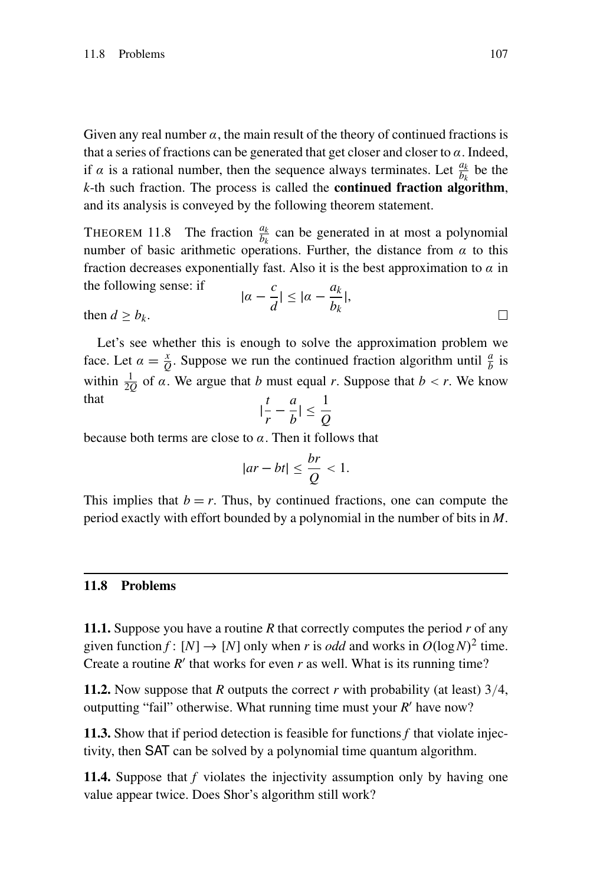Given any real number $\alpha$, the main result of the theory of continued fractions is that a series of fractions can be generated that get closer and closer to $\alpha$. Indeed, if $\alpha$ is a rational number, then the sequence always terminates. Let $\frac{a_k}{b_k}$ be the $k$-th such fraction. The process is called the **continued fraction algorithm**, and its analysis is conveyed by the following theorem statement.

THEOREM 11.8 The fraction $\frac{a_k}{b_k}$ can be generated in at most a polynomial number of basic arithmetic operations. Further, the distance from $\alpha$ to this fraction decreases exponentially fast. Also it is the best approximation to $\alpha$ in the following sense: if

$$|\alpha - \frac{c}{d}| \leq |\alpha - \frac{a_k}{b_k}|,$$

then $d \geq b_k$. □

Let's see whether this is enough to solve the approximation problem we face. Let $\alpha = \frac{x}{Q}$. Suppose we run the continued fraction algorithm until $\frac{a}{b}$ is within $\frac{1}{2Q}$ of $\alpha$. We argue that $b$ must equal $r$. Suppose that $b < r$. We know that

$$|\frac{t}{r} - \frac{a}{b}| \leq \frac{1}{Q}$$

because both terms are close to $\alpha$. Then it follows that

$$|ar - bt| \leq \frac{br}{Q} < 1.$$

This implies that $b = r$. Thus, by continued fractions, one can compute the period exactly with effort bounded by a polynomial in the number of bits in $M$.

## 11.8 Problems

**11.1.** Suppose you have a routine $R$ that correctly computes the period $r$ of any given function $f\colon [N] \to [N]$ only when $r$ is *odd* and works in $O(\log N)^2$ time. Create a routine $R'$ that works for even $r$ as well. What is its running time?

**11.2.** Now suppose that $R$ outputs the correct $r$ with probability (at least) $3/4$, outputting "fail" otherwise. What running time must your $R'$ have now?

**11.3.** Show that if period detection is feasible for functions $f$ that violate injectivity, then SAT can be solved by a polynomial time quantum algorithm.

**11.4.** Suppose that $f$ violates the injectivity assumption only by having one value appear twice. Does Shor's algorithm still work?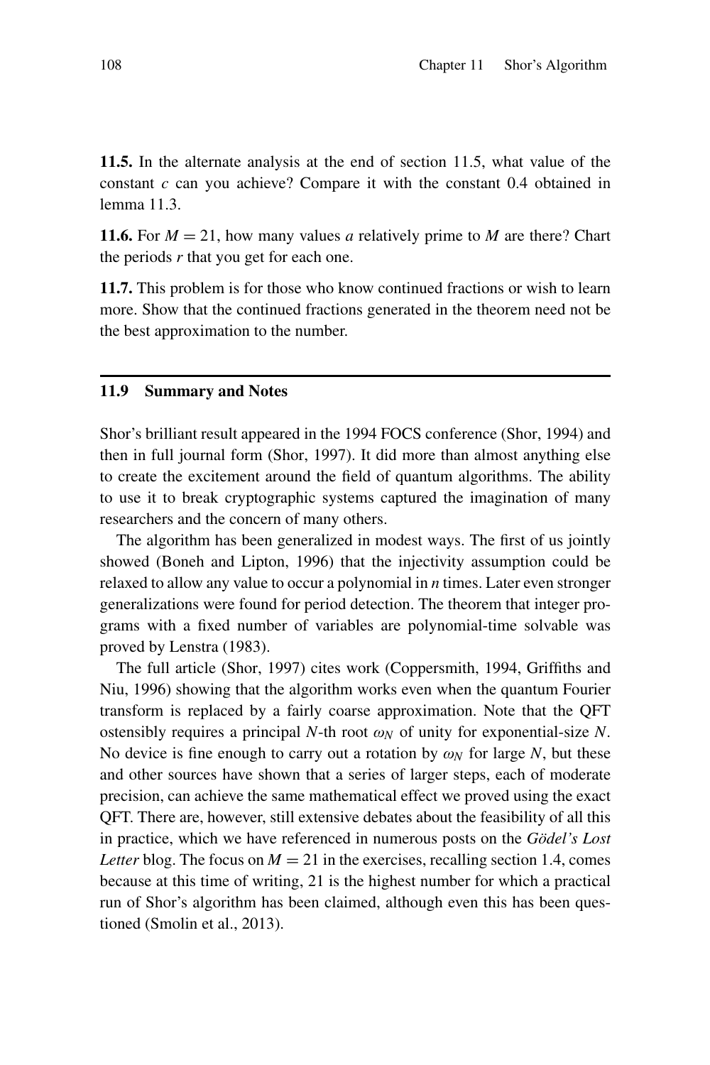**11.5.** In the alternate analysis at the end of section 11.5, what value of the constant $c$ can you achieve? Compare it with the constant 0.4 obtained in lemma 11.3.

**11.6.** For $M = 21$, how many values $a$ relatively prime to $M$ are there? Chart the periods $r$ that you get for each one.

**11.7.** This problem is for those who know continued fractions or wish to learn more. Show that the continued fractions generated in the theorem need not be the best approximation to the number.

## 11.9 Summary and Notes

Shor's brilliant result appeared in the 1994 FOCS conference (Shor, 1994) and then in full journal form (Shor, 1997). It did more than almost anything else to create the excitement around the field of quantum algorithms. The ability to use it to break cryptographic systems captured the imagination of many researchers and the concern of many others.

The algorithm has been generalized in modest ways. The first of us jointly showed (Boneh and Lipton, 1996) that the injectivity assumption could be relaxed to allow any value to occur a polynomial in $n$ times. Later even stronger generalizations were found for period detection. The theorem that integer programs with a fixed number of variables are polynomial-time solvable was proved by Lenstra (1983).

The full article (Shor, 1997) cites work (Coppersmith, 1994, Griffiths and Niu, 1996) showing that the algorithm works even when the quantum Fourier transform is replaced by a fairly coarse approximation. Note that the QFT ostensibly requires a principal $N$-th root $\omega_N$ of unity for exponential-size $N$. No device is fine enough to carry out a rotation by $\omega_N$ for large $N$, but these and other sources have shown that a series of larger steps, each of moderate precision, can achieve the same mathematical effect we proved using the exact QFT. There are, however, still extensive debates about the feasibility of all this in practice, which we have referenced in numerous posts on the *Gödel's Lost Letter* blog. The focus on $M = 21$ in the exercises, recalling section 1.4, comes because at this time of writing, 21 is the highest number for which a practical run of Shor's algorithm has been claimed, although even this has been questioned (Smolin et al., 2013).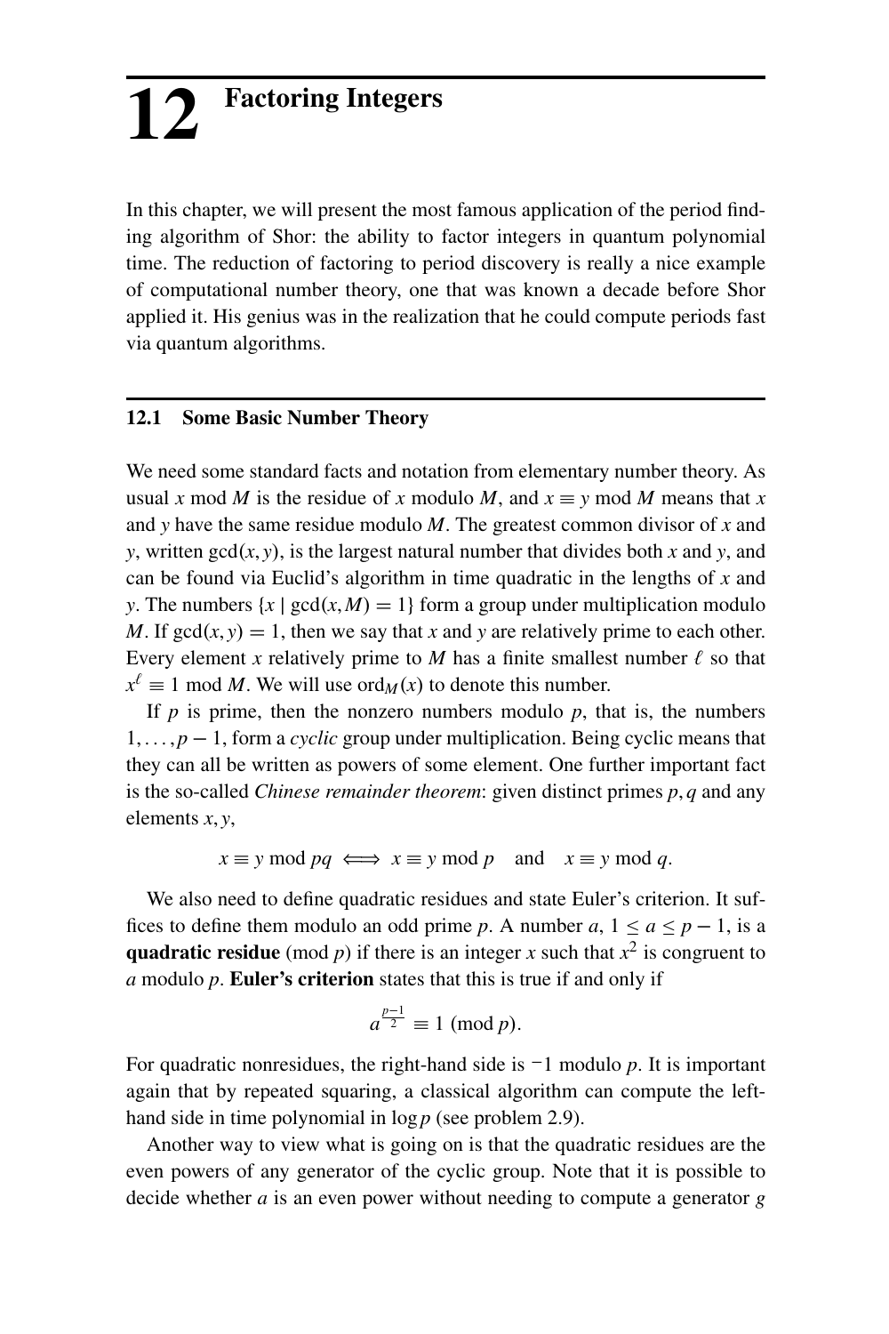# 12 Factoring Integers

In this chapter, we will present the most famous application of the period finding algorithm of Shor: the ability to factor integers in quantum polynomial time. The reduction of factoring to period discovery is really a nice example of computational number theory, one that was known a decade before Shor applied it. His genius was in the realization that he could compute periods fast via quantum algorithms.

## 12.1 Some Basic Number Theory

We need some standard facts and notation from elementary number theory. As usual $x \bmod M$ is the residue of $x$ modulo $M$, and $x \equiv y \bmod M$ means that $x$ and $y$ have the same residue modulo $M$. The greatest common divisor of $x$ and $y$, written $\gcd(x, y)$, is the largest natural number that divides both $x$ and $y$, and can be found via Euclid's algorithm in time quadratic in the lengths of $x$ and $y$. The numbers $\{x \mid \gcd(x, M) = 1\}$ form a group under multiplication modulo $M$. If $\gcd(x, y) = 1$, then we say that $x$ and $y$ are relatively prime to each other. Every element $x$ relatively prime to $M$ has a finite smallest number $\ell$ so that $x^{\ell} \equiv 1 \bmod M$. We will use $\mathrm{ord}_M(x)$ to denote this number.

If $p$ is prime, then the nonzero numbers modulo $p$, that is, the numbers $1, \ldots, p-1$, form a *cyclic* group under multiplication. Being cyclic means that they can all be written as powers of some element. One further important fact is the so-called *Chinese remainder theorem*: given distinct primes $p, q$ and any elements $x, y$,

$$x \equiv y \bmod pq \iff x \equiv y \bmod p \quad \text{and} \quad x \equiv y \bmod q.$$

We also need to define quadratic residues and state Euler's criterion. It suffices to define them modulo an odd prime $p$. A number $a$, $1 \leq a \leq p-1$, is a **quadratic residue** (mod $p$) if there is an integer $x$ such that $x^2$ is congruent to $a$ modulo $p$. **Euler's criterion** states that this is true if and only if

$$a^{\frac{p-1}{2}} \equiv 1 \ (\mathrm{mod}\ p).$$

For quadratic nonresidues, the right-hand side is $-1$ modulo $p$. It is important again that by repeated squaring, a classical algorithm can compute the left-hand side in time polynomial in $\log p$ (see problem 2.9).

Another way to view what is going on is that the quadratic residues are the even powers of any generator of the cyclic group. Note that it is possible to decide whether $a$ is an even power without needing to compute a generator $g$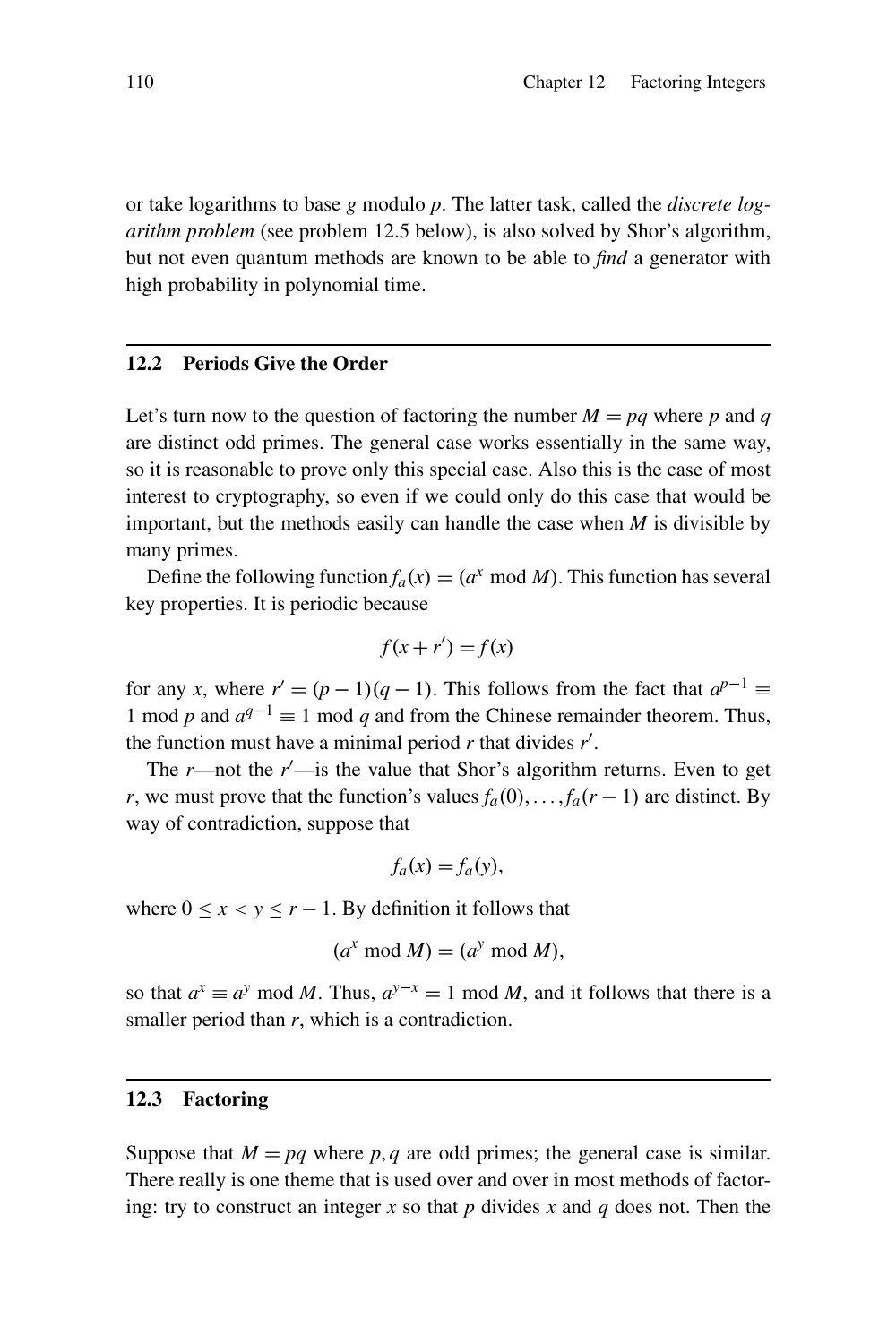or take logarithms to base $g$ modulo $p$. The latter task, called the *discrete logarithm problem* (see problem 12.5 below), is also solved by Shor's algorithm, but not even quantum methods are known to be able to *find* a generator with high probability in polynomial time.

## 12.2 Periods Give the Order

Let's turn now to the question of factoring the number $M = pq$ where $p$ and $q$ are distinct odd primes. The general case works essentially in the same way, so it is reasonable to prove only this special case. Also this is the case of most interest to cryptography, so even if we could only do this case that would be important, but the methods easily can handle the case when $M$ is divisible by many primes.

Define the following function $f_a(x) = (a^x \bmod M)$. This function has several key properties. It is periodic because

$$f(x + r') = f(x)$$

for any $x$, where $r' = (p-1)(q-1)$. This follows from the fact that $a^{p-1} \equiv 1 \bmod p$ and $a^{q-1} \equiv 1 \bmod q$ and from the Chinese remainder theorem. Thus, the function must have a minimal period $r$ that divides $r'$.

The $r$—not the $r'$—is the value that Shor's algorithm returns. Even to get $r$, we must prove that the function's values $f_a(0), \ldots, f_a(r-1)$ are distinct. By way of contradiction, suppose that

$$f_a(x) = f_a(y),$$

where $0 \leq x < y \leq r-1$. By definition it follows that

$$(a^x \bmod M) = (a^y \bmod M),$$

so that $a^x \equiv a^y \bmod M$. Thus, $a^{y-x} = 1 \bmod M$, and it follows that there is a smaller period than $r$, which is a contradiction.

## 12.3 Factoring

Suppose that $M = pq$ where $p, q$ are odd primes; the general case is similar. There really is one theme that is used over and over in most methods of factoring: try to construct an integer $x$ so that $p$ divides $x$ and $q$ does not. Then the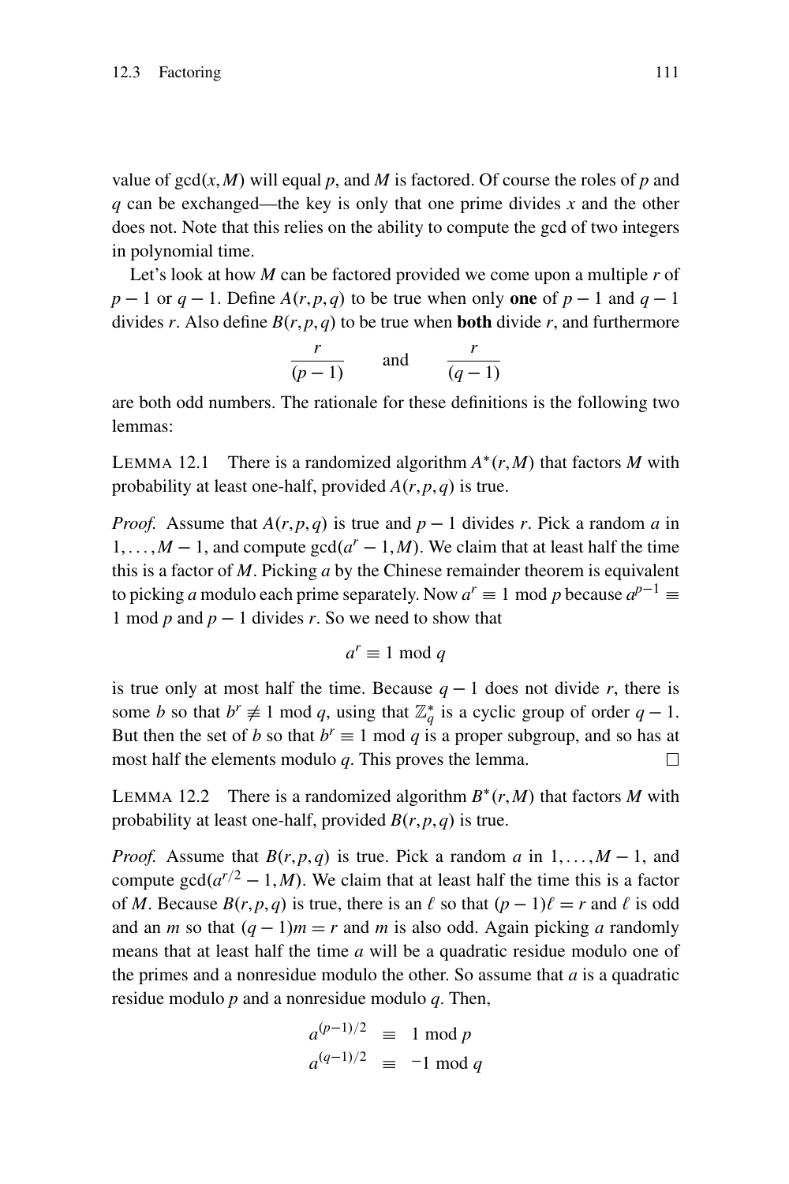value of $\gcd(x, M)$ will equal $p$, and $M$ is factored. Of course the roles of $p$ and $q$ can be exchanged—the key is only that one prime divides $x$ and the other does not. Note that this relies on the ability to compute the gcd of two integers in polynomial time.

Let's look at how $M$ can be factored provided we come upon a multiple $r$ of $p-1$ or $q-1$. Define $A(r, p, q)$ to be true when only **one** of $p-1$ and $q-1$ divides $r$. Also define $B(r, p, q)$ to be true when **both** divide $r$, and furthermore

$$\frac{r}{(p-1)} \quad \text{and} \quad \frac{r}{(q-1)}$$

are both odd numbers. The rationale for these definitions is the following two lemmas:

LEMMA 12.1 There is a randomized algorithm $A^*(r, M)$ that factors $M$ with probability at least one-half, provided $A(r, p, q)$ is true.

*Proof.* Assume that $A(r, p, q)$ is true and $p-1$ divides $r$. Pick a random $a$ in $1, \ldots, M-1$, and compute $\gcd(a^r - 1, M)$. We claim that at least half the time this is a factor of $M$. Picking $a$ by the Chinese remainder theorem is equivalent to picking $a$ modulo each prime separately. Now $a^r \equiv 1 \bmod p$ because $a^{p-1} \equiv 1 \bmod p$ and $p-1$ divides $r$. So we need to show that

$$a^r \equiv 1 \bmod q$$

is true only at most half the time. Because $q-1$ does not divide $r$, there is some $b$ so that $b^r \not\equiv 1 \bmod q$, using that $\mathbb{Z}_q^*$ is a cyclic group of order $q-1$. But then the set of $b$ so that $b^r \equiv 1 \bmod q$ is a proper subgroup, and so has at most half the elements modulo $q$. This proves the lemma. □

LEMMA 12.2 There is a randomized algorithm $B^*(r, M)$ that factors $M$ with probability at least one-half, provided $B(r, p, q)$ is true.

*Proof.* Assume that $B(r, p, q)$ is true. Pick a random $a$ in $1, \ldots, M-1$, and compute $\gcd(a^{r/2} - 1, M)$. We claim that at least half the time this is a factor of $M$. Because $B(r, p, q)$ is true, there is an $\ell$ so that $(p-1)\ell = r$ and $\ell$ is odd and an $m$ so that $(q-1)m = r$ and $m$ is also odd. Again picking $a$ randomly means that at least half the time $a$ will be a quadratic residue modulo one of the primes and a nonresidue modulo the other. So assume that $a$ is a quadratic residue modulo $p$ and a nonresidue modulo $q$. Then,

$$\begin{aligned} a^{(p-1)/2} &\equiv 1 \bmod p \\ a^{(q-1)/2} &\equiv -1 \bmod q \end{aligned}$$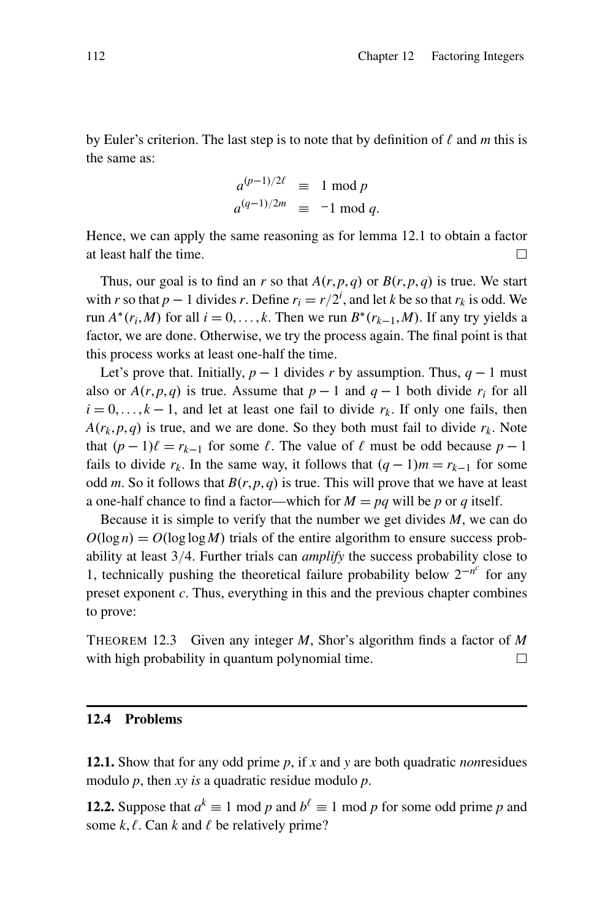by Euler's criterion. The last step is to note that by definition of $\ell$ and $m$ this is the same as:

$$\begin{aligned} a^{(p-1)/2\ell} &\equiv 1 \bmod p \\ a^{(q-1)/2m} &\equiv -1 \bmod q. \end{aligned}$$

Hence, we can apply the same reasoning as for lemma 12.1 to obtain a factor at least half the time. $\square$

Thus, our goal is to find an $r$ so that $A(r,p,q)$ or $B(r,p,q)$ is true. We start with $r$ so that $p-1$ divides $r$. Define $r_i = r/2^i$, and let $k$ be so that $r_k$ is odd. We run $A^*(r_i, M)$ for all $i = 0, \ldots, k$. Then we run $B^*(r_{k-1}, M)$. If any try yields a factor, we are done. Otherwise, we try the process again. The final point is that this process works at least one-half the time.

Let's prove that. Initially, $p-1$ divides $r$ by assumption. Thus, $q-1$ must also or $A(r,p,q)$ is true. Assume that $p-1$ and $q-1$ both divide $r_i$ for all $i = 0, \ldots, k-1$, and let at least one fail to divide $r_k$. If only one fails, then $A(r_k, p, q)$ is true, and we are done. So they both must fail to divide $r_k$. Note that $(p-1)\ell = r_{k-1}$ for some $\ell$. The value of $\ell$ must be odd because $p-1$ fails to divide $r_k$. In the same way, it follows that $(q-1)m = r_{k-1}$ for some odd $m$. So it follows that $B(r,p,q)$ is true. This will prove that we have at least a one-half chance to find a factor—which for $M = pq$ will be $p$ or $q$ itself.

Because it is simple to verify that the number we get divides $M$, we can do $O(\log n) = O(\log \log M)$ trials of the entire algorithm to ensure success probability at least $3/4$. Further trials can *amplify* the success probability close to 1, technically pushing the theoretical failure probability below $2^{-n^c}$ for any preset exponent $c$. Thus, everything in this and the previous chapter combines to prove:

THEOREM 12.3 Given any integer $M$, Shor's algorithm finds a factor of $M$ with high probability in quantum polynomial time. $\square$

## 12.4 Problems

**12.1.** Show that for any odd prime $p$, if $x$ and $y$ are both quadratic *non*residues modulo $p$, then $xy$ *is* a quadratic residue modulo $p$.

**12.2.** Suppose that $a^k \equiv 1 \bmod p$ and $b^\ell \equiv 1 \bmod p$ for some odd prime $p$ and some $k, \ell$. Can $k$ and $\ell$ be relatively prime?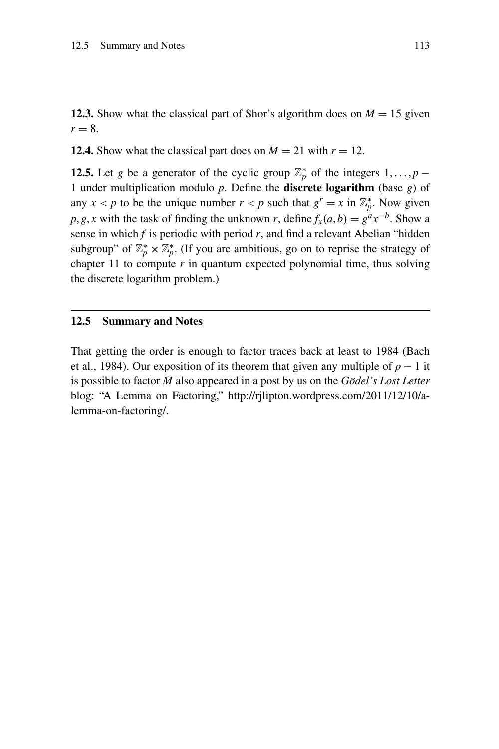**12.3.** Show what the classical part of Shor's algorithm does on $M = 15$ given $r = 8$.

**12.4.** Show what the classical part does on $M = 21$ with $r = 12$.

**12.5.** Let $g$ be a generator of the cyclic group $\mathbb{Z}_p^*$ of the integers $1, \ldots, p-1$ under multiplication modulo $p$. Define the **discrete logarithm** (base $g$) of any $x < p$ to be the unique number $r < p$ such that $g^r = x$ in $\mathbb{Z}_p^*$. Now given $p, g, x$ with the task of finding the unknown $r$, define $f_x(a, b) = g^a x^{-b}$. Show a sense in which $f$ is periodic with period $r$, and find a relevant Abelian "hidden subgroup" of $\mathbb{Z}_p^* \times \mathbb{Z}_p^*$. (If you are ambitious, go on to reprise the strategy of chapter 11 to compute $r$ in quantum expected polynomial time, thus solving the discrete logarithm problem.)

## 12.5 Summary and Notes

That getting the order is enough to factor traces back at least to 1984 (Bach et al., 1984). Our exposition of its theorem that given any multiple of $p - 1$ it is possible to factor $M$ also appeared in a post by us on the *Gödel's Lost Letter* blog: "A Lemma on Factoring," http://rjlipton.wordpress.com/2011/12/10/a-lemma-on-factoring/.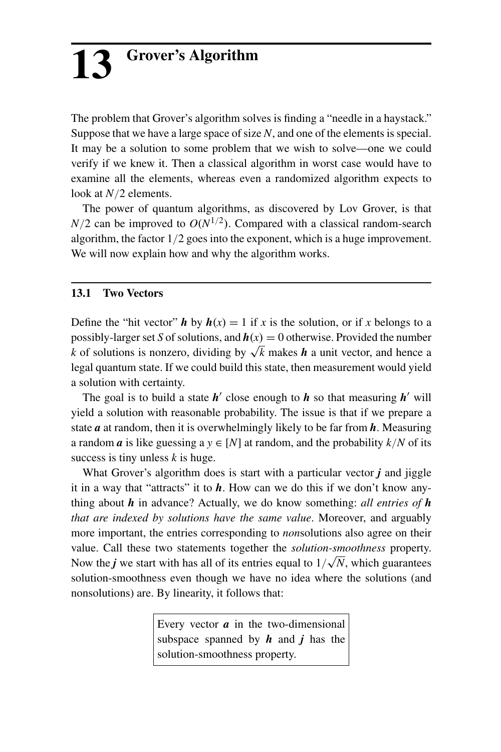# 13 Grover's Algorithm

The problem that Grover's algorithm solves is finding a "needle in a haystack." Suppose that we have a large space of size $N$, and one of the elements is special. It may be a solution to some problem that we wish to solve—one we could verify if we knew it. Then a classical algorithm in worst case would have to examine all the elements, whereas even a randomized algorithm expects to look at $N/2$ elements.

The power of quantum algorithms, as discovered by Lov Grover, is that $N/2$ can be improved to $O(N^{1/2})$. Compared with a classical random-search algorithm, the factor $1/2$ goes into the exponent, which is a huge improvement. We will now explain how and why the algorithm works.

## 13.1 Two Vectors

Define the "hit vector" $\boldsymbol{h}$ by $\boldsymbol{h}(x) = 1$ if $x$ is the solution, or if $x$ belongs to a possibly-larger set $S$ of solutions, and $\boldsymbol{h}(x) = 0$ otherwise. Provided the number $k$ of solutions is nonzero, dividing by $\sqrt{k}$ makes $\boldsymbol{h}$ a unit vector, and hence a legal quantum state. If we could build this state, then measurement would yield a solution with certainty.

The goal is to build a state $\boldsymbol{h}'$ close enough to $\boldsymbol{h}$ so that measuring $\boldsymbol{h}'$ will yield a solution with reasonable probability. The issue is that if we prepare a state $\boldsymbol{a}$ at random, then it is overwhelmingly likely to be far from $\boldsymbol{h}$. Measuring a random $\boldsymbol{a}$ is like guessing a $y \in [N]$ at random, and the probability $k/N$ of its success is tiny unless $k$ is huge.

What Grover's algorithm does is start with a particular vector $\boldsymbol{j}$ and jiggle it in a way that "attracts" it to $\boldsymbol{h}$. How can we do this if we don't know anything about $\boldsymbol{h}$ in advance? Actually, we do know something: *all entries of* $\boldsymbol{h}$ *that are indexed by solutions have the same value*. Moreover, and arguably more important, the entries corresponding to *non*solutions also agree on their value. Call these two statements together the *solution-smoothness* property. Now the $\boldsymbol{j}$ we start with has all of its entries equal to $1/\sqrt{N}$, which guarantees solution-smoothness even though we have no idea where the solutions (and nonsolutions) are. By linearity, it follows that:

> Every vector $\boldsymbol{a}$ in the two-dimensional subspace spanned by $\boldsymbol{h}$ and $\boldsymbol{j}$ has the solution-smoothness property.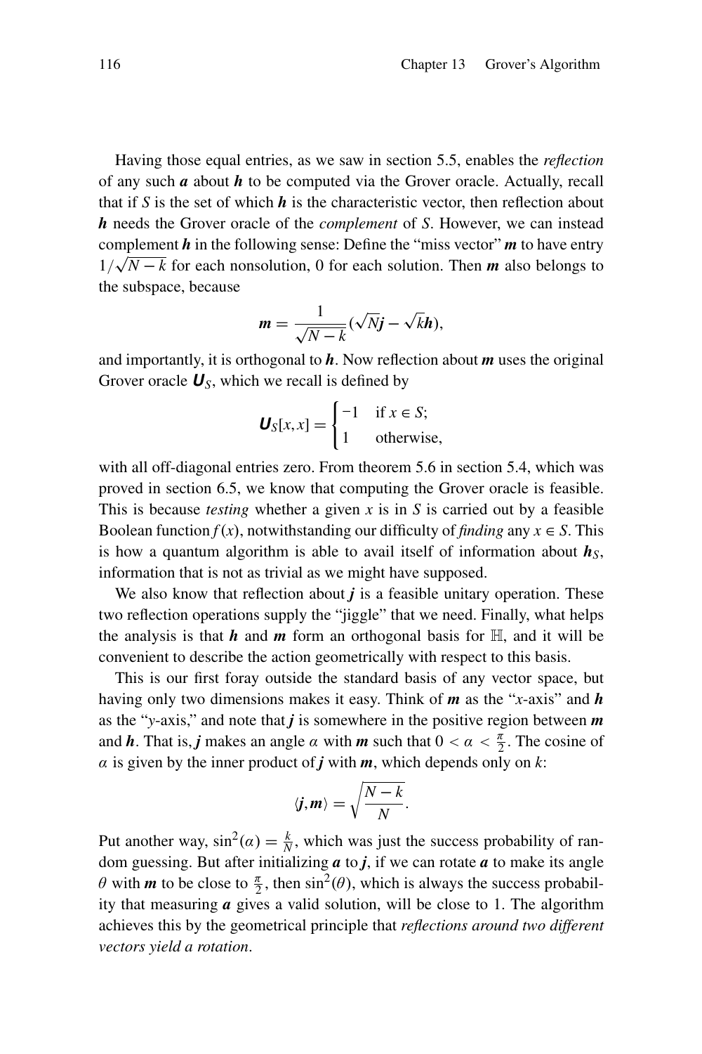Having those equal entries, as we saw in section 5.5, enables the *reflection* of any such $\boldsymbol{a}$ about $\boldsymbol{h}$ to be computed via the Grover oracle. Actually, recall that if $S$ is the set of which $\boldsymbol{h}$ is the characteristic vector, then reflection about $\boldsymbol{h}$ needs the Grover oracle of the *complement* of $S$. However, we can instead complement $\boldsymbol{h}$ in the following sense: Define the "miss vector" $\boldsymbol{m}$ to have entry $1/\sqrt{N-k}$ for each nonsolution, 0 for each solution. Then $\boldsymbol{m}$ also belongs to the subspace, because

$$\boldsymbol{m} = \frac{1}{\sqrt{N-k}}(\sqrt{N}\boldsymbol{j} - \sqrt{k}\boldsymbol{h}),$$

and importantly, it is orthogonal to $\boldsymbol{h}$. Now reflection about $\boldsymbol{m}$ uses the original Grover oracle $\boldsymbol{U}_S$, which we recall is defined by

$$\boldsymbol{U}_S[x,x] = \begin{cases} -1 & \text{if } x \in S; \\ 1 & \text{otherwise,} \end{cases}$$

with all off-diagonal entries zero. From theorem 5.6 in section 5.4, which was proved in section 6.5, we know that computing the Grover oracle is feasible. This is because *testing* whether a given $x$ is in $S$ is carried out by a feasible Boolean function $f(x)$, notwithstanding our difficulty of *finding* any $x \in S$. This is how a quantum algorithm is able to avail itself of information about $\boldsymbol{h}_S$, information that is not as trivial as we might have supposed.

We also know that reflection about $\boldsymbol{j}$ is a feasible unitary operation. These two reflection operations supply the "jiggle" that we need. Finally, what helps the analysis is that $\boldsymbol{h}$ and $\boldsymbol{m}$ form an orthogonal basis for $\mathbb{H}$, and it will be convenient to describe the action geometrically with respect to this basis.

This is our first foray outside the standard basis of any vector space, but having only two dimensions makes it easy. Think of $\boldsymbol{m}$ as the "$x$-axis" and $\boldsymbol{h}$ as the "$y$-axis," and note that $\boldsymbol{j}$ is somewhere in the positive region between $\boldsymbol{m}$ and $\boldsymbol{h}$. That is, $\boldsymbol{j}$ makes an angle $\alpha$ with $\boldsymbol{m}$ such that $0 < \alpha < \frac{\pi}{2}$. The cosine of $\alpha$ is given by the inner product of $\boldsymbol{j}$ with $\boldsymbol{m}$, which depends only on $k$:

$$\langle \boldsymbol{j}, \boldsymbol{m} \rangle = \sqrt{\frac{N-k}{N}}.$$

Put another way, $\sin^2(\alpha) = \frac{k}{N}$, which was just the success probability of random guessing. But after initializing $\boldsymbol{a}$ to $\boldsymbol{j}$, if we can rotate $\boldsymbol{a}$ to make its angle $\theta$ with $\boldsymbol{m}$ to be close to $\frac{\pi}{2}$, then $\sin^2(\theta)$, which is always the success probability that measuring $\boldsymbol{a}$ gives a valid solution, will be close to 1. The algorithm achieves this by the geometrical principle that *reflections around two different vectors yield a rotation*.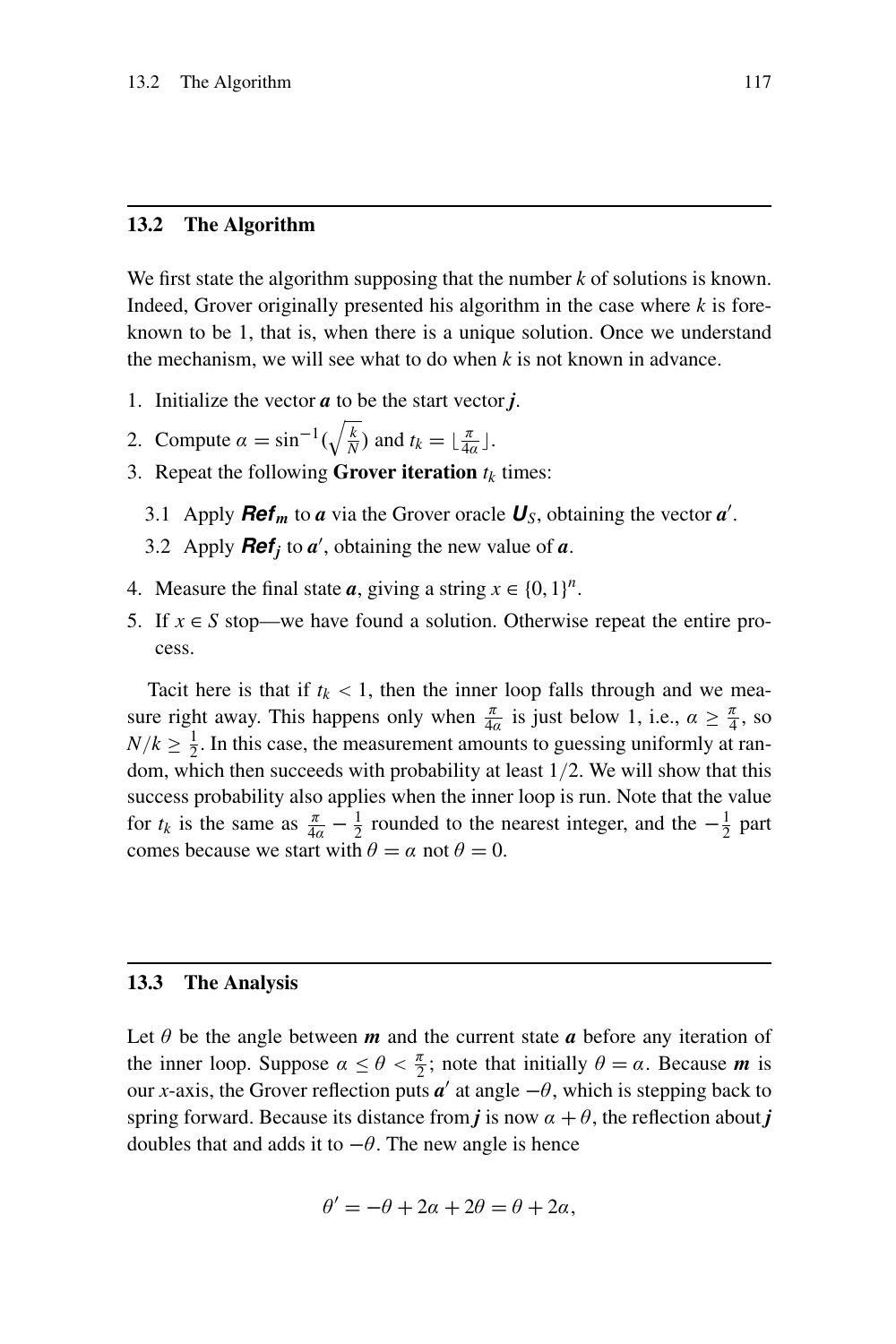## 13.2 The Algorithm

We first state the algorithm supposing that the number $k$ of solutions is known. Indeed, Grover originally presented his algorithm in the case where $k$ is foreknown to be 1, that is, when there is a unique solution. Once we understand the mechanism, we will see what to do when $k$ is not known in advance.

1. Initialize the vector $\boldsymbol{a}$ to be the start vector $\boldsymbol{j}$.
2. Compute $\alpha = \sin^{-1}(\sqrt{\frac{k}{N}})$ and $t_k = \lfloor \frac{\pi}{4\alpha} \rfloor$.
3. Repeat the following **Grover iteration** $t_k$ times:
   3.1 Apply $\boldsymbol{Ref_m}$ to $\boldsymbol{a}$ via the Grover oracle $\boldsymbol{U}_S$, obtaining the vector $\boldsymbol{a}'$.
   3.2 Apply $\boldsymbol{Ref_j}$ to $\boldsymbol{a}'$, obtaining the new value of $\boldsymbol{a}$.
4. Measure the final state $\boldsymbol{a}$, giving a string $x \in \{0,1\}^n$.
5. If $x \in S$ stop—we have found a solution. Otherwise repeat the entire process.

Tacit here is that if $t_k < 1$, then the inner loop falls through and we measure right away. This happens only when $\frac{\pi}{4\alpha}$ is just below 1, i.e., $\alpha \geq \frac{\pi}{4}$, so $N/k \geq \frac{1}{2}$. In this case, the measurement amounts to guessing uniformly at random, which then succeeds with probability at least $1/2$. We will show that this success probability also applies when the inner loop is run. Note that the value for $t_k$ is the same as $\frac{\pi}{4\alpha} - \frac{1}{2}$ rounded to the nearest integer, and the $-\frac{1}{2}$ part comes because we start with $\theta = \alpha$ not $\theta = 0$.

## 13.3 The Analysis

Let $\theta$ be the angle between $\boldsymbol{m}$ and the current state $\boldsymbol{a}$ before any iteration of the inner loop. Suppose $\alpha \leq \theta < \frac{\pi}{2}$; note that initially $\theta = \alpha$. Because $\boldsymbol{m}$ is our $x$-axis, the Grover reflection puts $\boldsymbol{a}'$ at angle $-\theta$, which is stepping back to spring forward. Because its distance from $\boldsymbol{j}$ is now $\alpha + \theta$, the reflection about $\boldsymbol{j}$ doubles that and adds it to $-\theta$. The new angle is hence

$$\theta' = -\theta + 2\alpha + 2\theta = \theta + 2\alpha,$$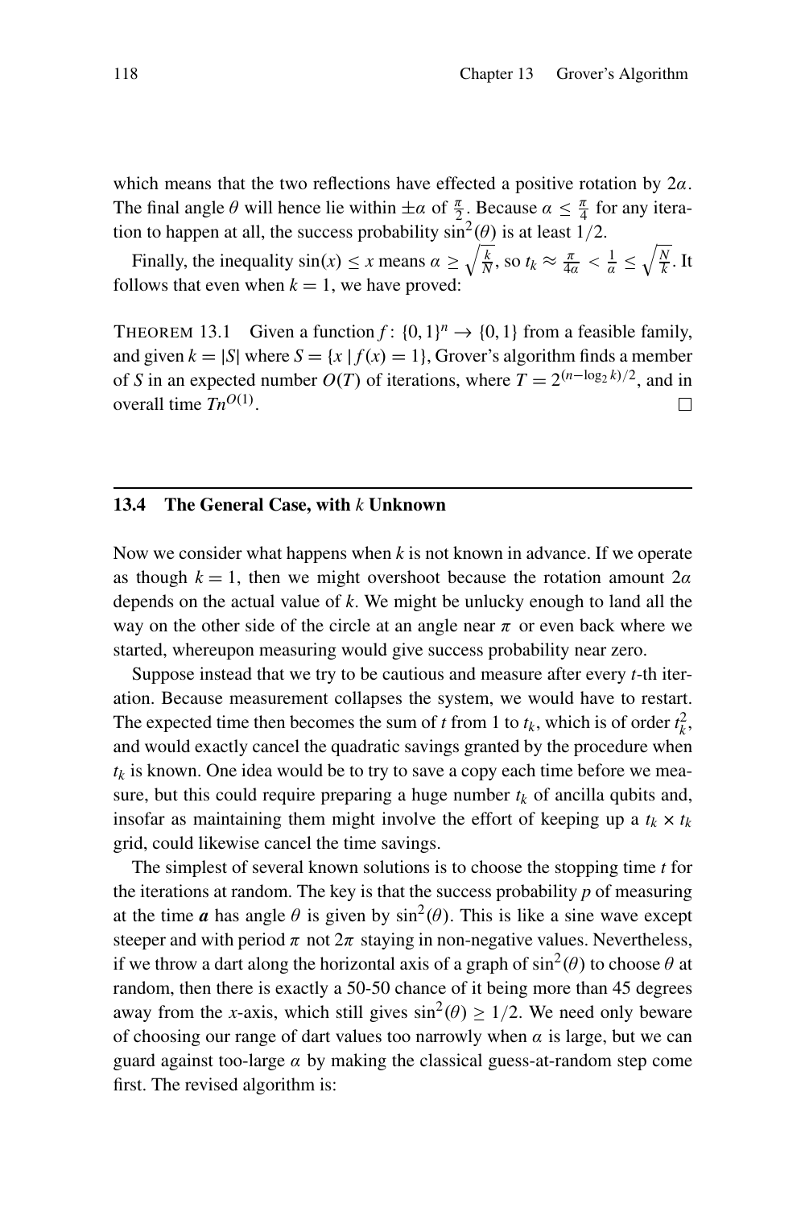which means that the two reflections have effected a positive rotation by $2\alpha$. The final angle $\theta$ will hence lie within $\pm\alpha$ of $\frac{\pi}{2}$. Because $\alpha \leq \frac{\pi}{4}$ for any iteration to happen at all, the success probability $\sin^2(\theta)$ is at least $1/2$.

Finally, the inequality $\sin(x) \leq x$ means $\alpha \geq \sqrt{\frac{k}{N}}$, so $t_k \approx \frac{\pi}{4\alpha} < \frac{1}{\alpha} \leq \sqrt{\frac{N}{k}}$. It follows that even when $k = 1$, we have proved:

THEOREM 13.1 Given a function $f\colon \{0,1\}^n \to \{0,1\}$ from a feasible family, and given $k = |S|$ where $S = \{x \mid f(x) = 1\}$, Grover's algorithm finds a member of $S$ in an expected number $O(T)$ of iterations, where $T = 2^{(n-\log_2 k)/2}$, and in overall time $Tn^{O(1)}$. □

## 13.4 The General Case, with $k$ Unknown

Now we consider what happens when $k$ is not known in advance. If we operate as though $k = 1$, then we might overshoot because the rotation amount $2\alpha$ depends on the actual value of $k$. We might be unlucky enough to land all the way on the other side of the circle at an angle near $\pi$ or even back where we started, whereupon measuring would give success probability near zero.

Suppose instead that we try to be cautious and measure after every $t$-th iteration. Because measurement collapses the system, we would have to restart. The expected time then becomes the sum of $t$ from 1 to $t_k$, which is of order $t_k^2$, and would exactly cancel the quadratic savings granted by the procedure when $t_k$ is known. One idea would be to try to save a copy each time before we measure, but this could require preparing a huge number $t_k$ of ancilla qubits and, insofar as maintaining them might involve the effort of keeping up a $t_k \times t_k$ grid, could likewise cancel the time savings.

The simplest of several known solutions is to choose the stopping time $t$ for the iterations at random. The key is that the success probability $p$ of measuring at the time $\boldsymbol{a}$ has angle $\theta$ is given by $\sin^2(\theta)$. This is like a sine wave except steeper and with period $\pi$ not $2\pi$ staying in non-negative values. Nevertheless, if we throw a dart along the horizontal axis of a graph of $\sin^2(\theta)$ to choose $\theta$ at random, then there is exactly a 50-50 chance of it being more than 45 degrees away from the $x$-axis, which still gives $\sin^2(\theta) \geq 1/2$. We need only beware of choosing our range of dart values too narrowly when $\alpha$ is large, but we can guard against too-large $\alpha$ by making the classical guess-at-random step come first. The revised algorithm is: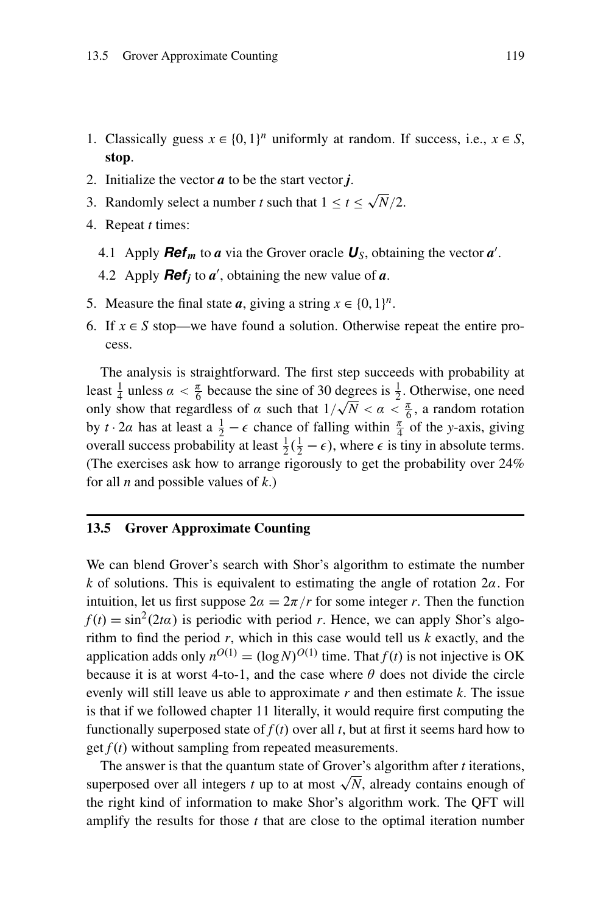1. Classically guess $x \in \{0,1\}^n$ uniformly at random. If success, i.e., $x \in S$, **stop**.
2. Initialize the vector $\boldsymbol{a}$ to be the start vector $\boldsymbol{j}$.
3. Randomly select a number $t$ such that $1 \leq t \leq \sqrt{N}/2$.
4. Repeat $t$ times:
   4.1 Apply $\boldsymbol{Ref_m}$ to $\boldsymbol{a}$ via the Grover oracle $\boldsymbol{U}_S$, obtaining the vector $\boldsymbol{a}'$.
   4.2 Apply $\boldsymbol{Ref_j}$ to $\boldsymbol{a}'$, obtaining the new value of $\boldsymbol{a}$.
5. Measure the final state $\boldsymbol{a}$, giving a string $x \in \{0,1\}^n$.
6. If $x \in S$ stop—we have found a solution. Otherwise repeat the entire process.

The analysis is straightforward. The first step succeeds with probability at least $\frac{1}{4}$ unless $\alpha < \frac{\pi}{6}$ because the sine of 30 degrees is $\frac{1}{2}$. Otherwise, one need only show that regardless of $\alpha$ such that $1/\sqrt{N} < \alpha < \frac{\pi}{6}$, a random rotation by $t \cdot 2\alpha$ has at least a $\frac{1}{2} - \epsilon$ chance of falling within $\frac{\pi}{4}$ of the $y$-axis, giving overall success probability at least $\frac{1}{2}(\frac{1}{2} - \epsilon)$, where $\epsilon$ is tiny in absolute terms. (The exercises ask how to arrange rigorously to get the probability over 24% for all $n$ and possible values of $k$.)

## 13.5 Grover Approximate Counting

We can blend Grover's search with Shor's algorithm to estimate the number $k$ of solutions. This is equivalent to estimating the angle of rotation $2\alpha$. For intuition, let us first suppose $2\alpha = 2\pi/r$ for some integer $r$. Then the function $f(t) = \sin^2(2t\alpha)$ is periodic with period $r$. Hence, we can apply Shor's algorithm to find the period $r$, which in this case would tell us $k$ exactly, and the application adds only $n^{O(1)} = (\log N)^{O(1)}$ time. That $f(t)$ is not injective is OK because it is at worst 4-to-1, and the case where $\theta$ does not divide the circle evenly will still leave us able to approximate $r$ and then estimate $k$. The issue is that if we followed chapter 11 literally, it would require first computing the functionally superposed state of $f(t)$ over all $t$, but at first it seems hard how to get $f(t)$ without sampling from repeated measurements.

The answer is that the quantum state of Grover's algorithm after $t$ iterations, superposed over all integers $t$ up to at most $\sqrt{N}$, already contains enough of the right kind of information to make Shor's algorithm work. The QFT will amplify the results for those $t$ that are close to the optimal iteration number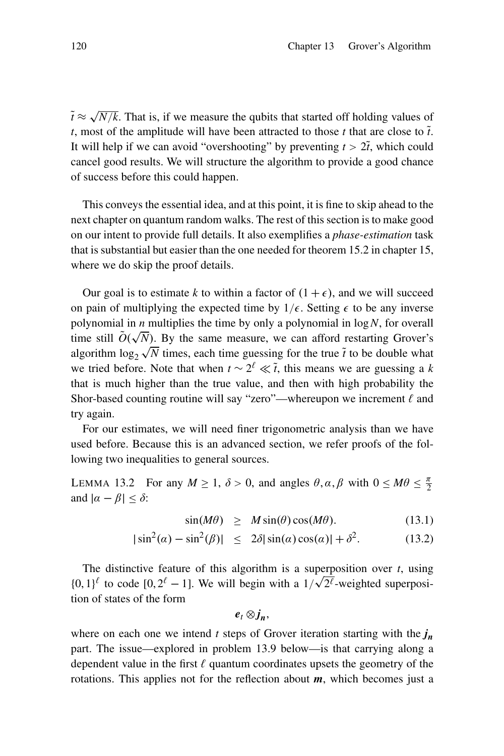$\tilde{t} \approx \sqrt{N/k}$. That is, if we measure the qubits that started off holding values of $t$, most of the amplitude will have been attracted to those $t$ that are close to $\tilde{t}$. It will help if we can avoid "overshooting" by preventing $t > 2\tilde{t}$, which could cancel good results. We will structure the algorithm to provide a good chance of success before this could happen.

This conveys the essential idea, and at this point, it is fine to skip ahead to the next chapter on quantum random walks. The rest of this section is to make good on our intent to provide full details. It also exemplifies a *phase-estimation* task that is substantial but easier than the one needed for theorem 15.2 in chapter 15, where we do skip the proof details.

Our goal is to estimate $k$ to within a factor of $(1+\epsilon)$, and we will succeed on pain of multiplying the expected time by $1/\epsilon$. Setting $\epsilon$ to be any inverse polynomial in $n$ multiplies the time by only a polynomial in $\log N$, for overall time still $\tilde{O}(\sqrt{N})$. By the same measure, we can afford restarting Grover's algorithm $\log_2 \sqrt{N}$ times, each time guessing for the true $\tilde{t}$ to be double what we tried before. Note that when $t \sim 2^\ell \ll \tilde{t}$, this means we are guessing a $k$ that is much higher than the true value, and then with high probability the Shor-based counting routine will say "zero"—whereupon we increment $\ell$ and try again.

For our estimates, we will need finer trigonometric analysis than we have used before. Because this is an advanced section, we refer proofs of the following two inequalities to general sources.

LEMMA 13.2 For any $M \geq 1$, $\delta > 0$, and angles $\theta, \alpha, \beta$ with $0 \leq M\theta \leq \frac{\pi}{2}$ and $|\alpha - \beta| \leq \delta$:

$$\sin(M\theta) \geq M\sin(\theta)\cos(M\theta). \tag{13.1}$$

$$|\sin^2(\alpha) - \sin^2(\beta)| \leq 2\delta|\sin(\alpha)\cos(\alpha)| + \delta^2. \tag{13.2}$$

The distinctive feature of this algorithm is a superposition over $t$, using $\{0,1\}^\ell$ to code $[0, 2^\ell - 1]$. We will begin with a $1/\sqrt{2^\ell}$-weighted superposition of states of the form

$$\boldsymbol{e}_t \otimes \boldsymbol{j_n},$$

where on each one we intend $t$ steps of Grover iteration starting with the $\boldsymbol{j_n}$ part. The issue—explored in problem 13.9 below—is that carrying along a dependent value in the first $\ell$ quantum coordinates upsets the geometry of the rotations. This applies not for the reflection about $\boldsymbol{m}$, which becomes just a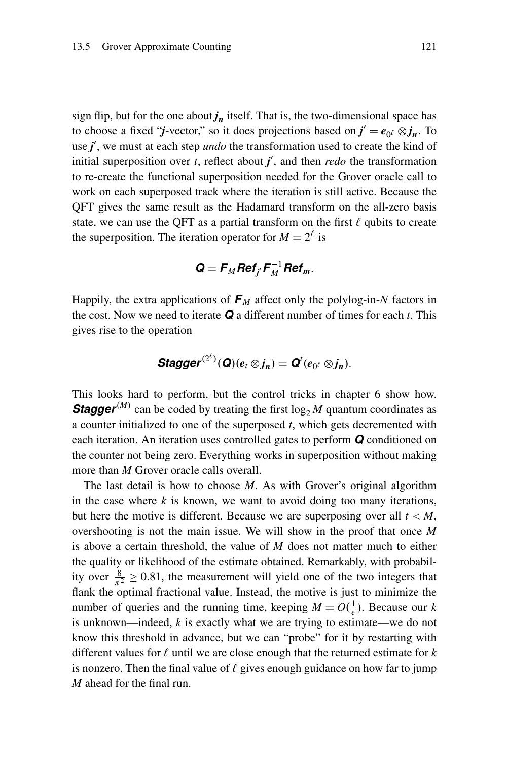sign flip, but for the one about $\boldsymbol{j_n}$ itself. That is, the two-dimensional space has to choose a fixed "$\boldsymbol{j}$-vector," so it does projections based on $\boldsymbol{j}' = \boldsymbol{e}_{0^\ell} \otimes \boldsymbol{j_n}$. To use $\boldsymbol{j}'$, we must at each step *undo* the transformation used to create the kind of initial superposition over $t$, reflect about $\boldsymbol{j}'$, and then *redo* the transformation to re-create the functional superposition needed for the Grover oracle call to work on each superposed track where the iteration is still active. Because the QFT gives the same result as the Hadamard transform on the all-zero basis state, we can use the QFT as a partial transform on the first $\ell$ qubits to create the superposition. The iteration operator for $M = 2^\ell$ is

$$\boldsymbol{Q} = \boldsymbol{F}_M \boldsymbol{Ref}_{\boldsymbol{j}'} \boldsymbol{F}_M^{-1} \boldsymbol{Ref}_{\boldsymbol{m}}.$$

Happily, the extra applications of $\boldsymbol{F}_M$ affect only the polylog-in-$N$ factors in the cost. Now we need to iterate $\boldsymbol{Q}$ a different number of times for each $t$. This gives rise to the operation

$$\boldsymbol{Stagger}^{(2^\ell)}(\boldsymbol{Q})(\boldsymbol{e}_t \otimes \boldsymbol{j_n}) = \boldsymbol{Q}^t(\boldsymbol{e}_{0^\ell} \otimes \boldsymbol{j_n}).$$

This looks hard to perform, but the control tricks in chapter 6 show how. $\boldsymbol{Stagger}^{(M)}$ can be coded by treating the first $\log_2 M$ quantum coordinates as a counter initialized to one of the superposed $t$, which gets decremented with each iteration. An iteration uses controlled gates to perform $\boldsymbol{Q}$ conditioned on the counter not being zero. Everything works in superposition without making more than $M$ Grover oracle calls overall.

The last detail is how to choose $M$. As with Grover's original algorithm in the case where $k$ is known, we want to avoid doing too many iterations, but here the motive is different. Because we are superposing over all $t < M$, overshooting is not the main issue. We will show in the proof that once $M$ is above a certain threshold, the value of $M$ does not matter much to either the quality or likelihood of the estimate obtained. Remarkably, with probability over $\frac{8}{\pi^2} \geq 0.81$, the measurement will yield one of the two integers that flank the optimal fractional value. Instead, the motive is just to minimize the number of queries and the running time, keeping $M = O(\frac{1}{\epsilon})$. Because our $k$ is unknown—indeed, $k$ is exactly what we are trying to estimate—we do not know this threshold in advance, but we can "probe" for it by restarting with different values for $\ell$ until we are close enough that the returned estimate for $k$ is nonzero. Then the final value of $\ell$ gives enough guidance on how far to jump $M$ ahead for the final run.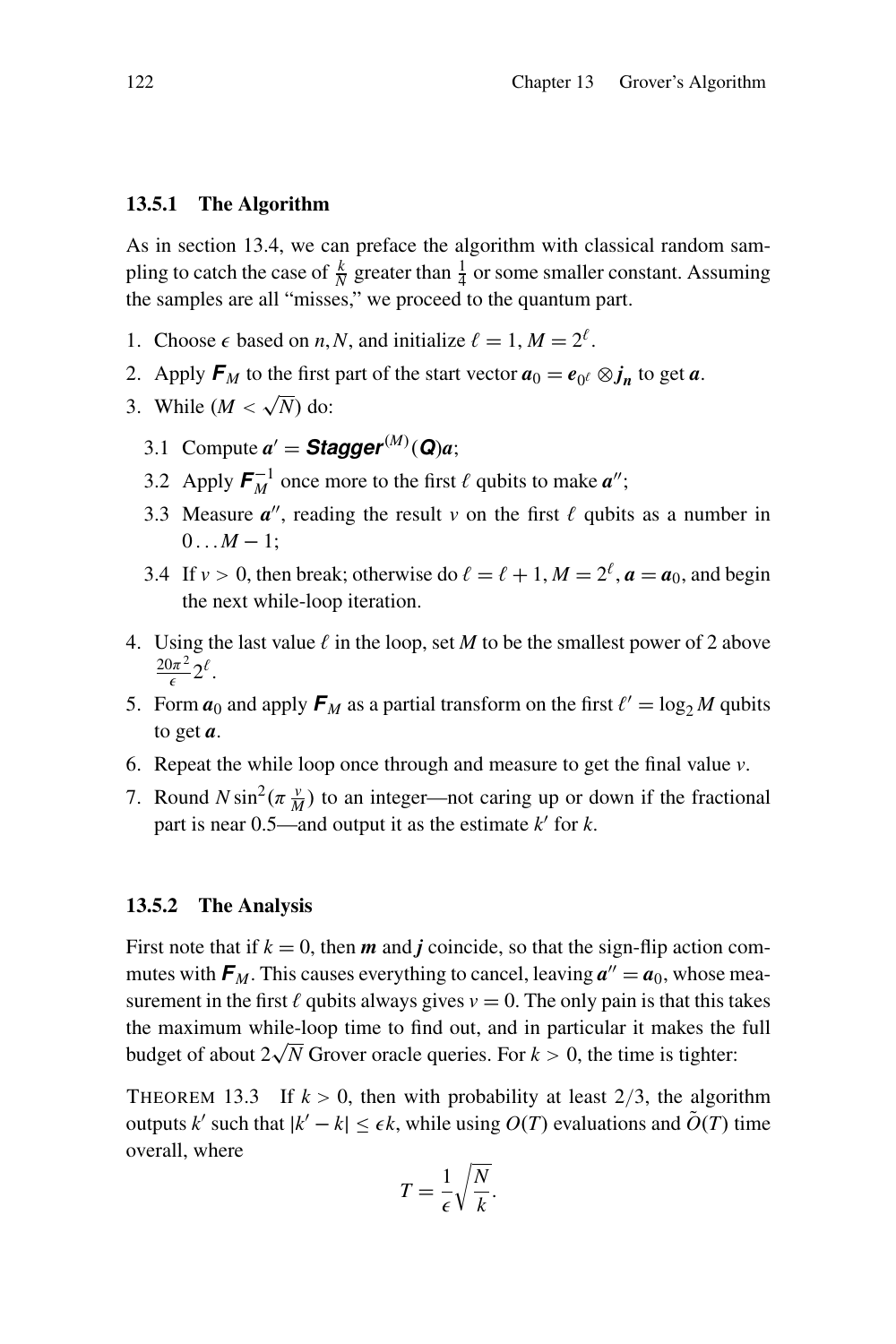### 13.5.1 The Algorithm

As in section 13.4, we can preface the algorithm with classical random sampling to catch the case of $\frac{k}{N}$ greater than $\frac{1}{4}$ or some smaller constant. Assuming the samples are all "misses," we proceed to the quantum part.

1. Choose $\epsilon$ based on $n, N$, and initialize $\ell = 1, M = 2^\ell$.
2. Apply $\boldsymbol{F}_M$ to the first part of the start vector $\boldsymbol{a}_0 = \boldsymbol{e}_{0^\ell} \otimes \boldsymbol{j_n}$ to get $\boldsymbol{a}$.
3. While ($M < \sqrt{N}$) do:
   - 3.1 Compute $\boldsymbol{a}' = \textbf{\textit{Stagger}}^{(M)}(\boldsymbol{Q})\boldsymbol{a}$;
   - 3.2 Apply $\boldsymbol{F}_M^{-1}$ once more to the first $\ell$ qubits to make $\boldsymbol{a}''$;
   - 3.3 Measure $\boldsymbol{a}''$, reading the result $v$ on the first $\ell$ qubits as a number in $0 \ldots M-1$;
   - 3.4 If $v > 0$, then break; otherwise do $\ell = \ell + 1, M = 2^\ell, \boldsymbol{a} = \boldsymbol{a}_0$, and begin the next while-loop iteration.
4. Using the last value $\ell$ in the loop, set $M$ to be the smallest power of 2 above $\frac{20\pi^2}{\epsilon}2^\ell$.
5. Form $\boldsymbol{a}_0$ and apply $\boldsymbol{F}_M$ as a partial transform on the first $\ell' = \log_2 M$ qubits to get $\boldsymbol{a}$.
6. Repeat the while loop once through and measure to get the final value $v$.
7. Round $N \sin^2(\pi \frac{v}{M})$ to an integer—not caring up or down if the fractional part is near 0.5—and output it as the estimate $k'$ for $k$.

### 13.5.2 The Analysis

First note that if $k = 0$, then $\boldsymbol{m}$ and $\boldsymbol{j}$ coincide, so that the sign-flip action commutes with $\boldsymbol{F}_M$. This causes everything to cancel, leaving $\boldsymbol{a}'' = \boldsymbol{a}_0$, whose measurement in the first $\ell$ qubits always gives $v = 0$. The only pain is that this takes the maximum while-loop time to find out, and in particular it makes the full budget of about $2\sqrt{N}$ Grover oracle queries. For $k > 0$, the time is tighter:

THEOREM 13.3 If $k > 0$, then with probability at least $2/3$, the algorithm outputs $k'$ such that $|k' - k| \leq \epsilon k$, while using $O(T)$ evaluations and $\tilde{O}(T)$ time overall, where

$$T = \frac{1}{\epsilon}\sqrt{\frac{N}{k}}.$$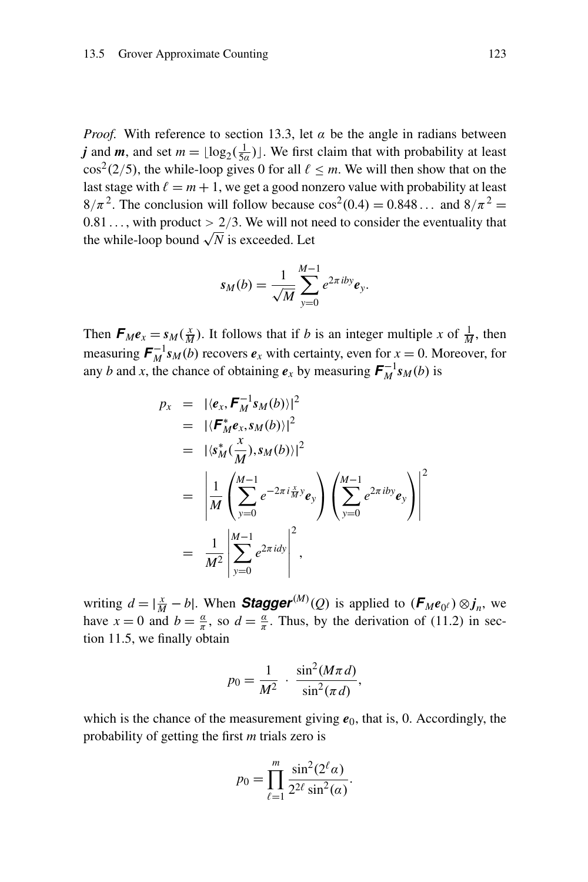*Proof.* With reference to section 13.3, let $\alpha$ be the angle in radians between $\boldsymbol{j}$ and $\boldsymbol{m}$, and set $m = \lfloor \log_2(\frac{1}{5\alpha}) \rfloor$. We first claim that with probability at least $\cos^2(2/5)$, the while-loop gives 0 for all $\ell \leq m$. We will then show that on the last stage with $\ell = m+1$, we get a good nonzero value with probability at least $8/\pi^2$. The conclusion will follow because $\cos^2(0.4) = 0.848\ldots$ and $8/\pi^2 = 0.81\ldots$, with product $> 2/3$. We will not need to consider the eventuality that the while-loop bound $\sqrt{N}$ is exceeded. Let

$$\boldsymbol{s}_M(b) = \frac{1}{\sqrt{M}} \sum_{y=0}^{M-1} e^{2\pi i b y} \boldsymbol{e}_y.$$

Then $\boldsymbol{F}_M \boldsymbol{e}_x = \boldsymbol{s}_M(\frac{x}{M})$. It follows that if $b$ is an integer multiple $x$ of $\frac{1}{M}$, then measuring $\boldsymbol{F}_M^{-1} \boldsymbol{s}_M(b)$ recovers $\boldsymbol{e}_x$ with certainty, even for $x = 0$. Moreover, for any $b$ and $x$, the chance of obtaining $\boldsymbol{e}_x$ by measuring $\boldsymbol{F}_M^{-1} \boldsymbol{s}_M(b)$ is

$$\begin{aligned}
p_x &= |\langle \boldsymbol{e}_x, \boldsymbol{F}_M^{-1} \boldsymbol{s}_M(b) \rangle|^2 \\
&= |\langle \boldsymbol{F}_M^* \boldsymbol{e}_x, \boldsymbol{s}_M(b) \rangle|^2 \\
&= |\langle \boldsymbol{s}_M^*(\frac{x}{M}), \boldsymbol{s}_M(b) \rangle|^2 \\
&= \left| \frac{1}{M} \left( \sum_{y=0}^{M-1} e^{-2\pi i \frac{x}{M} y} \boldsymbol{e}_y \right) \left( \sum_{y=0}^{M-1} e^{2\pi i b y} \boldsymbol{e}_y \right) \right|^2 \\
&= \frac{1}{M^2} \left| \sum_{y=0}^{M-1} e^{2\pi i d y} \right|^2,
\end{aligned}$$

writing $d = |\frac{x}{M} - b|$. When $\boldsymbol{Stagger}^{(M)}(Q)$ is applied to $(\boldsymbol{F}_M \boldsymbol{e}_{0^\ell}) \otimes \boldsymbol{j}_n$, we have $x = 0$ and $b = \frac{\alpha}{\pi}$, so $d = \frac{\alpha}{\pi}$. Thus, by the derivation of (11.2) in section 11.5, we finally obtain

$$p_0 = \frac{1}{M^2} \cdot \frac{\sin^2(M\pi d)}{\sin^2(\pi d)},$$

which is the chance of the measurement giving $\boldsymbol{e}_0$, that is, 0. Accordingly, the probability of getting the first $m$ trials zero is

$$p_0 = \prod_{\ell=1}^{m} \frac{\sin^2(2^\ell \alpha)}{2^{2\ell} \sin^2(\alpha)}.$$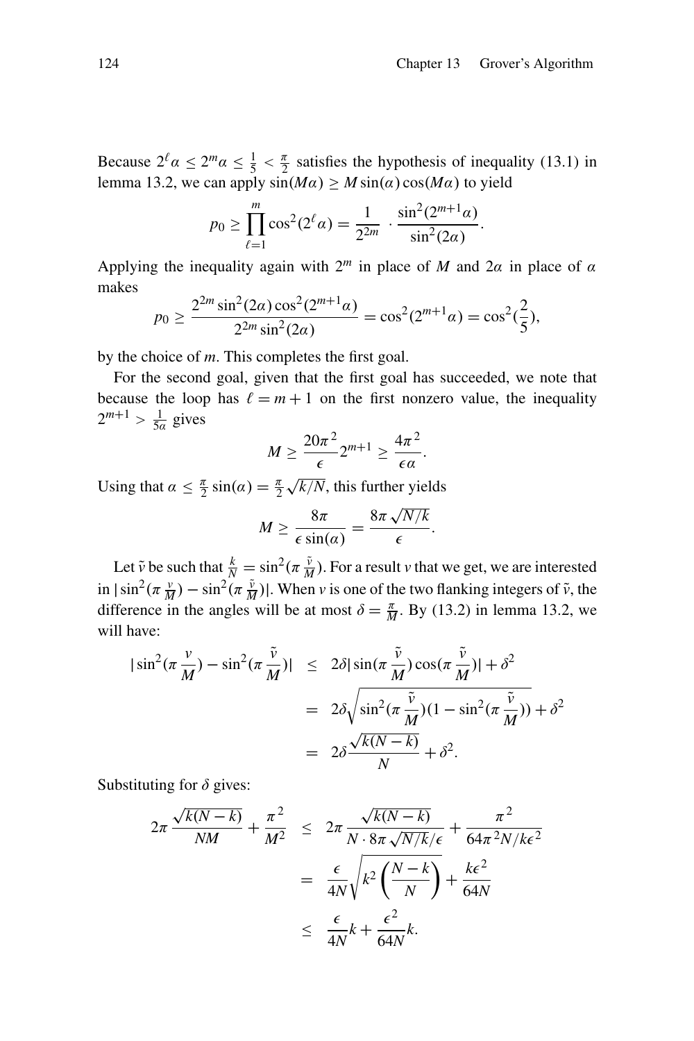Because $2^\ell \alpha \leq 2^m \alpha \leq \frac{1}{5} < \frac{\pi}{2}$ satisfies the hypothesis of inequality (13.1) in lemma 13.2, we can apply $\sin(M\alpha) \geq M \sin(\alpha)\cos(M\alpha)$ to yield

$$p_0 \geq \prod_{\ell=1}^{m} \cos^2(2^\ell \alpha) = \frac{1}{2^{2m}} \cdot \frac{\sin^2(2^{m+1}\alpha)}{\sin^2(2\alpha)}.$$

Applying the inequality again with $2^m$ in place of $M$ and $2\alpha$ in place of $\alpha$ makes

$$p_0 \geq \frac{2^{2m}\sin^2(2\alpha)\cos^2(2^{m+1}\alpha)}{2^{2m}\sin^2(2\alpha)} = \cos^2(2^{m+1}\alpha) = \cos^2(\frac{2}{5}),$$

by the choice of $m$. This completes the first goal.

For the second goal, given that the first goal has succeeded, we note that because the loop has $\ell = m+1$ on the first nonzero value, the inequality $2^{m+1} > \frac{1}{5\alpha}$ gives

$$M \geq \frac{20\pi^2}{\epsilon} 2^{m+1} \geq \frac{4\pi^2}{\epsilon\alpha}.$$

Using that $\alpha \leq \frac{\pi}{2}\sin(\alpha) = \frac{\pi}{2}\sqrt{k/N}$, this further yields

$$M \geq \frac{8\pi}{\epsilon \sin(\alpha)} = \frac{8\pi\sqrt{N/k}}{\epsilon}.$$

Let $\tilde{v}$ be such that $\frac{k}{N} = \sin^2(\pi\frac{\tilde{v}}{M})$. For a result $v$ that we get, we are interested in $|\sin^2(\pi\frac{v}{M}) - \sin^2(\pi\frac{\tilde{v}}{M})|$. When $v$ is one of the two flanking integers of $\tilde{v}$, the difference in the angles will be at most $\delta = \frac{\pi}{M}$. By (13.2) in lemma 13.2, we will have:

$$\begin{aligned}
|\sin^2(\pi\frac{v}{M}) - \sin^2(\pi\frac{\tilde{v}}{M})| &\leq 2\delta|\sin(\pi\frac{\tilde{v}}{M})\cos(\pi\frac{\tilde{v}}{M})| + \delta^2 \\
&= 2\delta\sqrt{\sin^2(\pi\frac{\tilde{v}}{M})(1-\sin^2(\pi\frac{\tilde{v}}{M}))} + \delta^2 \\
&= 2\delta\frac{\sqrt{k(N-k)}}{N} + \delta^2.
\end{aligned}$$

Substituting for $\delta$ gives:

$$\begin{aligned}
2\pi\frac{\sqrt{k(N-k)}}{NM} + \frac{\pi^2}{M^2} &\leq 2\pi\frac{\sqrt{k(N-k)}}{N \cdot 8\pi\sqrt{N/k}/\epsilon} + \frac{\pi^2}{64\pi^2 N/k\epsilon^2} \\
&= \frac{\epsilon}{4N}\sqrt{k^2\left(\frac{N-k}{N}\right)} + \frac{k\epsilon^2}{64N} \\
&\leq \frac{\epsilon}{4N}k + \frac{\epsilon^2}{64N}k.
\end{aligned}$$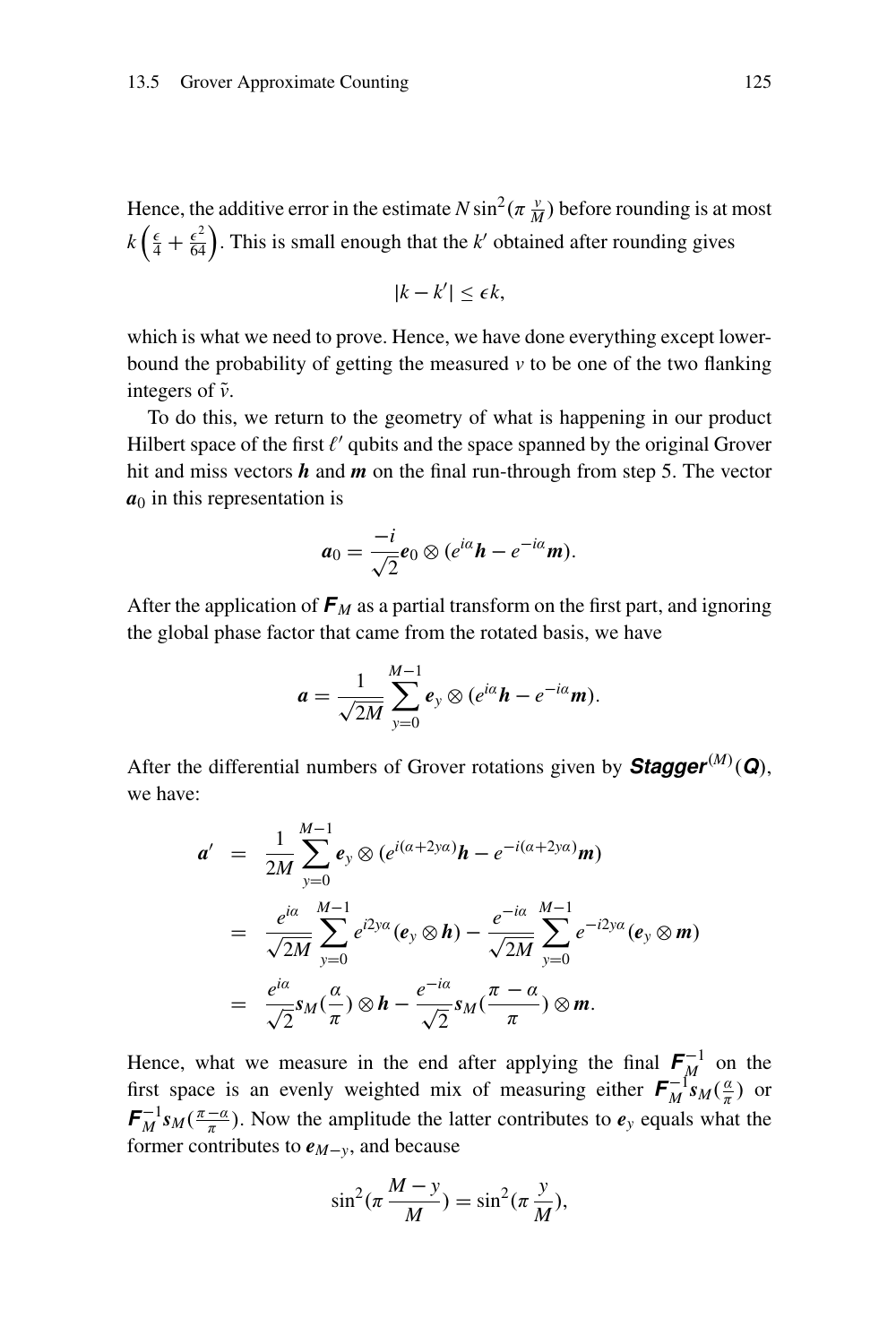Hence, the additive error in the estimate $N \sin^2(\pi \frac{v}{M})$ before rounding is at most $k\left(\frac{\epsilon}{4} + \frac{\epsilon^2}{64}\right)$. This is small enough that the $k'$ obtained after rounding gives

$$|k - k'| \leq \epsilon k,$$

which is what we need to prove. Hence, we have done everything except lower-bound the probability of getting the measured $v$ to be one of the two flanking integers of $\tilde{v}$.

To do this, we return to the geometry of what is happening in our product Hilbert space of the first $\ell'$ qubits and the space spanned by the original Grover hit and miss vectors $\boldsymbol{h}$ and $\boldsymbol{m}$ on the final run-through from step 5. The vector $\boldsymbol{a}_0$ in this representation is

$$\boldsymbol{a}_0 = \frac{-i}{\sqrt{2}} \boldsymbol{e}_0 \otimes (e^{i\alpha}\boldsymbol{h} - e^{-i\alpha}\boldsymbol{m}).$$

After the application of $\boldsymbol{F}_M$ as a partial transform on the first part, and ignoring the global phase factor that came from the rotated basis, we have

$$\boldsymbol{a} = \frac{1}{\sqrt{2M}} \sum_{y=0}^{M-1} \boldsymbol{e}_y \otimes (e^{i\alpha}\boldsymbol{h} - e^{-i\alpha}\boldsymbol{m}).$$

After the differential numbers of Grover rotations given by $\textbf{Stagger}^{(M)}(\boldsymbol{Q})$, we have:

$$\begin{aligned}
\boldsymbol{a}' &= \frac{1}{2M} \sum_{y=0}^{M-1} \boldsymbol{e}_y \otimes (e^{i(\alpha+2y\alpha)}\boldsymbol{h} - e^{-i(\alpha+2y\alpha)}\boldsymbol{m}) \\
&= \frac{e^{i\alpha}}{\sqrt{2M}} \sum_{y=0}^{M-1} e^{i2y\alpha}(\boldsymbol{e}_y \otimes \boldsymbol{h}) - \frac{e^{-i\alpha}}{\sqrt{2M}} \sum_{y=0}^{M-1} e^{-i2y\alpha}(\boldsymbol{e}_y \otimes \boldsymbol{m}) \\
&= \frac{e^{i\alpha}}{\sqrt{2}} \boldsymbol{s}_M(\frac{\alpha}{\pi}) \otimes \boldsymbol{h} - \frac{e^{-i\alpha}}{\sqrt{2}} \boldsymbol{s}_M(\frac{\pi - \alpha}{\pi}) \otimes \boldsymbol{m}.
\end{aligned}$$

Hence, what we measure in the end after applying the final $\boldsymbol{F}_M^{-1}$ on the first space is an evenly weighted mix of measuring either $\boldsymbol{F}_M^{-1}\boldsymbol{s}_M(\frac{\alpha}{\pi})$ or $\boldsymbol{F}_M^{-1}\boldsymbol{s}_M(\frac{\pi-\alpha}{\pi})$. Now the amplitude the latter contributes to $\boldsymbol{e}_y$ equals what the former contributes to $\boldsymbol{e}_{M-y}$, and because

$$\sin^2(\pi \frac{M-y}{M}) = \sin^2(\pi \frac{y}{M}),$$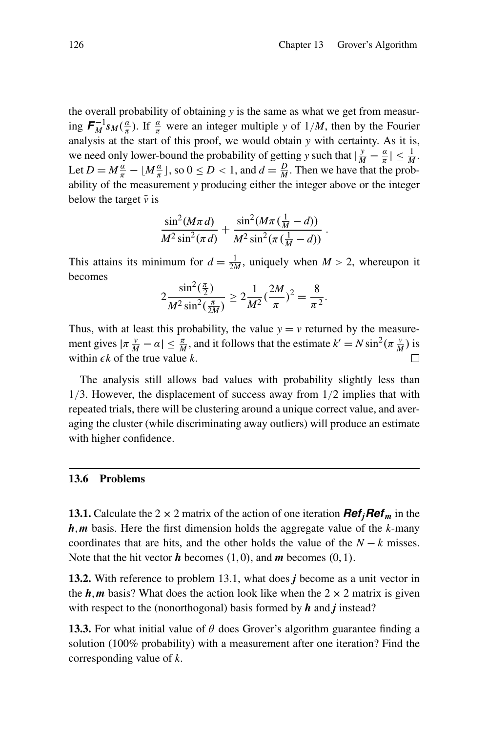the overall probability of obtaining $y$ is the same as what we get from measuring $\boldsymbol{F}_M^{-1}\boldsymbol{s}_M(\frac{\alpha}{\pi})$. If $\frac{\alpha}{\pi}$ were an integer multiple $y$ of $1/M$, then by the Fourier analysis at the start of this proof, we would obtain $y$ with certainty. As it is, we need only lower-bound the probability of getting $y$ such that $|\frac{y}{M} - \frac{\alpha}{\pi}| \leq \frac{1}{M}$. Let $D = M\frac{\alpha}{\pi} - \lfloor M\frac{\alpha}{\pi} \rfloor$, so $0 \leq D < 1$, and $d = \frac{D}{M}$. Then we have that the probability of the measurement $y$ producing either the integer above or the integer below the target $\tilde{v}$ is

$$\frac{\sin^2(M\pi d)}{M^2 \sin^2(\pi d)} + \frac{\sin^2(M\pi(\frac{1}{M} - d))}{M^2 \sin^2(\pi(\frac{1}{M} - d))}.$$

This attains its minimum for $d = \frac{1}{2M}$, uniquely when $M > 2$, whereupon it becomes

$$2\frac{\sin^2(\frac{\pi}{2})}{M^2 \sin^2(\frac{\pi}{2M})} \geq 2\frac{1}{M^2}(\frac{2M}{\pi})^2 = \frac{8}{\pi^2}.$$

Thus, with at least this probability, the value $y = v$ returned by the measurement gives $|\pi\frac{v}{M} - \alpha| \leq \frac{\pi}{M}$, and it follows that the estimate $k' = N\sin^2(\pi\frac{v}{M})$ is within $\epsilon k$ of the true value $k$. □

The analysis still allows bad values with probability slightly less than $1/3$. However, the displacement of success away from $1/2$ implies that with repeated trials, there will be clustering around a unique correct value, and averaging the cluster (while discriminating away outliers) will produce an estimate with higher confidence.

## 13.6 Problems

**13.1.** Calculate the $2 \times 2$ matrix of the action of one iteration $\boldsymbol{Ref_j Ref_m}$ in the $\boldsymbol{h}, \boldsymbol{m}$ basis. Here the first dimension holds the aggregate value of the $k$-many coordinates that are hits, and the other holds the value of the $N-k$ misses. Note that the hit vector $\boldsymbol{h}$ becomes $(1,0)$, and $\boldsymbol{m}$ becomes $(0,1)$.

**13.2.** With reference to problem 13.1, what does $\boldsymbol{j}$ become as a unit vector in the $\boldsymbol{h}, \boldsymbol{m}$ basis? What does the action look like when the $2 \times 2$ matrix is given with respect to the (nonorthogonal) basis formed by $\boldsymbol{h}$ and $\boldsymbol{j}$ instead?

**13.3.** For what initial value of $\theta$ does Grover's algorithm guarantee finding a solution (100% probability) with a measurement after one iteration? Find the corresponding value of $k$.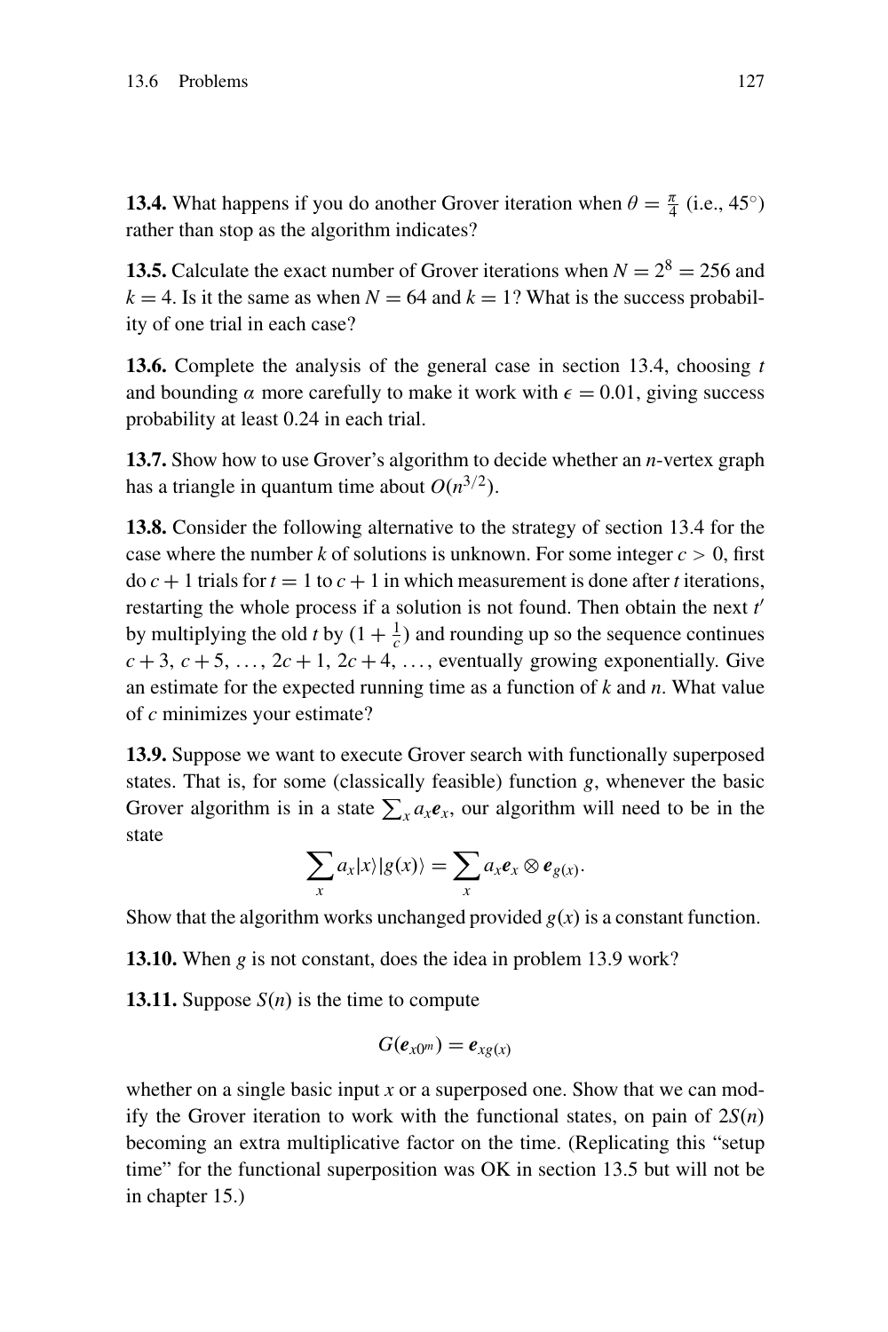**13.4.** What happens if you do another Grover iteration when $\theta = \frac{\pi}{4}$ (i.e., 45°) rather than stop as the algorithm indicates?

**13.5.** Calculate the exact number of Grover iterations when $N = 2^8 = 256$ and $k = 4$. Is it the same as when $N = 64$ and $k = 1$? What is the success probability of one trial in each case?

**13.6.** Complete the analysis of the general case in section 13.4, choosing $t$ and bounding $\alpha$ more carefully to make it work with $\epsilon = 0.01$, giving success probability at least 0.24 in each trial.

**13.7.** Show how to use Grover's algorithm to decide whether an $n$-vertex graph has a triangle in quantum time about $O(n^{3/2})$.

**13.8.** Consider the following alternative to the strategy of section 13.4 for the case where the number $k$ of solutions is unknown. For some integer $c > 0$, first do $c+1$ trials for $t = 1$ to $c+1$ in which measurement is done after $t$ iterations, restarting the whole process if a solution is not found. Then obtain the next $t'$ by multiplying the old $t$ by $(1+\frac{1}{c})$ and rounding up so the sequence continues $c+3$, $c+5$, ..., $2c+1$, $2c+4$, ..., eventually growing exponentially. Give an estimate for the expected running time as a function of $k$ and $n$. What value of $c$ minimizes your estimate?

**13.9.** Suppose we want to execute Grover search with functionally superposed states. That is, for some (classically feasible) function $g$, whenever the basic Grover algorithm is in a state $\sum_x a_x \boldsymbol{e}_x$, our algorithm will need to be in the state

$$\sum_x a_x |x\rangle |g(x)\rangle = \sum_x a_x \boldsymbol{e}_x \otimes \boldsymbol{e}_{g(x)}.$$

Show that the algorithm works unchanged provided $g(x)$ is a constant function.

**13.10.** When $g$ is not constant, does the idea in problem 13.9 work?

**13.11.** Suppose $S(n)$ is the time to compute

$$G(\boldsymbol{e}_{x0^m}) = \boldsymbol{e}_{xg(x)}$$

whether on a single basic input $x$ or a superposed one. Show that we can modify the Grover iteration to work with the functional states, on pain of $2S(n)$ becoming an extra multiplicative factor on the time. (Replicating this "setup time" for the functional superposition was OK in section 13.5 but will not be in chapter 15.)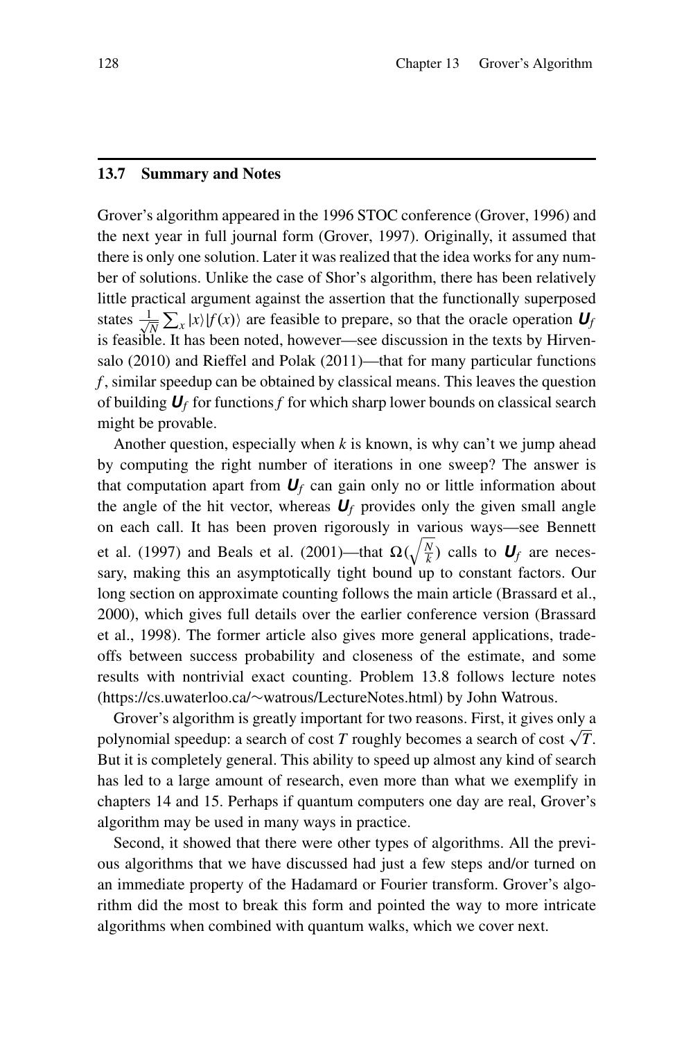## 13.7 Summary and Notes

Grover's algorithm appeared in the 1996 STOC conference (Grover, 1996) and the next year in full journal form (Grover, 1997). Originally, it assumed that there is only one solution. Later it was realized that the idea works for any number of solutions. Unlike the case of Shor's algorithm, there has been relatively little practical argument against the assertion that the functionally superposed states $\frac{1}{\sqrt{N}} \sum_x |x\rangle|f(x)\rangle$ are feasible to prepare, so that the oracle operation $\boldsymbol{U}_f$ is feasible. It has been noted, however—see discussion in the texts by Hirvensalo (2010) and Rieffel and Polak (2011)—that for many particular functions $f$, similar speedup can be obtained by classical means. This leaves the question of building $\boldsymbol{U}_f$ for functions $f$ for which sharp lower bounds on classical search might be provable.

Another question, especially when $k$ is known, is why can't we jump ahead by computing the right number of iterations in one sweep? The answer is that computation apart from $\boldsymbol{U}_f$ can gain only no or little information about the angle of the hit vector, whereas $\boldsymbol{U}_f$ provides only the given small angle on each call. It has been proven rigorously in various ways—see Bennett et al. (1997) and Beals et al. (2001)—that $\Omega(\sqrt{\frac{N}{k}})$ calls to $\boldsymbol{U}_f$ are necessary, making this an asymptotically tight bound up to constant factors. Our long section on approximate counting follows the main article (Brassard et al., 2000), which gives full details over the earlier conference version (Brassard et al., 1998). The former article also gives more general applications, tradeoffs between success probability and closeness of the estimate, and some results with nontrivial exact counting. Problem 13.8 follows lecture notes (https://cs.uwaterloo.ca/∼watrous/LectureNotes.html) by John Watrous.

Grover's algorithm is greatly important for two reasons. First, it gives only a polynomial speedup: a search of cost $T$ roughly becomes a search of cost $\sqrt{T}$. But it is completely general. This ability to speed up almost any kind of search has led to a large amount of research, even more than what we exemplify in chapters 14 and 15. Perhaps if quantum computers one day are real, Grover's algorithm may be used in many ways in practice.

Second, it showed that there were other types of algorithms. All the previous algorithms that we have discussed had just a few steps and/or turned on an immediate property of the Hadamard or Fourier transform. Grover's algorithm did the most to break this form and pointed the way to more intricate algorithms when combined with quantum walks, which we cover next.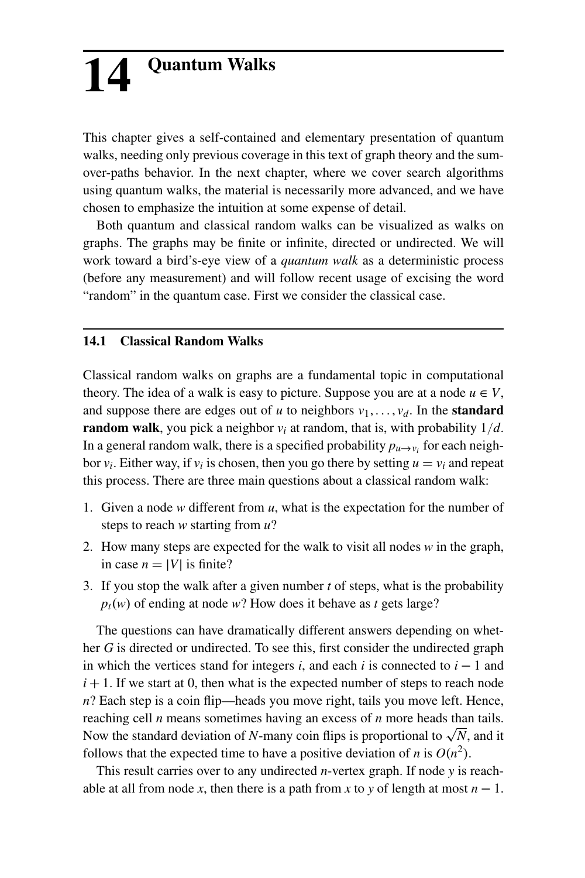# 14 Quantum Walks

This chapter gives a self-contained and elementary presentation of quantum walks, needing only previous coverage in this text of graph theory and the sum-over-paths behavior. In the next chapter, where we cover search algorithms using quantum walks, the material is necessarily more advanced, and we have chosen to emphasize the intuition at some expense of detail.

Both quantum and classical random walks can be visualized as walks on graphs. The graphs may be finite or infinite, directed or undirected. We will work toward a bird's-eye view of a *quantum walk* as a deterministic process (before any measurement) and will follow recent usage of excising the word "random" in the quantum case. First we consider the classical case.

## 14.1 Classical Random Walks

Classical random walks on graphs are a fundamental topic in computational theory. The idea of a walk is easy to picture. Suppose you are at a node $u \in V$, and suppose there are edges out of $u$ to neighbors $v_1, \ldots, v_d$. In the **standard random walk**, you pick a neighbor $v_i$ at random, that is, with probability $1/d$. In a general random walk, there is a specified probability $p_{u \to v_i}$ for each neighbor $v_i$. Either way, if $v_i$ is chosen, then you go there by setting $u = v_i$ and repeat this process. There are three main questions about a classical random walk:

1. Given a node $w$ different from $u$, what is the expectation for the number of steps to reach $w$ starting from $u$?
2. How many steps are expected for the walk to visit all nodes $w$ in the graph, in case $n = |V|$ is finite?
3. If you stop the walk after a given number $t$ of steps, what is the probability $p_t(w)$ of ending at node $w$? How does it behave as $t$ gets large?

The questions can have dramatically different answers depending on whether $G$ is directed or undirected. To see this, first consider the undirected graph in which the vertices stand for integers $i$, and each $i$ is connected to $i - 1$ and $i + 1$. If we start at 0, then what is the expected number of steps to reach node $n$? Each step is a coin flip—heads you move right, tails you move left. Hence, reaching cell $n$ means sometimes having an excess of $n$ more heads than tails. Now the standard deviation of $N$-many coin flips is proportional to $\sqrt{N}$, and it follows that the expected time to have a positive deviation of $n$ is $O(n^2)$.

This result carries over to any undirected $n$-vertex graph. If node $y$ is reachable at all from node $x$, then there is a path from $x$ to $y$ of length at most $n - 1$.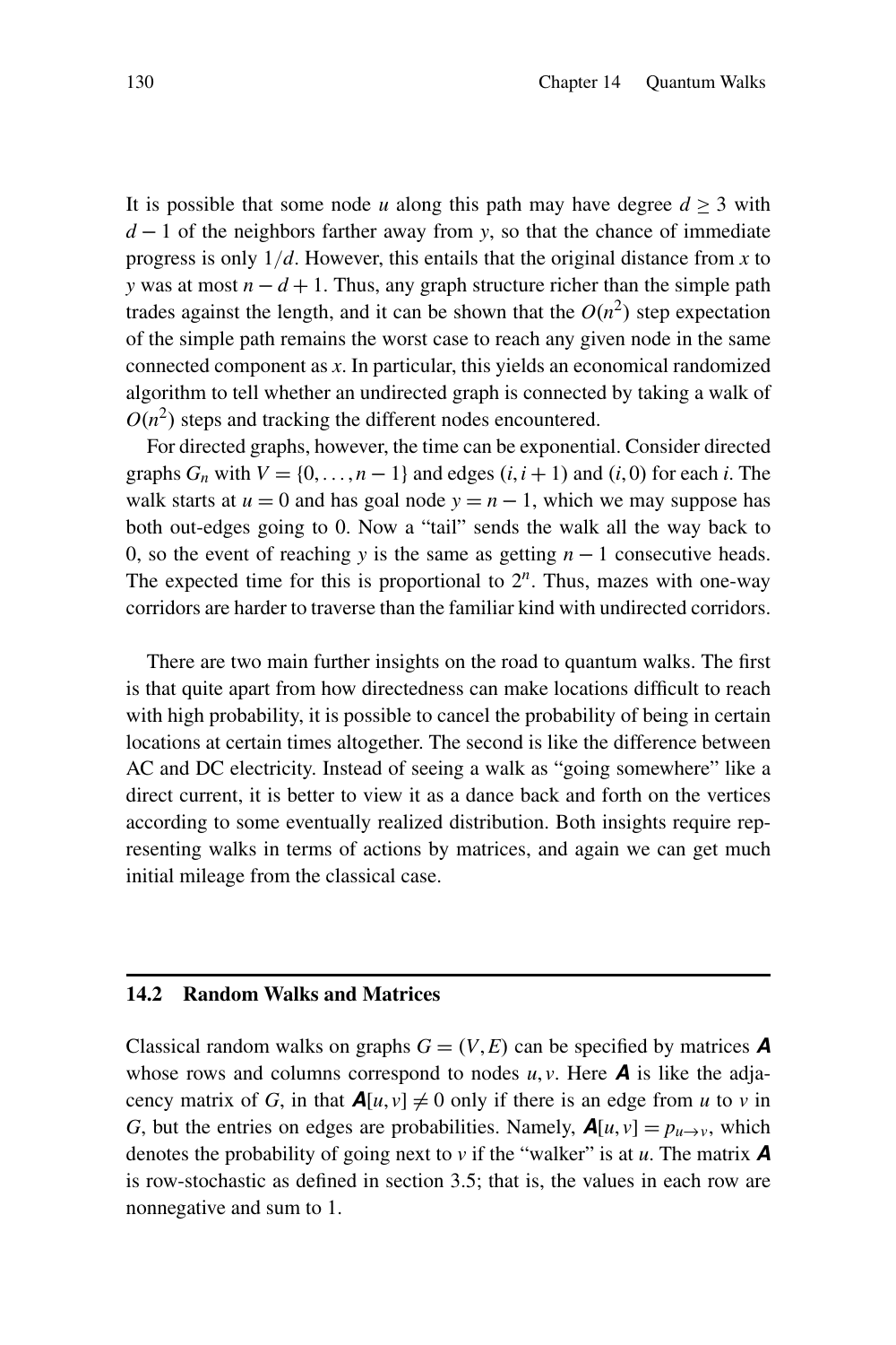It is possible that some node $u$ along this path may have degree $d \geq 3$ with $d-1$ of the neighbors farther away from $y$, so that the chance of immediate progress is only $1/d$. However, this entails that the original distance from $x$ to $y$ was at most $n-d+1$. Thus, any graph structure richer than the simple path trades against the length, and it can be shown that the $O(n^2)$ step expectation of the simple path remains the worst case to reach any given node in the same connected component as $x$. In particular, this yields an economical randomized algorithm to tell whether an undirected graph is connected by taking a walk of $O(n^2)$ steps and tracking the different nodes encountered.

For directed graphs, however, the time can be exponential. Consider directed graphs $G_n$ with $V = \{0, \ldots, n-1\}$ and edges $(i, i+1)$ and $(i, 0)$ for each $i$. The walk starts at $u = 0$ and has goal node $y = n-1$, which we may suppose has both out-edges going to 0. Now a "tail" sends the walk all the way back to 0, so the event of reaching $y$ is the same as getting $n-1$ consecutive heads. The expected time for this is proportional to $2^n$. Thus, mazes with one-way corridors are harder to traverse than the familiar kind with undirected corridors.

There are two main further insights on the road to quantum walks. The first is that quite apart from how directedness can make locations difficult to reach with high probability, it is possible to cancel the probability of being in certain locations at certain times altogether. The second is like the difference between AC and DC electricity. Instead of seeing a walk as "going somewhere" like a direct current, it is better to view it as a dance back and forth on the vertices according to some eventually realized distribution. Both insights require representing walks in terms of actions by matrices, and again we can get much initial mileage from the classical case.

## 14.2 Random Walks and Matrices

Classical random walks on graphs $G = (V, E)$ can be specified by matrices $\boldsymbol{A}$ whose rows and columns correspond to nodes $u, v$. Here $\boldsymbol{A}$ is like the adjacency matrix of $G$, in that $\boldsymbol{A}[u,v] \neq 0$ only if there is an edge from $u$ to $v$ in $G$, but the entries on edges are probabilities. Namely, $\boldsymbol{A}[u,v] = p_{u \to v}$, which denotes the probability of going next to $v$ if the "walker" is at $u$. The matrix $\boldsymbol{A}$ is row-stochastic as defined in section 3.5; that is, the values in each row are nonnegative and sum to 1.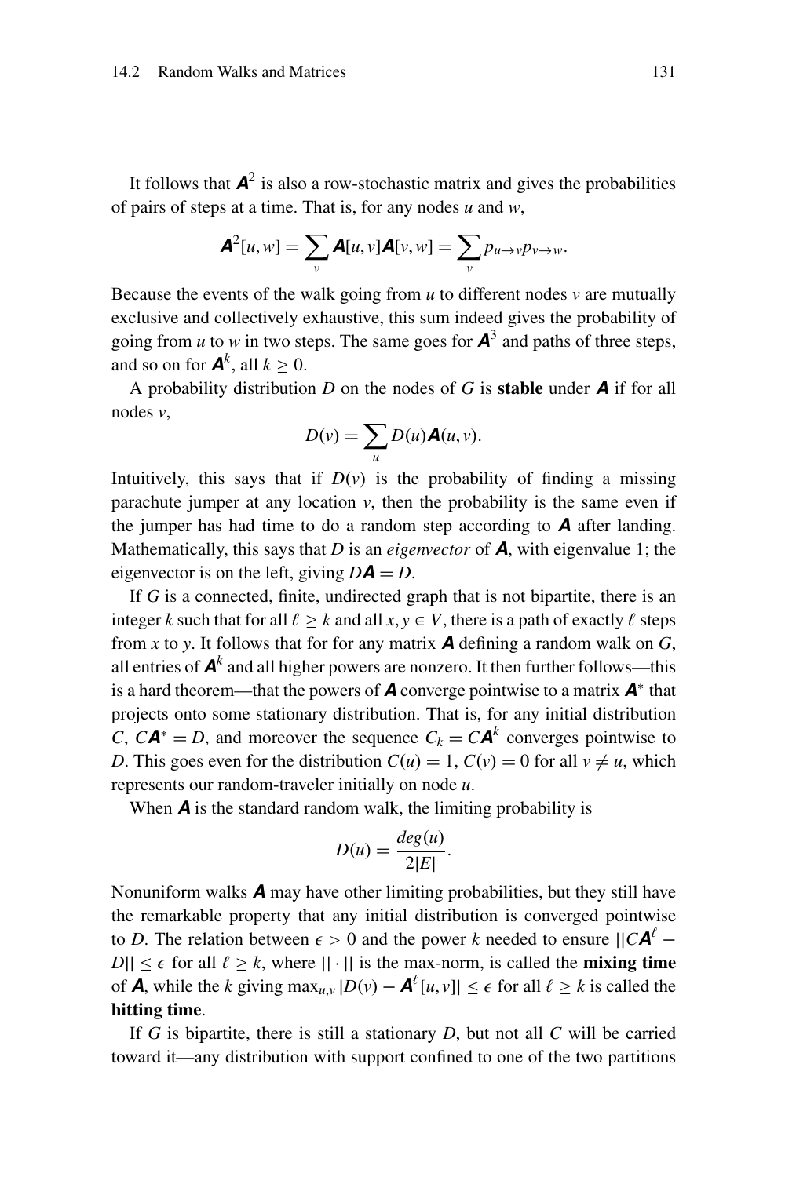It follows that $\boldsymbol{A}^2$ is also a row-stochastic matrix and gives the probabilities of pairs of steps at a time. That is, for any nodes $u$ and $w$,

$$\boldsymbol{A}^2[u,w] = \sum_v \boldsymbol{A}[u,v]\boldsymbol{A}[v,w] = \sum_v p_{u \to v} p_{v \to w}.$$

Because the events of the walk going from $u$ to different nodes $v$ are mutually exclusive and collectively exhaustive, this sum indeed gives the probability of going from $u$ to $w$ in two steps. The same goes for $\boldsymbol{A}^3$ and paths of three steps, and so on for $\boldsymbol{A}^k$, all $k \geq 0$.

A probability distribution $D$ on the nodes of $G$ is **stable** under $\boldsymbol{A}$ if for all nodes $v$,

$$D(v) = \sum_u D(u)\boldsymbol{A}(u,v).$$

Intuitively, this says that if $D(v)$ is the probability of finding a missing parachute jumper at any location $v$, then the probability is the same even if the jumper has had time to do a random step according to $\boldsymbol{A}$ after landing. Mathematically, this says that $D$ is an *eigenvector* of $\boldsymbol{A}$, with eigenvalue 1; the eigenvector is on the left, giving $D\boldsymbol{A} = D$.

If $G$ is a connected, finite, undirected graph that is not bipartite, there is an integer $k$ such that for all $\ell \geq k$ and all $x, y \in V$, there is a path of exactly $\ell$ steps from $x$ to $y$. It follows that for for any matrix $\boldsymbol{A}$ defining a random walk on $G$, all entries of $\boldsymbol{A}^k$ and all higher powers are nonzero. It then further follows—this is a hard theorem—that the powers of $\boldsymbol{A}$ converge pointwise to a matrix $\boldsymbol{A}^*$ that projects onto some stationary distribution. That is, for any initial distribution $C$, $C\boldsymbol{A}^* = D$, and moreover the sequence $C_k = C\boldsymbol{A}^k$ converges pointwise to $D$. This goes even for the distribution $C(u) = 1$, $C(v) = 0$ for all $v \neq u$, which represents our random-traveler initially on node $u$.

When $\boldsymbol{A}$ is the standard random walk, the limiting probability is

$$D(u) = \frac{deg(u)}{2|E|}.$$

Nonuniform walks $\boldsymbol{A}$ may have other limiting probabilities, but they still have the remarkable property that any initial distribution is converged pointwise to $D$. The relation between $\epsilon > 0$ and the power $k$ needed to ensure $||C\boldsymbol{A}^\ell - D|| \leq \epsilon$ for all $\ell \geq k$, where $|| \cdot ||$ is the max-norm, is called the **mixing time** of $\boldsymbol{A}$, while the $k$ giving $\max_{u,v} |D(v) - \boldsymbol{A}^\ell[u,v]| \leq \epsilon$ for all $\ell \geq k$ is called the **hitting time**.

If $G$ is bipartite, there is still a stationary $D$, but not all $C$ will be carried toward it—any distribution with support confined to one of the two partitions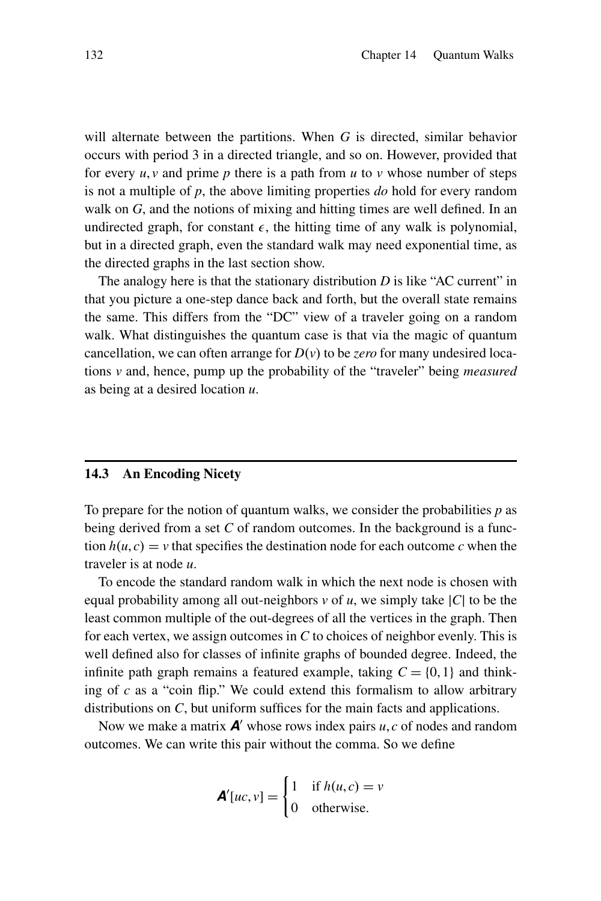will alternate between the partitions. When $G$ is directed, similar behavior occurs with period 3 in a directed triangle, and so on. However, provided that for every $u, v$ and prime $p$ there is a path from $u$ to $v$ whose number of steps is not a multiple of $p$, the above limiting properties *do* hold for every random walk on $G$, and the notions of mixing and hitting times are well defined. In an undirected graph, for constant $\epsilon$, the hitting time of any walk is polynomial, but in a directed graph, even the standard walk may need exponential time, as the directed graphs in the last section show.

The analogy here is that the stationary distribution $D$ is like "AC current" in that you picture a one-step dance back and forth, but the overall state remains the same. This differs from the "DC" view of a traveler going on a random walk. What distinguishes the quantum case is that via the magic of quantum cancellation, we can often arrange for $D(v)$ to be *zero* for many undesired locations $v$ and, hence, pump up the probability of the "traveler" being *measured* as being at a desired location $u$.

## 14.3 An Encoding Nicety

To prepare for the notion of quantum walks, we consider the probabilities $p$ as being derived from a set $C$ of random outcomes. In the background is a function $h(u, c) = v$ that specifies the destination node for each outcome $c$ when the traveler is at node $u$.

To encode the standard random walk in which the next node is chosen with equal probability among all out-neighbors $v$ of $u$, we simply take $|C|$ to be the least common multiple of the out-degrees of all the vertices in the graph. Then for each vertex, we assign outcomes in $C$ to choices of neighbor evenly. This is well defined also for classes of infinite graphs of bounded degree. Indeed, the infinite path graph remains a featured example, taking $C = \{0, 1\}$ and thinking of $c$ as a "coin flip." We could extend this formalism to allow arbitrary distributions on $C$, but uniform suffices for the main facts and applications.

Now we make a matrix $\boldsymbol{A}'$ whose rows index pairs $u, c$ of nodes and random outcomes. We can write this pair without the comma. So we define

$$\boldsymbol{A}'[uc, v] = \begin{cases} 1 & \text{if } h(u, c) = v \\ 0 & \text{otherwise.} \end{cases}$$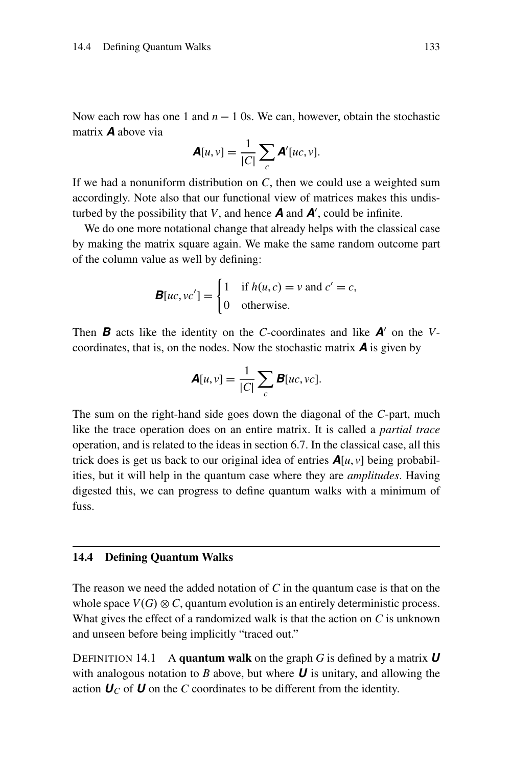Now each row has one 1 and $n-1$ 0s. We can, however, obtain the stochastic matrix $\boldsymbol{A}$ above via

$$\boldsymbol{A}[u,v] = \frac{1}{|C|}\sum_{c} \boldsymbol{A}'[uc,v].$$

If we had a nonuniform distribution on $C$, then we could use a weighted sum accordingly. Note also that our functional view of matrices makes this undisturbed by the possibility that $V$, and hence $\boldsymbol{A}$ and $\boldsymbol{A}'$, could be infinite.

We do one more notational change that already helps with the classical case by making the matrix square again. We make the same random outcome part of the column value as well by defining:

$$\boldsymbol{B}[uc, vc'] = \begin{cases} 1 & \text{if } h(u,c) = v \text{ and } c' = c, \\ 0 & \text{otherwise.} \end{cases}$$

Then $\boldsymbol{B}$ acts like the identity on the $C$-coordinates and like $\boldsymbol{A}'$ on the $V$-coordinates, that is, on the nodes. Now the stochastic matrix $\boldsymbol{A}$ is given by

$$\boldsymbol{A}[u,v] = \frac{1}{|C|}\sum_{c} \boldsymbol{B}[uc,vc].$$

The sum on the right-hand side goes down the diagonal of the $C$-part, much like the trace operation does on an entire matrix. It is called a *partial trace* operation, and is related to the ideas in section 6.7. In the classical case, all this trick does is get us back to our original idea of entries $\boldsymbol{A}[u,v]$ being probabilities, but it will help in the quantum case where they are *amplitudes*. Having digested this, we can progress to define quantum walks with a minimum of fuss.

## 14.4 Defining Quantum Walks

The reason we need the added notation of $C$ in the quantum case is that on the whole space $V(G) \otimes C$, quantum evolution is an entirely deterministic process. What gives the effect of a randomized walk is that the action on $C$ is unknown and unseen before being implicitly "traced out."

DEFINITION 14.1 A **quantum walk** on the graph $G$ is defined by a matrix $\boldsymbol{U}$ with analogous notation to $B$ above, but where $\boldsymbol{U}$ is unitary, and allowing the action $\boldsymbol{U}_C$ of $\boldsymbol{U}$ on the $C$ coordinates to be different from the identity.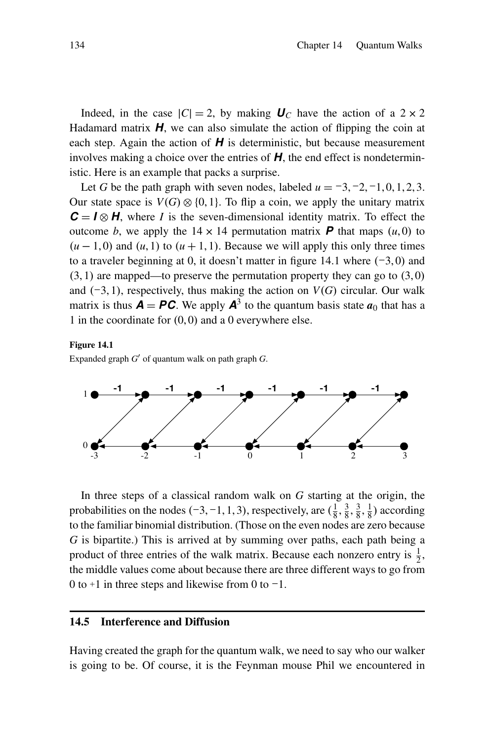Indeed, in the case $|C| = 2$, by making $\boldsymbol{U}_C$ have the action of a $2 \times 2$ Hadamard matrix $\boldsymbol{H}$, we can also simulate the action of flipping the coin at each step. Again the action of $\boldsymbol{H}$ is deterministic, but because measurement involves making a choice over the entries of $\boldsymbol{H}$, the end effect is nondeterministic. Here is an example that packs a surprise.

Let $G$ be the path graph with seven nodes, labeled $u = -3, -2, -1, 0, 1, 2, 3$. Our state space is $V(G) \otimes \{0, 1\}$. To flip a coin, we apply the unitary matrix $\boldsymbol{C} = \boldsymbol{I} \otimes \boldsymbol{H}$, where $I$ is the seven-dimensional identity matrix. To effect the outcome $b$, we apply the $14 \times 14$ permutation matrix $\boldsymbol{P}$ that maps $(u, 0)$ to $(u-1, 0)$ and $(u, 1)$ to $(u+1, 1)$. Because we will apply this only three times to a traveler beginning at 0, it doesn't matter in figure 14.1 where $(-3, 0)$ and $(3, 1)$ are mapped—to preserve the permutation property they can go to $(3, 0)$ and $(-3, 1)$, respectively, thus making the action on $V(G)$ circular. Our walk matrix is thus $\boldsymbol{A} = \boldsymbol{PC}$. We apply $\boldsymbol{A}^3$ to the quantum basis state $\boldsymbol{a}_0$ that has a 1 in the coordinate for $(0, 0)$ and a 0 everywhere else.

**Figure 14.1**

Expanded graph $G'$ of quantum walk on path graph $G$.

In three steps of a classical random walk on $G$ starting at the origin, the probabilities on the nodes $(-3, -1, 1, 3)$, respectively, are $(\frac{1}{8}, \frac{3}{8}, \frac{3}{8}, \frac{1}{8})$ according to the familiar binomial distribution. (Those on the even nodes are zero because $G$ is bipartite.) This is arrived at by summing over paths, each path being a product of three entries of the walk matrix. Because each nonzero entry is $\frac{1}{2}$, the middle values come about because there are three different ways to go from 0 to +1 in three steps and likewise from 0 to $-1$.

## 14.5 Interference and Diffusion

Having created the graph for the quantum walk, we need to say who our walker is going to be. Of course, it is the Feynman mouse Phil we encountered in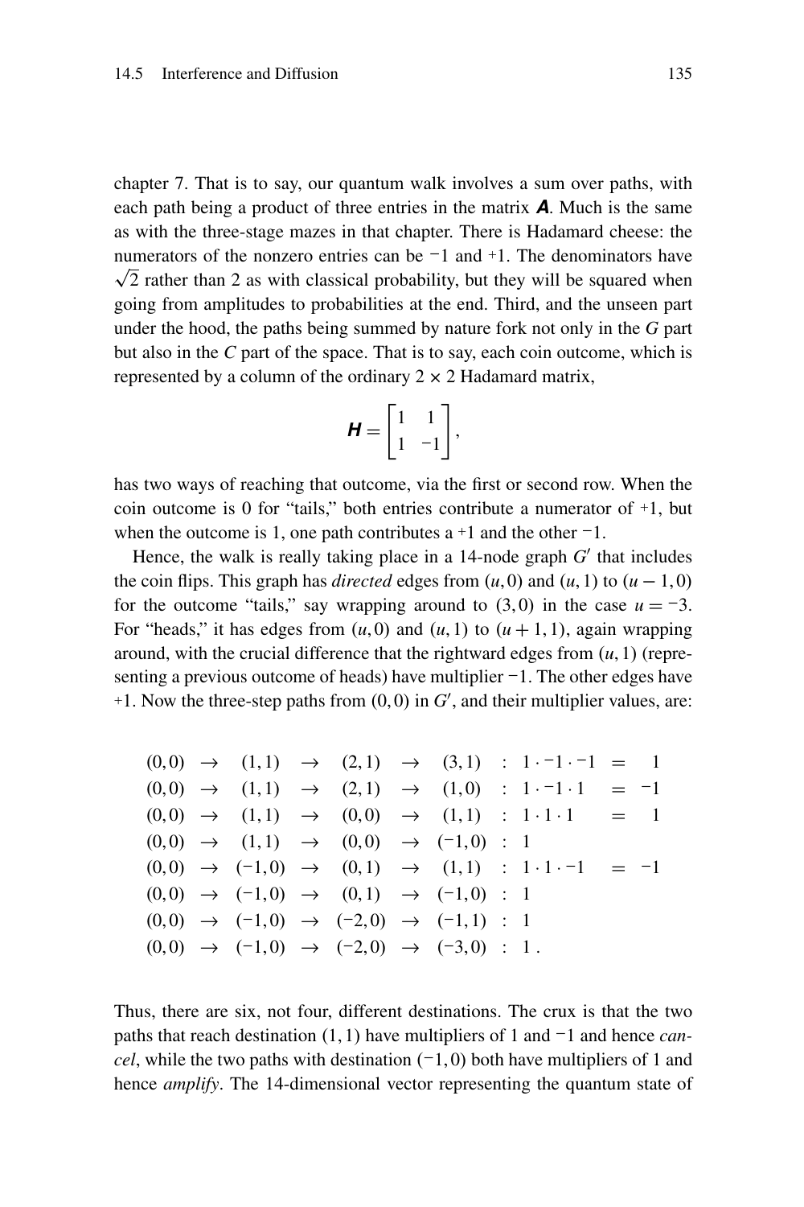chapter 7. That is to say, our quantum walk involves a sum over paths, with each path being a product of three entries in the matrix $\boldsymbol{A}$. Much is the same as with the three-stage mazes in that chapter. There is Hadamard cheese: the numerators of the nonzero entries can be $-1$ and $+1$. The denominators have $\sqrt{2}$ rather than 2 as with classical probability, but they will be squared when going from amplitudes to probabilities at the end. Third, and the unseen part under the hood, the paths being summed by nature fork not only in the $G$ part but also in the $C$ part of the space. That is to say, each coin outcome, which is represented by a column of the ordinary $2 \times 2$ Hadamard matrix,

$$\boldsymbol{H} = \begin{bmatrix} 1 & 1 \\ 1 & -1 \end{bmatrix},$$

has two ways of reaching that outcome, via the first or second row. When the coin outcome is 0 for "tails," both entries contribute a numerator of $+1$, but when the outcome is 1, one path contributes a $+1$ and the other $-1$.

Hence, the walk is really taking place in a 14-node graph $G'$ that includes the coin flips. This graph has *directed* edges from $(u, 0)$ and $(u, 1)$ to $(u-1, 0)$ for the outcome "tails," say wrapping around to $(3, 0)$ in the case $u = -3$. For "heads," it has edges from $(u, 0)$ and $(u, 1)$ to $(u + 1, 1)$, again wrapping around, with the crucial difference that the rightward edges from $(u, 1)$ (representing a previous outcome of heads) have multiplier $-1$. The other edges have $+1$. Now the three-step paths from $(0, 0)$ in $G'$, and their multiplier values, are:

$$\begin{array}{lllllllllll}
(0,0) & \to & (1,1) & \to & (2,1) & \to & (3,1) & : & 1 \cdot -1 \cdot -1 & = & 1 \\
(0,0) & \to & (1,1) & \to & (2,1) & \to & (1,0) & : & 1 \cdot -1 \cdot 1 & = & -1 \\
(0,0) & \to & (1,1) & \to & (0,0) & \to & (1,1) & : & 1 \cdot 1 \cdot 1 & = & 1 \\
(0,0) & \to & (1,1) & \to & (0,0) & \to & (-1,0) & : & 1 & & \\
(0,0) & \to & (-1,0) & \to & (0,1) & \to & (1,1) & : & 1 \cdot 1 \cdot -1 & = & -1 \\
(0,0) & \to & (-1,0) & \to & (0,1) & \to & (-1,0) & : & 1 & & \\
(0,0) & \to & (-1,0) & \to & (-2,0) & \to & (-1,1) & : & 1 & & \\
(0,0) & \to & (-1,0) & \to & (-2,0) & \to & (-3,0) & : & 1\,. & &
\end{array}$$

Thus, there are six, not four, different destinations. The crux is that the two paths that reach destination $(1, 1)$ have multipliers of 1 and $-1$ and hence *cancel*, while the two paths with destination $(-1, 0)$ both have multipliers of 1 and hence *amplify*. The 14-dimensional vector representing the quantum state of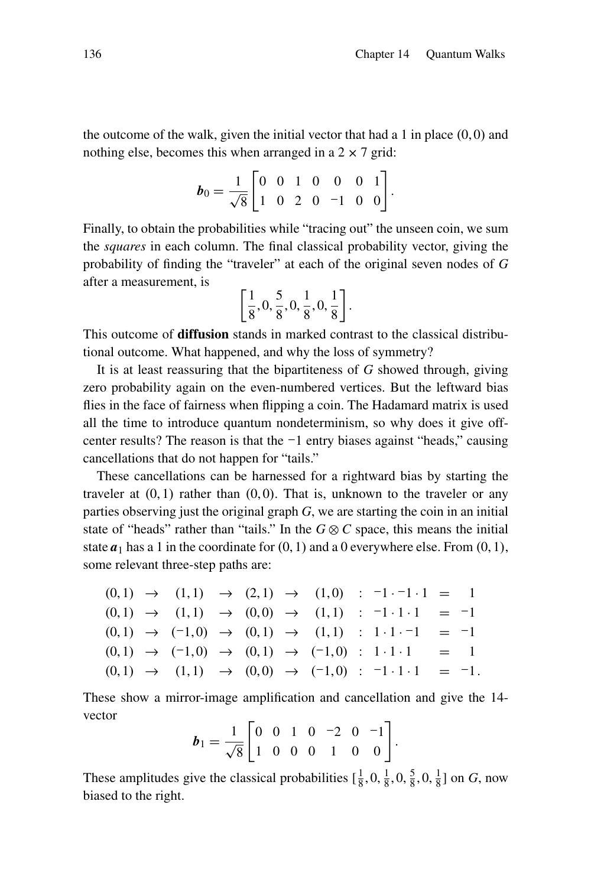the outcome of the walk, given the initial vector that had a 1 in place $(0,0)$ and nothing else, becomes this when arranged in a $2 \times 7$ grid:

$$\boldsymbol{b}_0 = \frac{1}{\sqrt{8}} \begin{bmatrix} 0 & 0 & 1 & 0 & 0 & 0 & 1 \\ 1 & 0 & 2 & 0 & -1 & 0 & 0 \end{bmatrix}.$$

Finally, to obtain the probabilities while "tracing out" the unseen coin, we sum the *squares* in each column. The final classical probability vector, giving the probability of finding the "traveler" at each of the original seven nodes of $G$ after a measurement, is

$$\left[\frac{1}{8}, 0, \frac{5}{8}, 0, \frac{1}{8}, 0, \frac{1}{8}\right].$$

This outcome of **diffusion** stands in marked contrast to the classical distributional outcome. What happened, and why the loss of symmetry?

It is at least reassuring that the bipartiteness of $G$ showed through, giving zero probability again on the even-numbered vertices. But the leftward bias flies in the face of fairness when flipping a coin. The Hadamard matrix is used all the time to introduce quantum nondeterminism, so why does it give off-center results? The reason is that the $-1$ entry biases against "heads," causing cancellations that do not happen for "tails."

These cancellations can be harnessed for a rightward bias by starting the traveler at $(0,1)$ rather than $(0,0)$. That is, unknown to the traveler or any parties observing just the original graph $G$, we are starting the coin in an initial state of "heads" rather than "tails." In the $G \otimes C$ space, this means the initial state $\boldsymbol{a}_1$ has a 1 in the coordinate for $(0,1)$ and a 0 everywhere else. From $(0,1)$, some relevant three-step paths are:

$$\begin{array}{lllllllllll}
(0,1) & \to & (1,1) & \to & (2,1) & \to & (1,0) & : & -1 \cdot -1 \cdot 1 & = & 1 \\
(0,1) & \to & (1,1) & \to & (0,0) & \to & (1,1) & : & -1 \cdot 1 \cdot 1 & = & -1 \\
(0,1) & \to & (-1,0) & \to & (0,1) & \to & (1,1) & : & 1 \cdot 1 \cdot -1 & = & -1 \\
(0,1) & \to & (-1,0) & \to & (0,1) & \to & (-1,0) & : & 1 \cdot 1 \cdot 1 & = & 1 \\
(0,1) & \to & (1,1) & \to & (0,0) & \to & (-1,0) & : & -1 \cdot 1 \cdot 1 & = & -1.
\end{array}$$

These show a mirror-image amplification and cancellation and give the 14-vector

$$\boldsymbol{b}_1 = \frac{1}{\sqrt{8}} \begin{bmatrix} 0 & 0 & 1 & 0 & -2 & 0 & -1 \\ 1 & 0 & 0 & 0 & 1 & 0 & 0 \end{bmatrix}.$$

These amplitudes give the classical probabilities $[\frac{1}{8}, 0, \frac{1}{8}, 0, \frac{5}{8}, 0, \frac{1}{8}]$ on $G$, now biased to the right.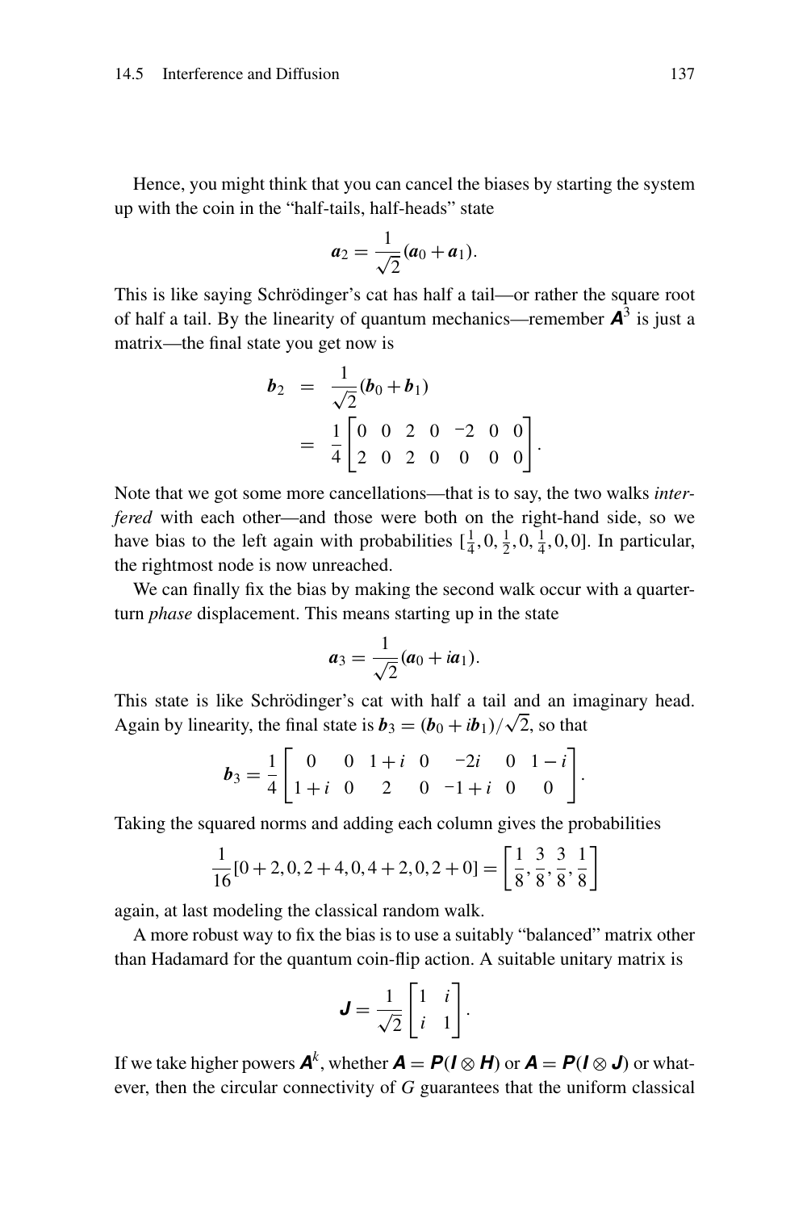Hence, you might think that you can cancel the biases by starting the system up with the coin in the "half-tails, half-heads" state

$$\boldsymbol{a}_2 = \frac{1}{\sqrt{2}}(\boldsymbol{a}_0 + \boldsymbol{a}_1).$$

This is like saying Schrödinger's cat has half a tail—or rather the square root of half a tail. By the linearity of quantum mechanics—remember $\boldsymbol{A}^3$ is just a matrix—the final state you get now is

$$\begin{aligned}
\boldsymbol{b}_2 &= \frac{1}{\sqrt{2}}(\boldsymbol{b}_0 + \boldsymbol{b}_1) \\
&= \frac{1}{4}\begin{bmatrix} 0 & 0 & 2 & 0 & -2 & 0 & 0 \\ 2 & 0 & 2 & 0 & 0 & 0 & 0 \end{bmatrix}.
\end{aligned}$$

Note that we got some more cancellations—that is to say, the two walks *interfered* with each other—and those were both on the right-hand side, so we have bias to the left again with probabilities $[\frac{1}{4}, 0, \frac{1}{2}, 0, \frac{1}{4}, 0, 0]$. In particular, the rightmost node is now unreached.

We can finally fix the bias by making the second walk occur with a quarter-turn *phase* displacement. This means starting up in the state

$$\boldsymbol{a}_3 = \frac{1}{\sqrt{2}}(\boldsymbol{a}_0 + i\boldsymbol{a}_1).$$

This state is like Schrödinger's cat with half a tail and an imaginary head. Again by linearity, the final state is $\boldsymbol{b}_3 = (\boldsymbol{b}_0 + i\boldsymbol{b}_1)/\sqrt{2}$, so that

$$\boldsymbol{b}_3 = \frac{1}{4}\begin{bmatrix} 0 & 0 & 1+i & 0 & -2i & 0 & 1-i \\ 1+i & 0 & 2 & 0 & -1+i & 0 & 0 \end{bmatrix}.$$

Taking the squared norms and adding each column gives the probabilities

$$\frac{1}{16}[0+2, 0, 2+4, 0, 4+2, 0, 2+0] = \left[\frac{1}{8}, \frac{3}{8}, \frac{3}{8}, \frac{1}{8}\right]$$

again, at last modeling the classical random walk.

A more robust way to fix the bias is to use a suitably "balanced" matrix other than Hadamard for the quantum coin-flip action. A suitable unitary matrix is

$$\boldsymbol{J} = \frac{1}{\sqrt{2}}\begin{bmatrix} 1 & i \\ i & 1 \end{bmatrix}.$$

If we take higher powers $\boldsymbol{A}^k$, whether $\boldsymbol{A} = \boldsymbol{P}(\boldsymbol{I} \otimes \boldsymbol{H})$ or $\boldsymbol{A} = \boldsymbol{P}(\boldsymbol{I} \otimes \boldsymbol{J})$ or whatever, then the circular connectivity of $G$ guarantees that the uniform classical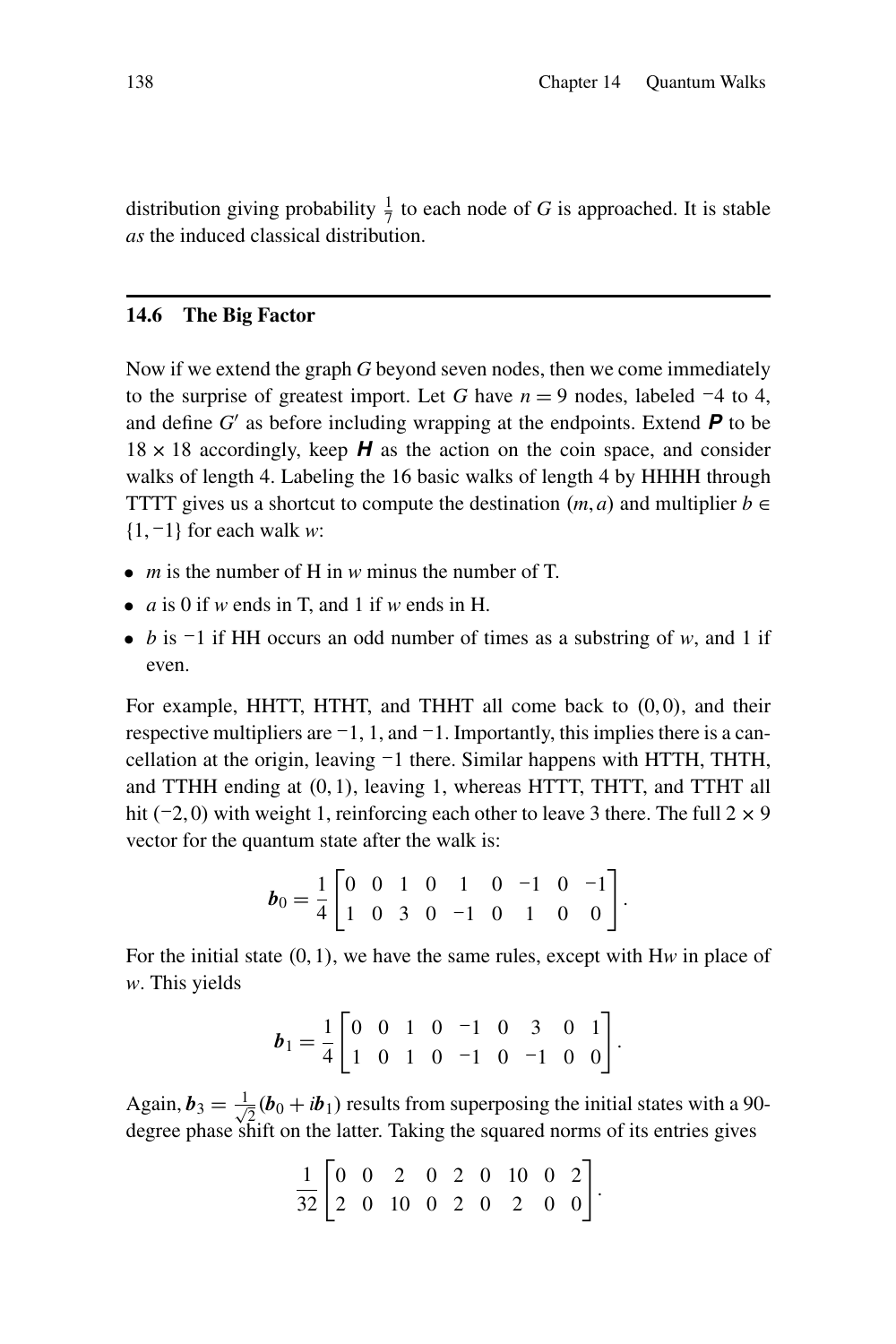distribution giving probability $\frac{1}{7}$ to each node of $G$ is approached. It is stable *as* the induced classical distribution.

## 14.6 The Big Factor

Now if we extend the graph $G$ beyond seven nodes, then we come immediately to the surprise of greatest import. Let $G$ have $n = 9$ nodes, labeled $-4$ to 4, and define $G'$ as before including wrapping at the endpoints. Extend $\boldsymbol{P}$ to be $18 \times 18$ accordingly, keep $\boldsymbol{H}$ as the action on the coin space, and consider walks of length 4. Labeling the 16 basic walks of length 4 by HHHH through TTTT gives us a shortcut to compute the destination $(m, a)$ and multiplier $b \in \{1, -1\}$ for each walk $w$:

- $m$ is the number of H in $w$ minus the number of T.
- $a$ is 0 if $w$ ends in T, and 1 if $w$ ends in H.
- $b$ is $-1$ if HH occurs an odd number of times as a substring of $w$, and 1 if even.

For example, HHTT, HTHT, and THHT all come back to $(0, 0)$, and their respective multipliers are $-1$, 1, and $-1$. Importantly, this implies there is a cancellation at the origin, leaving $-1$ there. Similar happens with HTTH, THTH, and TTHH ending at $(0, 1)$, leaving 1, whereas HTTT, THTT, and TTHT all hit $(-2, 0)$ with weight 1, reinforcing each other to leave 3 there. The full $2 \times 9$ vector for the quantum state after the walk is:

$$\boldsymbol{b}_0 = \frac{1}{4}\begin{bmatrix} 0 & 0 & 1 & 0 & 1 & 0 & -1 & 0 & -1 \\ 1 & 0 & 3 & 0 & -1 & 0 & 1 & 0 & 0 \end{bmatrix}.$$

For the initial state $(0, 1)$, we have the same rules, except with H$w$ in place of $w$. This yields

$$\boldsymbol{b}_1 = \frac{1}{4}\begin{bmatrix} 0 & 0 & 1 & 0 & -1 & 0 & 3 & 0 & 1 \\ 1 & 0 & 1 & 0 & -1 & 0 & -1 & 0 & 0 \end{bmatrix}.$$

Again, $\boldsymbol{b}_3 = \frac{1}{\sqrt{2}}(\boldsymbol{b}_0 + i\boldsymbol{b}_1)$ results from superposing the initial states with a 90-degree phase shift on the latter. Taking the squared norms of its entries gives

$$\frac{1}{32}\begin{bmatrix} 0 & 0 & 2 & 0 & 2 & 0 & 10 & 0 & 2 \\ 2 & 0 & 10 & 0 & 2 & 0 & 2 & 0 & 0 \end{bmatrix}.$$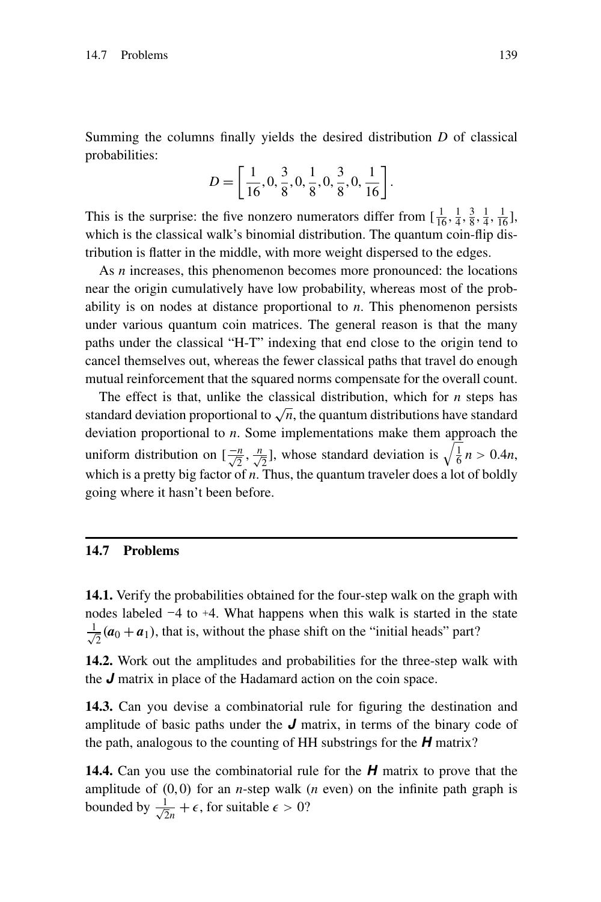Summing the columns finally yields the desired distribution $D$ of classical probabilities:

$$D = \left[\frac{1}{16}, 0, \frac{3}{8}, 0, \frac{1}{8}, 0, \frac{3}{8}, 0, \frac{1}{16}\right].$$

This is the surprise: the five nonzero numerators differ from $[\frac{1}{16}, \frac{1}{4}, \frac{3}{8}, \frac{1}{4}, \frac{1}{16}]$, which is the classical walk's binomial distribution. The quantum coin-flip distribution is flatter in the middle, with more weight dispersed to the edges.

As $n$ increases, this phenomenon becomes more pronounced: the locations near the origin cumulatively have low probability, whereas most of the probability is on nodes at distance proportional to $n$. This phenomenon persists under various quantum coin matrices. The general reason is that the many paths under the classical "H-T" indexing that end close to the origin tend to cancel themselves out, whereas the fewer classical paths that travel do enough mutual reinforcement that the squared norms compensate for the overall count.

The effect is that, unlike the classical distribution, which for $n$ steps has standard deviation proportional to $\sqrt{n}$, the quantum distributions have standard deviation proportional to $n$. Some implementations make them approach the uniform distribution on $[\frac{-n}{\sqrt{2}}, \frac{n}{\sqrt{2}}]$, whose standard deviation is $\sqrt{\frac{1}{6}}\,n > 0.4n$, which is a pretty big factor of $n$. Thus, the quantum traveler does a lot of boldly going where it hasn't been before.

## 14.7 Problems

**14.1.** Verify the probabilities obtained for the four-step walk on the graph with nodes labeled −4 to +4. What happens when this walk is started in the state $\frac{1}{\sqrt{2}}(\boldsymbol{a}_0 + \boldsymbol{a}_1)$, that is, without the phase shift on the "initial heads" part?

**14.2.** Work out the amplitudes and probabilities for the three-step walk with the $\boldsymbol{J}$ matrix in place of the Hadamard action on the coin space.

**14.3.** Can you devise a combinatorial rule for figuring the destination and amplitude of basic paths under the $\boldsymbol{J}$ matrix, in terms of the binary code of the path, analogous to the counting of HH substrings for the $\boldsymbol{H}$ matrix?

**14.4.** Can you use the combinatorial rule for the $\boldsymbol{H}$ matrix to prove that the amplitude of $(0, 0)$ for an $n$-step walk ($n$ even) on the infinite path graph is bounded by $\frac{1}{\sqrt{2n}} + \epsilon$, for suitable $\epsilon > 0$?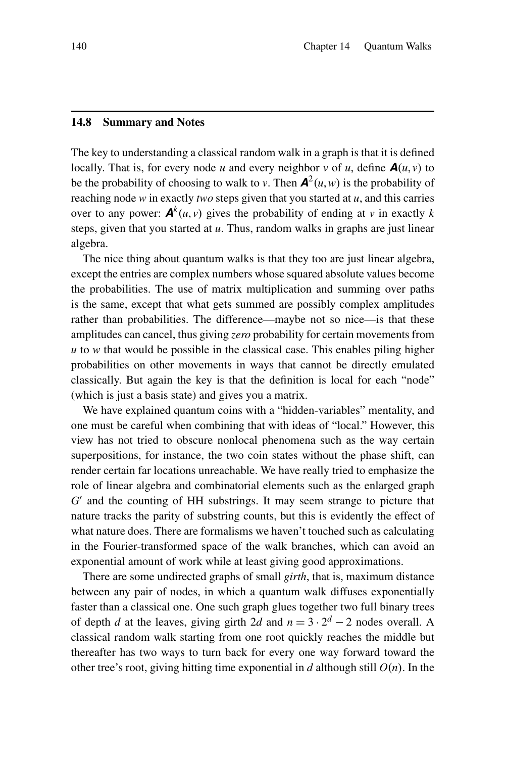## 14.8 Summary and Notes

The key to understanding a classical random walk in a graph is that it is defined locally. That is, for every node $u$ and every neighbor $v$ of $u$, define $\boldsymbol{A}(u,v)$ to be the probability of choosing to walk to $v$. Then $\boldsymbol{A}^2(u,w)$ is the probability of reaching node $w$ in exactly *two* steps given that you started at $u$, and this carries over to any power: $\boldsymbol{A}^k(u,v)$ gives the probability of ending at $v$ in exactly $k$ steps, given that you started at $u$. Thus, random walks in graphs are just linear algebra.

The nice thing about quantum walks is that they too are just linear algebra, except the entries are complex numbers whose squared absolute values become the probabilities. The use of matrix multiplication and summing over paths is the same, except that what gets summed are possibly complex amplitudes rather than probabilities. The difference—maybe not so nice—is that these amplitudes can cancel, thus giving *zero* probability for certain movements from $u$ to $w$ that would be possible in the classical case. This enables piling higher probabilities on other movements in ways that cannot be directly emulated classically. But again the key is that the definition is local for each "node" (which is just a basis state) and gives you a matrix.

We have explained quantum coins with a "hidden-variables" mentality, and one must be careful when combining that with ideas of "local." However, this view has not tried to obscure nonlocal phenomena such as the way certain superpositions, for instance, the two coin states without the phase shift, can render certain far locations unreachable. We have really tried to emphasize the role of linear algebra and combinatorial elements such as the enlarged graph $G'$ and the counting of HH substrings. It may seem strange to picture that nature tracks the parity of substring counts, but this is evidently the effect of what nature does. There are formalisms we haven't touched such as calculating in the Fourier-transformed space of the walk branches, which can avoid an exponential amount of work while at least giving good approximations.

There are some undirected graphs of small *girth*, that is, maximum distance between any pair of nodes, in which a quantum walk diffuses exponentially faster than a classical one. One such graph glues together two full binary trees of depth $d$ at the leaves, giving girth $2d$ and $n = 3 \cdot 2^d - 2$ nodes overall. A classical random walk starting from one root quickly reaches the middle but thereafter has two ways to turn back for every one way forward toward the other tree's root, giving hitting time exponential in $d$ although still $O(n)$. In the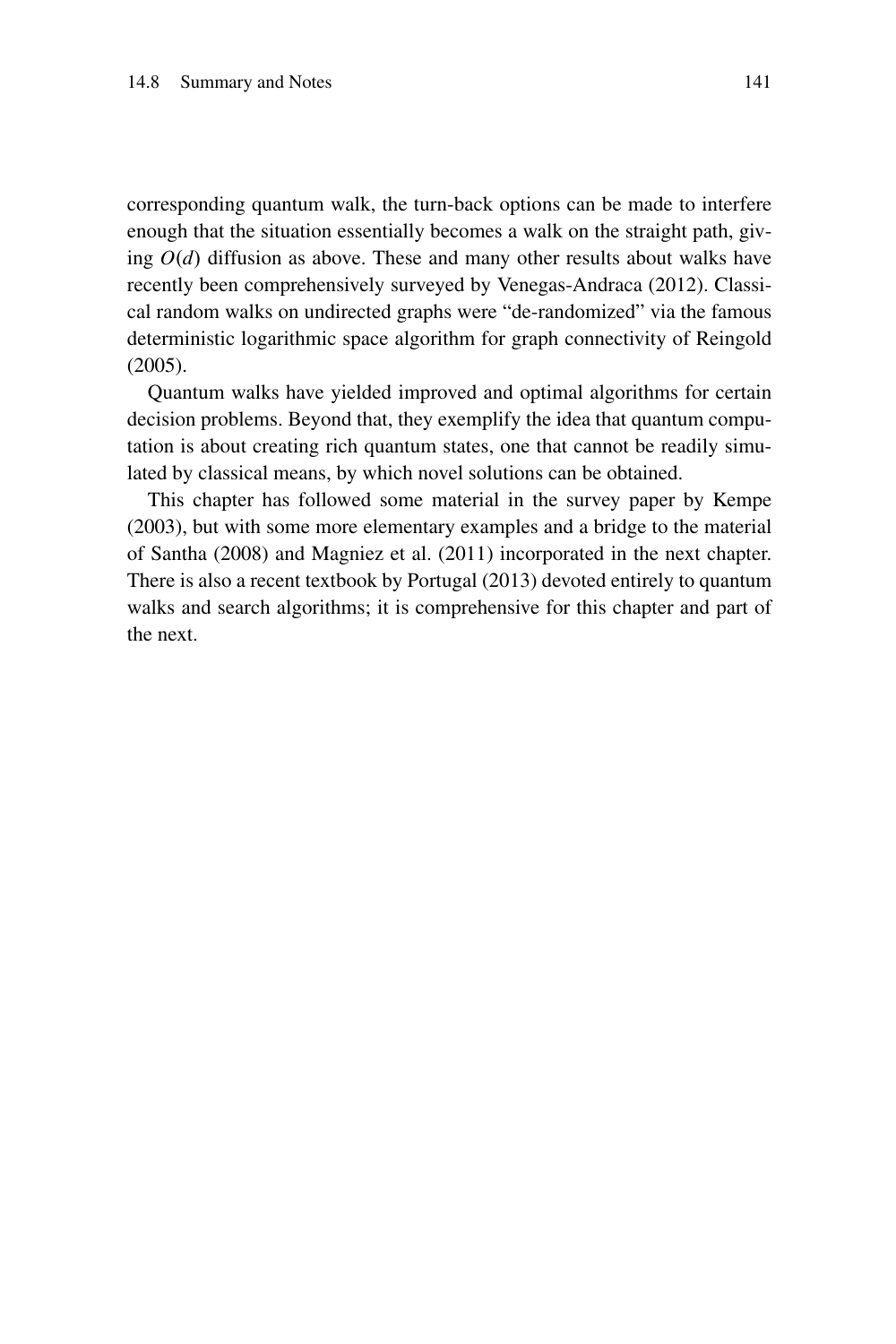corresponding quantum walk, the turn-back options can be made to interfere enough that the situation essentially becomes a walk on the straight path, giving $O(d)$ diffusion as above. These and many other results about walks have recently been comprehensively surveyed by Venegas-Andraca (2012). Classical random walks on undirected graphs were "de-randomized" via the famous deterministic logarithmic space algorithm for graph connectivity of Reingold (2005).

Quantum walks have yielded improved and optimal algorithms for certain decision problems. Beyond that, they exemplify the idea that quantum computation is about creating rich quantum states, one that cannot be readily simulated by classical means, by which novel solutions can be obtained.

This chapter has followed some material in the survey paper by Kempe (2003), but with some more elementary examples and a bridge to the material of Santha (2008) and Magniez et al. (2011) incorporated in the next chapter. There is also a recent textbook by Portugal (2013) devoted entirely to quantum walks and search algorithms; it is comprehensive for this chapter and part of the next.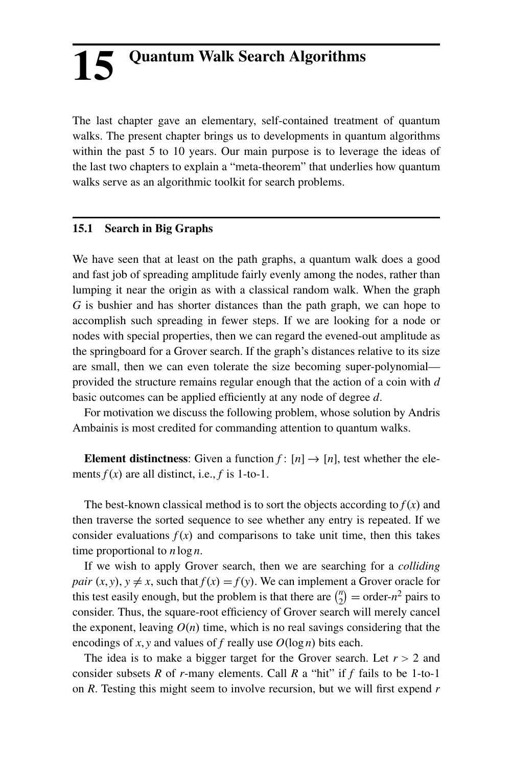# 15 Quantum Walk Search Algorithms

The last chapter gave an elementary, self-contained treatment of quantum walks. The present chapter brings us to developments in quantum algorithms within the past 5 to 10 years. Our main purpose is to leverage the ideas of the last two chapters to explain a "meta-theorem" that underlies how quantum walks serve as an algorithmic toolkit for search problems.

## 15.1 Search in Big Graphs

We have seen that at least on the path graphs, a quantum walk does a good and fast job of spreading amplitude fairly evenly among the nodes, rather than lumping it near the origin as with a classical random walk. When the graph $G$ is bushier and has shorter distances than the path graph, we can hope to accomplish such spreading in fewer steps. If we are looking for a node or nodes with special properties, then we can regard the evened-out amplitude as the springboard for a Grover search. If the graph's distances relative to its size are small, then we can even tolerate the size becoming super-polynomial—provided the structure remains regular enough that the action of a coin with $d$ basic outcomes can be applied efficiently at any node of degree $d$.

For motivation we discuss the following problem, whose solution by Andris Ambainis is most credited for commanding attention to quantum walks.

**Element distinctness**: Given a function $f\colon [n] \to [n]$, test whether the elements $f(x)$ are all distinct, i.e., $f$ is 1-to-1.

The best-known classical method is to sort the objects according to $f(x)$ and then traverse the sorted sequence to see whether any entry is repeated. If we consider evaluations $f(x)$ and comparisons to take unit time, then this takes time proportional to $n \log n$.

If we wish to apply Grover search, then we are searching for a *colliding pair* $(x, y)$, $y \neq x$, such that $f(x) = f(y)$. We can implement a Grover oracle for this test easily enough, but the problem is that there are $\binom{n}{2} =$ order-$n^2$ pairs to consider. Thus, the square-root efficiency of Grover search will merely cancel the exponent, leaving $O(n)$ time, which is no real savings considering that the encodings of $x, y$ and values of $f$ really use $O(\log n)$ bits each.

The idea is to make a bigger target for the Grover search. Let $r > 2$ and consider subsets $R$ of $r$-many elements. Call $R$ a "hit" if $f$ fails to be 1-to-1 on $R$. Testing this might seem to involve recursion, but we will first expend $r$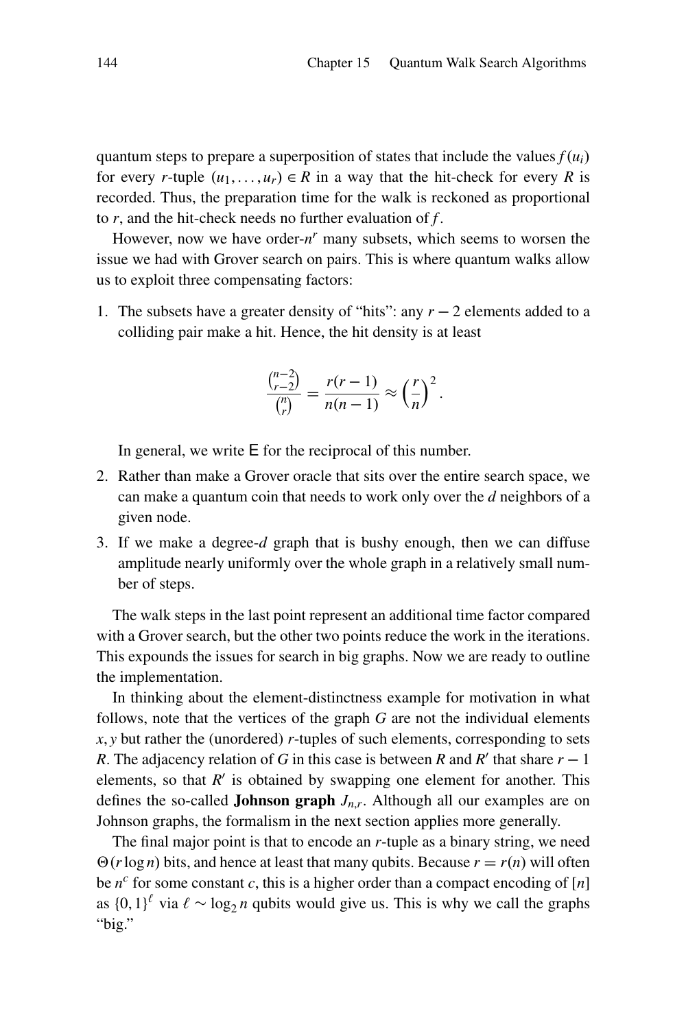quantum steps to prepare a superposition of states that include the values $f(u_i)$ for every $r$-tuple $(u_1, \dots, u_r) \in R$ in a way that the hit-check for every $R$ is recorded. Thus, the preparation time for the walk is reckoned as proportional to $r$, and the hit-check needs no further evaluation of $f$.

However, now we have order-$n^r$ many subsets, which seems to worsen the issue we had with Grover search on pairs. This is where quantum walks allow us to exploit three compensating factors:

1. The subsets have a greater density of "hits": any $r - 2$ elements added to a colliding pair make a hit. Hence, the hit density is at least

$$\frac{\binom{n-2}{r-2}}{\binom{n}{r}} = \frac{r(r-1)}{n(n-1)} \approx \left(\frac{r}{n}\right)^2.$$

   In general, we write $\mathsf{E}$ for the reciprocal of this number.

2. Rather than make a Grover oracle that sits over the entire search space, we can make a quantum coin that needs to work only over the $d$ neighbors of a given node.
3. If we make a degree-$d$ graph that is bushy enough, then we can diffuse amplitude nearly uniformly over the whole graph in a relatively small number of steps.

The walk steps in the last point represent an additional time factor compared with a Grover search, but the other two points reduce the work in the iterations. This expounds the issues for search in big graphs. Now we are ready to outline the implementation.

In thinking about the element-distinctness example for motivation in what follows, note that the vertices of the graph $G$ are not the individual elements $x, y$ but rather the (unordered) $r$-tuples of such elements, corresponding to sets $R$. The adjacency relation of $G$ in this case is between $R$ and $R'$ that share $r - 1$ elements, so that $R'$ is obtained by swapping one element for another. This defines the so-called **Johnson graph** $J_{n,r}$. Although all our examples are on Johnson graphs, the formalism in the next section applies more generally.

The final major point is that to encode an $r$-tuple as a binary string, we need $\Theta(r \log n)$ bits, and hence at least that many qubits. Because $r = r(n)$ will often be $n^c$ for some constant $c$, this is a higher order than a compact encoding of $[n]$ as $\{0,1\}^\ell$ via $\ell \sim \log_2 n$ qubits would give us. This is why we call the graphs "big."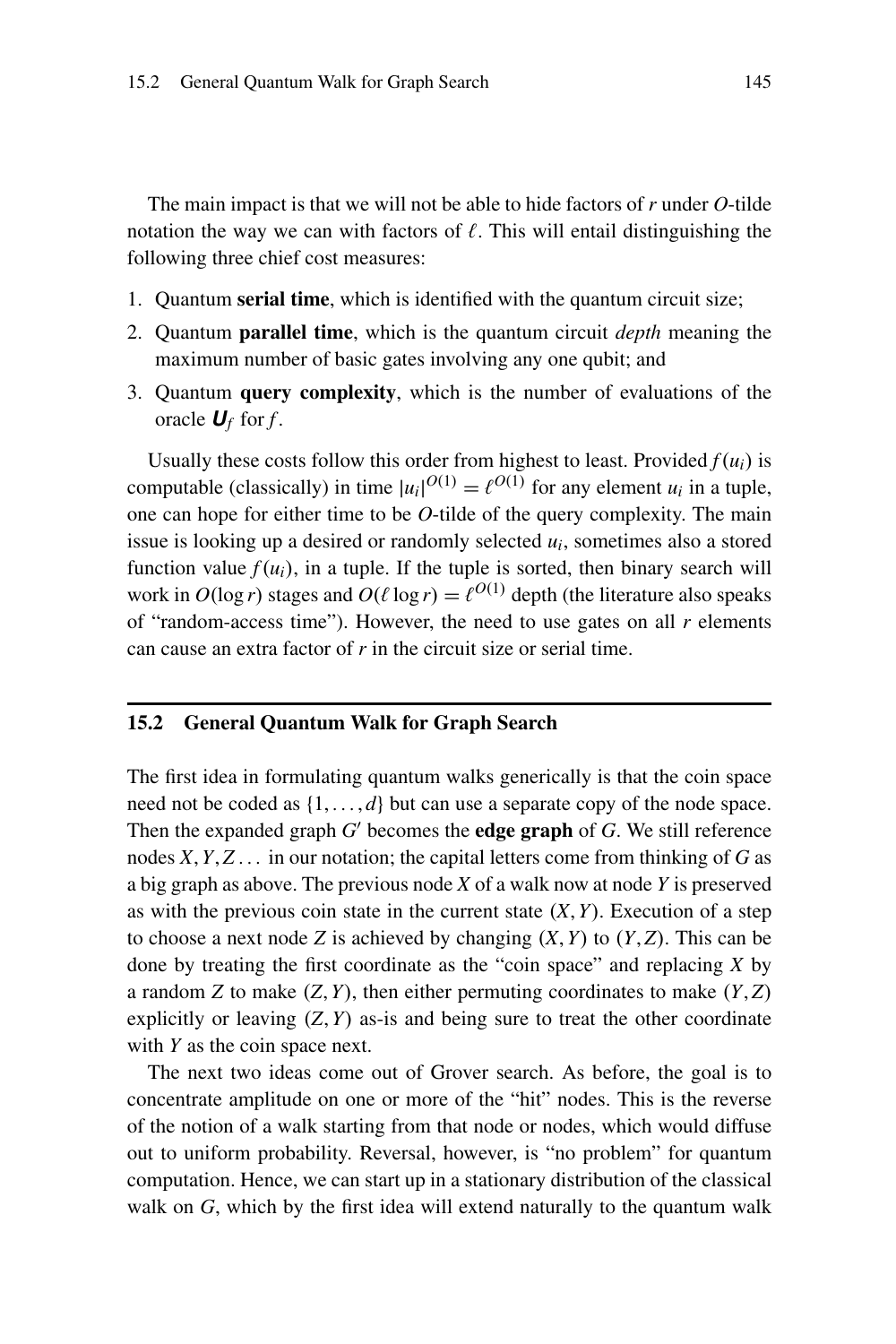The main impact is that we will not be able to hide factors of $r$ under $O$-tilde notation the way we can with factors of $\ell$. This will entail distinguishing the following three chief cost measures:

1. Quantum **serial time**, which is identified with the quantum circuit size;
2. Quantum **parallel time**, which is the quantum circuit *depth* meaning the maximum number of basic gates involving any one qubit; and
3. Quantum **query complexity**, which is the number of evaluations of the oracle $\boldsymbol{U}_f$ for $f$.

Usually these costs follow this order from highest to least. Provided $f(u_i)$ is computable (classically) in time $|u_i|^{O(1)} = \ell^{O(1)}$ for any element $u_i$ in a tuple, one can hope for either time to be $O$-tilde of the query complexity. The main issue is looking up a desired or randomly selected $u_i$, sometimes also a stored function value $f(u_i)$, in a tuple. If the tuple is sorted, then binary search will work in $O(\log r)$ stages and $O(\ell \log r) = \ell^{O(1)}$ depth (the literature also speaks of "random-access time"). However, the need to use gates on all $r$ elements can cause an extra factor of $r$ in the circuit size or serial time.

## 15.2 General Quantum Walk for Graph Search

The first idea in formulating quantum walks generically is that the coin space need not be coded as $\{1, \ldots, d\}$ but can use a separate copy of the node space. Then the expanded graph $G'$ becomes the **edge graph** of $G$. We still reference nodes $X, Y, Z \ldots$ in our notation; the capital letters come from thinking of $G$ as a big graph as above. The previous node $X$ of a walk now at node $Y$ is preserved as with the previous coin state in the current state $(X, Y)$. Execution of a step to choose a next node $Z$ is achieved by changing $(X, Y)$ to $(Y, Z)$. This can be done by treating the first coordinate as the "coin space" and replacing $X$ by a random $Z$ to make $(Z, Y)$, then either permuting coordinates to make $(Y, Z)$ explicitly or leaving $(Z, Y)$ as-is and being sure to treat the other coordinate with $Y$ as the coin space next.

The next two ideas come out of Grover search. As before, the goal is to concentrate amplitude on one or more of the "hit" nodes. This is the reverse of the notion of a walk starting from that node or nodes, which would diffuse out to uniform probability. Reversal, however, is "no problem" for quantum computation. Hence, we can start up in a stationary distribution of the classical walk on $G$, which by the first idea will extend naturally to the quantum walk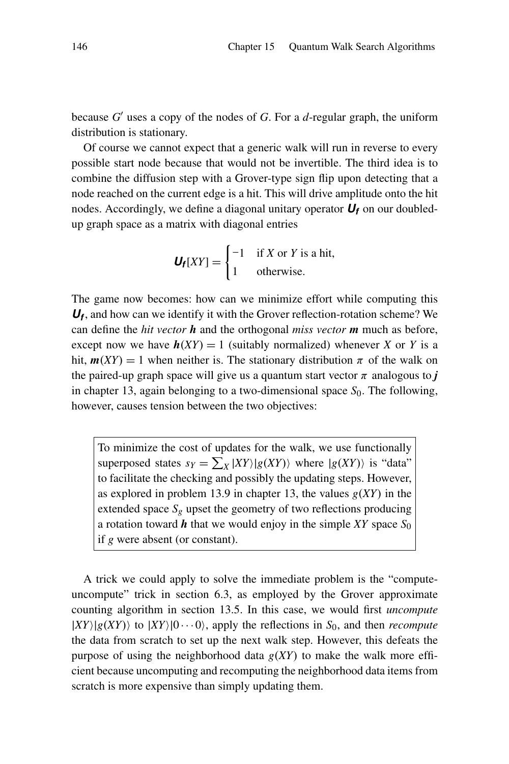because $G'$ uses a copy of the nodes of $G$. For a $d$-regular graph, the uniform distribution is stationary.

Of course we cannot expect that a generic walk will run in reverse to every possible start node because that would not be invertible. The third idea is to combine the diffusion step with a Grover-type sign flip upon detecting that a node reached on the current edge is a hit. This will drive amplitude onto the hit nodes. Accordingly, we define a diagonal unitary operator $\boldsymbol{U_f}$ on our doubled-up graph space as a matrix with diagonal entries

$$\boldsymbol{U_f}[XY] = \begin{cases} -1 & \text{if } X \text{ or } Y \text{ is a hit,} \\ 1 & \text{otherwise.} \end{cases}$$

The game now becomes: how can we minimize effort while computing this $\boldsymbol{U_f}$, and how can we identify it with the Grover reflection-rotation scheme? We can define the *hit vector* $\boldsymbol{h}$ and the orthogonal *miss vector* $\boldsymbol{m}$ much as before, except now we have $\boldsymbol{h}(XY) = 1$ (suitably normalized) whenever $X$ or $Y$ is a hit, $\boldsymbol{m}(XY) = 1$ when neither is. The stationary distribution $\pi$ of the walk on the paired-up graph space will give us a quantum start vector $\pi$ analogous to $\boldsymbol{j}$ in chapter 13, again belonging to a two-dimensional space $S_0$. The following, however, causes tension between the two objectives:

> To minimize the cost of updates for the walk, we use functionally superposed states $s_Y = \sum_X |XY\rangle|g(XY)\rangle$ where $|g(XY)\rangle$ is "data" to facilitate the checking and possibly the updating steps. However, as explored in problem 13.9 in chapter 13, the values $g(XY)$ in the extended space $S_g$ upset the geometry of two reflections producing a rotation toward $\boldsymbol{h}$ that we would enjoy in the simple $XY$ space $S_0$ if $g$ were absent (or constant).

A trick we could apply to solve the immediate problem is the "compute-uncompute" trick in section 6.3, as employed by the Grover approximate counting algorithm in section 13.5. In this case, we would first *uncompute* $|XY\rangle|g(XY)\rangle$ to $|XY\rangle|0\cdots0\rangle$, apply the reflections in $S_0$, and then *recompute* the data from scratch to set up the next walk step. However, this defeats the purpose of using the neighborhood data $g(XY)$ to make the walk more efficient because uncomputing and recomputing the neighborhood data items from scratch is more expensive than simply updating them.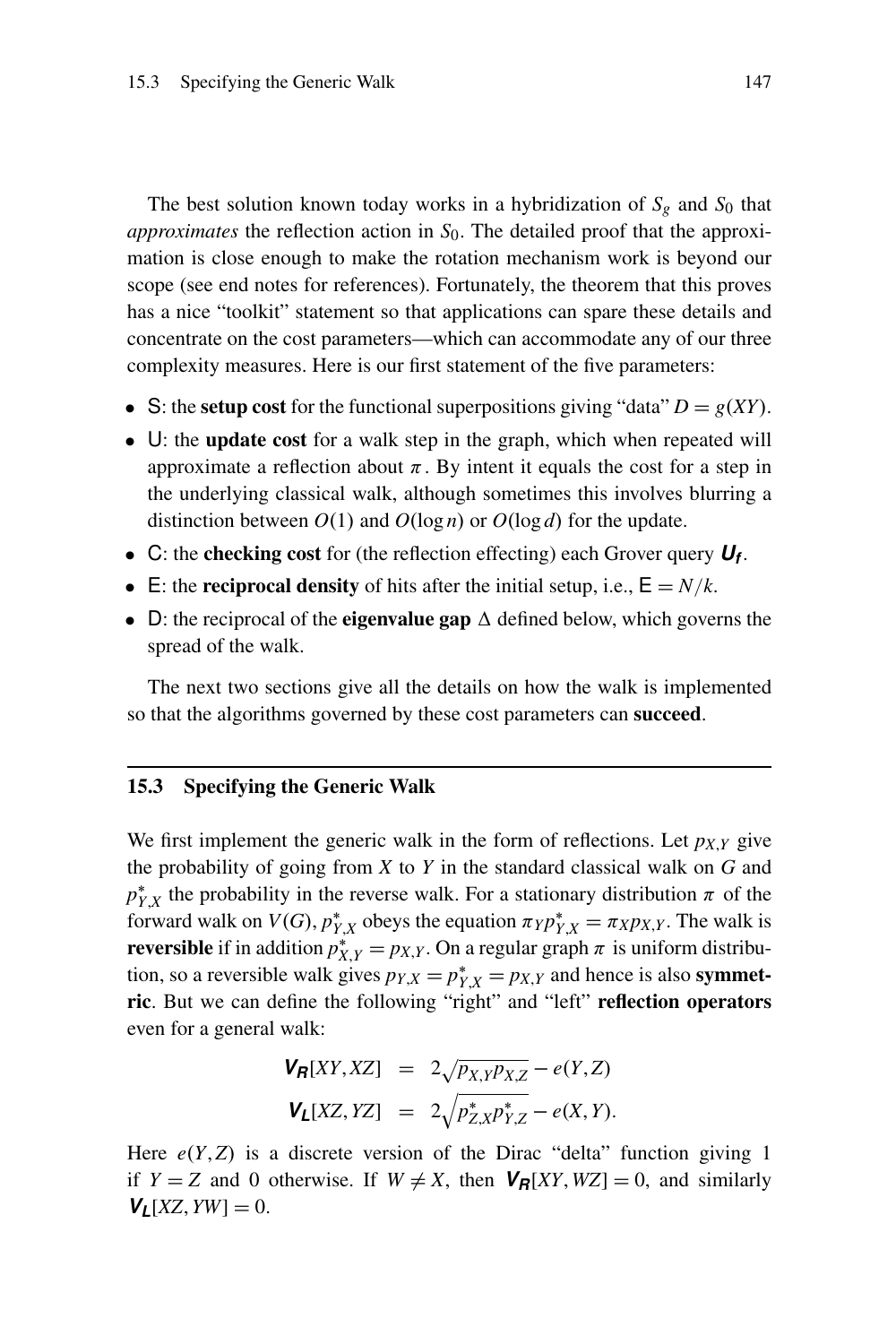The best solution known today works in a hybridization of $S_g$ and $S_0$ that *approximates* the reflection action in $S_0$. The detailed proof that the approximation is close enough to make the rotation mechanism work is beyond our scope (see end notes for references). Fortunately, the theorem that this proves has a nice "toolkit" statement so that applications can spare these details and concentrate on the cost parameters—which can accommodate any of our three complexity measures. Here is our first statement of the five parameters:

- $\mathsf{S}$: the **setup cost** for the functional superpositions giving "data" $D = g(XY)$.
- $\mathsf{U}$: the **update cost** for a walk step in the graph, which when repeated will approximate a reflection about $\pi$. By intent it equals the cost for a step in the underlying classical walk, although sometimes this involves blurring a distinction between $O(1)$ and $O(\log n)$ or $O(\log d)$ for the update.
- $\mathsf{C}$: the **checking cost** for (the reflection effecting) each Grover query $\boldsymbol{U_f}$.
- $\mathsf{E}$: the **reciprocal density** of hits after the initial setup, i.e., $\mathsf{E} = N/k$.
- $\mathsf{D}$: the reciprocal of the **eigenvalue gap** $\Delta$ defined below, which governs the spread of the walk.

The next two sections give all the details on how the walk is implemented so that the algorithms governed by these cost parameters can **succeed**.

## 15.3 Specifying the Generic Walk

We first implement the generic walk in the form of reflections. Let $p_{X,Y}$ give the probability of going from $X$ to $Y$ in the standard classical walk on $G$ and $p^*_{Y,X}$ the probability in the reverse walk. For a stationary distribution $\pi$ of the forward walk on $V(G)$, $p^*_{Y,X}$ obeys the equation $\pi_Y p^*_{Y,X} = \pi_X p_{X,Y}$. The walk is **reversible** if in addition $p^*_{X,Y} = p_{X,Y}$. On a regular graph $\pi$ is uniform distribution, so a reversible walk gives $p_{Y,X} = p^*_{Y,X} = p_{X,Y}$ and hence is also **symmetric**. But we can define the following "right" and "left" **reflection operators** even for a general walk:

$$
\begin{aligned}
\boldsymbol{V_R}[XY, XZ] &= 2\sqrt{p_{X,Y}p_{X,Z}} - e(Y,Z) \\
\boldsymbol{V_L}[XZ, YZ] &= 2\sqrt{p^*_{Z,X}p^*_{Y,Z}} - e(X,Y).
\end{aligned}
$$

Here $e(Y,Z)$ is a discrete version of the Dirac "delta" function giving 1 if $Y = Z$ and 0 otherwise. If $W \neq X$, then $\boldsymbol{V_R}[XY, WZ] = 0$, and similarly $\boldsymbol{V_L}[XZ, YW] = 0$.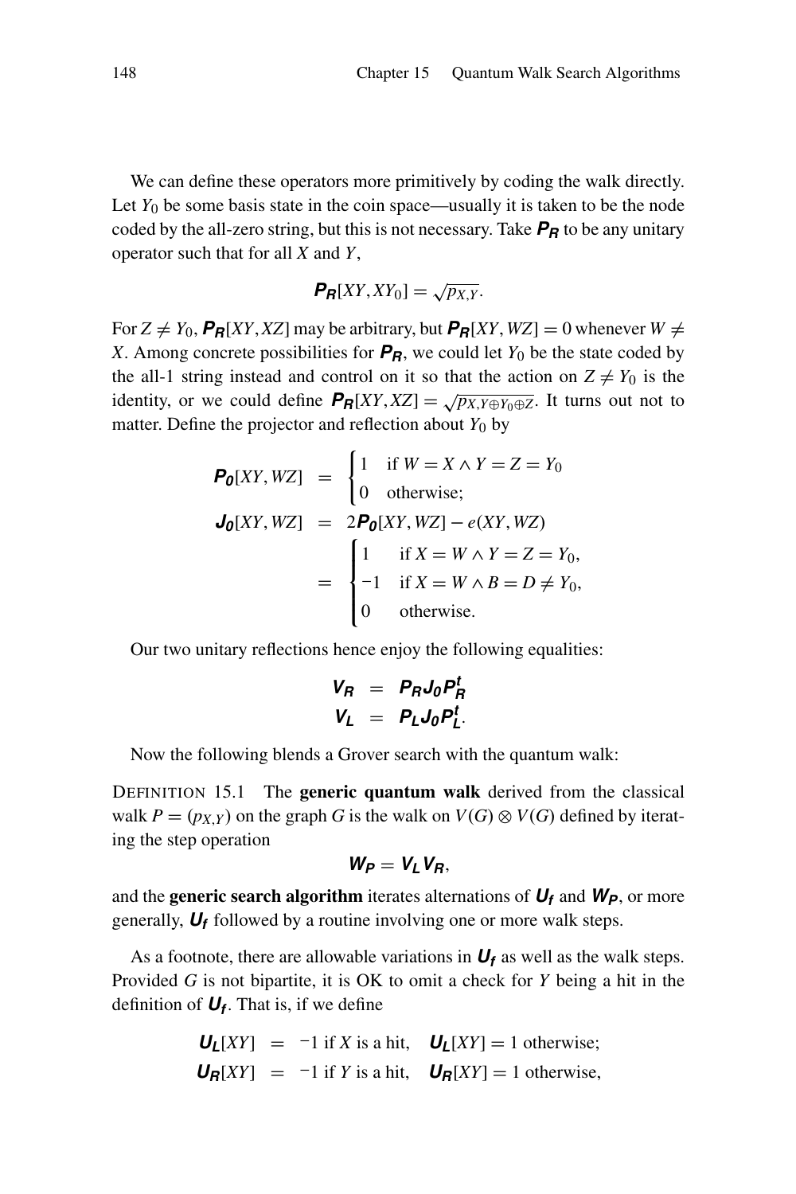We can define these operators more primitively by coding the walk directly. Let $Y_0$ be some basis state in the coin space—usually it is taken to be the node coded by the all-zero string, but this is not necessary. Take $\boldsymbol{P_R}$ to be any unitary operator such that for all $X$ and $Y$,

$$\boldsymbol{P_R}[XY, XY_0] = \sqrt{p_{X,Y}}.$$

For $Z \neq Y_0$, $\boldsymbol{P_R}[XY, XZ]$ may be arbitrary, but $\boldsymbol{P_R}[XY, WZ] = 0$ whenever $W \neq X$. Among concrete possibilities for $\boldsymbol{P_R}$, we could let $Y_0$ be the state coded by the all-1 string instead and control on it so that the action on $Z \neq Y_0$ is the identity, or we could define $\boldsymbol{P_R}[XY, XZ] = \sqrt{p_{X,Y \oplus Y_0 \oplus Z}}$. It turns out not to matter. Define the projector and reflection about $Y_0$ by

$$\begin{aligned}
\boldsymbol{P_0}[XY, WZ] &= \begin{cases} 1 & \text{if } W = X \wedge Y = Z = Y_0 \\ 0 & \text{otherwise;} \end{cases} \\
\boldsymbol{J_0}[XY, WZ] &= 2\boldsymbol{P_0}[XY, WZ] - e(XY, WZ) \\
&= \begin{cases} 1 & \text{if } X = W \wedge Y = Z = Y_0, \\ -1 & \text{if } X = W \wedge B = D \neq Y_0, \\ 0 & \text{otherwise.} \end{cases}
\end{aligned}$$

Our two unitary reflections hence enjoy the following equalities:

$$\begin{aligned}
\boldsymbol{V_R} &= \boldsymbol{P_R J_0 P_R^t} \\
\boldsymbol{V_L} &= \boldsymbol{P_L J_0 P_L^t}.
\end{aligned}$$

Now the following blends a Grover search with the quantum walk:

DEFINITION 15.1 The **generic quantum walk** derived from the classical walk $P = (p_{X,Y})$ on the graph $G$ is the walk on $V(G) \otimes V(G)$ defined by iterating the step operation

$$\boldsymbol{W_P} = \boldsymbol{V_L V_R},$$

and the **generic search algorithm** iterates alternations of $\boldsymbol{U_f}$ and $\boldsymbol{W_P}$, or more generally, $\boldsymbol{U_f}$ followed by a routine involving one or more walk steps.

As a footnote, there are allowable variations in $\boldsymbol{U_f}$ as well as the walk steps. Provided $G$ is not bipartite, it is OK to omit a check for $Y$ being a hit in the definition of $\boldsymbol{U_f}$. That is, if we define

$$\begin{aligned}
\boldsymbol{U_L}[XY] &= -1 \text{ if } X \text{ is a hit}, \quad \boldsymbol{U_L}[XY] = 1 \text{ otherwise;} \\
\boldsymbol{U_R}[XY] &= -1 \text{ if } Y \text{ is a hit}, \quad \boldsymbol{U_R}[XY] = 1 \text{ otherwise,}
\end{aligned}$$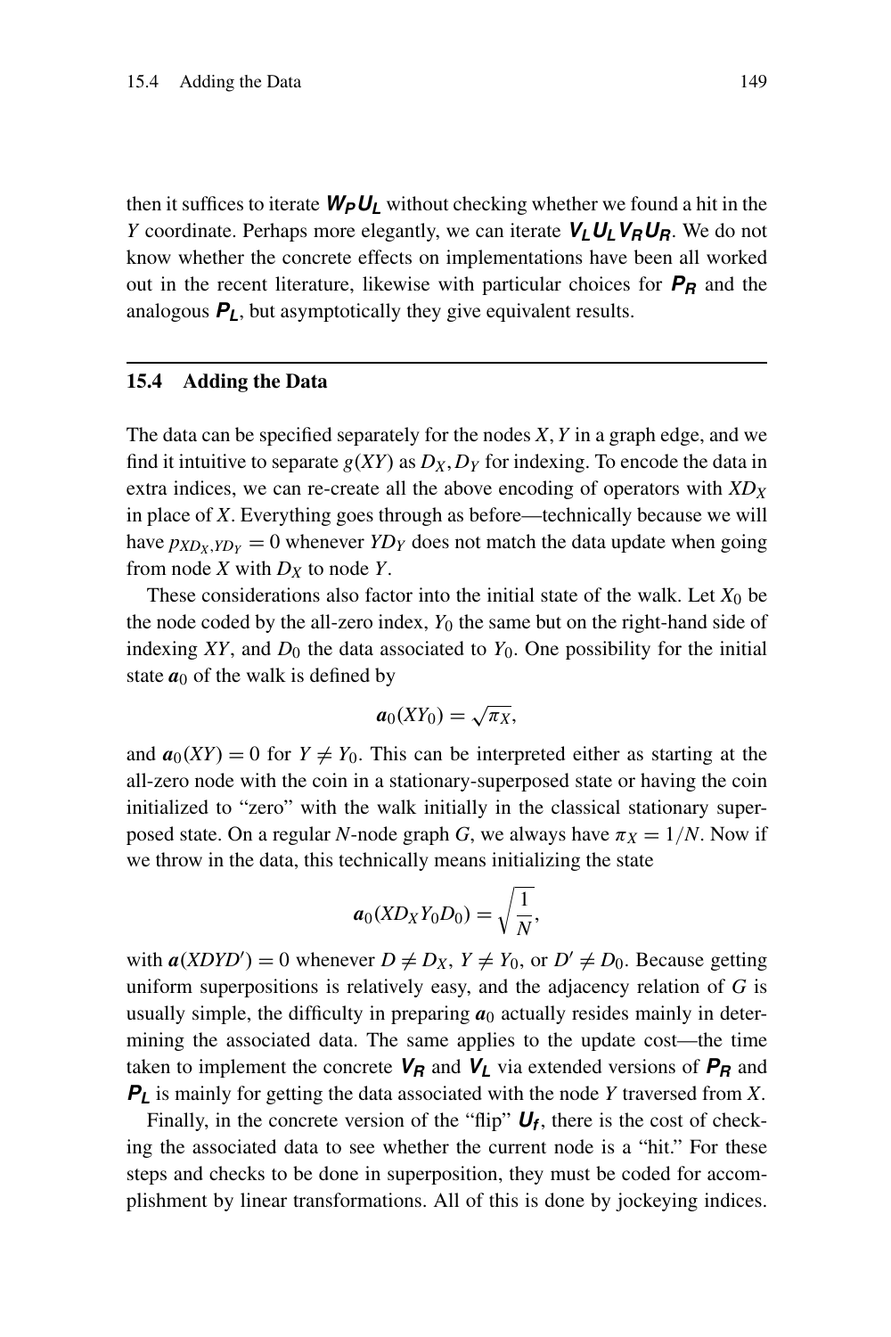then it suffices to iterate $\boldsymbol{W_P U_L}$ without checking whether we found a hit in the $Y$ coordinate. Perhaps more elegantly, we can iterate $\boldsymbol{V_L U_L V_R U_R}$. We do not know whether the concrete effects on implementations have been all worked out in the recent literature, likewise with particular choices for $\boldsymbol{P_R}$ and the analogous $\boldsymbol{P_L}$, but asymptotically they give equivalent results.

## 15.4 Adding the Data

The data can be specified separately for the nodes $X, Y$ in a graph edge, and we find it intuitive to separate $g(XY)$ as $D_X, D_Y$ for indexing. To encode the data in extra indices, we can re-create all the above encoding of operators with $XD_X$ in place of $X$. Everything goes through as before—technically because we will have $p_{XD_X,YD_Y} = 0$ whenever $YD_Y$ does not match the data update when going from node $X$ with $D_X$ to node $Y$.

These considerations also factor into the initial state of the walk. Let $X_0$ be the node coded by the all-zero index, $Y_0$ the same but on the right-hand side of indexing $XY$, and $D_0$ the data associated to $Y_0$. One possibility for the initial state $\boldsymbol{a}_0$ of the walk is defined by

$$\boldsymbol{a}_0(XY_0) = \sqrt{\pi_X},$$

and $\boldsymbol{a}_0(XY) = 0$ for $Y \neq Y_0$. This can be interpreted either as starting at the all-zero node with the coin in a stationary-superposed state or having the coin initialized to "zero" with the walk initially in the classical stationary superposed state. On a regular $N$-node graph $G$, we always have $\pi_X = 1/N$. Now if we throw in the data, this technically means initializing the state

$$\boldsymbol{a}_0(XD_XY_0D_0) = \sqrt{\frac{1}{N}},$$

with $\boldsymbol{a}(XDYD') = 0$ whenever $D \neq D_X$, $Y \neq Y_0$, or $D' \neq D_0$. Because getting uniform superpositions is relatively easy, and the adjacency relation of $G$ is usually simple, the difficulty in preparing $\boldsymbol{a}_0$ actually resides mainly in determining the associated data. The same applies to the update cost—the time taken to implement the concrete $\boldsymbol{V_R}$ and $\boldsymbol{V_L}$ via extended versions of $\boldsymbol{P_R}$ and $\boldsymbol{P_L}$ is mainly for getting the data associated with the node $Y$ traversed from $X$.

Finally, in the concrete version of the "flip" $\boldsymbol{U_f}$, there is the cost of checking the associated data to see whether the current node is a "hit." For these steps and checks to be done in superposition, they must be coded for accomplishment by linear transformations. All of this is done by jockeying indices.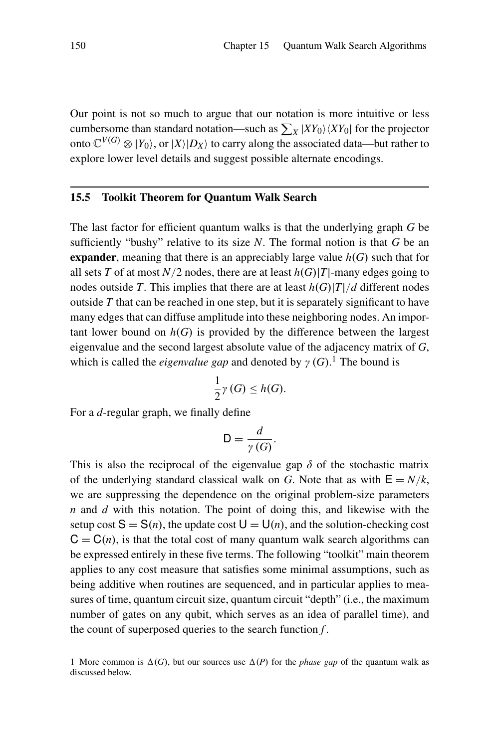Our point is not so much to argue that our notation is more intuitive or less cumbersome than standard notation—such as $\sum_X |XY_0\rangle\langle XY_0|$ for the projector onto $\mathbb{C}^{V(G)} \otimes |Y_0\rangle$, or $|X\rangle|D_X\rangle$ to carry along the associated data—but rather to explore lower level details and suggest possible alternate encodings.

## 15.5 Toolkit Theorem for Quantum Walk Search

The last factor for efficient quantum walks is that the underlying graph $G$ be sufficiently "bushy" relative to its size $N$. The formal notion is that $G$ be an **expander**, meaning that there is an appreciably large value $h(G)$ such that for all sets $T$ of at most $N/2$ nodes, there are at least $h(G)|T|$-many edges going to nodes outside $T$. This implies that there are at least $h(G)|T|/d$ different nodes outside $T$ that can be reached in one step, but it is separately significant to have many edges that can diffuse amplitude into these neighboring nodes. An important lower bound on $h(G)$ is provided by the difference between the largest eigenvalue and the second largest absolute value of the adjacency matrix of $G$, which is called the *eigenvalue gap* and denoted by $\gamma(G)$.[1] The bound is

$$\frac{1}{2}\gamma(G) \leq h(G).$$

For a $d$-regular graph, we finally define

$$\mathsf{D} = \frac{d}{\gamma(G)}.$$

This is also the reciprocal of the eigenvalue gap $\delta$ of the stochastic matrix of the underlying standard classical walk on $G$. Note that as with $\mathsf{E} = N/k$, we are suppressing the dependence on the original problem-size parameters $n$ and $d$ with this notation. The point of doing this, and likewise with the setup cost $\mathsf{S} = \mathsf{S}(n)$, the update cost $\mathsf{U} = \mathsf{U}(n)$, and the solution-checking cost $\mathsf{C} = \mathsf{C}(n)$, is that the total cost of many quantum walk search algorithms can be expressed entirely in these five terms. The following "toolkit" main theorem applies to any cost measure that satisfies some minimal assumptions, such as being additive when routines are sequenced, and in particular applies to measures of time, quantum circuit size, quantum circuit "depth" (i.e., the maximum number of gates on any qubit, which serves as an idea of parallel time), and the count of superposed queries to the search function $f$.

[1] More common is $\Delta(G)$, but our sources use $\Delta(P)$ for the *phase gap* of the quantum walk as discussed below.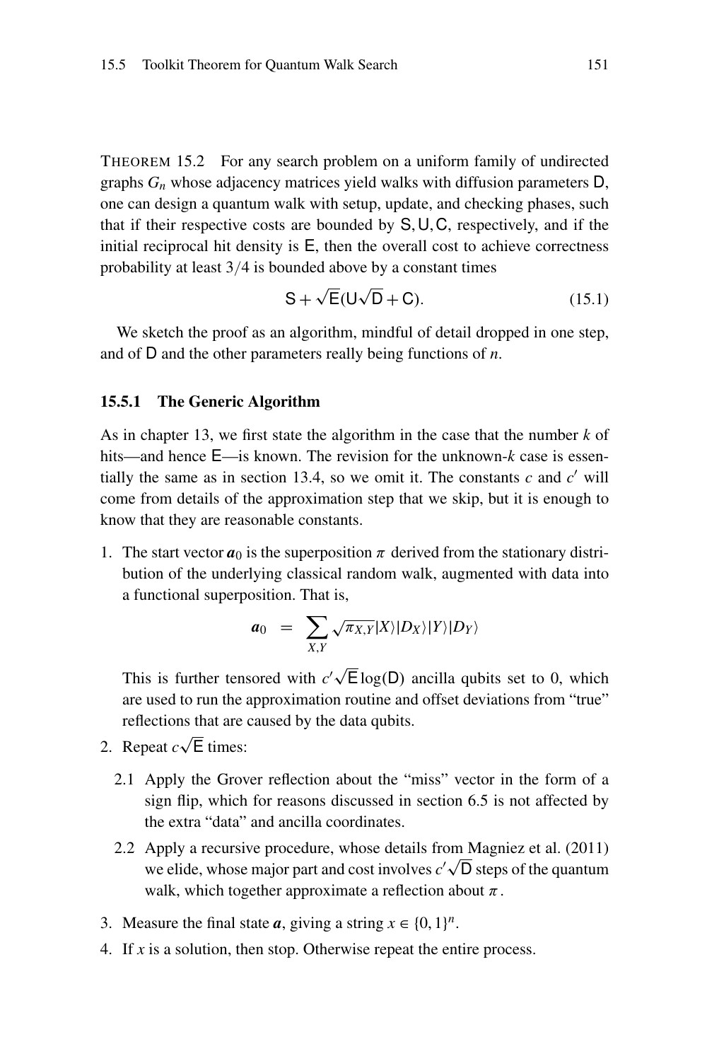THEOREM 15.2 For any search problem on a uniform family of undirected graphs $G_n$ whose adjacency matrices yield walks with diffusion parameters $\mathsf{D}$, one can design a quantum walk with setup, update, and checking phases, such that if their respective costs are bounded by $\mathsf{S}, \mathsf{U}, \mathsf{C}$, respectively, and if the initial reciprocal hit density is $\mathsf{E}$, then the overall cost to achieve correctness probability at least 3/4 is bounded above by a constant times

$$\mathsf{S} + \sqrt{\mathsf{E}}(\mathsf{U}\sqrt{\mathsf{D}} + \mathsf{C}). \tag{15.1}$$

We sketch the proof as an algorithm, mindful of detail dropped in one step, and of $\mathsf{D}$ and the other parameters really being functions of $n$.

### 15.5.1 The Generic Algorithm

As in chapter 13, we first state the algorithm in the case that the number $k$ of hits—and hence $\mathsf{E}$—is known. The revision for the unknown-$k$ case is essentially the same as in section 13.4, so we omit it. The constants $c$ and $c'$ will come from details of the approximation step that we skip, but it is enough to know that they are reasonable constants.

1. The start vector $\boldsymbol{a}_0$ is the superposition $\pi$ derived from the stationary distribution of the underlying classical random walk, augmented with data into a functional superposition. That is,

   $$\boldsymbol{a}_0 \;=\; \sum_{X,Y} \sqrt{\pi_{X,Y}} |X\rangle|D_X\rangle|Y\rangle|D_Y\rangle$$

   This is further tensored with $c'\sqrt{\mathsf{E}}\log(\mathsf{D})$ ancilla qubits set to 0, which are used to run the approximation routine and offset deviations from "true" reflections that are caused by the data qubits.
2. Repeat $c\sqrt{\mathsf{E}}$ times:
   - 2.1 Apply the Grover reflection about the "miss" vector in the form of a sign flip, which for reasons discussed in section 6.5 is not affected by the extra "data" and ancilla coordinates.
   - 2.2 Apply a recursive procedure, whose details from Magniez et al. (2011) we elide, whose major part and cost involves $c'\sqrt{\mathsf{D}}$ steps of the quantum walk, which together approximate a reflection about $\pi$.
3. Measure the final state $\boldsymbol{a}$, giving a string $x \in \{0,1\}^n$.
4. If $x$ is a solution, then stop. Otherwise repeat the entire process.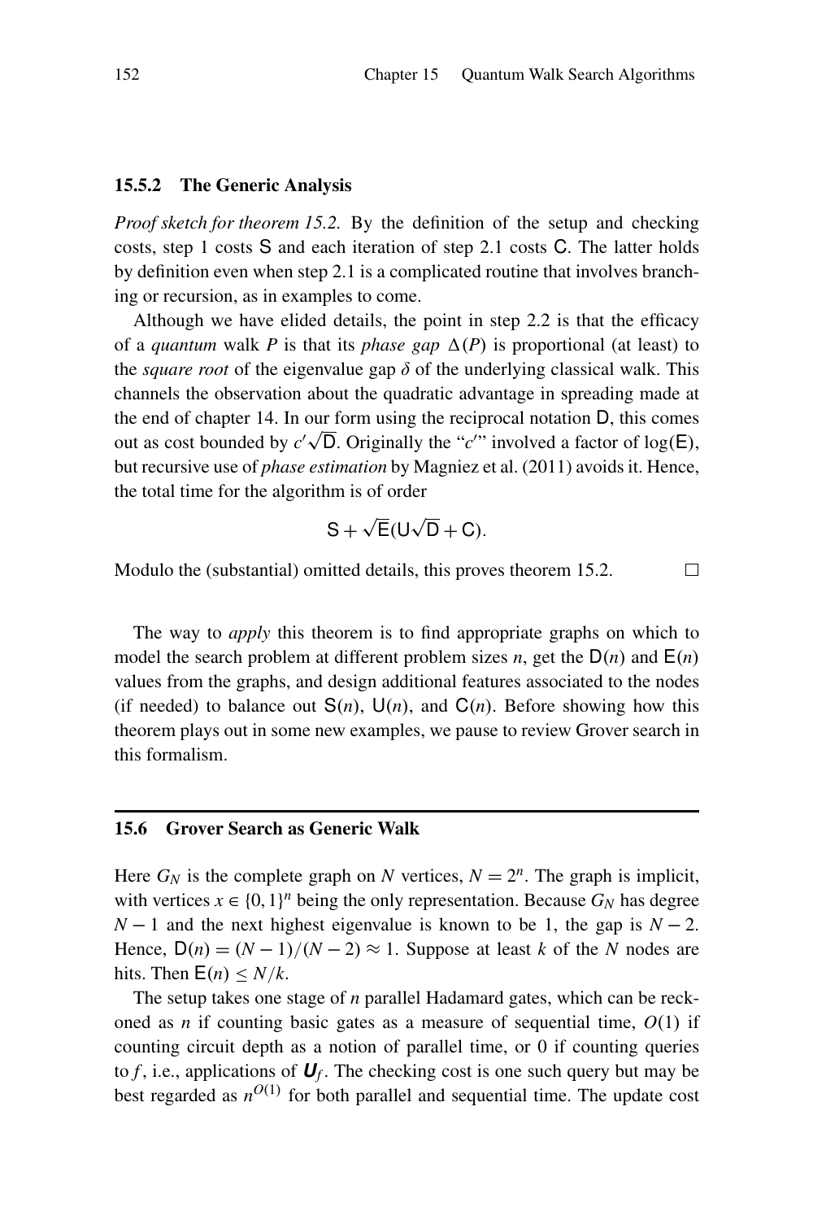### 15.5.2 The Generic Analysis

*Proof sketch for theorem 15.2.* By the definition of the setup and checking costs, step 1 costs $\mathsf{S}$ and each iteration of step 2.1 costs $\mathsf{C}$. The latter holds by definition even when step 2.1 is a complicated routine that involves branching or recursion, as in examples to come.

Although we have elided details, the point in step 2.2 is that the efficacy of a *quantum* walk $P$ is that its *phase gap* $\Delta(P)$ is proportional (at least) to the *square root* of the eigenvalue gap $\delta$ of the underlying classical walk. This channels the observation about the quadratic advantage in spreading made at the end of chapter 14. In our form using the reciprocal notation $\mathsf{D}$, this comes out as cost bounded by $c'\sqrt{\mathsf{D}}$. Originally the "$c'$" involved a factor of $\log(\mathsf{E})$, but recursive use of *phase estimation* by Magniez et al. (2011) avoids it. Hence, the total time for the algorithm is of order

$$\mathsf{S} + \sqrt{\mathsf{E}}(\mathsf{U}\sqrt{\mathsf{D}} + \mathsf{C}).$$

Modulo the (substantial) omitted details, this proves theorem 15.2. □

The way to *apply* this theorem is to find appropriate graphs on which to model the search problem at different problem sizes $n$, get the $\mathsf{D}(n)$ and $\mathsf{E}(n)$ values from the graphs, and design additional features associated to the nodes (if needed) to balance out $\mathsf{S}(n)$, $\mathsf{U}(n)$, and $\mathsf{C}(n)$. Before showing how this theorem plays out in some new examples, we pause to review Grover search in this formalism.

## 15.6 Grover Search as Generic Walk

Here $G_N$ is the complete graph on $N$ vertices, $N = 2^n$. The graph is implicit, with vertices $x \in \{0,1\}^n$ being the only representation. Because $G_N$ has degree $N-1$ and the next highest eigenvalue is known to be 1, the gap is $N-2$. Hence, $\mathsf{D}(n) = (N-1)/(N-2) \approx 1$. Suppose at least $k$ of the $N$ nodes are hits. Then $\mathsf{E}(n) \leq N/k$.

The setup takes one stage of $n$ parallel Hadamard gates, which can be reckoned as $n$ if counting basic gates as a measure of sequential time, $O(1)$ if counting circuit depth as a notion of parallel time, or 0 if counting queries to $f$, i.e., applications of $\boldsymbol{U}_f$. The checking cost is one such query but may be best regarded as $n^{O(1)}$ for both parallel and sequential time. The update cost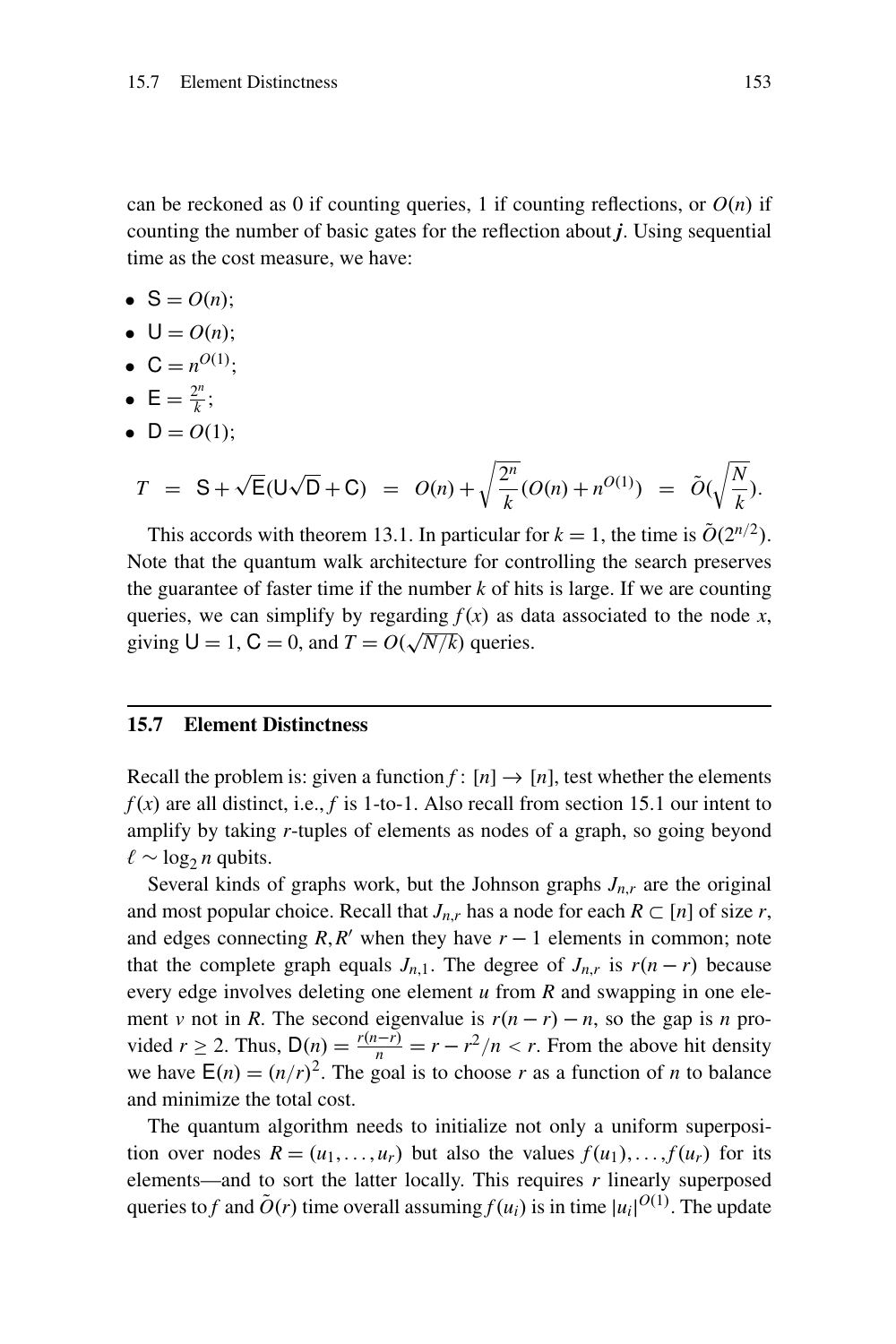can be reckoned as 0 if counting queries, 1 if counting reflections, or $O(n)$ if counting the number of basic gates for the reflection about $\boldsymbol{j}$. Using sequential time as the cost measure, we have:

- $\mathsf{S} = O(n)$;
- $\mathsf{U} = O(n)$;
- $\mathsf{C} = n^{O(1)}$;
- $\mathsf{E} = \frac{2^n}{k}$;
- $\mathsf{D} = O(1)$;

$$T \;=\; \mathsf{S} + \sqrt{\mathsf{E}}(\mathsf{U}\sqrt{\mathsf{D}} + \mathsf{C}) \;=\; O(n) + \sqrt{\frac{2^n}{k}}(O(n) + n^{O(1)}) \;=\; \tilde{O}(\sqrt{\frac{N}{k}}).$$

This accords with theorem 13.1. In particular for $k = 1$, the time is $\tilde{O}(2^{n/2})$. Note that the quantum walk architecture for controlling the search preserves the guarantee of faster time if the number $k$ of hits is large. If we are counting queries, we can simplify by regarding $f(x)$ as data associated to the node $x$, giving $\mathsf{U} = 1$, $\mathsf{C} = 0$, and $T = O(\sqrt{N/k})$ queries.

## 15.7 Element Distinctness

Recall the problem is: given a function $f\colon [n] \to [n]$, test whether the elements $f(x)$ are all distinct, i.e., $f$ is 1-to-1. Also recall from section 15.1 our intent to amplify by taking $r$-tuples of elements as nodes of a graph, so going beyond $\ell \sim \log_2 n$ qubits.

Several kinds of graphs work, but the Johnson graphs $J_{n,r}$ are the original and most popular choice. Recall that $J_{n,r}$ has a node for each $R \subset [n]$ of size $r$, and edges connecting $R, R'$ when they have $r-1$ elements in common; note that the complete graph equals $J_{n,1}$. The degree of $J_{n,r}$ is $r(n-r)$ because every edge involves deleting one element $u$ from $R$ and swapping in one element $v$ not in $R$. The second eigenvalue is $r(n-r) - n$, so the gap is $n$ provided $r \geq 2$. Thus, $\mathsf{D}(n) = \frac{r(n-r)}{n} = r - r^2/n < r$. From the above hit density we have $\mathsf{E}(n) = (n/r)^2$. The goal is to choose $r$ as a function of $n$ to balance and minimize the total cost.

The quantum algorithm needs to initialize not only a uniform superposition over nodes $R = (u_1, \ldots, u_r)$ but also the values $f(u_1), \ldots, f(u_r)$ for its elements—and to sort the latter locally. This requires $r$ linearly superposed queries to $f$ and $\tilde{O}(r)$ time overall assuming $f(u_i)$ is in time $|u_i|^{O(1)}$. The update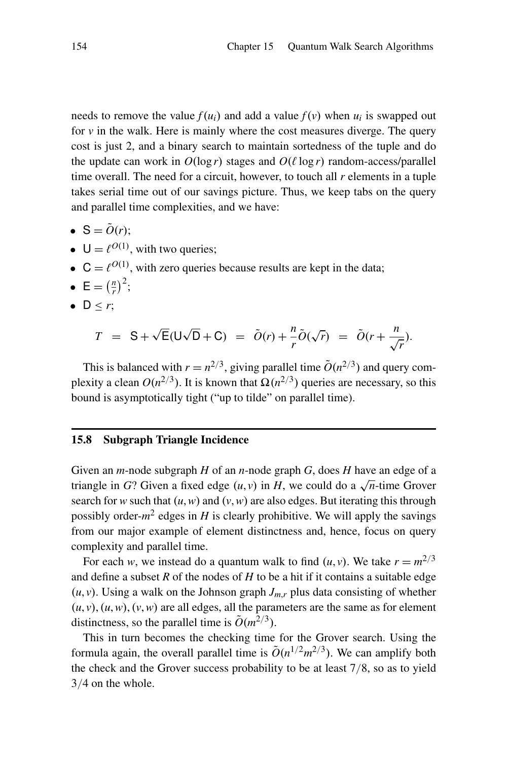needs to remove the value $f(u_i)$ and add a value $f(v)$ when $u_i$ is swapped out for $v$ in the walk. Here is mainly where the cost measures diverge. The query cost is just 2, and a binary search to maintain sortedness of the tuple and do the update can work in $O(\log r)$ stages and $O(\ell \log r)$ random-access/parallel time overall. The need for a circuit, however, to touch all $r$ elements in a tuple takes serial time out of our savings picture. Thus, we keep tabs on the query and parallel time complexities, and we have:

- $\mathsf{S} = \tilde{O}(r)$;
- $\mathsf{U} = \ell^{O(1)}$, with two queries;
- $\mathsf{C} = \ell^{O(1)}$, with zero queries because results are kept in the data;
- $\mathsf{E} = \left(\frac{n}{r}\right)^2$;
- $\mathsf{D} \leq r$;

$$T \;=\; \mathsf{S} + \sqrt{\mathsf{E}}(\mathsf{U}\sqrt{\mathsf{D}} + \mathsf{C}) \;=\; \tilde{O}(r) + \frac{n}{r}\tilde{O}(\sqrt{r}) \;=\; \tilde{O}(r + \frac{n}{\sqrt{r}}).$$

This is balanced with $r = n^{2/3}$, giving parallel time $\tilde{O}(n^{2/3})$ and query complexity a clean $O(n^{2/3})$. It is known that $\Omega(n^{2/3})$ queries are necessary, so this bound is asymptotically tight ("up to tilde" on parallel time).

## 15.8 Subgraph Triangle Incidence

Given an $m$-node subgraph $H$ of an $n$-node graph $G$, does $H$ have an edge of a triangle in $G$? Given a fixed edge $(u, v)$ in $H$, we could do a $\sqrt{n}$-time Grover search for $w$ such that $(u, w)$ and $(v, w)$ are also edges. But iterating this through possibly order-$m^2$ edges in $H$ is clearly prohibitive. We will apply the savings from our major example of element distinctness and, hence, focus on query complexity and parallel time.

For each $w$, we instead do a quantum walk to find $(u, v)$. We take $r = m^{2/3}$ and define a subset $R$ of the nodes of $H$ to be a hit if it contains a suitable edge $(u, v)$. Using a walk on the Johnson graph $J_{m,r}$ plus data consisting of whether $(u, v), (u, w), (v, w)$ are all edges, all the parameters are the same as for element distinctness, so the parallel time is $\tilde{O}(m^{2/3})$.

This in turn becomes the checking time for the Grover search. Using the formula again, the overall parallel time is $\tilde{O}(n^{1/2} m^{2/3})$. We can amplify both the check and the Grover success probability to be at least $7/8$, so as to yield $3/4$ on the whole.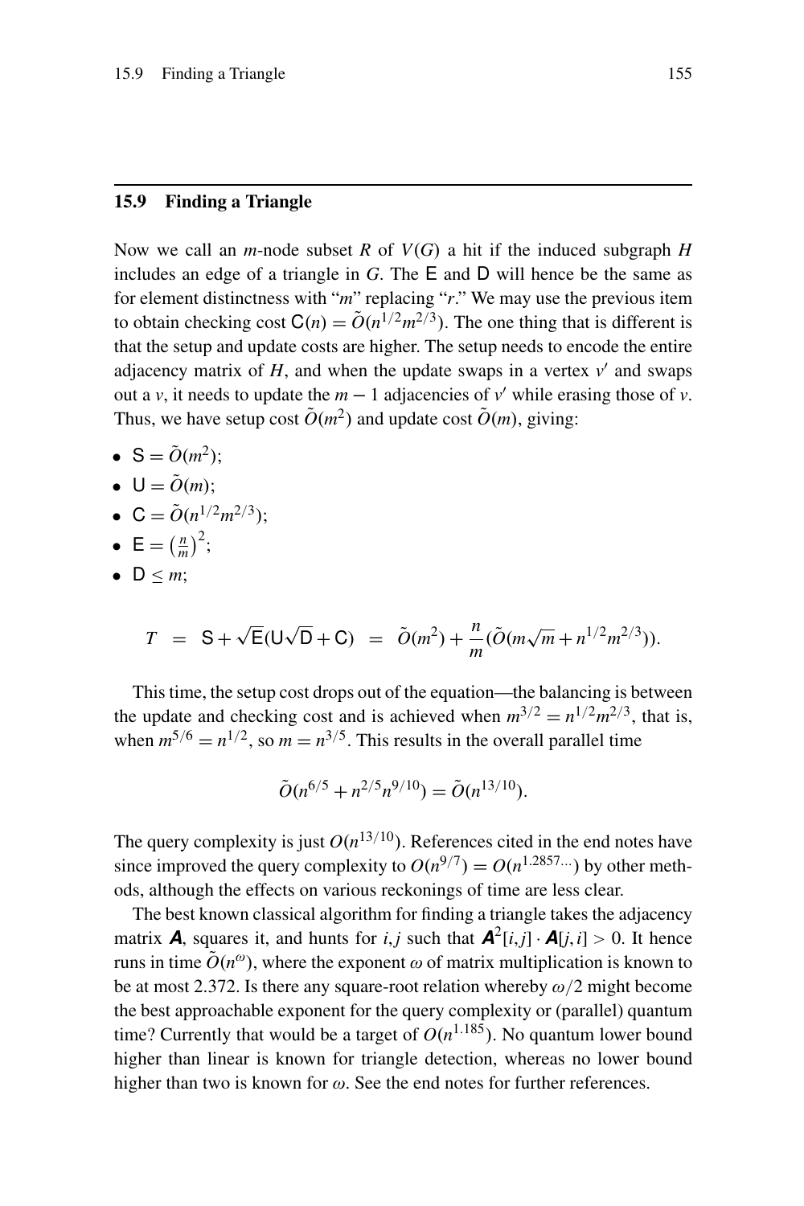## 15.9 Finding a Triangle

Now we call an $m$-node subset $R$ of $V(G)$ a hit if the induced subgraph $H$ includes an edge of a triangle in $G$. The $\mathsf{E}$ and $\mathsf{D}$ will hence be the same as for element distinctness with "$m$" replacing "$r$." We may use the previous item to obtain checking cost $\mathsf{C}(n) = \tilde{O}(n^{1/2}m^{2/3})$. The one thing that is different is that the setup and update costs are higher. The setup needs to encode the entire adjacency matrix of $H$, and when the update swaps in a vertex $v'$ and swaps out a $v$, it needs to update the $m-1$ adjacencies of $v'$ while erasing those of $v$. Thus, we have setup cost $\tilde{O}(m^2)$ and update cost $\tilde{O}(m)$, giving:

- $\mathsf{S} = \tilde{O}(m^2)$;
- $\mathsf{U} = \tilde{O}(m)$;
- $\mathsf{C} = \tilde{O}(n^{1/2}m^{2/3})$;
- $\mathsf{E} = \left(\frac{n}{m}\right)^2$;
- $\mathsf{D} \leq m$;

$$T \;=\; \mathsf{S} + \sqrt{\mathsf{E}}(\mathsf{U}\sqrt{\mathsf{D}} + \mathsf{C}) \;=\; \tilde{O}(m^2) + \frac{n}{m}(\tilde{O}(m\sqrt{m} + n^{1/2}m^{2/3})).$$

This time, the setup cost drops out of the equation—the balancing is between the update and checking cost and is achieved when $m^{3/2} = n^{1/2}m^{2/3}$, that is, when $m^{5/6} = n^{1/2}$, so $m = n^{3/5}$. This results in the overall parallel time

$$\tilde{O}(n^{6/5} + n^{2/5}n^{9/10}) = \tilde{O}(n^{13/10}).$$

The query complexity is just $O(n^{13/10})$. References cited in the end notes have since improved the query complexity to $O(n^{9/7}) = O(n^{1.2857\ldots})$ by other methods, although the effects on various reckonings of time are less clear.

The best known classical algorithm for finding a triangle takes the adjacency matrix $\boldsymbol{A}$, squares it, and hunts for $i, j$ such that $\boldsymbol{A}^2[i,j] \cdot \boldsymbol{A}[j,i] > 0$. It hence runs in time $\tilde{O}(n^{\omega})$, where the exponent $\omega$ of matrix multiplication is known to be at most 2.372. Is there any square-root relation whereby $\omega/2$ might become the best approachable exponent for the query complexity or (parallel) quantum time? Currently that would be a target of $O(n^{1.185})$. No quantum lower bound higher than linear is known for triangle detection, whereas no lower bound higher than two is known for $\omega$. See the end notes for further references.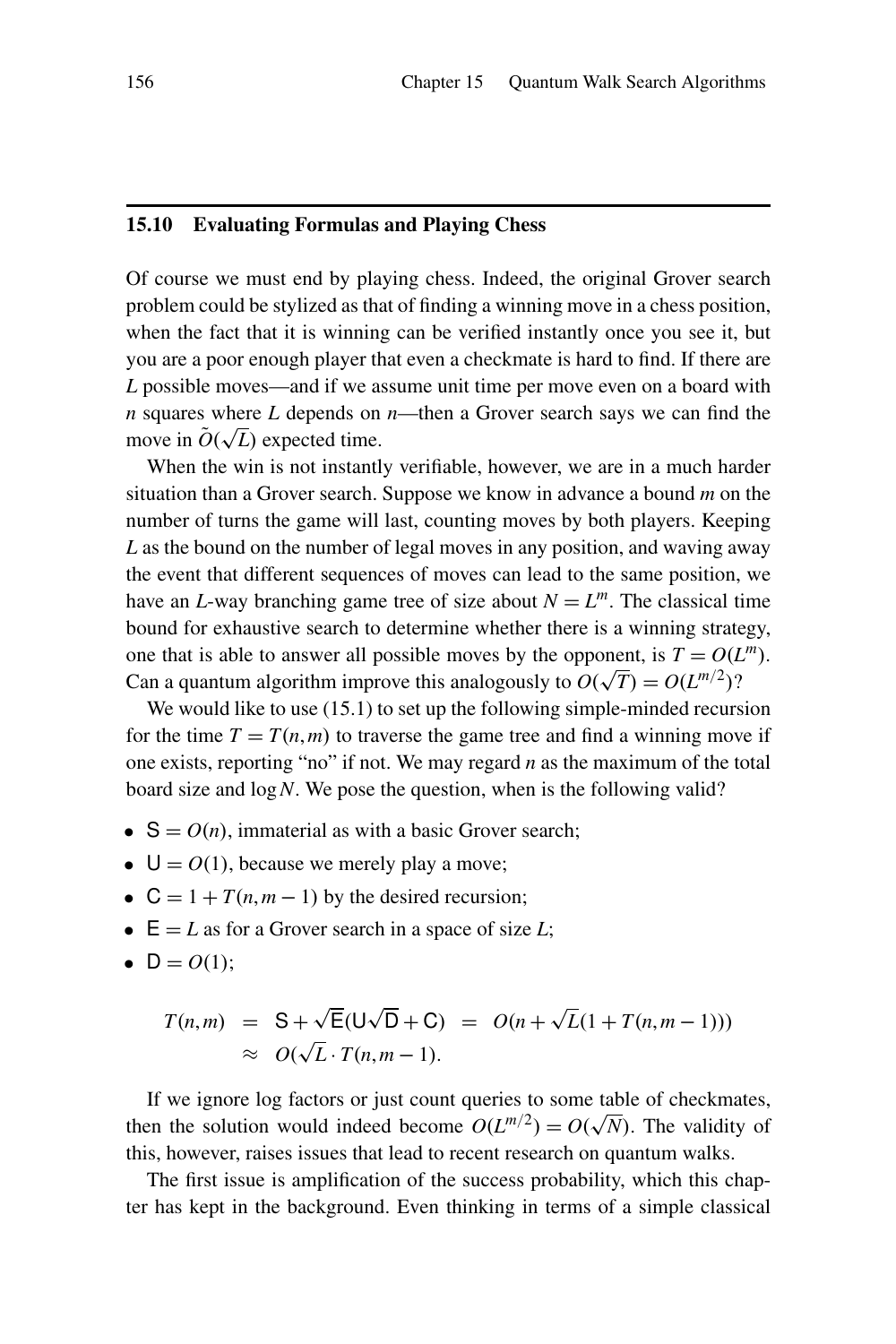## 15.10 Evaluating Formulas and Playing Chess

Of course we must end by playing chess. Indeed, the original Grover search problem could be stylized as that of finding a winning move in a chess position, when the fact that it is winning can be verified instantly once you see it, but you are a poor enough player that even a checkmate is hard to find. If there are $L$ possible moves—and if we assume unit time per move even on a board with $n$ squares where $L$ depends on $n$—then a Grover search says we can find the move in $\tilde{O}(\sqrt{L})$ expected time.

When the win is not instantly verifiable, however, we are in a much harder situation than a Grover search. Suppose we know in advance a bound $m$ on the number of turns the game will last, counting moves by both players. Keeping $L$ as the bound on the number of legal moves in any position, and waving away the event that different sequences of moves can lead to the same position, we have an $L$-way branching game tree of size about $N = L^m$. The classical time bound for exhaustive search to determine whether there is a winning strategy, one that is able to answer all possible moves by the opponent, is $T = O(L^m)$. Can a quantum algorithm improve this analogously to $O(\sqrt{T}) = O(L^{m/2})$?

We would like to use (15.1) to set up the following simple-minded recursion for the time $T = T(n,m)$ to traverse the game tree and find a winning move if one exists, reporting "no" if not. We may regard $n$ as the maximum of the total board size and $\log N$. We pose the question, when is the following valid?

- $\mathsf{S} = O(n)$, immaterial as with a basic Grover search;
- $\mathsf{U} = O(1)$, because we merely play a move;
- $\mathsf{C} = 1 + T(n, m-1)$ by the desired recursion;
- $\mathsf{E} = L$ as for a Grover search in a space of size $L$;
- $\mathsf{D} = O(1)$;

$$
\begin{aligned}
T(n,m) &= \mathsf{S} + \sqrt{\mathsf{E}}(\mathsf{U}\sqrt{\mathsf{D}} + \mathsf{C}) = O(n + \sqrt{L}(1 + T(n,m-1))) \\
&\approx O(\sqrt{L} \cdot T(n,m-1)).
\end{aligned}
$$

If we ignore log factors or just count queries to some table of checkmates, then the solution would indeed become $O(L^{m/2}) = O(\sqrt{N})$. The validity of this, however, raises issues that lead to recent research on quantum walks.

The first issue is amplification of the success probability, which this chapter has kept in the background. Even thinking in terms of a simple classical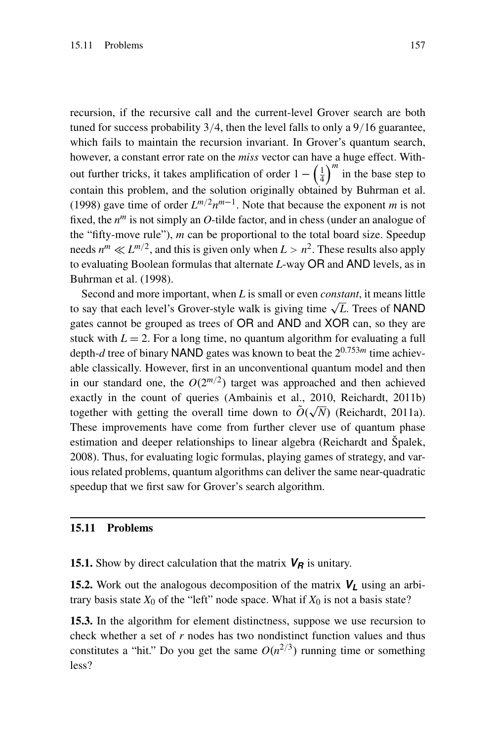recursion, if the recursive call and the current-level Grover search are both tuned for success probability $3/4$, then the level falls to only a $9/16$ guarantee, which fails to maintain the recursion invariant. In Grover's quantum search, however, a constant error rate on the *miss* vector can have a huge effect. Without further tricks, it takes amplification of order $1-\left(\frac{1}{4}\right)^m$ in the base step to contain this problem, and the solution originally obtained by Buhrman et al. (1998) gave time of order $L^{m/2}n^{m-1}$. Note that because the exponent $m$ is not fixed, the $n^m$ is not simply an $O$-tilde factor, and in chess (under an analogue of the "fifty-move rule"), $m$ can be proportional to the total board size. Speedup needs $n^m \ll L^{m/2}$, and this is given only when $L > n^2$. These results also apply to evaluating Boolean formulas that alternate $L$-way OR and AND levels, as in Buhrman et al. (1998).

Second and more important, when $L$ is small or even *constant*, it means little to say that each level's Grover-style walk is giving time $\sqrt{L}$. Trees of NAND gates cannot be grouped as trees of OR and AND and XOR can, so they are stuck with $L = 2$. For a long time, no quantum algorithm for evaluating a full depth-$d$ tree of binary NAND gates was known to beat the $2^{0.753m}$ time achievable classically. However, first in an unconventional quantum model and then in our standard one, the $O(2^{m/2})$ target was approached and then achieved exactly in the count of queries (Ambainis et al., 2010, Reichardt, 2011b) together with getting the overall time down to $\tilde{O}(\sqrt{N})$ (Reichardt, 2011a). These improvements have come from further clever use of quantum phase estimation and deeper relationships to linear algebra (Reichardt and Špalek, 2008). Thus, for evaluating logic formulas, playing games of strategy, and various related problems, quantum algorithms can deliver the same near-quadratic speedup that we first saw for Grover's search algorithm.

## 15.11 Problems

**15.1.** Show by direct calculation that the matrix $\boldsymbol{V_R}$ is unitary.

**15.2.** Work out the analogous decomposition of the matrix $\boldsymbol{V_L}$ using an arbitrary basis state $X_0$ of the "left" node space. What if $X_0$ is not a basis state?

**15.3.** In the algorithm for element distinctness, suppose we use recursion to check whether a set of $r$ nodes has two nondistinct function values and thus constitutes a "hit." Do you get the same $O(n^{2/3})$ running time or something less?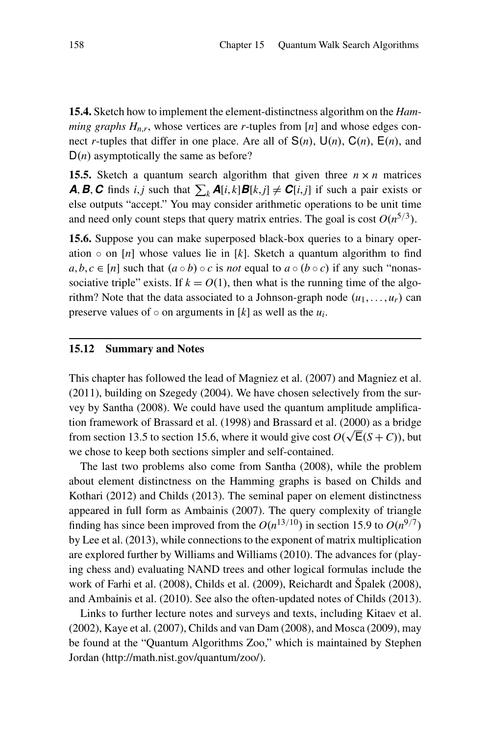**15.4.** Sketch how to implement the element-distinctness algorithm on the *Hamming graphs* $H_{n,r}$, whose vertices are $r$-tuples from $[n]$ and whose edges connect $r$-tuples that differ in one place. Are all of $\mathsf{S}(n)$, $\mathsf{U}(n)$, $\mathsf{C}(n)$, $\mathsf{E}(n)$, and $\mathsf{D}(n)$ asymptotically the same as before?

**15.5.** Sketch a quantum search algorithm that given three $n \times n$ matrices $\boldsymbol{A}, \boldsymbol{B}, \boldsymbol{C}$ finds $i, j$ such that $\sum_k \boldsymbol{A}[i,k]\boldsymbol{B}[k,j] \neq \boldsymbol{C}[i,j]$ if such a pair exists or else outputs "accept." You may consider arithmetic operations to be unit time and need only count steps that query matrix entries. The goal is cost $O(n^{5/3})$.

**15.6.** Suppose you can make superposed black-box queries to a binary operation $\circ$ on $[n]$ whose values lie in $[k]$. Sketch a quantum algorithm to find $a, b, c \in [n]$ such that $(a \circ b) \circ c$ is *not* equal to $a \circ (b \circ c)$ if any such "nonassociative triple" exists. If $k = O(1)$, then what is the running time of the algorithm? Note that the data associated to a Johnson-graph node $(u_1, \ldots, u_r)$ can preserve values of $\circ$ on arguments in $[k]$ as well as the $u_i$.

## 15.12 Summary and Notes

This chapter has followed the lead of Magniez et al. (2007) and Magniez et al. (2011), building on Szegedy (2004). We have chosen selectively from the survey by Santha (2008). We could have used the quantum amplification framework of Brassard et al. (1998) and Brassard et al. (2000) as a bridge from section 13.5 to section 15.6, where it would give cost $O(\sqrt{\mathsf{E}}(S + C))$, but we chose to keep both sections simpler and self-contained.

The last two problems also come from Santha (2008), while the problem about element distinctness on the Hamming graphs is based on Childs and Kothari (2012) and Childs (2013). The seminal paper on element distinctness appeared in full form as Ambainis (2007). The query complexity of triangle finding has since been improved from the $O(n^{13/10})$ in section 15.9 to $O(n^{9/7})$ by Lee et al. (2013), while connections to the exponent of matrix multiplication are explored further by Williams and Williams (2010). The advances for (playing chess and) evaluating NAND trees and other logical formulas include the work of Farhi et al. (2008), Childs et al. (2009), Reichardt and Špalek (2008), and Ambainis et al. (2010). See also the often-updated notes of Childs (2013).

Links to further lecture notes and surveys and texts, including Kitaev et al. (2002), Kaye et al. (2007), Childs and van Dam (2008), and Mosca (2009), may be found at the "Quantum Algorithms Zoo," which is maintained by Stephen Jordan (http://math.nist.gov/quantum/zoo/).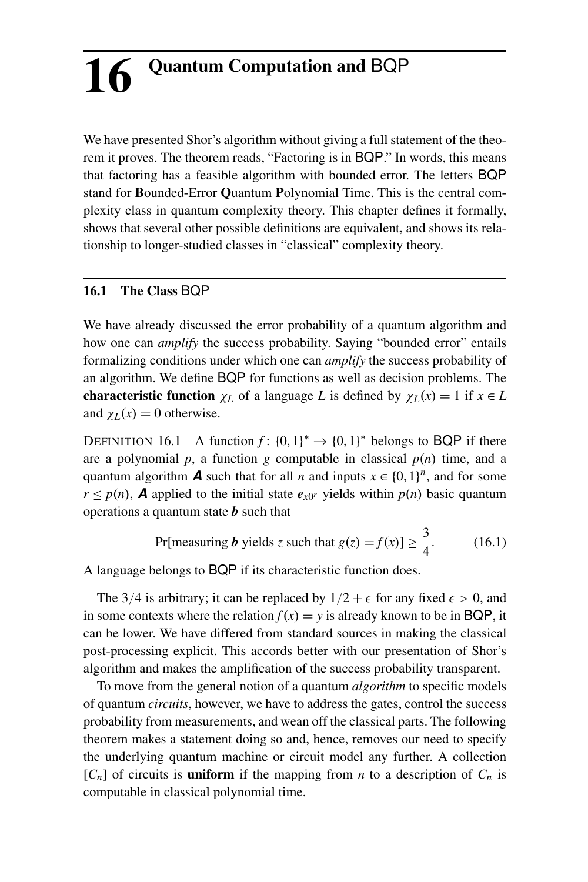# 16 Quantum Computation and BQP

We have presented Shor's algorithm without giving a full statement of the theorem it proves. The theorem reads, "Factoring is in BQP." In words, this means that factoring has a feasible algorithm with bounded error. The letters BQP stand for **B**ounded-Error **Q**uantum **P**olynomial Time. This is the central complexity class in quantum complexity theory. This chapter defines it formally, shows that several other possible definitions are equivalent, and shows its relationship to longer-studied classes in "classical" complexity theory.

## 16.1 The Class BQP

We have already discussed the error probability of a quantum algorithm and how one can *amplify* the success probability. Saying "bounded error" entails formalizing conditions under which one can *amplify* the success probability of an algorithm. We define BQP for functions as well as decision problems. The **characteristic function** $\chi_L$ of a language $L$ is defined by $\chi_L(x) = 1$ if $x \in L$ and $\chi_L(x) = 0$ otherwise.

DEFINITION 16.1 A function $f\colon \{0,1\}^* \to \{0,1\}^*$ belongs to BQP if there are a polynomial $p$, a function $g$ computable in classical $p(n)$ time, and a quantum algorithm $\boldsymbol{A}$ such that for all $n$ and inputs $x \in \{0,1\}^n$, and for some $r \le p(n)$, $\boldsymbol{A}$ applied to the initial state $\boldsymbol{e}_{x0^r}$ yields within $p(n)$ basic quantum operations a quantum state $\boldsymbol{b}$ such that

$$\Pr[\text{measuring } \boldsymbol{b} \text{ yields } z \text{ such that } g(z) = f(x)] \ge \frac{3}{4}. \tag{16.1}$$

A language belongs to BQP if its characteristic function does.

The $3/4$ is arbitrary; it can be replaced by $1/2 + \epsilon$ for any fixed $\epsilon > 0$, and in some contexts where the relation $f(x) = y$ is already known to be in BQP, it can be lower. We have differed from standard sources in making the classical post-processing explicit. This accords better with our presentation of Shor's algorithm and makes the amplification of the success probability transparent.

To move from the general notion of a quantum *algorithm* to specific models of quantum *circuits*, however, we have to address the gates, control the success probability from measurements, and wean off the classical parts. The following theorem makes a statement doing so and, hence, removes our need to specify the underlying quantum machine or circuit model any further. A collection $[C_n]$ of circuits is **uniform** if the mapping from $n$ to a description of $C_n$ is computable in classical polynomial time.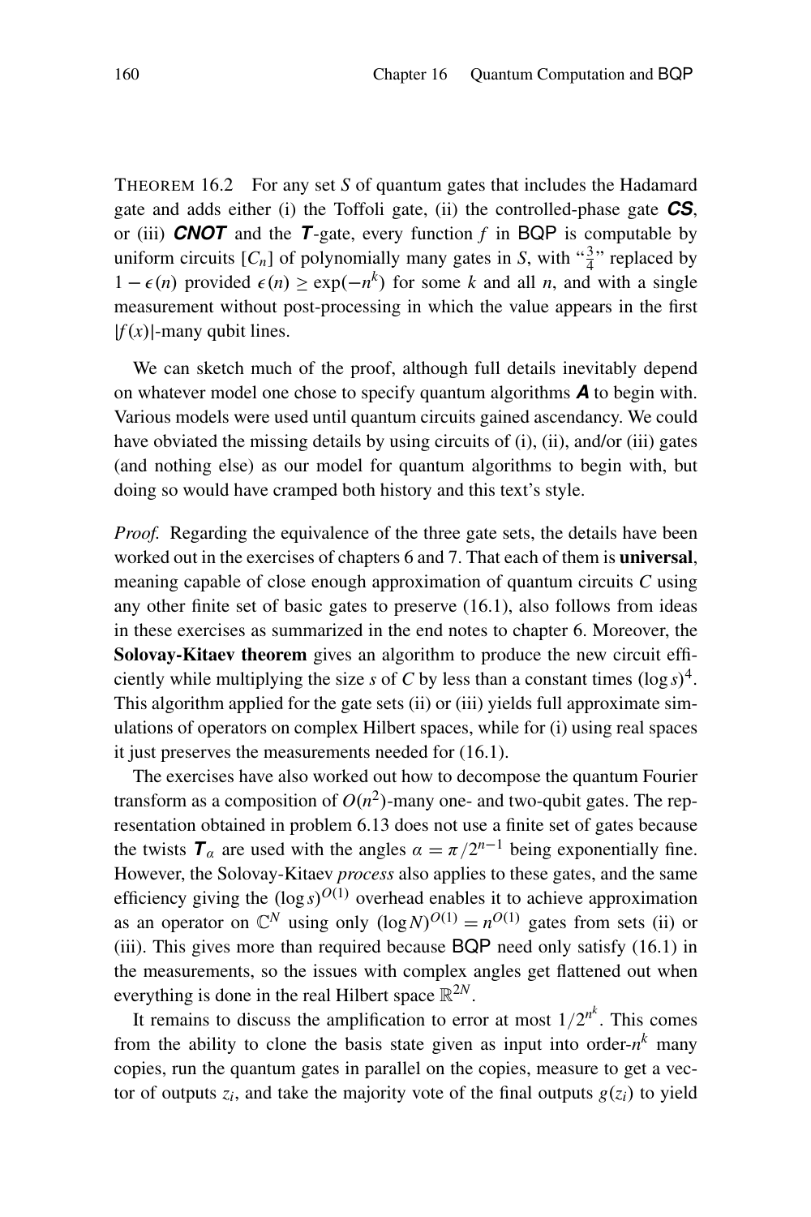THEOREM 16.2 For any set $S$ of quantum gates that includes the Hadamard gate and adds either (i) the Toffoli gate, (ii) the controlled-phase gate $\boldsymbol{CS}$, or (iii) $\boldsymbol{CNOT}$ and the $\boldsymbol{T}$-gate, every function $f$ in BQP is computable by uniform circuits $[C_n]$ of polynomially many gates in $S$, with "$\frac{3}{4}$" replaced by $1 - \epsilon(n)$ provided $\epsilon(n) \geq \exp(-n^k)$ for some $k$ and all $n$, and with a single measurement without post-processing in which the value appears in the first $|f(x)|$-many qubit lines.

We can sketch much of the proof, although full details inevitably depend on whatever model one chose to specify quantum algorithms $\boldsymbol{A}$ to begin with. Various models were used until quantum circuits gained ascendancy. We could have obviated the missing details by using circuits of (i), (ii), and/or (iii) gates (and nothing else) as our model for quantum algorithms to begin with, but doing so would have cramped both history and this text's style.

*Proof.* Regarding the equivalence of the three gate sets, the details have been worked out in the exercises of chapters 6 and 7. That each of them is **universal**, meaning capable of close enough approximation of quantum circuits $C$ using any other finite set of basic gates to preserve (16.1), also follows from ideas in these exercises as summarized in the end notes to chapter 6. Moreover, the **Solovay-Kitaev theorem** gives an algorithm to produce the new circuit efficiently while multiplying the size $s$ of $C$ by less than a constant times $(\log s)^4$. This algorithm applied for the gate sets (ii) or (iii) yields full approximate simulations of operators on complex Hilbert spaces, while for (i) using real spaces it just preserves the measurements needed for (16.1).

The exercises have also worked out how to decompose the quantum Fourier transform as a composition of $O(n^2)$-many one- and two-qubit gates. The representation obtained in problem 6.13 does not use a finite set of gates because the twists $\boldsymbol{T}_\alpha$ are used with the angles $\alpha = \pi/2^{n-1}$ being exponentially fine. However, the Solovay-Kitaev *process* also applies to these gates, and the same efficiency giving the $(\log s)^{O(1)}$ overhead enables it to achieve approximation as an operator on $\mathbb{C}^N$ using only $(\log N)^{O(1)} = n^{O(1)}$ gates from sets (ii) or (iii). This gives more than required because BQP need only satisfy (16.1) in the measurements, so the issues with complex angles get flattened out when everything is done in the real Hilbert space $\mathbb{R}^{2N}$.

It remains to discuss the amplification to error at most $1/2^{n^k}$. This comes from the ability to clone the basis state given as input into order-$n^k$ many copies, run the quantum gates in parallel on the copies, measure to get a vector of outputs $z_i$, and take the majority vote of the final outputs $g(z_i)$ to yield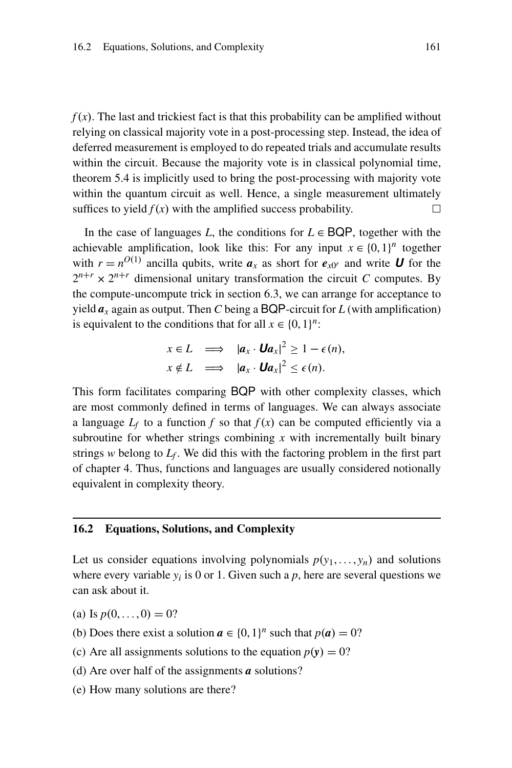$f(x)$. The last and trickiest fact is that this probability can be amplified without relying on classical majority vote in a post-processing step. Instead, the idea of deferred measurement is employed to do repeated trials and accumulate results within the circuit. Because the majority vote is in classical polynomial time, theorem 5.4 is implicitly used to bring the post-processing with majority vote within the quantum circuit as well. Hence, a single measurement ultimately suffices to yield $f(x)$ with the amplified success probability. $\square$

In the case of languages $L$, the conditions for $L \in \mathsf{BQP}$, together with the achievable amplification, look like this: For any input $x \in \{0,1\}^n$ together with $r = n^{O(1)}$ ancilla qubits, write $\boldsymbol{a}_x$ as short for $\boldsymbol{e}_{x0^r}$ and write $\boldsymbol{U}$ for the $2^{n+r} \times 2^{n+r}$ dimensional unitary transformation the circuit $C$ computes. By the compute-uncompute trick in section 6.3, we can arrange for acceptance to yield $\boldsymbol{a}_x$ again as output. Then $C$ being a $\mathsf{BQP}$-circuit for $L$ (with amplification) is equivalent to the conditions that for all $x \in \{0,1\}^n$:

$$
\begin{aligned}
x \in L &\implies |\boldsymbol{a}_x \cdot \boldsymbol{U}\boldsymbol{a}_x|^2 \geq 1 - \epsilon(n), \\
x \notin L &\implies |\boldsymbol{a}_x \cdot \boldsymbol{U}\boldsymbol{a}_x|^2 \leq \epsilon(n).
\end{aligned}
$$

This form facilitates comparing $\mathsf{BQP}$ with other complexity classes, which are most commonly defined in terms of languages. We can always associate a language $L_f$ to a function $f$ so that $f(x)$ can be computed efficiently via a subroutine for whether strings combining $x$ with incrementally built binary strings $w$ belong to $L_f$. We did this with the factoring problem in the first part of chapter 4. Thus, functions and languages are usually considered notionally equivalent in complexity theory.

## 16.2 Equations, Solutions, and Complexity

Let us consider equations involving polynomials $p(y_1, \ldots, y_n)$ and solutions where every variable $y_i$ is 0 or 1. Given such a $p$, here are several questions we can ask about it.

(a) Is $p(0, \ldots, 0) = 0$?

(b) Does there exist a solution $\boldsymbol{a} \in \{0,1\}^n$ such that $p(\boldsymbol{a}) = 0$?

(c) Are all assignments solutions to the equation $p(\boldsymbol{y}) = 0$?

(d) Are over half of the assignments $\boldsymbol{a}$ solutions?

(e) How many solutions are there?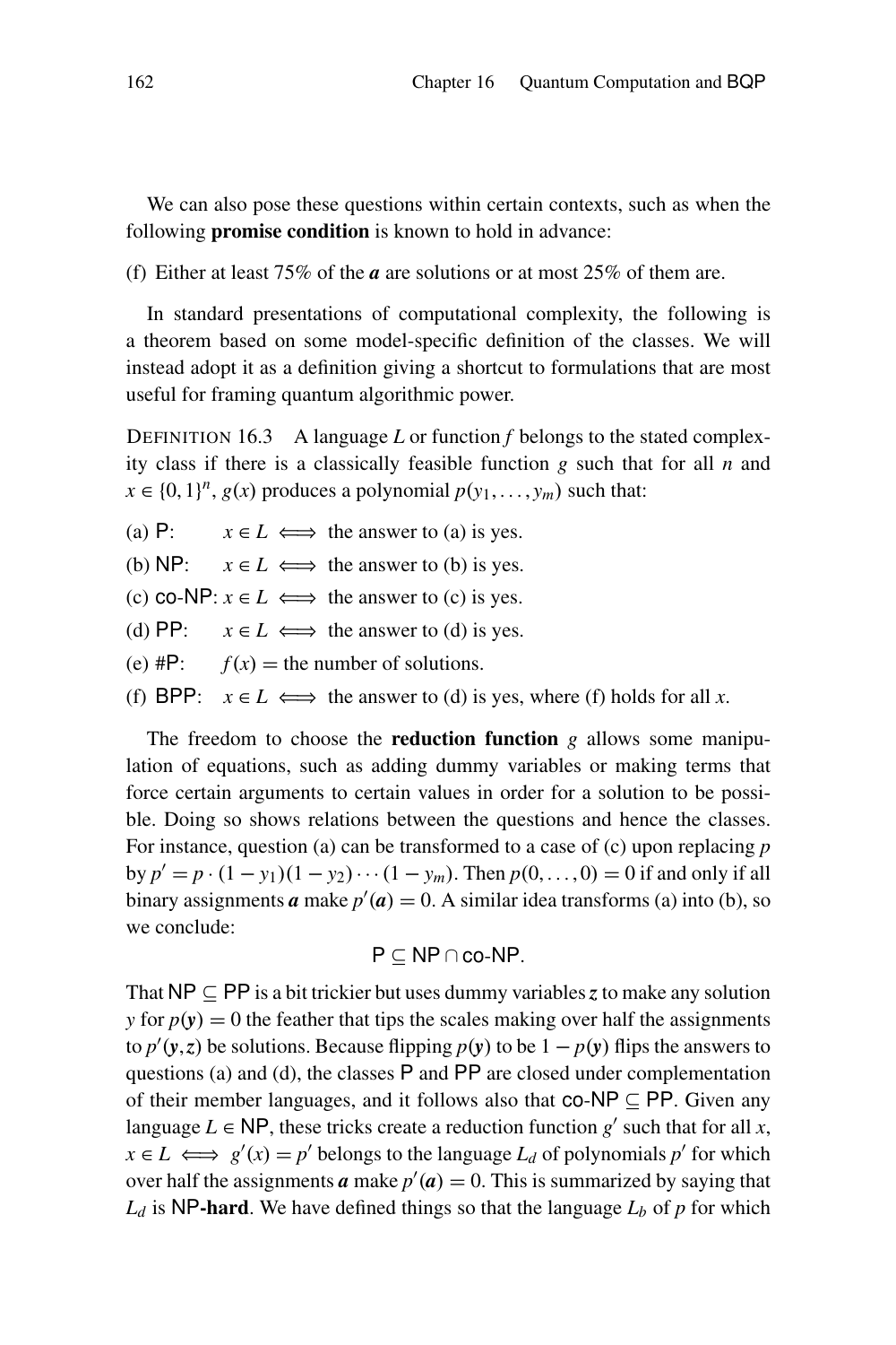We can also pose these questions within certain contexts, such as when the following **promise condition** is known to hold in advance:

(f) Either at least 75% of the $\boldsymbol{a}$ are solutions or at most 25% of them are.

In standard presentations of computational complexity, the following is a theorem based on some model-specific definition of the classes. We will instead adopt it as a definition giving a shortcut to formulations that are most useful for framing quantum algorithmic power.

DEFINITION 16.3 A language $L$ or function $f$ belongs to the stated complexity class if there is a classically feasible function $g$ such that for all $n$ and $x \in \{0,1\}^n$, $g(x)$ produces a polynomial $p(y_1, \ldots, y_m)$ such that:

(a) P: $x \in L \iff$ the answer to (a) is yes.

(b) NP: $x \in L \iff$ the answer to (b) is yes.

(c) co-NP: $x \in L \iff$ the answer to (c) is yes.

(d) PP: $x \in L \iff$ the answer to (d) is yes.

(e) #P: $f(x) =$ the number of solutions.

(f) BPP: $x \in L \iff$ the answer to (d) is yes, where (f) holds for all $x$.

The freedom to choose the **reduction function** $g$ allows some manipulation of equations, such as adding dummy variables or making terms that force certain arguments to certain values in order for a solution to be possible. Doing so shows relations between the questions and hence the classes. For instance, question (a) can be transformed to a case of (c) upon replacing $p$ by $p' = p \cdot (1 - y_1)(1 - y_2) \cdots (1 - y_m)$. Then $p(0, \ldots, 0) = 0$ if and only if all binary assignments $\boldsymbol{a}$ make $p'(\boldsymbol{a}) = 0$. A similar idea transforms (a) into (b), so we conclude:

$$\mathsf{P} \subseteq \mathsf{NP} \cap \mathsf{co\text{-}NP}.$$

That $\mathsf{NP} \subseteq \mathsf{PP}$ is a bit trickier but uses dummy variables $\boldsymbol{z}$ to make any solution $y$ for $p(\boldsymbol{y}) = 0$ the feather that tips the scales making over half the assignments to $p'(\boldsymbol{y}, \boldsymbol{z})$ be solutions. Because flipping $p(\boldsymbol{y})$ to be $1 - p(\boldsymbol{y})$ flips the answers to questions (a) and (d), the classes P and PP are closed under complementation of their member languages, and it follows also that $\mathsf{co\text{-}NP} \subseteq \mathsf{PP}$. Given any language $L \in \mathsf{NP}$, these tricks create a reduction function $g'$ such that for all $x$, $x \in L \iff g'(x) = p'$ belongs to the language $L_d$ of polynomials $p'$ for which over half the assignments $\boldsymbol{a}$ make $p'(\boldsymbol{a}) = 0$. This is summarized by saying that $L_d$ is **NP-hard**. We have defined things so that the language $L_b$ of $p$ for which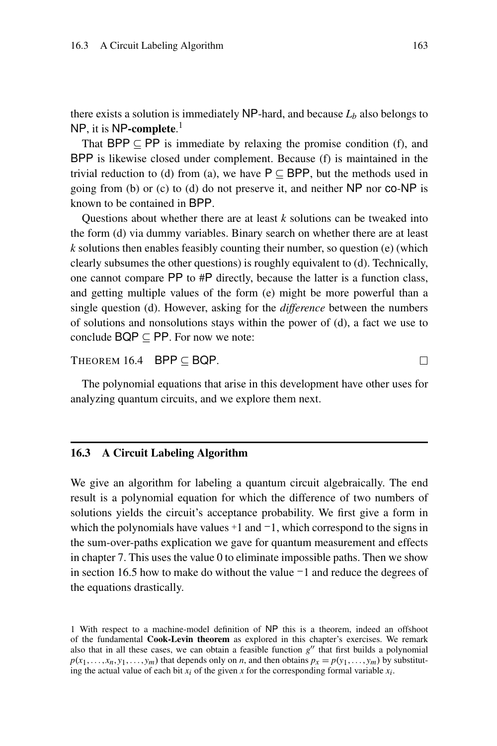there exists a solution is immediately NP-hard, and because $L_b$ also belongs to NP, it is NP-**complete**.[1]

That BPP $\subseteq$ PP is immediate by relaxing the promise condition (f), and BPP is likewise closed under complement. Because (f) is maintained in the trivial reduction to (d) from (a), we have P $\subseteq$ BPP, but the methods used in going from (b) or (c) to (d) do not preserve it, and neither NP nor co-NP is known to be contained in BPP.

Questions about whether there are at least $k$ solutions can be tweaked into the form (d) via dummy variables. Binary search on whether there are at least $k$ solutions then enables feasibly counting their number, so question (e) (which clearly subsumes the other questions) is roughly equivalent to (d). Technically, one cannot compare PP to #P directly, because the latter is a function class, and getting multiple values of the form (e) might be more powerful than a single question (d). However, asking for the *difference* between the numbers of solutions and nonsolutions stays within the power of (d), a fact we use to conclude BQP $\subseteq$ PP. For now we note:

THEOREM 16.4 BPP $\subseteq$ BQP. □

The polynomial equations that arise in this development have other uses for analyzing quantum circuits, and we explore them next.

## 16.3 A Circuit Labeling Algorithm

We give an algorithm for labeling a quantum circuit algebraically. The end result is a polynomial equation for which the difference of two numbers of solutions yields the circuit's acceptance probability. We first give a form in which the polynomials have values $^+1$ and $^-1$, which correspond to the signs in the sum-over-paths explication we gave for quantum measurement and effects in chapter 7. This uses the value 0 to eliminate impossible paths. Then we show in section 16.5 how to make do without the value $^-1$ and reduce the degrees of the equations drastically.

[1] With respect to a machine-model definition of NP this is a theorem, indeed an offshoot of the fundamental **Cook-Levin theorem** as explored in this chapter's exercises. We remark also that in all these cases, we can obtain a feasible function $g''$ that first builds a polynomial $p(x_1,\dots,x_n,y_1,\dots,y_m)$ that depends only on $n$, and then obtains $p_x = p(y_1,\dots,y_m)$ by substituting the actual value of each bit $x_i$ of the given $x$ for the corresponding formal variable $x_i$.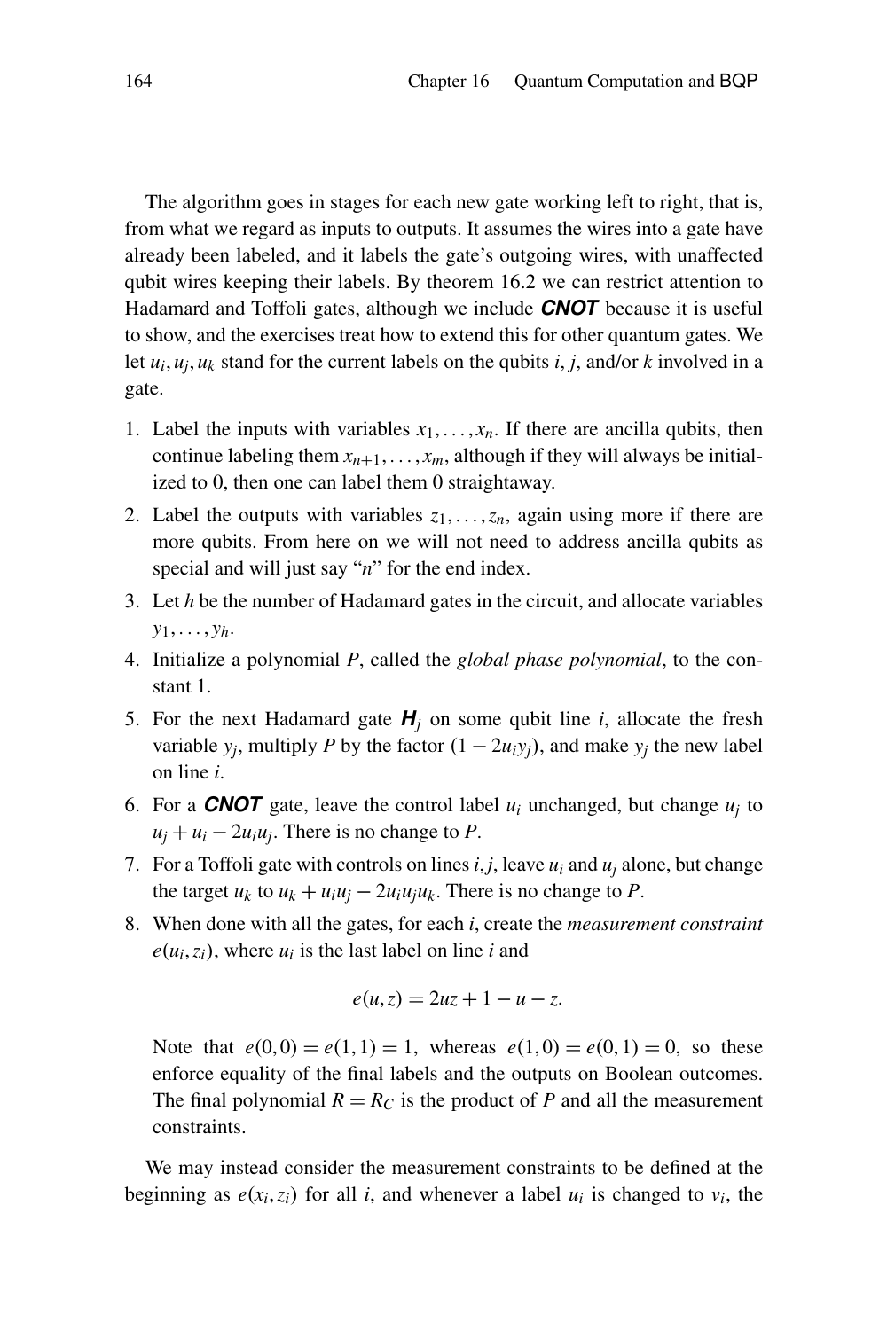The algorithm goes in stages for each new gate working left to right, that is, from what we regard as inputs to outputs. It assumes the wires into a gate have already been labeled, and it labels the gate's outgoing wires, with unaffected qubit wires keeping their labels. By theorem 16.2 we can restrict attention to Hadamard and Toffoli gates, although we include ***CNOT*** because it is useful to show, and the exercises treat how to extend this for other quantum gates. We let $u_i, u_j, u_k$ stand for the current labels on the qubits $i$, $j$, and/or $k$ involved in a gate.

1. Label the inputs with variables $x_1, \ldots, x_n$. If there are ancilla qubits, then continue labeling them $x_{n+1}, \ldots, x_m$, although if they will always be initialized to 0, then one can label them 0 straightaway.
2. Label the outputs with variables $z_1, \ldots, z_n$, again using more if there are more qubits. From here on we will not need to address ancilla qubits as special and will just say "$n$" for the end index.
3. Let $h$ be the number of Hadamard gates in the circuit, and allocate variables $y_1, \ldots, y_h$.
4. Initialize a polynomial $P$, called the *global phase polynomial*, to the constant 1.
5. For the next Hadamard gate $\boldsymbol{H}_j$ on some qubit line $i$, allocate the fresh variable $y_j$, multiply $P$ by the factor $(1 - 2u_i y_j)$, and make $y_j$ the new label on line $i$.
6. For a ***CNOT*** gate, leave the control label $u_i$ unchanged, but change $u_j$ to $u_j + u_i - 2u_i u_j$. There is no change to $P$.
7. For a Toffoli gate with controls on lines $i, j$, leave $u_i$ and $u_j$ alone, but change the target $u_k$ to $u_k + u_i u_j - 2u_i u_j u_k$. There is no change to $P$.
8. When done with all the gates, for each $i$, create the *measurement constraint* $e(u_i, z_i)$, where $u_i$ is the last label on line $i$ and

   $$e(u, z) = 2uz + 1 - u - z.$$

   Note that $e(0,0) = e(1,1) = 1$, whereas $e(1,0) = e(0,1) = 0$, so these enforce equality of the final labels and the outputs on Boolean outcomes. The final polynomial $R = R_C$ is the product of $P$ and all the measurement constraints.

We may instead consider the measurement constraints to be defined at the beginning as $e(x_i, z_i)$ for all $i$, and whenever a label $u_i$ is changed to $v_i$, the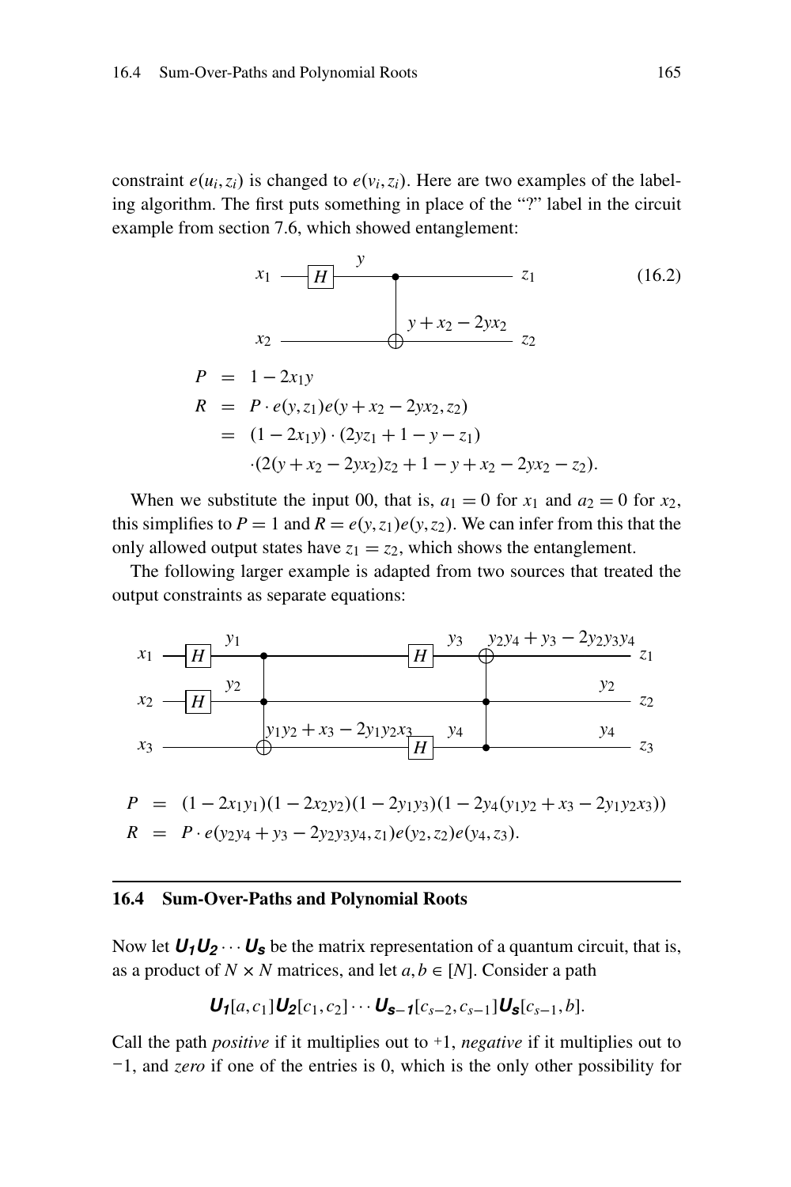constraint $e(u_i, z_i)$ is changed to $e(v_i, z_i)$. Here are two examples of the labeling algorithm. The first puts something in place of the "?" label in the circuit example from section 7.6, which showed entanglement:

$$
\begin{array}{l}
x_1 \;\text{—}\boxed{H}\text{—}\; y \;\text{—}\bullet\text{———}\; z_1 \\
x_2 \;\text{—————}\oplus\; y + x_2 - 2yx_2 \;\text{—}\; z_2
\end{array}
\qquad (16.2)
$$

$$
\begin{aligned}
P &= 1 - 2x_1 y \\
R &= P \cdot e(y, z_1) e(y + x_2 - 2yx_2, z_2) \\
&= (1 - 2x_1 y) \cdot (2yz_1 + 1 - y - z_1) \\
&\quad \cdot (2(y + x_2 - 2yx_2)z_2 + 1 - y + x_2 - 2yx_2 - z_2).
\end{aligned}
$$

When we substitute the input 00, that is, $a_1 = 0$ for $x_1$ and $a_2 = 0$ for $x_2$, this simplifies to $P = 1$ and $R = e(y, z_1)e(y, z_2)$. We can infer from this that the only allowed output states have $z_1 = z_2$, which shows the entanglement.

The following larger example is adapted from two sources that treated the output constraints as separate equations:

$$
\begin{array}{l}
x_1 \;\text{—}\boxed{H}\text{—}\; y_1 \;\text{—}\bullet\text{——}\boxed{H}\text{—}\; y_3 \;\text{—}\oplus\; y_2y_4 + y_3 - 2y_2y_3y_4 \;\text{—}\; z_1 \\
x_2 \;\text{—}\boxed{H}\text{—}\; y_2 \;\text{—}\bullet\text{—————}\bullet\; y_2 \;\text{—}\; z_2 \\
x_3 \;\text{————}\oplus\; y_1y_2 + x_3 - 2y_1y_2x_3 \;\text{—}\boxed{H}\text{—}\; y_4 \;\text{—}\bullet\; y_4 \;\text{—}\; z_3
\end{array}
$$

$$
\begin{aligned}
P &= (1 - 2x_1 y_1)(1 - 2x_2 y_2)(1 - 2y_1 y_3)(1 - 2y_4(y_1 y_2 + x_3 - 2y_1 y_2 x_3)) \\
R &= P \cdot e(y_2 y_4 + y_3 - 2y_2 y_3 y_4, z_1) e(y_2, z_2) e(y_4, z_3).
\end{aligned}
$$

## 16.4 Sum-Over-Paths and Polynomial Roots

Now let $\boldsymbol{U_1 U_2} \cdots \boldsymbol{U_s}$ be the matrix representation of a quantum circuit, that is, as a product of $N \times N$ matrices, and let $a, b \in [N]$. Consider a path

$$
\boldsymbol{U_1}[a, c_1]\boldsymbol{U_2}[c_1, c_2] \cdots \boldsymbol{U_{s-1}}[c_{s-2}, c_{s-1}]\boldsymbol{U_s}[c_{s-1}, b].
$$

Call the path *positive* if it multiplies out to $+1$, *negative* if it multiplies out to $-1$, and *zero* if one of the entries is 0, which is the only other possibility for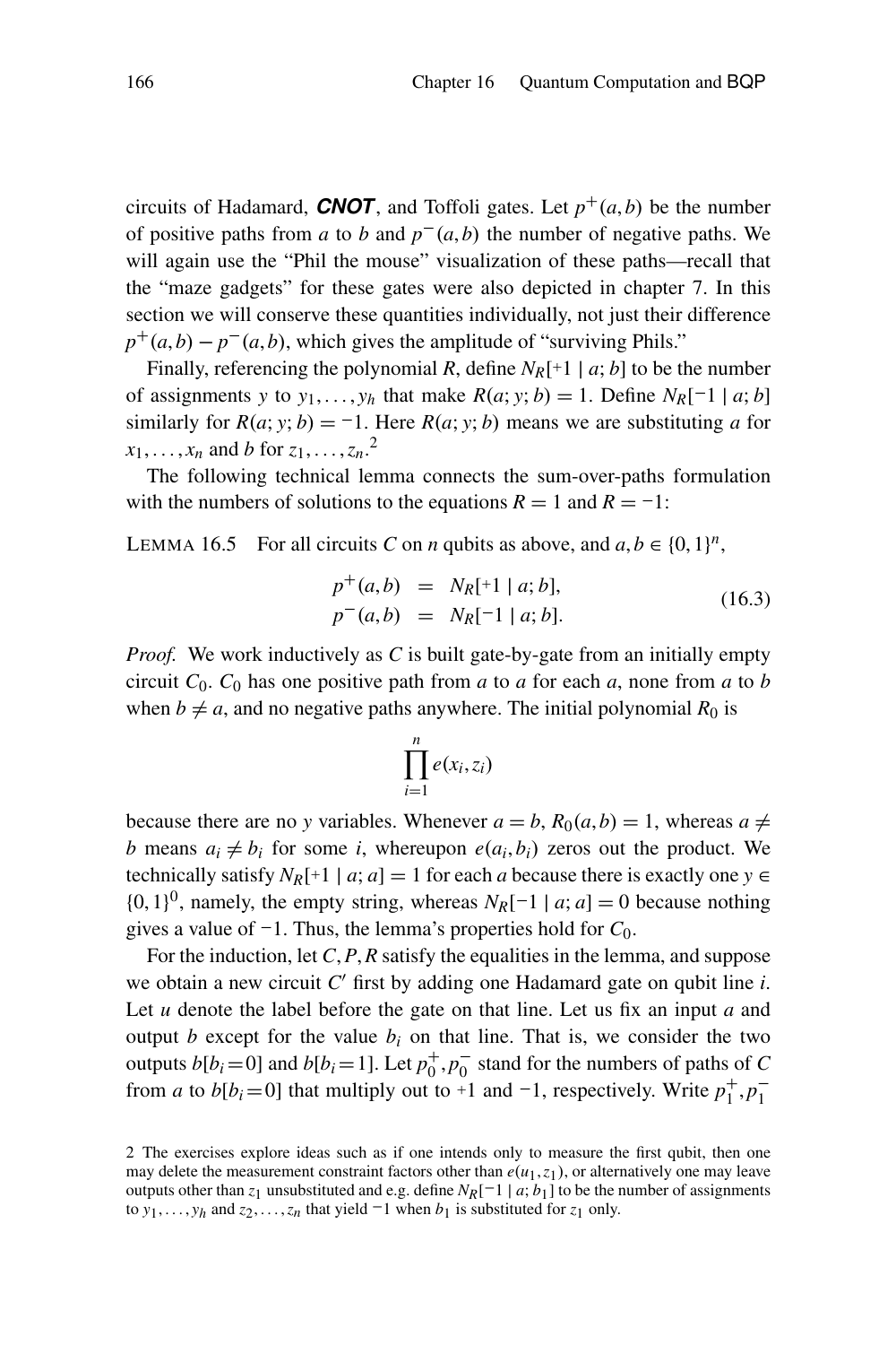circuits of Hadamard, ***CNOT***, and Toffoli gates. Let $p^+(a,b)$ be the number of positive paths from $a$ to $b$ and $p^-(a,b)$ the number of negative paths. We will again use the "Phil the mouse" visualization of these paths—recall that the "maze gadgets" for these gates were also depicted in chapter 7. In this section we will conserve these quantities individually, not just their difference $p^+(a,b) - p^-(a,b)$, which gives the amplitude of "surviving Phils."

Finally, referencing the polynomial $R$, define $N_R[+1 \mid a; b]$ to be the number of assignments $y$ to $y_1, \ldots, y_h$ that make $R(a; y; b) = 1$. Define $N_R[-1 \mid a; b]$ similarly for $R(a; y; b) = -1$. Here $R(a; y; b)$ means we are substituting $a$ for $x_1, \ldots, x_n$ and $b$ for $z_1, \ldots, z_n$.[2]

The following technical lemma connects the sum-over-paths formulation with the numbers of solutions to the equations $R = 1$ and $R = -1$:

LEMMA 16.5 For all circuits $C$ on $n$ qubits as above, and $a, b \in \{0,1\}^n$,

$$\begin{aligned} p^+(a,b) &= N_R[+1 \mid a; b], \\ p^-(a,b) &= N_R[-1 \mid a; b]. \end{aligned} \tag{16.3}$$

*Proof.* We work inductively as $C$ is built gate-by-gate from an initially empty circuit $C_0$. $C_0$ has one positive path from $a$ to $a$ for each $a$, none from $a$ to $b$ when $b \neq a$, and no negative paths anywhere. The initial polynomial $R_0$ is

$$\prod_{i=1}^{n} e(x_i, z_i)$$

because there are no $y$ variables. Whenever $a = b$, $R_0(a,b) = 1$, whereas $a \neq b$ means $a_i \neq b_i$ for some $i$, whereupon $e(a_i, b_i)$ zeros out the product. We technically satisfy $N_R[+1 \mid a; a] = 1$ for each $a$ because there is exactly one $y \in \{0,1\}^0$, namely, the empty string, whereas $N_R[-1 \mid a; a] = 0$ because nothing gives a value of $-1$. Thus, the lemma's properties hold for $C_0$.

For the induction, let $C, P, R$ satisfy the equalities in the lemma, and suppose we obtain a new circuit $C'$ first by adding one Hadamard gate on qubit line $i$. Let $u$ denote the label before the gate on that line. Let us fix an input $a$ and output $b$ except for the value $b_i$ on that line. That is, we consider the two outputs $b[b_i = 0]$ and $b[b_i = 1]$. Let $p_0^+, p_0^-$ stand for the numbers of paths of $C$ from $a$ to $b[b_i = 0]$ that multiply out to $+1$ and $-1$, respectively. Write $p_1^+, p_1^-$

2 The exercises explore ideas such as if one intends only to measure the first qubit, then one may delete the measurement constraint factors other than $e(u_1, z_1)$, or alternatively one may leave outputs other than $z_1$ unsubstituted and e.g. define $N_R[-1 \mid a; b_1]$ to be the number of assignments to $y_1, \ldots, y_h$ and $z_2, \ldots, z_n$ that yield $-1$ when $b_1$ is substituted for $z_1$ only.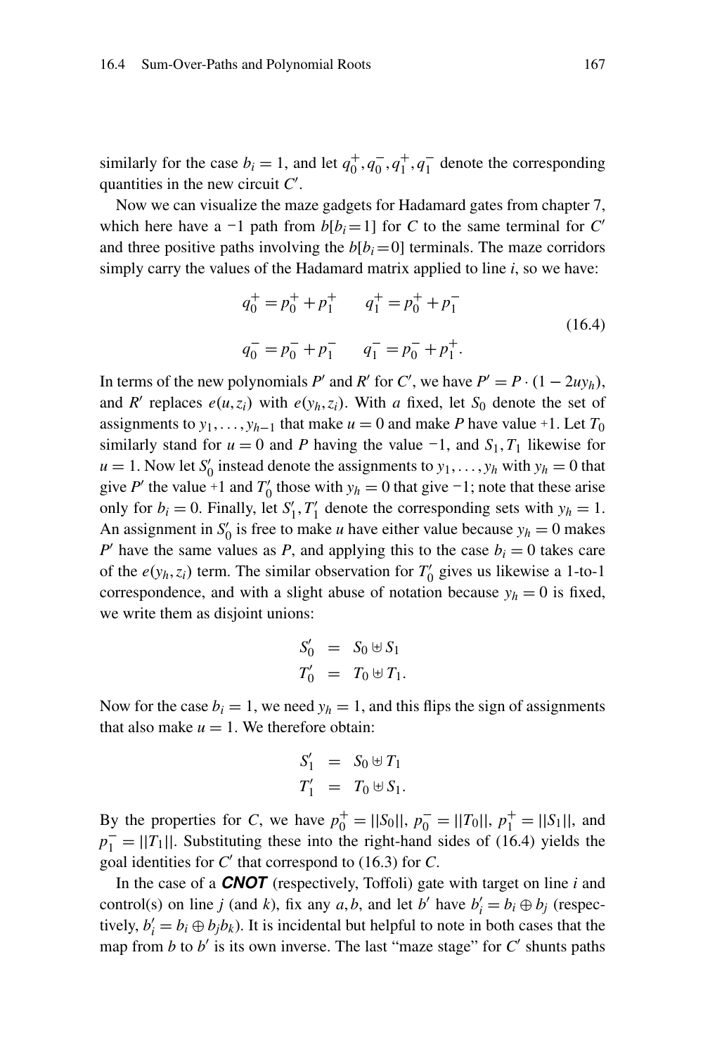similarly for the case $b_i = 1$, and let $q_0^+, q_0^-, q_1^+, q_1^-$ denote the corresponding quantities in the new circuit $C'$.

Now we can visualize the maze gadgets for Hadamard gates from chapter 7, which here have a $-1$ path from $b[b_i = 1]$ for $C$ to the same terminal for $C'$ and three positive paths involving the $b[b_i = 0]$ terminals. The maze corridors simply carry the values of the Hadamard matrix applied to line $i$, so we have:

$$
\begin{aligned}
q_0^+ &= p_0^+ + p_1^+ \qquad q_1^+ = p_0^+ + p_1^- \\
q_0^- &= p_0^- + p_1^- \qquad q_1^- = p_0^- + p_1^+.
\end{aligned}
\tag{16.4}
$$

In terms of the new polynomials $P'$ and $R'$ for $C'$, we have $P' = P \cdot (1 - 2uy_h)$, and $R'$ replaces $e(u, z_i)$ with $e(y_h, z_i)$. With $a$ fixed, let $S_0$ denote the set of assignments to $y_1, \ldots, y_{h-1}$ that make $u = 0$ and make $P$ have value $+1$. Let $T_0$ similarly stand for $u = 0$ and $P$ having the value $-1$, and $S_1, T_1$ likewise for $u = 1$. Now let $S_0'$ instead denote the assignments to $y_1, \ldots, y_h$ with $y_h = 0$ that give $P'$ the value $+1$ and $T_0'$ those with $y_h = 0$ that give $-1$; note that these arise only for $b_i = 0$. Finally, let $S_1', T_1'$ denote the corresponding sets with $y_h = 1$. An assignment in $S_0'$ is free to make $u$ have either value because $y_h = 0$ makes $P'$ have the same values as $P$, and applying this to the case $b_i = 0$ takes care of the $e(y_h, z_i)$ term. The similar observation for $T_0'$ gives us likewise a 1-to-1 correspondence, and with a slight abuse of notation because $y_h = 0$ is fixed, we write them as disjoint unions:

$$
\begin{aligned}
S_0' &= S_0 \uplus S_1 \\
T_0' &= T_0 \uplus T_1.
\end{aligned}
$$

Now for the case $b_i = 1$, we need $y_h = 1$, and this flips the sign of assignments that also make $u = 1$. We therefore obtain:

$$
\begin{aligned}
S_1' &= S_0 \uplus T_1 \\
T_1' &= T_0 \uplus S_1.
\end{aligned}
$$

By the properties for $C$, we have $p_0^+ = ||S_0||$, $p_0^- = ||T_0||$, $p_1^+ = ||S_1||$, and $p_1^- = ||T_1||$. Substituting these into the right-hand sides of (16.4) yields the goal identities for $C'$ that correspond to (16.3) for $C$.

In the case of a ***CNOT*** (respectively, Toffoli) gate with target on line $i$ and control(s) on line $j$ (and $k$), fix any $a, b$, and let $b'$ have $b_i' = b_i \oplus b_j$ (respectively, $b_i' = b_i \oplus b_j b_k$). It is incidental but helpful to note in both cases that the map from $b$ to $b'$ is its own inverse. The last "maze stage" for $C'$ shunts paths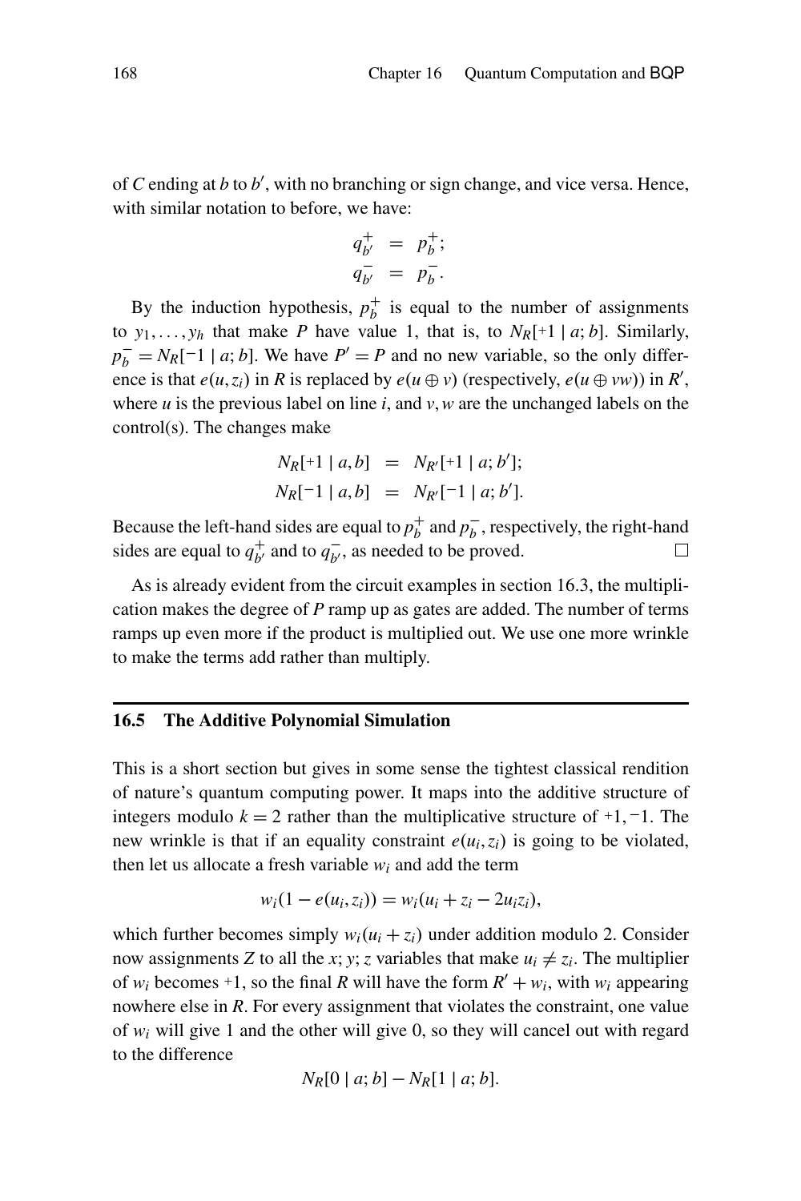of $C$ ending at $b$ to $b'$, with no branching or sign change, and vice versa. Hence, with similar notation to before, we have:

$$
\begin{aligned}
q_{b'}^{+} &= p_{b}^{+};\\
q_{b'}^{-} &= p_{b}^{-}.
\end{aligned}
$$

By the induction hypothesis, $p_b^+$ is equal to the number of assignments to $y_1, \ldots, y_h$ that make $P$ have value 1, that is, to $N_R[+1 \mid a; b]$. Similarly, $p_b^- = N_R[-1 \mid a; b]$. We have $P' = P$ and no new variable, so the only difference is that $e(u, z_i)$ in $R$ is replaced by $e(u \oplus v)$ (respectively, $e(u \oplus vw)$) in $R'$, where $u$ is the previous label on line $i$, and $v, w$ are the unchanged labels on the control(s). The changes make

$$
\begin{aligned}
N_R[+1 \mid a, b] &= N_{R'}[+1 \mid a; b'];\\
N_R[-1 \mid a, b] &= N_{R'}[-1 \mid a; b'].
\end{aligned}
$$

Because the left-hand sides are equal to $p_b^+$ and $p_b^-$, respectively, the right-hand sides are equal to $q_{b'}^+$ and to $q_{b'}^-$, as needed to be proved. □

As is already evident from the circuit examples in section 16.3, the multiplication makes the degree of $P$ ramp up as gates are added. The number of terms ramps up even more if the product is multiplied out. We use one more wrinkle to make the terms add rather than multiply.

## 16.5 The Additive Polynomial Simulation

This is a short section but gives in some sense the tightest classical rendition of nature's quantum computing power. It maps into the additive structure of integers modulo $k = 2$ rather than the multiplicative structure of $+1, -1$. The new wrinkle is that if an equality constraint $e(u_i, z_i)$ is going to be violated, then let us allocate a fresh variable $w_i$ and add the term

$$
w_i(1 - e(u_i, z_i)) = w_i(u_i + z_i - 2u_i z_i),
$$

which further becomes simply $w_i(u_i + z_i)$ under addition modulo 2. Consider now assignments $Z$ to all the $x; y; z$ variables that make $u_i \neq z_i$. The multiplier of $w_i$ becomes $+1$, so the final $R$ will have the form $R' + w_i$, with $w_i$ appearing nowhere else in $R$. For every assignment that violates the constraint, one value of $w_i$ will give 1 and the other will give 0, so they will cancel out with regard to the difference

$$
N_R[0 \mid a; b] - N_R[1 \mid a; b].
$$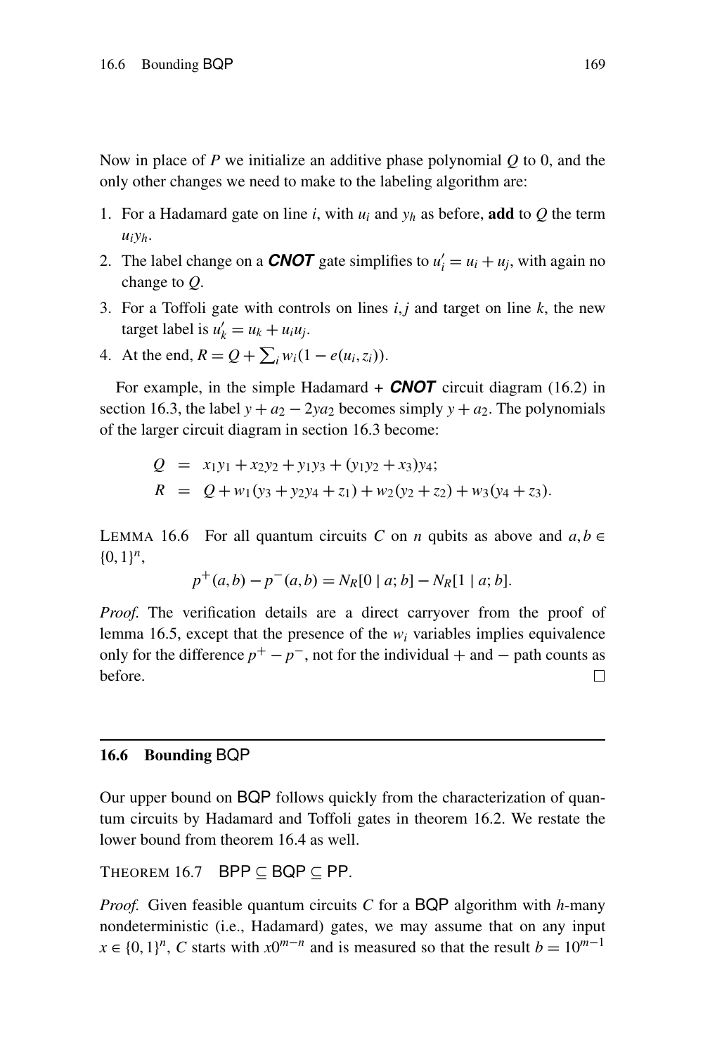Now in place of $P$ we initialize an additive phase polynomial $Q$ to 0, and the only other changes we need to make to the labeling algorithm are:

1. For a Hadamard gate on line $i$, with $u_i$ and $y_h$ as before, **add** to $Q$ the term $u_i y_h$.
2. The label change on a ***CNOT*** gate simplifies to $u_i' = u_i + u_j$, with again no change to $Q$.
3. For a Toffoli gate with controls on lines $i, j$ and target on line $k$, the new target label is $u_k' = u_k + u_i u_j$.
4. At the end, $R = Q + \sum_i w_i(1 - e(u_i, z_i))$.

For example, in the simple Hadamard + ***CNOT*** circuit diagram (16.2) in section 16.3, the label $y + a_2 - 2ya_2$ becomes simply $y + a_2$. The polynomials of the larger circuit diagram in section 16.3 become:

$$
\begin{aligned}
Q &= x_1y_1 + x_2y_2 + y_1y_3 + (y_1y_2 + x_3)y_4; \\
R &= Q + w_1(y_3 + y_2y_4 + z_1) + w_2(y_2 + z_2) + w_3(y_4 + z_3).
\end{aligned}
$$

LEMMA 16.6 For all quantum circuits $C$ on $n$ qubits as above and $a, b \in \{0,1\}^n$,

$$
p^+(a,b) - p^-(a,b) = N_R[0 \mid a; b] - N_R[1 \mid a; b].
$$

*Proof.* The verification details are a direct carryover from the proof of lemma 16.5, except that the presence of the $w_i$ variables implies equivalence only for the difference $p^+ - p^-$, not for the individual $+$ and $-$ path counts as before. $\square$

## 16.6 Bounding BQP

Our upper bound on BQP follows quickly from the characterization of quantum circuits by Hadamard and Toffoli gates in theorem 16.2. We restate the lower bound from theorem 16.4 as well.

THEOREM 16.7 $\mathsf{BPP} \subseteq \mathsf{BQP} \subseteq \mathsf{PP}$.

*Proof.* Given feasible quantum circuits $C$ for a BQP algorithm with $h$-many nondeterministic (i.e., Hadamard) gates, we may assume that on any input $x \in \{0,1\}^n$, $C$ starts with $x0^{m-n}$ and is measured so that the result $b = 10^{m-1}$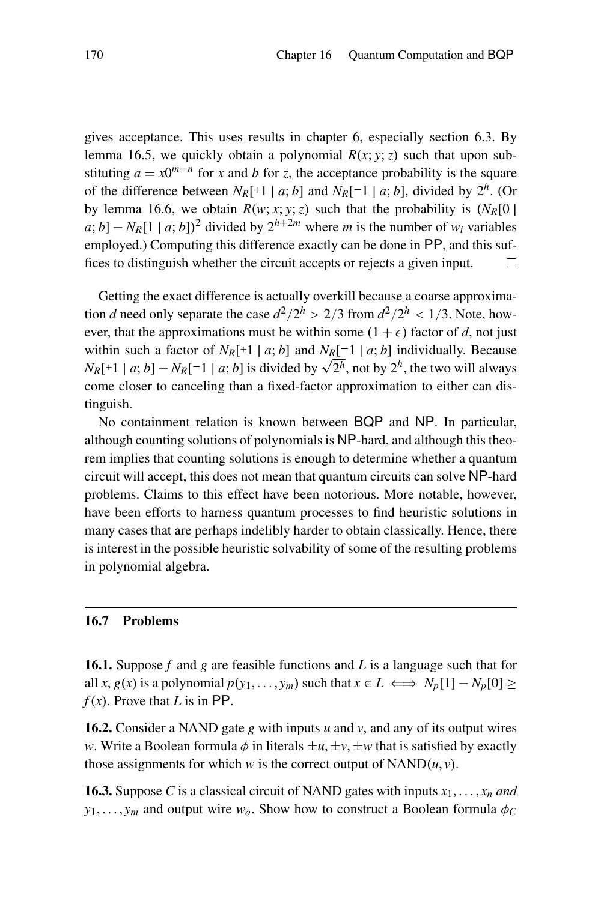gives acceptance. This uses results in chapter 6, especially section 6.3. By lemma 16.5, we quickly obtain a polynomial $R(x; y; z)$ such that upon substituting $a = x0^{m-n}$ for $x$ and $b$ for $z$, the acceptance probability is the square of the difference between $N_R[+1 \mid a; b]$ and $N_R[-1 \mid a; b]$, divided by $2^h$. (Or by lemma 16.6, we obtain $R(w; x; y; z)$ such that the probability is $(N_R[0 \mid a; b] - N_R[1 \mid a; b])^2$ divided by $2^{h+2m}$ where $m$ is the number of $w_i$ variables employed.) Computing this difference exactly can be done in PP, and this suffices to distinguish whether the circuit accepts or rejects a given input. $\square$

Getting the exact difference is actually overkill because a coarse approximation $d$ need only separate the case $d^2/2^h > 2/3$ from $d^2/2^h < 1/3$. Note, however, that the approximations must be within some $(1 + \epsilon)$ factor of $d$, not just within such a factor of $N_R[+1 \mid a; b]$ and $N_R[-1 \mid a; b]$ individually. Because $N_R[+1 \mid a; b] - N_R[-1 \mid a; b]$ is divided by $\sqrt{2^h}$, not by $2^h$, the two will always come closer to canceling than a fixed-factor approximation to either can distinguish.

No containment relation is known between BQP and NP. In particular, although counting solutions of polynomials is NP-hard, and although this theorem implies that counting solutions is enough to determine whether a quantum circuit will accept, this does not mean that quantum circuits can solve NP-hard problems. Claims to this effect have been notorious. More notable, however, have been efforts to harness quantum processes to find heuristic solutions in many cases that are perhaps indelibly harder to obtain classically. Hence, there is interest in the possible heuristic solvability of some of the resulting problems in polynomial algebra.

## 16.7 Problems

**16.1.** Suppose $f$ and $g$ are feasible functions and $L$ is a language such that for all $x$, $g(x)$ is a polynomial $p(y_1, \ldots, y_m)$ such that $x \in L \iff N_p[1] - N_p[0] \geq f(x)$. Prove that $L$ is in PP.

**16.2.** Consider a NAND gate $g$ with inputs $u$ and $v$, and any of its output wires $w$. Write a Boolean formula $\phi$ in literals $\pm u, \pm v, \pm w$ that is satisfied by exactly those assignments for which $w$ is the correct output of NAND$(u, v)$.

**16.3.** Suppose $C$ is a classical circuit of NAND gates with inputs $x_1, \ldots, x_n$ *and* $y_1, \ldots, y_m$ and output wire $w_o$. Show how to construct a Boolean formula $\phi_C$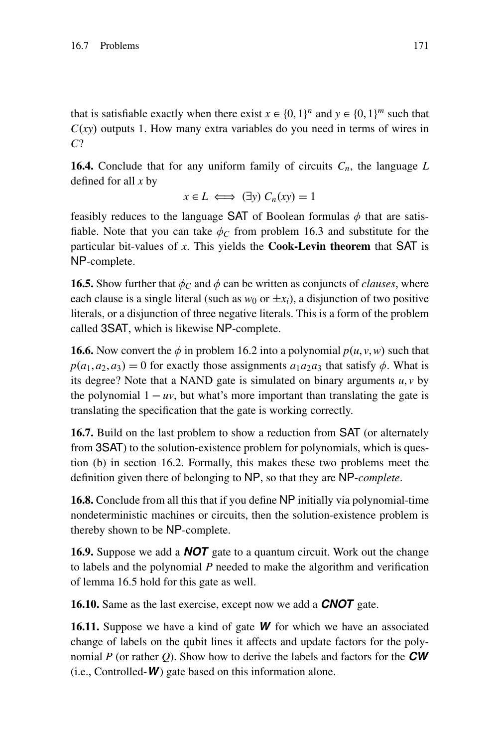that is satisfiable exactly when there exist $x \in \{0,1\}^n$ and $y \in \{0,1\}^m$ such that $C(xy)$ outputs 1. How many extra variables do you need in terms of wires in $C$?

**16.4.** Conclude that for any uniform family of circuits $C_n$, the language $L$ defined for all $x$ by

$$x \in L \iff (\exists y)\ C_n(xy) = 1$$

feasibly reduces to the language SAT of Boolean formulas $\phi$ that are satisfiable. Note that you can take $\phi_C$ from problem 16.3 and substitute for the particular bit-values of $x$. This yields the **Cook-Levin theorem** that SAT is NP-complete.

**16.5.** Show further that $\phi_C$ and $\phi$ can be written as conjuncts of *clauses*, where each clause is a single literal (such as $w_0$ or $\pm x_i$), a disjunction of two positive literals, or a disjunction of three negative literals. This is a form of the problem called 3SAT, which is likewise NP-complete.

**16.6.** Now convert the $\phi$ in problem 16.2 into a polynomial $p(u,v,w)$ such that $p(a_1,a_2,a_3) = 0$ for exactly those assignments $a_1a_2a_3$ that satisfy $\phi$. What is its degree? Note that a NAND gate is simulated on binary arguments $u,v$ by the polynomial $1-uv$, but what's more important than translating the gate is translating the specification that the gate is working correctly.

**16.7.** Build on the last problem to show a reduction from SAT (or alternately from 3SAT) to the solution-existence problem for polynomials, which is question (b) in section 16.2. Formally, this makes these two problems meet the definition given there of belonging to NP, so that they are NP-*complete*.

**16.8.** Conclude from all this that if you define NP initially via polynomial-time nondeterministic machines or circuits, then the solution-existence problem is thereby shown to be NP-complete.

**16.9.** Suppose we add a ***NOT*** gate to a quantum circuit. Work out the change to labels and the polynomial $P$ needed to make the algorithm and verification of lemma 16.5 hold for this gate as well.

**16.10.** Same as the last exercise, except now we add a ***CNOT*** gate.

**16.11.** Suppose we have a kind of gate ***W*** for which we have an associated change of labels on the qubit lines it affects and update factors for the polynomial $P$ (or rather $Q$). Show how to derive the labels and factors for the ***CW*** (i.e., Controlled-***W***) gate based on this information alone.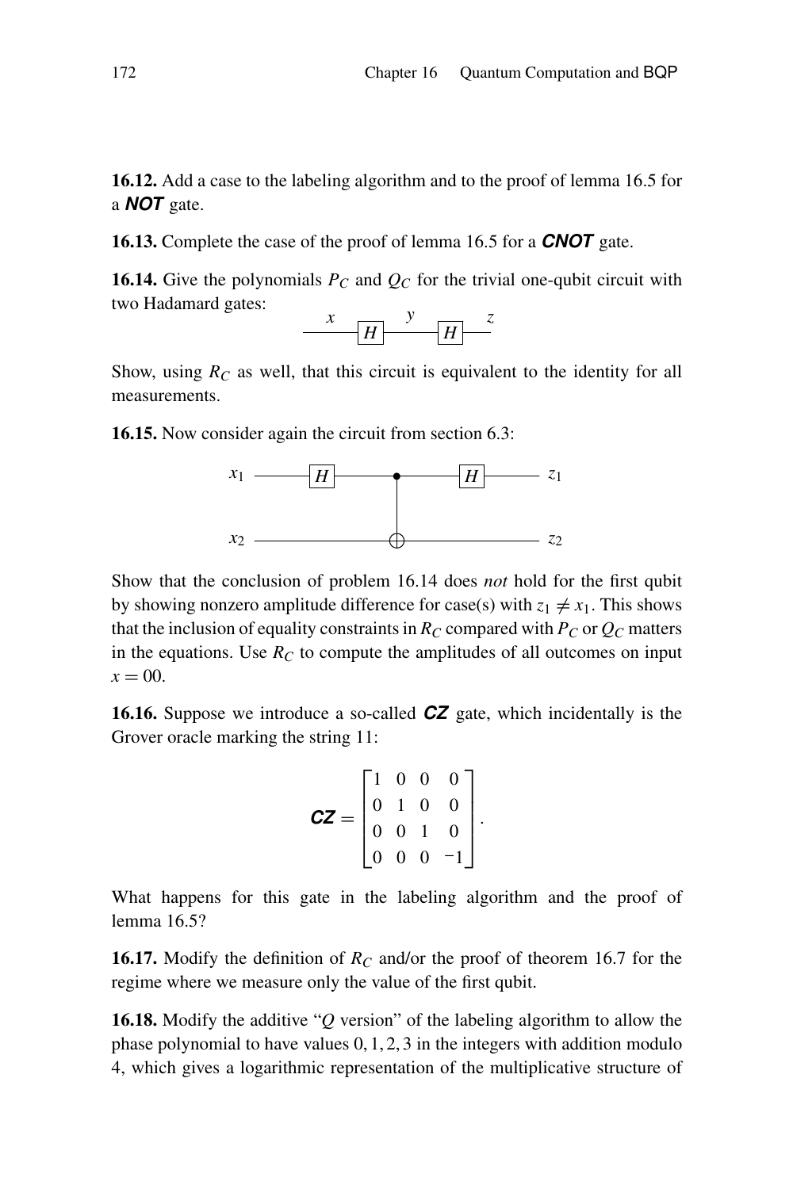**16.12.** Add a case to the labeling algorithm and to the proof of lemma 16.5 for a ***NOT*** gate.

**16.13.** Complete the case of the proof of lemma 16.5 for a ***CNOT*** gate.

**16.14.** Give the polynomials $P_C$ and $Q_C$ for the trivial one-qubit circuit with two Hadamard gates:

$$x \;—\boxed{H}—\; y \;—\boxed{H}—\; z$$

Show, using $R_C$ as well, that this circuit is equivalent to the identity for all measurements.

**16.15.** Now consider again the circuit from section 6.3:

```
x1 ——[H]————●————[H]—— z1
            |
x2 —————————⊕————————— z2
```

Show that the conclusion of problem 16.14 does *not* hold for the first qubit by showing nonzero amplitude difference for case(s) with $z_1 \neq x_1$. This shows that the inclusion of equality constraints in $R_C$ compared with $P_C$ or $Q_C$ matters in the equations. Use $R_C$ to compute the amplitudes of all outcomes on input $x = 00$.

**16.16.** Suppose we introduce a so-called ***CZ*** gate, which incidentally is the Grover oracle marking the string 11:

$$\boldsymbol{CZ} = \begin{bmatrix} 1 & 0 & 0 & 0 \\ 0 & 1 & 0 & 0 \\ 0 & 0 & 1 & 0 \\ 0 & 0 & 0 & -1 \end{bmatrix}.$$

What happens for this gate in the labeling algorithm and the proof of lemma 16.5?

**16.17.** Modify the definition of $R_C$ and/or the proof of theorem 16.7 for the regime where we measure only the value of the first qubit.

**16.18.** Modify the additive "$Q$ version" of the labeling algorithm to allow the phase polynomial to have values $0, 1, 2, 3$ in the integers with addition modulo 4, which gives a logarithmic representation of the multiplicative structure of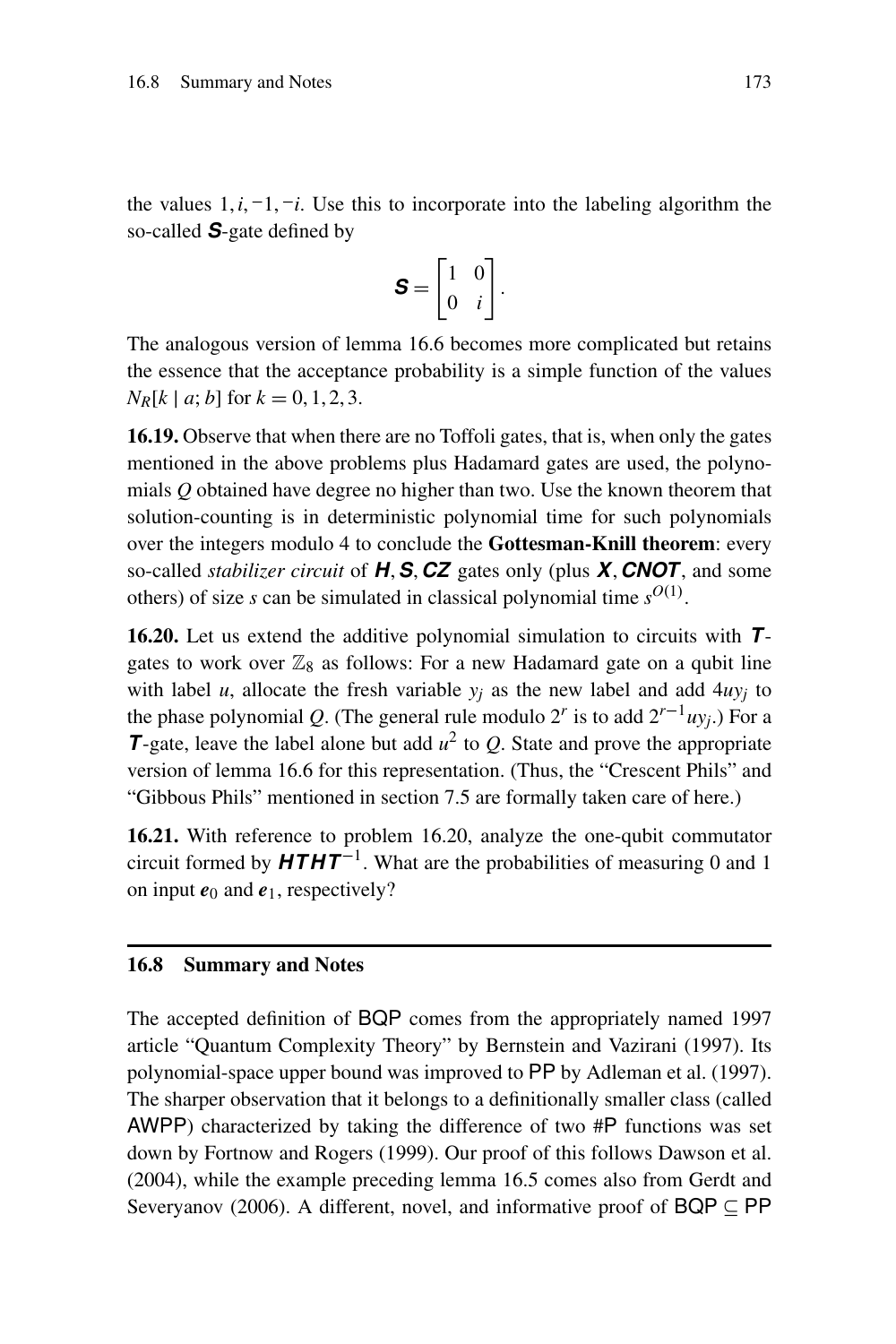the values $1, i, -1, -i$. Use this to incorporate into the labeling algorithm the so-called $\boldsymbol{S}$-gate defined by

$$\boldsymbol{S} = \begin{bmatrix} 1 & 0 \\ 0 & i \end{bmatrix}.$$

The analogous version of lemma 16.6 becomes more complicated but retains the essence that the acceptance probability is a simple function of the values $N_R[k \mid a; b]$ for $k = 0, 1, 2, 3$.

**16.19.** Observe that when there are no Toffoli gates, that is, when only the gates mentioned in the above problems plus Hadamard gates are used, the polynomials $Q$ obtained have degree no higher than two. Use the known theorem that solution-counting is in deterministic polynomial time for such polynomials over the integers modulo 4 to conclude the **Gottesman-Knill theorem**: every so-called *stabilizer circuit* of $\boldsymbol{H}, \boldsymbol{S}, \boldsymbol{CZ}$ gates only (plus $\boldsymbol{X}, \boldsymbol{CNOT}$, and some others) of size $s$ can be simulated in classical polynomial time $s^{O(1)}$.

**16.20.** Let us extend the additive polynomial simulation to circuits with $\boldsymbol{T}$-gates to work over $\mathbb{Z}_8$ as follows: For a new Hadamard gate on a qubit line with label $u$, allocate the fresh variable $y_j$ as the new label and add $4uy_j$ to the phase polynomial $Q$. (The general rule modulo $2^r$ is to add $2^{r-1}uy_j$.) For a $\boldsymbol{T}$-gate, leave the label alone but add $u^2$ to $Q$. State and prove the appropriate version of lemma 16.6 for this representation. (Thus, the "Crescent Phils" and "Gibbous Phils" mentioned in section 7.5 are formally taken care of here.)

**16.21.** With reference to problem 16.20, analyze the one-qubit commutator circuit formed by $\boldsymbol{HTHT}^{-1}$. What are the probabilities of measuring 0 and 1 on input $\boldsymbol{e}_0$ and $\boldsymbol{e}_1$, respectively?

## 16.8 Summary and Notes

The accepted definition of BQP comes from the appropriately named 1997 article "Quantum Complexity Theory" by Bernstein and Vazirani (1997). Its polynomial-space upper bound was improved to PP by Adleman et al. (1997). The sharper observation that it belongs to a definitionally smaller class (called AWPP) characterized by taking the difference of two #P functions was set down by Fortnow and Rogers (1999). Our proof of this follows Dawson et al. (2004), while the example preceding lemma 16.5 comes also from Gerdt and Severyanov (2006). A different, novel, and informative proof of BQP $\subseteq$ PP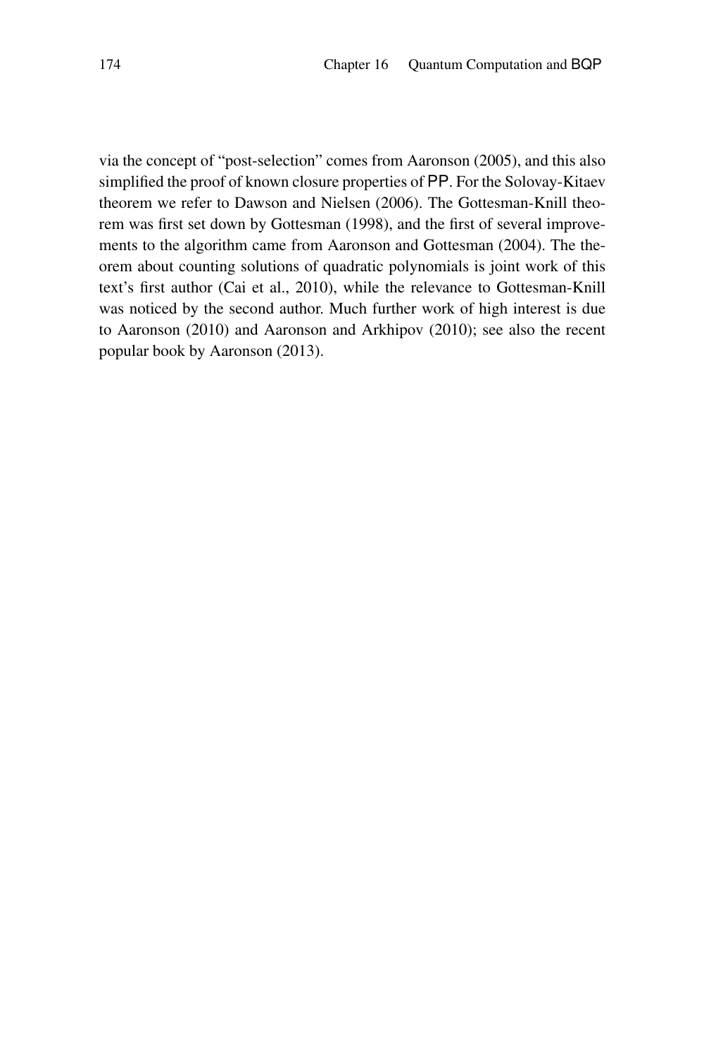via the concept of "post-selection" comes from Aaronson (2005), and this also simplified the proof of known closure properties of PP. For the Solovay-Kitaev theorem we refer to Dawson and Nielsen (2006). The Gottesman-Knill theorem was first set down by Gottesman (1998), and the first of several improvements to the algorithm came from Aaronson and Gottesman (2004). The theorem about counting solutions of quadratic polynomials is joint work of this text's first author (Cai et al., 2010), while the relevance to Gottesman-Knill was noticed by the second author. Much further work of high interest is due to Aaronson (2010) and Aaronson and Arkhipov (2010); see also the recent popular book by Aaronson (2013).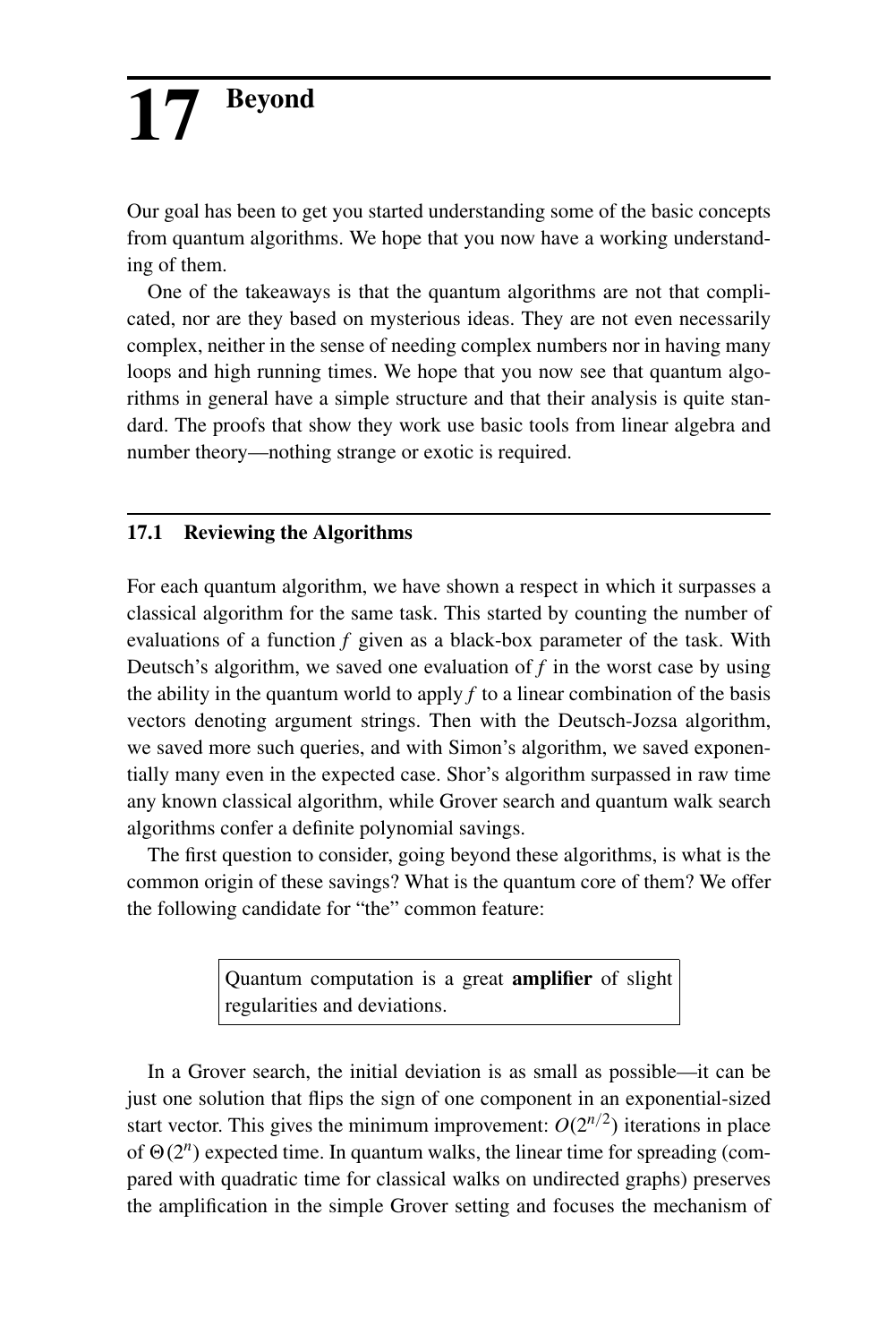# 17 Beyond

Our goal has been to get you started understanding some of the basic concepts from quantum algorithms. We hope that you now have a working understanding of them.

One of the takeaways is that the quantum algorithms are not that complicated, nor are they based on mysterious ideas. They are not even necessarily complex, neither in the sense of needing complex numbers nor in having many loops and high running times. We hope that you now see that quantum algorithms in general have a simple structure and that their analysis is quite standard. The proofs that show they work use basic tools from linear algebra and number theory—nothing strange or exotic is required.

## 17.1 Reviewing the Algorithms

For each quantum algorithm, we have shown a respect in which it surpasses a classical algorithm for the same task. This started by counting the number of evaluations of a function $f$ given as a black-box parameter of the task. With Deutsch's algorithm, we saved one evaluation of $f$ in the worst case by using the ability in the quantum world to apply $f$ to a linear combination of the basis vectors denoting argument strings. Then with the Deutsch-Jozsa algorithm, we saved more such queries, and with Simon's algorithm, we saved exponentially many even in the expected case. Shor's algorithm surpassed in raw time any known classical algorithm, while Grover search and quantum walk search algorithms confer a definite polynomial savings.

The first question to consider, going beyond these algorithms, is what is the common origin of these savings? What is the quantum core of them? We offer the following candidate for "the" common feature:

> Quantum computation is a great **amplifier** of slight regularities and deviations.

In a Grover search, the initial deviation is as small as possible—it can be just one solution that flips the sign of one component in an exponential-sized start vector. This gives the minimum improvement: $O(2^{n/2})$ iterations in place of $\Theta(2^n)$ expected time. In quantum walks, the linear time for spreading (compared with quadratic time for classical walks on undirected graphs) preserves the amplification in the simple Grover setting and focuses the mechanism of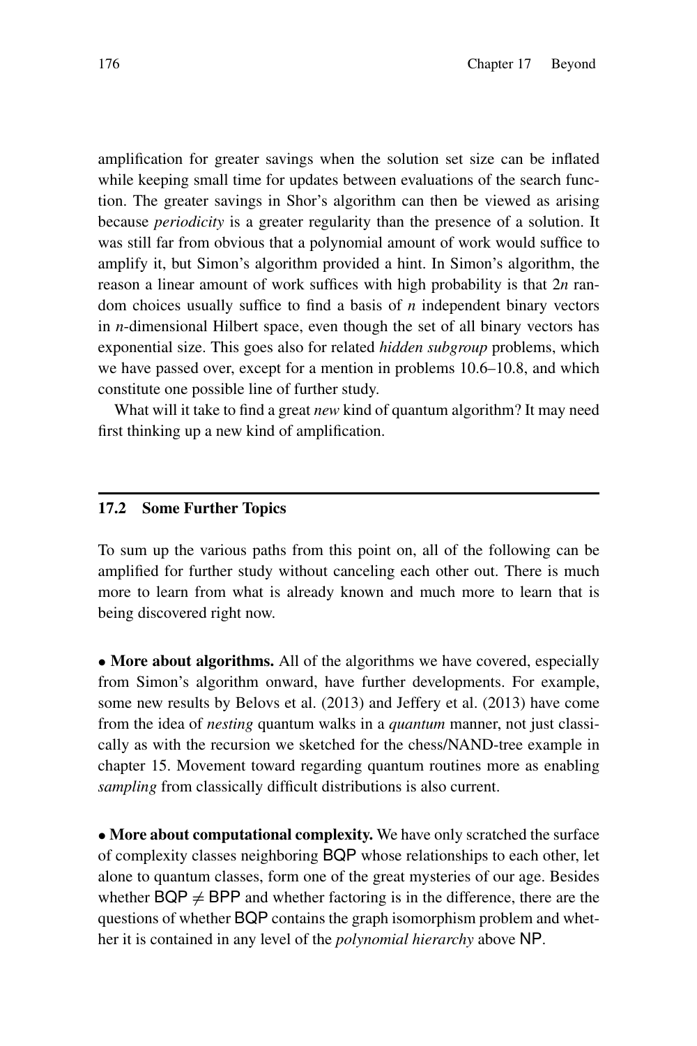amplification for greater savings when the solution set size can be inflated while keeping small time for updates between evaluations of the search function. The greater savings in Shor's algorithm can then be viewed as arising because *periodicity* is a greater regularity than the presence of a solution. It was still far from obvious that a polynomial amount of work would suffice to amplify it, but Simon's algorithm provided a hint. In Simon's algorithm, the reason a linear amount of work suffices with high probability is that $2n$ random choices usually suffice to find a basis of $n$ independent binary vectors in $n$-dimensional Hilbert space, even though the set of all binary vectors has exponential size. This goes also for related *hidden subgroup* problems, which we have passed over, except for a mention in problems 10.6–10.8, and which constitute one possible line of further study.

What will it take to find a great *new* kind of quantum algorithm? It may need first thinking up a new kind of amplification.

## 17.2 Some Further Topics

To sum up the various paths from this point on, all of the following can be amplified for further study without canceling each other out. There is much more to learn from what is already known and much more to learn that is being discovered right now.

• **More about algorithms.** All of the algorithms we have covered, especially from Simon's algorithm onward, have further developments. For example, some new results by Belovs et al. (2013) and Jeffery et al. (2013) have come from the idea of *nesting* quantum walks in a *quantum* manner, not just classically as with the recursion we sketched for the chess/NAND-tree example in chapter 15. Movement toward regarding quantum routines more as enabling *sampling* from classically difficult distributions is also current.

• **More about computational complexity.** We have only scratched the surface of complexity classes neighboring BQP whose relationships to each other, let alone to quantum classes, form one of the great mysteries of our age. Besides whether $\mathsf{BQP} \neq \mathsf{BPP}$ and whether factoring is in the difference, there are the questions of whether BQP contains the graph isomorphism problem and whether it is contained in any level of the *polynomial hierarchy* above NP.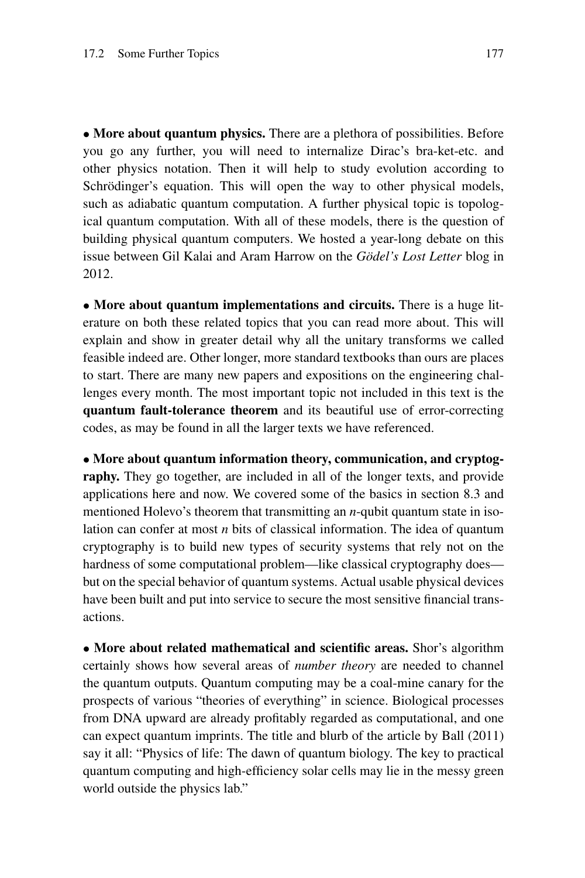• **More about quantum physics.** There are a plethora of possibilities. Before you go any further, you will need to internalize Dirac's bra-ket-etc. and other physics notation. Then it will help to study evolution according to Schrödinger's equation. This will open the way to other physical models, such as adiabatic quantum computation. A further physical topic is topological quantum computation. With all of these models, there is the question of building physical quantum computers. We hosted a year-long debate on this issue between Gil Kalai and Aram Harrow on the *Gödel's Lost Letter* blog in 2012.

• **More about quantum implementations and circuits.** There is a huge literature on both these related topics that you can read more about. This will explain and show in greater detail why all the unitary transforms we called feasible indeed are. Other longer, more standard textbooks than ours are places to start. There are many new papers and expositions on the engineering challenges every month. The most important topic not included in this text is the **quantum fault-tolerance theorem** and its beautiful use of error-correcting codes, as may be found in all the larger texts we have referenced.

• **More about quantum information theory, communication, and cryptography.** They go together, are included in all of the longer texts, and provide applications here and now. We covered some of the basics in section 8.3 and mentioned Holevo's theorem that transmitting an $n$-qubit quantum state in isolation can confer at most $n$ bits of classical information. The idea of quantum cryptography is to build new types of security systems that rely not on the hardness of some computational problem—like classical cryptography does—but on the special behavior of quantum systems. Actual usable physical devices have been built and put into service to secure the most sensitive financial transactions.

• **More about related mathematical and scientific areas.** Shor's algorithm certainly shows how several areas of *number theory* are needed to channel the quantum outputs. Quantum computing may be a coal-mine canary for the prospects of various "theories of everything" in science. Biological processes from DNA upward are already profitably regarded as computational, and one can expect quantum imprints. The title and blurb of the article by Ball (2011) say it all: "Physics of life: The dawn of quantum biology. The key to practical quantum computing and high-efficiency solar cells may lie in the messy green world outside the physics lab."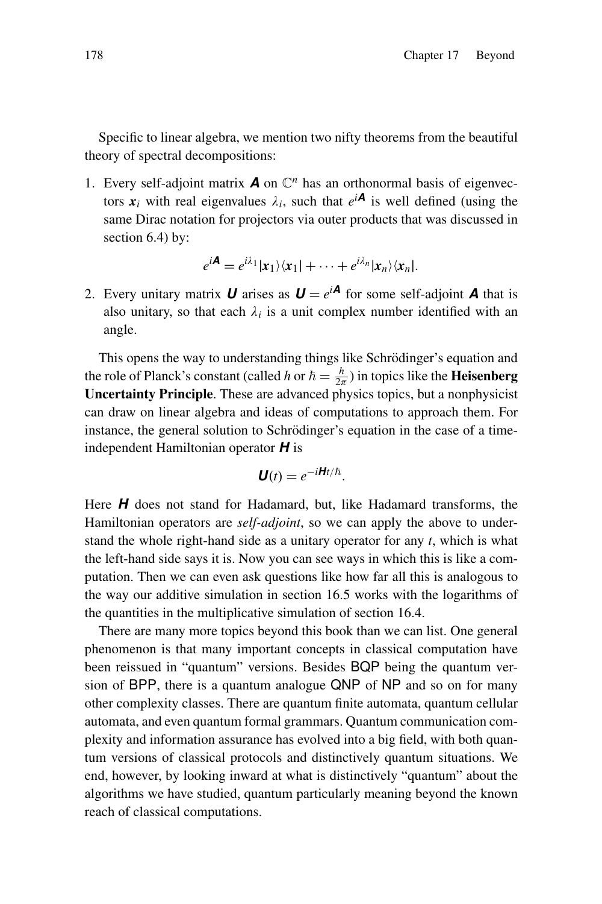Specific to linear algebra, we mention two nifty theorems from the beautiful theory of spectral decompositions:

1. Every self-adjoint matrix $\boldsymbol{A}$ on $\mathbb{C}^n$ has an orthonormal basis of eigenvectors $\boldsymbol{x}_i$ with real eigenvalues $\lambda_i$, such that $e^{i\boldsymbol{A}}$ is well defined (using the same Dirac notation for projectors via outer products that was discussed in section 6.4) by:

$$e^{i\boldsymbol{A}} = e^{i\lambda_1}|\boldsymbol{x}_1\rangle\langle\boldsymbol{x}_1| + \cdots + e^{i\lambda_n}|\boldsymbol{x}_n\rangle\langle\boldsymbol{x}_n|.$$

2. Every unitary matrix $\boldsymbol{U}$ arises as $\boldsymbol{U} = e^{i\boldsymbol{A}}$ for some self-adjoint $\boldsymbol{A}$ that is also unitary, so that each $\lambda_i$ is a unit complex number identified with an angle.

This opens the way to understanding things like Schrödinger's equation and the role of Planck's constant (called $h$ or $\hbar = \frac{h}{2\pi}$) in topics like the **Heisenberg Uncertainty Principle**. These are advanced physics topics, but a nonphysicist can draw on linear algebra and ideas of computations to approach them. For instance, the general solution to Schrödinger's equation in the case of a time-independent Hamiltonian operator $\boldsymbol{H}$ is

$$\boldsymbol{U}(t) = e^{-i\boldsymbol{H}t/\hbar}.$$

Here $\boldsymbol{H}$ does not stand for Hadamard, but, like Hadamard transforms, the Hamiltonian operators are *self-adjoint*, so we can apply the above to understand the whole right-hand side as a unitary operator for any $t$, which is what the left-hand side says it is. Now you can see ways in which this is like a computation. Then we can even ask questions like how far all this is analogous to the way our additive simulation in section 16.5 works with the logarithms of the quantities in the multiplicative simulation of section 16.4.

There are many more topics beyond this book than we can list. One general phenomenon is that many important concepts in classical computation have been reissued in "quantum" versions. Besides BQP being the quantum version of BPP, there is a quantum analogue QNP of NP and so on for many other complexity classes. There are quantum finite automata, quantum cellular automata, and even quantum formal grammars. Quantum communication complexity and information assurance has evolved into a big field, with both quantum versions of classical protocols and distinctively quantum situations. We end, however, by looking inward at what is distinctively "quantum" about the algorithms we have studied, quantum particularly meaning beyond the known reach of classical computations.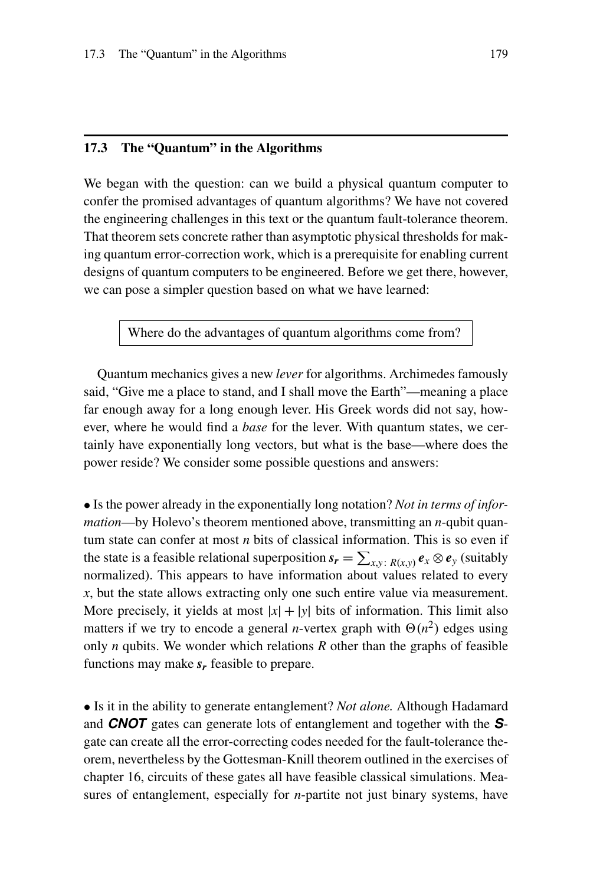## 17.3 The "Quantum" in the Algorithms

We began with the question: can we build a physical quantum computer to confer the promised advantages of quantum algorithms? We have not covered the engineering challenges in this text or the quantum fault-tolerance theorem. That theorem sets concrete rather than asymptotic physical thresholds for making quantum error-correction work, which is a prerequisite for enabling current designs of quantum computers to be engineered. Before we get there, however, we can pose a simpler question based on what we have learned:

> Where do the advantages of quantum algorithms come from?

Quantum mechanics gives a new *lever* for algorithms. Archimedes famously said, "Give me a place to stand, and I shall move the Earth"—meaning a place far enough away for a long enough lever. His Greek words did not say, however, where he would find a *base* for the lever. With quantum states, we certainly have exponentially long vectors, but what is the base—where does the power reside? We consider some possible questions and answers:

• Is the power already in the exponentially long notation? *Not in terms of information*—by Holevo's theorem mentioned above, transmitting an $n$-qubit quantum state can confer at most $n$ bits of classical information. This is so even if the state is a feasible relational superposition $\boldsymbol{s_r} = \sum_{x,y:\,R(x,y)} \boldsymbol{e}_x \otimes \boldsymbol{e}_y$ (suitably normalized). This appears to have information about values related to every $x$, but the state allows extracting only one such entire value via measurement. More precisely, it yields at most $|x| + |y|$ bits of information. This limit also matters if we try to encode a general $n$-vertex graph with $\Theta(n^2)$ edges using only $n$ qubits. We wonder which relations $R$ other than the graphs of feasible functions may make $\boldsymbol{s_r}$ feasible to prepare.

• Is it in the ability to generate entanglement? *Not alone.* Although Hadamard and ***CNOT*** gates can generate lots of entanglement and together with the ***S***-gate can create all the error-correcting codes needed for the fault-tolerance theorem, nevertheless by the Gottesman-Knill theorem outlined in the exercises of chapter 16, circuits of these gates all have feasible classical simulations. Measures of entanglement, especially for $n$-partite not just binary systems, have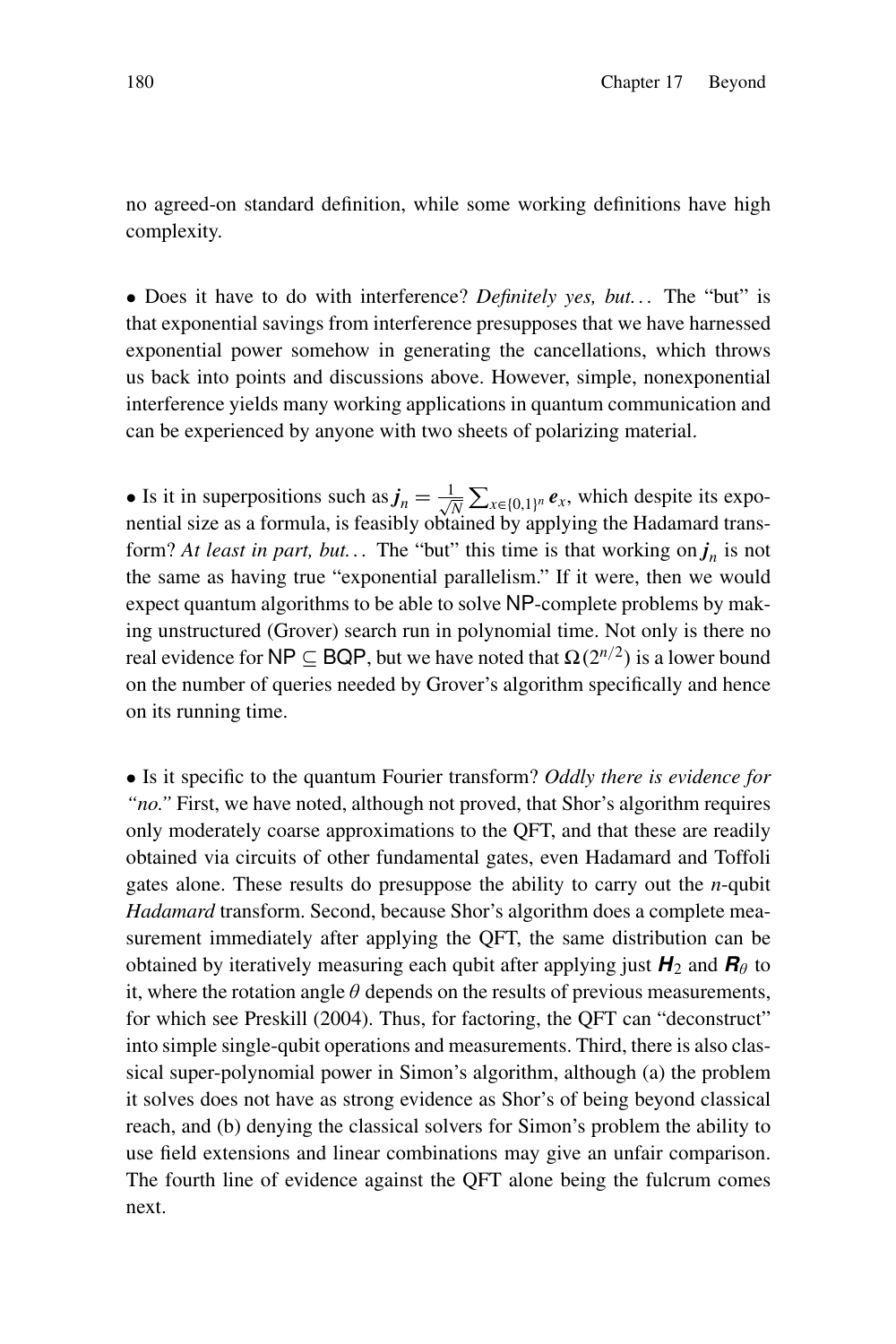no agreed-on standard definition, while some working definitions have high complexity.

• Does it have to do with interference? *Definitely yes, but...* The "but" is that exponential savings from interference presupposes that we have harnessed exponential power somehow in generating the cancellations, which throws us back into points and discussions above. However, simple, nonexponential interference yields many working applications in quantum communication and can be experienced by anyone with two sheets of polarizing material.

• Is it in superpositions such as $\boldsymbol{j}_n = \frac{1}{\sqrt{N}} \sum_{x \in \{0,1\}^n} \boldsymbol{e}_x$, which despite its exponential size as a formula, is feasibly obtained by applying the Hadamard transform? *At least in part, but...* The "but" this time is that working on $\boldsymbol{j}_n$ is not the same as having true "exponential parallelism." If it were, then we would expect quantum algorithms to be able to solve NP-complete problems by making unstructured (Grover) search run in polynomial time. Not only is there no real evidence for $\mathsf{NP} \subseteq \mathsf{BQP}$, but we have noted that $\Omega(2^{n/2})$ is a lower bound on the number of queries needed by Grover's algorithm specifically and hence on its running time.

• Is it specific to the quantum Fourier transform? *Oddly there is evidence for "no."* First, we have noted, although not proved, that Shor's algorithm requires only moderately coarse approximations to the QFT, and that these are readily obtained via circuits of other fundamental gates, even Hadamard and Toffoli gates alone. These results do presuppose the ability to carry out the $n$-qubit *Hadamard* transform. Second, because Shor's algorithm does a complete measurement immediately after applying the QFT, the same distribution can be obtained by iteratively measuring each qubit after applying just $\boldsymbol{H}_2$ and $\boldsymbol{R}_\theta$ to it, where the rotation angle $\theta$ depends on the results of previous measurements, for which see Preskill (2004). Thus, for factoring, the QFT can "deconstruct" into simple single-qubit operations and measurements. Third, there is also classical super-polynomial power in Simon's algorithm, although (a) the problem it solves does not have as strong evidence as Shor's of being beyond classical reach, and (b) denying the classical solvers for Simon's problem the ability to use field extensions and linear combinations may give an unfair comparison. The fourth line of evidence against the QFT alone being the fulcrum comes next.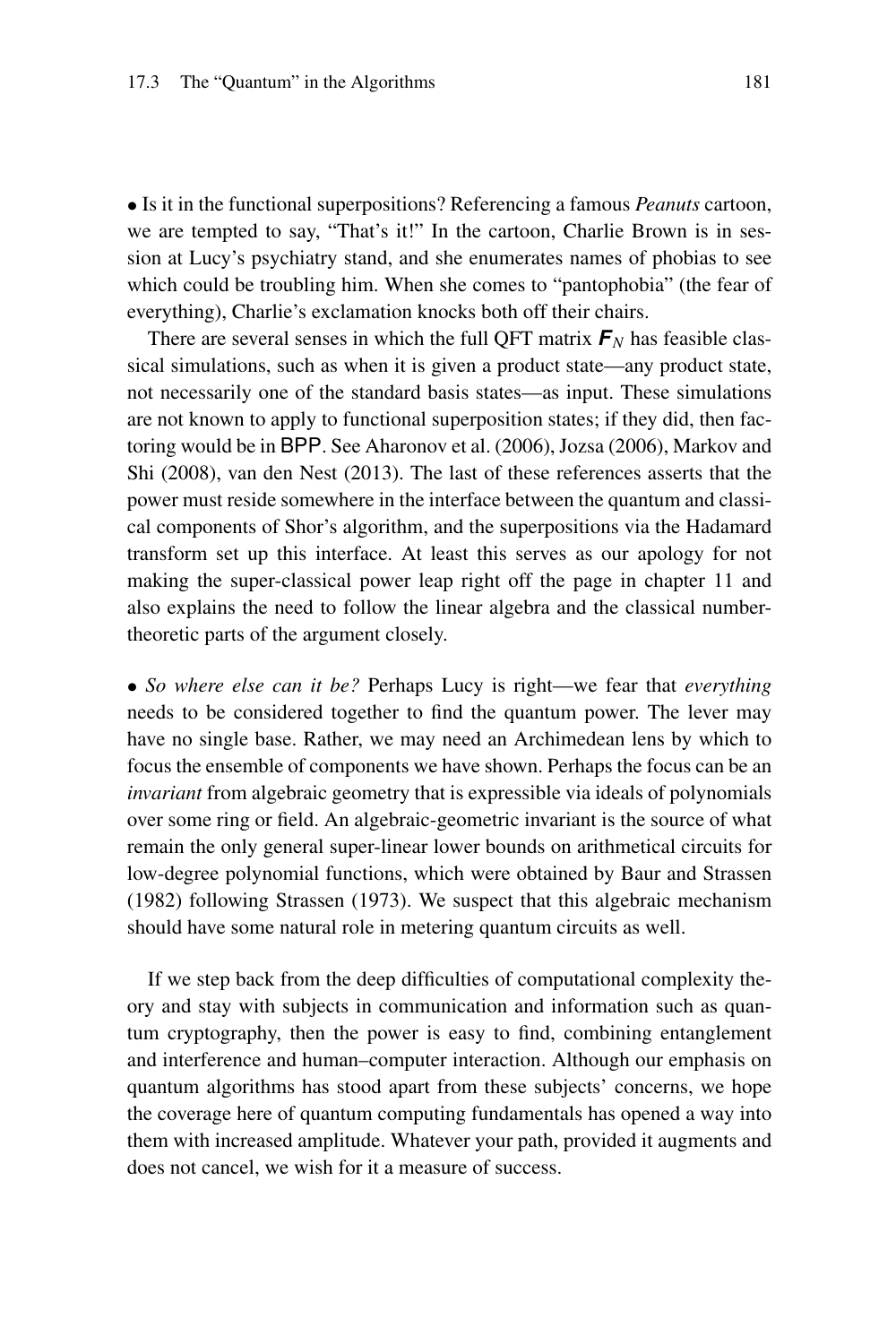• Is it in the functional superpositions? Referencing a famous *Peanuts* cartoon, we are tempted to say, "That's it!" In the cartoon, Charlie Brown is in session at Lucy's psychiatry stand, and she enumerates names of phobias to see which could be troubling him. When she comes to "pantophobia" (the fear of everything), Charlie's exclamation knocks both off their chairs.

There are several senses in which the full QFT matrix $\boldsymbol{F}_N$ has feasible classical simulations, such as when it is given a product state—any product state, not necessarily one of the standard basis states—as input. These simulations are not known to apply to functional superposition states; if they did, then factoring would be in BPP. See Aharonov et al. (2006), Jozsa (2006), Markov and Shi (2008), van den Nest (2013). The last of these references asserts that the power must reside somewhere in the interface between the quantum and classical components of Shor's algorithm, and the superpositions via the Hadamard transform set up this interface. At least this serves as our apology for not making the super-classical power leap right off the page in chapter 11 and also explains the need to follow the linear algebra and the classical number-theoretic parts of the argument closely.

• *So where else can it be?* Perhaps Lucy is right—we fear that *everything* needs to be considered together to find the quantum power. The lever may have no single base. Rather, we may need an Archimedean lens by which to focus the ensemble of components we have shown. Perhaps the focus can be an *invariant* from algebraic geometry that is expressible via ideals of polynomials over some ring or field. An algebraic-geometric invariant is the source of what remain the only general super-linear lower bounds on arithmetical circuits for low-degree polynomial functions, which were obtained by Baur and Strassen (1982) following Strassen (1973). We suspect that this algebraic mechanism should have some natural role in metering quantum circuits as well.

If we step back from the deep difficulties of computational complexity theory and stay with subjects in communication and information such as quantum cryptography, then the power is easy to find, combining entanglement and interference and human–computer interaction. Although our emphasis on quantum algorithms has stood apart from these subjects' concerns, we hope the coverage here of quantum computing fundamentals has opened a way into them with increased amplitude. Whatever your path, provided it augments and does not cancel, we wish for it a measure of success.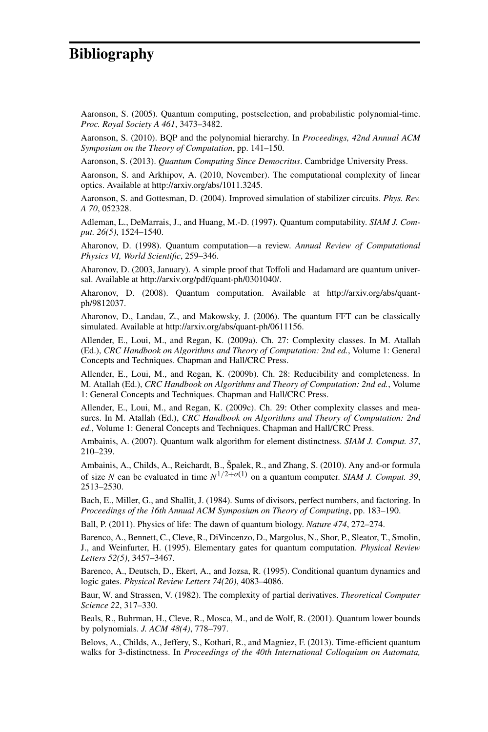# Bibliography

Aaronson, S. (2005). Quantum computing, postselection, and probabilistic polynomial-time. *Proc. Royal Society A 461*, 3473–3482.

Aaronson, S. (2010). BQP and the polynomial hierarchy. In *Proceedings, 42nd Annual ACM Symposium on the Theory of Computation*, pp. 141–150.

Aaronson, S. (2013). *Quantum Computing Since Democritus*. Cambridge University Press.

Aaronson, S. and Arkhipov, A. (2010, November). The computational complexity of linear optics. Available at http://arxiv.org/abs/1011.3245.

Aaronson, S. and Gottesman, D. (2004). Improved simulation of stabilizer circuits. *Phys. Rev. A 70*, 052328.

Adleman, L., DeMarrais, J., and Huang, M.-D. (1997). Quantum computability. *SIAM J. Comput. 26(5)*, 1524–1540.

Aharonov, D. (1998). Quantum computation—a review. *Annual Review of Computational Physics VI, World Scientific*, 259–346.

Aharonov, D. (2003, January). A simple proof that Toffoli and Hadamard are quantum universal. Available at http://arxiv.org/pdf/quant-ph/0301040/.

Aharonov, D. (2008). Quantum computation. Available at http://arxiv.org/abs/quant-ph/9812037.

Aharonov, D., Landau, Z., and Makowsky, J. (2006). The quantum FFT can be classically simulated. Available at http://arxiv.org/abs/quant-ph/0611156.

Allender, E., Loui, M., and Regan, K. (2009a). Ch. 27: Complexity classes. In M. Atallah (Ed.), *CRC Handbook on Algorithms and Theory of Computation: 2nd ed.*, Volume 1: General Concepts and Techniques. Chapman and Hall/CRC Press.

Allender, E., Loui, M., and Regan, K. (2009b). Ch. 28: Reducibility and completeness. In M. Atallah (Ed.), *CRC Handbook on Algorithms and Theory of Computation: 2nd ed.*, Volume 1: General Concepts and Techniques. Chapman and Hall/CRC Press.

Allender, E., Loui, M., and Regan, K. (2009c). Ch. 29: Other complexity classes and measures. In M. Atallah (Ed.), *CRC Handbook on Algorithms and Theory of Computation: 2nd ed.*, Volume 1: General Concepts and Techniques. Chapman and Hall/CRC Press.

Ambainis, A. (2007). Quantum walk algorithm for element distinctness. *SIAM J. Comput. 37*, 210–239.

Ambainis, A., Childs, A., Reichardt, B., Špalek, R., and Zhang, S. (2010). Any and-or formula of size $N$ can be evaluated in time $N^{1/2+o(1)}$ on a quantum computer. *SIAM J. Comput. 39*, 2513–2530.

Bach, E., Miller, G., and Shallit, J. (1984). Sums of divisors, perfect numbers, and factoring. In *Proceedings of the 16th Annual ACM Symposium on Theory of Computing*, pp. 183–190.

Ball, P. (2011). Physics of life: The dawn of quantum biology. *Nature 474*, 272–274.

Barenco, A., Bennett, C., Cleve, R., DiVincenzo, D., Margolus, N., Shor, P., Sleator, T., Smolin, J., and Weinfurter, H. (1995). Elementary gates for quantum computation. *Physical Review Letters 52(5)*, 3457–3467.

Barenco, A., Deutsch, D., Ekert, A., and Jozsa, R. (1995). Conditional quantum dynamics and logic gates. *Physical Review Letters 74(20)*, 4083–4086.

Baur, W. and Strassen, V. (1982). The complexity of partial derivatives. *Theoretical Computer Science 22*, 317–330.

Beals, R., Buhrman, H., Cleve, R., Mosca, M., and de Wolf, R. (2001). Quantum lower bounds by polynomials. *J. ACM 48(4)*, 778–797.

Belovs, A., Childs, A., Jeffery, S., Kothari, R., and Magniez, F. (2013). Time-efficient quantum walks for 3-distinctness. In *Proceedings of the 40th International Colloquium on Automata,*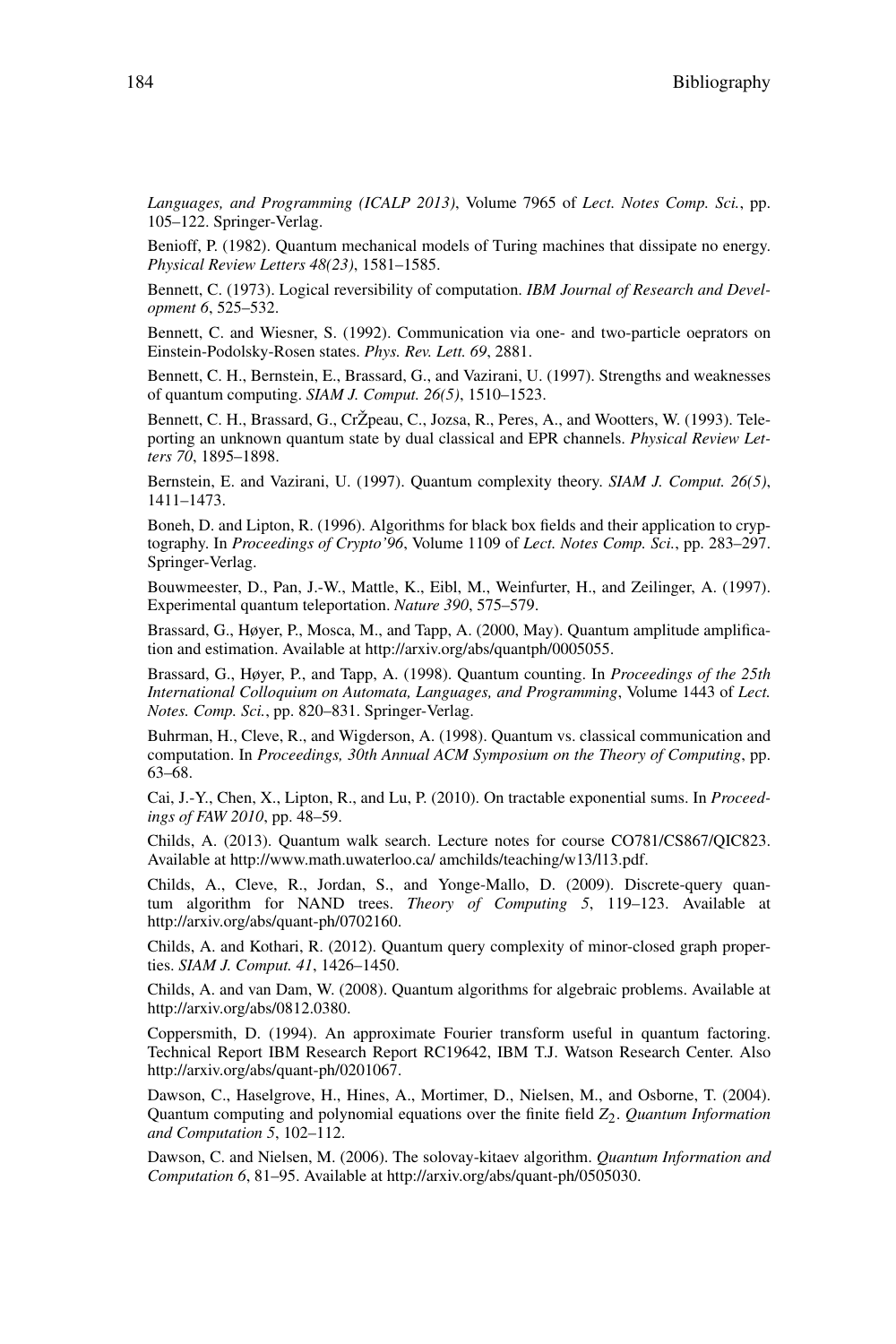*Languages, and Programming (ICALP 2013)*, Volume 7965 of *Lect. Notes Comp. Sci.*, pp. 105–122. Springer-Verlag.

Benioff, P. (1982). Quantum mechanical models of Turing machines that dissipate no energy. *Physical Review Letters 48(23)*, 1581–1585.

Bennett, C. (1973). Logical reversibility of computation. *IBM Journal of Research and Development 6*, 525–532.

Bennett, C. and Wiesner, S. (1992). Communication via one- and two-particle oeprators on Einstein-Podolsky-Rosen states. *Phys. Rev. Lett. 69*, 2881.

Bennett, C. H., Bernstein, E., Brassard, G., and Vazirani, U. (1997). Strengths and weaknesses of quantum computing. *SIAM J. Comput. 26(5)*, 1510–1523.

Bennett, C. H., Brassard, G., CrŽpeau, C., Jozsa, R., Peres, A., and Wootters, W. (1993). Teleporting an unknown quantum state by dual classical and EPR channels. *Physical Review Letters 70*, 1895–1898.

Bernstein, E. and Vazirani, U. (1997). Quantum complexity theory. *SIAM J. Comput. 26(5)*, 1411–1473.

Boneh, D. and Lipton, R. (1996). Algorithms for black box fields and their application to cryptography. In *Proceedings of Crypto'96*, Volume 1109 of *Lect. Notes Comp. Sci.*, pp. 283–297. Springer-Verlag.

Bouwmeester, D., Pan, J.-W., Mattle, K., Eibl, M., Weinfurter, H., and Zeilinger, A. (1997). Experimental quantum teleportation. *Nature 390*, 575–579.

Brassard, G., Høyer, P., Mosca, M., and Tapp, A. (2000, May). Quantum amplitude amplification and estimation. Available at http://arxiv.org/abs/quantph/0005055.

Brassard, G., Høyer, P., and Tapp, A. (1998). Quantum counting. In *Proceedings of the 25th International Colloquium on Automata, Languages, and Programming*, Volume 1443 of *Lect. Notes. Comp. Sci.*, pp. 820–831. Springer-Verlag.

Buhrman, H., Cleve, R., and Wigderson, A. (1998). Quantum vs. classical communication and computation. In *Proceedings, 30th Annual ACM Symposium on the Theory of Computing*, pp. 63–68.

Cai, J.-Y., Chen, X., Lipton, R., and Lu, P. (2010). On tractable exponential sums. In *Proceedings of FAW 2010*, pp. 48–59.

Childs, A. (2013). Quantum walk search. Lecture notes for course CO781/CS867/QIC823. Available at http://www.math.uwaterloo.ca/ amchilds/teaching/w13/l13.pdf.

Childs, A., Cleve, R., Jordan, S., and Yonge-Mallo, D. (2009). Discrete-query quantum algorithm for NAND trees. *Theory of Computing 5*, 119–123. Available at http://arxiv.org/abs/quant-ph/0702160.

Childs, A. and Kothari, R. (2012). Quantum query complexity of minor-closed graph properties. *SIAM J. Comput. 41*, 1426–1450.

Childs, A. and van Dam, W. (2008). Quantum algorithms for algebraic problems. Available at http://arxiv.org/abs/0812.0380.

Coppersmith, D. (1994). An approximate Fourier transform useful in quantum factoring. Technical Report IBM Research Report RC19642, IBM T.J. Watson Research Center. Also http://arxiv.org/abs/quant-ph/0201067.

Dawson, C., Haselgrove, H., Hines, A., Mortimer, D., Nielsen, M., and Osborne, T. (2004). Quantum computing and polynomial equations over the finite field $Z_2$. *Quantum Information and Computation 5*, 102–112.

Dawson, C. and Nielsen, M. (2006). The solovay-kitaev algorithm. *Quantum Information and Computation 6*, 81–95. Available at http://arxiv.org/abs/quant-ph/0505030.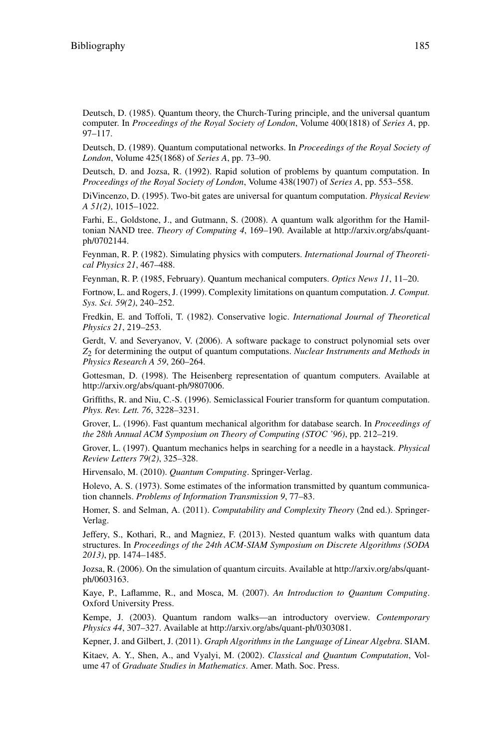Deutsch, D. (1985). Quantum theory, the Church-Turing principle, and the universal quantum computer. In *Proceedings of the Royal Society of London*, Volume 400(1818) of *Series A*, pp. 97–117.

Deutsch, D. (1989). Quantum computational networks. In *Proceedings of the Royal Society of London*, Volume 425(1868) of *Series A*, pp. 73–90.

Deutsch, D. and Jozsa, R. (1992). Rapid solution of problems by quantum computation. In *Proceedings of the Royal Society of London*, Volume 438(1907) of *Series A*, pp. 553–558.

DiVincenzo, D. (1995). Two-bit gates are universal for quantum computation. *Physical Review A 51(2)*, 1015–1022.

Farhi, E., Goldstone, J., and Gutmann, S. (2008). A quantum walk algorithm for the Hamiltonian NAND tree. *Theory of Computing 4*, 169–190. Available at http://arxiv.org/abs/quant-ph/0702144.

Feynman, R. P. (1982). Simulating physics with computers. *International Journal of Theoretical Physics 21*, 467–488.

Feynman, R. P. (1985, February). Quantum mechanical computers. *Optics News 11*, 11–20.

Fortnow, L. and Rogers, J. (1999). Complexity limitations on quantum computation. *J. Comput. Sys. Sci. 59(2)*, 240–252.

Fredkin, E. and Toffoli, T. (1982). Conservative logic. *International Journal of Theoretical Physics 21*, 219–253.

Gerdt, V. and Severyanov, V. (2006). A software package to construct polynomial sets over $Z_2$ for determining the output of quantum computations. *Nuclear Instruments and Methods in Physics Research A 59*, 260–264.

Gottesman, D. (1998). The Heisenberg representation of quantum computers. Available at http://arxiv.org/abs/quant-ph/9807006.

Griffiths, R. and Niu, C.-S. (1996). Semiclassical Fourier transform for quantum computation. *Phys. Rev. Lett. 76*, 3228–3231.

Grover, L. (1996). Fast quantum mechanical algorithm for database search. In *Proceedings of the 28th Annual ACM Symposium on Theory of Computing (STOC '96)*, pp. 212–219.

Grover, L. (1997). Quantum mechanics helps in searching for a needle in a haystack. *Physical Review Letters 79(2)*, 325–328.

Hirvensalo, M. (2010). *Quantum Computing*. Springer-Verlag.

Holevo, A. S. (1973). Some estimates of the information transmitted by quantum communication channels. *Problems of Information Transmission 9*, 77–83.

Homer, S. and Selman, A. (2011). *Computability and Complexity Theory* (2nd ed.). Springer-Verlag.

Jeffery, S., Kothari, R., and Magniez, F. (2013). Nested quantum walks with quantum data structures. In *Proceedings of the 24th ACM-SIAM Symposium on Discrete Algorithms (SODA 2013)*, pp. 1474–1485.

Jozsa, R. (2006). On the simulation of quantum circuits. Available at http://arxiv.org/abs/quant-ph/0603163.

Kaye, P., Laflamme, R., and Mosca, M. (2007). *An Introduction to Quantum Computing*. Oxford University Press.

Kempe, J. (2003). Quantum random walks—an introductory overview. *Contemporary Physics 44*, 307–327. Available at http://arxiv.org/abs/quant-ph/0303081.

Kepner, J. and Gilbert, J. (2011). *Graph Algorithms in the Language of Linear Algebra*. SIAM.

Kitaev, A. Y., Shen, A., and Vyalyi, M. (2002). *Classical and Quantum Computation*, Volume 47 of *Graduate Studies in Mathematics*. Amer. Math. Soc. Press.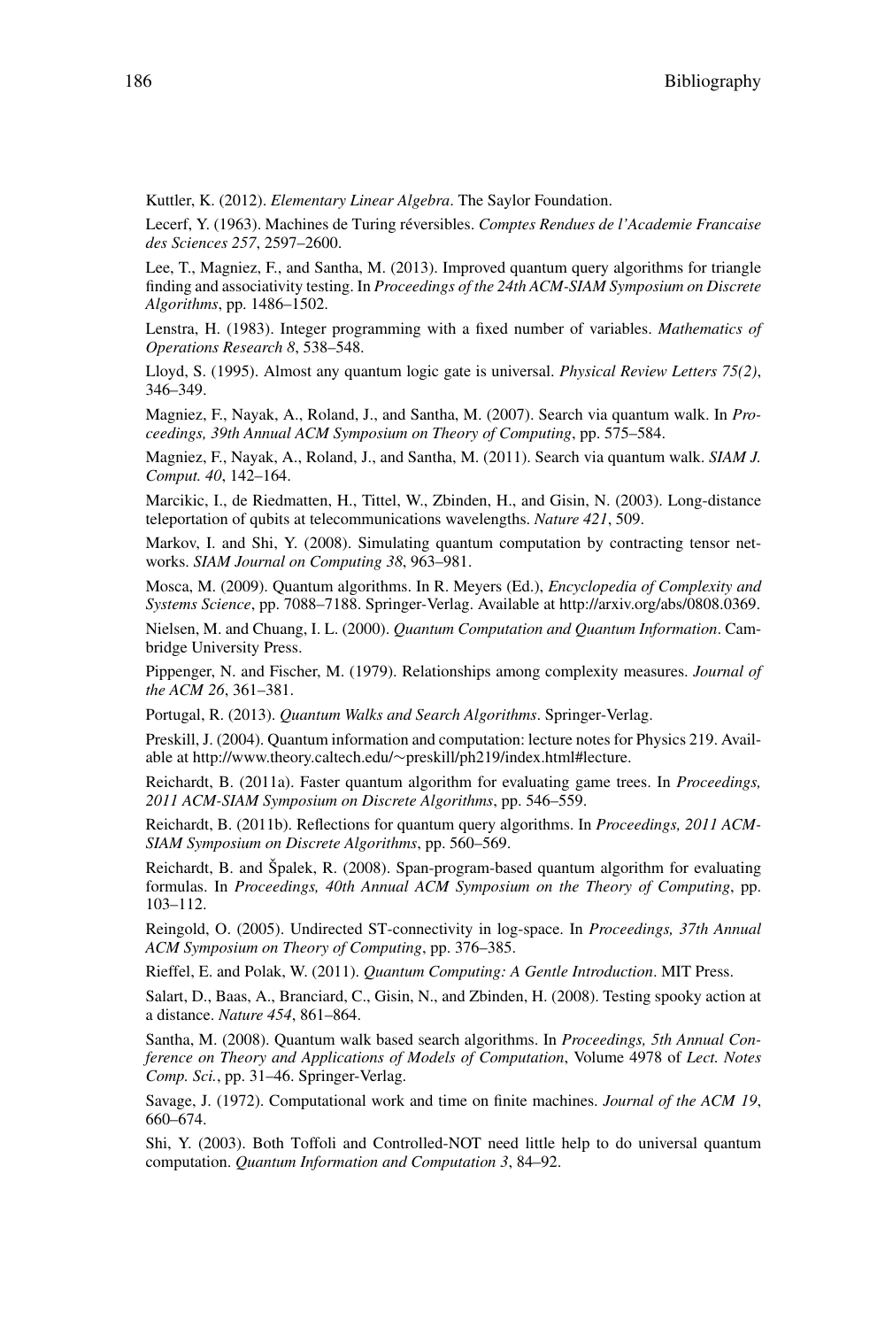Kuttler, K. (2012). *Elementary Linear Algebra*. The Saylor Foundation.

Lecerf, Y. (1963). Machines de Turing réversibles. *Comptes Rendues de l'Academie Francaise des Sciences 257*, 2597–2600.

Lee, T., Magniez, F., and Santha, M. (2013). Improved quantum query algorithms for triangle finding and associativity testing. In *Proceedings of the 24th ACM-SIAM Symposium on Discrete Algorithms*, pp. 1486–1502.

Lenstra, H. (1983). Integer programming with a fixed number of variables. *Mathematics of Operations Research 8*, 538–548.

Lloyd, S. (1995). Almost any quantum logic gate is universal. *Physical Review Letters 75(2)*, 346–349.

Magniez, F., Nayak, A., Roland, J., and Santha, M. (2007). Search via quantum walk. In *Proceedings, 39th Annual ACM Symposium on Theory of Computing*, pp. 575–584.

Magniez, F., Nayak, A., Roland, J., and Santha, M. (2011). Search via quantum walk. *SIAM J. Comput. 40*, 142–164.

Marcikic, I., de Riedmatten, H., Tittel, W., Zbinden, H., and Gisin, N. (2003). Long-distance teleportation of qubits at telecommunications wavelengths. *Nature 421*, 509.

Markov, I. and Shi, Y. (2008). Simulating quantum computation by contracting tensor networks. *SIAM Journal on Computing 38*, 963–981.

Mosca, M. (2009). Quantum algorithms. In R. Meyers (Ed.), *Encyclopedia of Complexity and Systems Science*, pp. 7088–7188. Springer-Verlag. Available at http://arxiv.org/abs/0808.0369.

Nielsen, M. and Chuang, I. L. (2000). *Quantum Computation and Quantum Information*. Cambridge University Press.

Pippenger, N. and Fischer, M. (1979). Relationships among complexity measures. *Journal of the ACM 26*, 361–381.

Portugal, R. (2013). *Quantum Walks and Search Algorithms*. Springer-Verlag.

Preskill, J. (2004). Quantum information and computation: lecture notes for Physics 219. Available at http://www.theory.caltech.edu/~preskill/ph219/index.html#lecture.

Reichardt, B. (2011a). Faster quantum algorithm for evaluating game trees. In *Proceedings, 2011 ACM-SIAM Symposium on Discrete Algorithms*, pp. 546–559.

Reichardt, B. (2011b). Reflections for quantum query algorithms. In *Proceedings, 2011 ACM-SIAM Symposium on Discrete Algorithms*, pp. 560–569.

Reichardt, B. and Špalek, R. (2008). Span-program-based quantum algorithm for evaluating formulas. In *Proceedings, 40th Annual ACM Symposium on the Theory of Computing*, pp. 103–112.

Reingold, O. (2005). Undirected ST-connectivity in log-space. In *Proceedings, 37th Annual ACM Symposium on Theory of Computing*, pp. 376–385.

Rieffel, E. and Polak, W. (2011). *Quantum Computing: A Gentle Introduction*. MIT Press.

Salart, D., Baas, A., Branciard, C., Gisin, N., and Zbinden, H. (2008). Testing spooky action at a distance. *Nature 454*, 861–864.

Santha, M. (2008). Quantum walk based search algorithms. In *Proceedings, 5th Annual Conference on Theory and Applications of Models of Computation*, Volume 4978 of *Lect. Notes Comp. Sci.*, pp. 31–46. Springer-Verlag.

Savage, J. (1972). Computational work and time on finite machines. *Journal of the ACM 19*, 660–674.

Shi, Y. (2003). Both Toffoli and Controlled-NOT need little help to do universal quantum computation. *Quantum Information and Computation 3*, 84–92.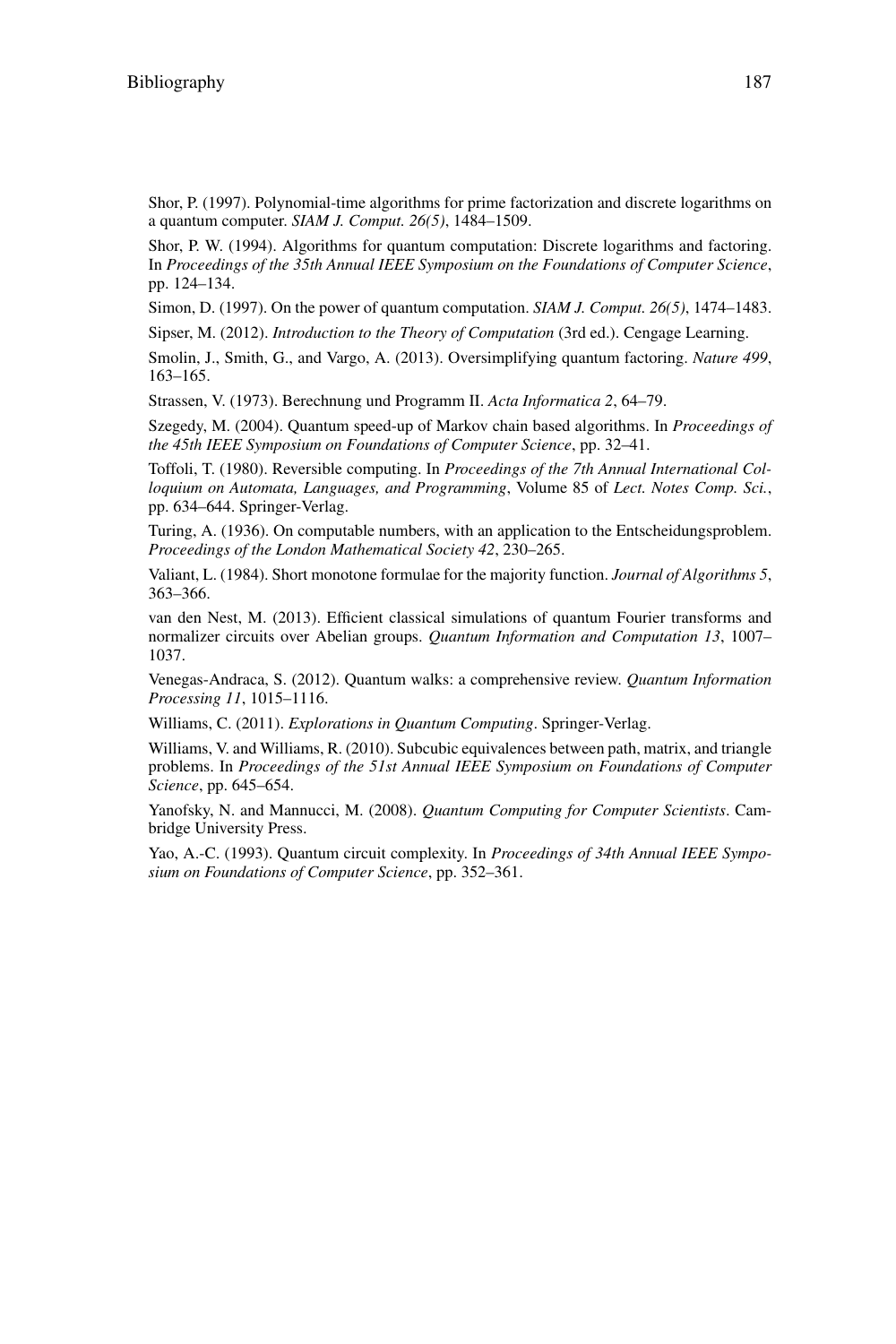Shor, P. (1997). Polynomial-time algorithms for prime factorization and discrete logarithms on a quantum computer. *SIAM J. Comput. 26(5)*, 1484–1509.

Shor, P. W. (1994). Algorithms for quantum computation: Discrete logarithms and factoring. In *Proceedings of the 35th Annual IEEE Symposium on the Foundations of Computer Science*, pp. 124–134.

Simon, D. (1997). On the power of quantum computation. *SIAM J. Comput. 26(5)*, 1474–1483.

Sipser, M. (2012). *Introduction to the Theory of Computation* (3rd ed.). Cengage Learning.

Smolin, J., Smith, G., and Vargo, A. (2013). Oversimplifying quantum factoring. *Nature 499*, 163–165.

Strassen, V. (1973). Berechnung und Programm II. *Acta Informatica 2*, 64–79.

Szegedy, M. (2004). Quantum speed-up of Markov chain based algorithms. In *Proceedings of the 45th IEEE Symposium on Foundations of Computer Science*, pp. 32–41.

Toffoli, T. (1980). Reversible computing. In *Proceedings of the 7th Annual International Colloquium on Automata, Languages, and Programming*, Volume 85 of *Lect. Notes Comp. Sci.*, pp. 634–644. Springer-Verlag.

Turing, A. (1936). On computable numbers, with an application to the Entscheidungsproblem. *Proceedings of the London Mathematical Society 42*, 230–265.

Valiant, L. (1984). Short monotone formulae for the majority function. *Journal of Algorithms 5*, 363–366.

van den Nest, M. (2013). Efficient classical simulations of quantum Fourier transforms and normalizer circuits over Abelian groups. *Quantum Information and Computation 13*, 1007–1037.

Venegas-Andraca, S. (2012). Quantum walks: a comprehensive review. *Quantum Information Processing 11*, 1015–1116.

Williams, C. (2011). *Explorations in Quantum Computing*. Springer-Verlag.

Williams, V. and Williams, R. (2010). Subcubic equivalences between path, matrix, and triangle problems. In *Proceedings of the 51st Annual IEEE Symposium on Foundations of Computer Science*, pp. 645–654.

Yanofsky, N. and Mannucci, M. (2008). *Quantum Computing for Computer Scientists*. Cambridge University Press.

Yao, A.-C. (1993). Quantum circuit complexity. In *Proceedings of 34th Annual IEEE Symposium on Foundations of Computer Science*, pp. 352–361.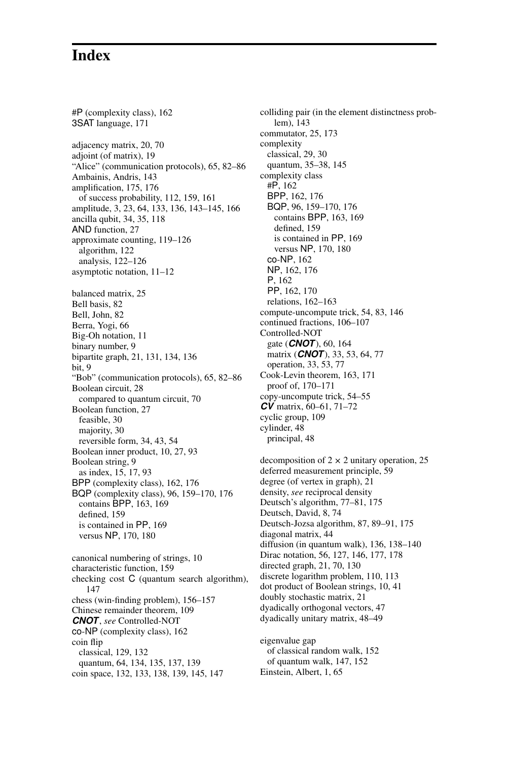# Index

#P (complexity class), 162
3SAT language, 171

adjacency matrix, 20, 70
adjoint (of matrix), 19
"Alice" (communication protocols), 65, 82–86
Ambainis, Andris, 143
amplification, 175, 176
  of success probability, 112, 159, 161
amplitude, 3, 23, 64, 133, 136, 143–145, 166
ancilla qubit, 34, 35, 118
AND function, 27
approximate counting, 119–126
  algorithm, 122
  analysis, 122–126
asymptotic notation, 11–12

balanced matrix, 25
Bell basis, 82
Bell, John, 82
Berra, Yogi, 66
Big-Oh notation, 11
binary number, 9
bipartite graph, 21, 131, 134, 136
bit, 9
"Bob" (communication protocols), 65, 82–86
Boolean circuit, 28
  compared to quantum circuit, 70
Boolean function, 27
  feasible, 30
  majority, 30
  reversible form, 34, 43, 54
Boolean inner product, 10, 27, 93
Boolean string, 9
  as index, 15, 17, 93
BPP (complexity class), 162, 176
BQP (complexity class), 96, 159–170, 176
  contains BPP, 163, 169
  defined, 159
  is contained in PP, 169
  versus NP, 170, 180

canonical numbering of strings, 10
characteristic function, 159
checking cost C (quantum search algorithm), 147
chess (win-finding problem), 156–157
Chinese remainder theorem, 109
***CNOT***, *see* Controlled-NOT
co-NP (complexity class), 162
coin flip
  classical, 129, 132
  quantum, 64, 134, 135, 137, 139
coin space, 132, 133, 138, 139, 145, 147

colliding pair (in the element distinctness problem), 143
commutator, 25, 173
complexity
  classical, 29, 30
  quantum, 35–38, 145
complexity class
  #P, 162
  BPP, 162, 176
  BQP, 96, 159–170, 176
    contains BPP, 163, 169
    defined, 159
    is contained in PP, 169
    versus NP, 170, 180
  co-NP, 162
  NP, 162, 176
  P, 162
  PP, 162, 170
  relations, 162–163
compute-uncompute trick, 54, 83, 146
continued fractions, 106–107
Controlled-NOT
  gate (***CNOT***), 60, 164
  matrix (***CNOT***), 33, 53, 64, 77
  operation, 33, 53, 77
Cook-Levin theorem, 163, 171
  proof of, 170–171
copy-uncompute trick, 54–55
***CV*** matrix, 60–61, 71–72
cyclic group, 109
cylinder, 48
  principal, 48

decomposition of $2 \times 2$ unitary operation, 25
deferred measurement principle, 59
degree (of vertex in graph), 21
density, *see* reciprocal density
Deutsch's algorithm, 77–81, 175
Deutsch, David, 8, 74
Deutsch-Jozsa algorithm, 87, 89–91, 175
diagonal matrix, 44
diffusion (in quantum walk), 136, 138–140
Dirac notation, 56, 127, 146, 177, 178
directed graph, 21, 70, 130
discrete logarithm problem, 110, 113
dot product of Boolean strings, 10, 41
doubly stochastic matrix, 21
dyadically orthogonal vectors, 47
dyadically unitary matrix, 48–49

eigenvalue gap
  of classical random walk, 152
  of quantum walk, 147, 152
Einstein, Albert, 1, 65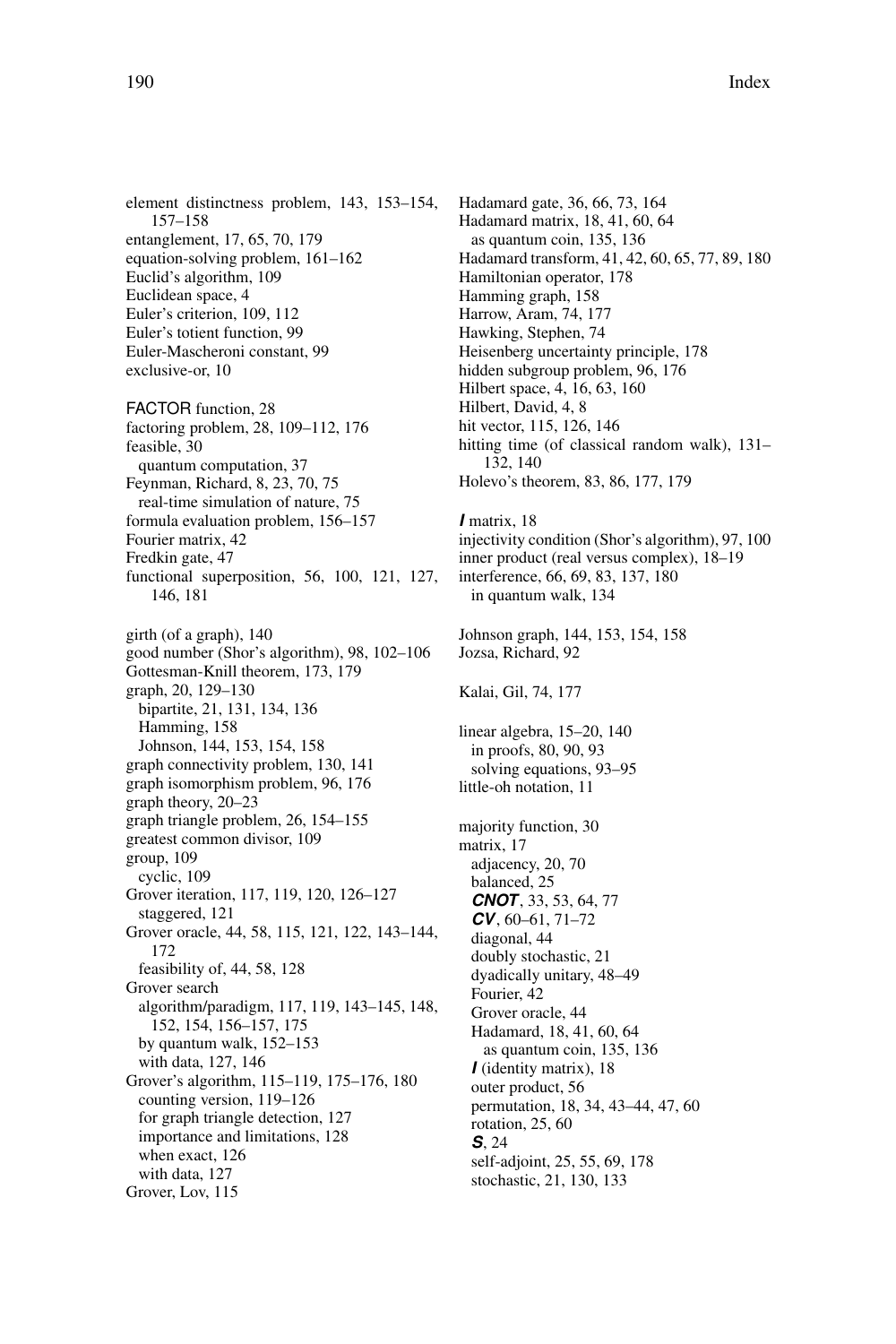element distinctness problem, 143, 153–154, 157–158
entanglement, 17, 65, 70, 179
equation-solving problem, 161–162
Euclid's algorithm, 109
Euclidean space, 4
Euler's criterion, 109, 112
Euler's totient function, 99
Euler-Mascheroni constant, 99
exclusive-or, 10

FACTOR function, 28
factoring problem, 28, 109–112, 176
feasible, 30
  quantum computation, 37
Feynman, Richard, 8, 23, 70, 75
  real-time simulation of nature, 75
formula evaluation problem, 156–157
Fourier matrix, 42
Fredkin gate, 47
functional superposition, 56, 100, 121, 127, 146, 181

girth (of a graph), 140
good number (Shor's algorithm), 98, 102–106
Gottesman-Knill theorem, 173, 179
graph, 20, 129–130
  bipartite, 21, 131, 134, 136
  Hamming, 158
  Johnson, 144, 153, 154, 158
graph connectivity problem, 130, 141
graph isomorphism problem, 96, 176
graph theory, 20–23
graph triangle problem, 26, 154–155
greatest common divisor, 109
group, 109
  cyclic, 109
Grover iteration, 117, 119, 120, 126–127
  staggered, 121
Grover oracle, 44, 58, 115, 121, 122, 143–144, 172
  feasibility of, 44, 58, 128
Grover search
  algorithm/paradigm, 117, 119, 143–145, 148, 152, 154, 156–157, 175
  by quantum walk, 152–153
  with data, 127, 146
Grover's algorithm, 115–119, 175–176, 180
  counting version, 119–126
  for graph triangle detection, 127
  importance and limitations, 128
  when exact, 126
  with data, 127
Grover, Lov, 115

Hadamard gate, 36, 66, 73, 164
Hadamard matrix, 18, 41, 60, 64
  as quantum coin, 135, 136
Hadamard transform, 41, 42, 60, 65, 77, 89, 180
Hamiltonian operator, 178
Hamming graph, 158
Harrow, Aram, 74, 177
Hawking, Stephen, 74
Heisenberg uncertainty principle, 178
hidden subgroup problem, 96, 176
Hilbert space, 4, 16, 63, 160
Hilbert, David, 4, 8
hit vector, 115, 126, 146
hitting time (of classical random walk), 131–132, 140
Holevo's theorem, 83, 86, 177, 179

***I*** matrix, 18
injectivity condition (Shor's algorithm), 97, 100
inner product (real versus complex), 18–19
interference, 66, 69, 83, 137, 180
  in quantum walk, 134

Johnson graph, 144, 153, 154, 158
Jozsa, Richard, 92

Kalai, Gil, 74, 177

linear algebra, 15–20, 140
  in proofs, 80, 90, 93
  solving equations, 93–95
little-oh notation, 11

majority function, 30
matrix, 17
  adjacency, 20, 70
  balanced, 25
  ***CNOT***, 33, 53, 64, 77
  ***CV***, 60–61, 71–72
  diagonal, 44
  doubly stochastic, 21
  dyadically unitary, 48–49
  Fourier, 42
  Grover oracle, 44
  Hadamard, 18, 41, 60, 64
    as quantum coin, 135, 136
  ***I*** (identity matrix), 18
  outer product, 56
  permutation, 18, 34, 43–44, 47, 60
  rotation, 25, 60
  ***S***, 24
  self-adjoint, 25, 55, 69, 178
  stochastic, 21, 130, 133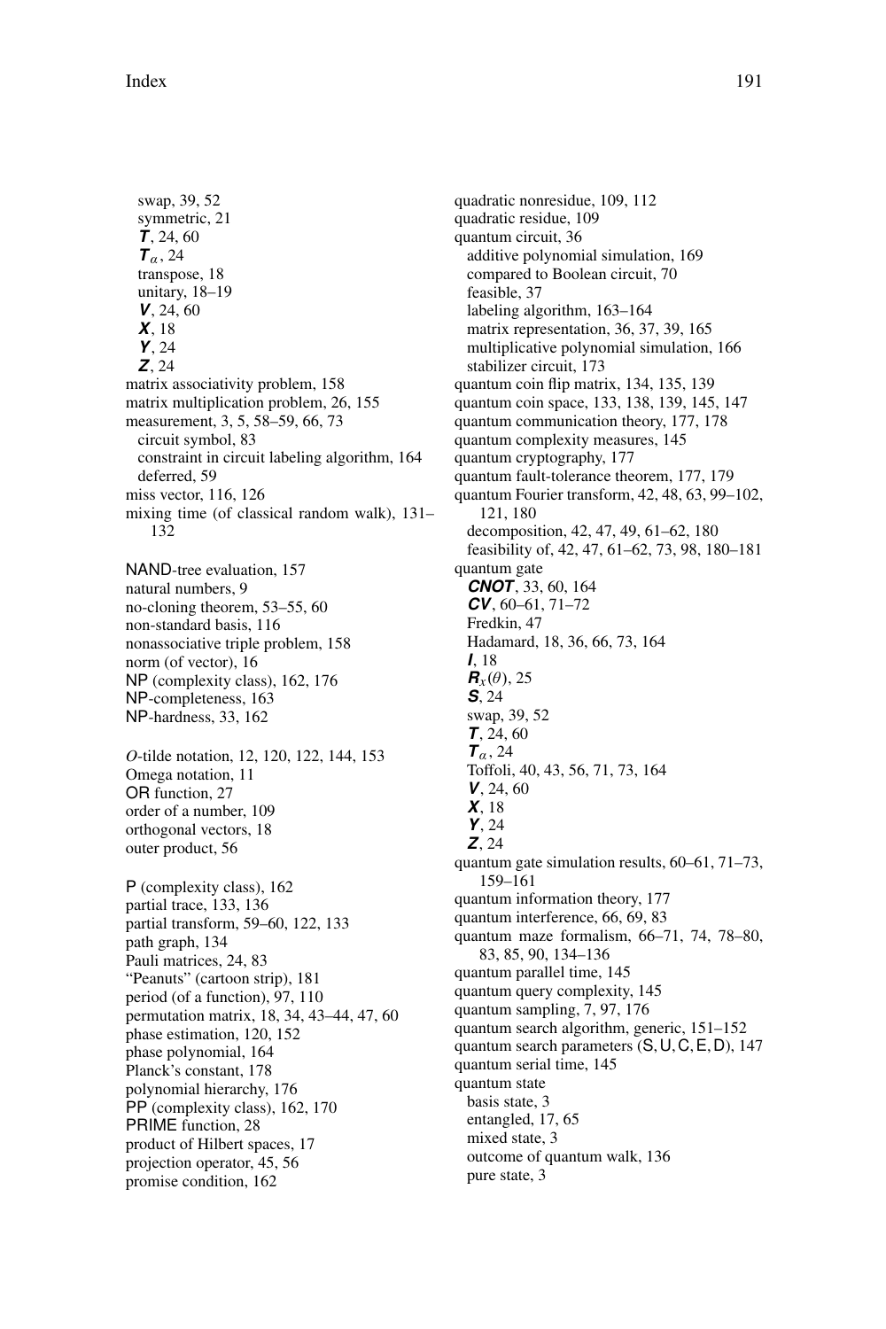swap, 39, 52
symmetric, 21
$\boldsymbol{T}$, 24, 60
$\boldsymbol{T}_\alpha$, 24
transpose, 18
unitary, 18–19
$\boldsymbol{V}$, 24, 60
$\boldsymbol{X}$, 18
$\boldsymbol{Y}$, 24
$\boldsymbol{Z}$, 24
matrix associativity problem, 158
matrix multiplication problem, 26, 155
measurement, 3, 5, 58–59, 66, 73
circuit symbol, 83
constraint in circuit labeling algorithm, 164
deferred, 59
miss vector, 116, 126
mixing time (of classical random walk), 131–132

NAND-tree evaluation, 157
natural numbers, 9
no-cloning theorem, 53–55, 60
non-standard basis, 116
nonassociative triple problem, 158
norm (of vector), 16
NP (complexity class), 162, 176
NP-completeness, 163
NP-hardness, 33, 162

*O*-tilde notation, 12, 120, 122, 144, 153
Omega notation, 11
OR function, 27
order of a number, 109
orthogonal vectors, 18
outer product, 56

P (complexity class), 162
partial trace, 133, 136
partial transform, 59–60, 122, 133
path graph, 134
Pauli matrices, 24, 83
"Peanuts" (cartoon strip), 181
period (of a function), 97, 110
permutation matrix, 18, 34, 43–44, 47, 60
phase estimation, 120, 152
phase polynomial, 164
Planck's constant, 178
polynomial hierarchy, 176
PP (complexity class), 162, 170
PRIME function, 28
product of Hilbert spaces, 17
projection operator, 45, 56
promise condition, 162

quadratic nonresidue, 109, 112
quadratic residue, 109
quantum circuit, 36
additive polynomial simulation, 169
compared to Boolean circuit, 70
feasible, 37
labeling algorithm, 163–164
matrix representation, 36, 37, 39, 165
multiplicative polynomial simulation, 166
stabilizer circuit, 173
quantum coin flip matrix, 134, 135, 139
quantum coin space, 133, 138, 139, 145, 147
quantum communication theory, 177, 178
quantum complexity measures, 145
quantum cryptography, 177
quantum fault-tolerance theorem, 177, 179
quantum Fourier transform, 42, 48, 63, 99–102, 121, 180
decomposition, 42, 47, 49, 61–62, 180
feasibility of, 42, 47, 61–62, 73, 98, 180–181
quantum gate
$\boldsymbol{CNOT}$, 33, 60, 164
$\boldsymbol{CV}$, 60–61, 71–72
Fredkin, 47
Hadamard, 18, 36, 66, 73, 164
$\boldsymbol{I}$, 18
$\boldsymbol{R}_x(\theta)$, 25
$\boldsymbol{S}$, 24
swap, 39, 52
$\boldsymbol{T}$, 24, 60
$\boldsymbol{T}_\alpha$, 24
Toffoli, 40, 43, 56, 71, 73, 164
$\boldsymbol{V}$, 24, 60
$\boldsymbol{X}$, 18
$\boldsymbol{Y}$, 24
$\boldsymbol{Z}$, 24
quantum gate simulation results, 60–61, 71–73, 159–161
quantum information theory, 177
quantum interference, 66, 69, 83
quantum maze formalism, 66–71, 74, 78–80, 83, 85, 90, 134–136
quantum parallel time, 145
quantum query complexity, 145
quantum sampling, 7, 97, 176
quantum search algorithm, generic, 151–152
quantum search parameters (S, U, C, E, D), 147
quantum serial time, 145
quantum state
basis state, 3
entangled, 17, 65
mixed state, 3
outcome of quantum walk, 136
pure state, 3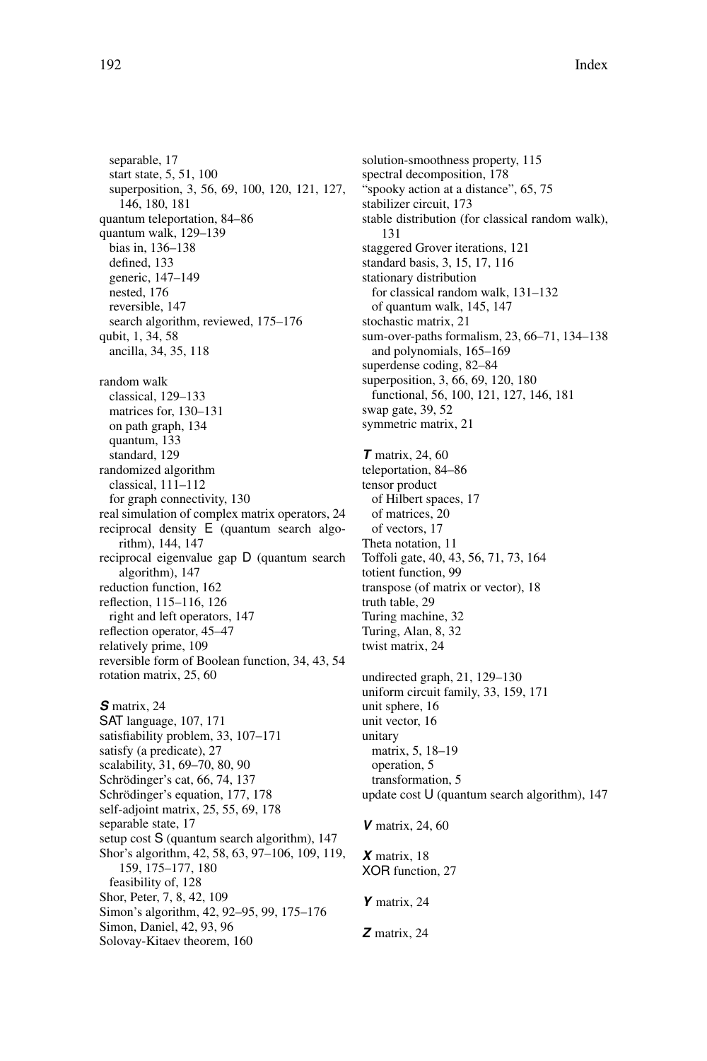separable, 17
  start state, 5, 51, 100
  superposition, 3, 56, 69, 100, 120, 121, 127, 146, 180, 181
quantum teleportation, 84–86
quantum walk, 129–139
  bias in, 136–138
  defined, 133
  generic, 147–149
  nested, 176
  reversible, 147
  search algorithm, reviewed, 175–176
qubit, 1, 34, 58
  ancilla, 34, 35, 118

random walk
  classical, 129–133
  matrices for, 130–131
  on path graph, 134
  quantum, 133
  standard, 129
randomized algorithm
  classical, 111–112
  for graph connectivity, 130
real simulation of complex matrix operators, 24
reciprocal density E (quantum search algorithm), 144, 147
reciprocal eigenvalue gap D (quantum search algorithm), 147
reduction function, 162
reflection, 115–116, 126
  right and left operators, 147
reflection operator, 45–47
relatively prime, 109
reversible form of Boolean function, 34, 43, 54
rotation matrix, 25, 60

***S*** matrix, 24
SAT language, 107, 171
satisfiability problem, 33, 107–171
satisfy (a predicate), 27
scalability, 31, 69–70, 80, 90
Schrödinger's cat, 66, 74, 137
Schrödinger's equation, 177, 178
self-adjoint matrix, 25, 55, 69, 178
separable state, 17
setup cost S (quantum search algorithm), 147
Shor's algorithm, 42, 58, 63, 97–106, 109, 119, 159, 175–177, 180
  feasibility of, 128
Shor, Peter, 7, 8, 42, 109
Simon's algorithm, 42, 92–95, 99, 175–176
Simon, Daniel, 42, 93, 96
Solovay-Kitaev theorem, 160

solution-smoothness property, 115
spectral decomposition, 178
"spooky action at a distance", 65, 75
stabilizer circuit, 173
stable distribution (for classical random walk), 131
staggered Grover iterations, 121
standard basis, 3, 15, 17, 116
stationary distribution
  for classical random walk, 131–132
  of quantum walk, 145, 147
stochastic matrix, 21
sum-over-paths formalism, 23, 66–71, 134–138
  and polynomials, 165–169
superdense coding, 82–84
superposition, 3, 66, 69, 120, 180
  functional, 56, 100, 121, 127, 146, 181
swap gate, 39, 52
symmetric matrix, 21

***T*** matrix, 24, 60
teleportation, 84–86
tensor product
  of Hilbert spaces, 17
  of matrices, 20
  of vectors, 17
Theta notation, 11
Toffoli gate, 40, 43, 56, 71, 73, 164
totient function, 99
transpose (of matrix or vector), 18
truth table, 29
Turing machine, 32
Turing, Alan, 8, 32
twist matrix, 24

undirected graph, 21, 129–130
uniform circuit family, 33, 159, 171
unit sphere, 16
unit vector, 16
unitary
  matrix, 5, 18–19
  operation, 5
  transformation, 5
update cost U (quantum search algorithm), 147

***V*** matrix, 24, 60

***X*** matrix, 18
XOR function, 27

***Y*** matrix, 24

***Z*** matrix, 24